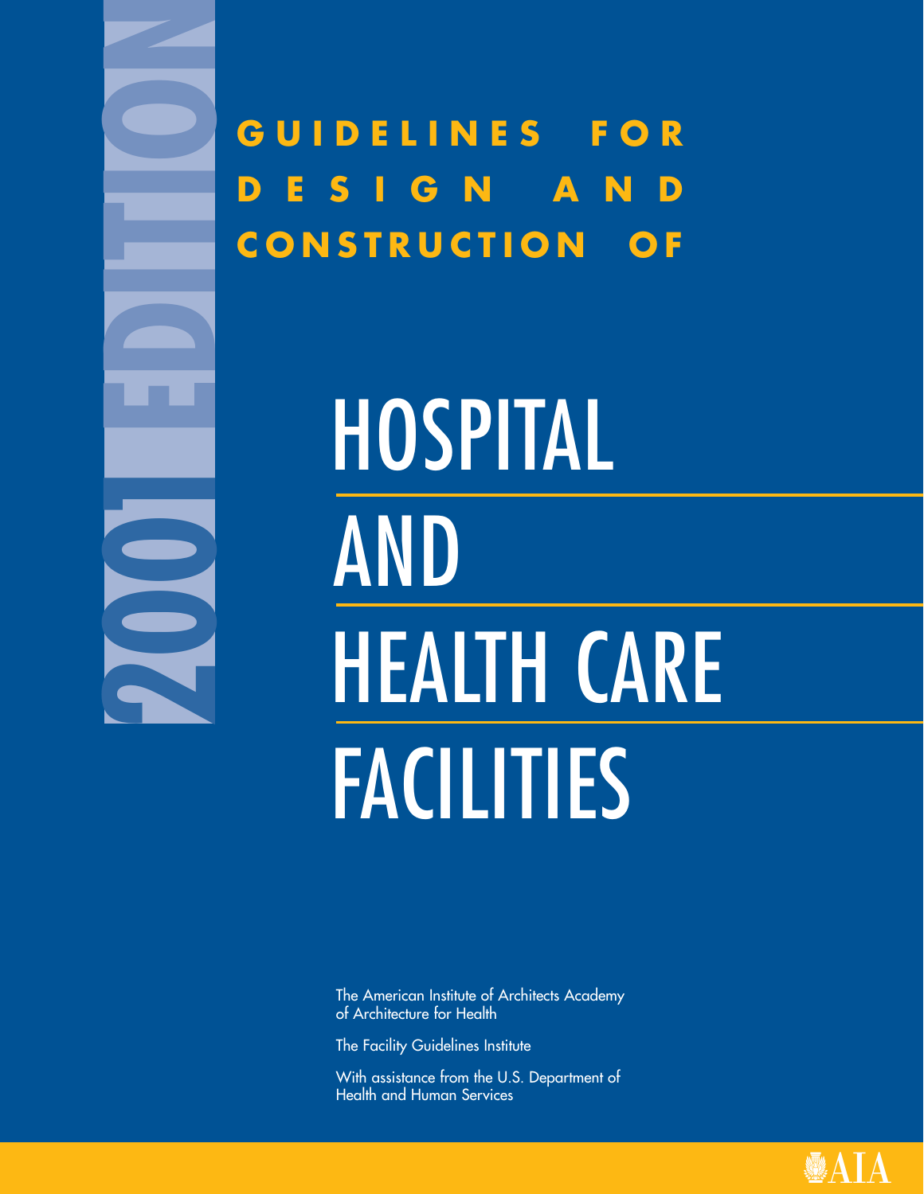2001 EDITION

# GUIDELINES FOR DESIGN AND CONSTRUCTION OF

# HOSPITAL AND HEALTH CARE FACILITIES

The American Institute of Architects Academy of Architecture for Health

The Facility Guidelines Institute

With assistance from the U.S. Department of Health and Human Services

AIA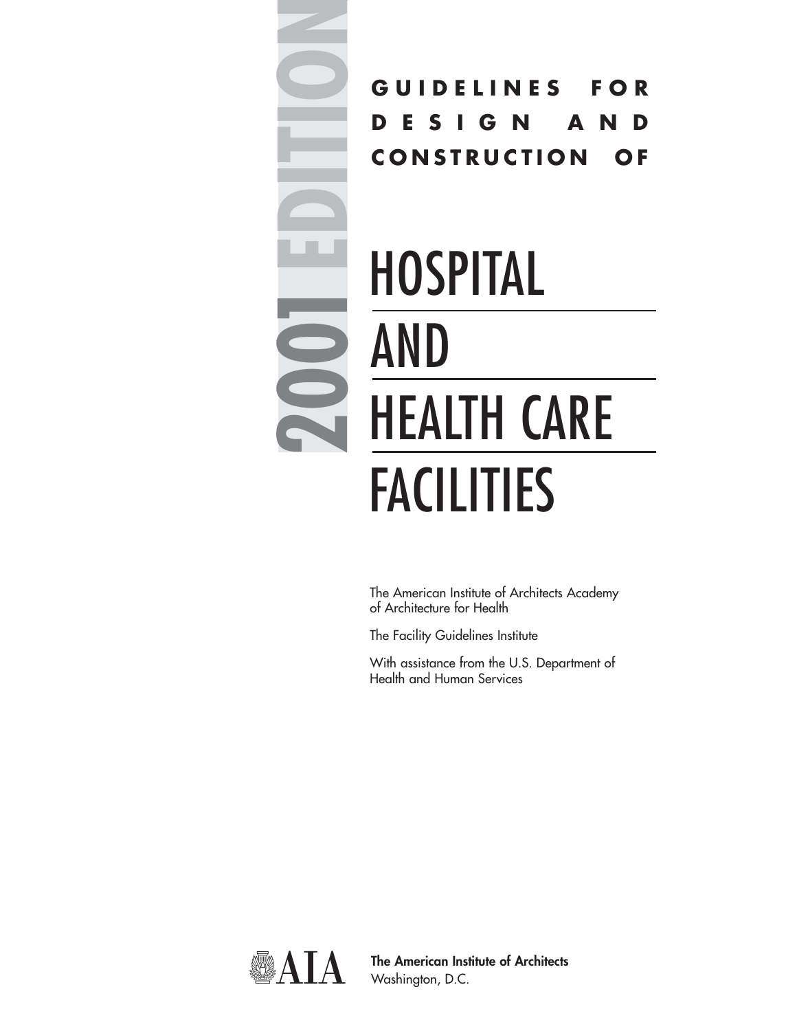# 2001 EDITION

**GUIDELINES FOR DESIGN AND CONSTRUCTION OF**

# HOSPITAL AND HEALTH CARE FACILITIES

The American Institute of Architects Academy of Architecture for Health

The Facility Guidelines Institute

With assistance from the U.S. Department of Health and Human Services

AIA

**The American Institute of Architects**
Washington, D.C.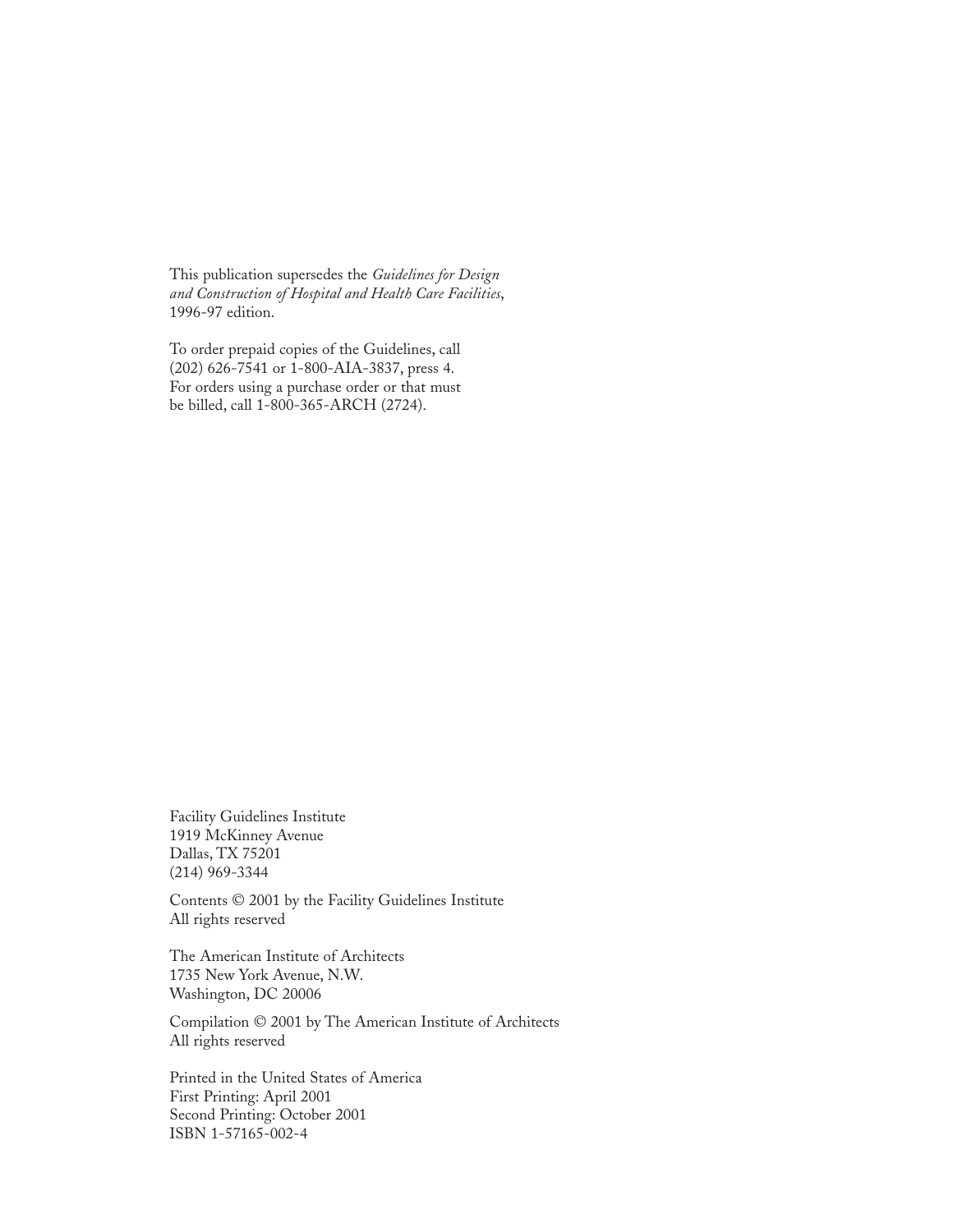This publication supersedes the *Guidelines for Design and Construction of Hospital and Health Care Facilities*, 1996-97 edition.

To order prepaid copies of the Guidelines, call (202) 626-7541 or 1-800-AIA-3837, press 4. For orders using a purchase order or that must be billed, call 1-800-365-ARCH (2724).

Facility Guidelines Institute
1919 McKinney Avenue
Dallas, TX 75201
(214) 969-3344

Contents © 2001 by the Facility Guidelines Institute
All rights reserved

The American Institute of Architects
1735 New York Avenue, N.W.
Washington, DC 20006

Compilation © 2001 by The American Institute of Architects
All rights reserved

Printed in the United States of America
First Printing: April 2001
Second Printing: October 2001
ISBN 1-57165-002-4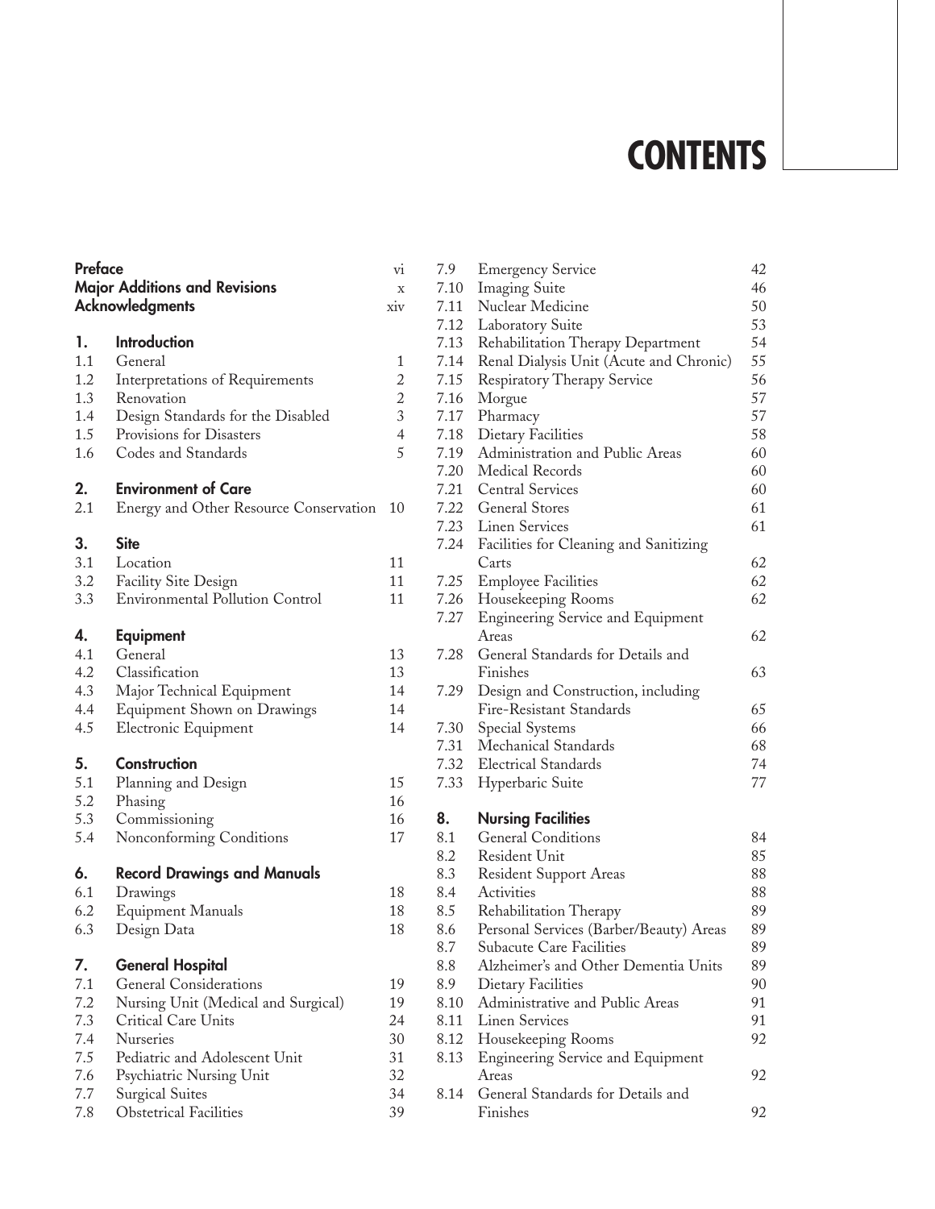# CONTENTS

| | | |
|---|---|---|
| **Preface** | | vi |
| **Major Additions and Revisions** | | x |
| **Acknowledgments** | | xiv |
| **1.** | **Introduction** | |
| 1.1 | General | 1 |
| 1.2 | Interpretations of Requirements | 2 |
| 1.3 | Renovation | 2 |
| 1.4 | Design Standards for the Disabled | 3 |
| 1.5 | Provisions for Disasters | 4 |
| 1.6 | Codes and Standards | 5 |
| **2.** | **Environment of Care** | |
| 2.1 | Energy and Other Resource Conservation | 10 |
| **3.** | **Site** | |
| 3.1 | Location | 11 |
| 3.2 | Facility Site Design | 11 |
| 3.3 | Environmental Pollution Control | 11 |
| **4.** | **Equipment** | |
| 4.1 | General | 13 |
| 4.2 | Classification | 13 |
| 4.3 | Major Technical Equipment | 14 |
| 4.4 | Equipment Shown on Drawings | 14 |
| 4.5 | Electronic Equipment | 14 |
| **5.** | **Construction** | |
| 5.1 | Planning and Design | 15 |
| 5.2 | Phasing | 16 |
| 5.3 | Commissioning | 16 |
| 5.4 | Nonconforming Conditions | 17 |
| **6.** | **Record Drawings and Manuals** | |
| 6.1 | Drawings | 18 |
| 6.2 | Equipment Manuals | 18 |
| 6.3 | Design Data | 18 |
| **7.** | **General Hospital** | |
| 7.1 | General Considerations | 19 |
| 7.2 | Nursing Unit (Medical and Surgical) | 19 |
| 7.3 | Critical Care Units | 24 |
| 7.4 | Nurseries | 30 |
| 7.5 | Pediatric and Adolescent Unit | 31 |
| 7.6 | Psychiatric Nursing Unit | 32 |
| 7.7 | Surgical Suites | 34 |
| 7.8 | Obstetrical Facilities | 39 |
| 7.9 | Emergency Service | 42 |
| 7.10 | Imaging Suite | 46 |
| 7.11 | Nuclear Medicine | 50 |
| 7.12 | Laboratory Suite | 53 |
| 7.13 | Rehabilitation Therapy Department | 54 |
| 7.14 | Renal Dialysis Unit (Acute and Chronic) | 55 |
| 7.15 | Respiratory Therapy Service | 56 |
| 7.16 | Morgue | 57 |
| 7.17 | Pharmacy | 57 |
| 7.18 | Dietary Facilities | 58 |
| 7.19 | Administration and Public Areas | 60 |
| 7.20 | Medical Records | 60 |
| 7.21 | Central Services | 60 |
| 7.22 | General Stores | 61 |
| 7.23 | Linen Services | 61 |
| 7.24 | Facilities for Cleaning and Sanitizing Carts | 62 |
| 7.25 | Employee Facilities | 62 |
| 7.26 | Housekeeping Rooms | 62 |
| 7.27 | Engineering Service and Equipment Areas | 62 |
| 7.28 | General Standards for Details and Finishes | 63 |
| 7.29 | Design and Construction, including Fire-Resistant Standards | 65 |
| 7.30 | Special Systems | 66 |
| 7.31 | Mechanical Standards | 68 |
| 7.32 | Electrical Standards | 74 |
| 7.33 | Hyperbaric Suite | 77 |
| **8.** | **Nursing Facilities** | |
| 8.1 | General Conditions | 84 |
| 8.2 | Resident Unit | 85 |
| 8.3 | Resident Support Areas | 88 |
| 8.4 | Activities | 88 |
| 8.5 | Rehabilitation Therapy | 89 |
| 8.6 | Personal Services (Barber/Beauty) Areas | 89 |
| 8.7 | Subacute Care Facilities | 89 |
| 8.8 | Alzheimer's and Other Dementia Units | 89 |
| 8.9 | Dietary Facilities | 90 |
| 8.10 | Administrative and Public Areas | 91 |
| 8.11 | Linen Services | 91 |
| 8.12 | Housekeeping Rooms | 92 |
| 8.13 | Engineering Service and Equipment Areas | 92 |
| 8.14 | General Standards for Details and Finishes | 92 |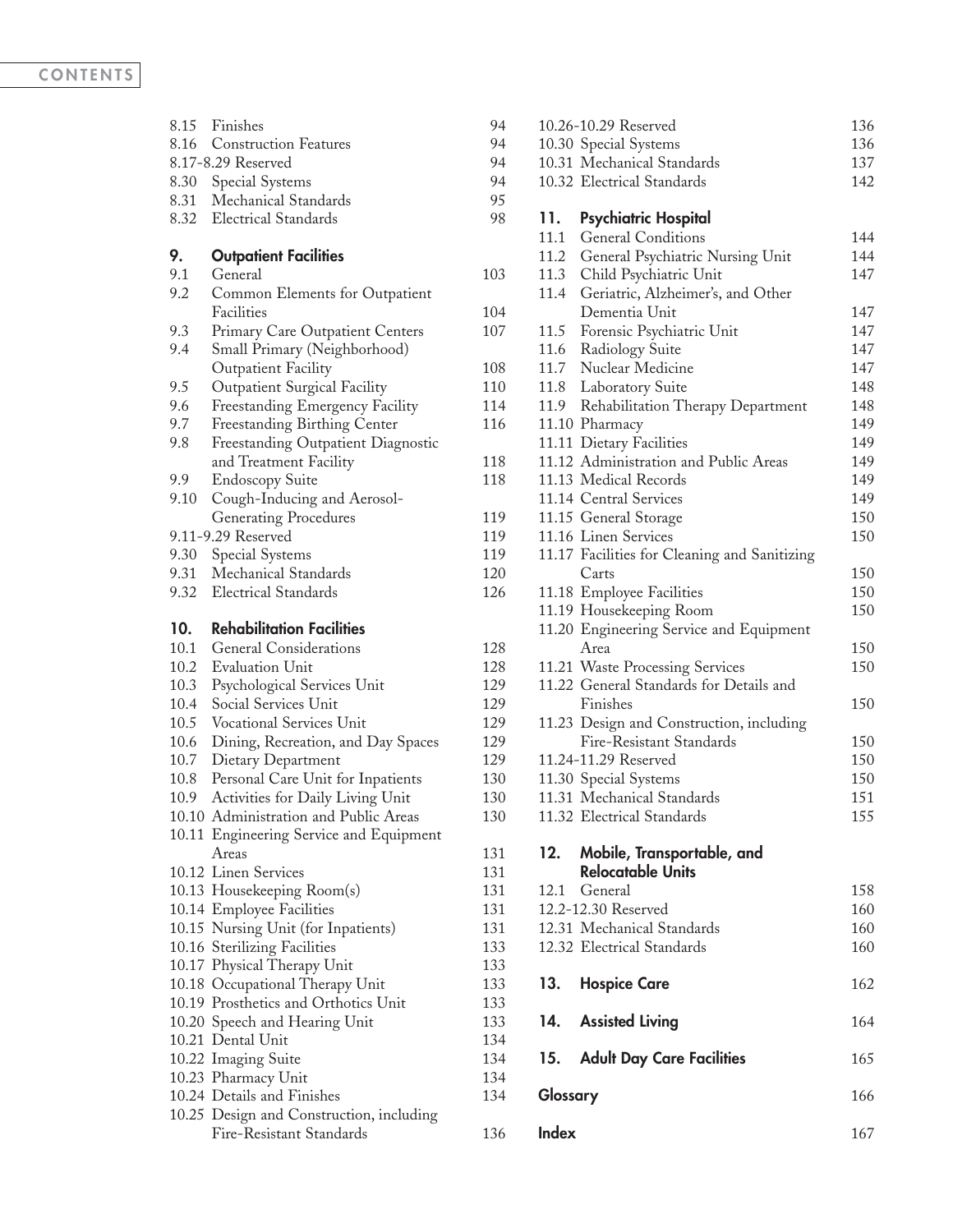| | | |
|---|---|---|
| 8.15 | Finishes | 94 |
| 8.16 | Construction Features | 94 |
| 8.17-8.29 | Reserved | 94 |
| 8.30 | Special Systems | 94 |
| 8.31 | Mechanical Standards | 95 |
| 8.32 | Electrical Standards | 98 |

**9. Outpatient Facilities**

| | | |
|---|---|---|
| 9.1 | General | 103 |
| 9.2 | Common Elements for Outpatient Facilities | 104 |
| 9.3 | Primary Care Outpatient Centers | 107 |
| 9.4 | Small Primary (Neighborhood) Outpatient Facility | 108 |
| 9.5 | Outpatient Surgical Facility | 110 |
| 9.6 | Freestanding Emergency Facility | 114 |
| 9.7 | Freestanding Birthing Center | 116 |
| 9.8 | Freestanding Outpatient Diagnostic and Treatment Facility | 118 |
| 9.9 | Endoscopy Suite | 118 |
| 9.10 | Cough-Inducing and Aerosol-Generating Procedures | 119 |
| 9.11-9.29 | Reserved | 119 |
| 9.30 | Special Systems | 119 |
| 9.31 | Mechanical Standards | 120 |
| 9.32 | Electrical Standards | 126 |

**10. Rehabilitation Facilities**

| | | |
|---|---|---|
| 10.1 | General Considerations | 128 |
| 10.2 | Evaluation Unit | 128 |
| 10.3 | Psychological Services Unit | 129 |
| 10.4 | Social Services Unit | 129 |
| 10.5 | Vocational Services Unit | 129 |
| 10.6 | Dining, Recreation, and Day Spaces | 129 |
| 10.7 | Dietary Department | 129 |
| 10.8 | Personal Care Unit for Inpatients | 130 |
| 10.9 | Activities for Daily Living Unit | 130 |
| 10.10 | Administration and Public Areas | 130 |
| 10.11 | Engineering Service and Equipment Areas | 131 |
| 10.12 | Linen Services | 131 |
| 10.13 | Housekeeping Room(s) | 131 |
| 10.14 | Employee Facilities | 131 |
| 10.15 | Nursing Unit (for Inpatients) | 131 |
| 10.16 | Sterilizing Facilities | 133 |
| 10.17 | Physical Therapy Unit | 133 |
| 10.18 | Occupational Therapy Unit | 133 |
| 10.19 | Prosthetics and Orthotics Unit | 133 |
| 10.20 | Speech and Hearing Unit | 133 |
| 10.21 | Dental Unit | 134 |
| 10.22 | Imaging Suite | 134 |
| 10.23 | Pharmacy Unit | 134 |
| 10.24 | Details and Finishes | 134 |
| 10.25 | Design and Construction, including Fire-Resistant Standards | 136 |
| 10.26-10.29 | Reserved | 136 |
| 10.30 | Special Systems | 136 |
| 10.31 | Mechanical Standards | 137 |
| 10.32 | Electrical Standards | 142 |

**11. Psychiatric Hospital**

| | | |
|---|---|---|
| 11.1 | General Conditions | 144 |
| 11.2 | General Psychiatric Nursing Unit | 144 |
| 11.3 | Child Psychiatric Unit | 147 |
| 11.4 | Geriatric, Alzheimer's, and Other Dementia Unit | 147 |
| 11.5 | Forensic Psychiatric Unit | 147 |
| 11.6 | Radiology Suite | 147 |
| 11.7 | Nuclear Medicine | 147 |
| 11.8 | Laboratory Suite | 148 |
| 11.9 | Rehabilitation Therapy Department | 148 |
| 11.10 | Pharmacy | 149 |
| 11.11 | Dietary Facilities | 149 |
| 11.12 | Administration and Public Areas | 149 |
| 11.13 | Medical Records | 149 |
| 11.14 | Central Services | 149 |
| 11.15 | General Storage | 150 |
| 11.16 | Linen Services | 150 |
| 11.17 | Facilities for Cleaning and Sanitizing Carts | 150 |
| 11.18 | Employee Facilities | 150 |
| 11.19 | Housekeeping Room | 150 |
| 11.20 | Engineering Service and Equipment Area | 150 |
| 11.21 | Waste Processing Services | 150 |
| 11.22 | General Standards for Details and Finishes | 150 |
| 11.23 | Design and Construction, including Fire-Resistant Standards | 150 |
| 11.24-11.29 | Reserved | 150 |
| 11.30 | Special Systems | 150 |
| 11.31 | Mechanical Standards | 151 |
| 11.32 | Electrical Standards | 155 |

**12. Mobile, Transportable, and Relocatable Units**

| | | |
|---|---|---|
| 12.1 | General | 158 |
| 12.2-12.30 | Reserved | 160 |
| 12.31 | Mechanical Standards | 160 |
| 12.32 | Electrical Standards | 160 |

**13. Hospice Care** 162

**14. Assisted Living** 164

**15. Adult Day Care Facilities** 165

**Glossary** 166

**Index** 167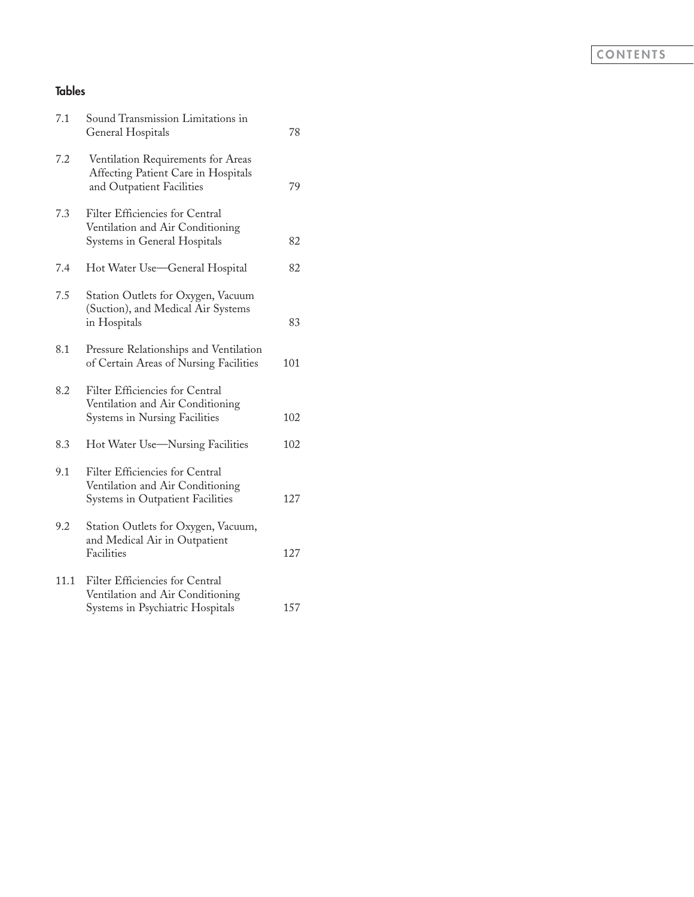### Tables

| | | |
|---|---|---|
| 7.1 | Sound Transmission Limitations in General Hospitals | 78 |
| 7.2 | Ventilation Requirements for Areas Affecting Patient Care in Hospitals and Outpatient Facilities | 79 |
| 7.3 | Filter Efficiencies for Central Ventilation and Air Conditioning Systems in General Hospitals | 82 |
| 7.4 | Hot Water Use—General Hospital | 82 |
| 7.5 | Station Outlets for Oxygen, Vacuum (Suction), and Medical Air Systems in Hospitals | 83 |
| 8.1 | Pressure Relationships and Ventilation of Certain Areas of Nursing Facilities | 101 |
| 8.2 | Filter Efficiencies for Central Ventilation and Air Conditioning Systems in Nursing Facilities | 102 |
| 8.3 | Hot Water Use—Nursing Facilities | 102 |
| 9.1 | Filter Efficiencies for Central Ventilation and Air Conditioning Systems in Outpatient Facilities | 127 |
| 9.2 | Station Outlets for Oxygen, Vacuum, and Medical Air in Outpatient Facilities | 127 |
| 11.1 | Filter Efficiencies for Central Ventilation and Air Conditioning Systems in Psychiatric Hospitals | 157 |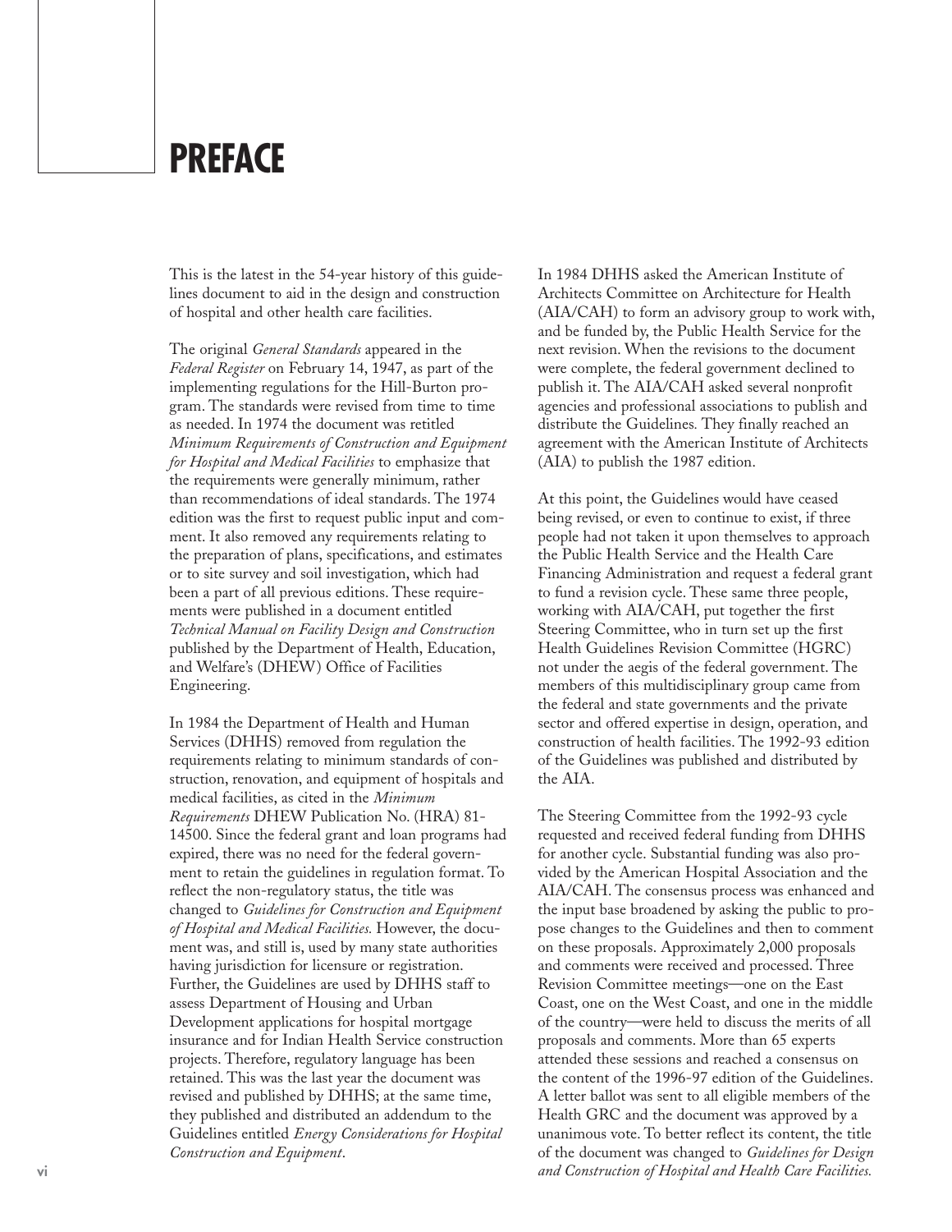# PREFACE

This is the latest in the 54-year history of this guidelines document to aid in the design and construction of hospital and other health care facilities.

The original *General Standards* appeared in the *Federal Register* on February 14, 1947, as part of the implementing regulations for the Hill-Burton program. The standards were revised from time to time as needed. In 1974 the document was retitled *Minimum Requirements of Construction and Equipment for Hospital and Medical Facilities* to emphasize that the requirements were generally minimum, rather than recommendations of ideal standards. The 1974 edition was the first to request public input and comment. It also removed any requirements relating to the preparation of plans, specifications, and estimates or to site survey and soil investigation, which had been a part of all previous editions. These requirements were published in a document entitled *Technical Manual on Facility Design and Construction* published by the Department of Health, Education, and Welfare's (DHEW) Office of Facilities Engineering.

In 1984 the Department of Health and Human Services (DHHS) removed from regulation the requirements relating to minimum standards of construction, renovation, and equipment of hospitals and medical facilities, as cited in the *Minimum Requirements* DHEW Publication No. (HRA) 81-14500. Since the federal grant and loan programs had expired, there was no need for the federal government to retain the guidelines in regulation format. To reflect the non-regulatory status, the title was changed to *Guidelines for Construction and Equipment of Hospital and Medical Facilities.* However, the document was, and still is, used by many state authorities having jurisdiction for licensure or registration. Further, the Guidelines are used by DHHS staff to assess Department of Housing and Urban Development applications for hospital mortgage insurance and for Indian Health Service construction projects. Therefore, regulatory language has been retained. This was the last year the document was revised and published by DHHS; at the same time, they published and distributed an addendum to the Guidelines entitled *Energy Considerations for Hospital Construction and Equipment*.

In 1984 DHHS asked the American Institute of Architects Committee on Architecture for Health (AIA/CAH) to form an advisory group to work with, and be funded by, the Public Health Service for the next revision. When the revisions to the document were complete, the federal government declined to publish it. The AIA/CAH asked several nonprofit agencies and professional associations to publish and distribute the Guidelines. They finally reached an agreement with the American Institute of Architects (AIA) to publish the 1987 edition.

At this point, the Guidelines would have ceased being revised, or even to continue to exist, if three people had not taken it upon themselves to approach the Public Health Service and the Health Care Financing Administration and request a federal grant to fund a revision cycle. These same three people, working with AIA/CAH, put together the first Steering Committee, who in turn set up the first Health Guidelines Revision Committee (HGRC) not under the aegis of the federal government. The members of this multidisciplinary group came from the federal and state governments and the private sector and offered expertise in design, operation, and construction of health facilities. The 1992-93 edition of the Guidelines was published and distributed by the AIA.

The Steering Committee from the 1992-93 cycle requested and received federal funding from DHHS for another cycle. Substantial funding was also provided by the American Hospital Association and the AIA/CAH. The consensus process was enhanced and the input base broadened by asking the public to propose changes to the Guidelines and then to comment on these proposals. Approximately 2,000 proposals and comments were received and processed. Three Revision Committee meetings—one on the East Coast, one on the West Coast, and one in the middle of the country—were held to discuss the merits of all proposals and comments. More than 65 experts attended these sessions and reached a consensus on the content of the 1996-97 edition of the Guidelines. A letter ballot was sent to all eligible members of the Health GRC and the document was approved by a unanimous vote. To better reflect its content, the title of the document was changed to *Guidelines for Design and Construction of Hospital and Health Care Facilities.*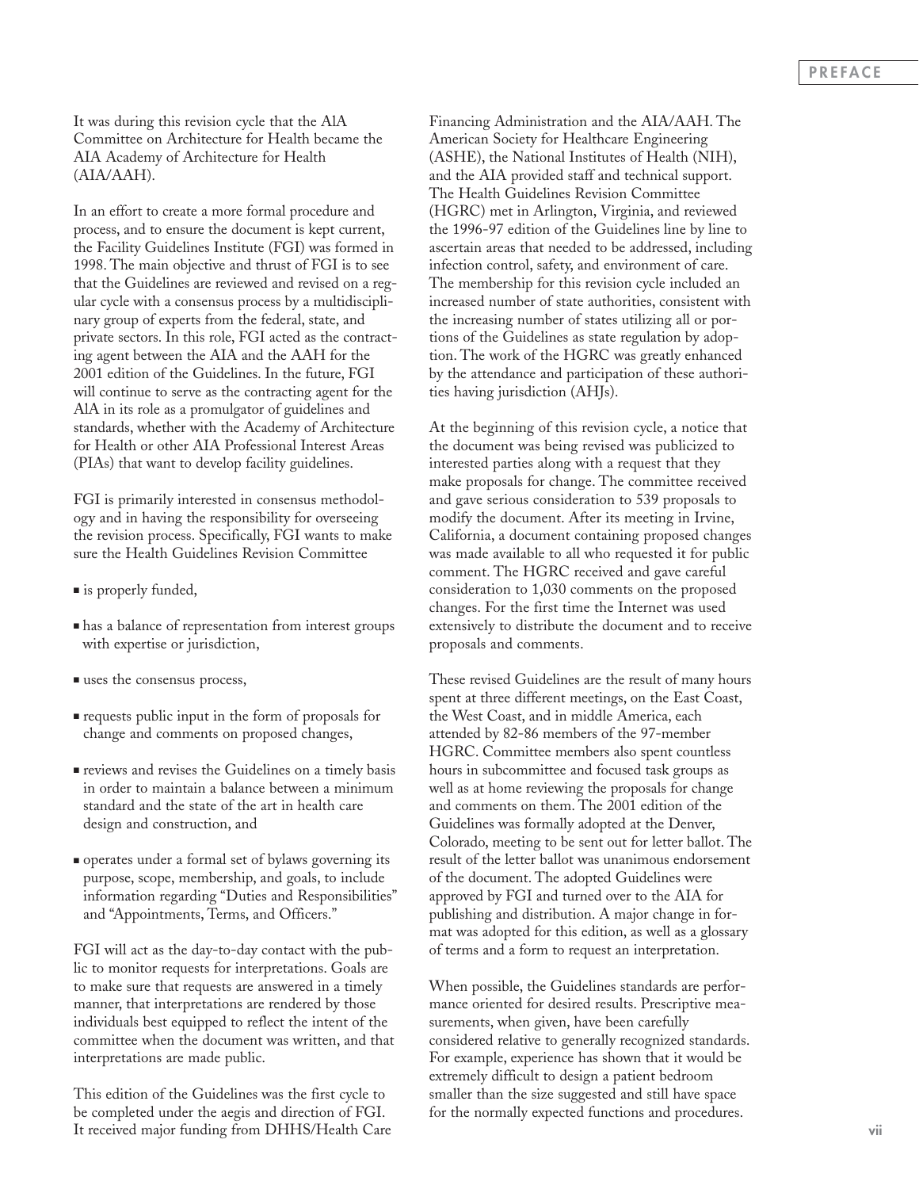It was during this revision cycle that the AlA Committee on Architecture for Health became the AIA Academy of Architecture for Health (AIA/AAH).

In an effort to create a more formal procedure and process, and to ensure the document is kept current, the Facility Guidelines Institute (FGI) was formed in 1998. The main objective and thrust of FGI is to see that the Guidelines are reviewed and revised on a regular cycle with a consensus process by a multidisciplinary group of experts from the federal, state, and private sectors. In this role, FGI acted as the contracting agent between the AIA and the AAH for the 2001 edition of the Guidelines. In the future, FGI will continue to serve as the contracting agent for the AlA in its role as a promulgator of guidelines and standards, whether with the Academy of Architecture for Health or other AIA Professional Interest Areas (PIAs) that want to develop facility guidelines.

FGI is primarily interested in consensus methodology and in having the responsibility for overseeing the revision process. Specifically, FGI wants to make sure the Health Guidelines Revision Committee

- is properly funded,
- has a balance of representation from interest groups with expertise or jurisdiction,
- uses the consensus process,
- requests public input in the form of proposals for change and comments on proposed changes,
- reviews and revises the Guidelines on a timely basis in order to maintain a balance between a minimum standard and the state of the art in health care design and construction, and
- operates under a formal set of bylaws governing its purpose, scope, membership, and goals, to include information regarding "Duties and Responsibilities" and "Appointments, Terms, and Officers."

FGI will act as the day-to-day contact with the public to monitor requests for interpretations. Goals are to make sure that requests are answered in a timely manner, that interpretations are rendered by those individuals best equipped to reflect the intent of the committee when the document was written, and that interpretations are made public.

This edition of the Guidelines was the first cycle to be completed under the aegis and direction of FGI. It received major funding from DHHS/Health Care Financing Administration and the AIA/AAH. The American Society for Healthcare Engineering (ASHE), the National Institutes of Health (NIH), and the AIA provided staff and technical support. The Health Guidelines Revision Committee (HGRC) met in Arlington, Virginia, and reviewed the 1996-97 edition of the Guidelines line by line to ascertain areas that needed to be addressed, including infection control, safety, and environment of care. The membership for this revision cycle included an increased number of state authorities, consistent with the increasing number of states utilizing all or portions of the Guidelines as state regulation by adoption. The work of the HGRC was greatly enhanced by the attendance and participation of these authorities having jurisdiction (AHJs).

At the beginning of this revision cycle, a notice that the document was being revised was publicized to interested parties along with a request that they make proposals for change. The committee received and gave serious consideration to 539 proposals to modify the document. After its meeting in Irvine, California, a document containing proposed changes was made available to all who requested it for public comment. The HGRC received and gave careful consideration to 1,030 comments on the proposed changes. For the first time the Internet was used extensively to distribute the document and to receive proposals and comments.

These revised Guidelines are the result of many hours spent at three different meetings, on the East Coast, the West Coast, and in middle America, each attended by 82-86 members of the 97-member HGRC. Committee members also spent countless hours in subcommittee and focused task groups as well as at home reviewing the proposals for change and comments on them. The 2001 edition of the Guidelines was formally adopted at the Denver, Colorado, meeting to be sent out for letter ballot. The result of the letter ballot was unanimous endorsement of the document. The adopted Guidelines were approved by FGI and turned over to the AIA for publishing and distribution. A major change in format was adopted for this edition, as well as a glossary of terms and a form to request an interpretation.

When possible, the Guidelines standards are performance oriented for desired results. Prescriptive measurements, when given, have been carefully considered relative to generally recognized standards. For example, experience has shown that it would be extremely difficult to design a patient bedroom smaller than the size suggested and still have space for the normally expected functions and procedures.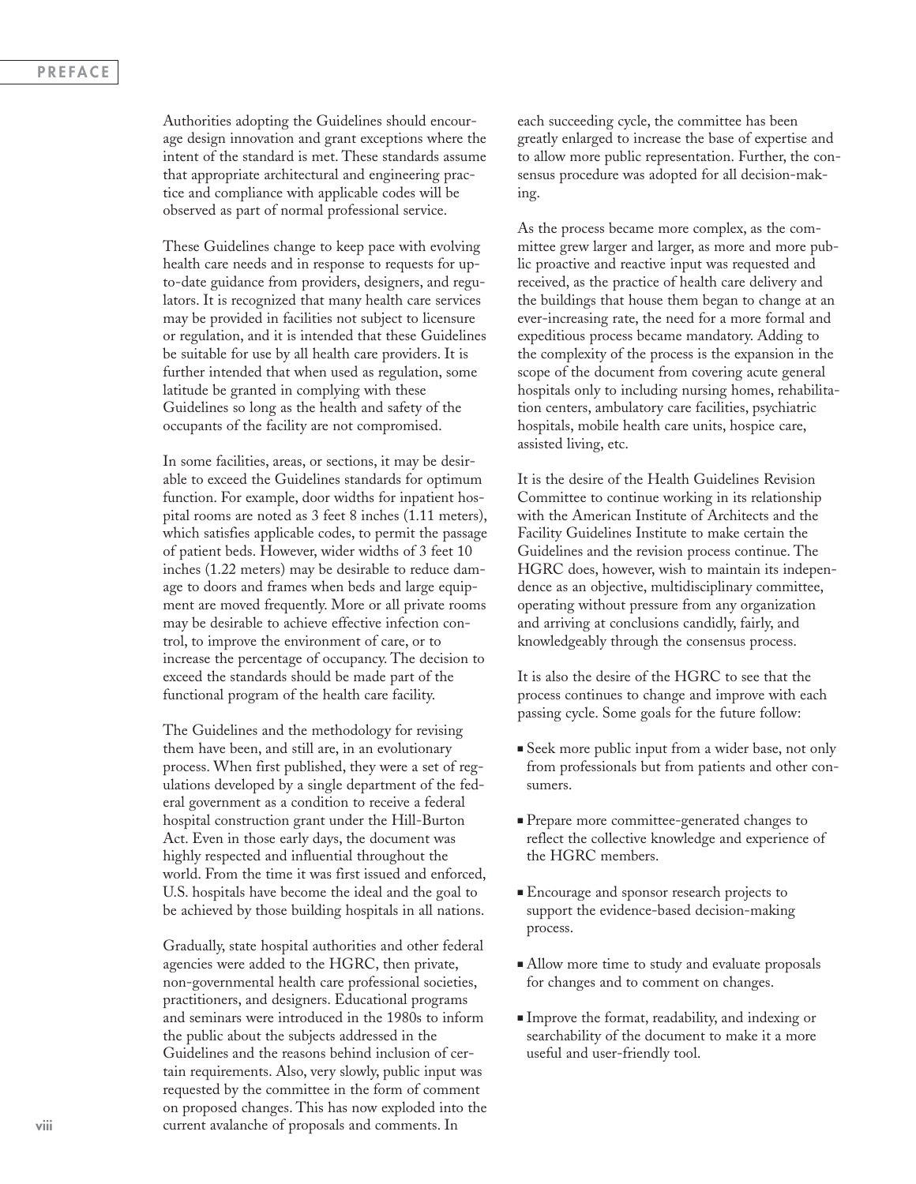Authorities adopting the Guidelines should encourage design innovation and grant exceptions where the intent of the standard is met. These standards assume that appropriate architectural and engineering practice and compliance with applicable codes will be observed as part of normal professional service.

These Guidelines change to keep pace with evolving health care needs and in response to requests for up-to-date guidance from providers, designers, and regulators. It is recognized that many health care services may be provided in facilities not subject to licensure or regulation, and it is intended that these Guidelines be suitable for use by all health care providers. It is further intended that when used as regulation, some latitude be granted in complying with these Guidelines so long as the health and safety of the occupants of the facility are not compromised.

In some facilities, areas, or sections, it may be desirable to exceed the Guidelines standards for optimum function. For example, door widths for inpatient hospital rooms are noted as 3 feet 8 inches (1.11 meters), which satisfies applicable codes, to permit the passage of patient beds. However, wider widths of 3 feet 10 inches (1.22 meters) may be desirable to reduce damage to doors and frames when beds and large equipment are moved frequently. More or all private rooms may be desirable to achieve effective infection control, to improve the environment of care, or to increase the percentage of occupancy. The decision to exceed the standards should be made part of the functional program of the health care facility.

The Guidelines and the methodology for revising them have been, and still are, in an evolutionary process. When first published, they were a set of regulations developed by a single department of the federal government as a condition to receive a federal hospital construction grant under the Hill-Burton Act. Even in those early days, the document was highly respected and influential throughout the world. From the time it was first issued and enforced, U.S. hospitals have become the ideal and the goal to be achieved by those building hospitals in all nations.

Gradually, state hospital authorities and other federal agencies were added to the HGRC, then private, non-governmental health care professional societies, practitioners, and designers. Educational programs and seminars were introduced in the 1980s to inform the public about the subjects addressed in the Guidelines and the reasons behind inclusion of certain requirements. Also, very slowly, public input was requested by the committee in the form of comment on proposed changes. This has now exploded into the current avalanche of proposals and comments. In each succeeding cycle, the committee has been greatly enlarged to increase the base of expertise and to allow more public representation. Further, the consensus procedure was adopted for all decision-making.

As the process became more complex, as the committee grew larger and larger, as more and more public proactive and reactive input was requested and received, as the practice of health care delivery and the buildings that house them began to change at an ever-increasing rate, the need for a more formal and expeditious process became mandatory. Adding to the complexity of the process is the expansion in the scope of the document from covering acute general hospitals only to including nursing homes, rehabilitation centers, ambulatory care facilities, psychiatric hospitals, mobile health care units, hospice care, assisted living, etc.

It is the desire of the Health Guidelines Revision Committee to continue working in its relationship with the American Institute of Architects and the Facility Guidelines Institute to make certain the Guidelines and the revision process continue. The HGRC does, however, wish to maintain its independence as an objective, multidisciplinary committee, operating without pressure from any organization and arriving at conclusions candidly, fairly, and knowledgeably through the consensus process.

It is also the desire of the HGRC to see that the process continues to change and improve with each passing cycle. Some goals for the future follow:

- Seek more public input from a wider base, not only from professionals but from patients and other consumers.
- Prepare more committee-generated changes to reflect the collective knowledge and experience of the HGRC members.
- Encourage and sponsor research projects to support the evidence-based decision-making process.
- Allow more time to study and evaluate proposals for changes and to comment on changes.
- Improve the format, readability, and indexing or searchability of the document to make it a more useful and user-friendly tool.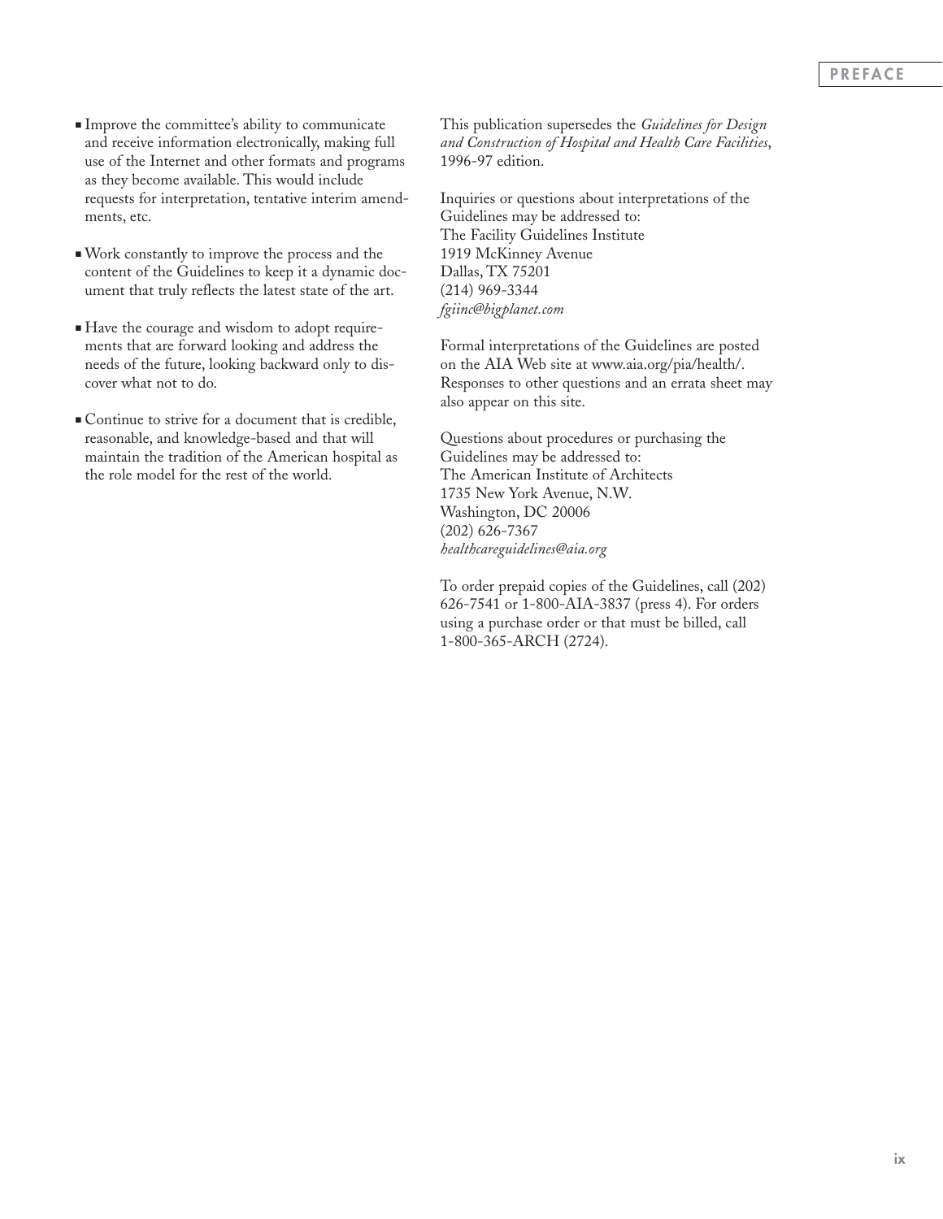- Improve the committee's ability to communicate and receive information electronically, making full use of the Internet and other formats and programs as they become available. This would include requests for interpretation, tentative interim amendments, etc.

- Work constantly to improve the process and the content of the Guidelines to keep it a dynamic document that truly reflects the latest state of the art.

- Have the courage and wisdom to adopt requirements that are forward looking and address the needs of the future, looking backward only to discover what not to do.

- Continue to strive for a document that is credible, reasonable, and knowledge-based and that will maintain the tradition of the American hospital as the role model for the rest of the world.

This publication supersedes the *Guidelines for Design and Construction of Hospital and Health Care Facilities*, 1996-97 edition.

Inquiries or questions about interpretations of the Guidelines may be addressed to:
The Facility Guidelines Institute
1919 McKinney Avenue
Dallas, TX 75201
(214) 969-3344
*fgiinc@bigplanet.com*

Formal interpretations of the Guidelines are posted on the AIA Web site at www.aia.org/pia/health/. Responses to other questions and an errata sheet may also appear on this site.

Questions about procedures or purchasing the Guidelines may be addressed to:
The American Institute of Architects
1735 New York Avenue, N.W.
Washington, DC 20006
(202) 626-7367
*healthcareguidelines@aia.org*

To order prepaid copies of the Guidelines, call (202) 626-7541 or 1-800-AIA-3837 (press 4). For orders using a purchase order or that must be billed, call 1-800-365-ARCH (2724).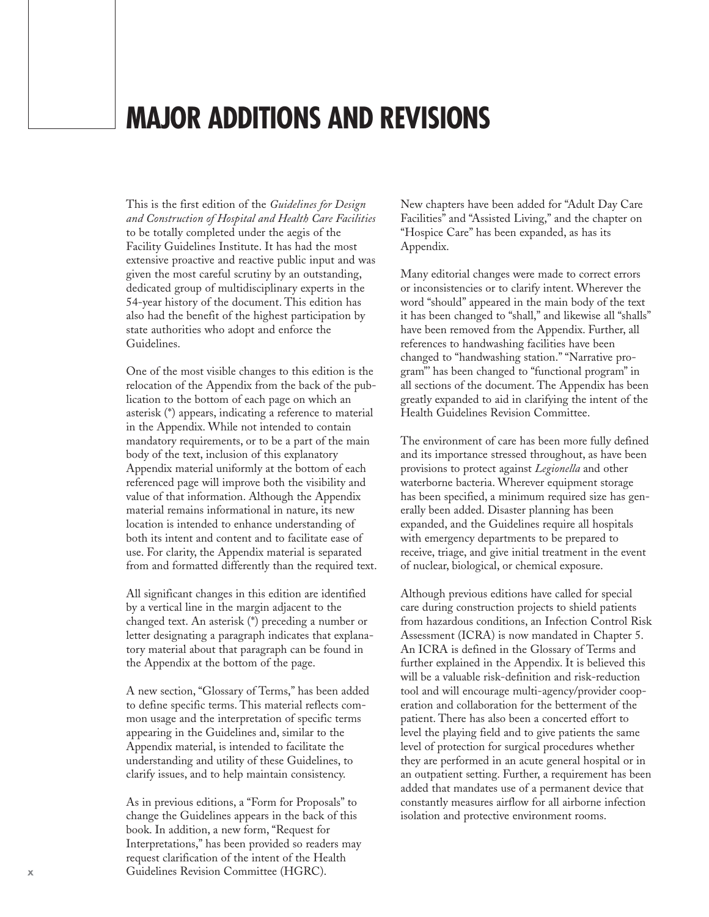# MAJOR ADDITIONS AND REVISIONS

This is the first edition of the *Guidelines for Design and Construction of Hospital and Health Care Facilities* to be totally completed under the aegis of the Facility Guidelines Institute. It has had the most extensive proactive and reactive public input and was given the most careful scrutiny by an outstanding, dedicated group of multidisciplinary experts in the 54-year history of the document. This edition has also had the benefit of the highest participation by state authorities who adopt and enforce the Guidelines.

One of the most visible changes to this edition is the relocation of the Appendix from the back of the publication to the bottom of each page on which an asterisk (*) appears, indicating a reference to material in the Appendix. While not intended to contain mandatory requirements, or to be a part of the main body of the text, inclusion of this explanatory Appendix material uniformly at the bottom of each referenced page will improve both the visibility and value of that information. Although the Appendix material remains informational in nature, its new location is intended to enhance understanding of both its intent and content and to facilitate ease of use. For clarity, the Appendix material is separated from and formatted differently than the required text.

All significant changes in this edition are identified by a vertical line in the margin adjacent to the changed text. An asterisk (*) preceding a number or letter designating a paragraph indicates that explanatory material about that paragraph can be found in the Appendix at the bottom of the page.

A new section, "Glossary of Terms," has been added to define specific terms. This material reflects common usage and the interpretation of specific terms appearing in the Guidelines and, similar to the Appendix material, is intended to facilitate the understanding and utility of these Guidelines, to clarify issues, and to help maintain consistency.

As in previous editions, a "Form for Proposals" to change the Guidelines appears in the back of this book. In addition, a new form, "Request for Interpretations," has been provided so readers may request clarification of the intent of the Health Guidelines Revision Committee (HGRC).

New chapters have been added for "Adult Day Care Facilities" and "Assisted Living," and the chapter on "Hospice Care" has been expanded, as has its Appendix.

Many editorial changes were made to correct errors or inconsistencies or to clarify intent. Wherever the word "should" appeared in the main body of the text it has been changed to "shall," and likewise all "shalls" have been removed from the Appendix. Further, all references to handwashing facilities have been changed to "handwashing station." "Narrative program" has been changed to "functional program" in all sections of the document. The Appendix has been greatly expanded to aid in clarifying the intent of the Health Guidelines Revision Committee.

The environment of care has been more fully defined and its importance stressed throughout, as have been provisions to protect against *Legionella* and other waterborne bacteria. Wherever equipment storage has been specified, a minimum required size has generally been added. Disaster planning has been expanded, and the Guidelines require all hospitals with emergency departments to be prepared to receive, triage, and give initial treatment in the event of nuclear, biological, or chemical exposure.

Although previous editions have called for special care during construction projects to shield patients from hazardous conditions, an Infection Control Risk Assessment (ICRA) is now mandated in Chapter 5. An ICRA is defined in the Glossary of Terms and further explained in the Appendix. It is believed this will be a valuable risk-definition and risk-reduction tool and will encourage multi-agency/provider cooperation and collaboration for the betterment of the patient. There has also been a concerted effort to level the playing field and to give patients the same level of protection for surgical procedures whether they are performed in an acute general hospital or in an outpatient setting. Further, a requirement has been added that mandates use of a permanent device that constantly measures airflow for all airborne infection isolation and protective environment rooms.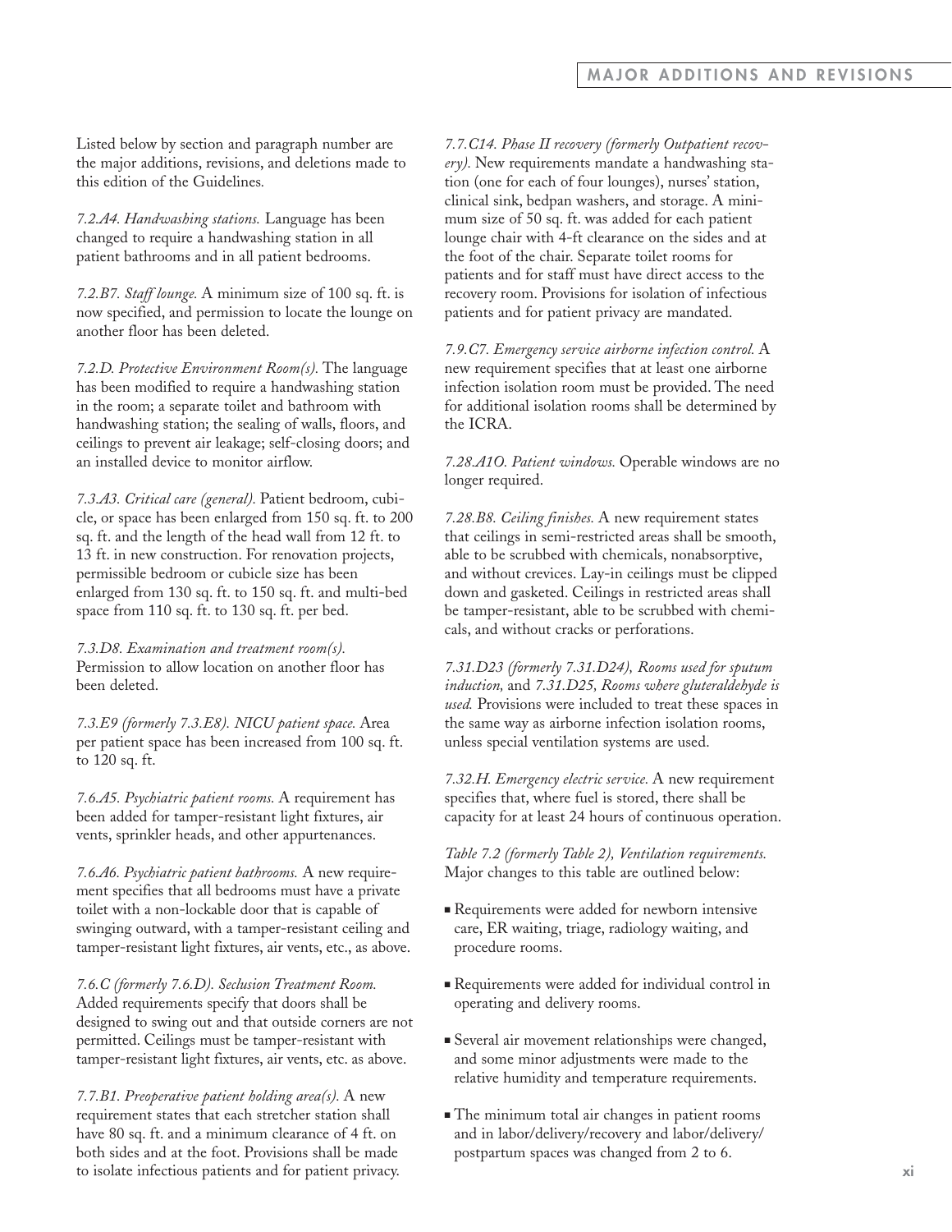# MAJOR ADDITIONS AND REVISIONS

Listed below by section and paragraph number are the major additions, revisions, and deletions made to this edition of the Guidelines.

*7.2.A4. Handwashing stations.* Language has been changed to require a handwashing station in all patient bathrooms and in all patient bedrooms.

*7.2.B7. Staff lounge.* A minimum size of 100 sq. ft. is now specified, and permission to locate the lounge on another floor has been deleted.

*7.2.D. Protective Environment Room(s).* The language has been modified to require a handwashing station in the room; a separate toilet and bathroom with handwashing station; the sealing of walls, floors, and ceilings to prevent air leakage; self-closing doors; and an installed device to monitor airflow.

*7.3.A3. Critical care (general).* Patient bedroom, cubicle, or space has been enlarged from 150 sq. ft. to 200 sq. ft. and the length of the head wall from 12 ft. to 13 ft. in new construction. For renovation projects, permissible bedroom or cubicle size has been enlarged from 130 sq. ft. to 150 sq. ft. and multi-bed space from 110 sq. ft. to 130 sq. ft. per bed.

*7.3.D8. Examination and treatment room(s).* Permission to allow location on another floor has been deleted.

*7.3.E9 (formerly 7.3.E8). NICU patient space.* Area per patient space has been increased from 100 sq. ft. to 120 sq. ft.

*7.6.A5. Psychiatric patient rooms.* A requirement has been added for tamper-resistant light fixtures, air vents, sprinkler heads, and other appurtenances.

*7.6.A6. Psychiatric patient bathrooms.* A new requirement specifies that all bedrooms must have a private toilet with a non-lockable door that is capable of swinging outward, with a tamper-resistant ceiling and tamper-resistant light fixtures, air vents, etc., as above.

*7.6.C (formerly 7.6.D). Seclusion Treatment Room.* Added requirements specify that doors shall be designed to swing out and that outside corners are not permitted. Ceilings must be tamper-resistant with tamper-resistant light fixtures, air vents, etc. as above.

*7.7.B1. Preoperative patient holding area(s).* A new requirement states that each stretcher station shall have 80 sq. ft. and a minimum clearance of 4 ft. on both sides and at the foot. Provisions shall be made to isolate infectious patients and for patient privacy.

*7.7.C14. Phase II recovery (formerly Outpatient recovery).* New requirements mandate a handwashing station (one for each of four lounges), nurses' station, clinical sink, bedpan washers, and storage. A minimum size of 50 sq. ft. was added for each patient lounge chair with 4-ft clearance on the sides and at the foot of the chair. Separate toilet rooms for patients and for staff must have direct access to the recovery room. Provisions for isolation of infectious patients and for patient privacy are mandated.

*7.9.C7. Emergency service airborne infection control.* A new requirement specifies that at least one airborne infection isolation room must be provided. The need for additional isolation rooms shall be determined by the ICRA.

*7.28.A10. Patient windows.* Operable windows are no longer required.

*7.28.B8. Ceiling finishes.* A new requirement states that ceilings in semi-restricted areas shall be smooth, able to be scrubbed with chemicals, nonabsorptive, and without crevices. Lay-in ceilings must be clipped down and gasketed. Ceilings in restricted areas shall be tamper-resistant, able to be scrubbed with chemicals, and without cracks or perforations.

*7.31.D23 (formerly 7.31.D24), Rooms used for sputum induction,* and *7.31.D25, Rooms where gluteraldehyde is used.* Provisions were included to treat these spaces in the same way as airborne infection isolation rooms, unless special ventilation systems are used.

*7.32.H. Emergency electric service.* A new requirement specifies that, where fuel is stored, there shall be capacity for at least 24 hours of continuous operation.

*Table 7.2 (formerly Table 2), Ventilation requirements.* Major changes to this table are outlined below:

- Requirements were added for newborn intensive care, ER waiting, triage, radiology waiting, and procedure rooms.
- Requirements were added for individual control in operating and delivery rooms.
- Several air movement relationships were changed, and some minor adjustments were made to the relative humidity and temperature requirements.
- The minimum total air changes in patient rooms and in labor/delivery/recovery and labor/delivery/postpartum spaces was changed from 2 to 6.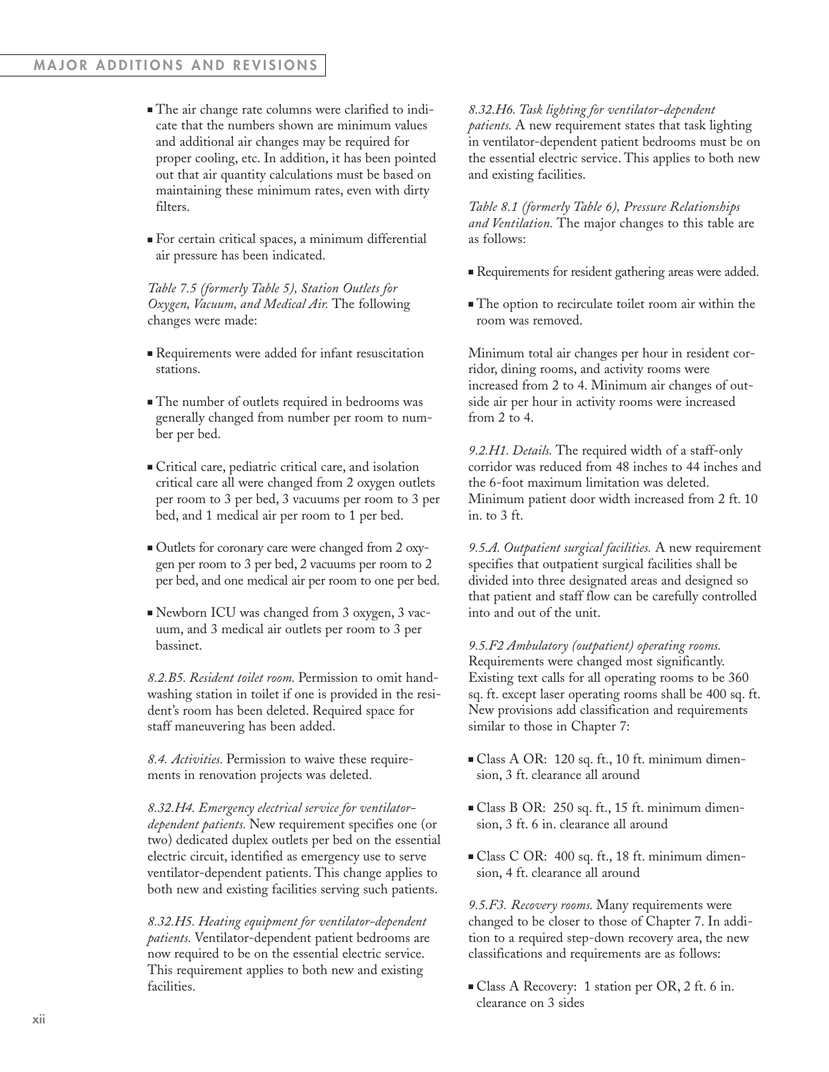- The air change rate columns were clarified to indicate that the numbers shown are minimum values and additional air changes may be required for proper cooling, etc. In addition, it has been pointed out that air quantity calculations must be based on maintaining these minimum rates, even with dirty filters.

- For certain critical spaces, a minimum differential air pressure has been indicated.

*Table 7.5 (formerly Table 5), Station Outlets for Oxygen, Vacuum, and Medical Air.* The following changes were made:

- Requirements were added for infant resuscitation stations.

- The number of outlets required in bedrooms was generally changed from number per room to number per bed.

- Critical care, pediatric critical care, and isolation critical care all were changed from 2 oxygen outlets per room to 3 per bed, 3 vacuums per room to 3 per bed, and 1 medical air per room to 1 per bed.

- Outlets for coronary care were changed from 2 oxygen per room to 3 per bed, 2 vacuums per room to 2 per bed, and one medical air per room to one per bed.

- Newborn ICU was changed from 3 oxygen, 3 vacuum, and 3 medical air outlets per room to 3 per bassinet.

*8.2.B5. Resident toilet room.* Permission to omit handwashing station in toilet if one is provided in the resident's room has been deleted. Required space for staff maneuvering has been added.

*8.4. Activities.* Permission to waive these requirements in renovation projects was deleted.

*8.32.H4. Emergency electrical service for ventilator-dependent patients.* New requirement specifies one (or two) dedicated duplex outlets per bed on the essential electric circuit, identified as emergency use to serve ventilator-dependent patients. This change applies to both new and existing facilities serving such patients.

*8.32.H5. Heating equipment for ventilator-dependent patients.* Ventilator-dependent patient bedrooms are now required to be on the essential electric service. This requirement applies to both new and existing facilities.

*8.32.H6. Task lighting for ventilator-dependent patients.* A new requirement states that task lighting in ventilator-dependent patient bedrooms must be on the essential electric service. This applies to both new and existing facilities.

*Table 8.1 (formerly Table 6), Pressure Relationships and Ventilation.* The major changes to this table are as follows:

- Requirements for resident gathering areas were added.

- The option to recirculate toilet room air within the room was removed.

Minimum total air changes per hour in resident corridor, dining rooms, and activity rooms were increased from 2 to 4. Minimum air changes of outside air per hour in activity rooms were increased from 2 to 4.

*9.2.H1. Details.* The required width of a staff-only corridor was reduced from 48 inches to 44 inches and the 6-foot maximum limitation was deleted. Minimum patient door width increased from 2 ft. 10 in. to 3 ft.

*9.5.A. Outpatient surgical facilities.* A new requirement specifies that outpatient surgical facilities shall be divided into three designated areas and designed so that patient and staff flow can be carefully controlled into and out of the unit.

*9.5.F2 Ambulatory (outpatient) operating rooms.* Requirements were changed most significantly. Existing text calls for all operating rooms to be 360 sq. ft. except laser operating rooms shall be 400 sq. ft. New provisions add classification and requirements similar to those in Chapter 7:

- Class A OR: 120 sq. ft., 10 ft. minimum dimension, 3 ft. clearance all around

- Class B OR: 250 sq. ft., 15 ft. minimum dimension, 3 ft. 6 in. clearance all around

- Class C OR: 400 sq. ft., 18 ft. minimum dimension, 4 ft. clearance all around

*9.5.F3. Recovery rooms.* Many requirements were changed to be closer to those of Chapter 7. In addition to a required step-down recovery area, the new classifications and requirements are as follows:

- Class A Recovery: 1 station per OR, 2 ft. 6 in. clearance on 3 sides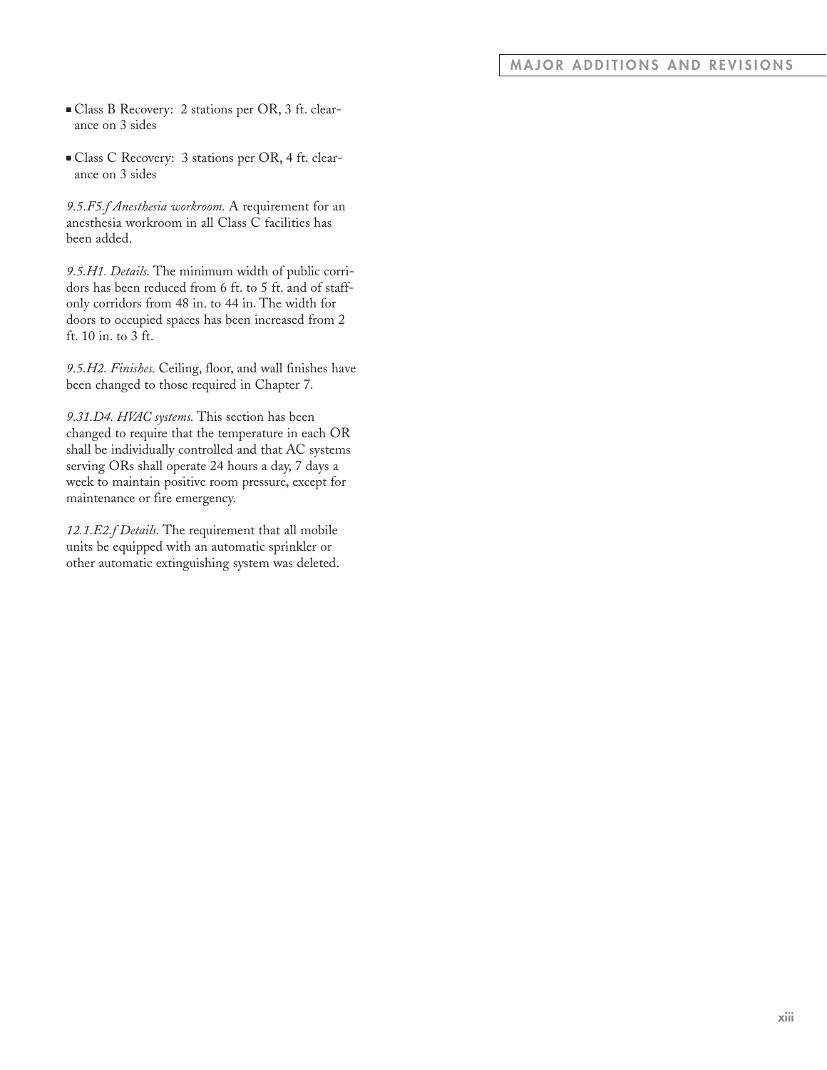- Class B Recovery: 2 stations per OR, 3 ft. clearance on 3 sides

- Class C Recovery: 3 stations per OR, 4 ft. clearance on 3 sides

*9.5.F5.f Anesthesia workroom.* A requirement for an anesthesia workroom in all Class C facilities has been added.

*9.5.H1. Details.* The minimum width of public corridors has been reduced from 6 ft. to 5 ft. and of staff-only corridors from 48 in. to 44 in. The width for doors to occupied spaces has been increased from 2 ft. 10 in. to 3 ft.

*9.5.H2. Finishes.* Ceiling, floor, and wall finishes have been changed to those required in Chapter 7.

*9.31.D4. HVAC systems.* This section has been changed to require that the temperature in each OR shall be individually controlled and that AC systems serving ORs shall operate 24 hours a day, 7 days a week to maintain positive room pressure, except for maintenance or fire emergency.

*12.1.E2.f Details.* The requirement that all mobile units be equipped with an automatic sprinkler or other automatic extinguishing system was deleted.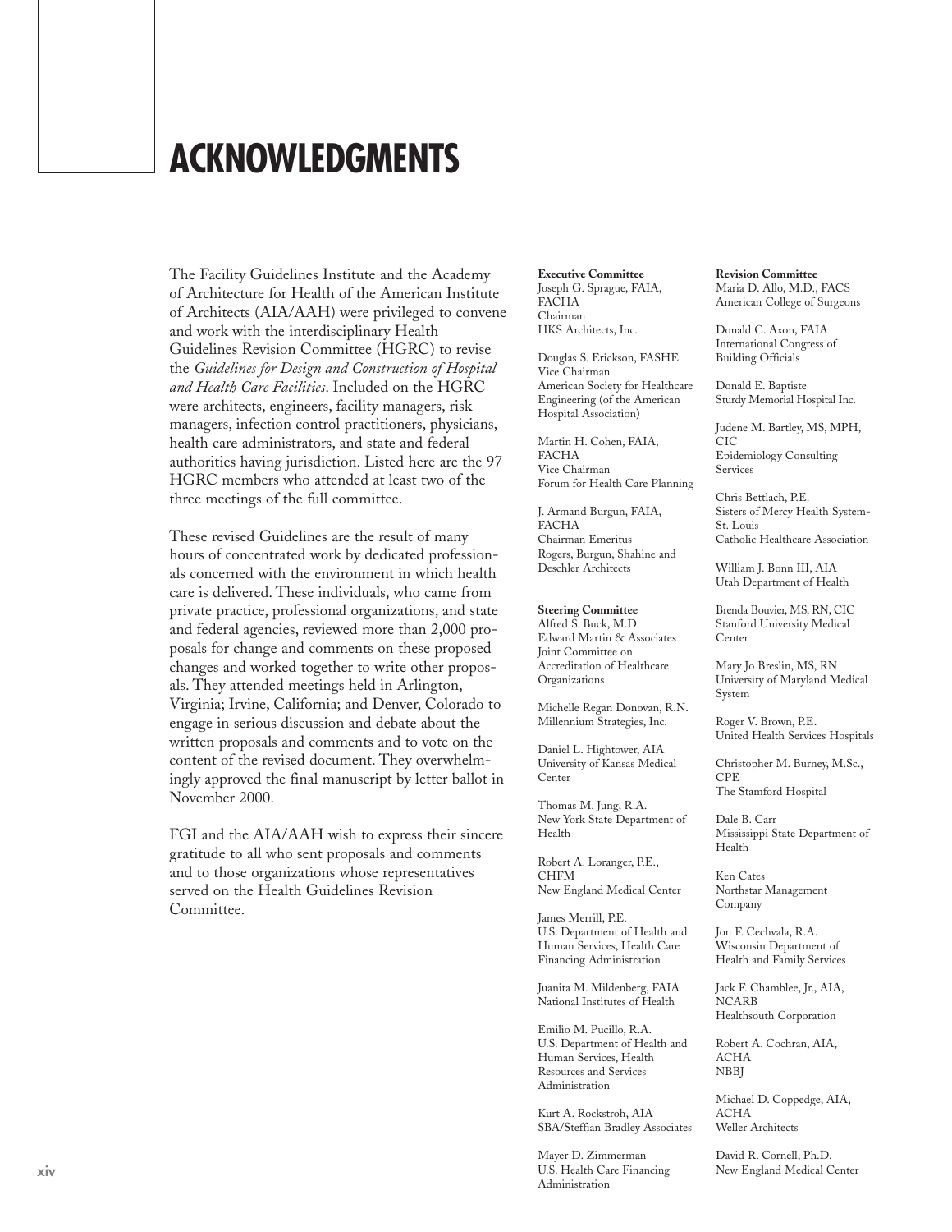# ACKNOWLEDGMENTS

The Facility Guidelines Institute and the Academy of Architecture for Health of the American Institute of Architects (AIA/AAH) were privileged to convene and work with the interdisciplinary Health Guidelines Revision Committee (HGRC) to revise the *Guidelines for Design and Construction of Hospital and Health Care Facilities*. Included on the HGRC were architects, engineers, facility managers, risk managers, infection control practitioners, physicians, health care administrators, and state and federal authorities having jurisdiction. Listed here are the 97 HGRC members who attended at least two of the three meetings of the full committee.

These revised Guidelines are the result of many hours of concentrated work by dedicated professionals concerned with the environment in which health care is delivered. These individuals, who came from private practice, professional organizations, and state and federal agencies, reviewed more than 2,000 proposals for change and comments on these proposed changes and worked together to write other proposals. They attended meetings held in Arlington, Virginia; Irvine, California; and Denver, Colorado to engage in serious discussion and debate about the written proposals and comments and to vote on the content of the revised document. They overwhelmingly approved the final manuscript by letter ballot in November 2000.

FGI and the AIA/AAH wish to express their sincere gratitude to all who sent proposals and comments and to those organizations whose representatives served on the Health Guidelines Revision Committee.

**Executive Committee**

Joseph G. Sprague, FAIA, FACHA
Chairman
HKS Architects, Inc.

Douglas S. Erickson, FASHE
Vice Chairman
American Society for Healthcare Engineering (of the American Hospital Association)

Martin H. Cohen, FAIA, FACHA
Vice Chairman
Forum for Health Care Planning

J. Armand Burgun, FAIA, FACHA
Chairman Emeritus
Rogers, Burgun, Shahine and Deschler Architects

**Steering Committee**

Alfred S. Buck, M.D.
Edward Martin & Associates
Joint Committee on Accreditation of Healthcare Organizations

Michelle Regan Donovan, R.N.
Millennium Strategies, Inc.

Daniel L. Hightower, AIA
University of Kansas Medical Center

Thomas M. Jung, R.A.
New York State Department of Health

Robert A. Loranger, P.E., CHFM
New England Medical Center

James Merrill, P.E.
U.S. Department of Health and Human Services, Health Care Financing Administration

Juanita M. Mildenberg, FAIA
National Institutes of Health

Emilio M. Pucillo, R.A.
U.S. Department of Health and Human Services, Health Resources and Services Administration

Kurt A. Rockstroh, AIA
SBA/Steffian Bradley Associates

Mayer D. Zimmerman
U.S. Health Care Financing Administration

**Revision Committee**

Maria D. Allo, M.D., FACS
American College of Surgeons

Donald C. Axon, FAIA
International Congress of Building Officials

Donald E. Baptiste
Sturdy Memorial Hospital Inc.

Judene M. Bartley, MS, MPH, CIC
Epidemiology Consulting Services

Chris Bettlach, P.E.
Sisters of Mercy Health System-St. Louis
Catholic Healthcare Association

William J. Bonn III, AIA
Utah Department of Health

Brenda Bouvier, MS, RN, CIC
Stanford University Medical Center

Mary Jo Breslin, MS, RN
University of Maryland Medical System

Roger V. Brown, P.E.
United Health Services Hospitals

Christopher M. Burney, M.Sc., CPE
The Stamford Hospital

Dale B. Carr
Mississippi State Department of Health

Ken Cates
Northstar Management Company

Jon F. Cechvala, R.A.
Wisconsin Department of Health and Family Services

Jack F. Chamblee, Jr., AIA, NCARB
Healthsouth Corporation

Robert A. Cochran, AIA, ACHA
NBBJ

Michael D. Coppedge, AIA, ACHA
Weller Architects

David R. Cornell, Ph.D.
New England Medical Center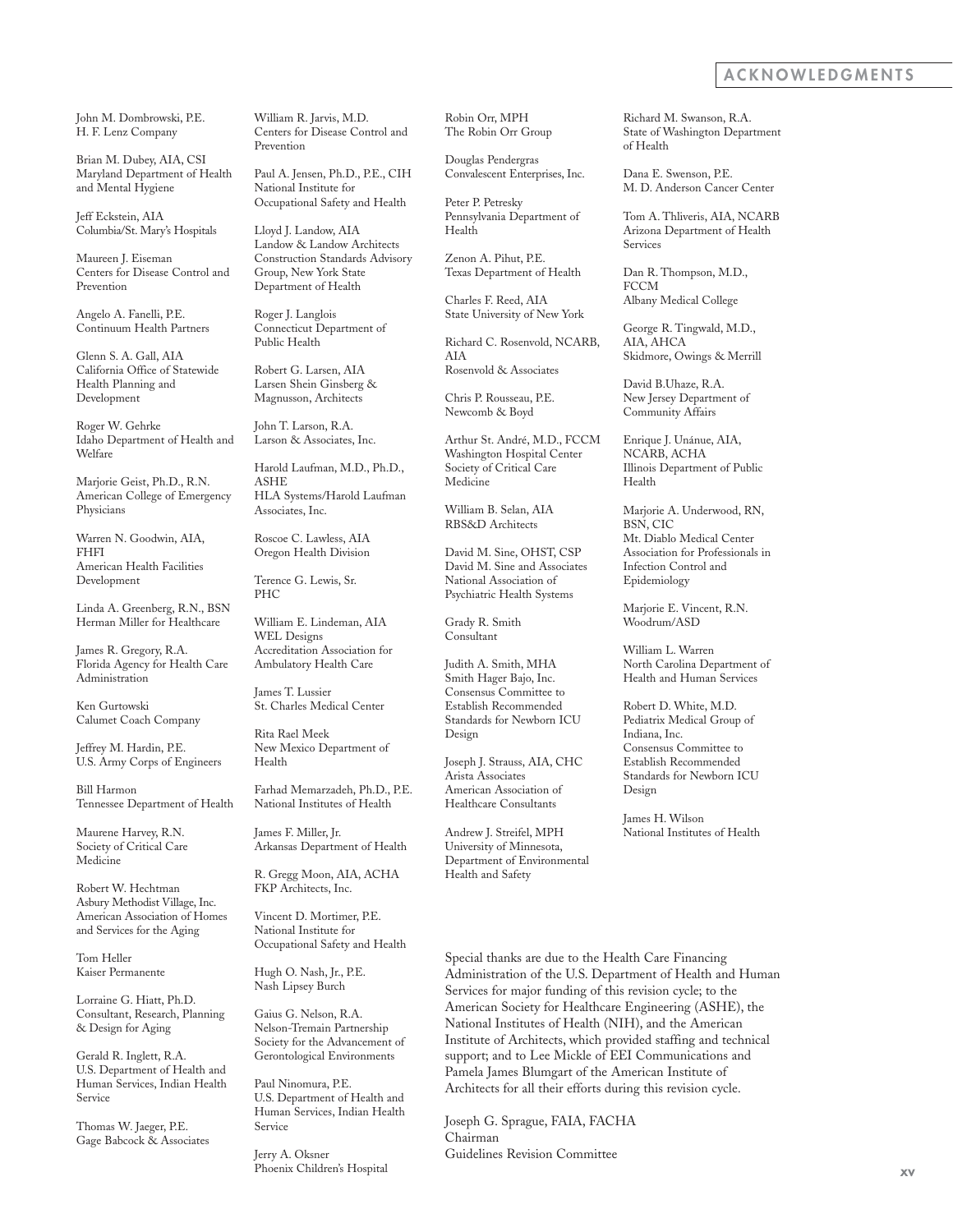John M. Dombrowski, P.E.
H. F. Lenz Company

Brian M. Dubey, AIA, CSI
Maryland Department of Health and Mental Hygiene

Jeff Eckstein, AIA
Columbia/St. Mary's Hospitals

Maureen J. Eiseman
Centers for Disease Control and Prevention

Angelo A. Fanelli, P.E.
Continuum Health Partners

Glenn S. A. Gall, AIA
California Office of Statewide Health Planning and Development

Roger W. Gehrke
Idaho Department of Health and Welfare

Marjorie Geist, Ph.D., R.N.
American College of Emergency Physicians

Warren N. Goodwin, AIA, FHFI
American Health Facilities Development

Linda A. Greenberg, R.N., BSN
Herman Miller for Healthcare

James R. Gregory, R.A.
Florida Agency for Health Care Administration

Ken Gurtowski
Calumet Coach Company

Jeffrey M. Hardin, P.E.
U.S. Army Corps of Engineers

Bill Harmon
Tennessee Department of Health

Maurene Harvey, R.N.
Society of Critical Care Medicine

Robert W. Hechtman
Asbury Methodist Village, Inc.
American Association of Homes and Services for the Aging

Tom Heller
Kaiser Permanente

Lorraine G. Hiatt, Ph.D.
Consultant, Research, Planning & Design for Aging

Gerald R. Inglett, R.A.
U.S. Department of Health and Human Services, Indian Health Service

Thomas W. Jaeger, P.E.
Gage Babcock & Associates

William R. Jarvis, M.D.
Centers for Disease Control and Prevention

Paul A. Jensen, Ph.D., P.E., CIH
National Institute for Occupational Safety and Health

Lloyd J. Landow, AIA
Landow & Landow Architects
Construction Standards Advisory Group, New York State Department of Health

Roger J. Langlois
Connecticut Department of Public Health

Robert G. Larsen, AIA
Larsen Shein Ginsberg & Magnusson, Architects

John T. Larson, R.A.
Larson & Associates, Inc.

Harold Laufman, M.D., Ph.D., ASHE
HLA Systems/Harold Laufman Associates, Inc.

Roscoe C. Lawless, AIA
Oregon Health Division

Terence G. Lewis, Sr.
PHC

William E. Lindeman, AIA
WEL Designs
Accreditation Association for Ambulatory Health Care

James T. Lussier
St. Charles Medical Center

Rita Rael Meek
New Mexico Department of Health

Farhad Memarzadeh, Ph.D., P.E.
National Institutes of Health

James F. Miller, Jr.
Arkansas Department of Health

R. Gregg Moon, AIA, ACHA
FKP Architects, Inc.

Vincent D. Mortimer, P.E.
National Institute for Occupational Safety and Health

Hugh O. Nash, Jr., P.E.
Nash Lipsey Burch

Gaius G. Nelson, R.A.
Nelson-Tremain Partnership
Society for the Advancement of Gerontological Environments

Paul Ninomura, P.E.
U.S. Department of Health and Human Services, Indian Health Service

Jerry A. Oksner
Phoenix Children's Hospital

Robin Orr, MPH
The Robin Orr Group

Douglas Pendergras
Convalescent Enterprises, Inc.

Peter P. Petresky
Pennsylvania Department of Health

Zenon A. Pihut, P.E.
Texas Department of Health

Charles F. Reed, AIA
State University of New York

Richard C. Rosenvold, NCARB, AIA
Rosenvold & Associates

Chris P. Rousseau, P.E.
Newcomb & Boyd

Arthur St. André, M.D., FCCM
Washington Hospital Center
Society of Critical Care Medicine

William B. Selan, AIA
RBS&D Architects

David M. Sine, OHST, CSP
David M. Sine and Associates
National Association of Psychiatric Health Systems

Grady R. Smith
Consultant

Judith A. Smith, MHA
Smith Hager Bajo, Inc.
Consensus Committee to Establish Recommended Standards for Newborn ICU Design

Joseph J. Strauss, AIA, CHC
Arista Associates
American Association of Healthcare Consultants

Andrew J. Streifel, MPH
University of Minnesota, Department of Environmental Health and Safety

Richard M. Swanson, R.A.
State of Washington Department of Health

Dana E. Swenson, P.E.
M. D. Anderson Cancer Center

Tom A. Thliveris, AIA, NCARB
Arizona Department of Health Services

Dan R. Thompson, M.D., FCCM
Albany Medical College

George R. Tingwald, M.D., AIA, AHCA
Skidmore, Owings & Merrill

David B.Uhaze, R.A.
New Jersey Department of Community Affairs

Enrique J. Unánue, AIA, NCARB, ACHA
Illinois Department of Public Health

Marjorie A. Underwood, RN, BSN, CIC
Mt. Diablo Medical Center
Association for Professionals in Infection Control and Epidemiology

Marjorie E. Vincent, R.N.
Woodrum/ASD

William L. Warren
North Carolina Department of Health and Human Services

Robert D. White, M.D.
Pediatrix Medical Group of Indiana, Inc.
Consensus Committee to Establish Recommended Standards for Newborn ICU Design

James H. Wilson
National Institutes of Health

Special thanks are due to the Health Care Financing Administration of the U.S. Department of Health and Human Services for major funding of this revision cycle; to the American Society for Healthcare Engineering (ASHE), the National Institutes of Health (NIH), and the American Institute of Architects, which provided staffing and technical support; and to Lee Mickle of EEI Communications and Pamela James Blumgart of the American Institute of Architects for all their efforts during this revision cycle.

Joseph G. Sprague, FAIA, FACHA
Chairman
Guidelines Revision Committee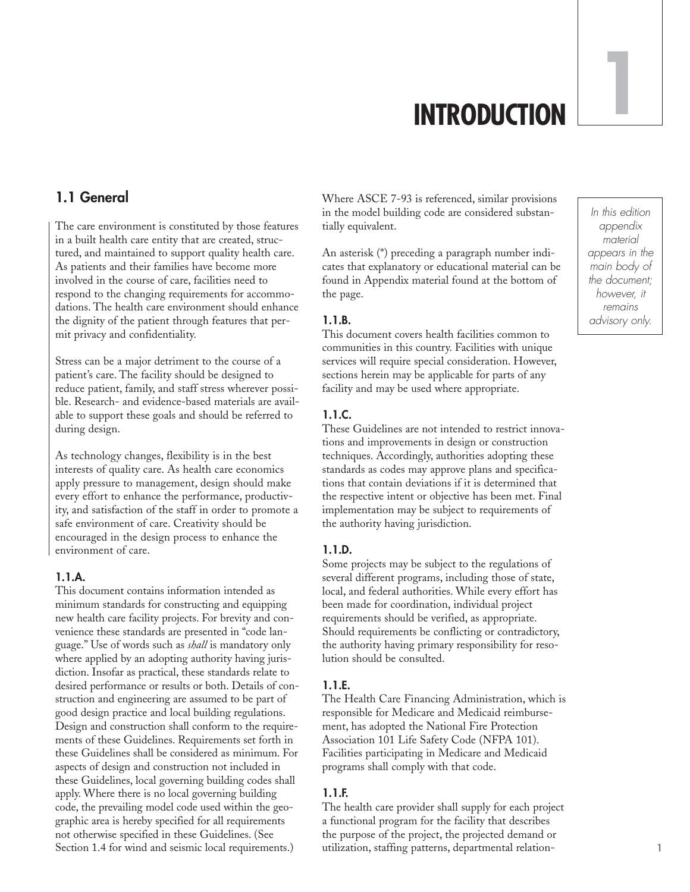# 1 INTRODUCTION

## 1.1 General

The care environment is constituted by those features in a built health care entity that are created, structured, and maintained to support quality health care. As patients and their families have become more involved in the course of care, facilities need to respond to the changing requirements for accommodations. The health care environment should enhance the dignity of the patient through features that permit privacy and confidentiality.

Stress can be a major detriment to the course of a patient's care. The facility should be designed to reduce patient, family, and staff stress wherever possible. Research- and evidence-based materials are available to support these goals and should be referred to during design.

As technology changes, flexibility is in the best interests of quality care. As health care economics apply pressure to management, design should make every effort to enhance the performance, productivity, and satisfaction of the staff in order to promote a safe environment of care. Creativity should be encouraged in the design process to enhance the environment of care.

### 1.1.A.

This document contains information intended as minimum standards for constructing and equipping new health care facility projects. For brevity and convenience these standards are presented in "code language." Use of words such as *shall* is mandatory only where applied by an adopting authority having jurisdiction. Insofar as practical, these standards relate to desired performance or results or both. Details of construction and engineering are assumed to be part of good design practice and local building regulations. Design and construction shall conform to the requirements of these Guidelines. Requirements set forth in these Guidelines shall be considered as minimum. For aspects of design and construction not included in these Guidelines, local governing building codes shall apply. Where there is no local governing building code, the prevailing model code used within the geographic area is hereby specified for all requirements not otherwise specified in these Guidelines. (See Section 1.4 for wind and seismic local requirements.) Where ASCE 7-93 is referenced, similar provisions in the model building code are considered substantially equivalent.

An asterisk (*) preceding a paragraph number indicates that explanatory or educational material can be found in Appendix material found at the bottom of the page.

*In this edition appendix material appears in the main body of the document; however, it remains advisory only.*

### 1.1.B.

This document covers health facilities common to communities in this country. Facilities with unique services will require special consideration. However, sections herein may be applicable for parts of any facility and may be used where appropriate.

### 1.1.C.

These Guidelines are not intended to restrict innovations and improvements in design or construction techniques. Accordingly, authorities adopting these standards as codes may approve plans and specifications that contain deviations if it is determined that the respective intent or objective has been met. Final implementation may be subject to requirements of the authority having jurisdiction.

### 1.1.D.

Some projects may be subject to the regulations of several different programs, including those of state, local, and federal authorities. While every effort has been made for coordination, individual project requirements should be verified, as appropriate. Should requirements be conflicting or contradictory, the authority having primary responsibility for resolution should be consulted.

### 1.1.E.

The Health Care Financing Administration, which is responsible for Medicare and Medicaid reimbursement, has adopted the National Fire Protection Association 101 Life Safety Code (NFPA 101). Facilities participating in Medicare and Medicaid programs shall comply with that code.

### 1.1.F.

The health care provider shall supply for each project a functional program for the facility that describes the purpose of the project, the projected demand or utilization, staffing patterns, departmental relation-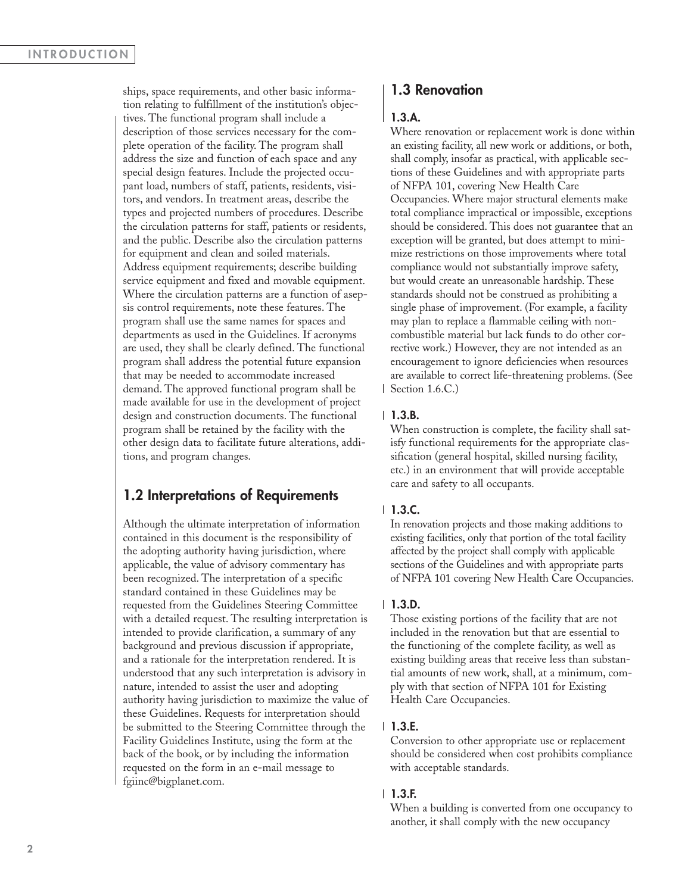ships, space requirements, and other basic information relating to fulfillment of the institution's objectives. The functional program shall include a description of those services necessary for the complete operation of the facility. The program shall address the size and function of each space and any special design features. Include the projected occupant load, numbers of staff, patients, residents, visitors, and vendors. In treatment areas, describe the types and projected numbers of procedures. Describe the circulation patterns for staff, patients or residents, and the public. Describe also the circulation patterns for equipment and clean and soiled materials. Address equipment requirements; describe building service equipment and fixed and movable equipment. Where the circulation patterns are a function of asepsis control requirements, note these features. The program shall use the same names for spaces and departments as used in the Guidelines. If acronyms are used, they shall be clearly defined. The functional program shall address the potential future expansion that may be needed to accommodate increased demand. The approved functional program shall be made available for use in the development of project design and construction documents. The functional program shall be retained by the facility with the other design data to facilitate future alterations, additions, and program changes.

## 1.2 Interpretations of Requirements

Although the ultimate interpretation of information contained in this document is the responsibility of the adopting authority having jurisdiction, where applicable, the value of advisory commentary has been recognized. The interpretation of a specific standard contained in these Guidelines may be requested from the Guidelines Steering Committee with a detailed request. The resulting interpretation is intended to provide clarification, a summary of any background and previous discussion if appropriate, and a rationale for the interpretation rendered. It is understood that any such interpretation is advisory in nature, intended to assist the user and adopting authority having jurisdiction to maximize the value of these Guidelines. Requests for interpretation should be submitted to the Steering Committee through the Facility Guidelines Institute, using the form at the back of the book, or by including the information requested on the form in an e-mail message to fgiinc@bigplanet.com.

## 1.3 Renovation

### 1.3.A.

Where renovation or replacement work is done within an existing facility, all new work or additions, or both, shall comply, insofar as practical, with applicable sections of these Guidelines and with appropriate parts of NFPA 101, covering New Health Care Occupancies. Where major structural elements make total compliance impractical or impossible, exceptions should be considered. This does not guarantee that an exception will be granted, but does attempt to minimize restrictions on those improvements where total compliance would not substantially improve safety, but would create an unreasonable hardship. These standards should not be construed as prohibiting a single phase of improvement. (For example, a facility may plan to replace a flammable ceiling with noncombustible material but lack funds to do other corrective work.) However, they are not intended as an encouragement to ignore deficiencies when resources are available to correct life-threatening problems. (See Section 1.6.C.)

### 1.3.B.

When construction is complete, the facility shall satisfy functional requirements for the appropriate classification (general hospital, skilled nursing facility, etc.) in an environment that will provide acceptable care and safety to all occupants.

### 1.3.C.

In renovation projects and those making additions to existing facilities, only that portion of the total facility affected by the project shall comply with applicable sections of the Guidelines and with appropriate parts of NFPA 101 covering New Health Care Occupancies.

### 1.3.D.

Those existing portions of the facility that are not included in the renovation but that are essential to the functioning of the complete facility, as well as existing building areas that receive less than substantial amounts of new work, shall, at a minimum, comply with that section of NFPA 101 for Existing Health Care Occupancies.

### 1.3.E.

Conversion to other appropriate use or replacement should be considered when cost prohibits compliance with acceptable standards.

### 1.3.F.

When a building is converted from one occupancy to another, it shall comply with the new occupancy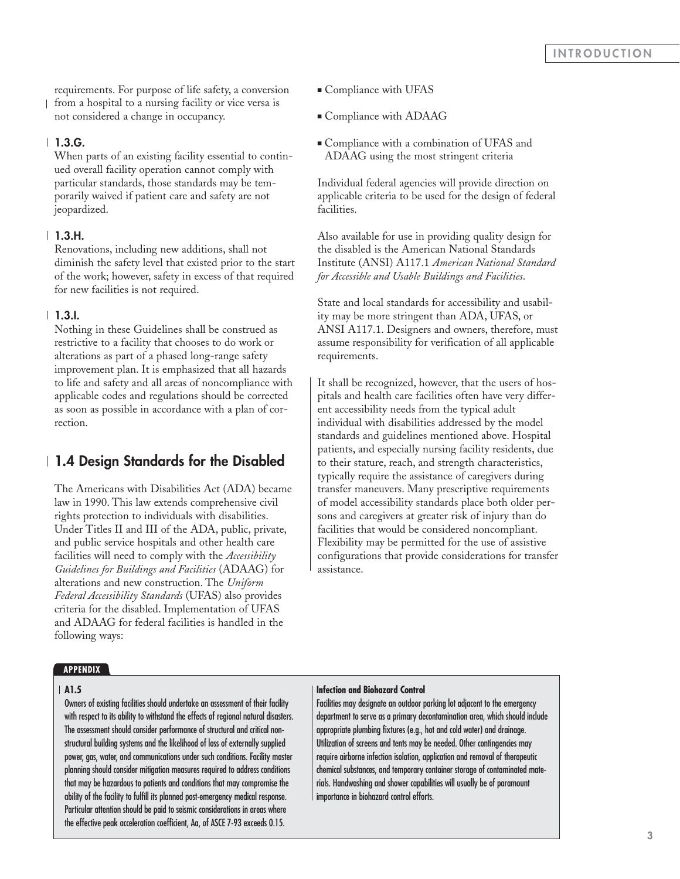requirements. For purpose of life safety, a conversion from a hospital to a nursing facility or vice versa is not considered a change in occupancy.

### 1.3.G.

When parts of an existing facility essential to continued overall facility operation cannot comply with particular standards, those standards may be temporarily waived if patient care and safety are not jeopardized.

### 1.3.H.

Renovations, including new additions, shall not diminish the safety level that existed prior to the start of the work; however, safety in excess of that required for new facilities is not required.

### 1.3.I.

Nothing in these Guidelines shall be construed as restrictive to a facility that chooses to do work or alterations as part of a phased long-range safety improvement plan. It is emphasized that all hazards to life and safety and all areas of noncompliance with applicable codes and regulations should be corrected as soon as possible in accordance with a plan of correction.

## 1.4 Design Standards for the Disabled

The Americans with Disabilities Act (ADA) became law in 1990. This law extends comprehensive civil rights protection to individuals with disabilities. Under Titles II and III of the ADA, public, private, and public service hospitals and other health care facilities will need to comply with the *Accessibility Guidelines for Buildings and Facilities* (ADAAG) for alterations and new construction. The *Uniform Federal Accessibility Standards* (UFAS) also provides criteria for the disabled. Implementation of UFAS and ADAAG for federal facilities is handled in the following ways:

- Compliance with UFAS
- Compliance with ADAAG
- Compliance with a combination of UFAS and ADAAG using the most stringent criteria

Individual federal agencies will provide direction on applicable criteria to be used for the design of federal facilities.

Also available for use in providing quality design for the disabled is the American National Standards Institute (ANSI) A117.1 *American National Standard for Accessible and Usable Buildings and Facilities*.

State and local standards for accessibility and usability may be more stringent than ADA, UFAS, or ANSI A117.1. Designers and owners, therefore, must assume responsibility for verification of all applicable requirements.

It shall be recognized, however, that the users of hospitals and health care facilities often have very different accessibility needs from the typical adult individual with disabilities addressed by the model standards and guidelines mentioned above. Hospital patients, and especially nursing facility residents, due to their stature, reach, and strength characteristics, typically require the assistance of caregivers during transfer maneuvers. Many prescriptive requirements of model accessibility standards place both older persons and caregivers at greater risk of injury than do facilities that would be considered noncompliant. Flexibility may be permitted for the use of assistive configurations that provide considerations for transfer assistance.

**APPENDIX**

**A1.5**

Owners of existing facilities should undertake an assessment of their facility with respect to its ability to withstand the effects of regional natural disasters. The assessment should consider performance of structural and critical nonstructural building systems and the likelihood of loss of externally supplied power, gas, water, and communications under such conditions. Facility master planning should consider mitigation measures required to address conditions that may be hazardous to patients and conditions that may compromise the ability of the facility to fulfill its planned post-emergency medical response. Particular attention should be paid to seismic considerations in areas where the effective peak acceleration coefficient, Aa, of ASCE 7-93 exceeds 0.15.

**Infection and Biohazard Control**

Facilities may designate an outdoor parking lot adjacent to the emergency department to serve as a primary decontamination area, which should include appropriate plumbing fixtures (e.g., hot and cold water) and drainage. Utilization of screens and tents may be needed. Other contingencies may require airborne infection isolation, application and removal of therapeutic chemical substances, and temporary container storage of contaminated materials. Handwashing and shower capabilities will usually be of paramount importance in biohazard control efforts.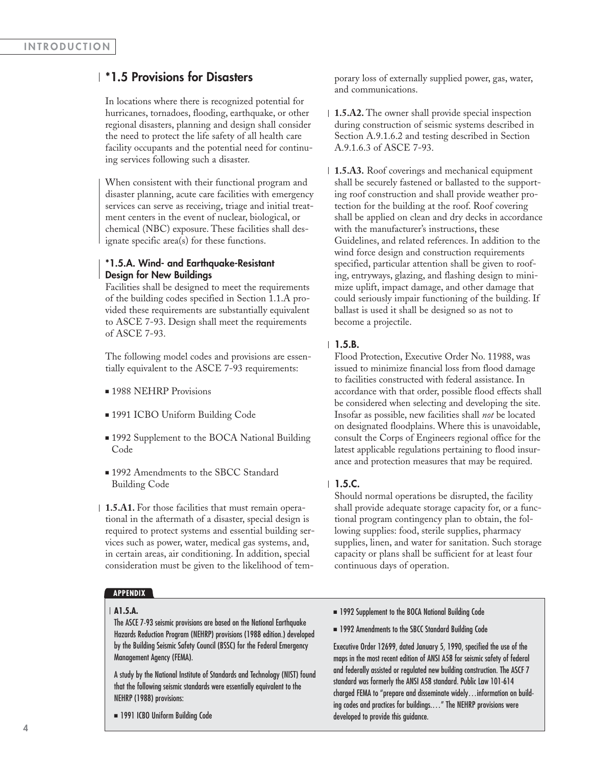## *1.5 Provisions for Disasters

In locations where there is recognized potential for hurricanes, tornadoes, flooding, earthquake, or other regional disasters, planning and design shall consider the need to protect the life safety of all health care facility occupants and the potential need for continuing services following such a disaster.

When consistent with their functional program and disaster planning, acute care facilities with emergency services can serve as receiving, triage and initial treatment centers in the event of nuclear, biological, or chemical (NBC) exposure. These facilities shall designate specific area(s) for these functions.

### *1.5.A. Wind- and Earthquake-Resistant Design for New Buildings

Facilities shall be designed to meet the requirements of the building codes specified in Section 1.1.A provided these requirements are substantially equivalent to ASCE 7-93. Design shall meet the requirements of ASCE 7-93.

The following model codes and provisions are essentially equivalent to the ASCE 7-93 requirements:

- 1988 NEHRP Provisions
- 1991 ICBO Uniform Building Code
- 1992 Supplement to the BOCA National Building Code
- 1992 Amendments to the SBCC Standard Building Code

**1.5.A1.** For those facilities that must remain operational in the aftermath of a disaster, special design is required to protect systems and essential building services such as power, water, medical gas systems, and, in certain areas, air conditioning. In addition, special consideration must be given to the likelihood of temporary loss of externally supplied power, gas, water, and communications.

**1.5.A2.** The owner shall provide special inspection during construction of seismic systems described in Section A.9.1.6.2 and testing described in Section A.9.1.6.3 of ASCE 7-93.

**1.5.A3.** Roof coverings and mechanical equipment shall be securely fastened or ballasted to the supporting roof construction and shall provide weather protection for the building at the roof. Roof covering shall be applied on clean and dry decks in accordance with the manufacturer's instructions, these Guidelines, and related references. In addition to the wind force design and construction requirements specified, particular attention shall be given to roofing, entryways, glazing, and flashing design to minimize uplift, impact damage, and other damage that could seriously impair functioning of the building. If ballast is used it shall be designed so as not to become a projectile.

### 1.5.B.

Flood Protection, Executive Order No. 11988, was issued to minimize financial loss from flood damage to facilities constructed with federal assistance. In accordance with that order, possible flood effects shall be considered when selecting and developing the site. Insofar as possible, new facilities shall *not* be located on designated floodplains. Where this is unavoidable, consult the Corps of Engineers regional office for the latest applicable regulations pertaining to flood insurance and protection measures that may be required.

### 1.5.C.

Should normal operations be disrupted, the facility shall provide adequate storage capacity for, or a functional program contingency plan to obtain, the following supplies: food, sterile supplies, pharmacy supplies, linen, and water for sanitation. Such storage capacity or plans shall be sufficient for at least four continuous days of operation.

**APPENDIX**

**A1.5.A.**

The ASCE 7-93 seismic provisions are based on the National Earthquake Hazards Reduction Program (NEHRP) provisions (1988 edition.) developed by the Building Seismic Safety Council (BSSC) for the Federal Emergency Management Agency (FEMA).

A study by the National Institute of Standards and Technology (NIST) found that the following seismic standards were essentially equivalent to the NEHRP (1988) provisions:

- 1991 ICBO Uniform Building Code
- 1992 Supplement to the BOCA National Building Code
- 1992 Amendments to the SBCC Standard Building Code

Executive Order 12699, dated January 5, 1990, specified the use of the maps in the most recent edition of ANSI A58 for seismic safety of federal and federally assisted or regulated new building construction. The ASCF 7 standard was formerly the ANSI A58 standard. Public Law 101-614 charged FEMA to "prepare and disseminate widely…information on building codes and practices for buildings.…" The NEHRP provisions were developed to provide this guidance.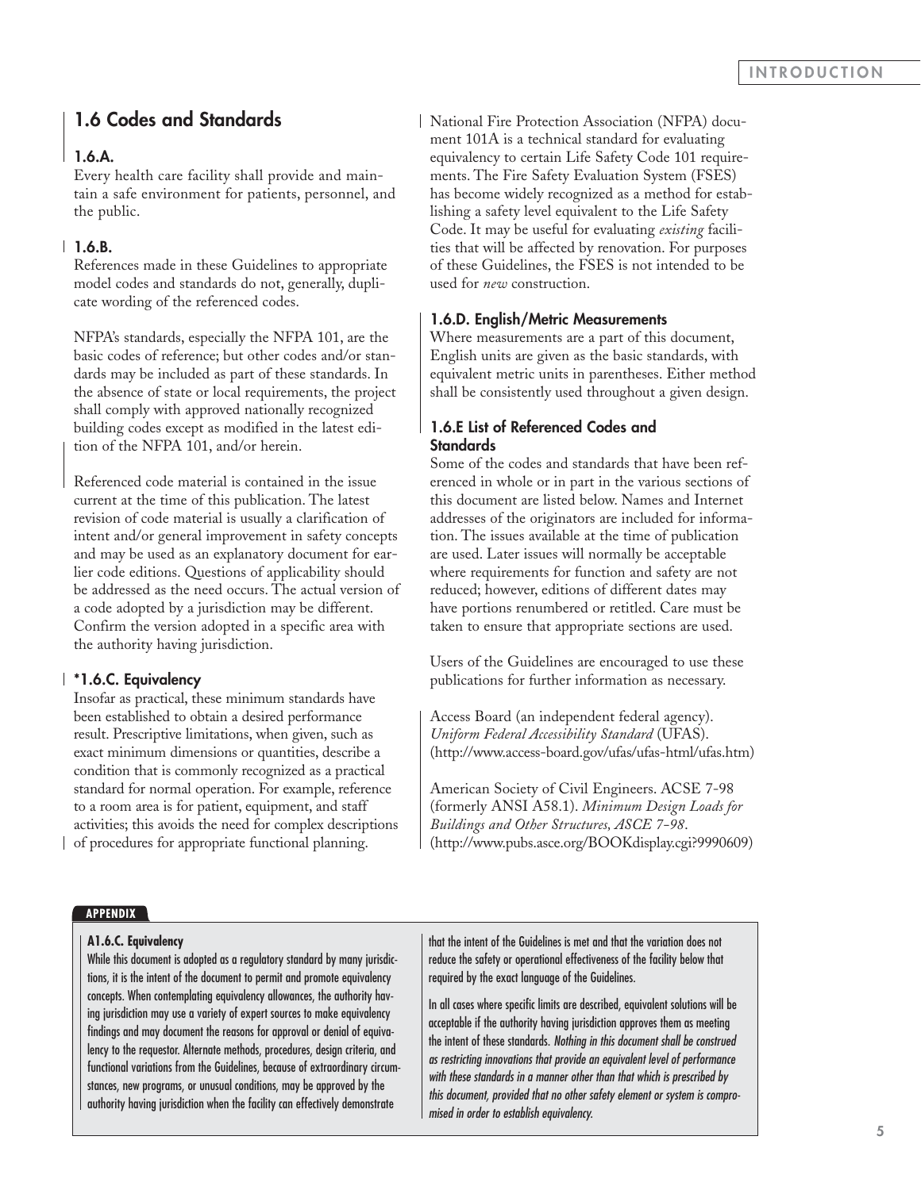## 1.6 Codes and Standards

### 1.6.A.

Every health care facility shall provide and maintain a safe environment for patients, personnel, and the public.

### 1.6.B.

References made in these Guidelines to appropriate model codes and standards do not, generally, duplicate wording of the referenced codes.

NFPA's standards, especially the NFPA 101, are the basic codes of reference; but other codes and/or standards may be included as part of these standards. In the absence of state or local requirements, the project shall comply with approved nationally recognized building codes except as modified in the latest edition of the NFPA 101, and/or herein.

Referenced code material is contained in the issue current at the time of this publication. The latest revision of code material is usually a clarification of intent and/or general improvement in safety concepts and may be used as an explanatory document for earlier code editions. Questions of applicability should be addressed as the need occurs. The actual version of a code adopted by a jurisdiction may be different. Confirm the version adopted in a specific area with the authority having jurisdiction.

### *1.6.C. Equivalency

Insofar as practical, these minimum standards have been established to obtain a desired performance result. Prescriptive limitations, when given, such as exact minimum dimensions or quantities, describe a condition that is commonly recognized as a practical standard for normal operation. For example, reference to a room area is for patient, equipment, and staff activities; this avoids the need for complex descriptions of procedures for appropriate functional planning.

National Fire Protection Association (NFPA) document 101A is a technical standard for evaluating equivalency to certain Life Safety Code 101 requirements. The Fire Safety Evaluation System (FSES) has become widely recognized as a method for establishing a safety level equivalent to the Life Safety Code. It may be useful for evaluating *existing* facilities that will be affected by renovation. For purposes of these Guidelines, the FSES is not intended to be used for *new* construction.

### 1.6.D. English/Metric Measurements

Where measurements are a part of this document, English units are given as the basic standards, with equivalent metric units in parentheses. Either method shall be consistently used throughout a given design.

### 1.6.E List of Referenced Codes and Standards

Some of the codes and standards that have been referenced in whole or in part in the various sections of this document are listed below. Names and Internet addresses of the originators are included for information. The issues available at the time of publication are used. Later issues will normally be acceptable where requirements for function and safety are not reduced; however, editions of different dates may have portions renumbered or retitled. Care must be taken to ensure that appropriate sections are used.

Users of the Guidelines are encouraged to use these publications for further information as necessary.

Access Board (an independent federal agency). *Uniform Federal Accessibility Standard* (UFAS). (http://www.access-board.gov/ufas/ufas-html/ufas.htm)

American Society of Civil Engineers. ACSE 7-98 (formerly ANSI A58.1). *Minimum Design Loads for Buildings and Other Structures, ASCE 7-98*. (http://www.pubs.asce.org/BOOKdisplay.cgi?9990609)

---

**APPENDIX**

**A1.6.C. Equivalency**

While this document is adopted as a regulatory standard by many jurisdictions, it is the intent of the document to permit and promote equivalency concepts. When contemplating equivalency allowances, the authority having jurisdiction may use a variety of expert sources to make equivalency findings and may document the reasons for approval or denial of equivalency to the requestor. Alternate methods, procedures, design criteria, and functional variations from the Guidelines, because of extraordinary circumstances, new programs, or unusual conditions, may be approved by the authority having jurisdiction when the facility can effectively demonstrate that the intent of the Guidelines is met and that the variation does not reduce the safety or operational effectiveness of the facility below that required by the exact language of the Guidelines.

In all cases where specific limits are described, equivalent solutions will be acceptable if the authority having jurisdiction approves them as meeting the intent of these standards. *Nothing in this document shall be construed as restricting innovations that provide an equivalent level of performance with these standards in a manner other than that which is prescribed by this document, provided that no other safety element or system is compromised in order to establish equivalency.*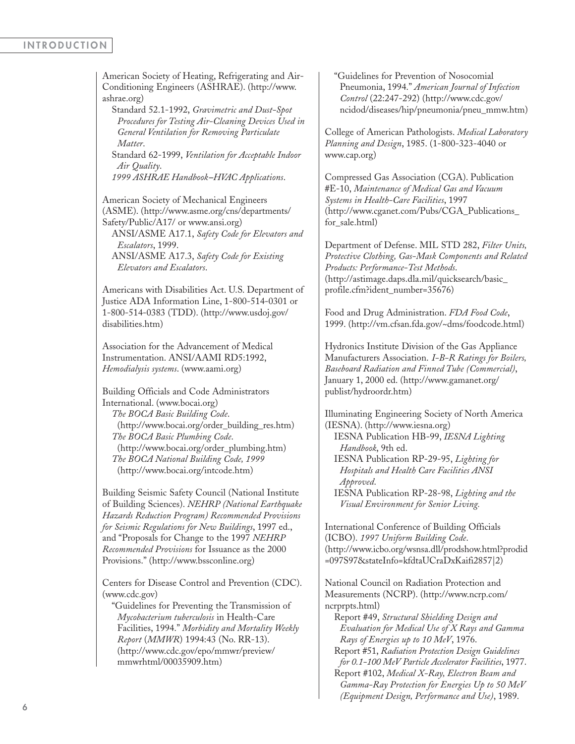American Society of Heating, Refrigerating and Air-Conditioning Engineers (ASHRAE). (http://www.ashrae.org)

- Standard 52.1-1992, *Gravimetric and Dust-Spot Procedures for Testing Air-Cleaning Devices Used in General Ventilation for Removing Particulate Matter*.
- Standard 62-1999, *Ventilation for Acceptable Indoor Air Quality*.
- *1999 ASHRAE Handbook–HVAC Applications*.

American Society of Mechanical Engineers (ASME). (http://www.asme.org/cns/departments/Safety/Public/A17/ or www.ansi.org)

- ANSI/ASME A17.1, *Safety Code for Elevators and Escalators*, 1999.
- ANSI/ASME A17.3, *Safety Code for Existing Elevators and Escalators*.

Americans with Disabilities Act. U.S. Department of Justice ADA Information Line, 1-800-514-0301 or 1-800-514-0383 (TDD). (http://www.usdoj.gov/disabilities.htm)

Association for the Advancement of Medical Instrumentation. ANSI/AAMI RD5:1992, *Hemodialysis systems*. (www.aami.org)

Building Officials and Code Administrators International. (www.bocai.org)

- *The BOCA Basic Building Code*. (http://www.bocai.org/order_building_res.htm)
- *The BOCA Basic Plumbing Code*. (http://www.bocai.org/order_plumbing.htm)
- *The BOCA National Building Code, 1999* (http://www.bocai.org/intcode.htm)

Building Seismic Safety Council (National Institute of Building Sciences). *NEHRP (National Earthquake Hazards Reduction Program) Recommended Provisions for Seismic Regulations for New Buildings*, 1997 ed., and "Proposals for Change to the 1997 *NEHRP Recommended Provisions* for Issuance as the 2000 Provisions." (http://www.bssconline.org)

Centers for Disease Control and Prevention (CDC). (www.cdc.gov)

- "Guidelines for Preventing the Transmission of *Mycobacterium tuberculosis* in Health-Care Facilities, 1994." *Morbidity and Mortality Weekly Report* (*MMWR*) 1994:43 (No. RR-13). (http://www.cdc.gov/epo/mmwr/preview/mmwrhtml/00035909.htm)
- "Guidelines for Prevention of Nosocomial Pneumonia, 1994." *American Journal of Infection Control* (22:247-292) (http://www.cdc.gov/ncidod/diseases/hip/pneumonia/pneu_mmw.htm)

College of American Pathologists. *Medical Laboratory Planning and Design*, 1985. (1-800-323-4040 or www.cap.org)

Compressed Gas Association (CGA). Publication #E-10, *Maintenance of Medical Gas and Vacuum Systems in Health-Care Facilities*, 1997 (http://www.cganet.com/Pubs/CGA_Publications_for_sale.html)

Department of Defense. MIL STD 282, *Filter Units, Protective Clothing, Gas-Mask Components and Related Products: Performance-Test Methods*. (http://astimage.daps.dla.mil/quicksearch/basic_profile.cfm?ident_number=35676)

Food and Drug Administration. *FDA Food Code*, 1999. (http://vm.cfsan.fda.gov/~dms/foodcode.html)

Hydronics Institute Division of the Gas Appliance Manufacturers Association. *I-B-R Ratings for Boilers, Baseboard Radiation and Finned Tube (Commercial)*, January 1, 2000 ed. (http://www.gamanet.org/publist/hydroordr.htm)

Illuminating Engineering Society of North America (IESNA). (http://www.iesna.org)

- IESNA Publication HB-99, *IESNA Lighting Handbook*, 9th ed.
- IESNA Publication RP-29-95, *Lighting for Hospitals and Health Care Facilities ANSI Approved*.
- IESNA Publication RP-28-98, *Lighting and the Visual Environment for Senior Living.*

International Conference of Building Officials (ICBO). *1997 Uniform Building Code*. (http://www.icbo.org/wsnsa.dll/prodshow.html?prodid=097S97&stateInfo=kfdtaUCraDxKaifi2857|2)

National Council on Radiation Protection and Measurements (NCRP). (http://www.ncrp.com/ncrprpts.html)

- Report #49, *Structural Shielding Design and Evaluation for Medical Use of X Rays and Gamma Rays of Energies up to 10 MeV*, 1976.
- Report #51, *Radiation Protection Design Guidelines for 0.1-100 MeV Particle Accelerator Facilities*, 1977.
- Report #102, *Medical X-Ray, Electron Beam and Gamma-Ray Protection for Energies Up to 50 MeV (Equipment Design, Performance and Use)*, 1989.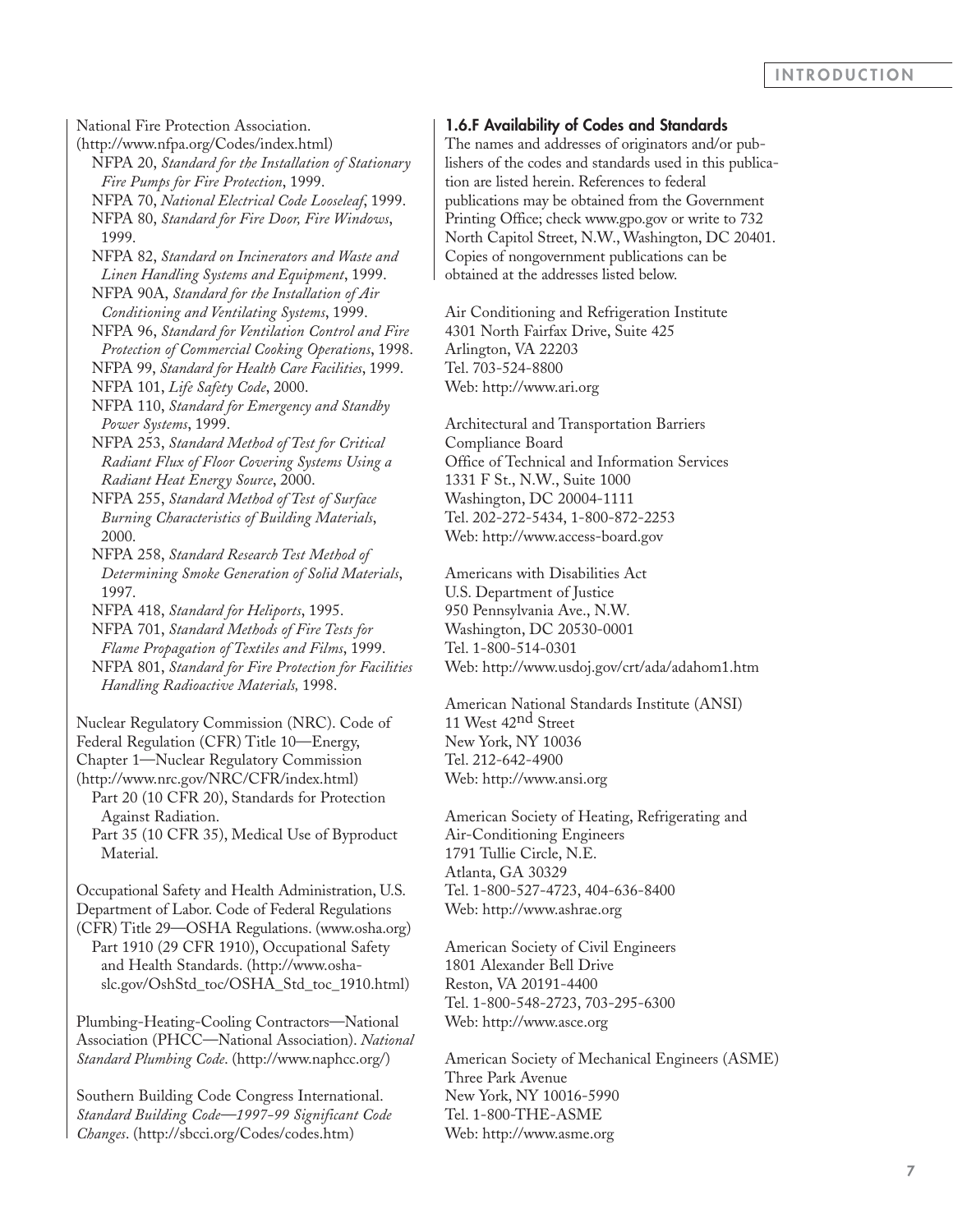National Fire Protection Association. (http://www.nfpa.org/Codes/index.html)

- NFPA 20, *Standard for the Installation of Stationary Fire Pumps for Fire Protection*, 1999.
- NFPA 70, *National Electrical Code Looseleaf*, 1999.
- NFPA 80, *Standard for Fire Door, Fire Windows*, 1999.
- NFPA 82, *Standard on Incinerators and Waste and Linen Handling Systems and Equipment*, 1999.
- NFPA 90A, *Standard for the Installation of Air Conditioning and Ventilating Systems*, 1999.
- NFPA 96, *Standard for Ventilation Control and Fire Protection of Commercial Cooking Operations*, 1998.
- NFPA 99, *Standard for Health Care Facilities*, 1999.
- NFPA 101, *Life Safety Code*, 2000.
- NFPA 110, *Standard for Emergency and Standby Power Systems*, 1999.
- NFPA 253, *Standard Method of Test for Critical Radiant Flux of Floor Covering Systems Using a Radiant Heat Energy Source*, 2000.
- NFPA 255, *Standard Method of Test of Surface Burning Characteristics of Building Materials*, 2000.
- NFPA 258, *Standard Research Test Method of Determining Smoke Generation of Solid Materials*, 1997.
- NFPA 418, *Standard for Heliports*, 1995.
- NFPA 701, *Standard Methods of Fire Tests for Flame Propagation of Textiles and Films*, 1999.
- NFPA 801, *Standard for Fire Protection for Facilities Handling Radioactive Materials,* 1998.

Nuclear Regulatory Commission (NRC). Code of Federal Regulation (CFR) Title 10—Energy, Chapter 1—Nuclear Regulatory Commission (http://www.nrc.gov/NRC/CFR/index.html)

- Part 20 (10 CFR 20), Standards for Protection Against Radiation.
- Part 35 (10 CFR 35), Medical Use of Byproduct Material.

Occupational Safety and Health Administration, U.S. Department of Labor. Code of Federal Regulations (CFR) Title 29—OSHA Regulations. (www.osha.org)

- Part 1910 (29 CFR 1910), Occupational Safety and Health Standards. (http://www.osha-slc.gov/OshStd_toc/OSHA_Std_toc_1910.html)

Plumbing-Heating-Cooling Contractors—National Association (PHCC—National Association). *National Standard Plumbing Code*. (http://www.naphcc.org/)

Southern Building Code Congress International. *Standard Building Code—1997-99 Significant Code Changes*. (http://sbcci.org/Codes/codes.htm)

### 1.6.F Availability of Codes and Standards

The names and addresses of originators and/or publishers of the codes and standards used in this publication are listed herein. References to federal publications may be obtained from the Government Printing Office; check www.gpo.gov or write to 732 North Capitol Street, N.W., Washington, DC 20401. Copies of nongovernment publications can be obtained at the addresses listed below.

Air Conditioning and Refrigeration Institute
4301 North Fairfax Drive, Suite 425
Arlington, VA 22203
Tel. 703-524-8800
Web: http://www.ari.org

Architectural and Transportation Barriers Compliance Board
Office of Technical and Information Services
1331 F St., N.W., Suite 1000
Washington, DC 20004-1111
Tel. 202-272-5434, 1-800-872-2253
Web: http://www.access-board.gov

Americans with Disabilities Act
U.S. Department of Justice
950 Pennsylvania Ave., N.W.
Washington, DC 20530-0001
Tel. 1-800-514-0301
Web: http://www.usdoj.gov/crt/ada/adahom1.htm

American National Standards Institute (ANSI)
11 West 42nd Street
New York, NY 10036
Tel. 212-642-4900
Web: http://www.ansi.org

American Society of Heating, Refrigerating and Air-Conditioning Engineers
1791 Tullie Circle, N.E.
Atlanta, GA 30329
Tel. 1-800-527-4723, 404-636-8400
Web: http://www.ashrae.org

American Society of Civil Engineers
1801 Alexander Bell Drive
Reston, VA 20191-4400
Tel. 1-800-548-2723, 703-295-6300
Web: http://www.asce.org

American Society of Mechanical Engineers (ASME)
Three Park Avenue
New York, NY 10016-5990
Tel. 1-800-THE-ASME
Web: http://www.asme.org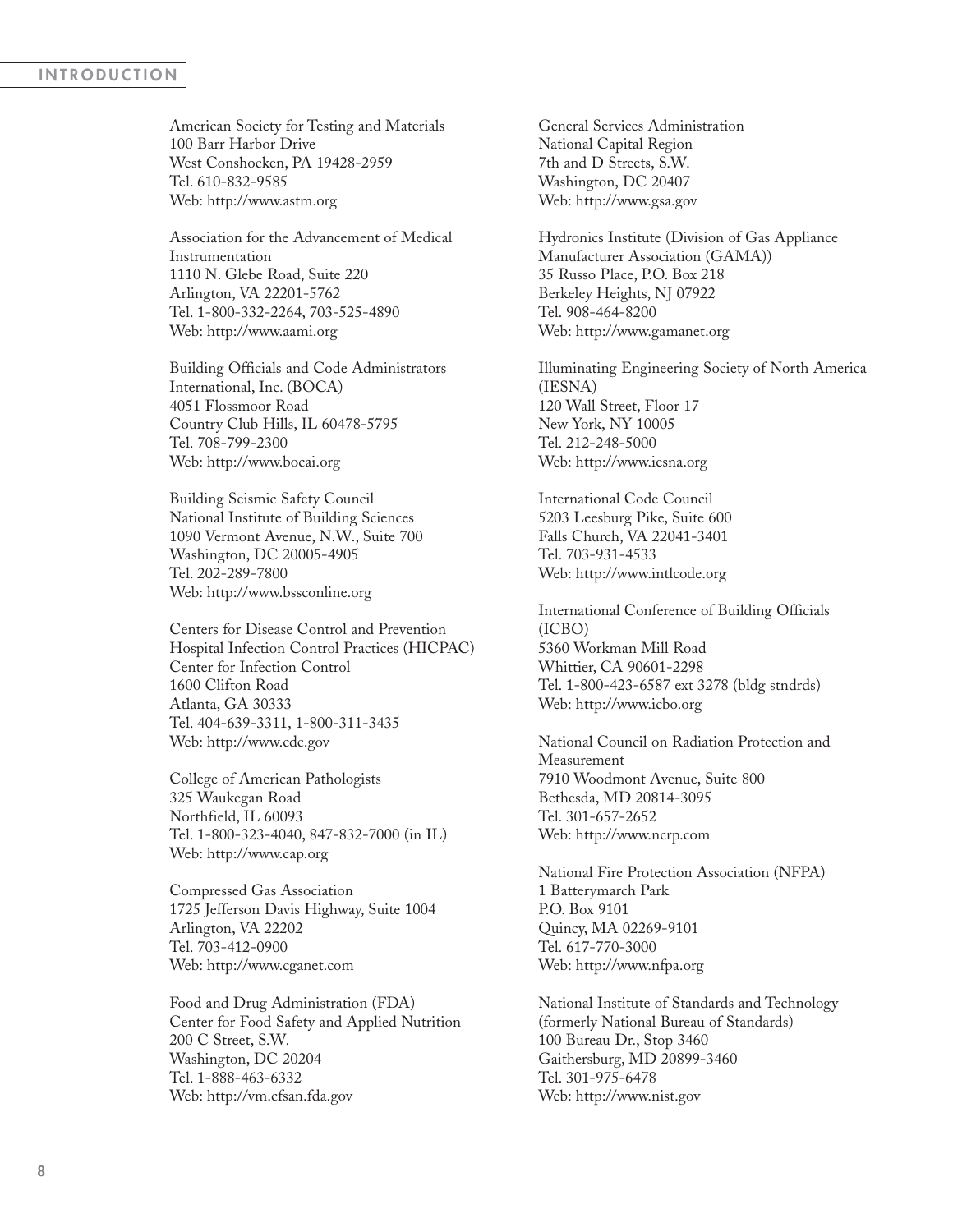American Society for Testing and Materials
100 Barr Harbor Drive
West Conshocken, PA 19428-2959
Tel. 610-832-9585
Web: http://www.astm.org

Association for the Advancement of Medical Instrumentation
1110 N. Glebe Road, Suite 220
Arlington, VA 22201-5762
Tel. 1-800-332-2264, 703-525-4890
Web: http://www.aami.org

Building Officials and Code Administrators International, Inc. (BOCA)
4051 Flossmoor Road
Country Club Hills, IL 60478-5795
Tel. 708-799-2300
Web: http://www.bocai.org

Building Seismic Safety Council
National Institute of Building Sciences
1090 Vermont Avenue, N.W., Suite 700
Washington, DC 20005-4905
Tel. 202-289-7800
Web: http://www.bssconline.org

Centers for Disease Control and Prevention
Hospital Infection Control Practices (HICPAC)
Center for Infection Control
1600 Clifton Road
Atlanta, GA 30333
Tel. 404-639-3311, 1-800-311-3435
Web: http://www.cdc.gov

College of American Pathologists
325 Waukegan Road
Northfield, IL 60093
Tel. 1-800-323-4040, 847-832-7000 (in IL)
Web: http://www.cap.org

Compressed Gas Association
1725 Jefferson Davis Highway, Suite 1004
Arlington, VA 22202
Tel. 703-412-0900
Web: http://www.cganet.com

Food and Drug Administration (FDA)
Center for Food Safety and Applied Nutrition
200 C Street, S.W.
Washington, DC 20204
Tel. 1-888-463-6332
Web: http://vm.cfsan.fda.gov

General Services Administration
National Capital Region
7th and D Streets, S.W.
Washington, DC 20407
Web: http://www.gsa.gov

Hydronics Institute (Division of Gas Appliance Manufacturer Association (GAMA))
35 Russo Place, P.O. Box 218
Berkeley Heights, NJ 07922
Tel. 908-464-8200
Web: http://www.gamanet.org

Illuminating Engineering Society of North America (IESNA)
120 Wall Street, Floor 17
New York, NY 10005
Tel. 212-248-5000
Web: http://www.iesna.org

International Code Council
5203 Leesburg Pike, Suite 600
Falls Church, VA 22041-3401
Tel. 703-931-4533
Web: http://www.intlcode.org

International Conference of Building Officials (ICBO)
5360 Workman Mill Road
Whittier, CA 90601-2298
Tel. 1-800-423-6587 ext 3278 (bldg stndrds)
Web: http://www.icbo.org

National Council on Radiation Protection and Measurement
7910 Woodmont Avenue, Suite 800
Bethesda, MD 20814-3095
Tel. 301-657-2652
Web: http://www.ncrp.com

National Fire Protection Association (NFPA)
1 Batterymarch Park
P.O. Box 9101
Quincy, MA 02269-9101
Tel. 617-770-3000
Web: http://www.nfpa.org

National Institute of Standards and Technology (formerly National Bureau of Standards)
100 Bureau Dr., Stop 3460
Gaithersburg, MD 20899-3460
Tel. 301-975-6478
Web: http://www.nist.gov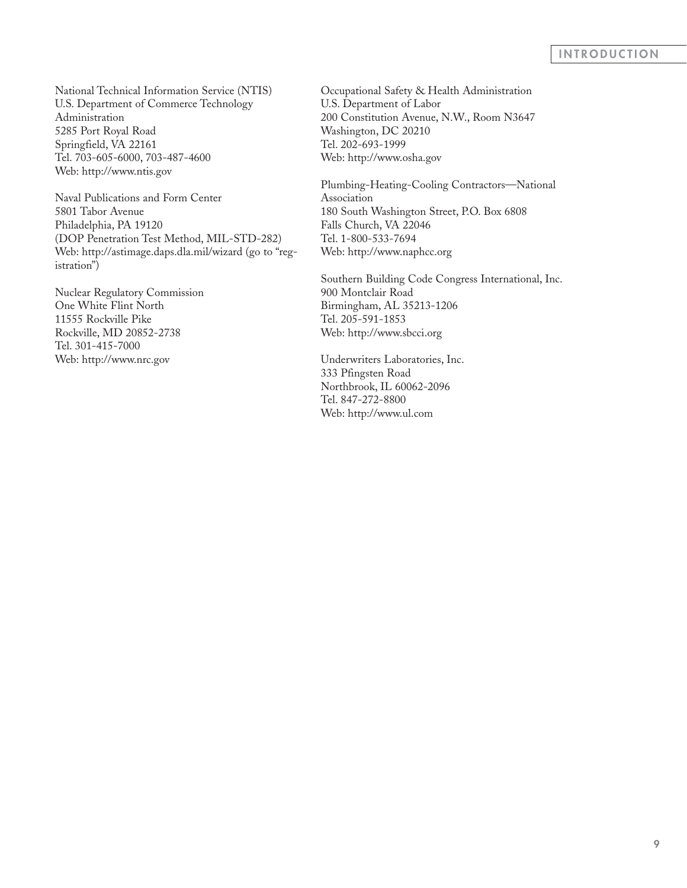National Technical Information Service (NTIS)
U.S. Department of Commerce Technology Administration
5285 Port Royal Road
Springfield, VA 22161
Tel. 703-605-6000, 703-487-4600
Web: http://www.ntis.gov

Naval Publications and Form Center
5801 Tabor Avenue
Philadelphia, PA 19120
(DOP Penetration Test Method, MIL-STD-282)
Web: http://astimage.daps.dla.mil/wizard (go to "registration")

Nuclear Regulatory Commission
One White Flint North
11555 Rockville Pike
Rockville, MD 20852-2738
Tel. 301-415-7000
Web: http://www.nrc.gov

Occupational Safety & Health Administration
U.S. Department of Labor
200 Constitution Avenue, N.W., Room N3647
Washington, DC 20210
Tel. 202-693-1999
Web: http://www.osha.gov

Plumbing-Heating-Cooling Contractors—National Association
180 South Washington Street, P.O. Box 6808
Falls Church, VA 22046
Tel. 1-800-533-7694
Web: http://www.naphcc.org

Southern Building Code Congress International, Inc.
900 Montclair Road
Birmingham, AL 35213-1206
Tel. 205-591-1853
Web: http://www.sbcci.org

Underwriters Laboratories, Inc.
333 Pfingsten Road
Northbrook, IL 60062-2096
Tel. 847-272-8800
Web: http://www.ul.com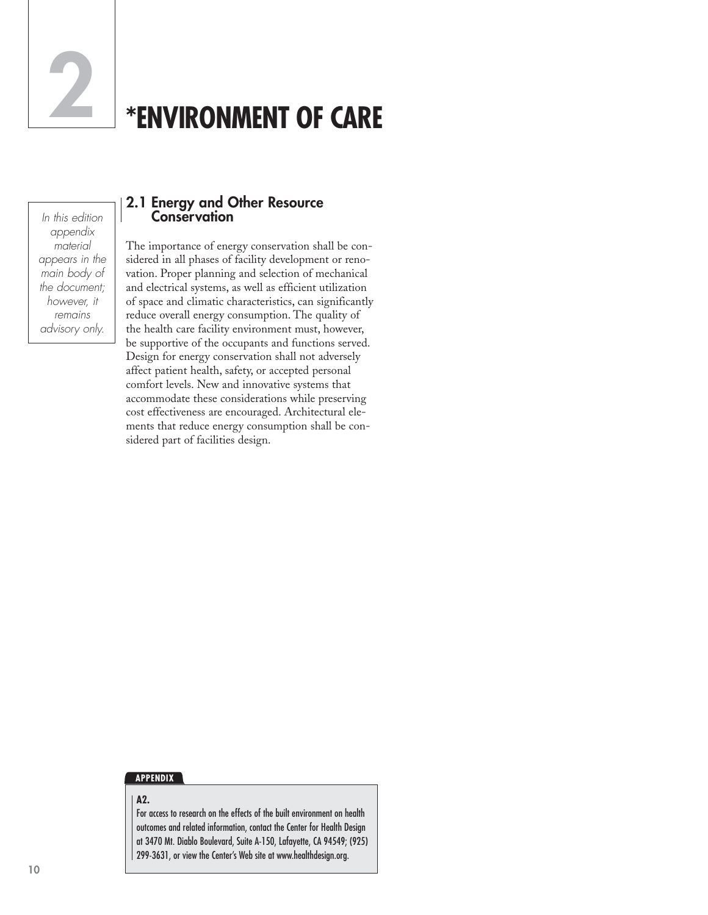# 2 *ENVIRONMENT OF CARE

*In this edition appendix material appears in the main body of the document; however, it remains advisory only.*

## 2.1 Energy and Other Resource Conservation

The importance of energy conservation shall be considered in all phases of facility development or renovation. Proper planning and selection of mechanical and electrical systems, as well as efficient utilization of space and climatic characteristics, can significantly reduce overall energy consumption. The quality of the health care facility environment must, however, be supportive of the occupants and functions served. Design for energy conservation shall not adversely affect patient health, safety, or accepted personal comfort levels. New and innovative systems that accommodate these considerations while preserving cost effectiveness are encouraged. Architectural elements that reduce energy consumption shall be considered part of facilities design.

**APPENDIX**

**A2.**
For access to research on the effects of the built environment on health outcomes and related information, contact the Center for Health Design at 3470 Mt. Diablo Boulevard, Suite A-150, Lafayette, CA 94549; (925) 299-3631, or view the Center's Web site at www.healthdesign.org.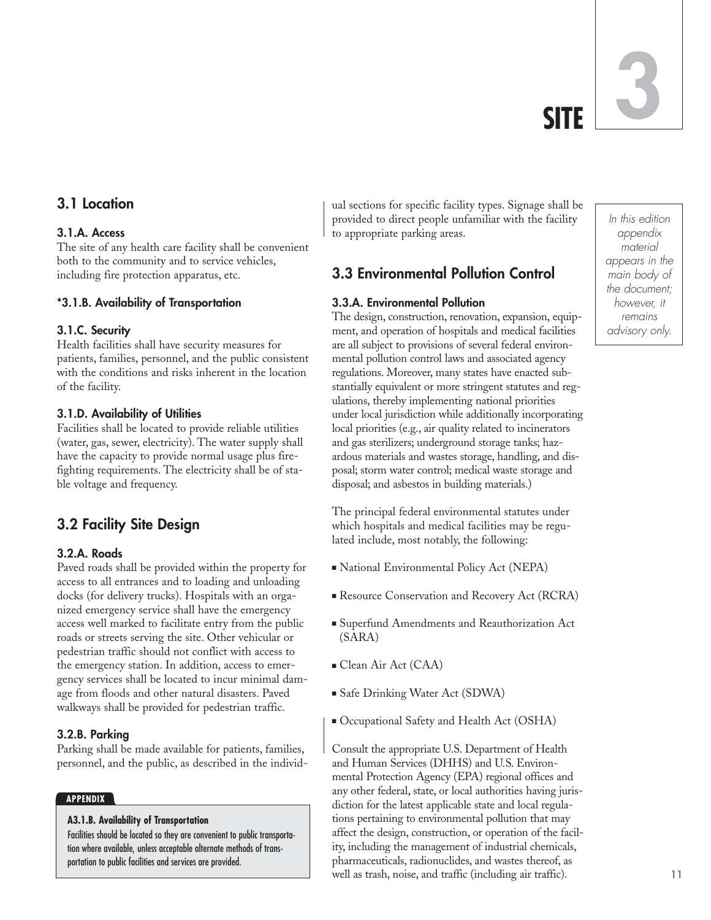# 3 SITE

## 3.1 Location

### 3.1.A. Access

The site of any health care facility shall be convenient both to the community and to service vehicles, including fire protection apparatus, etc.

### *3.1.B. Availability of Transportation

### 3.1.C. Security

Health facilities shall have security measures for patients, families, personnel, and the public consistent with the conditions and risks inherent in the location of the facility.

### 3.1.D. Availability of Utilities

Facilities shall be located to provide reliable utilities (water, gas, sewer, electricity). The water supply shall have the capacity to provide normal usage plus fire-fighting requirements. The electricity shall be of stable voltage and frequency.

## 3.2 Facility Site Design

### 3.2.A. Roads

Paved roads shall be provided within the property for access to all entrances and to loading and unloading docks (for delivery trucks). Hospitals with an organized emergency service shall have the emergency access well marked to facilitate entry from the public roads or streets serving the site. Other vehicular or pedestrian traffic should not conflict with access to the emergency station. In addition, access to emergency services shall be located to incur minimal damage from floods and other natural disasters. Paved walkways shall be provided for pedestrian traffic.

### 3.2.B. Parking

Parking shall be made available for patients, families, personnel, and the public, as described in the individual sections for specific facility types. Signage shall be provided to direct people unfamiliar with the facility to appropriate parking areas.

**APPENDIX**

**A3.1.B. Availability of Transportation**

Facilities should be located so they are convenient to public transportation where available, unless acceptable alternate methods of transportation to public facilities and services are provided.

## 3.3 Environmental Pollution Control

### 3.3.A. Environmental Pollution

The design, construction, renovation, expansion, equipment, and operation of hospitals and medical facilities are all subject to provisions of several federal environmental pollution control laws and associated agency regulations. Moreover, many states have enacted substantially equivalent or more stringent statutes and regulations, thereby implementing national priorities under local jurisdiction while additionally incorporating local priorities (e.g., air quality related to incinerators and gas sterilizers; underground storage tanks; hazardous materials and wastes storage, handling, and disposal; storm water control; medical waste storage and disposal; and asbestos in building materials.)

The principal federal environmental statutes under which hospitals and medical facilities may be regulated include, most notably, the following:

- National Environmental Policy Act (NEPA)
- Resource Conservation and Recovery Act (RCRA)
- Superfund Amendments and Reauthorization Act (SARA)
- Clean Air Act (CAA)
- Safe Drinking Water Act (SDWA)
- Occupational Safety and Health Act (OSHA)

Consult the appropriate U.S. Department of Health and Human Services (DHHS) and U.S. Environmental Protection Agency (EPA) regional offices and any other federal, state, or local authorities having jurisdiction for the latest applicable state and local regulations pertaining to environmental pollution that may affect the design, construction, or operation of the facility, including the management of industrial chemicals, pharmaceuticals, radionuclides, and wastes thereof, as well as trash, noise, and traffic (including air traffic).

*In this edition appendix material appears in the main body of the document; however, it remains advisory only.*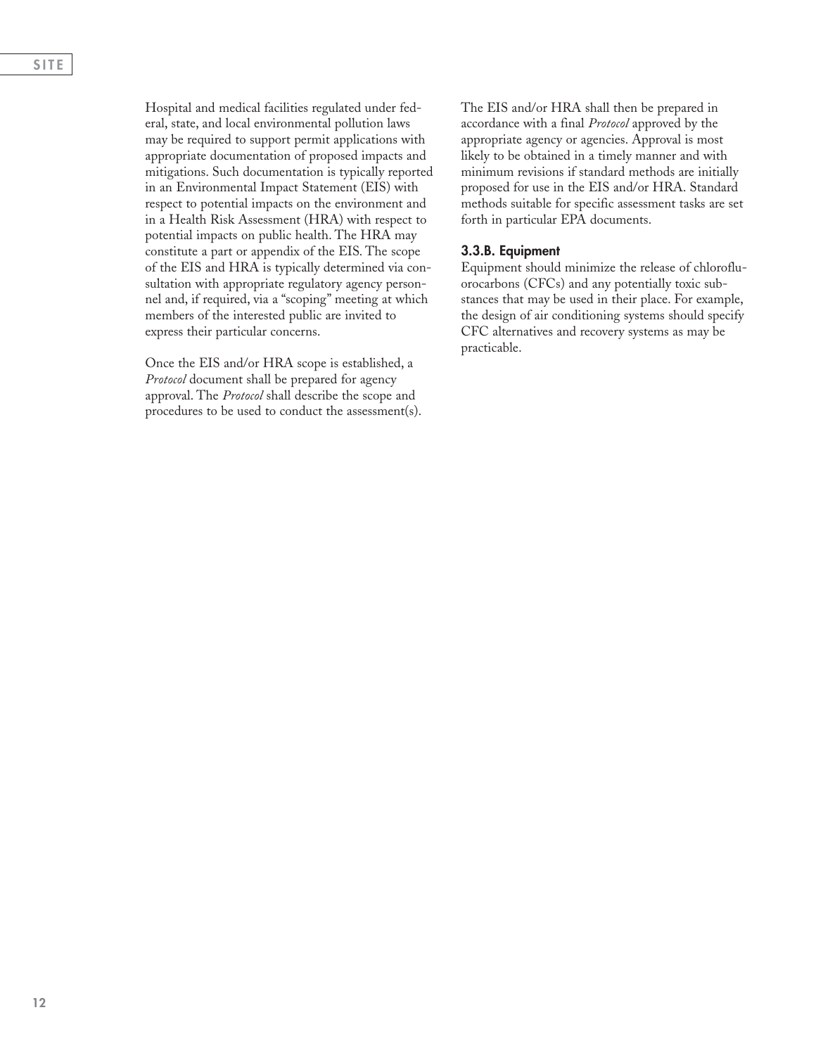Hospital and medical facilities regulated under federal, state, and local environmental pollution laws may be required to support permit applications with appropriate documentation of proposed impacts and mitigations. Such documentation is typically reported in an Environmental Impact Statement (EIS) with respect to potential impacts on the environment and in a Health Risk Assessment (HRA) with respect to potential impacts on public health. The HRA may constitute a part or appendix of the EIS. The scope of the EIS and HRA is typically determined via consultation with appropriate regulatory agency personnel and, if required, via a "scoping" meeting at which members of the interested public are invited to express their particular concerns.

Once the EIS and/or HRA scope is established, a *Protocol* document shall be prepared for agency approval. The *Protocol* shall describe the scope and procedures to be used to conduct the assessment(s).

The EIS and/or HRA shall then be prepared in accordance with a final *Protocol* approved by the appropriate agency or agencies. Approval is most likely to be obtained in a timely manner and with minimum revisions if standard methods are initially proposed for use in the EIS and/or HRA. Standard methods suitable for specific assessment tasks are set forth in particular EPA documents.

### 3.3.B. Equipment

Equipment should minimize the release of chlorofluorocarbons (CFCs) and any potentially toxic substances that may be used in their place. For example, the design of air conditioning systems should specify CFC alternatives and recovery systems as may be practicable.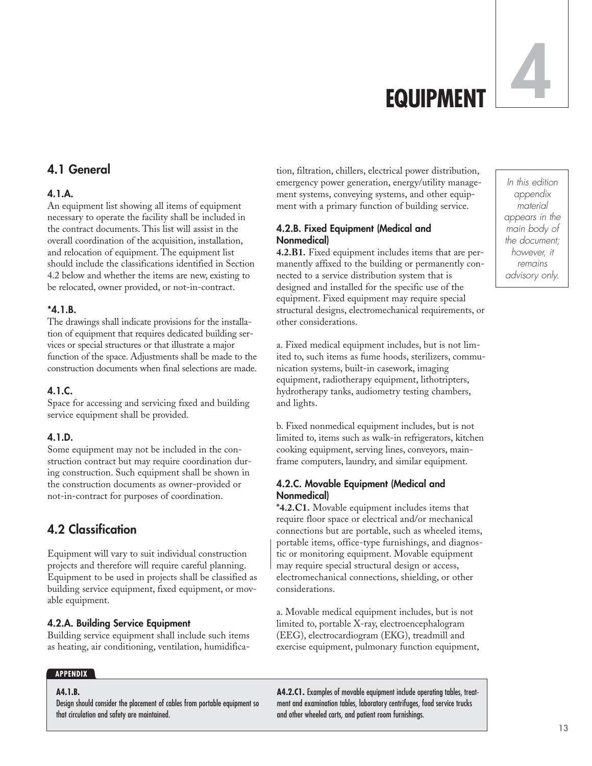# EQUIPMENT 4

*In this edition appendix material appears in the main body of the document; however, it remains advisory only.*

## 4.1 General

### 4.1.A.

An equipment list showing all items of equipment necessary to operate the facility shall be included in the contract documents. This list will assist in the overall coordination of the acquisition, installation, and relocation of equipment. The equipment list should include the classifications identified in Section 4.2 below and whether the items are new, existing to be relocated, owner provided, or not-in-contract.

### *4.1.B.

The drawings shall indicate provisions for the installation of equipment that requires dedicated building services or special structures or that illustrate a major function of the space. Adjustments shall be made to the construction documents when final selections are made.

### 4.1.C.

Space for accessing and servicing fixed and building service equipment shall be provided.

### 4.1.D.

Some equipment may not be included in the construction contract but may require coordination during construction. Such equipment shall be shown in the construction documents as owner-provided or not-in-contract for purposes of coordination.

## 4.2 Classification

Equipment will vary to suit individual construction projects and therefore will require careful planning. Equipment to be used in projects shall be classified as building service equipment, fixed equipment, or movable equipment.

### 4.2.A. Building Service Equipment

Building service equipment shall include such items as heating, air conditioning, ventilation, humidification, filtration, chillers, electrical power distribution, emergency power generation, energy/utility management systems, conveying systems, and other equipment with a primary function of building service.

### 4.2.B. Fixed Equipment (Medical and Nonmedical)

**4.2.B1.** Fixed equipment includes items that are permanently affixed to the building or permanently connected to a service distribution system that is designed and installed for the specific use of the equipment. Fixed equipment may require special structural designs, electromechanical requirements, or other considerations.

a. Fixed medical equipment includes, but is not limited to, such items as fume hoods, sterilizers, communication systems, built-in casework, imaging equipment, radiotherapy equipment, lithotripters, hydrotherapy tanks, audiometry testing chambers, and lights.

b. Fixed nonmedical equipment includes, but is not limited to, items such as walk-in refrigerators, kitchen cooking equipment, serving lines, conveyors, mainframe computers, laundry, and similar equipment.

### 4.2.C. Movable Equipment (Medical and Nonmedical)

***4.2.C1.** Movable equipment includes items that require floor space or electrical and/or mechanical connections but are portable, such as wheeled items, portable items, office-type furnishings, and diagnostic or monitoring equipment. Movable equipment may require special structural design or access, electromechanical connections, shielding, or other considerations.

a. Movable medical equipment includes, but is not limited to, portable X-ray, electroencephalogram (EEG), electrocardiogram (EKG), treadmill and exercise equipment, pulmonary function equipment,

---

**APPENDIX**

**A4.1.B.** Design should consider the placement of cables from portable equipment so that circulation and safety are maintained.

**A4.2.C1.** Examples of movable equipment include operating tables, treatment and examination tables, laboratory centrifuges, food service trucks and other wheeled carts, and patient room furnishings.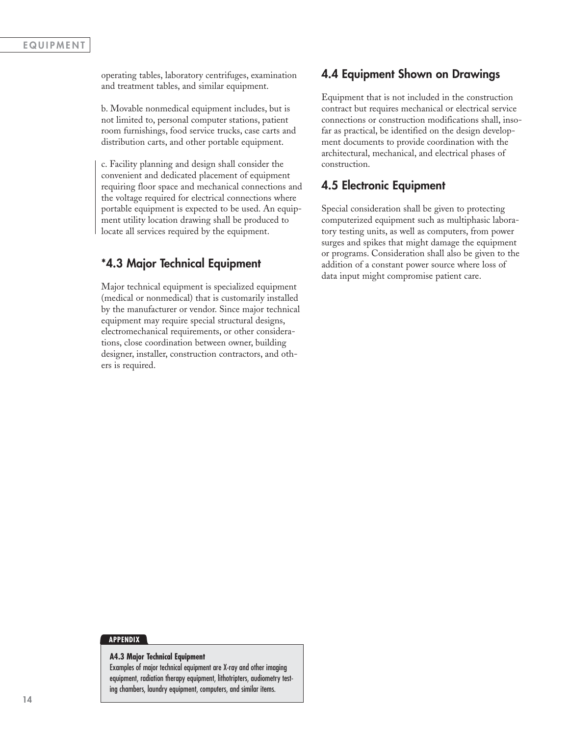operating tables, laboratory centrifuges, examination and treatment tables, and similar equipment.

b. Movable nonmedical equipment includes, but is not limited to, personal computer stations, patient room furnishings, food service trucks, case carts and distribution carts, and other portable equipment.

c. Facility planning and design shall consider the convenient and dedicated placement of equipment requiring floor space and mechanical connections and the voltage required for electrical connections where portable equipment is expected to be used. An equipment utility location drawing shall be produced to locate all services required by the equipment.

## *4.3 Major Technical Equipment

Major technical equipment is specialized equipment (medical or nonmedical) that is customarily installed by the manufacturer or vendor. Since major technical equipment may require special structural designs, electromechanical requirements, or other considerations, close coordination between owner, building designer, installer, construction contractors, and others is required.

## 4.4 Equipment Shown on Drawings

Equipment that is not included in the construction contract but requires mechanical or electrical service connections or construction modifications shall, insofar as practical, be identified on the design development documents to provide coordination with the architectural, mechanical, and electrical phases of construction.

## 4.5 Electronic Equipment

Special consideration shall be given to protecting computerized equipment such as multiphasic laboratory testing units, as well as computers, from power surges and spikes that might damage the equipment or programs. Consideration shall also be given to the addition of a constant power source where loss of data input might compromise patient care.

**APPENDIX**

**A4.3 Major Technical Equipment**
Examples of major technical equipment are X-ray and other imaging equipment, radiation therapy equipment, lithotripters, audiometry testing chambers, laundry equipment, computers, and similar items.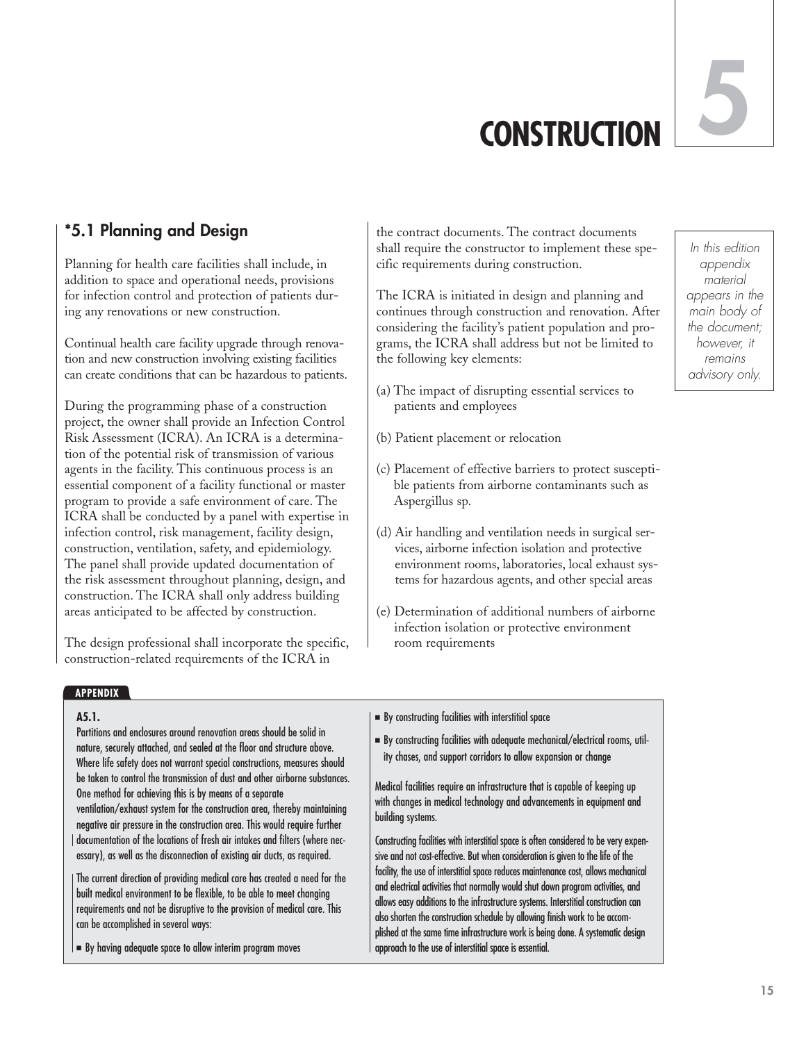# 5 CONSTRUCTION

## *5.1 Planning and Design

Planning for health care facilities shall include, in addition to space and operational needs, provisions for infection control and protection of patients during any renovations or new construction.

Continual health care facility upgrade through renovation and new construction involving existing facilities can create conditions that can be hazardous to patients.

During the programming phase of a construction project, the owner shall provide an Infection Control Risk Assessment (ICRA). An ICRA is a determination of the potential risk of transmission of various agents in the facility. This continuous process is an essential component of a facility functional or master program to provide a safe environment of care. The ICRA shall be conducted by a panel with expertise in infection control, risk management, facility design, construction, ventilation, safety, and epidemiology. The panel shall provide updated documentation of the risk assessment throughout planning, design, and construction. The ICRA shall only address building areas anticipated to be affected by construction.

The design professional shall incorporate the specific, construction-related requirements of the ICRA in the contract documents. The contract documents shall require the constructor to implement these specific requirements during construction.

The ICRA is initiated in design and planning and continues through construction and renovation. After considering the facility's patient population and programs, the ICRA shall address but not be limited to the following key elements:

(a) The impact of disrupting essential services to patients and employees

(b) Patient placement or relocation

(c) Placement of effective barriers to protect susceptible patients from airborne contaminants such as Aspergillus sp.

(d) Air handling and ventilation needs in surgical services, airborne infection isolation and protective environment rooms, laboratories, local exhaust systems for hazardous agents, and other special areas

(e) Determination of additional numbers of airborne infection isolation or protective environment room requirements

*In this edition appendix material appears in the main body of the document; however, it remains advisory only.*

**APPENDIX**

**A5.1.**
Partitions and enclosures around renovation areas should be solid in nature, securely attached, and sealed at the floor and structure above. Where life safety does not warrant special constructions, measures should be taken to control the transmission of dust and other airborne substances. One method for achieving this is by means of a separate ventilation/exhaust system for the construction area, thereby maintaining negative air pressure in the construction area. This would require further documentation of the locations of fresh air intakes and filters (where necessary), as well as the disconnection of existing air ducts, as required.

The current direction of providing medical care has created a need for the built medical environment to be flexible, to be able to meet changing requirements and not be disruptive to the provision of medical care. This can be accomplished in several ways:

- By having adequate space to allow interim program moves
- By constructing facilities with interstitial space
- By constructing facilities with adequate mechanical/electrical rooms, utility chases, and support corridors to allow expansion or change

Medical facilities require an infrastructure that is capable of keeping up with changes in medical technology and advancements in equipment and building systems.

Constructing facilities with interstitial space is often considered to be very expensive and not cost-effective. But when consideration is given to the life of the facility, the use of interstitial space reduces maintenance cost, allows mechanical and electrical activities that normally would shut down program activities, and allows easy additions to the infrastructure systems. Interstitial construction can also shorten the construction schedule by allowing finish work to be accomplished at the same time infrastructure work is being done. A systematic design approach to the use of interstitial space is essential.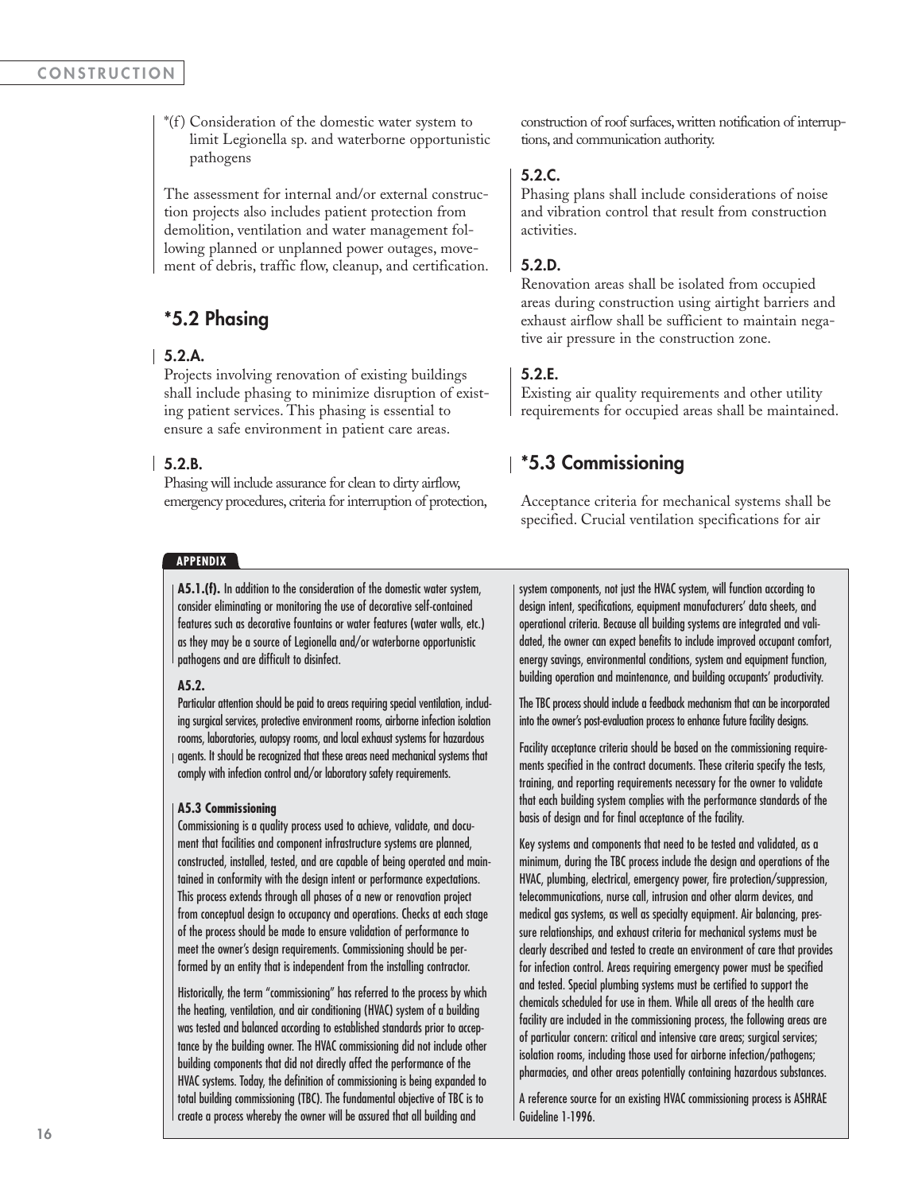*(f) Consideration of the domestic water system to limit Legionella sp. and waterborne opportunistic pathogens

The assessment for internal and/or external construction projects also includes patient protection from demolition, ventilation and water management following planned or unplanned power outages, movement of debris, traffic flow, cleanup, and certification.

## *5.2 Phasing

### 5.2.A.

Projects involving renovation of existing buildings shall include phasing to minimize disruption of existing patient services. This phasing is essential to ensure a safe environment in patient care areas.

### 5.2.B.

Phasing will include assurance for clean to dirty airflow, emergency procedures, criteria for interruption of protection, construction of roof surfaces, written notification of interruptions, and communication authority.

### 5.2.C.

Phasing plans shall include considerations of noise and vibration control that result from construction activities.

### 5.2.D.

Renovation areas shall be isolated from occupied areas during construction using airtight barriers and exhaust airflow shall be sufficient to maintain negative air pressure in the construction zone.

### 5.2.E.

Existing air quality requirements and other utility requirements for occupied areas shall be maintained.

## *5.3 Commissioning

Acceptance criteria for mechanical systems shall be specified. Crucial ventilation specifications for air

**APPENDIX**

**A5.1.(f).** In addition to the consideration of the domestic water system, consider eliminating or monitoring the use of decorative self-contained features such as decorative fountains or water features (water walls, etc.) as they may be a source of Legionella and/or waterborne opportunistic pathogens and are difficult to disinfect.

**A5.2.**

Particular attention should be paid to areas requiring special ventilation, including surgical services, protective environment rooms, airborne infection isolation rooms, laboratories, autopsy rooms, and local exhaust systems for hazardous agents. It should be recognized that these areas need mechanical systems that comply with infection control and/or laboratory safety requirements.

**A5.3 Commissioning**

Commissioning is a quality process used to achieve, validate, and document that facilities and component infrastructure systems are planned, constructed, installed, tested, and are capable of being operated and maintained in conformity with the design intent or performance expectations. This process extends through all phases of a new or renovation project from conceptual design to occupancy and operations. Checks at each stage of the process should be made to ensure validation of performance to meet the owner's design requirements. Commissioning should be performed by an entity that is independent from the installing contractor.

Historically, the term "commissioning" has referred to the process by which the heating, ventilation, and air conditioning (HVAC) system of a building was tested and balanced according to established standards prior to acceptance by the building owner. The HVAC commissioning did not include other building components that did not directly affect the performance of the HVAC systems. Today, the definition of commissioning is being expanded to total building commissioning (TBC). The fundamental objective of TBC is to create a process whereby the owner will be assured that all building and system components, not just the HVAC system, will function according to design intent, specifications, equipment manufacturers' data sheets, and operational criteria. Because all building systems are integrated and validated, the owner can expect benefits to include improved occupant comfort, energy savings, environmental conditions, system and equipment function, building operation and maintenance, and building occupants' productivity.

The TBC process should include a feedback mechanism that can be incorporated into the owner's post-evaluation process to enhance future facility designs.

Facility acceptance criteria should be based on the commissioning requirements specified in the contract documents. These criteria specify the tests, training, and reporting requirements necessary for the owner to validate that each building system complies with the performance standards of the basis of design and for final acceptance of the facility.

Key systems and components that need to be tested and validated, as a minimum, during the TBC process include the design and operations of the HVAC, plumbing, electrical, emergency power, fire protection/suppression, telecommunications, nurse call, intrusion and other alarm devices, and medical gas systems, as well as specialty equipment. Air balancing, pressure relationships, and exhaust criteria for mechanical systems must be clearly described and tested to create an environment of care that provides for infection control. Areas requiring emergency power must be specified and tested. Special plumbing systems must be certified to support the chemicals scheduled for use in them. While all areas of the health care facility are included in the commissioning process, the following areas are of particular concern: critical and intensive care areas; surgical services; isolation rooms, including those used for airborne infection/pathogens; pharmacies, and other areas potentially containing hazardous substances.

A reference source for an existing HVAC commissioning process is ASHRAE Guideline 1-1996.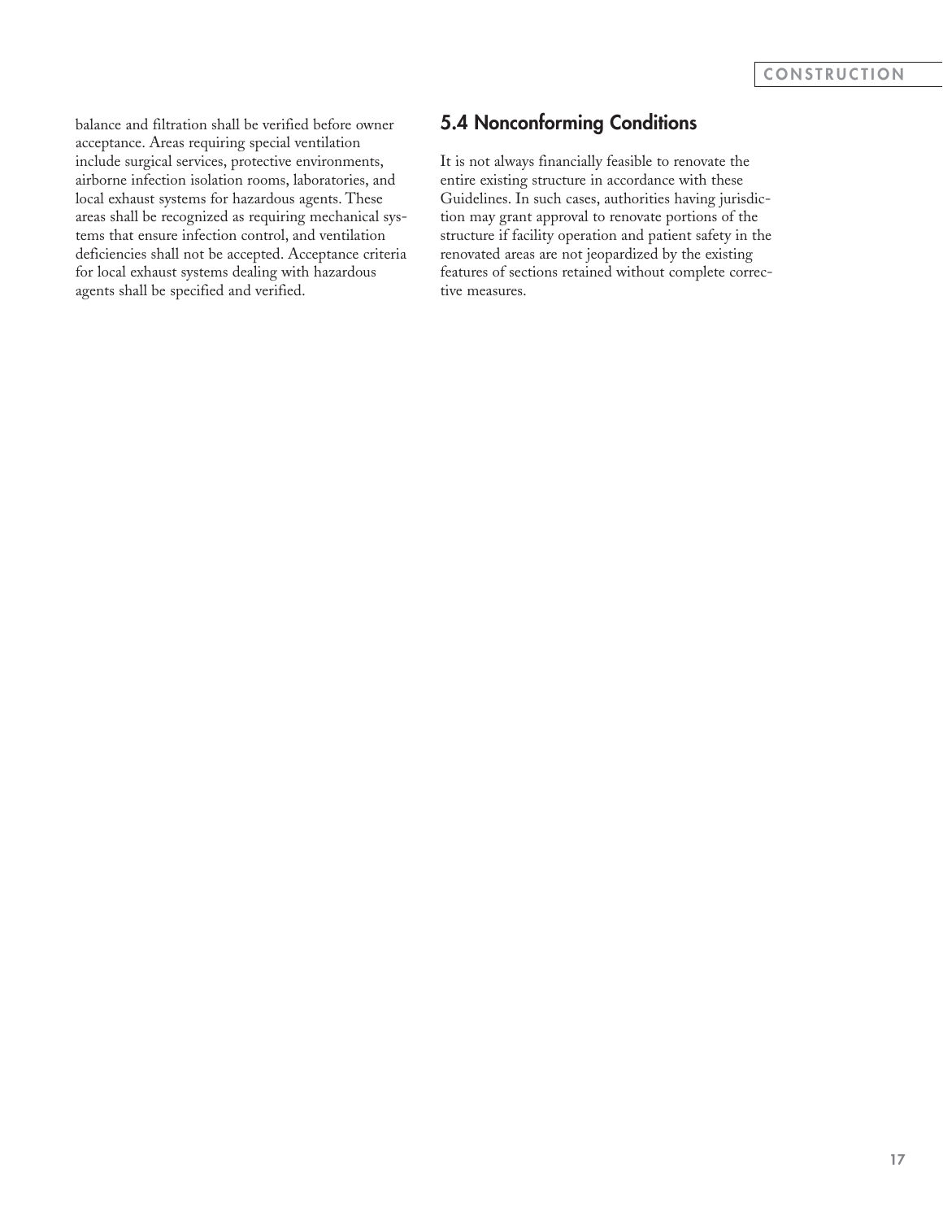balance and filtration shall be verified before owner acceptance. Areas requiring special ventilation include surgical services, protective environments, airborne infection isolation rooms, laboratories, and local exhaust systems for hazardous agents. These areas shall be recognized as requiring mechanical systems that ensure infection control, and ventilation deficiencies shall not be accepted. Acceptance criteria for local exhaust systems dealing with hazardous agents shall be specified and verified.

## 5.4 Nonconforming Conditions

It is not always financially feasible to renovate the entire existing structure in accordance with these Guidelines. In such cases, authorities having jurisdiction may grant approval to renovate portions of the structure if facility operation and patient safety in the renovated areas are not jeopardized by the existing features of sections retained without complete corrective measures.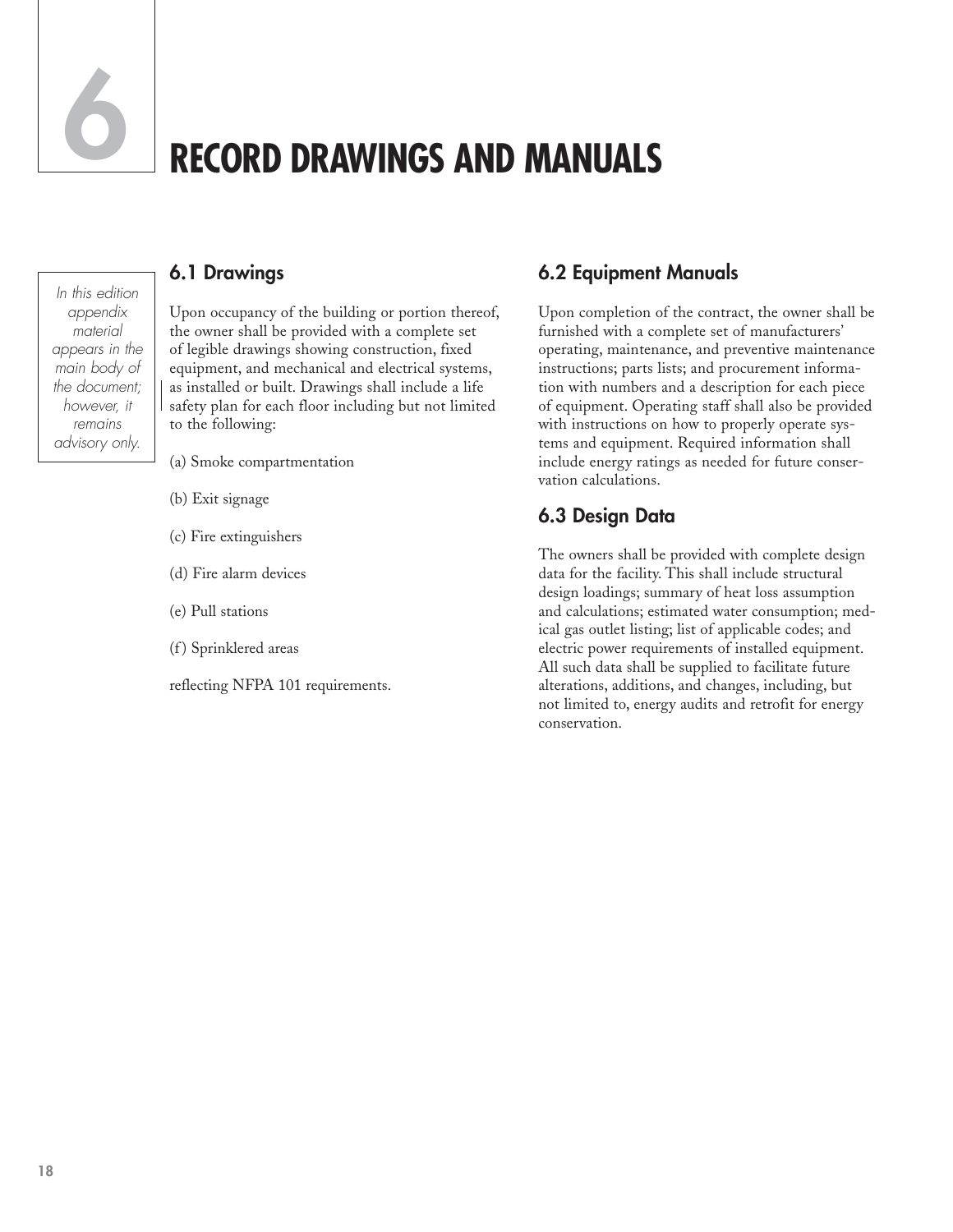# 6 RECORD DRAWINGS AND MANUALS

*In this edition appendix material appears in the main body of the document; however, it remains advisory only.*

## 6.1 Drawings

Upon occupancy of the building or portion thereof, the owner shall be provided with a complete set of legible drawings showing construction, fixed equipment, and mechanical and electrical systems, as installed or built. Drawings shall include a life safety plan for each floor including but not limited to the following:

(a) Smoke compartmentation

(b) Exit signage

(c) Fire extinguishers

(d) Fire alarm devices

(e) Pull stations

(f) Sprinklered areas

reflecting NFPA 101 requirements.

## 6.2 Equipment Manuals

Upon completion of the contract, the owner shall be furnished with a complete set of manufacturers' operating, maintenance, and preventive maintenance instructions; parts lists; and procurement information with numbers and a description for each piece of equipment. Operating staff shall also be provided with instructions on how to properly operate systems and equipment. Required information shall include energy ratings as needed for future conservation calculations.

## 6.3 Design Data

The owners shall be provided with complete design data for the facility. This shall include structural design loadings; summary of heat loss assumption and calculations; estimated water consumption; medical gas outlet listing; list of applicable codes; and electric power requirements of installed equipment. All such data shall be supplied to facilitate future alterations, additions, and changes, including, but not limited to, energy audits and retrofit for energy conservation.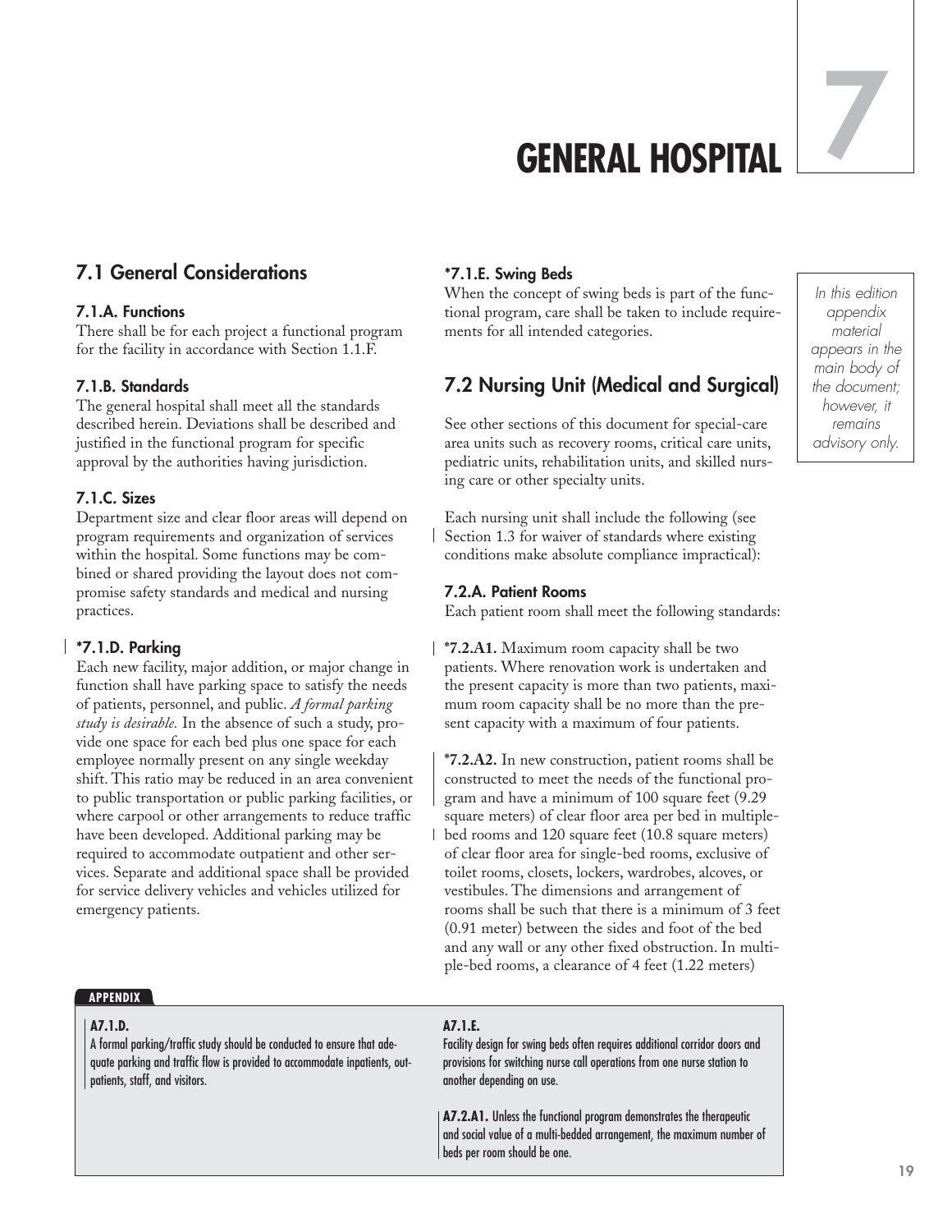# GENERAL HOSPITAL

# 7

## 7.1 General Considerations

### 7.1.A. Functions

There shall be for each project a functional program for the facility in accordance with Section 1.1.F.

### 7.1.B. Standards

The general hospital shall meet all the standards described herein. Deviations shall be described and justified in the functional program for specific approval by the authorities having jurisdiction.

### 7.1.C. Sizes

Department size and clear floor areas will depend on program requirements and organization of services within the hospital. Some functions may be combined or shared providing the layout does not compromise safety standards and medical and nursing practices.

### *7.1.D. Parking

Each new facility, major addition, or major change in function shall have parking space to satisfy the needs of patients, personnel, and public. *A formal parking study is desirable.* In the absence of such a study, provide one space for each bed plus one space for each employee normally present on any single weekday shift. This ratio may be reduced in an area convenient to public transportation or public parking facilities, or where carpool or other arrangements to reduce traffic have been developed. Additional parking may be required to accommodate outpatient and other services. Separate and additional space shall be provided for service delivery vehicles and vehicles utilized for emergency patients.

### *7.1.E. Swing Beds

When the concept of swing beds is part of the functional program, care shall be taken to include requirements for all intended categories.

## 7.2 Nursing Unit (Medical and Surgical)

See other sections of this document for special-care area units such as recovery rooms, critical care units, pediatric units, rehabilitation units, and skilled nursing care or other specialty units.

Each nursing unit shall include the following (see Section 1.3 for waiver of standards where existing conditions make absolute compliance impractical):

### 7.2.A. Patient Rooms

Each patient room shall meet the following standards:

**\*7.2.A1.** Maximum room capacity shall be two patients. Where renovation work is undertaken and the present capacity is more than two patients, maximum room capacity shall be no more than the present capacity with a maximum of four patients.

**\*7.2.A2.** In new construction, patient rooms shall be constructed to meet the needs of the functional program and have a minimum of 100 square feet (9.29 square meters) of clear floor area per bed in multiple-bed rooms and 120 square feet (10.8 square meters) of clear floor area for single-bed rooms, exclusive of toilet rooms, closets, lockers, wardrobes, alcoves, or vestibules. The dimensions and arrangement of rooms shall be such that there is a minimum of 3 feet (0.91 meter) between the sides and foot of the bed and any wall or any other fixed obstruction. In multiple-bed rooms, a clearance of 4 feet (1.22 meters)

*In this edition appendix material appears in the main body of the document; however, it remains advisory only.*

**APPENDIX**

**A7.1.D.**
A formal parking/traffic study should be conducted to ensure that adequate parking and traffic flow is provided to accommodate inpatients, outpatients, staff, and visitors.

**A7.1.E.**
Facility design for swing beds often requires additional corridor doors and provisions for switching nurse call operations from one nurse station to another depending on use.

**A7.2.A1.** Unless the functional program demonstrates the therapeutic and social value of a multi-bedded arrangement, the maximum number of beds per room should be one.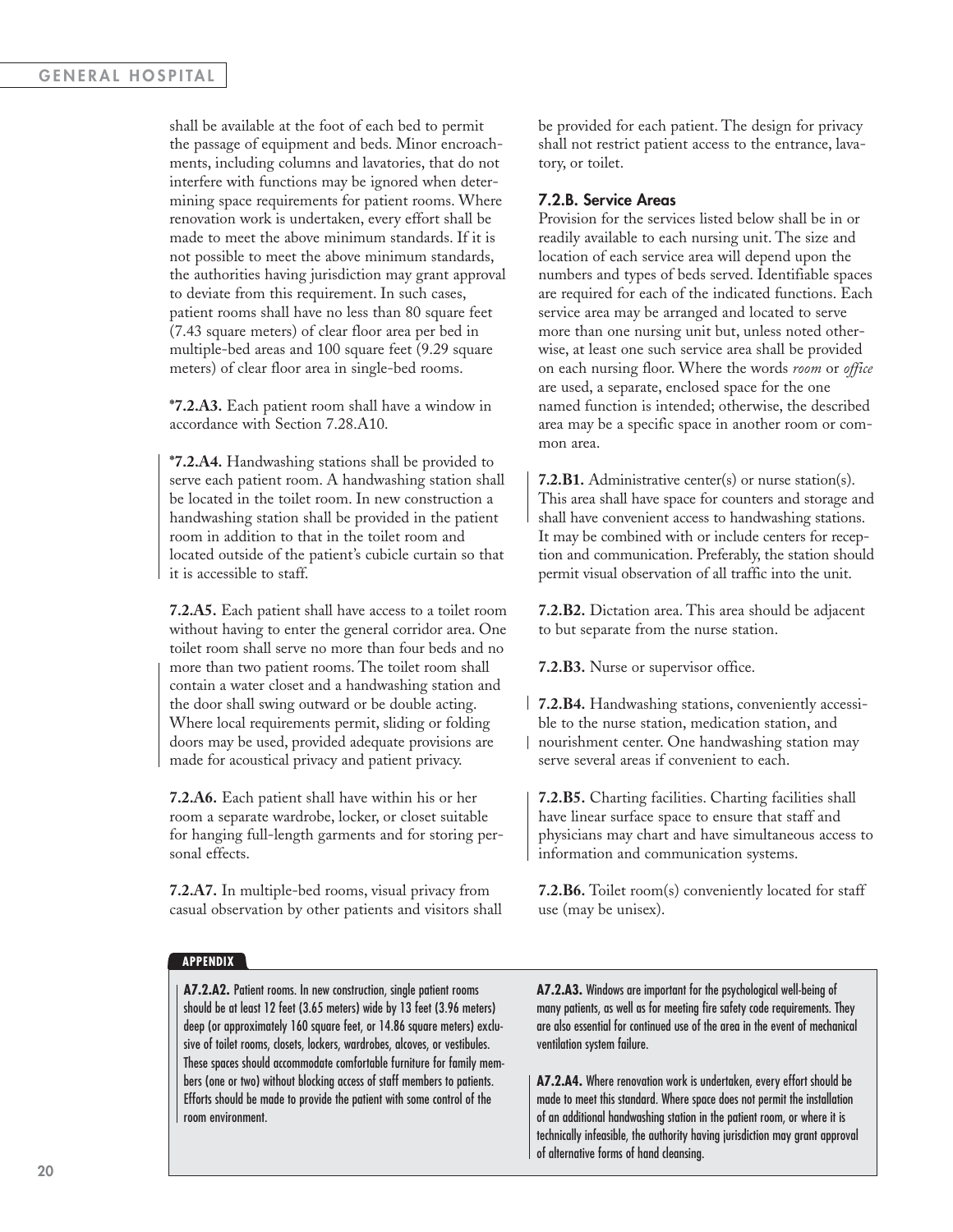shall be available at the foot of each bed to permit the passage of equipment and beds. Minor encroachments, including columns and lavatories, that do not interfere with functions may be ignored when determining space requirements for patient rooms. Where renovation work is undertaken, every effort shall be made to meet the above minimum standards. If it is not possible to meet the above minimum standards, the authorities having jurisdiction may grant approval to deviate from this requirement. In such cases, patient rooms shall have no less than 80 square feet (7.43 square meters) of clear floor area per bed in multiple-bed areas and 100 square feet (9.29 square meters) of clear floor area in single-bed rooms.

***7.2.A3.** Each patient room shall have a window in accordance with Section 7.28.A10.

***7.2.A4.** Handwashing stations shall be provided to serve each patient room. A handwashing station shall be located in the toilet room. In new construction a handwashing station shall be provided in the patient room in addition to that in the toilet room and located outside of the patient's cubicle curtain so that it is accessible to staff.

**7.2.A5.** Each patient shall have access to a toilet room without having to enter the general corridor area. One toilet room shall serve no more than four beds and no more than two patient rooms. The toilet room shall contain a water closet and a handwashing station and the door shall swing outward or be double acting. Where local requirements permit, sliding or folding doors may be used, provided adequate provisions are made for acoustical privacy and patient privacy.

**7.2.A6.** Each patient shall have within his or her room a separate wardrobe, locker, or closet suitable for hanging full-length garments and for storing personal effects.

**7.2.A7.** In multiple-bed rooms, visual privacy from casual observation by other patients and visitors shall be provided for each patient. The design for privacy shall not restrict patient access to the entrance, lavatory, or toilet.

### 7.2.B. Service Areas

Provision for the services listed below shall be in or readily available to each nursing unit. The size and location of each service area will depend upon the numbers and types of beds served. Identifiable spaces are required for each of the indicated functions. Each service area may be arranged and located to serve more than one nursing unit but, unless noted otherwise, at least one such service area shall be provided on each nursing floor. Where the words *room* or *office* are used, a separate, enclosed space for the one named function is intended; otherwise, the described area may be a specific space in another room or common area.

**7.2.B1.** Administrative center(s) or nurse station(s). This area shall have space for counters and storage and shall have convenient access to handwashing stations. It may be combined with or include centers for reception and communication. Preferably, the station should permit visual observation of all traffic into the unit.

**7.2.B2.** Dictation area. This area should be adjacent to but separate from the nurse station.

**7.2.B3.** Nurse or supervisor office.

**7.2.B4.** Handwashing stations, conveniently accessible to the nurse station, medication station, and nourishment center. One handwashing station may serve several areas if convenient to each.

**7.2.B5.** Charting facilities. Charting facilities shall have linear surface space to ensure that staff and physicians may chart and have simultaneous access to information and communication systems.

**7.2.B6.** Toilet room(s) conveniently located for staff use (may be unisex).

#### APPENDIX

**A7.2.A2.** Patient rooms. In new construction, single patient rooms should be at least 12 feet (3.65 meters) wide by 13 feet (3.96 meters) deep (or approximately 160 square feet, or 14.86 square meters) exclusive of toilet rooms, closets, lockers, wardrobes, alcoves, or vestibules. These spaces should accommodate comfortable furniture for family members (one or two) without blocking access of staff members to patients. Efforts should be made to provide the patient with some control of the room environment.

**A7.2.A3.** Windows are important for the psychological well-being of many patients, as well as for meeting fire safety code requirements. They are also essential for continued use of the area in the event of mechanical ventilation system failure.

**A7.2.A4.** Where renovation work is undertaken, every effort should be made to meet this standard. Where space does not permit the installation of an additional handwashing station in the patient room, or where it is technically infeasible, the authority having jurisdiction may grant approval of alternative forms of hand cleansing.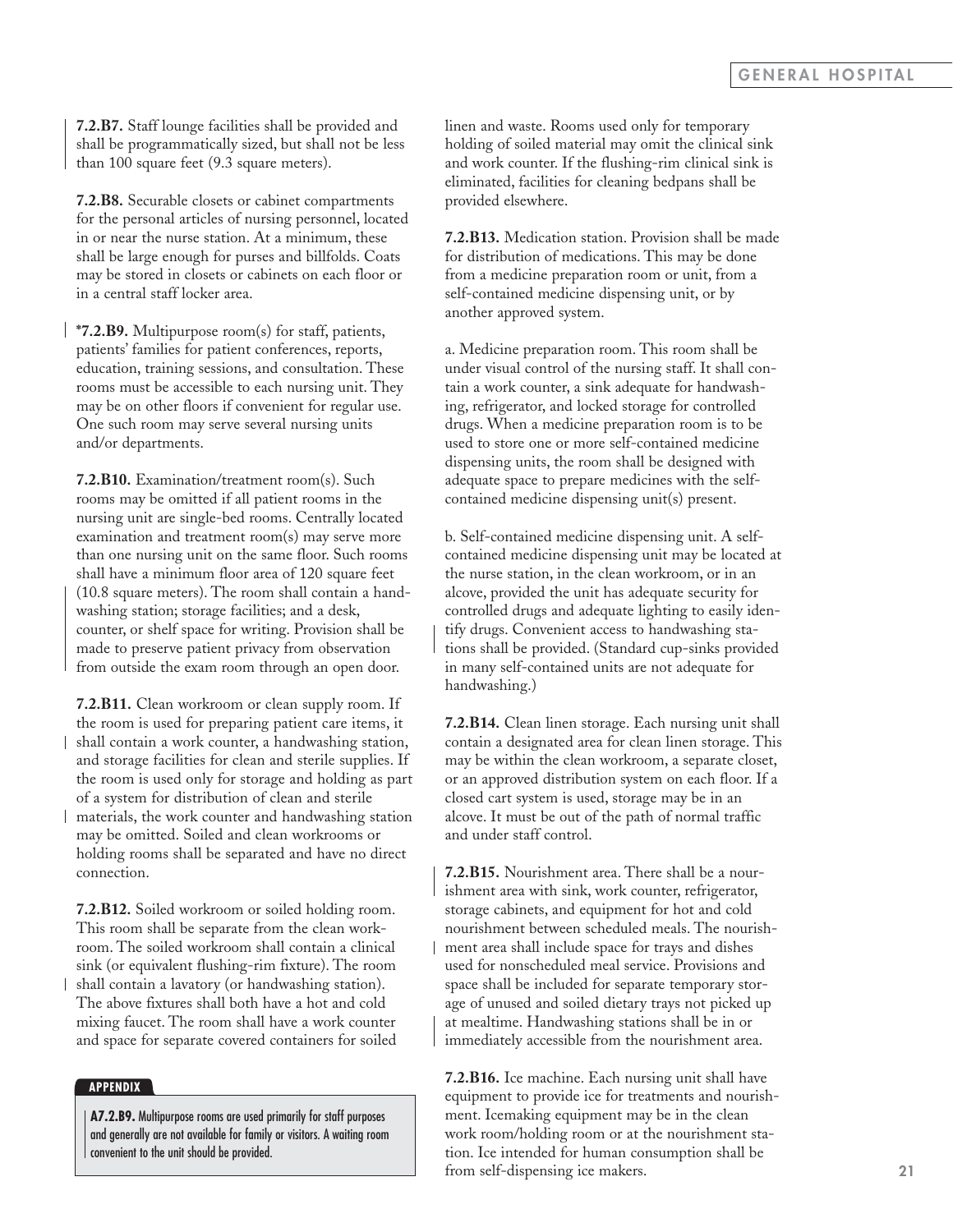**7.2.B7.** Staff lounge facilities shall be provided and shall be programmatically sized, but shall not be less than 100 square feet (9.3 square meters).

**7.2.B8.** Securable closets or cabinet compartments for the personal articles of nursing personnel, located in or near the nurse station. At a minimum, these shall be large enough for purses and billfolds. Coats may be stored in closets or cabinets on each floor or in a central staff locker area.

***7.2.B9.** Multipurpose room(s) for staff, patients, patients' families for patient conferences, reports, education, training sessions, and consultation. These rooms must be accessible to each nursing unit. They may be on other floors if convenient for regular use. One such room may serve several nursing units and/or departments.

**7.2.B10.** Examination/treatment room(s). Such rooms may be omitted if all patient rooms in the nursing unit are single-bed rooms. Centrally located examination and treatment room(s) may serve more than one nursing unit on the same floor. Such rooms shall have a minimum floor area of 120 square feet (10.8 square meters). The room shall contain a handwashing station; storage facilities; and a desk, counter, or shelf space for writing. Provision shall be made to preserve patient privacy from observation from outside the exam room through an open door.

**7.2.B11.** Clean workroom or clean supply room. If the room is used for preparing patient care items, it shall contain a work counter, a handwashing station, and storage facilities for clean and sterile supplies. If the room is used only for storage and holding as part of a system for distribution of clean and sterile materials, the work counter and handwashing station may be omitted. Soiled and clean workrooms or holding rooms shall be separated and have no direct connection.

**7.2.B12.** Soiled workroom or soiled holding room. This room shall be separate from the clean workroom. The soiled workroom shall contain a clinical sink (or equivalent flushing-rim fixture). The room shall contain a lavatory (or handwashing station). The above fixtures shall both have a hot and cold mixing faucet. The room shall have a work counter and space for separate covered containers for soiled linen and waste. Rooms used only for temporary holding of soiled material may omit the clinical sink and work counter. If the flushing-rim clinical sink is eliminated, facilities for cleaning bedpans shall be provided elsewhere.

**7.2.B13.** Medication station. Provision shall be made for distribution of medications. This may be done from a medicine preparation room or unit, from a self-contained medicine dispensing unit, or by another approved system.

a. Medicine preparation room. This room shall be under visual control of the nursing staff. It shall contain a work counter, a sink adequate for handwashing, refrigerator, and locked storage for controlled drugs. When a medicine preparation room is to be used to store one or more self-contained medicine dispensing units, the room shall be designed with adequate space to prepare medicines with the self-contained medicine dispensing unit(s) present.

b. Self-contained medicine dispensing unit. A self-contained medicine dispensing unit may be located at the nurse station, in the clean workroom, or in an alcove, provided the unit has adequate security for controlled drugs and adequate lighting to easily identify drugs. Convenient access to handwashing stations shall be provided. (Standard cup-sinks provided in many self-contained units are not adequate for handwashing.)

**7.2.B14.** Clean linen storage. Each nursing unit shall contain a designated area for clean linen storage. This may be within the clean workroom, a separate closet, or an approved distribution system on each floor. If a closed cart system is used, storage may be in an alcove. It must be out of the path of normal traffic and under staff control.

**7.2.B15.** Nourishment area. There shall be a nourishment area with sink, work counter, refrigerator, storage cabinets, and equipment for hot and cold nourishment between scheduled meals. The nourishment area shall include space for trays and dishes used for nonscheduled meal service. Provisions and space shall be included for separate temporary storage of unused and soiled dietary trays not picked up at mealtime. Handwashing stations shall be in or immediately accessible from the nourishment area.

**7.2.B16.** Ice machine. Each nursing unit shall have equipment to provide ice for treatments and nourishment. Icemaking equipment may be in the clean work room/holding room or at the nourishment station. Ice intended for human consumption shall be from self-dispensing ice makers.

**APPENDIX**

**A7.2.B9.** Multipurpose rooms are used primarily for staff purposes and generally are not available for family or visitors. A waiting room convenient to the unit should be provided.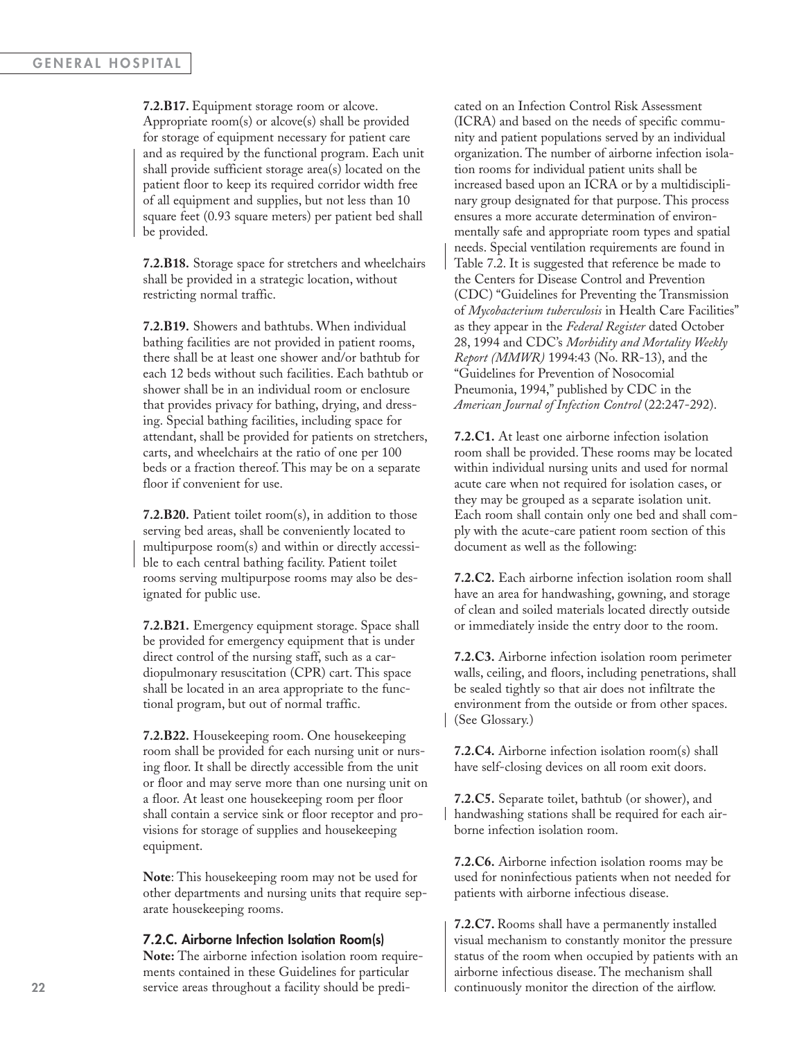**7.2.B17.** Equipment storage room or alcove. Appropriate room(s) or alcove(s) shall be provided for storage of equipment necessary for patient care and as required by the functional program. Each unit shall provide sufficient storage area(s) located on the patient floor to keep its required corridor width free of all equipment and supplies, but not less than 10 square feet (0.93 square meters) per patient bed shall be provided.

**7.2.B18.** Storage space for stretchers and wheelchairs shall be provided in a strategic location, without restricting normal traffic.

**7.2.B19.** Showers and bathtubs. When individual bathing facilities are not provided in patient rooms, there shall be at least one shower and/or bathtub for each 12 beds without such facilities. Each bathtub or shower shall be in an individual room or enclosure that provides privacy for bathing, drying, and dressing. Special bathing facilities, including space for attendant, shall be provided for patients on stretchers, carts, and wheelchairs at the ratio of one per 100 beds or a fraction thereof. This may be on a separate floor if convenient for use.

**7.2.B20.** Patient toilet room(s), in addition to those serving bed areas, shall be conveniently located to multipurpose room(s) and within or directly accessible to each central bathing facility. Patient toilet rooms serving multipurpose rooms may also be designated for public use.

**7.2.B21.** Emergency equipment storage. Space shall be provided for emergency equipment that is under direct control of the nursing staff, such as a cardiopulmonary resuscitation (CPR) cart. This space shall be located in an area appropriate to the functional program, but out of normal traffic.

**7.2.B22.** Housekeeping room. One housekeeping room shall be provided for each nursing unit or nursing floor. It shall be directly accessible from the unit or floor and may serve more than one nursing unit on a floor. At least one housekeeping room per floor shall contain a service sink or floor receptor and provisions for storage of supplies and housekeeping equipment.

**Note**: This housekeeping room may not be used for other departments and nursing units that require separate housekeeping rooms.

### 7.2.C. Airborne Infection Isolation Room(s)

**Note:** The airborne infection isolation room requirements contained in these Guidelines for particular service areas throughout a facility should be predicated on an Infection Control Risk Assessment (ICRA) and based on the needs of specific community and patient populations served by an individual organization. The number of airborne infection isolation rooms for individual patient units shall be increased based upon an ICRA or by a multidisciplinary group designated for that purpose. This process ensures a more accurate determination of environmentally safe and appropriate room types and spatial needs. Special ventilation requirements are found in Table 7.2. It is suggested that reference be made to the Centers for Disease Control and Prevention (CDC) "Guidelines for Preventing the Transmission of *Mycobacterium tuberculosis* in Health Care Facilities" as they appear in the *Federal Register* dated October 28, 1994 and CDC's *Morbidity and Mortality Weekly Report (MMWR)* 1994:43 (No. RR-13), and the "Guidelines for Prevention of Nosocomial Pneumonia, 1994," published by CDC in the *American Journal of Infection Control* (22:247-292).

**7.2.C1.** At least one airborne infection isolation room shall be provided. These rooms may be located within individual nursing units and used for normal acute care when not required for isolation cases, or they may be grouped as a separate isolation unit. Each room shall contain only one bed and shall comply with the acute-care patient room section of this document as well as the following:

**7.2.C2.** Each airborne infection isolation room shall have an area for handwashing, gowning, and storage of clean and soiled materials located directly outside or immediately inside the entry door to the room.

**7.2.C3.** Airborne infection isolation room perimeter walls, ceiling, and floors, including penetrations, shall be sealed tightly so that air does not infiltrate the environment from the outside or from other spaces. (See Glossary.)

**7.2.C4.** Airborne infection isolation room(s) shall have self-closing devices on all room exit doors.

**7.2.C5.** Separate toilet, bathtub (or shower), and handwashing stations shall be required for each airborne infection isolation room.

**7.2.C6.** Airborne infection isolation rooms may be used for noninfectious patients when not needed for patients with airborne infectious disease.

**7.2.C7.** Rooms shall have a permanently installed visual mechanism to constantly monitor the pressure status of the room when occupied by patients with an airborne infectious disease. The mechanism shall continuously monitor the direction of the airflow.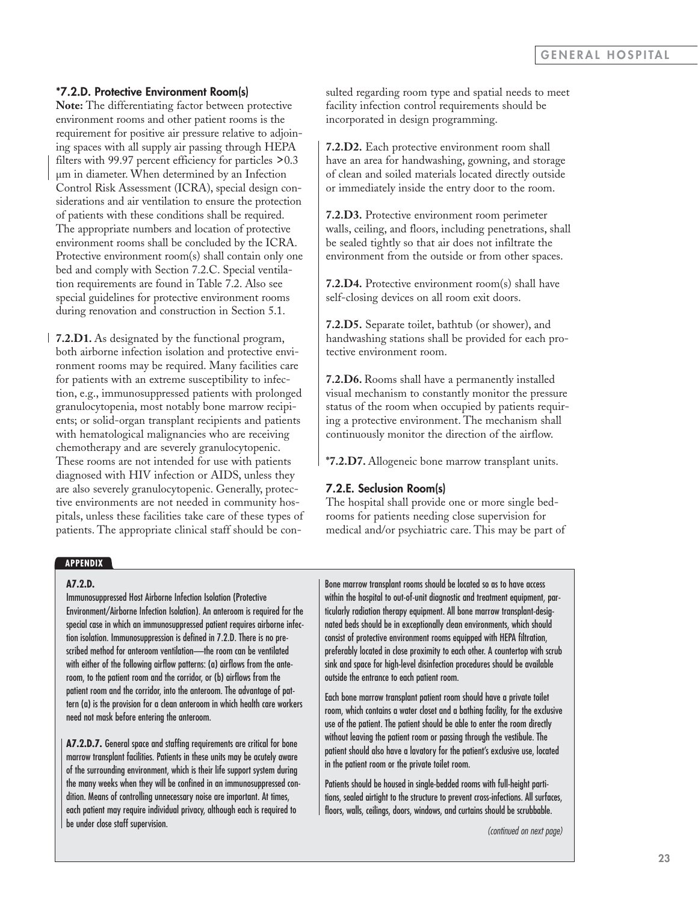### *7.2.D. Protective Environment Room(s)

**Note:** The differentiating factor between protective environment rooms and other patient rooms is the requirement for positive air pressure relative to adjoining spaces with all supply air passing through HEPA filters with 99.97 percent efficiency for particles >0.3 μm in diameter. When determined by an Infection Control Risk Assessment (ICRA), special design considerations and air ventilation to ensure the protection of patients with these conditions shall be required. The appropriate numbers and location of protective environment rooms shall be concluded by the ICRA. Protective environment room(s) shall contain only one bed and comply with Section 7.2.C. Special ventilation requirements are found in Table 7.2. Also see special guidelines for protective environment rooms during renovation and construction in Section 5.1.

**7.2.D1.** As designated by the functional program, both airborne infection isolation and protective environment rooms may be required. Many facilities care for patients with an extreme susceptibility to infection, e.g., immunosuppressed patients with prolonged granulocytopenia, most notably bone marrow recipients; or solid-organ transplant recipients and patients with hematological malignancies who are receiving chemotherapy and are severely granulocytopenic. These rooms are not intended for use with patients diagnosed with HIV infection or AIDS, unless they are also severely granulocytopenic. Generally, protective environments are not needed in community hospitals, unless these facilities take care of these types of patients. The appropriate clinical staff should be consulted regarding room type and spatial needs to meet facility infection control requirements should be incorporated in design programming.

**7.2.D2.** Each protective environment room shall have an area for handwashing, gowning, and storage of clean and soiled materials located directly outside or immediately inside the entry door to the room.

**7.2.D3.** Protective environment room perimeter walls, ceiling, and floors, including penetrations, shall be sealed tightly so that air does not infiltrate the environment from the outside or from other spaces.

**7.2.D4.** Protective environment room(s) shall have self-closing devices on all room exit doors.

**7.2.D5.** Separate toilet, bathtub (or shower), and handwashing stations shall be provided for each protective environment room.

**7.2.D6.** Rooms shall have a permanently installed visual mechanism to constantly monitor the pressure status of the room when occupied by patients requiring a protective environment. The mechanism shall continuously monitor the direction of the airflow.

***7.2.D7.** Allogeneic bone marrow transplant units.

### 7.2.E. Seclusion Room(s)

The hospital shall provide one or more single bedrooms for patients needing close supervision for medical and/or psychiatric care. This may be part of

**APPENDIX**

**A7.2.D.**

Immunosuppressed Host Airborne Infection Isolation (Protective Environment/Airborne Infection Isolation). An anteroom is required for the special case in which an immunosuppressed patient requires airborne infection isolation. Immunosuppression is defined in 7.2.D. There is no prescribed method for anteroom ventilation—the room can be ventilated with either of the following airflow patterns: (a) airflows from the anteroom, to the patient room and the corridor, or (b) airflows from the patient room and the corridor, into the anteroom. The advantage of pattern (a) is the provision for a clean anteroom in which health care workers need not mask before entering the anteroom.

**A7.2.D.7.** General space and staffing requirements are critical for bone marrow transplant facilities. Patients in these units may be acutely aware of the surrounding environment, which is their life support system during the many weeks when they will be confined in an immunosuppressed condition. Means of controlling unnecessary noise are important. At times, each patient may require individual privacy, although each is required to be under close staff supervision.

Bone marrow transplant rooms should be located so as to have access within the hospital to out-of-unit diagnostic and treatment equipment, particularly radiation therapy equipment. All bone marrow transplant-designated beds should be in exceptionally clean environments, which should consist of protective environment rooms equipped with HEPA filtration, preferably located in close proximity to each other. A countertop with scrub sink and space for high-level disinfection procedures should be available outside the entrance to each patient room.

Each bone marrow transplant patient room should have a private toilet room, which contains a water closet and a bathing facility, for the exclusive use of the patient. The patient should be able to enter the room directly without leaving the patient room or passing through the vestibule. The patient should also have a lavatory for the patient's exclusive use, located in the patient room or the private toilet room.

Patients should be housed in single-bedded rooms with full-height partitions, sealed airtight to the structure to prevent cross-infections. All surfaces, floors, walls, ceilings, doors, windows, and curtains should be scrubbable.

*(continued on next page)*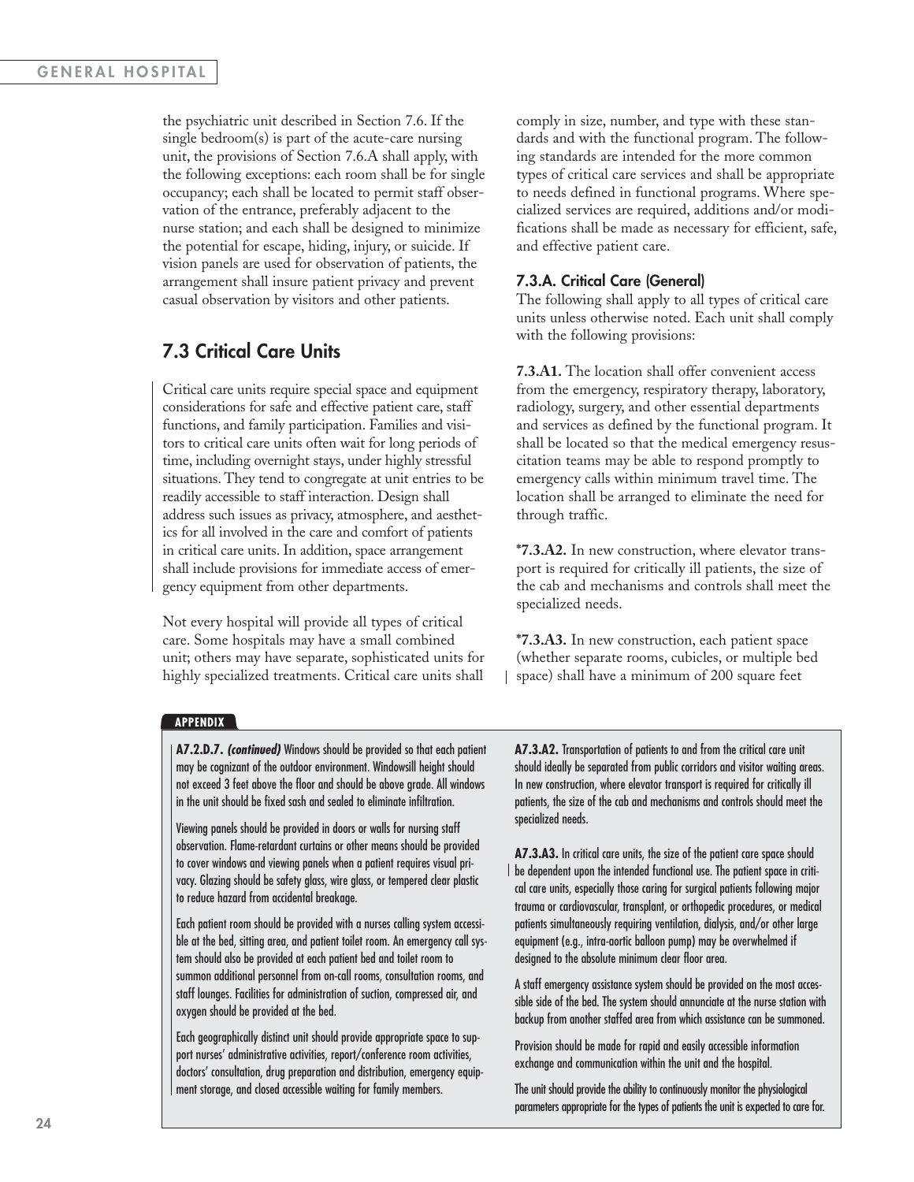the psychiatric unit described in Section 7.6. If the single bedroom(s) is part of the acute-care nursing unit, the provisions of Section 7.6.A shall apply, with the following exceptions: each room shall be for single occupancy; each shall be located to permit staff observation of the entrance, preferably adjacent to the nurse station; and each shall be designed to minimize the potential for escape, hiding, injury, or suicide. If vision panels are used for observation of patients, the arrangement shall insure patient privacy and prevent casual observation by visitors and other patients.

## 7.3 Critical Care Units

Critical care units require special space and equipment considerations for safe and effective patient care, staff functions, and family participation. Families and visitors to critical care units often wait for long periods of time, including overnight stays, under highly stressful situations. They tend to congregate at unit entries to be readily accessible to staff interaction. Design shall address such issues as privacy, atmosphere, and aesthetics for all involved in the care and comfort of patients in critical care units. In addition, space arrangement shall include provisions for immediate access of emergency equipment from other departments.

Not every hospital will provide all types of critical care. Some hospitals may have a small combined unit; others may have separate, sophisticated units for highly specialized treatments. Critical care units shall comply in size, number, and type with these standards and with the functional program. The following standards are intended for the more common types of critical care services and shall be appropriate to needs defined in functional programs. Where specialized services are required, additions and/or modifications shall be made as necessary for efficient, safe, and effective patient care.

### 7.3.A. Critical Care (General)

The following shall apply to all types of critical care units unless otherwise noted. Each unit shall comply with the following provisions:

**7.3.A1.** The location shall offer convenient access from the emergency, respiratory therapy, laboratory, radiology, surgery, and other essential departments and services as defined by the functional program. It shall be located so that the medical emergency resuscitation teams may be able to respond promptly to emergency calls within minimum travel time. The location shall be arranged to eliminate the need for through traffic.

***7.3.A2.** In new construction, where elevator transport is required for critically ill patients, the size of the cab and mechanisms and controls shall meet the specialized needs.

***7.3.A3.** In new construction, each patient space (whether separate rooms, cubicles, or multiple bed space) shall have a minimum of 200 square feet

**APPENDIX**

**A7.2.D.7.** ***(continued)*** Windows should be provided so that each patient may be cognizant of the outdoor environment. Windowsill height should not exceed 3 feet above the floor and should be above grade. All windows in the unit should be fixed sash and sealed to eliminate infiltration.

Viewing panels should be provided in doors or walls for nursing staff observation. Flame-retardant curtains or other means should be provided to cover windows and viewing panels when a patient requires visual privacy. Glazing should be safety glass, wire glass, or tempered clear plastic to reduce hazard from accidental breakage.

Each patient room should be provided with a nurses calling system accessible at the bed, sitting area, and patient toilet room. An emergency call system should also be provided at each patient bed and toilet room to summon additional personnel from on-call rooms, consultation rooms, and staff lounges. Facilities for administration of suction, compressed air, and oxygen should be provided at the bed.

Each geographically distinct unit should provide appropriate space to support nurses' administrative activities, report/conference room activities, doctors' consultation, drug preparation and distribution, emergency equipment storage, and closed accessible waiting for family members.

**A7.3.A2.** Transportation of patients to and from the critical care unit should ideally be separated from public corridors and visitor waiting areas. In new construction, where elevator transport is required for critically ill patients, the size of the cab and mechanisms and controls should meet the specialized needs.

**A7.3.A3.** In critical care units, the size of the patient care space should be dependent upon the intended functional use. The patient space in critical care units, especially those caring for surgical patients following major trauma or cardiovascular, transplant, or orthopedic procedures, or medical patients simultaneously requiring ventilation, dialysis, and/or other large equipment (e.g., intra-aortic balloon pump) may be overwhelmed if designed to the absolute minimum clear floor area.

A staff emergency assistance system should be provided on the most accessible side of the bed. The system should annunciate at the nurse station with backup from another staffed area from which assistance can be summoned.

Provision should be made for rapid and easily accessible information exchange and communication within the unit and the hospital.

The unit should provide the ability to continuously monitor the physiological parameters appropriate for the types of patients the unit is expected to care for.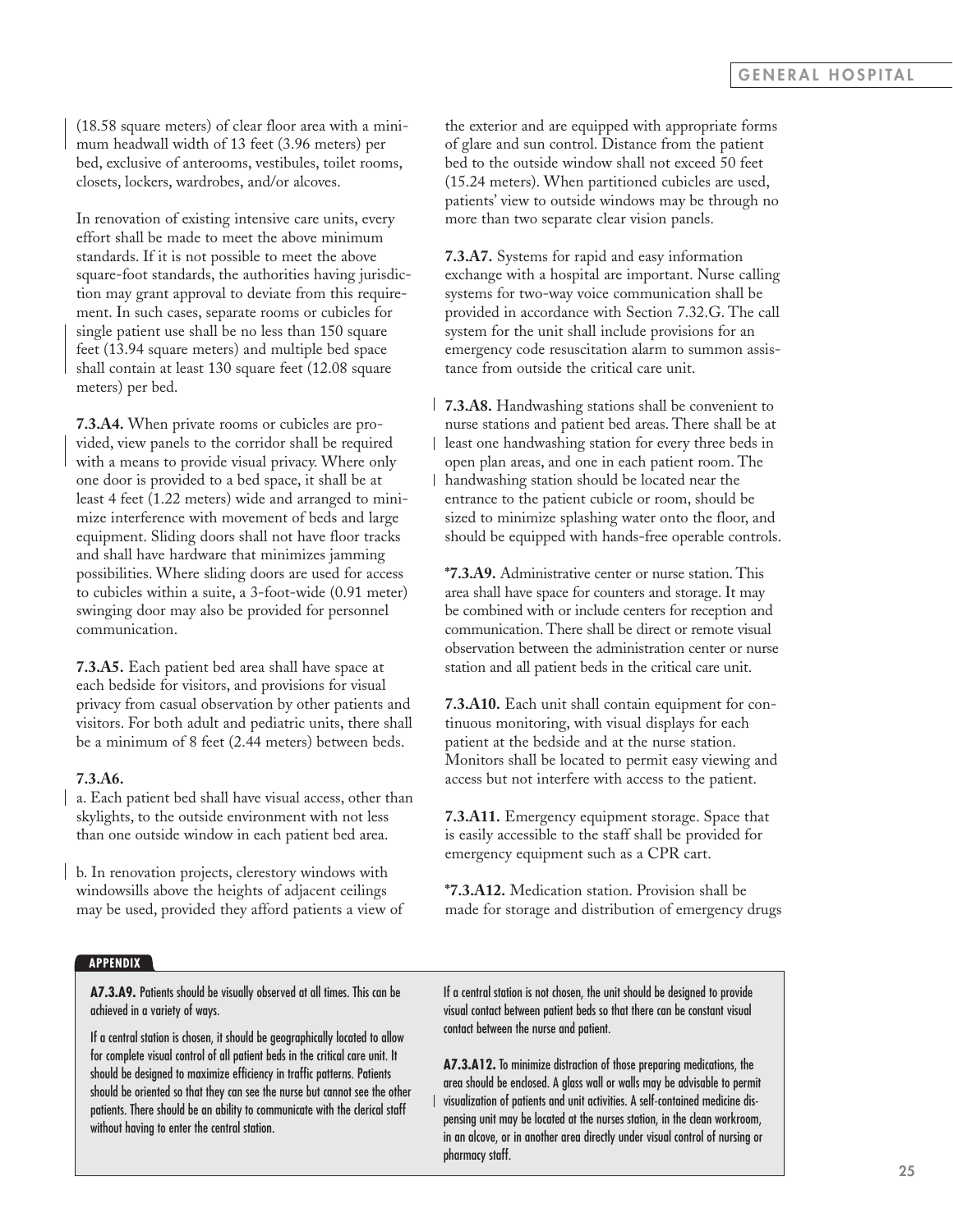(18.58 square meters) of clear floor area with a minimum headwall width of 13 feet (3.96 meters) per bed, exclusive of anterooms, vestibules, toilet rooms, closets, lockers, wardrobes, and/or alcoves.

In renovation of existing intensive care units, every effort shall be made to meet the above minimum standards. If it is not possible to meet the above square-foot standards, the authorities having jurisdiction may grant approval to deviate from this requirement. In such cases, separate rooms or cubicles for single patient use shall be no less than 150 square feet (13.94 square meters) and multiple bed space shall contain at least 130 square feet (12.08 square meters) per bed.

**7.3.A4.** When private rooms or cubicles are provided, view panels to the corridor shall be required with a means to provide visual privacy. Where only one door is provided to a bed space, it shall be at least 4 feet (1.22 meters) wide and arranged to minimize interference with movement of beds and large equipment. Sliding doors shall not have floor tracks and shall have hardware that minimizes jamming possibilities. Where sliding doors are used for access to cubicles within a suite, a 3-foot-wide (0.91 meter) swinging door may also be provided for personnel communication.

**7.3.A5.** Each patient bed area shall have space at each bedside for visitors, and provisions for visual privacy from casual observation by other patients and visitors. For both adult and pediatric units, there shall be a minimum of 8 feet (2.44 meters) between beds.

**7.3.A6.**

a. Each patient bed shall have visual access, other than skylights, to the outside environment with not less than one outside window in each patient bed area.

b. In renovation projects, clerestory windows with windowsills above the heights of adjacent ceilings may be used, provided they afford patients a view of the exterior and are equipped with appropriate forms of glare and sun control. Distance from the patient bed to the outside window shall not exceed 50 feet (15.24 meters). When partitioned cubicles are used, patients' view to outside windows may be through no more than two separate clear vision panels.

**7.3.A7.** Systems for rapid and easy information exchange with a hospital are important. Nurse calling systems for two-way voice communication shall be provided in accordance with Section 7.32.G. The call system for the unit shall include provisions for an emergency code resuscitation alarm to summon assistance from outside the critical care unit.

**7.3.A8.** Handwashing stations shall be convenient to nurse stations and patient bed areas. There shall be at least one handwashing station for every three beds in open plan areas, and one in each patient room. The handwashing station should be located near the entrance to the patient cubicle or room, should be sized to minimize splashing water onto the floor, and should be equipped with hands-free operable controls.

**\*7.3.A9.** Administrative center or nurse station. This area shall have space for counters and storage. It may be combined with or include centers for reception and communication. There shall be direct or remote visual observation between the administration center or nurse station and all patient beds in the critical care unit.

**7.3.A10.** Each unit shall contain equipment for continuous monitoring, with visual displays for each patient at the bedside and at the nurse station. Monitors shall be located to permit easy viewing and access but not interfere with access to the patient.

**7.3.A11.** Emergency equipment storage. Space that is easily accessible to the staff shall be provided for emergency equipment such as a CPR cart.

**\*7.3.A12.** Medication station. Provision shall be made for storage and distribution of emergency drugs

**APPENDIX**

**A7.3.A9.** Patients should be visually observed at all times. This can be achieved in a variety of ways.

If a central station is chosen, it should be geographically located to allow for complete visual control of all patient beds in the critical care unit. It should be designed to maximize efficiency in traffic patterns. Patients should be oriented so that they can see the nurse but cannot see the other patients. There should be an ability to communicate with the clerical staff without having to enter the central station.

If a central station is not chosen, the unit should be designed to provide visual contact between patient beds so that there can be constant visual contact between the nurse and patient.

**A7.3.A12.** To minimize distraction of those preparing medications, the area should be enclosed. A glass wall or walls may be advisable to permit visualization of patients and unit activities. A self-contained medicine dispensing unit may be located at the nurses station, in the clean workroom, in an alcove, or in another area directly under visual control of nursing or pharmacy staff.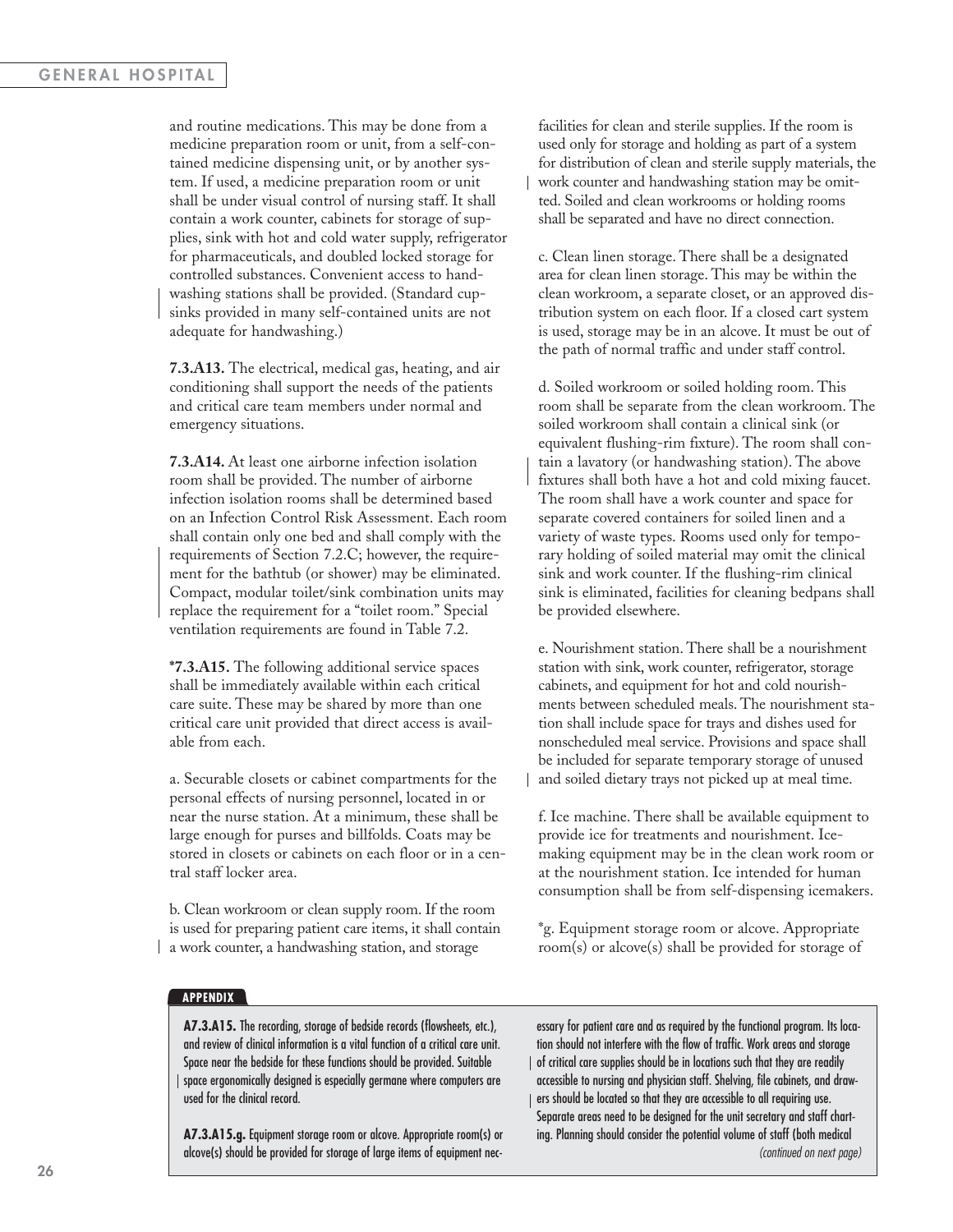and routine medications. This may be done from a medicine preparation room or unit, from a self-contained medicine dispensing unit, or by another system. If used, a medicine preparation room or unit shall be under visual control of nursing staff. It shall contain a work counter, cabinets for storage of supplies, sink with hot and cold water supply, refrigerator for pharmaceuticals, and doubled locked storage for controlled substances. Convenient access to handwashing stations shall be provided. (Standard cupsinks provided in many self-contained units are not adequate for handwashing.)

**7.3.A13.** The electrical, medical gas, heating, and air conditioning shall support the needs of the patients and critical care team members under normal and emergency situations.

**7.3.A14.** At least one airborne infection isolation room shall be provided. The number of airborne infection isolation rooms shall be determined based on an Infection Control Risk Assessment. Each room shall contain only one bed and shall comply with the requirements of Section 7.2.C; however, the requirement for the bathtub (or shower) may be eliminated. Compact, modular toilet/sink combination units may replace the requirement for a "toilet room." Special ventilation requirements are found in Table 7.2.

**\*7.3.A15.** The following additional service spaces shall be immediately available within each critical care suite. These may be shared by more than one critical care unit provided that direct access is available from each.

a. Securable closets or cabinet compartments for the personal effects of nursing personnel, located in or near the nurse station. At a minimum, these shall be large enough for purses and billfolds. Coats may be stored in closets or cabinets on each floor or in a central staff locker area.

b. Clean workroom or clean supply room. If the room is used for preparing patient care items, it shall contain a work counter, a handwashing station, and storage facilities for clean and sterile supplies. If the room is used only for storage and holding as part of a system for distribution of clean and sterile supply materials, the work counter and handwashing station may be omitted. Soiled and clean workrooms or holding rooms shall be separated and have no direct connection.

c. Clean linen storage. There shall be a designated area for clean linen storage. This may be within the clean workroom, a separate closet, or an approved distribution system on each floor. If a closed cart system is used, storage may be in an alcove. It must be out of the path of normal traffic and under staff control.

d. Soiled workroom or soiled holding room. This room shall be separate from the clean workroom. The soiled workroom shall contain a clinical sink (or equivalent flushing-rim fixture). The room shall contain a lavatory (or handwashing station). The above fixtures shall both have a hot and cold mixing faucet. The room shall have a work counter and space for separate covered containers for soiled linen and a variety of waste types. Rooms used only for temporary holding of soiled material may omit the clinical sink and work counter. If the flushing-rim clinical sink is eliminated, facilities for cleaning bedpans shall be provided elsewhere.

e. Nourishment station. There shall be a nourishment station with sink, work counter, refrigerator, storage cabinets, and equipment for hot and cold nourishments between scheduled meals. The nourishment station shall include space for trays and dishes used for nonscheduled meal service. Provisions and space shall be included for separate temporary storage of unused and soiled dietary trays not picked up at meal time.

f. Ice machine. There shall be available equipment to provide ice for treatments and nourishment. Ice-making equipment may be in the clean work room or at the nourishment station. Ice intended for human consumption shall be from self-dispensing icemakers.

\*g. Equipment storage room or alcove. Appropriate room(s) or alcove(s) shall be provided for storage of

**APPENDIX**

**A7.3.A15.** The recording, storage of bedside records (flowsheets, etc.), and review of clinical information is a vital function of a critical care unit. Space near the bedside for these functions should be provided. Suitable space ergonomically designed is especially germane where computers are used for the clinical record.

**A7.3.A15.g.** Equipment storage room or alcove. Appropriate room(s) or alcove(s) should be provided for storage of large items of equipment necessary for patient care and as required by the functional program. Its location should not interfere with the flow of traffic. Work areas and storage of critical care supplies should be in locations such that they are readily accessible to nursing and physician staff. Shelving, file cabinets, and drawers should be located so that they are accessible to all requiring use. Separate areas need to be designed for the unit secretary and staff charting. Planning should consider the potential volume of staff (both medical

*(continued on next page)*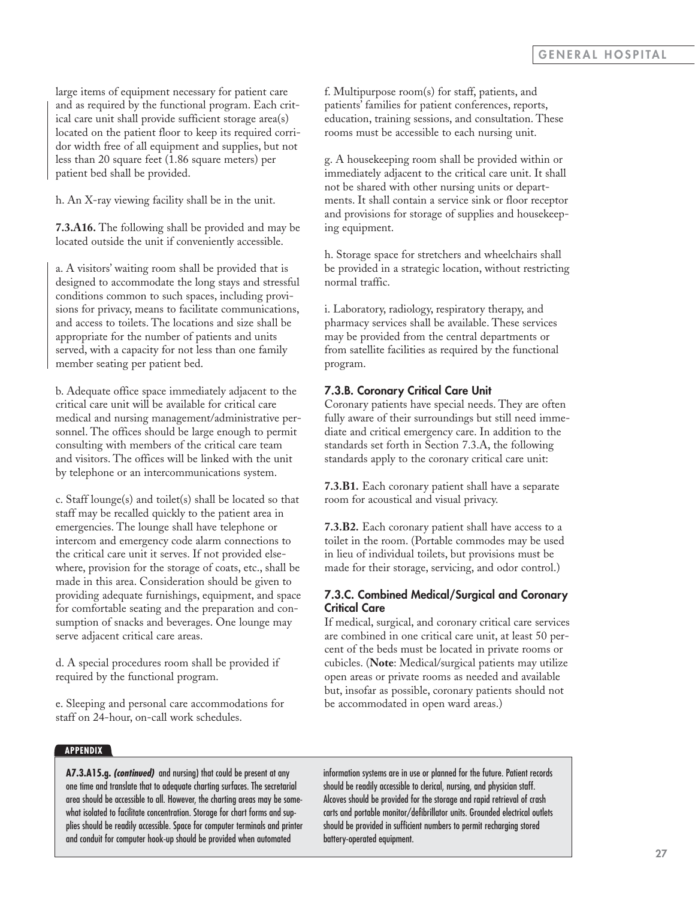large items of equipment necessary for patient care and as required by the functional program. Each critical care unit shall provide sufficient storage area(s) located on the patient floor to keep its required corridor width free of all equipment and supplies, but not less than 20 square feet (1.86 square meters) per patient bed shall be provided.

h. An X-ray viewing facility shall be in the unit.

**7.3.A16.** The following shall be provided and may be located outside the unit if conveniently accessible.

a. A visitors' waiting room shall be provided that is designed to accommodate the long stays and stressful conditions common to such spaces, including provisions for privacy, means to facilitate communications, and access to toilets. The locations and size shall be appropriate for the number of patients and units served, with a capacity for not less than one family member seating per patient bed.

b. Adequate office space immediately adjacent to the critical care unit will be available for critical care medical and nursing management/administrative personnel. The offices should be large enough to permit consulting with members of the critical care team and visitors. The offices will be linked with the unit by telephone or an intercommunications system.

c. Staff lounge(s) and toilet(s) shall be located so that staff may be recalled quickly to the patient area in emergencies. The lounge shall have telephone or intercom and emergency code alarm connections to the critical care unit it serves. If not provided elsewhere, provision for the storage of coats, etc., shall be made in this area. Consideration should be given to providing adequate furnishings, equipment, and space for comfortable seating and the preparation and consumption of snacks and beverages. One lounge may serve adjacent critical care areas.

d. A special procedures room shall be provided if required by the functional program.

e. Sleeping and personal care accommodations for staff on 24-hour, on-call work schedules.

f. Multipurpose room(s) for staff, patients, and patients' families for patient conferences, reports, education, training sessions, and consultation. These rooms must be accessible to each nursing unit.

g. A housekeeping room shall be provided within or immediately adjacent to the critical care unit. It shall not be shared with other nursing units or departments. It shall contain a service sink or floor receptor and provisions for storage of supplies and housekeeping equipment.

h. Storage space for stretchers and wheelchairs shall be provided in a strategic location, without restricting normal traffic.

i. Laboratory, radiology, respiratory therapy, and pharmacy services shall be available. These services may be provided from the central departments or from satellite facilities as required by the functional program.

### 7.3.B. Coronary Critical Care Unit

Coronary patients have special needs. They are often fully aware of their surroundings but still need immediate and critical emergency care. In addition to the standards set forth in Section 7.3.A, the following standards apply to the coronary critical care unit:

**7.3.B1.** Each coronary patient shall have a separate room for acoustical and visual privacy.

**7.3.B2.** Each coronary patient shall have access to a toilet in the room. (Portable commodes may be used in lieu of individual toilets, but provisions must be made for their storage, servicing, and odor control.)

### 7.3.C. Combined Medical/Surgical and Coronary Critical Care

If medical, surgical, and coronary critical care services are combined in one critical care unit, at least 50 percent of the beds must be located in private rooms or cubicles. (**Note**: Medical/surgical patients may utilize open areas or private rooms as needed and available but, insofar as possible, coronary patients should not be accommodated in open ward areas.)

**APPENDIX**

**A7.3.A15.g.** ***(continued)*** and nursing) that could be present at any one time and translate that to adequate charting surfaces. The secretarial area should be accessible to all. However, the charting areas may be somewhat isolated to facilitate concentration. Storage for chart forms and supplies should be readily accessible. Space for computer terminals and printer and conduit for computer hook-up should be provided when automated information systems are in use or planned for the future. Patient records should be readily accessible to clerical, nursing, and physician staff. Alcoves should be provided for the storage and rapid retrieval of crash carts and portable monitor/defibrillator units. Grounded electrical outlets should be provided in sufficient numbers to permit recharging stored battery-operated equipment.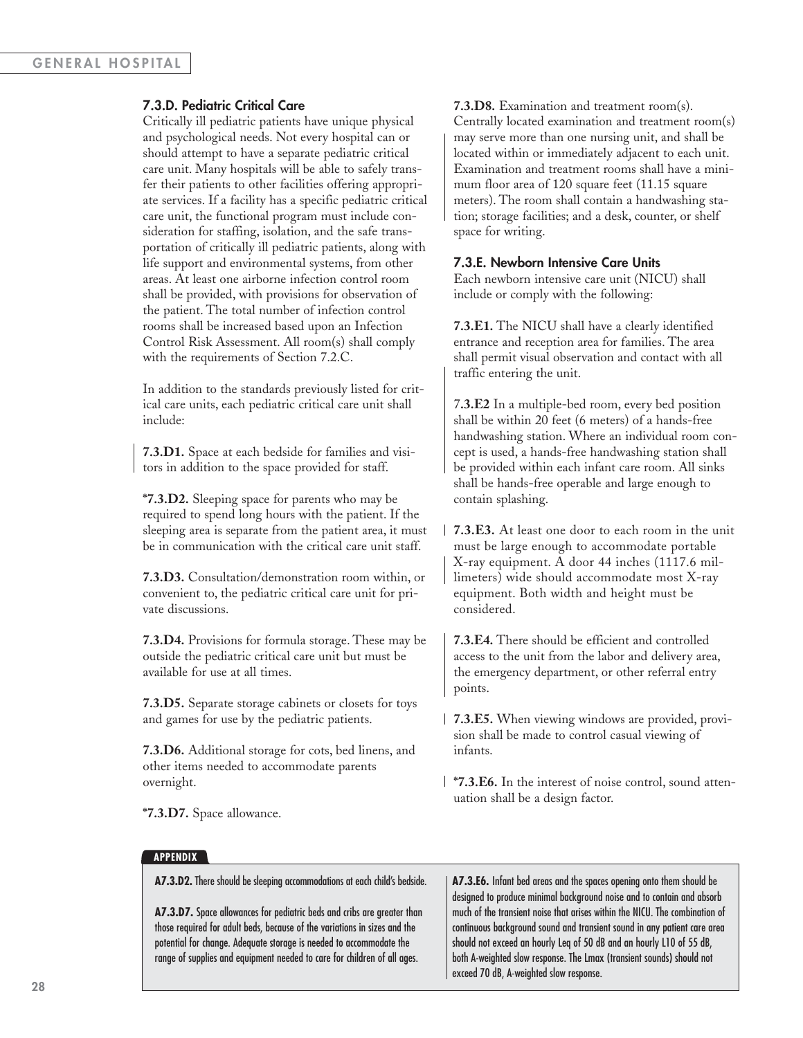### 7.3.D. Pediatric Critical Care

Critically ill pediatric patients have unique physical and psychological needs. Not every hospital can or should attempt to have a separate pediatric critical care unit. Many hospitals will be able to safely transfer their patients to other facilities offering appropriate services. If a facility has a specific pediatric critical care unit, the functional program must include consideration for staffing, isolation, and the safe transportation of critically ill pediatric patients, along with life support and environmental systems, from other areas. At least one airborne infection control room shall be provided, with provisions for observation of the patient. The total number of infection control rooms shall be increased based upon an Infection Control Risk Assessment. All room(s) shall comply with the requirements of Section 7.2.C.

In addition to the standards previously listed for critical care units, each pediatric critical care unit shall include:

**7.3.D1.** Space at each bedside for families and visitors in addition to the space provided for staff.

**\*7.3.D2.** Sleeping space for parents who may be required to spend long hours with the patient. If the sleeping area is separate from the patient area, it must be in communication with the critical care unit staff.

**7.3.D3.** Consultation/demonstration room within, or convenient to, the pediatric critical care unit for private discussions.

**7.3.D4.** Provisions for formula storage. These may be outside the pediatric critical care unit but must be available for use at all times.

**7.3.D5.** Separate storage cabinets or closets for toys and games for use by the pediatric patients.

**7.3.D6.** Additional storage for cots, bed linens, and other items needed to accommodate parents overnight.

**\*7.3.D7.** Space allowance.

**7.3.D8.** Examination and treatment room(s). Centrally located examination and treatment room(s) may serve more than one nursing unit, and shall be located within or immediately adjacent to each unit. Examination and treatment rooms shall have a minimum floor area of 120 square feet (11.15 square meters). The room shall contain a handwashing station; storage facilities; and a desk, counter, or shelf space for writing.

### 7.3.E. Newborn Intensive Care Units

Each newborn intensive care unit (NICU) shall include or comply with the following:

**7.3.E1.** The NICU shall have a clearly identified entrance and reception area for families. The area shall permit visual observation and contact with all traffic entering the unit.

**7.3.E2** In a multiple-bed room, every bed position shall be within 20 feet (6 meters) of a hands-free handwashing station. Where an individual room concept is used, a hands-free handwashing station shall be provided within each infant care room. All sinks shall be hands-free operable and large enough to contain splashing.

**7.3.E3.** At least one door to each room in the unit must be large enough to accommodate portable X-ray equipment. A door 44 inches (1117.6 millimeters) wide should accommodate most X-ray equipment. Both width and height must be considered.

**7.3.E4.** There should be efficient and controlled access to the unit from the labor and delivery area, the emergency department, or other referral entry points.

**7.3.E5.** When viewing windows are provided, provision shall be made to control casual viewing of infants.

**\*7.3.E6.** In the interest of noise control, sound attenuation shall be a design factor.

**APPENDIX**

**A7.3.D2.** There should be sleeping accommodations at each child's bedside.

**A7.3.D7.** Space allowances for pediatric beds and cribs are greater than those required for adult beds, because of the variations in sizes and the potential for change. Adequate storage is needed to accommodate the range of supplies and equipment needed to care for children of all ages.

**A7.3.E6.** Infant bed areas and the spaces opening onto them should be designed to produce minimal background noise and to contain and absorb much of the transient noise that arises within the NICU. The combination of continuous background sound and transient sound in any patient care area should not exceed an hourly Leq of 50 dB and an hourly L10 of 55 dB, both A-weighted slow response. The Lmax (transient sounds) should not exceed 70 dB, A-weighted slow response.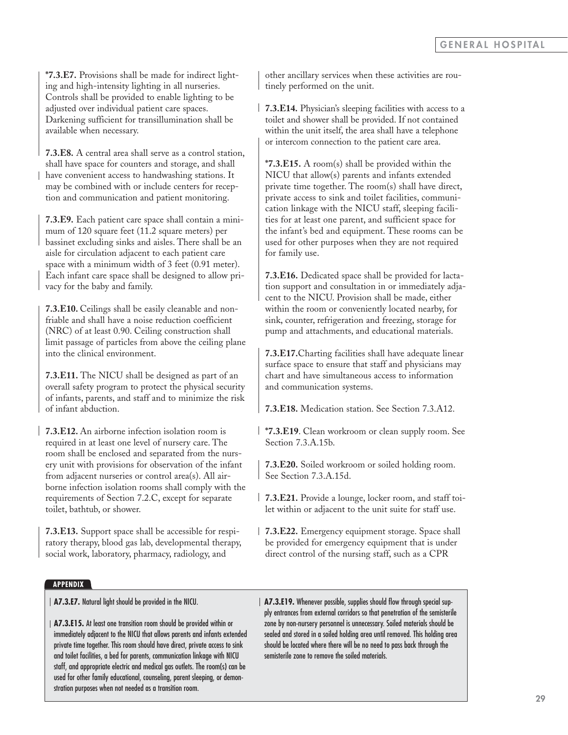**\*7.3.E7.** Provisions shall be made for indirect lighting and high-intensity lighting in all nurseries. Controls shall be provided to enable lighting to be adjusted over individual patient care spaces. Darkening sufficient for transillumination shall be available when necessary.

**7.3.E8.** A central area shall serve as a control station, shall have space for counters and storage, and shall have convenient access to handwashing stations. It may be combined with or include centers for reception and communication and patient monitoring.

**7.3.E9.** Each patient care space shall contain a minimum of 120 square feet (11.2 square meters) per bassinet excluding sinks and aisles. There shall be an aisle for circulation adjacent to each patient care space with a minimum width of 3 feet (0.91 meter). Each infant care space shall be designed to allow privacy for the baby and family.

**7.3.E10.** Ceilings shall be easily cleanable and nonfriable and shall have a noise reduction coefficient (NRC) of at least 0.90. Ceiling construction shall limit passage of particles from above the ceiling plane into the clinical environment.

**7.3.E11.** The NICU shall be designed as part of an overall safety program to protect the physical security of infants, parents, and staff and to minimize the risk of infant abduction.

**7.3.E12.** An airborne infection isolation room is required in at least one level of nursery care. The room shall be enclosed and separated from the nursery unit with provisions for observation of the infant from adjacent nurseries or control area(s). All airborne infection isolation rooms shall comply with the requirements of Section 7.2.C, except for separate toilet, bathtub, or shower.

**7.3.E13.** Support space shall be accessible for respiratory therapy, blood gas lab, developmental therapy, social work, laboratory, pharmacy, radiology, and other ancillary services when these activities are routinely performed on the unit.

**7.3.E14.** Physician's sleeping facilities with access to a toilet and shower shall be provided. If not contained within the unit itself, the area shall have a telephone or intercom connection to the patient care area.

**\*7.3.E15.** A room(s) shall be provided within the NICU that allow(s) parents and infants extended private time together. The room(s) shall have direct, private access to sink and toilet facilities, communication linkage with the NICU staff, sleeping facilities for at least one parent, and sufficient space for the infant's bed and equipment. These rooms can be used for other purposes when they are not required for family use.

**7.3.E16.** Dedicated space shall be provided for lactation support and consultation in or immediately adjacent to the NICU. Provision shall be made, either within the room or conveniently located nearby, for sink, counter, refrigeration and freezing, storage for pump and attachments, and educational materials.

**7.3.E17.**Charting facilities shall have adequate linear surface space to ensure that staff and physicians may chart and have simultaneous access to information and communication systems.

**7.3.E18.** Medication station. See Section 7.3.A12.

**\*7.3.E19**. Clean workroom or clean supply room. See Section 7.3.A.15b.

**7.3.E20.** Soiled workroom or soiled holding room. See Section 7.3.A.15d.

**7.3.E21.** Provide a lounge, locker room, and staff toilet within or adjacent to the unit suite for staff use.

**7.3.E22.** Emergency equipment storage. Space shall be provided for emergency equipment that is under direct control of the nursing staff, such as a CPR

**APPENDIX**

**A7.3.E7.** Natural light should be provided in the NICU.

**A7.3.E15.** At least one transition room should be provided within or immediately adjacent to the NICU that allows parents and infants extended private time together. This room should have direct, private access to sink and toilet facilities, a bed for parents, communication linkage with NICU staff, and appropriate electric and medical gas outlets. The room(s) can be used for other family educational, counseling, parent sleeping, or demonstration purposes when not needed as a transition room.

**A7.3.E19.** Whenever possible, supplies should flow through special supply entrances from external corridors so that penetration of the semisterile zone by non-nursery personnel is unnecessary. Soiled materials should be sealed and stored in a soiled holding area until removed. This holding area should be located where there will be no need to pass back through the semisterile zone to remove the soiled materials.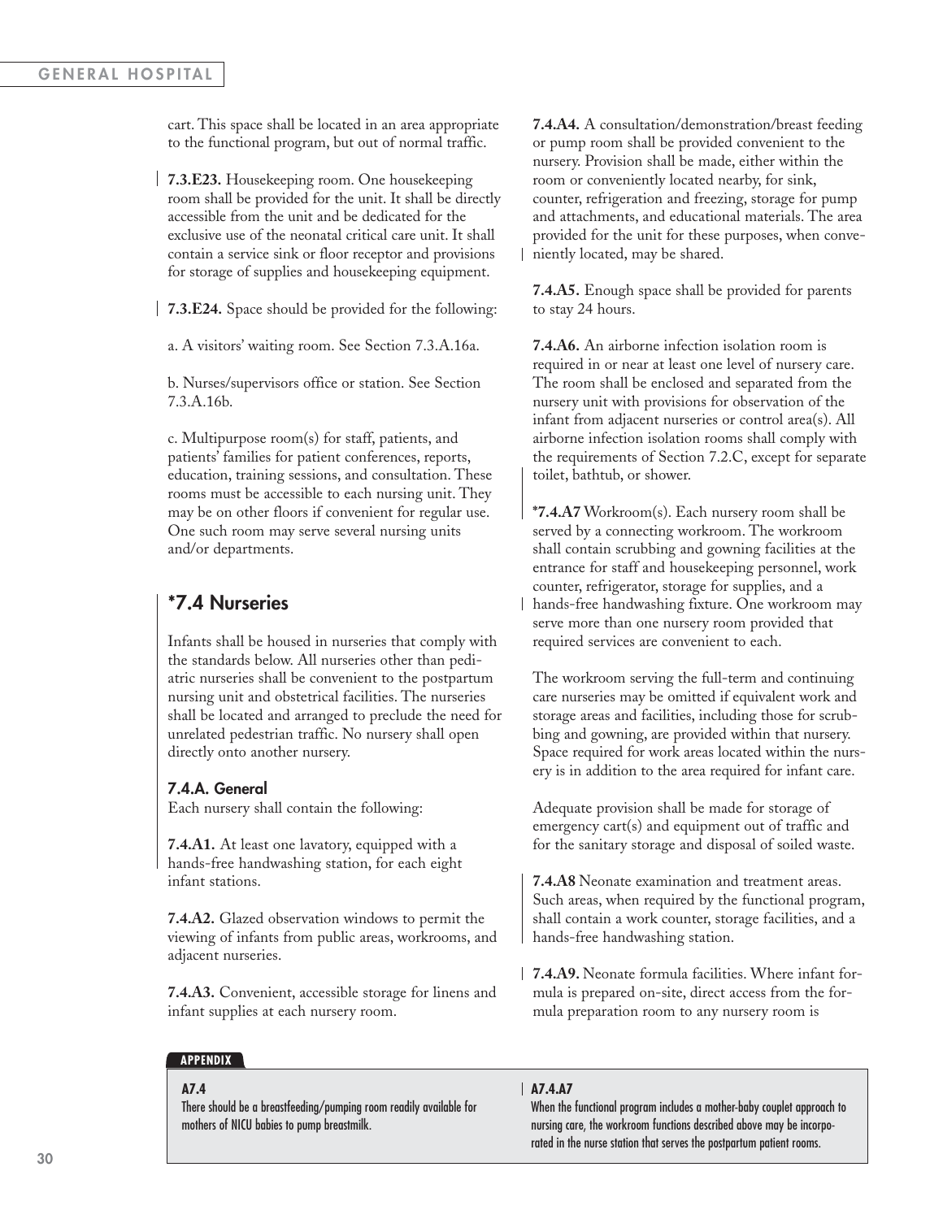cart. This space shall be located in an area appropriate to the functional program, but out of normal traffic.

**7.3.E23.** Housekeeping room. One housekeeping room shall be provided for the unit. It shall be directly accessible from the unit and be dedicated for the exclusive use of the neonatal critical care unit. It shall contain a service sink or floor receptor and provisions for storage of supplies and housekeeping equipment.

**7.3.E24.** Space should be provided for the following:

a. A visitors' waiting room. See Section 7.3.A.16a.

b. Nurses/supervisors office or station. See Section 7.3.A.16b.

c. Multipurpose room(s) for staff, patients, and patients' families for patient conferences, reports, education, training sessions, and consultation. These rooms must be accessible to each nursing unit. They may be on other floors if convenient for regular use. One such room may serve several nursing units and/or departments.

## *7.4 Nurseries

Infants shall be housed in nurseries that comply with the standards below. All nurseries other than pediatric nurseries shall be convenient to the postpartum nursing unit and obstetrical facilities. The nurseries shall be located and arranged to preclude the need for unrelated pedestrian traffic. No nursery shall open directly onto another nursery.

### 7.4.A. General

Each nursery shall contain the following:

**7.4.A1.** At least one lavatory, equipped with a hands-free handwashing station, for each eight infant stations.

**7.4.A2.** Glazed observation windows to permit the viewing of infants from public areas, workrooms, and adjacent nurseries.

**7.4.A3.** Convenient, accessible storage for linens and infant supplies at each nursery room.

**7.4.A4.** A consultation/demonstration/breast feeding or pump room shall be provided convenient to the nursery. Provision shall be made, either within the room or conveniently located nearby, for sink, counter, refrigeration and freezing, storage for pump and attachments, and educational materials. The area provided for the unit for these purposes, when conveniently located, may be shared.

**7.4.A5.** Enough space shall be provided for parents to stay 24 hours.

**7.4.A6.** An airborne infection isolation room is required in or near at least one level of nursery care. The room shall be enclosed and separated from the nursery unit with provisions for observation of the infant from adjacent nurseries or control area(s). All airborne infection isolation rooms shall comply with the requirements of Section 7.2.C, except for separate toilet, bathtub, or shower.

**\*7.4.A7** Workroom(s). Each nursery room shall be served by a connecting workroom. The workroom shall contain scrubbing and gowning facilities at the entrance for staff and housekeeping personnel, work counter, refrigerator, storage for supplies, and a hands-free handwashing fixture. One workroom may serve more than one nursery room provided that required services are convenient to each.

The workroom serving the full-term and continuing care nurseries may be omitted if equivalent work and storage areas and facilities, including those for scrubbing and gowning, are provided within that nursery. Space required for work areas located within the nursery is in addition to the area required for infant care.

Adequate provision shall be made for storage of emergency cart(s) and equipment out of traffic and for the sanitary storage and disposal of soiled waste.

**7.4.A8** Neonate examination and treatment areas. Such areas, when required by the functional program, shall contain a work counter, storage facilities, and a hands-free handwashing station.

**7.4.A9.** Neonate formula facilities. Where infant formula is prepared on-site, direct access from the formula preparation room to any nursery room is

**APPENDIX**

**A7.4**
There should be a breastfeeding/pumping room readily available for mothers of NICU babies to pump breastmilk.

**A7.4.A7**
When the functional program includes a mother-baby couplet approach to nursing care, the workroom functions described above may be incorporated in the nurse station that serves the postpartum patient rooms.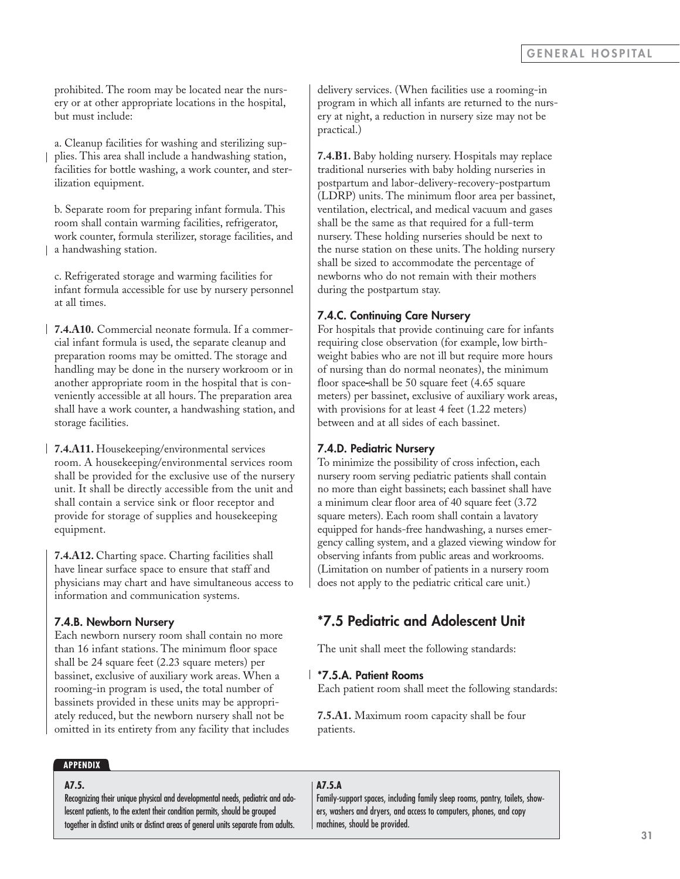prohibited. The room may be located near the nursery or at other appropriate locations in the hospital, but must include:

a. Cleanup facilities for washing and sterilizing supplies. This area shall include a handwashing station, facilities for bottle washing, a work counter, and sterilization equipment.

b. Separate room for preparing infant formula. This room shall contain warming facilities, refrigerator, work counter, formula sterilizer, storage facilities, and a handwashing station.

c. Refrigerated storage and warming facilities for infant formula accessible for use by nursery personnel at all times.

**7.4.A10.** Commercial neonate formula. If a commercial infant formula is used, the separate cleanup and preparation rooms may be omitted. The storage and handling may be done in the nursery workroom or in another appropriate room in the hospital that is conveniently accessible at all hours. The preparation area shall have a work counter, a handwashing station, and storage facilities.

**7.4.A11.** Housekeeping/environmental services room. A housekeeping/environmental services room shall be provided for the exclusive use of the nursery unit. It shall be directly accessible from the unit and shall contain a service sink or floor receptor and provide for storage of supplies and housekeeping equipment.

**7.4.A12.** Charting space. Charting facilities shall have linear surface space to ensure that staff and physicians may chart and have simultaneous access to information and communication systems.

### 7.4.B. Newborn Nursery

Each newborn nursery room shall contain no more than 16 infant stations. The minimum floor space shall be 24 square feet (2.23 square meters) per bassinet, exclusive of auxiliary work areas. When a rooming-in program is used, the total number of bassinets provided in these units may be appropriately reduced, but the newborn nursery shall not be omitted in its entirety from any facility that includes delivery services. (When facilities use a rooming-in program in which all infants are returned to the nursery at night, a reduction in nursery size may not be practical.)

**7.4.B1.** Baby holding nursery. Hospitals may replace traditional nurseries with baby holding nurseries in postpartum and labor-delivery-recovery-postpartum (LDRP) units. The minimum floor area per bassinet, ventilation, electrical, and medical vacuum and gases shall be the same as that required for a full-term nursery. These holding nurseries should be next to the nurse station on these units. The holding nursery shall be sized to accommodate the percentage of newborns who do not remain with their mothers during the postpartum stay.

### 7.4.C. Continuing Care Nursery

For hospitals that provide continuing care for infants requiring close observation (for example, low birthweight babies who are not ill but require more hours of nursing than do normal neonates), the minimum floor space shall be 50 square feet (4.65 square meters) per bassinet, exclusive of auxiliary work areas, with provisions for at least 4 feet (1.22 meters) between and at all sides of each bassinet.

### 7.4.D. Pediatric Nursery

To minimize the possibility of cross infection, each nursery room serving pediatric patients shall contain no more than eight bassinets; each bassinet shall have a minimum clear floor area of 40 square feet (3.72 square meters). Each room shall contain a lavatory equipped for hands-free handwashing, a nurses emergency calling system, and a glazed viewing window for observing infants from public areas and workrooms. (Limitation on number of patients in a nursery room does not apply to the pediatric critical care unit.)

## *7.5 Pediatric and Adolescent Unit

The unit shall meet the following standards:

### *7.5.A. Patient Rooms

Each patient room shall meet the following standards:

**7.5.A1.** Maximum room capacity shall be four patients.

**APPENDIX**

**A7.5.**
Recognizing their unique physical and developmental needs, pediatric and adolescent patients, to the extent their condition permits, should be grouped together in distinct units or distinct areas of general units separate from adults.

**A7.5.A**
Family-support spaces, including family sleep rooms, pantry, toilets, showers, washers and dryers, and access to computers, phones, and copy machines, should be provided.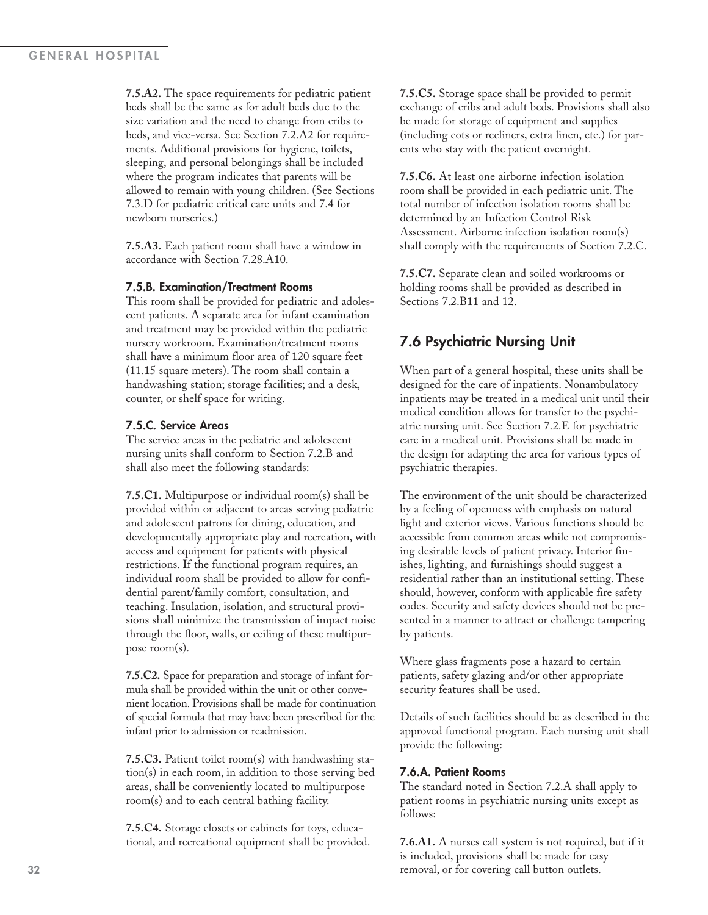**7.5.A2.** The space requirements for pediatric patient beds shall be the same as for adult beds due to the size variation and the need to change from cribs to beds, and vice-versa. See Section 7.2.A2 for requirements. Additional provisions for hygiene, toilets, sleeping, and personal belongings shall be included where the program indicates that parents will be allowed to remain with young children. (See Sections 7.3.D for pediatric critical care units and 7.4 for newborn nurseries.)

**7.5.A3.** Each patient room shall have a window in accordance with Section 7.28.A10.

#### 7.5.B. Examination/Treatment Rooms

This room shall be provided for pediatric and adolescent patients. A separate area for infant examination and treatment may be provided within the pediatric nursery workroom. Examination/treatment rooms shall have a minimum floor area of 120 square feet (11.15 square meters). The room shall contain a handwashing station; storage facilities; and a desk, counter, or shelf space for writing.

#### 7.5.C. Service Areas

The service areas in the pediatric and adolescent nursing units shall conform to Section 7.2.B and shall also meet the following standards:

**7.5.C1.** Multipurpose or individual room(s) shall be provided within or adjacent to areas serving pediatric and adolescent patrons for dining, education, and developmentally appropriate play and recreation, with access and equipment for patients with physical restrictions. If the functional program requires, an individual room shall be provided to allow for confidential parent/family comfort, consultation, and teaching. Insulation, isolation, and structural provisions shall minimize the transmission of impact noise through the floor, walls, or ceiling of these multipurpose room(s).

**7.5.C2.** Space for preparation and storage of infant formula shall be provided within the unit or other convenient location. Provisions shall be made for continuation of special formula that may have been prescribed for the infant prior to admission or readmission.

**7.5.C3.** Patient toilet room(s) with handwashing station(s) in each room, in addition to those serving bed areas, shall be conveniently located to multipurpose room(s) and to each central bathing facility.

**7.5.C4.** Storage closets or cabinets for toys, educational, and recreational equipment shall be provided.

**7.5.C5.** Storage space shall be provided to permit exchange of cribs and adult beds. Provisions shall also be made for storage of equipment and supplies (including cots or recliners, extra linen, etc.) for parents who stay with the patient overnight.

**7.5.C6.** At least one airborne infection isolation room shall be provided in each pediatric unit. The total number of infection isolation rooms shall be determined by an Infection Control Risk Assessment. Airborne infection isolation room(s) shall comply with the requirements of Section 7.2.C.

**7.5.C7.** Separate clean and soiled workrooms or holding rooms shall be provided as described in Sections 7.2.B11 and 12.

## 7.6 Psychiatric Nursing Unit

When part of a general hospital, these units shall be designed for the care of inpatients. Nonambulatory inpatients may be treated in a medical unit until their medical condition allows for transfer to the psychiatric nursing unit. See Section 7.2.E for psychiatric care in a medical unit. Provisions shall be made in the design for adapting the area for various types of psychiatric therapies.

The environment of the unit should be characterized by a feeling of openness with emphasis on natural light and exterior views. Various functions should be accessible from common areas while not compromising desirable levels of patient privacy. Interior finishes, lighting, and furnishings should suggest a residential rather than an institutional setting. These should, however, conform with applicable fire safety codes. Security and safety devices should not be presented in a manner to attract or challenge tampering by patients.

Where glass fragments pose a hazard to certain patients, safety glazing and/or other appropriate security features shall be used.

Details of such facilities should be as described in the approved functional program. Each nursing unit shall provide the following:

#### 7.6.A. Patient Rooms

The standard noted in Section 7.2.A shall apply to patient rooms in psychiatric nursing units except as follows:

**7.6.A1.** A nurses call system is not required, but if it is included, provisions shall be made for easy removal, or for covering call button outlets.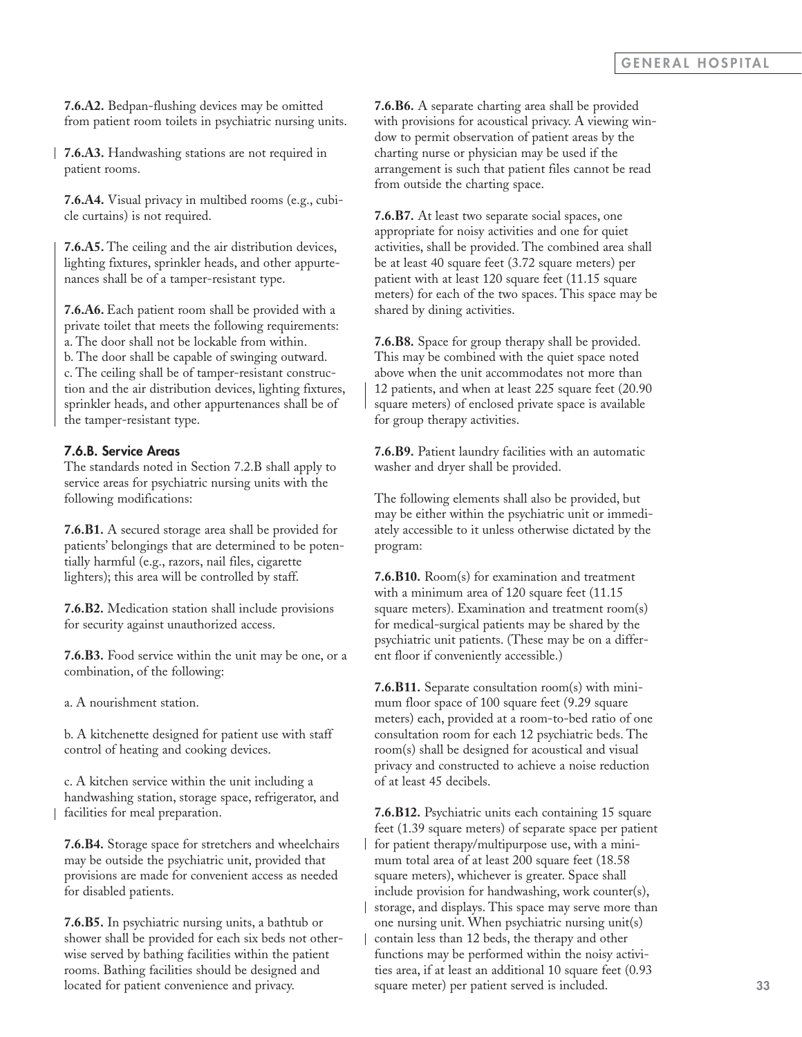**7.6.A2.** Bedpan-flushing devices may be omitted from patient room toilets in psychiatric nursing units.

**7.6.A3.** Handwashing stations are not required in patient rooms.

**7.6.A4.** Visual privacy in multibed rooms (e.g., cubicle curtains) is not required.

**7.6.A5.** The ceiling and the air distribution devices, lighting fixtures, sprinkler heads, and other appurtenances shall be of a tamper-resistant type.

**7.6.A6.** Each patient room shall be provided with a private toilet that meets the following requirements:
a. The door shall not be lockable from within.
b. The door shall be capable of swinging outward.
c. The ceiling shall be of tamper-resistant construction and the air distribution devices, lighting fixtures, sprinkler heads, and other appurtenances shall be of the tamper-resistant type.

### 7.6.B. Service Areas

The standards noted in Section 7.2.B shall apply to service areas for psychiatric nursing units with the following modifications:

**7.6.B1.** A secured storage area shall be provided for patients' belongings that are determined to be potentially harmful (e.g., razors, nail files, cigarette lighters); this area will be controlled by staff.

**7.6.B2.** Medication station shall include provisions for security against unauthorized access.

**7.6.B3.** Food service within the unit may be one, or a combination, of the following:

a. A nourishment station.

b. A kitchenette designed for patient use with staff control of heating and cooking devices.

c. A kitchen service within the unit including a handwashing station, storage space, refrigerator, and facilities for meal preparation.

**7.6.B4.** Storage space for stretchers and wheelchairs may be outside the psychiatric unit, provided that provisions are made for convenient access as needed for disabled patients.

**7.6.B5.** In psychiatric nursing units, a bathtub or shower shall be provided for each six beds not otherwise served by bathing facilities within the patient rooms. Bathing facilities should be designed and located for patient convenience and privacy.

**7.6.B6.** A separate charting area shall be provided with provisions for acoustical privacy. A viewing window to permit observation of patient areas by the charting nurse or physician may be used if the arrangement is such that patient files cannot be read from outside the charting space.

**7.6.B7.** At least two separate social spaces, one appropriate for noisy activities and one for quiet activities, shall be provided. The combined area shall be at least 40 square feet (3.72 square meters) per patient with at least 120 square feet (11.15 square meters) for each of the two spaces. This space may be shared by dining activities.

**7.6.B8.** Space for group therapy shall be provided. This may be combined with the quiet space noted above when the unit accommodates not more than 12 patients, and when at least 225 square feet (20.90 square meters) of enclosed private space is available for group therapy activities.

**7.6.B9.** Patient laundry facilities with an automatic washer and dryer shall be provided.

The following elements shall also be provided, but may be either within the psychiatric unit or immediately accessible to it unless otherwise dictated by the program:

**7.6.B10.** Room(s) for examination and treatment with a minimum area of 120 square feet (11.15 square meters). Examination and treatment room(s) for medical-surgical patients may be shared by the psychiatric unit patients. (These may be on a different floor if conveniently accessible.)

**7.6.B11.** Separate consultation room(s) with minimum floor space of 100 square feet (9.29 square meters) each, provided at a room-to-bed ratio of one consultation room for each 12 psychiatric beds. The room(s) shall be designed for acoustical and visual privacy and constructed to achieve a noise reduction of at least 45 decibels.

**7.6.B12.** Psychiatric units each containing 15 square feet (1.39 square meters) of separate space per patient for patient therapy/multipurpose use, with a minimum total area of at least 200 square feet (18.58 square meters), whichever is greater. Space shall include provision for handwashing, work counter(s), storage, and displays. This space may serve more than one nursing unit. When psychiatric nursing unit(s) contain less than 12 beds, the therapy and other functions may be performed within the noisy activities area, if at least an additional 10 square feet (0.93 square meter) per patient served is included.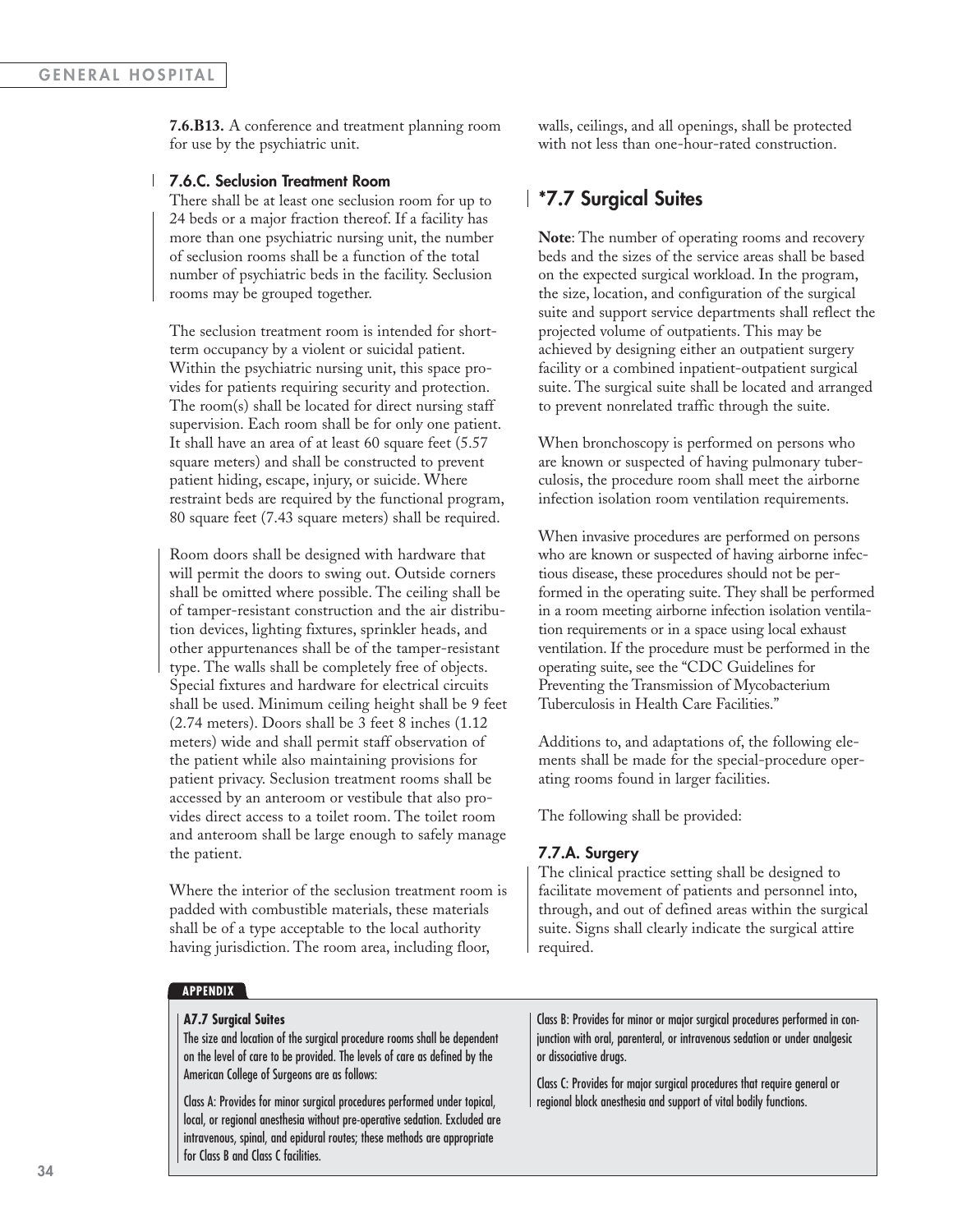**7.6.B13.** A conference and treatment planning room for use by the psychiatric unit.

### 7.6.C. Seclusion Treatment Room

There shall be at least one seclusion room for up to 24 beds or a major fraction thereof. If a facility has more than one psychiatric nursing unit, the number of seclusion rooms shall be a function of the total number of psychiatric beds in the facility. Seclusion rooms may be grouped together.

The seclusion treatment room is intended for short-term occupancy by a violent or suicidal patient. Within the psychiatric nursing unit, this space provides for patients requiring security and protection. The room(s) shall be located for direct nursing staff supervision. Each room shall be for only one patient. It shall have an area of at least 60 square feet (5.57 square meters) and shall be constructed to prevent patient hiding, escape, injury, or suicide. Where restraint beds are required by the functional program, 80 square feet (7.43 square meters) shall be required.

Room doors shall be designed with hardware that will permit the doors to swing out. Outside corners shall be omitted where possible. The ceiling shall be of tamper-resistant construction and the air distribution devices, lighting fixtures, sprinkler heads, and other appurtenances shall be of the tamper-resistant type. The walls shall be completely free of objects. Special fixtures and hardware for electrical circuits shall be used. Minimum ceiling height shall be 9 feet (2.74 meters). Doors shall be 3 feet 8 inches (1.12 meters) wide and shall permit staff observation of the patient while also maintaining provisions for patient privacy. Seclusion treatment rooms shall be accessed by an anteroom or vestibule that also provides direct access to a toilet room. The toilet room and anteroom shall be large enough to safely manage the patient.

Where the interior of the seclusion treatment room is padded with combustible materials, these materials shall be of a type acceptable to the local authority having jurisdiction. The room area, including floor, walls, ceilings, and all openings, shall be protected with not less than one-hour-rated construction.

## *7.7 Surgical Suites

**Note**: The number of operating rooms and recovery beds and the sizes of the service areas shall be based on the expected surgical workload. In the program, the size, location, and configuration of the surgical suite and support service departments shall reflect the projected volume of outpatients. This may be achieved by designing either an outpatient surgery facility or a combined inpatient-outpatient surgical suite. The surgical suite shall be located and arranged to prevent nonrelated traffic through the suite.

When bronchoscopy is performed on persons who are known or suspected of having pulmonary tuberculosis, the procedure room shall meet the airborne infection isolation room ventilation requirements.

When invasive procedures are performed on persons who are known or suspected of having airborne infectious disease, these procedures should not be performed in the operating suite. They shall be performed in a room meeting airborne infection isolation ventilation requirements or in a space using local exhaust ventilation. If the procedure must be performed in the operating suite, see the "CDC Guidelines for Preventing the Transmission of Mycobacterium Tuberculosis in Health Care Facilities."

Additions to, and adaptations of, the following elements shall be made for the special-procedure operating rooms found in larger facilities.

The following shall be provided:

### 7.7.A. Surgery

The clinical practice setting shall be designed to facilitate movement of patients and personnel into, through, and out of defined areas within the surgical suite. Signs shall clearly indicate the surgical attire required.

**APPENDIX**

**A7.7 Surgical Suites**

The size and location of the surgical procedure rooms shall be dependent on the level of care to be provided. The levels of care as defined by the American College of Surgeons are as follows:

Class A: Provides for minor surgical procedures performed under topical, local, or regional anesthesia without pre-operative sedation. Excluded are intravenous, spinal, and epidural routes; these methods are appropriate for Class B and Class C facilities.

Class B: Provides for minor or major surgical procedures performed in conjunction with oral, parenteral, or intravenous sedation or under analgesic or dissociative drugs.

Class C: Provides for major surgical procedures that require general or regional block anesthesia and support of vital bodily functions.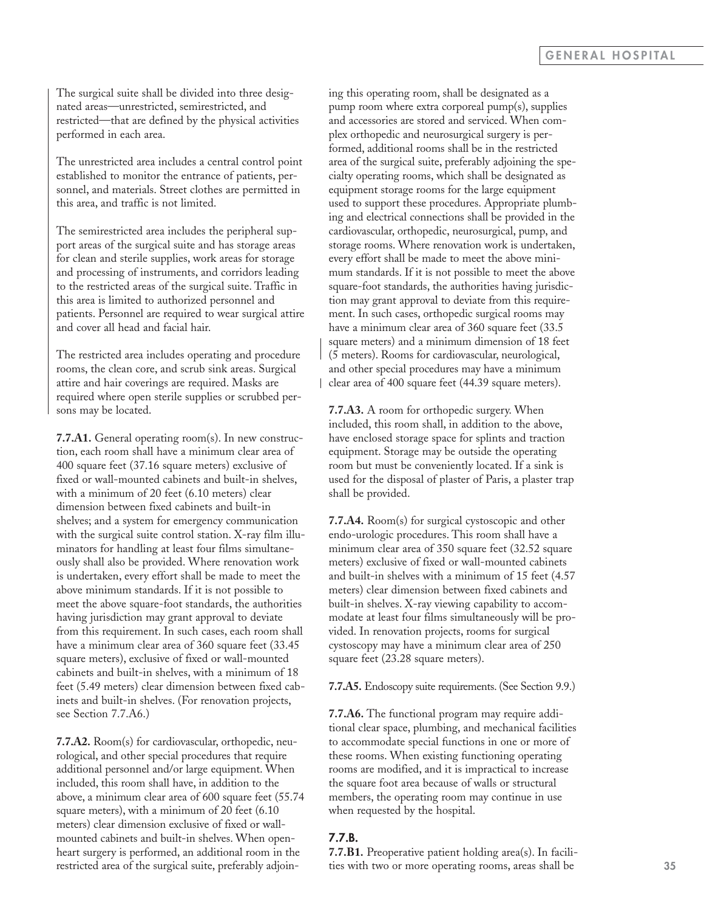The surgical suite shall be divided into three designated areas—unrestricted, semirestricted, and restricted—that are defined by the physical activities performed in each area.

The unrestricted area includes a central control point established to monitor the entrance of patients, personnel, and materials. Street clothes are permitted in this area, and traffic is not limited.

The semirestricted area includes the peripheral support areas of the surgical suite and has storage areas for clean and sterile supplies, work areas for storage and processing of instruments, and corridors leading to the restricted areas of the surgical suite. Traffic in this area is limited to authorized personnel and patients. Personnel are required to wear surgical attire and cover all head and facial hair.

The restricted area includes operating and procedure rooms, the clean core, and scrub sink areas. Surgical attire and hair coverings are required. Masks are required where open sterile supplies or scrubbed persons may be located.

**7.7.A1.** General operating room(s). In new construction, each room shall have a minimum clear area of 400 square feet (37.16 square meters) exclusive of fixed or wall-mounted cabinets and built-in shelves, with a minimum of 20 feet (6.10 meters) clear dimension between fixed cabinets and built-in shelves; and a system for emergency communication with the surgical suite control station. X-ray film illuminators for handling at least four films simultaneously shall also be provided. Where renovation work is undertaken, every effort shall be made to meet the above minimum standards. If it is not possible to meet the above square-foot standards, the authorities having jurisdiction may grant approval to deviate from this requirement. In such cases, each room shall have a minimum clear area of 360 square feet (33.45 square meters), exclusive of fixed or wall-mounted cabinets and built-in shelves, with a minimum of 18 feet (5.49 meters) clear dimension between fixed cabinets and built-in shelves. (For renovation projects, see Section 7.7.A6.)

**7.7.A2.** Room(s) for cardiovascular, orthopedic, neurological, and other special procedures that require additional personnel and/or large equipment. When included, this room shall have, in addition to the above, a minimum clear area of 600 square feet (55.74 square meters), with a minimum of 20 feet (6.10 meters) clear dimension exclusive of fixed or wall-mounted cabinets and built-in shelves. When open-heart surgery is performed, an additional room in the restricted area of the surgical suite, preferably adjoining this operating room, shall be designated as a pump room where extra corporeal pump(s), supplies and accessories are stored and serviced. When complex orthopedic and neurosurgical surgery is performed, additional rooms shall be in the restricted area of the surgical suite, preferably adjoining the specialty operating rooms, which shall be designated as equipment storage rooms for the large equipment used to support these procedures. Appropriate plumbing and electrical connections shall be provided in the cardiovascular, orthopedic, neurosurgical, pump, and storage rooms. Where renovation work is undertaken, every effort shall be made to meet the above minimum standards. If it is not possible to meet the above square-foot standards, the authorities having jurisdiction may grant approval to deviate from this requirement. In such cases, orthopedic surgical rooms may have a minimum clear area of 360 square feet (33.5 square meters) and a minimum dimension of 18 feet (5 meters). Rooms for cardiovascular, neurological, and other special procedures may have a minimum clear area of 400 square feet (44.39 square meters).

**7.7.A3.** A room for orthopedic surgery. When included, this room shall, in addition to the above, have enclosed storage space for splints and traction equipment. Storage may be outside the operating room but must be conveniently located. If a sink is used for the disposal of plaster of Paris, a plaster trap shall be provided.

**7.7.A4.** Room(s) for surgical cystoscopic and other endo-urologic procedures. This room shall have a minimum clear area of 350 square feet (32.52 square meters) exclusive of fixed or wall-mounted cabinets and built-in shelves with a minimum of 15 feet (4.57 meters) clear dimension between fixed cabinets and built-in shelves. X-ray viewing capability to accommodate at least four films simultaneously will be provided. In renovation projects, rooms for surgical cystoscopy may have a minimum clear area of 250 square feet (23.28 square meters).

**7.7.A5.** Endoscopy suite requirements. (See Section 9.9.)

**7.7.A6.** The functional program may require additional clear space, plumbing, and mechanical facilities to accommodate special functions in one or more of these rooms. When existing functioning operating rooms are modified, and it is impractical to increase the square foot area because of walls or structural members, the operating room may continue in use when requested by the hospital.

### 7.7.B.

**7.7.B1.** Preoperative patient holding area(s). In facilities with two or more operating rooms, areas shall be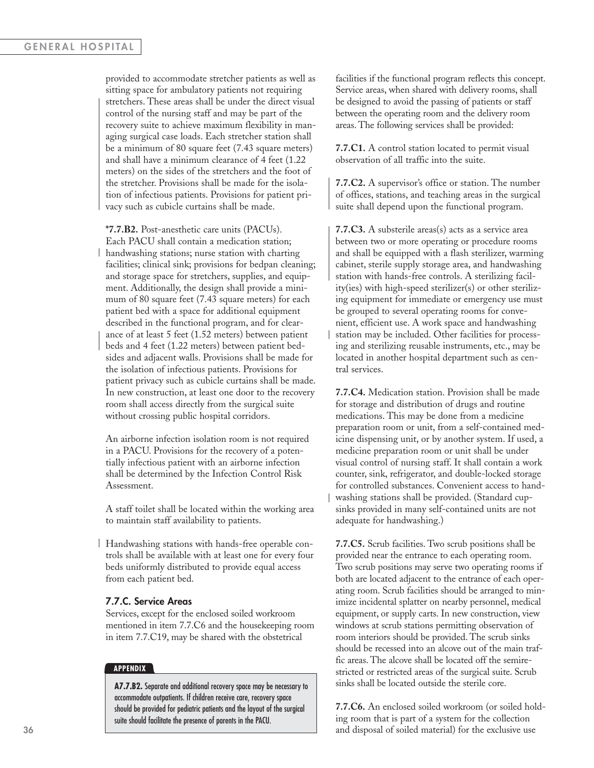provided to accommodate stretcher patients as well as sitting space for ambulatory patients not requiring stretchers. These areas shall be under the direct visual control of the nursing staff and may be part of the recovery suite to achieve maximum flexibility in managing surgical case loads. Each stretcher station shall be a minimum of 80 square feet (7.43 square meters) and shall have a minimum clearance of 4 feet (1.22 meters) on the sides of the stretchers and the foot of the stretcher. Provisions shall be made for the isolation of infectious patients. Provisions for patient privacy such as cubicle curtains shall be made.

***7.7.B2.** Post-anesthetic care units (PACUs). Each PACU shall contain a medication station; handwashing stations; nurse station with charting facilities; clinical sink; provisions for bedpan cleaning; and storage space for stretchers, supplies, and equipment. Additionally, the design shall provide a minimum of 80 square feet (7.43 square meters) for each patient bed with a space for additional equipment described in the functional program, and for clearance of at least 5 feet (1.52 meters) between patient beds and 4 feet (1.22 meters) between patient bedsides and adjacent walls. Provisions shall be made for the isolation of infectious patients. Provisions for patient privacy such as cubicle curtains shall be made. In new construction, at least one door to the recovery room shall access directly from the surgical suite without crossing public hospital corridors.

An airborne infection isolation room is not required in a PACU. Provisions for the recovery of a potentially infectious patient with an airborne infection shall be determined by the Infection Control Risk Assessment.

A staff toilet shall be located within the working area to maintain staff availability to patients.

Handwashing stations with hands-free operable controls shall be available with at least one for every four beds uniformly distributed to provide equal access from each patient bed.

### 7.7.C. Service Areas

Services, except for the enclosed soiled workroom mentioned in item 7.7.C6 and the housekeeping room in item 7.7.C19, may be shared with the obstetrical facilities if the functional program reflects this concept. Service areas, when shared with delivery rooms, shall be designed to avoid the passing of patients or staff between the operating room and the delivery room areas. The following services shall be provided:

**7.7.C1.** A control station located to permit visual observation of all traffic into the suite.

**7.7.C2.** A supervisor's office or station. The number of offices, stations, and teaching areas in the surgical suite shall depend upon the functional program.

**7.7.C3.** A substerile areas(s) acts as a service area between two or more operating or procedure rooms and shall be equipped with a flash sterilizer, warming cabinet, sterile supply storage area, and handwashing station with hands-free controls. A sterilizing facility(ies) with high-speed sterilizer(s) or other sterilizing equipment for immediate or emergency use must be grouped to several operating rooms for convenient, efficient use. A work space and handwashing station may be included. Other facilities for processing and sterilizing reusable instruments, etc., may be located in another hospital department such as central services.

**7.7.C4.** Medication station. Provision shall be made for storage and distribution of drugs and routine medications. This may be done from a medicine preparation room or unit, from a self-contained medicine dispensing unit, or by another system. If used, a medicine preparation room or unit shall be under visual control of nursing staff. It shall contain a work counter, sink, refrigerator, and double-locked storage for controlled substances. Convenient access to handwashing stations shall be provided. (Standard cupsinks provided in many self-contained units are not adequate for handwashing.)

**7.7.C5.** Scrub facilities. Two scrub positions shall be provided near the entrance to each operating room. Two scrub positions may serve two operating rooms if both are located adjacent to the entrance of each operating room. Scrub facilities should be arranged to minimize incidental splatter on nearby personnel, medical equipment, or supply carts. In new construction, view windows at scrub stations permitting observation of room interiors should be provided. The scrub sinks should be recessed into an alcove out of the main traffic areas. The alcove shall be located off the semirestricted or restricted areas of the surgical suite. Scrub sinks shall be located outside the sterile core.

**7.7.C6.** An enclosed soiled workroom (or soiled holding room that is part of a system for the collection and disposal of soiled material) for the exclusive use

**APPENDIX**

**A7.7.B2.** Separate and additional recovery space may be necessary to accommodate outpatients. If children receive care, recovery space should be provided for pediatric patients and the layout of the surgical suite should facilitate the presence of parents in the PACU.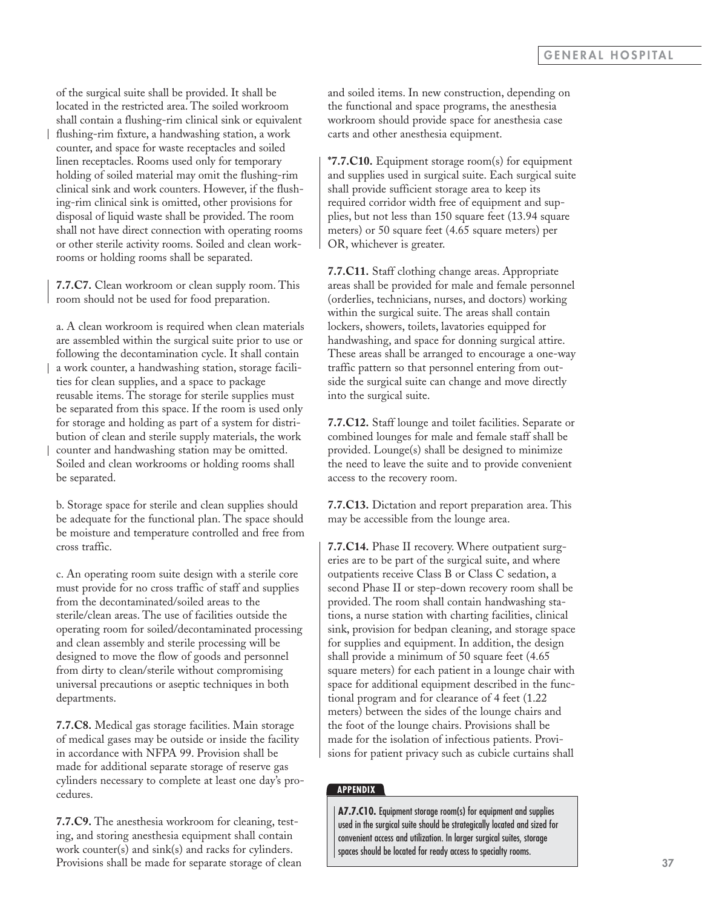of the surgical suite shall be provided. It shall be located in the restricted area. The soiled workroom shall contain a flushing-rim clinical sink or equivalent flushing-rim fixture, a handwashing station, a work counter, and space for waste receptacles and soiled linen receptacles. Rooms used only for temporary holding of soiled material may omit the flushing-rim clinical sink and work counters. However, if the flushing-rim clinical sink is omitted, other provisions for disposal of liquid waste shall be provided. The room shall not have direct connection with operating rooms or other sterile activity rooms. Soiled and clean workrooms or holding rooms shall be separated.

**7.7.C7.** Clean workroom or clean supply room. This room should not be used for food preparation.

a. A clean workroom is required when clean materials are assembled within the surgical suite prior to use or following the decontamination cycle. It shall contain a work counter, a handwashing station, storage facilities for clean supplies, and a space to package reusable items. The storage for sterile supplies must be separated from this space. If the room is used only for storage and holding as part of a system for distribution of clean and sterile supply materials, the work counter and handwashing station may be omitted. Soiled and clean workrooms or holding rooms shall be separated.

b. Storage space for sterile and clean supplies should be adequate for the functional plan. The space should be moisture and temperature controlled and free from cross traffic.

c. An operating room suite design with a sterile core must provide for no cross traffic of staff and supplies from the decontaminated/soiled areas to the sterile/clean areas. The use of facilities outside the operating room for soiled/decontaminated processing and clean assembly and sterile processing will be designed to move the flow of goods and personnel from dirty to clean/sterile without compromising universal precautions or aseptic techniques in both departments.

**7.7.C8.** Medical gas storage facilities. Main storage of medical gases may be outside or inside the facility in accordance with NFPA 99. Provision shall be made for additional separate storage of reserve gas cylinders necessary to complete at least one day's procedures.

**7.7.C9.** The anesthesia workroom for cleaning, testing, and storing anesthesia equipment shall contain work counter(s) and sink(s) and racks for cylinders. Provisions shall be made for separate storage of clean and soiled items. In new construction, depending on the functional and space programs, the anesthesia workroom should provide space for anesthesia case carts and other anesthesia equipment.

**\*7.7.C10.** Equipment storage room(s) for equipment and supplies used in surgical suite. Each surgical suite shall provide sufficient storage area to keep its required corridor width free of equipment and supplies, but not less than 150 square feet (13.94 square meters) or 50 square feet (4.65 square meters) per OR, whichever is greater.

**7.7.C11.** Staff clothing change areas. Appropriate areas shall be provided for male and female personnel (orderlies, technicians, nurses, and doctors) working within the surgical suite. The areas shall contain lockers, showers, toilets, lavatories equipped for handwashing, and space for donning surgical attire. These areas shall be arranged to encourage a one-way traffic pattern so that personnel entering from outside the surgical suite can change and move directly into the surgical suite.

**7.7.C12.** Staff lounge and toilet facilities. Separate or combined lounges for male and female staff shall be provided. Lounge(s) shall be designed to minimize the need to leave the suite and to provide convenient access to the recovery room.

**7.7.C13.** Dictation and report preparation area. This may be accessible from the lounge area.

**7.7.C14.** Phase II recovery. Where outpatient surgeries are to be part of the surgical suite, and where outpatients receive Class B or Class C sedation, a second Phase II or step-down recovery room shall be provided. The room shall contain handwashing stations, a nurse station with charting facilities, clinical sink, provision for bedpan cleaning, and storage space for supplies and equipment. In addition, the design shall provide a minimum of 50 square feet (4.65 square meters) for each patient in a lounge chair with space for additional equipment described in the functional program and for clearance of 4 feet (1.22 meters) between the sides of the lounge chairs and the foot of the lounge chairs. Provisions shall be made for the isolation of infectious patients. Provisions for patient privacy such as cubicle curtains shall

**APPENDIX**

**A7.7.C10.** Equipment storage room(s) for equipment and supplies used in the surgical suite should be strategically located and sized for convenient access and utilization. In larger surgical suites, storage spaces should be located for ready access to specialty rooms.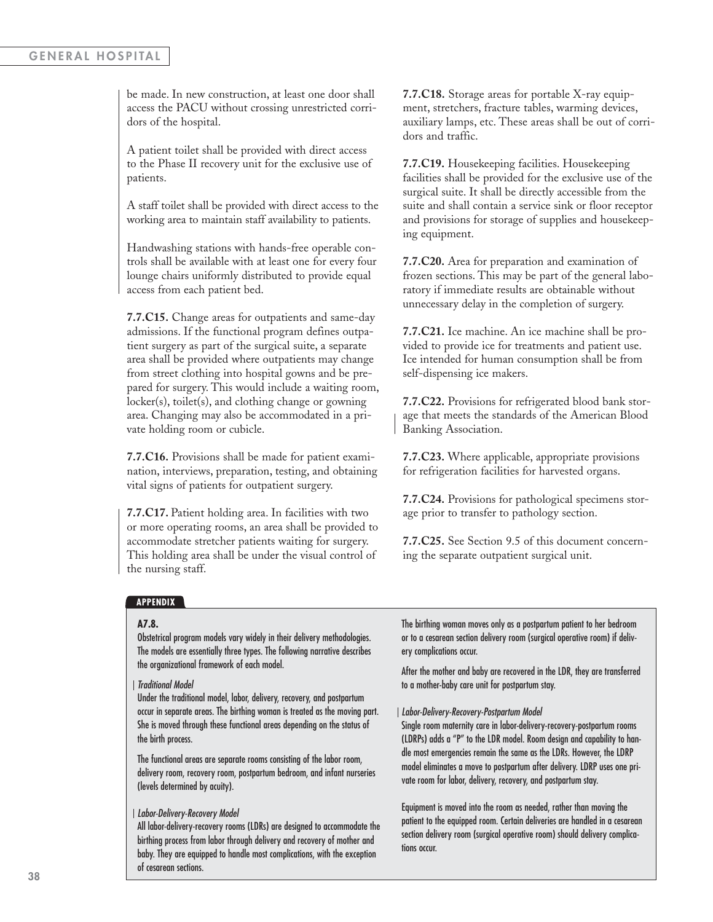be made. In new construction, at least one door shall access the PACU without crossing unrestricted corridors of the hospital.

A patient toilet shall be provided with direct access to the Phase II recovery unit for the exclusive use of patients.

A staff toilet shall be provided with direct access to the working area to maintain staff availability to patients.

Handwashing stations with hands-free operable controls shall be available with at least one for every four lounge chairs uniformly distributed to provide equal access from each patient bed.

**7.7.C15.** Change areas for outpatients and same-day admissions. If the functional program defines outpatient surgery as part of the surgical suite, a separate area shall be provided where outpatients may change from street clothing into hospital gowns and be prepared for surgery. This would include a waiting room, locker(s), toilet(s), and clothing change or gowning area. Changing may also be accommodated in a private holding room or cubicle.

**7.7.C16.** Provisions shall be made for patient examination, interviews, preparation, testing, and obtaining vital signs of patients for outpatient surgery.

**7.7.C17.** Patient holding area. In facilities with two or more operating rooms, an area shall be provided to accommodate stretcher patients waiting for surgery. This holding area shall be under the visual control of the nursing staff.

**7.7.C18.** Storage areas for portable X-ray equipment, stretchers, fracture tables, warming devices, auxiliary lamps, etc. These areas shall be out of corridors and traffic.

**7.7.C19.** Housekeeping facilities. Housekeeping facilities shall be provided for the exclusive use of the surgical suite. It shall be directly accessible from the suite and shall contain a service sink or floor receptor and provisions for storage of supplies and housekeeping equipment.

**7.7.C20.** Area for preparation and examination of frozen sections. This may be part of the general laboratory if immediate results are obtainable without unnecessary delay in the completion of surgery.

**7.7.C21.** Ice machine. An ice machine shall be provided to provide ice for treatments and patient use. Ice intended for human consumption shall be from self-dispensing ice makers.

**7.7.C22.** Provisions for refrigerated blood bank storage that meets the standards of the American Blood Banking Association.

**7.7.C23.** Where applicable, appropriate provisions for refrigeration facilities for harvested organs.

**7.7.C24.** Provisions for pathological specimens storage prior to transfer to pathology section.

**7.7.C25.** See Section 9.5 of this document concerning the separate outpatient surgical unit.

**APPENDIX**

**A7.8.**
Obstetrical program models vary widely in their delivery methodologies. The models are essentially three types. The following narrative describes the organizational framework of each model.

*Traditional Model*
Under the traditional model, labor, delivery, recovery, and postpartum occur in separate areas. The birthing woman is treated as the moving part. She is moved through these functional areas depending on the status of the birth process.

The functional areas are separate rooms consisting of the labor room, delivery room, recovery room, postpartum bedroom, and infant nurseries (levels determined by acuity).

*Labor-Delivery-Recovery Model*
All labor-delivery-recovery rooms (LDRs) are designed to accommodate the birthing process from labor through delivery and recovery of mother and baby. They are equipped to handle most complications, with the exception of cesarean sections.

The birthing woman moves only as a postpartum patient to her bedroom or to a cesarean section delivery room (surgical operative room) if delivery complications occur.

After the mother and baby are recovered in the LDR, they are transferred to a mother-baby care unit for postpartum stay.

*Labor-Delivery-Recovery-Postpartum Model*
Single room maternity care in labor-delivery-recovery-postpartum rooms (LDRPs) adds a "P" to the LDR model. Room design and capability to handle most emergencies remain the same as the LDRs. However, the LDRP model eliminates a move to postpartum after delivery. LDRP uses one private room for labor, delivery, recovery, and postpartum stay.

Equipment is moved into the room as needed, rather than moving the patient to the equipped room. Certain deliveries are handled in a cesarean section delivery room (surgical operative room) should delivery complications occur.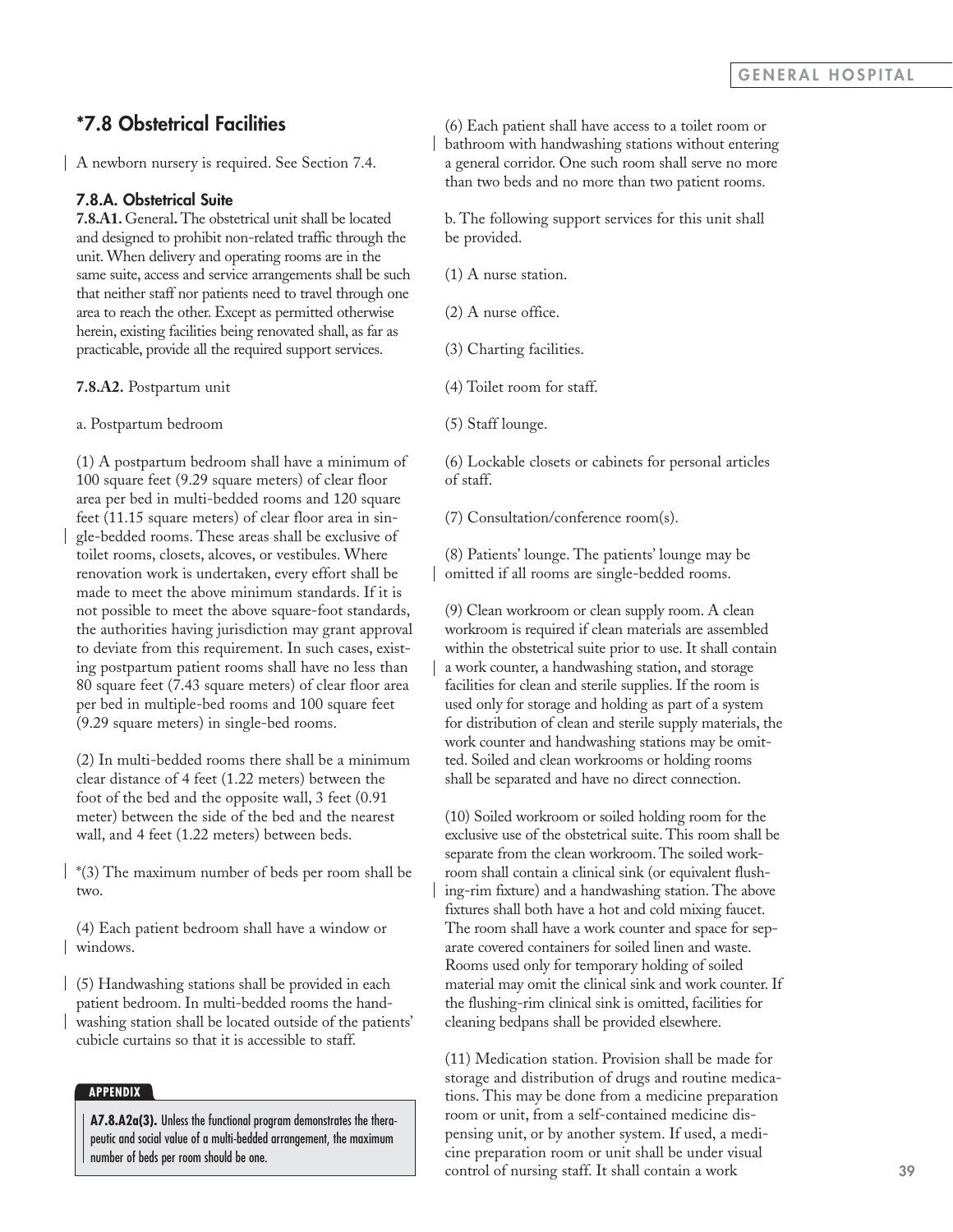## *7.8 Obstetrical Facilities

A newborn nursery is required. See Section 7.4.

### 7.8.A. Obstetrical Suite

**7.8.A1.** General**.** The obstetrical unit shall be located and designed to prohibit non-related traffic through the unit. When delivery and operating rooms are in the same suite, access and service arrangements shall be such that neither staff nor patients need to travel through one area to reach the other. Except as permitted otherwise herein, existing facilities being renovated shall, as far as practicable, provide all the required support services.

**7.8.A2.** Postpartum unit

a. Postpartum bedroom

(1) A postpartum bedroom shall have a minimum of 100 square feet (9.29 square meters) of clear floor area per bed in multi-bedded rooms and 120 square feet (11.15 square meters) of clear floor area in single-bedded rooms. These areas shall be exclusive of toilet rooms, closets, alcoves, or vestibules. Where renovation work is undertaken, every effort shall be made to meet the above minimum standards. If it is not possible to meet the above square-foot standards, the authorities having jurisdiction may grant approval to deviate from this requirement. In such cases, existing postpartum patient rooms shall have no less than 80 square feet (7.43 square meters) of clear floor area per bed in multiple-bed rooms and 100 square feet (9.29 square meters) in single-bed rooms.

(2) In multi-bedded rooms there shall be a minimum clear distance of 4 feet (1.22 meters) between the foot of the bed and the opposite wall, 3 feet (0.91 meter) between the side of the bed and the nearest wall, and 4 feet (1.22 meters) between beds.

*(3) The maximum number of beds per room shall be two.

(4) Each patient bedroom shall have a window or windows.

(5) Handwashing stations shall be provided in each patient bedroom. In multi-bedded rooms the handwashing station shall be located outside of the patients' cubicle curtains so that it is accessible to staff.

**APPENDIX**

**A7.8.A2a(3).** Unless the functional program demonstrates the therapeutic and social value of a multi-bedded arrangement, the maximum number of beds per room should be one.

(6) Each patient shall have access to a toilet room or bathroom with handwashing stations without entering a general corridor. One such room shall serve no more than two beds and no more than two patient rooms.

b. The following support services for this unit shall be provided.

(1) A nurse station.

(2) A nurse office.

(3) Charting facilities.

(4) Toilet room for staff.

(5) Staff lounge.

(6) Lockable closets or cabinets for personal articles of staff.

(7) Consultation/conference room(s).

(8) Patients' lounge. The patients' lounge may be omitted if all rooms are single-bedded rooms.

(9) Clean workroom or clean supply room. A clean workroom is required if clean materials are assembled within the obstetrical suite prior to use. It shall contain a work counter, a handwashing station, and storage facilities for clean and sterile supplies. If the room is used only for storage and holding as part of a system for distribution of clean and sterile supply materials, the work counter and handwashing stations may be omitted. Soiled and clean workrooms or holding rooms shall be separated and have no direct connection.

(10) Soiled workroom or soiled holding room for the exclusive use of the obstetrical suite. This room shall be separate from the clean workroom. The soiled workroom shall contain a clinical sink (or equivalent flushing-rim fixture) and a handwashing station. The above fixtures shall both have a hot and cold mixing faucet. The room shall have a work counter and space for separate covered containers for soiled linen and waste. Rooms used only for temporary holding of soiled material may omit the clinical sink and work counter. If the flushing-rim clinical sink is omitted, facilities for cleaning bedpans shall be provided elsewhere.

(11) Medication station. Provision shall be made for storage and distribution of drugs and routine medications. This may be done from a medicine preparation room or unit, from a self-contained medicine dispensing unit, or by another system. If used, a medicine preparation room or unit shall be under visual control of nursing staff. It shall contain a work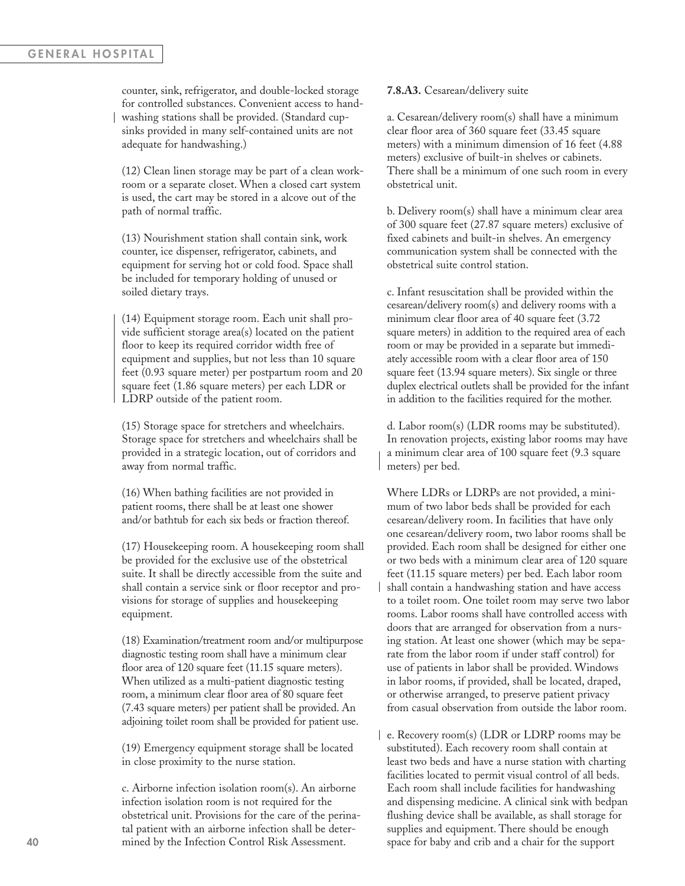counter, sink, refrigerator, and double-locked storage for controlled substances. Convenient access to handwashing stations shall be provided. (Standard cup-sinks provided in many self-contained units are not adequate for handwashing.)

(12) Clean linen storage may be part of a clean workroom or a separate closet. When a closed cart system is used, the cart may be stored in a alcove out of the path of normal traffic.

(13) Nourishment station shall contain sink, work counter, ice dispenser, refrigerator, cabinets, and equipment for serving hot or cold food. Space shall be included for temporary holding of unused or soiled dietary trays.

(14) Equipment storage room. Each unit shall provide sufficient storage area(s) located on the patient floor to keep its required corridor width free of equipment and supplies, but not less than 10 square feet (0.93 square meter) per postpartum room and 20 square feet (1.86 square meters) per each LDR or LDRP outside of the patient room.

(15) Storage space for stretchers and wheelchairs. Storage space for stretchers and wheelchairs shall be provided in a strategic location, out of corridors and away from normal traffic.

(16) When bathing facilities are not provided in patient rooms, there shall be at least one shower and/or bathtub for each six beds or fraction thereof.

(17) Housekeeping room. A housekeeping room shall be provided for the exclusive use of the obstetrical suite. It shall be directly accessible from the suite and shall contain a service sink or floor receptor and provisions for storage of supplies and housekeeping equipment.

(18) Examination/treatment room and/or multipurpose diagnostic testing room shall have a minimum clear floor area of 120 square feet (11.15 square meters). When utilized as a multi-patient diagnostic testing room, a minimum clear floor area of 80 square feet (7.43 square meters) per patient shall be provided. An adjoining toilet room shall be provided for patient use.

(19) Emergency equipment storage shall be located in close proximity to the nurse station.

c. Airborne infection isolation room(s). An airborne infection isolation room is not required for the obstetrical unit. Provisions for the care of the perinatal patient with an airborne infection shall be determined by the Infection Control Risk Assessment.

**7.8.A3.** Cesarean/delivery suite

a. Cesarean/delivery room(s) shall have a minimum clear floor area of 360 square feet (33.45 square meters) with a minimum dimension of 16 feet (4.88 meters) exclusive of built-in shelves or cabinets. There shall be a minimum of one such room in every obstetrical unit.

b. Delivery room(s) shall have a minimum clear area of 300 square feet (27.87 square meters) exclusive of fixed cabinets and built-in shelves. An emergency communication system shall be connected with the obstetrical suite control station.

c. Infant resuscitation shall be provided within the cesarean/delivery room(s) and delivery rooms with a minimum clear floor area of 40 square feet (3.72 square meters) in addition to the required area of each room or may be provided in a separate but immediately accessible room with a clear floor area of 150 square feet (13.94 square meters). Six single or three duplex electrical outlets shall be provided for the infant in addition to the facilities required for the mother.

d. Labor room(s) (LDR rooms may be substituted). In renovation projects, existing labor rooms may have a minimum clear area of 100 square feet (9.3 square meters) per bed.

Where LDRs or LDRPs are not provided, a minimum of two labor beds shall be provided for each cesarean/delivery room. In facilities that have only one cesarean/delivery room, two labor rooms shall be provided. Each room shall be designed for either one or two beds with a minimum clear area of 120 square feet (11.15 square meters) per bed. Each labor room shall contain a handwashing station and have access to a toilet room. One toilet room may serve two labor rooms. Labor rooms shall have controlled access with doors that are arranged for observation from a nursing station. At least one shower (which may be separate from the labor room if under staff control) for use of patients in labor shall be provided. Windows in labor rooms, if provided, shall be located, draped, or otherwise arranged, to preserve patient privacy from casual observation from outside the labor room.

e. Recovery room(s) (LDR or LDRP rooms may be substituted). Each recovery room shall contain at least two beds and have a nurse station with charting facilities located to permit visual control of all beds. Each room shall include facilities for handwashing and dispensing medicine. A clinical sink with bedpan flushing device shall be available, as shall storage for supplies and equipment. There should be enough space for baby and crib and a chair for the support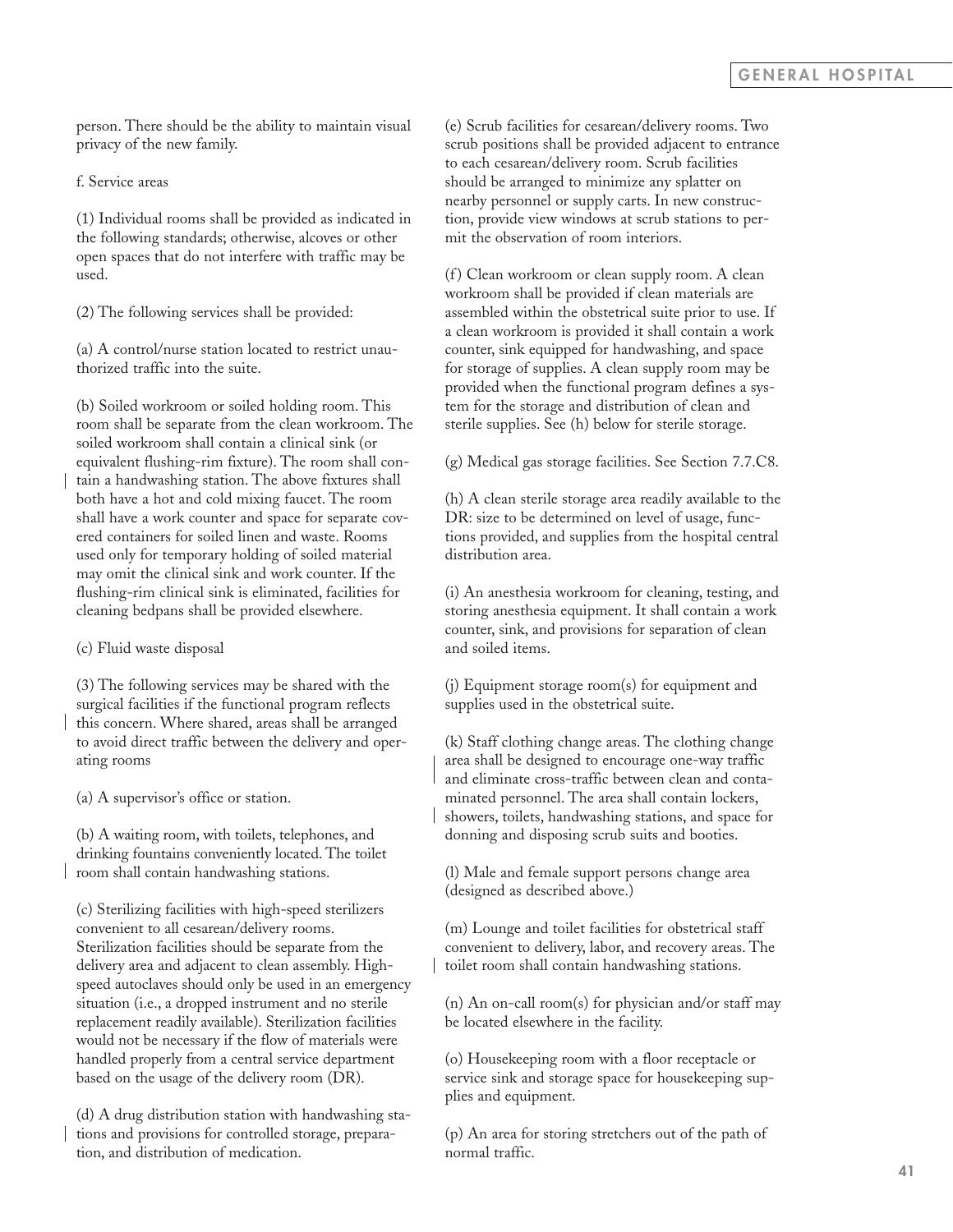person. There should be the ability to maintain visual privacy of the new family.

f. Service areas

(1) Individual rooms shall be provided as indicated in the following standards; otherwise, alcoves or other open spaces that do not interfere with traffic may be used.

(2) The following services shall be provided:

(a) A control/nurse station located to restrict unauthorized traffic into the suite.

(b) Soiled workroom or soiled holding room. This room shall be separate from the clean workroom. The soiled workroom shall contain a clinical sink (or equivalent flushing-rim fixture). The room shall contain a handwashing station. The above fixtures shall both have a hot and cold mixing faucet. The room shall have a work counter and space for separate covered containers for soiled linen and waste. Rooms used only for temporary holding of soiled material may omit the clinical sink and work counter. If the flushing-rim clinical sink is eliminated, facilities for cleaning bedpans shall be provided elsewhere.

(c) Fluid waste disposal

(3) The following services may be shared with the surgical facilities if the functional program reflects this concern. Where shared, areas shall be arranged to avoid direct traffic between the delivery and operating rooms

(a) A supervisor's office or station.

(b) A waiting room, with toilets, telephones, and drinking fountains conveniently located. The toilet room shall contain handwashing stations.

(c) Sterilizing facilities with high-speed sterilizers convenient to all cesarean/delivery rooms. Sterilization facilities should be separate from the delivery area and adjacent to clean assembly. High-speed autoclaves should only be used in an emergency situation (i.e., a dropped instrument and no sterile replacement readily available). Sterilization facilities would not be necessary if the flow of materials were handled properly from a central service department based on the usage of the delivery room (DR).

(d) A drug distribution station with handwashing stations and provisions for controlled storage, preparation, and distribution of medication.

(e) Scrub facilities for cesarean/delivery rooms. Two scrub positions shall be provided adjacent to entrance to each cesarean/delivery room. Scrub facilities should be arranged to minimize any splatter on nearby personnel or supply carts. In new construction, provide view windows at scrub stations to permit the observation of room interiors.

(f) Clean workroom or clean supply room. A clean workroom shall be provided if clean materials are assembled within the obstetrical suite prior to use. If a clean workroom is provided it shall contain a work counter, sink equipped for handwashing, and space for storage of supplies. A clean supply room may be provided when the functional program defines a system for the storage and distribution of clean and sterile supplies. See (h) below for sterile storage.

(g) Medical gas storage facilities. See Section 7.7.C8.

(h) A clean sterile storage area readily available to the DR: size to be determined on level of usage, functions provided, and supplies from the hospital central distribution area.

(i) An anesthesia workroom for cleaning, testing, and storing anesthesia equipment. It shall contain a work counter, sink, and provisions for separation of clean and soiled items.

(j) Equipment storage room(s) for equipment and supplies used in the obstetrical suite.

(k) Staff clothing change areas. The clothing change area shall be designed to encourage one-way traffic and eliminate cross-traffic between clean and contaminated personnel. The area shall contain lockers, showers, toilets, handwashing stations, and space for donning and disposing scrub suits and booties.

(l) Male and female support persons change area (designed as described above.)

(m) Lounge and toilet facilities for obstetrical staff convenient to delivery, labor, and recovery areas. The toilet room shall contain handwashing stations.

(n) An on-call room(s) for physician and/or staff may be located elsewhere in the facility.

(o) Housekeeping room with a floor receptacle or service sink and storage space for housekeeping supplies and equipment.

(p) An area for storing stretchers out of the path of normal traffic.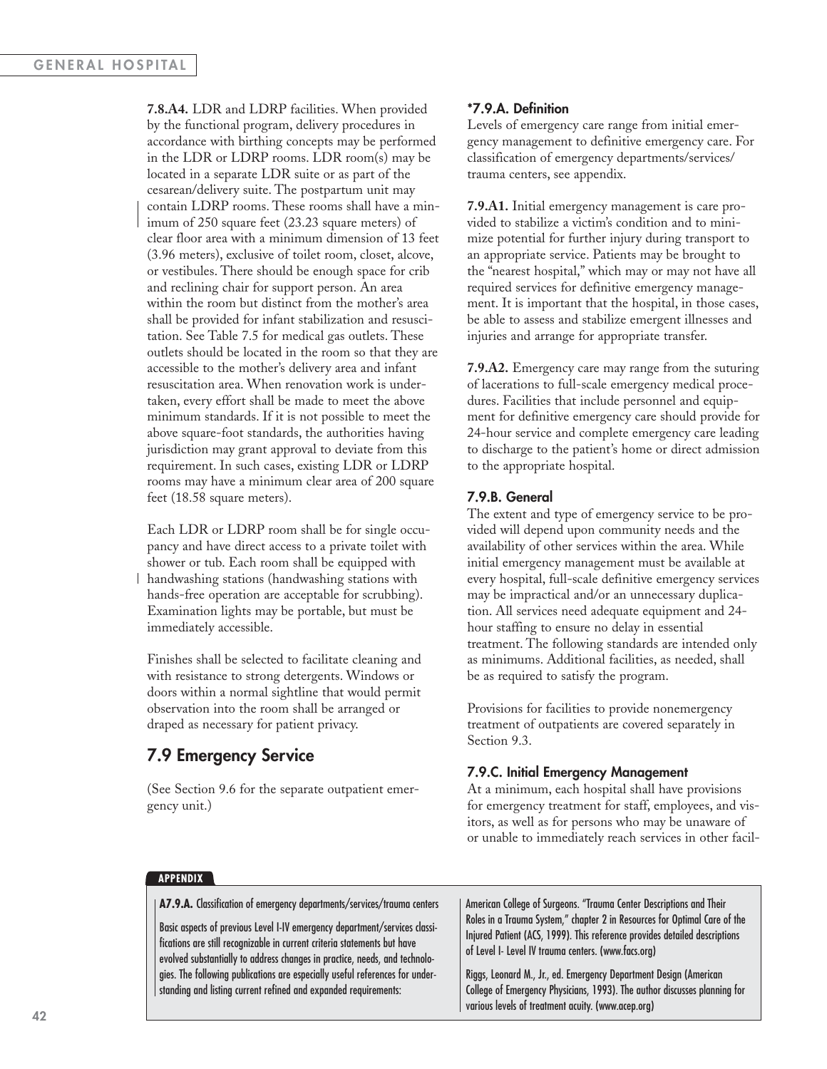**7.8.A4.** LDR and LDRP facilities. When provided by the functional program, delivery procedures in accordance with birthing concepts may be performed in the LDR or LDRP rooms. LDR room(s) may be located in a separate LDR suite or as part of the cesarean/delivery suite. The postpartum unit may contain LDRP rooms. These rooms shall have a minimum of 250 square feet (23.23 square meters) of clear floor area with a minimum dimension of 13 feet (3.96 meters), exclusive of toilet room, closet, alcove, or vestibules. There should be enough space for crib and reclining chair for support person. An area within the room but distinct from the mother's area shall be provided for infant stabilization and resuscitation. See Table 7.5 for medical gas outlets. These outlets should be located in the room so that they are accessible to the mother's delivery area and infant resuscitation area. When renovation work is undertaken, every effort shall be made to meet the above minimum standards. If it is not possible to meet the above square-foot standards, the authorities having jurisdiction may grant approval to deviate from this requirement. In such cases, existing LDR or LDRP rooms may have a minimum clear area of 200 square feet (18.58 square meters).

Each LDR or LDRP room shall be for single occupancy and have direct access to a private toilet with shower or tub. Each room shall be equipped with handwashing stations (handwashing stations with hands-free operation are acceptable for scrubbing). Examination lights may be portable, but must be immediately accessible.

Finishes shall be selected to facilitate cleaning and with resistance to strong detergents. Windows or doors within a normal sightline that would permit observation into the room shall be arranged or draped as necessary for patient privacy.

## 7.9 Emergency Service

(See Section 9.6 for the separate outpatient emergency unit.)

### *7.9.A. Definition

Levels of emergency care range from initial emergency management to definitive emergency care. For classification of emergency departments/services/trauma centers, see appendix.

**7.9.A1.** Initial emergency management is care provided to stabilize a victim's condition and to minimize potential for further injury during transport to an appropriate service. Patients may be brought to the "nearest hospital," which may or may not have all required services for definitive emergency management. It is important that the hospital, in those cases, be able to assess and stabilize emergent illnesses and injuries and arrange for appropriate transfer.

**7.9.A2.** Emergency care may range from the suturing of lacerations to full-scale emergency medical procedures. Facilities that include personnel and equipment for definitive emergency care should provide for 24-hour service and complete emergency care leading to discharge to the patient's home or direct admission to the appropriate hospital.

### 7.9.B. General

The extent and type of emergency service to be provided will depend upon community needs and the availability of other services within the area. While initial emergency management must be available at every hospital, full-scale definitive emergency services may be impractical and/or an unnecessary duplication. All services need adequate equipment and 24-hour staffing to ensure no delay in essential treatment. The following standards are intended only as minimums. Additional facilities, as needed, shall be as required to satisfy the program.

Provisions for facilities to provide nonemergency treatment of outpatients are covered separately in Section 9.3.

### 7.9.C. Initial Emergency Management

At a minimum, each hospital shall have provisions for emergency treatment for staff, employees, and visitors, as well as for persons who may be unaware of or unable to immediately reach services in other facil-

**APPENDIX**

**A7.9.A.** Classification of emergency departments/services/trauma centers

Basic aspects of previous Level I-IV emergency department/services classifications are still recognizable in current criteria statements but have evolved substantially to address changes in practice, needs, and technologies. The following publications are especially useful references for understanding and listing current refined and expanded requirements:

American College of Surgeons. "Trauma Center Descriptions and Their Roles in a Trauma System," chapter 2 in Resources for Optimal Care of the Injured Patient (ACS, 1999). This reference provides detailed descriptions of Level I- Level IV trauma centers. (www.facs.org)

Riggs, Leonard M., Jr., ed. Emergency Department Design (American College of Emergency Physicians, 1993). The author discusses planning for various levels of treatment acuity. (www.acep.org)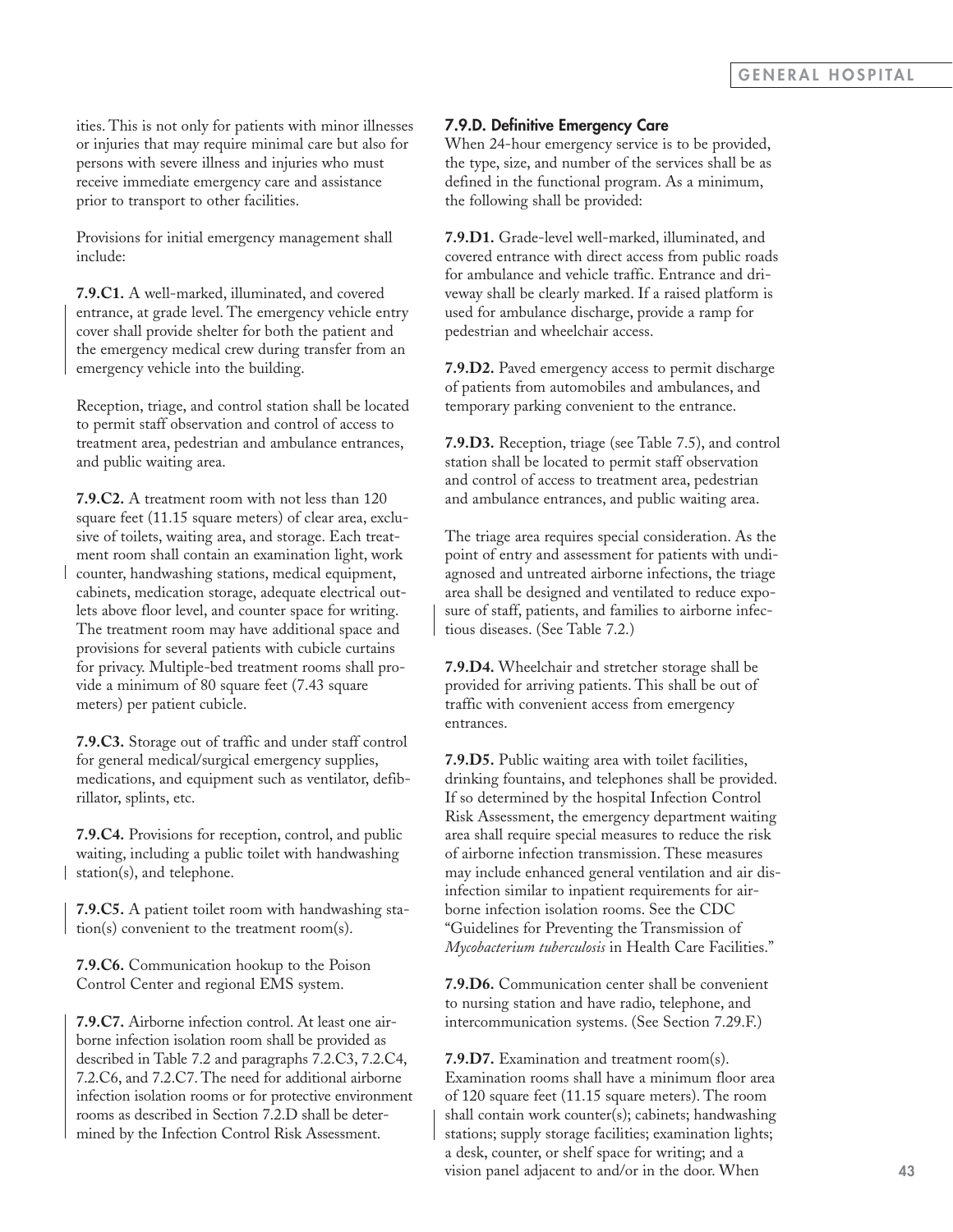ities. This is not only for patients with minor illnesses or injuries that may require minimal care but also for persons with severe illness and injuries who must receive immediate emergency care and assistance prior to transport to other facilities.

Provisions for initial emergency management shall include:

**7.9.C1.** A well-marked, illuminated, and covered entrance, at grade level. The emergency vehicle entry cover shall provide shelter for both the patient and the emergency medical crew during transfer from an emergency vehicle into the building.

Reception, triage, and control station shall be located to permit staff observation and control of access to treatment area, pedestrian and ambulance entrances, and public waiting area.

**7.9.C2.** A treatment room with not less than 120 square feet (11.15 square meters) of clear area, exclusive of toilets, waiting area, and storage. Each treatment room shall contain an examination light, work counter, handwashing stations, medical equipment, cabinets, medication storage, adequate electrical outlets above floor level, and counter space for writing. The treatment room may have additional space and provisions for several patients with cubicle curtains for privacy. Multiple-bed treatment rooms shall provide a minimum of 80 square feet (7.43 square meters) per patient cubicle.

**7.9.C3.** Storage out of traffic and under staff control for general medical/surgical emergency supplies, medications, and equipment such as ventilator, defibrillator, splints, etc.

**7.9.C4.** Provisions for reception, control, and public waiting, including a public toilet with handwashing station(s), and telephone.

**7.9.C5.** A patient toilet room with handwashing station(s) convenient to the treatment room(s).

**7.9.C6.** Communication hookup to the Poison Control Center and regional EMS system.

**7.9.C7.** Airborne infection control. At least one airborne infection isolation room shall be provided as described in Table 7.2 and paragraphs 7.2.C3, 7.2.C4, 7.2.C6, and 7.2.C7. The need for additional airborne infection isolation rooms or for protective environment rooms as described in Section 7.2.D shall be determined by the Infection Control Risk Assessment.

### 7.9.D. Definitive Emergency Care

When 24-hour emergency service is to be provided, the type, size, and number of the services shall be as defined in the functional program. As a minimum, the following shall be provided:

**7.9.D1.** Grade-level well-marked, illuminated, and covered entrance with direct access from public roads for ambulance and vehicle traffic. Entrance and driveway shall be clearly marked. If a raised platform is used for ambulance discharge, provide a ramp for pedestrian and wheelchair access.

**7.9.D2.** Paved emergency access to permit discharge of patients from automobiles and ambulances, and temporary parking convenient to the entrance.

**7.9.D3.** Reception, triage (see Table 7.5), and control station shall be located to permit staff observation and control of access to treatment area, pedestrian and ambulance entrances, and public waiting area.

The triage area requires special consideration. As the point of entry and assessment for patients with undiagnosed and untreated airborne infections, the triage area shall be designed and ventilated to reduce exposure of staff, patients, and families to airborne infectious diseases. (See Table 7.2.)

**7.9.D4.** Wheelchair and stretcher storage shall be provided for arriving patients. This shall be out of traffic with convenient access from emergency entrances.

**7.9.D5.** Public waiting area with toilet facilities, drinking fountains, and telephones shall be provided. If so determined by the hospital Infection Control Risk Assessment, the emergency department waiting area shall require special measures to reduce the risk of airborne infection transmission. These measures may include enhanced general ventilation and air disinfection similar to inpatient requirements for airborne infection isolation rooms. See the CDC "Guidelines for Preventing the Transmission of *Mycobacterium tuberculosis* in Health Care Facilities."

**7.9.D6.** Communication center shall be convenient to nursing station and have radio, telephone, and intercommunication systems. (See Section 7.29.F.)

**7.9.D7.** Examination and treatment room(s). Examination rooms shall have a minimum floor area of 120 square feet (11.15 square meters). The room shall contain work counter(s); cabinets; handwashing stations; supply storage facilities; examination lights; a desk, counter, or shelf space for writing; and a vision panel adjacent to and/or in the door. When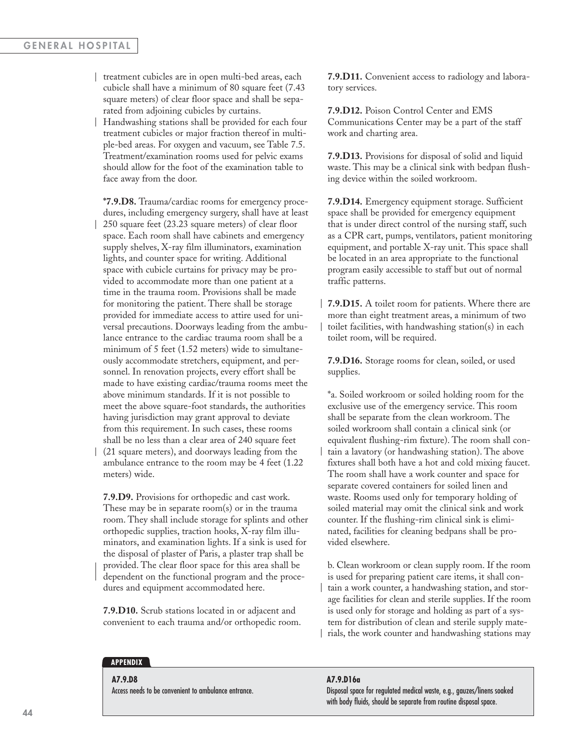treatment cubicles are in open multi-bed areas, each cubicle shall have a minimum of 80 square feet (7.43 square meters) of clear floor space and shall be separated from adjoining cubicles by curtains. Handwashing stations shall be provided for each four treatment cubicles or major fraction thereof in multiple-bed areas. For oxygen and vacuum, see Table 7.5. Treatment/examination rooms used for pelvic exams should allow for the foot of the examination table to face away from the door.

***7.9.D8.** Trauma/cardiac rooms for emergency procedures, including emergency surgery, shall have at least 250 square feet (23.23 square meters) of clear floor space. Each room shall have cabinets and emergency supply shelves, X-ray film illuminators, examination lights, and counter space for writing. Additional space with cubicle curtains for privacy may be provided to accommodate more than one patient at a time in the trauma room. Provisions shall be made for monitoring the patient. There shall be storage provided for immediate access to attire used for universal precautions. Doorways leading from the ambulance entrance to the cardiac trauma room shall be a minimum of 5 feet (1.52 meters) wide to simultaneously accommodate stretchers, equipment, and personnel. In renovation projects, every effort shall be made to have existing cardiac/trauma rooms meet the above minimum standards. If it is not possible to meet the above square-foot standards, the authorities having jurisdiction may grant approval to deviate from this requirement. In such cases, these rooms shall be no less than a clear area of 240 square feet (21 square meters), and doorways leading from the ambulance entrance to the room may be 4 feet (1.22 meters) wide.

**7.9.D9.** Provisions for orthopedic and cast work. These may be in separate room(s) or in the trauma room. They shall include storage for splints and other orthopedic supplies, traction hooks, X-ray film illuminators, and examination lights. If a sink is used for the disposal of plaster of Paris, a plaster trap shall be provided. The clear floor space for this area shall be dependent on the functional program and the procedures and equipment accommodated here.

**7.9.D10.** Scrub stations located in or adjacent and convenient to each trauma and/or orthopedic room.

**7.9.D11.** Convenient access to radiology and laboratory services.

**7.9.D12.** Poison Control Center and EMS Communications Center may be a part of the staff work and charting area.

**7.9.D13.** Provisions for disposal of solid and liquid waste. This may be a clinical sink with bedpan flushing device within the soiled workroom.

**7.9.D14.** Emergency equipment storage. Sufficient space shall be provided for emergency equipment that is under direct control of the nursing staff, such as a CPR cart, pumps, ventilators, patient monitoring equipment, and portable X-ray unit. This space shall be located in an area appropriate to the functional program easily accessible to staff but out of normal traffic patterns.

**7.9.D15.** A toilet room for patients. Where there are more than eight treatment areas, a minimum of two toilet facilities, with handwashing station(s) in each toilet room, will be required.

**7.9.D16.** Storage rooms for clean, soiled, or used supplies.

*a. Soiled workroom or soiled holding room for the exclusive use of the emergency service. This room shall be separate from the clean workroom. The soiled workroom shall contain a clinical sink (or equivalent flushing-rim fixture). The room shall contain a lavatory (or handwashing station). The above fixtures shall both have a hot and cold mixing faucet. The room shall have a work counter and space for separate covered containers for soiled linen and waste. Rooms used only for temporary holding of soiled material may omit the clinical sink and work counter. If the flushing-rim clinical sink is eliminated, facilities for cleaning bedpans shall be provided elsewhere.

b. Clean workroom or clean supply room. If the room is used for preparing patient care items, it shall contain a work counter, a handwashing station, and storage facilities for clean and sterile supplies. If the room is used only for storage and holding as part of a system for distribution of clean and sterile supply materials, the work counter and handwashing stations may

**APPENDIX**

**A7.9.D8**
Access needs to be convenient to ambulance entrance.

**A7.9.D16a**
Disposal space for regulated medical waste, e.g., gauzes/linens soaked with body fluids, should be separate from routine disposal space.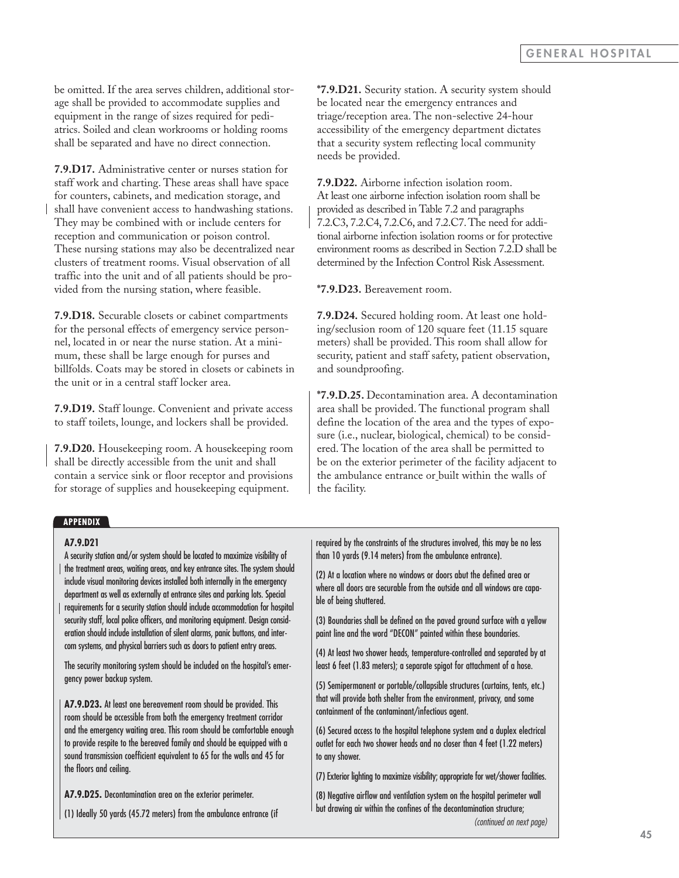be omitted. If the area serves children, additional storage shall be provided to accommodate supplies and equipment in the range of sizes required for pediatrics. Soiled and clean workrooms or holding rooms shall be separated and have no direct connection.

**7.9.D17.** Administrative center or nurses station for staff work and charting. These areas shall have space for counters, cabinets, and medication storage, and shall have convenient access to handwashing stations. They may be combined with or include centers for reception and communication or poison control. These nursing stations may also be decentralized near clusters of treatment rooms. Visual observation of all traffic into the unit and of all patients should be provided from the nursing station, where feasible.

**7.9.D18.** Securable closets or cabinet compartments for the personal effects of emergency service personnel, located in or near the nurse station. At a minimum, these shall be large enough for purses and billfolds. Coats may be stored in closets or cabinets in the unit or in a central staff locker area.

**7.9.D19.** Staff lounge. Convenient and private access to staff toilets, lounge, and lockers shall be provided.

**7.9.D20.** Housekeeping room. A housekeeping room shall be directly accessible from the unit and shall contain a service sink or floor receptor and provisions for storage of supplies and housekeeping equipment.

**\*7.9.D21.** Security station. A security system should be located near the emergency entrances and triage/reception area. The non-selective 24-hour accessibility of the emergency department dictates that a security system reflecting local community needs be provided.

**7.9.D22.** Airborne infection isolation room. At least one airborne infection isolation room shall be provided as described in Table 7.2 and paragraphs 7.2.C3, 7.2.C4, 7.2.C6, and 7.2.C7. The need for additional airborne infection isolation rooms or for protective environment rooms as described in Section 7.2.D shall be determined by the Infection Control Risk Assessment.

**\*7.9.D23.** Bereavement room.

**7.9.D24.** Secured holding room. At least one holding/seclusion room of 120 square feet (11.15 square meters) shall be provided. This room shall allow for security, patient and staff safety, patient observation, and soundproofing.

**\*7.9.D.25.** Decontamination area. A decontamination area shall be provided. The functional program shall define the location of the area and the types of exposure (i.e., nuclear, biological, chemical) to be considered. The location of the area shall be permitted to be on the exterior perimeter of the facility adjacent to the ambulance entrance or built within the walls of the facility.

## APPENDIX

**A7.9.D21**

A security station and/or system should be located to maximize visibility of the treatment areas, waiting areas, and key entrance sites. The system should include visual monitoring devices installed both internally in the emergency department as well as externally at entrance sites and parking lots. Special requirements for a security station should include accommodation for hospital security staff, local police officers, and monitoring equipment. Design consideration should include installation of silent alarms, panic buttons, and intercom systems, and physical barriers such as doors to patient entry areas.

The security monitoring system should be included on the hospital's emergency power backup system.

**A7.9.D23.** At least one bereavement room should be provided. This room should be accessible from both the emergency treatment corridor and the emergency waiting area. This room should be comfortable enough to provide respite to the bereaved family and should be equipped with a sound transmission coefficient equivalent to 65 for the walls and 45 for the floors and ceiling.

**A7.9.D25.** Decontamination area on the exterior perimeter.

(1) Ideally 50 yards (45.72 meters) from the ambulance entrance (if required by the constraints of the structures involved, this may be no less than 10 yards (9.14 meters) from the ambulance entrance).

(2) At a location where no windows or doors abut the defined area or where all doors are securable from the outside and all windows are capable of being shuttered.

(3) Boundaries shall be defined on the paved ground surface with a yellow paint line and the word "DECON" painted within these boundaries.

(4) At least two shower heads, temperature-controlled and separated by at least 6 feet (1.83 meters); a separate spigot for attachment of a hose.

(5) Semipermanent or portable/collapsible structures (curtains, tents, etc.) that will provide both shelter from the environment, privacy, and some containment of the contaminant/infectious agent.

(6) Secured access to the hospital telephone system and a duplex electrical outlet for each two shower heads and no closer than 4 feet (1.22 meters) to any shower.

(7) Exterior lighting to maximize visibility; appropriate for wet/shower facilities.

(8) Negative airflow and ventilation system on the hospital perimeter wall but drawing air within the confines of the decontamination structure;

*(continued on next page)*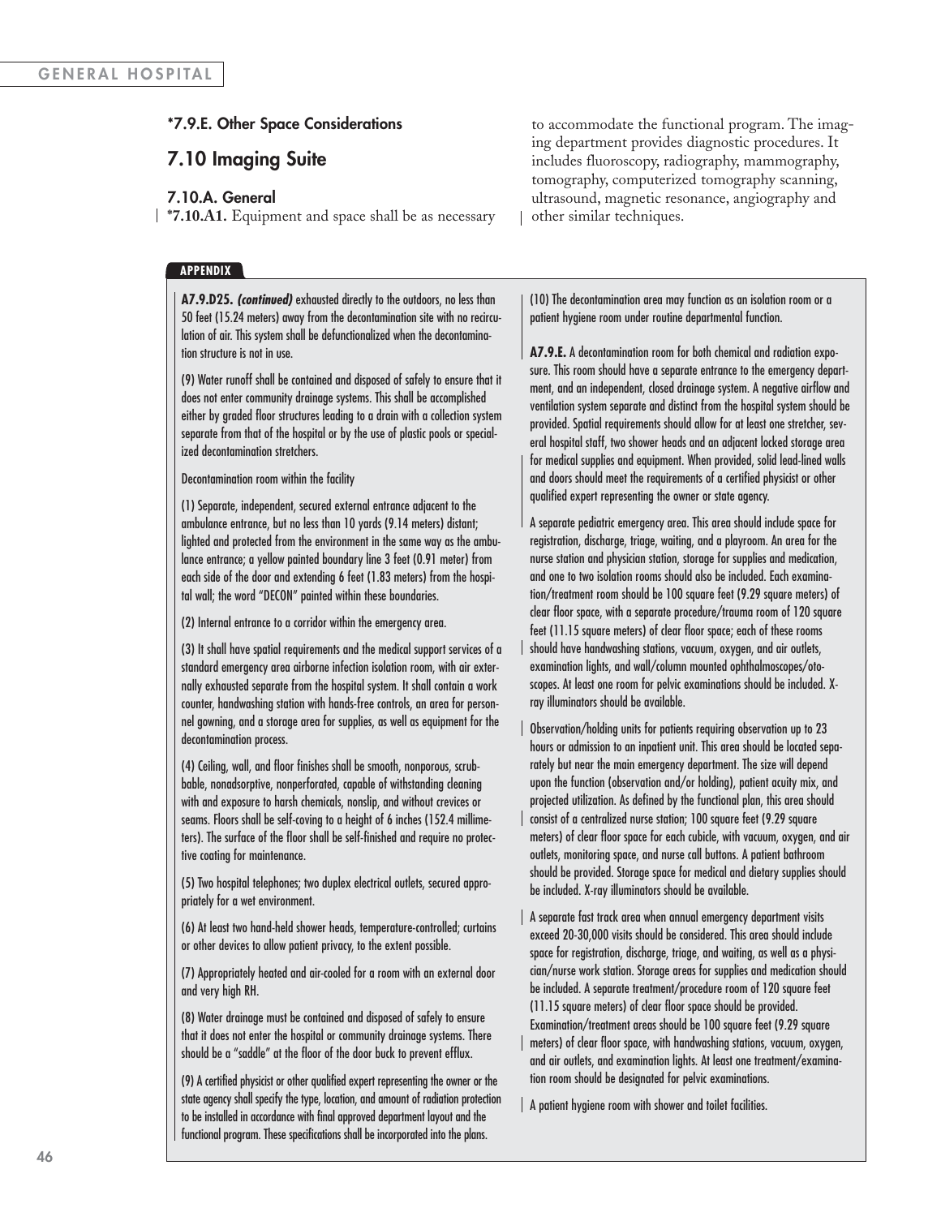### *7.9.E. Other Space Considerations

## 7.10 Imaging Suite

### 7.10.A. General

*7.10.A1. Equipment and space shall be as necessary to accommodate the functional program. The imaging department provides diagnostic procedures. It includes fluoroscopy, radiography, mammography, tomography, computerized tomography scanning, ultrasound, magnetic resonance, angiography and other similar techniques.

**APPENDIX**

**A7.9.D25.** ***(continued)*** exhausted directly to the outdoors, no less than 50 feet (15.24 meters) away from the decontamination site with no recirculation of air. This system shall be defunctionalized when the decontamination structure is not in use.

(9) Water runoff shall be contained and disposed of safely to ensure that it does not enter community drainage systems. This shall be accomplished either by graded floor structures leading to a drain with a collection system separate from that of the hospital or by the use of plastic pools or specialized decontamination stretchers.

Decontamination room within the facility

(1) Separate, independent, secured external entrance adjacent to the ambulance entrance, but no less than 10 yards (9.14 meters) distant; lighted and protected from the environment in the same way as the ambulance entrance; a yellow painted boundary line 3 feet (0.91 meter) from each side of the door and extending 6 feet (1.83 meters) from the hospital wall; the word "DECON" painted within these boundaries.

(2) Internal entrance to a corridor within the emergency area.

(3) It shall have spatial requirements and the medical support services of a standard emergency area airborne infection isolation room, with air externally exhausted separate from the hospital system. It shall contain a work counter, handwashing station with hands-free controls, an area for personnel gowning, and a storage area for supplies, as well as equipment for the decontamination process.

(4) Ceiling, wall, and floor finishes shall be smooth, nonporous, scrubbable, nonadsorptive, nonperforated, capable of withstanding cleaning with and exposure to harsh chemicals, nonslip, and without crevices or seams. Floors shall be self-coving to a height of 6 inches (152.4 millimeters). The surface of the floor shall be self-finished and require no protective coating for maintenance.

(5) Two hospital telephones; two duplex electrical outlets, secured appropriately for a wet environment.

(6) At least two hand-held shower heads, temperature-controlled; curtains or other devices to allow patient privacy, to the extent possible.

(7) Appropriately heated and air-cooled for a room with an external door and very high RH.

(8) Water drainage must be contained and disposed of safely to ensure that it does not enter the hospital or community drainage systems. There should be a "saddle" at the floor of the door buck to prevent efflux.

(9) A certified physicist or other qualified expert representing the owner or the state agency shall specify the type, location, and amount of radiation protection to be installed in accordance with final approved department layout and the functional program. These specifications shall be incorporated into the plans.

(10) The decontamination area may function as an isolation room or a patient hygiene room under routine departmental function.

**A7.9.E.** A decontamination room for both chemical and radiation exposure. This room should have a separate entrance to the emergency department, and an independent, closed drainage system. A negative airflow and ventilation system separate and distinct from the hospital system should be provided. Spatial requirements should allow for at least one stretcher, several hospital staff, two shower heads and an adjacent locked storage area for medical supplies and equipment. When provided, solid lead-lined walls and doors should meet the requirements of a certified physicist or other qualified expert representing the owner or state agency.

A separate pediatric emergency area. This area should include space for registration, discharge, triage, waiting, and a playroom. An area for the nurse station and physician station, storage for supplies and medication, and one to two isolation rooms should also be included. Each examination/treatment room should be 100 square feet (9.29 square meters) of clear floor space, with a separate procedure/trauma room of 120 square feet (11.15 square meters) of clear floor space; each of these rooms should have handwashing stations, vacuum, oxygen, and air outlets, examination lights, and wall/column mounted ophthalmoscopes/otoscopes. At least one room for pelvic examinations should be included. X-ray illuminators should be available.

Observation/holding units for patients requiring observation up to 23 hours or admission to an inpatient unit. This area should be located separately but near the main emergency department. The size will depend upon the function (observation and/or holding), patient acuity mix, and projected utilization. As defined by the functional plan, this area should consist of a centralized nurse station; 100 square feet (9.29 square meters) of clear floor space for each cubicle, with vacuum, oxygen, and air outlets, monitoring space, and nurse call buttons. A patient bathroom should be provided. Storage space for medical and dietary supplies should be included. X-ray illuminators should be available.

A separate fast track area when annual emergency department visits exceed 20-30,000 visits should be considered. This area should include space for registration, discharge, triage, and waiting, as well as a physician/nurse work station. Storage areas for supplies and medication should be included. A separate treatment/procedure room of 120 square feet (11.15 square meters) of clear floor space should be provided. Examination/treatment areas should be 100 square feet (9.29 square meters) of clear floor space, with handwashing stations, vacuum, oxygen, and air outlets, and examination lights. At least one treatment/examination room should be designated for pelvic examinations.

A patient hygiene room with shower and toilet facilities.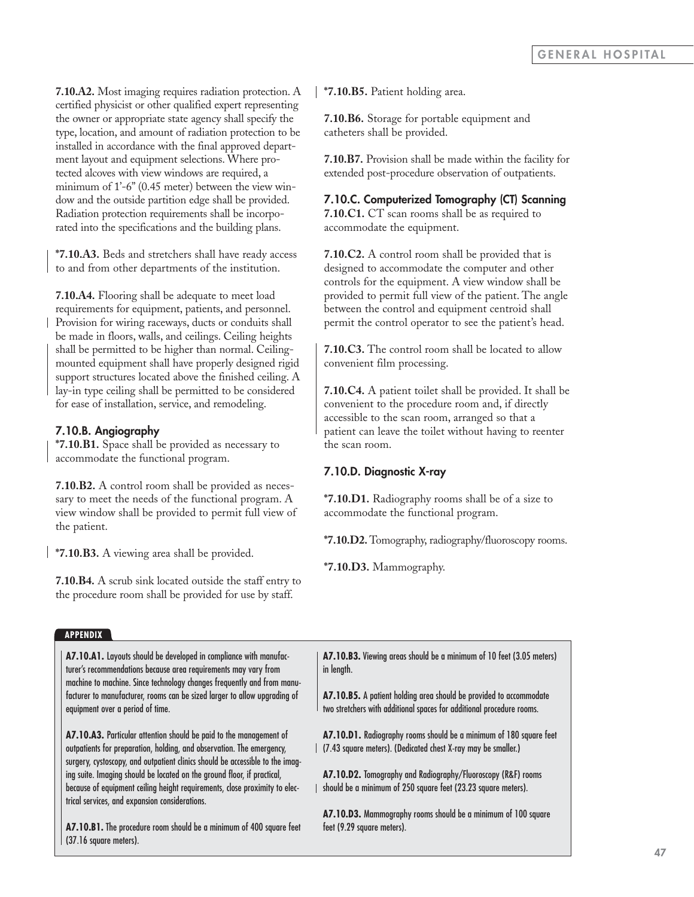**7.10.A2.** Most imaging requires radiation protection. A certified physicist or other qualified expert representing the owner or appropriate state agency shall specify the type, location, and amount of radiation protection to be installed in accordance with the final approved department layout and equipment selections. Where protected alcoves with view windows are required, a minimum of 1'-6" (0.45 meter) between the view window and the outside partition edge shall be provided. Radiation protection requirements shall be incorporated into the specifications and the building plans.

***7.10.A3.** Beds and stretchers shall have ready access to and from other departments of the institution.

**7.10.A4.** Flooring shall be adequate to meet load requirements for equipment, patients, and personnel. Provision for wiring raceways, ducts or conduits shall be made in floors, walls, and ceilings. Ceiling heights shall be permitted to be higher than normal. Ceiling-mounted equipment shall have properly designed rigid support structures located above the finished ceiling. A lay-in type ceiling shall be permitted to be considered for ease of installation, service, and remodeling.

### 7.10.B. Angiography

***7.10.B1.** Space shall be provided as necessary to accommodate the functional program.

**7.10.B2.** A control room shall be provided as necessary to meet the needs of the functional program. A view window shall be provided to permit full view of the patient.

***7.10.B3.** A viewing area shall be provided.

**7.10.B4.** A scrub sink located outside the staff entry to the procedure room shall be provided for use by staff.

***7.10.B5.** Patient holding area.

**7.10.B6.** Storage for portable equipment and catheters shall be provided.

**7.10.B7.** Provision shall be made within the facility for extended post-procedure observation of outpatients.

### 7.10.C. Computerized Tomography (CT) Scanning

**7.10.C1.** CT scan rooms shall be as required to accommodate the equipment.

**7.10.C2.** A control room shall be provided that is designed to accommodate the computer and other controls for the equipment. A view window shall be provided to permit full view of the patient. The angle between the control and equipment centroid shall permit the control operator to see the patient's head.

**7.10.C3.** The control room shall be located to allow convenient film processing.

**7.10.C4.** A patient toilet shall be provided. It shall be convenient to the procedure room and, if directly accessible to the scan room, arranged so that a patient can leave the toilet without having to reenter the scan room.

### 7.10.D. Diagnostic X-ray

***7.10.D1.** Radiography rooms shall be of a size to accommodate the functional program.

***7.10.D2.** Tomography, radiography/fluoroscopy rooms.

***7.10.D3.** Mammography.

---

**APPENDIX**

**A7.10.A1.** Layouts should be developed in compliance with manufacturer's recommendations because area requirements may vary from machine to machine. Since technology changes frequently and from manufacturer to manufacturer, rooms can be sized larger to allow upgrading of equipment over a period of time.

**A7.10.A3.** Particular attention should be paid to the management of outpatients for preparation, holding, and observation. The emergency, surgery, cystoscopy, and outpatient clinics should be accessible to the imaging suite. Imaging should be located on the ground floor, if practical, because of equipment ceiling height requirements, close proximity to electrical services, and expansion considerations.

**A7.10.B1.** The procedure room should be a minimum of 400 square feet (37.16 square meters).

**A7.10.B3.** Viewing areas should be a minimum of 10 feet (3.05 meters) in length.

**A7.10.B5.** A patient holding area should be provided to accommodate two stretchers with additional spaces for additional procedure rooms.

**A7.10.D1.** Radiography rooms should be a minimum of 180 square feet (7.43 square meters). (Dedicated chest X-ray may be smaller.)

**A7.10.D2.** Tomography and Radiography/Fluoroscopy (R&F) rooms should be a minimum of 250 square feet (23.23 square meters).

**A7.10.D3.** Mammography rooms should be a minimum of 100 square feet (9.29 square meters).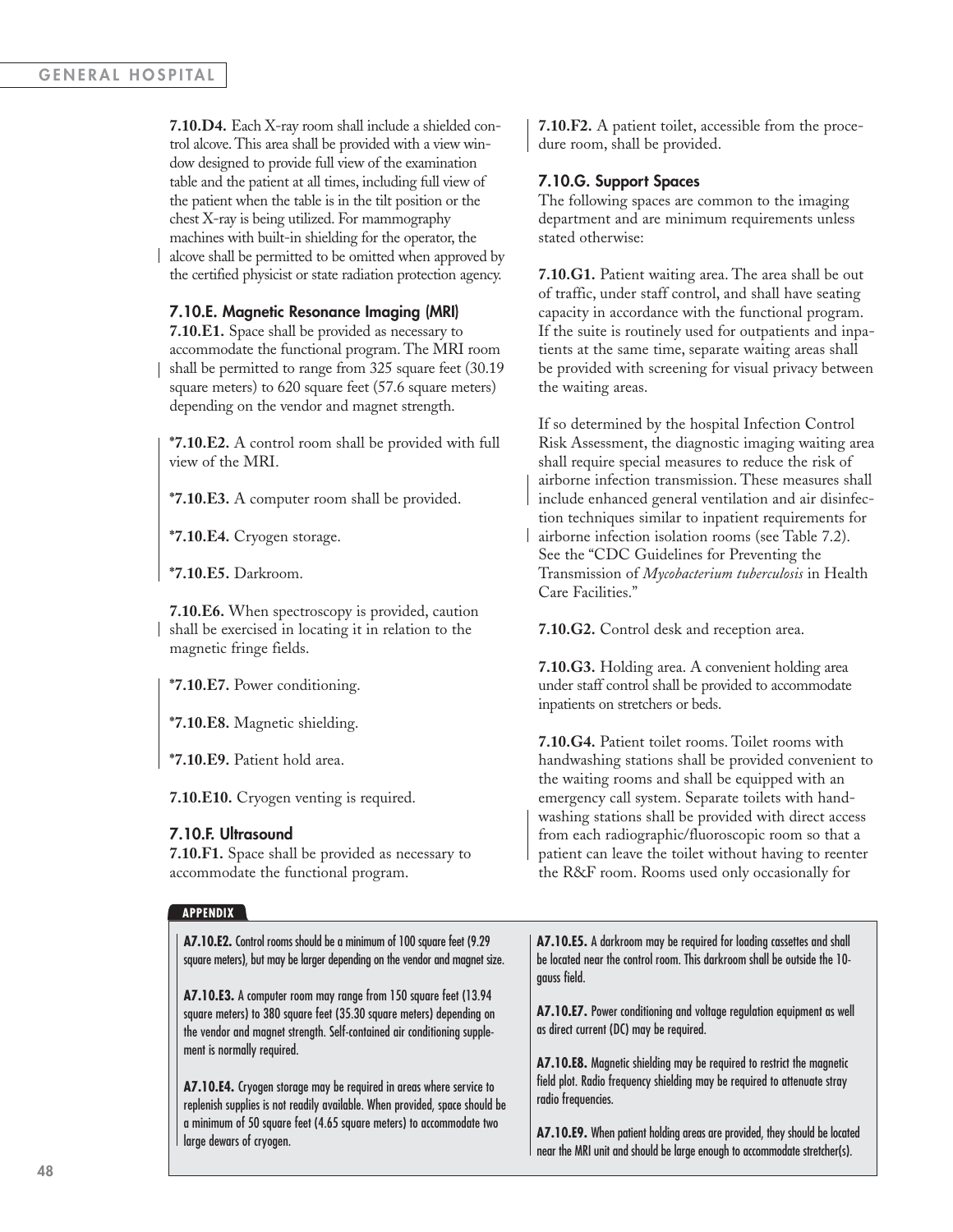**7.10.D4.** Each X-ray room shall include a shielded control alcove. This area shall be provided with a view window designed to provide full view of the examination table and the patient at all times, including full view of the patient when the table is in the tilt position or the chest X-ray is being utilized. For mammography machines with built-in shielding for the operator, the alcove shall be permitted to be omitted when approved by the certified physicist or state radiation protection agency.

### 7.10.E. Magnetic Resonance Imaging (MRI)

**7.10.E1.** Space shall be provided as necessary to accommodate the functional program. The MRI room shall be permitted to range from 325 square feet (30.19 square meters) to 620 square feet (57.6 square meters) depending on the vendor and magnet strength.

***7.10.E2.** A control room shall be provided with full view of the MRI.

***7.10.E3.** A computer room shall be provided.

***7.10.E4.** Cryogen storage.

***7.10.E5.** Darkroom.

**7.10.E6.** When spectroscopy is provided, caution shall be exercised in locating it in relation to the magnetic fringe fields.

***7.10.E7.** Power conditioning.

***7.10.E8.** Magnetic shielding.

***7.10.E9.** Patient hold area.

**7.10.E10.** Cryogen venting is required.

### 7.10.F. Ultrasound

**7.10.F1.** Space shall be provided as necessary to accommodate the functional program.

**7.10.F2.** A patient toilet, accessible from the procedure room, shall be provided.

### 7.10.G. Support Spaces

The following spaces are common to the imaging department and are minimum requirements unless stated otherwise:

**7.10.G1.** Patient waiting area. The area shall be out of traffic, under staff control, and shall have seating capacity in accordance with the functional program. If the suite is routinely used for outpatients and inpatients at the same time, separate waiting areas shall be provided with screening for visual privacy between the waiting areas.

If so determined by the hospital Infection Control Risk Assessment, the diagnostic imaging waiting area shall require special measures to reduce the risk of airborne infection transmission. These measures shall include enhanced general ventilation and air disinfection techniques similar to inpatient requirements for airborne infection isolation rooms (see Table 7.2). See the "CDC Guidelines for Preventing the Transmission of *Mycobacterium tuberculosis* in Health Care Facilities."

**7.10.G2.** Control desk and reception area.

**7.10.G3.** Holding area. A convenient holding area under staff control shall be provided to accommodate inpatients on stretchers or beds.

**7.10.G4.** Patient toilet rooms. Toilet rooms with handwashing stations shall be provided convenient to the waiting rooms and shall be equipped with an emergency call system. Separate toilets with handwashing stations shall be provided with direct access from each radiographic/fluoroscopic room so that a patient can leave the toilet without having to reenter the R&F room. Rooms used only occasionally for

**APPENDIX**

**A7.10.E2.** Control rooms should be a minimum of 100 square feet (9.29 square meters), but may be larger depending on the vendor and magnet size.

**A7.10.E3.** A computer room may range from 150 square feet (13.94 square meters) to 380 square feet (35.30 square meters) depending on the vendor and magnet strength. Self-contained air conditioning supplement is normally required.

**A7.10.E4.** Cryogen storage may be required in areas where service to replenish supplies is not readily available. When provided, space should be a minimum of 50 square feet (4.65 square meters) to accommodate two large dewars of cryogen.

**A7.10.E5.** A darkroom may be required for loading cassettes and shall be located near the control room. This darkroom shall be outside the 10-gauss field.

**A7.10.E7.** Power conditioning and voltage regulation equipment as well as direct current (DC) may be required.

**A7.10.E8.** Magnetic shielding may be required to restrict the magnetic field plot. Radio frequency shielding may be required to attenuate stray radio frequencies.

**A7.10.E9.** When patient holding areas are provided, they should be located near the MRI unit and should be large enough to accommodate stretcher(s).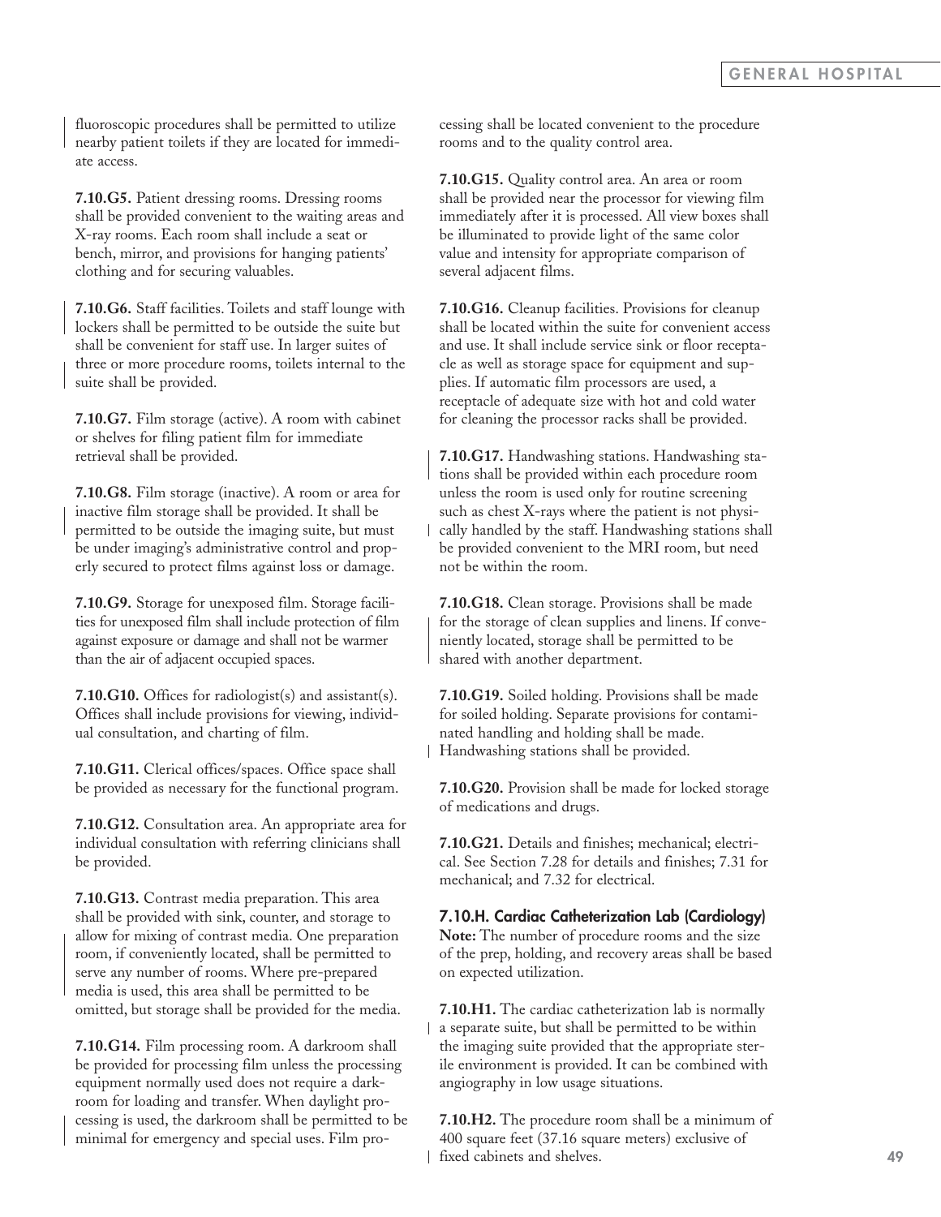fluoroscopic procedures shall be permitted to utilize nearby patient toilets if they are located for immediate access.

**7.10.G5.** Patient dressing rooms. Dressing rooms shall be provided convenient to the waiting areas and X-ray rooms. Each room shall include a seat or bench, mirror, and provisions for hanging patients' clothing and for securing valuables.

**7.10.G6.** Staff facilities. Toilets and staff lounge with lockers shall be permitted to be outside the suite but shall be convenient for staff use. In larger suites of three or more procedure rooms, toilets internal to the suite shall be provided.

**7.10.G7.** Film storage (active). A room with cabinet or shelves for filing patient film for immediate retrieval shall be provided.

**7.10.G8.** Film storage (inactive). A room or area for inactive film storage shall be provided. It shall be permitted to be outside the imaging suite, but must be under imaging's administrative control and properly secured to protect films against loss or damage.

**7.10.G9.** Storage for unexposed film. Storage facilities for unexposed film shall include protection of film against exposure or damage and shall not be warmer than the air of adjacent occupied spaces.

**7.10.G10.** Offices for radiologist(s) and assistant(s). Offices shall include provisions for viewing, individual consultation, and charting of film.

**7.10.G11.** Clerical offices/spaces. Office space shall be provided as necessary for the functional program.

**7.10.G12.** Consultation area. An appropriate area for individual consultation with referring clinicians shall be provided.

**7.10.G13.** Contrast media preparation. This area shall be provided with sink, counter, and storage to allow for mixing of contrast media. One preparation room, if conveniently located, shall be permitted to serve any number of rooms. Where pre-prepared media is used, this area shall be permitted to be omitted, but storage shall be provided for the media.

**7.10.G14.** Film processing room. A darkroom shall be provided for processing film unless the processing equipment normally used does not require a darkroom for loading and transfer. When daylight processing is used, the darkroom shall be permitted to be minimal for emergency and special uses. Film processing shall be located convenient to the procedure rooms and to the quality control area.

**7.10.G15.** Quality control area. An area or room shall be provided near the processor for viewing film immediately after it is processed. All view boxes shall be illuminated to provide light of the same color value and intensity for appropriate comparison of several adjacent films.

**7.10.G16.** Cleanup facilities. Provisions for cleanup shall be located within the suite for convenient access and use. It shall include service sink or floor receptacle as well as storage space for equipment and supplies. If automatic film processors are used, a receptacle of adequate size with hot and cold water for cleaning the processor racks shall be provided.

**7.10.G17.** Handwashing stations. Handwashing stations shall be provided within each procedure room unless the room is used only for routine screening such as chest X-rays where the patient is not physically handled by the staff. Handwashing stations shall be provided convenient to the MRI room, but need not be within the room.

**7.10.G18.** Clean storage. Provisions shall be made for the storage of clean supplies and linens. If conveniently located, storage shall be permitted to be shared with another department.

**7.10.G19.** Soiled holding. Provisions shall be made for soiled holding. Separate provisions for contaminated handling and holding shall be made. Handwashing stations shall be provided.

**7.10.G20.** Provision shall be made for locked storage of medications and drugs.

**7.10.G21.** Details and finishes; mechanical; electrical. See Section 7.28 for details and finishes; 7.31 for mechanical; and 7.32 for electrical.

### 7.10.H. Cardiac Catheterization Lab (Cardiology)

**Note:** The number of procedure rooms and the size of the prep, holding, and recovery areas shall be based on expected utilization.

**7.10.H1.** The cardiac catheterization lab is normally a separate suite, but shall be permitted to be within the imaging suite provided that the appropriate sterile environment is provided. It can be combined with angiography in low usage situations.

**7.10.H2.** The procedure room shall be a minimum of 400 square feet (37.16 square meters) exclusive of fixed cabinets and shelves.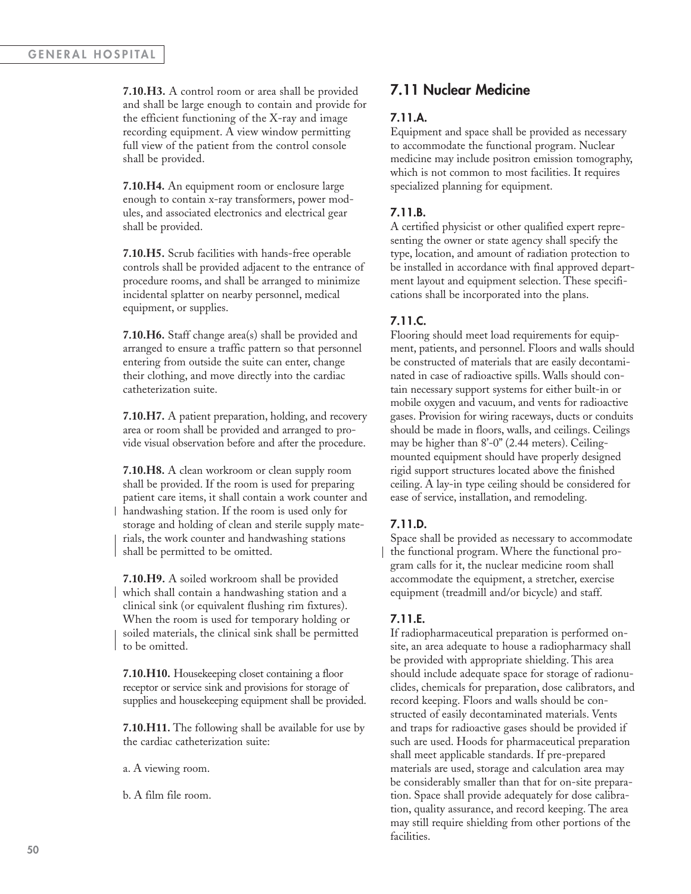**7.10.H3.** A control room or area shall be provided and shall be large enough to contain and provide for the efficient functioning of the X-ray and image recording equipment. A view window permitting full view of the patient from the control console shall be provided.

**7.10.H4.** An equipment room or enclosure large enough to contain x-ray transformers, power modules, and associated electronics and electrical gear shall be provided.

**7.10.H5.** Scrub facilities with hands-free operable controls shall be provided adjacent to the entrance of procedure rooms, and shall be arranged to minimize incidental splatter on nearby personnel, medical equipment, or supplies.

**7.10.H6.** Staff change area(s) shall be provided and arranged to ensure a traffic pattern so that personnel entering from outside the suite can enter, change their clothing, and move directly into the cardiac catheterization suite.

**7.10.H7.** A patient preparation, holding, and recovery area or room shall be provided and arranged to provide visual observation before and after the procedure.

**7.10.H8.** A clean workroom or clean supply room shall be provided. If the room is used for preparing patient care items, it shall contain a work counter and handwashing station. If the room is used only for storage and holding of clean and sterile supply materials, the work counter and handwashing stations shall be permitted to be omitted.

**7.10.H9.** A soiled workroom shall be provided which shall contain a handwashing station and a clinical sink (or equivalent flushing rim fixtures). When the room is used for temporary holding or soiled materials, the clinical sink shall be permitted to be omitted.

**7.10.H10.** Housekeeping closet containing a floor receptor or service sink and provisions for storage of supplies and housekeeping equipment shall be provided.

**7.10.H11.** The following shall be available for use by the cardiac catheterization suite:

a. A viewing room.

b. A film file room.

## 7.11 Nuclear Medicine

### 7.11.A.

Equipment and space shall be provided as necessary to accommodate the functional program. Nuclear medicine may include positron emission tomography, which is not common to most facilities. It requires specialized planning for equipment.

### 7.11.B.

A certified physicist or other qualified expert representing the owner or state agency shall specify the type, location, and amount of radiation protection to be installed in accordance with final approved department layout and equipment selection. These specifications shall be incorporated into the plans.

### 7.11.C.

Flooring should meet load requirements for equipment, patients, and personnel. Floors and walls should be constructed of materials that are easily decontaminated in case of radioactive spills. Walls should contain necessary support systems for either built-in or mobile oxygen and vacuum, and vents for radioactive gases. Provision for wiring raceways, ducts or conduits should be made in floors, walls, and ceilings. Ceilings may be higher than 8'-0" (2.44 meters). Ceiling-mounted equipment should have properly designed rigid support structures located above the finished ceiling. A lay-in type ceiling should be considered for ease of service, installation, and remodeling.

### 7.11.D.

Space shall be provided as necessary to accommodate the functional program. Where the functional program calls for it, the nuclear medicine room shall accommodate the equipment, a stretcher, exercise equipment (treadmill and/or bicycle) and staff.

### 7.11.E.

If radiopharmaceutical preparation is performed on-site, an area adequate to house a radiopharmacy shall be provided with appropriate shielding. This area should include adequate space for storage of radionuclides, chemicals for preparation, dose calibrators, and record keeping. Floors and walls should be constructed of easily decontaminated materials. Vents and traps for radioactive gases should be provided if such are used. Hoods for pharmaceutical preparation shall meet applicable standards. If pre-prepared materials are used, storage and calculation area may be considerably smaller than that for on-site preparation. Space shall provide adequately for dose calibration, quality assurance, and record keeping. The area may still require shielding from other portions of the facilities.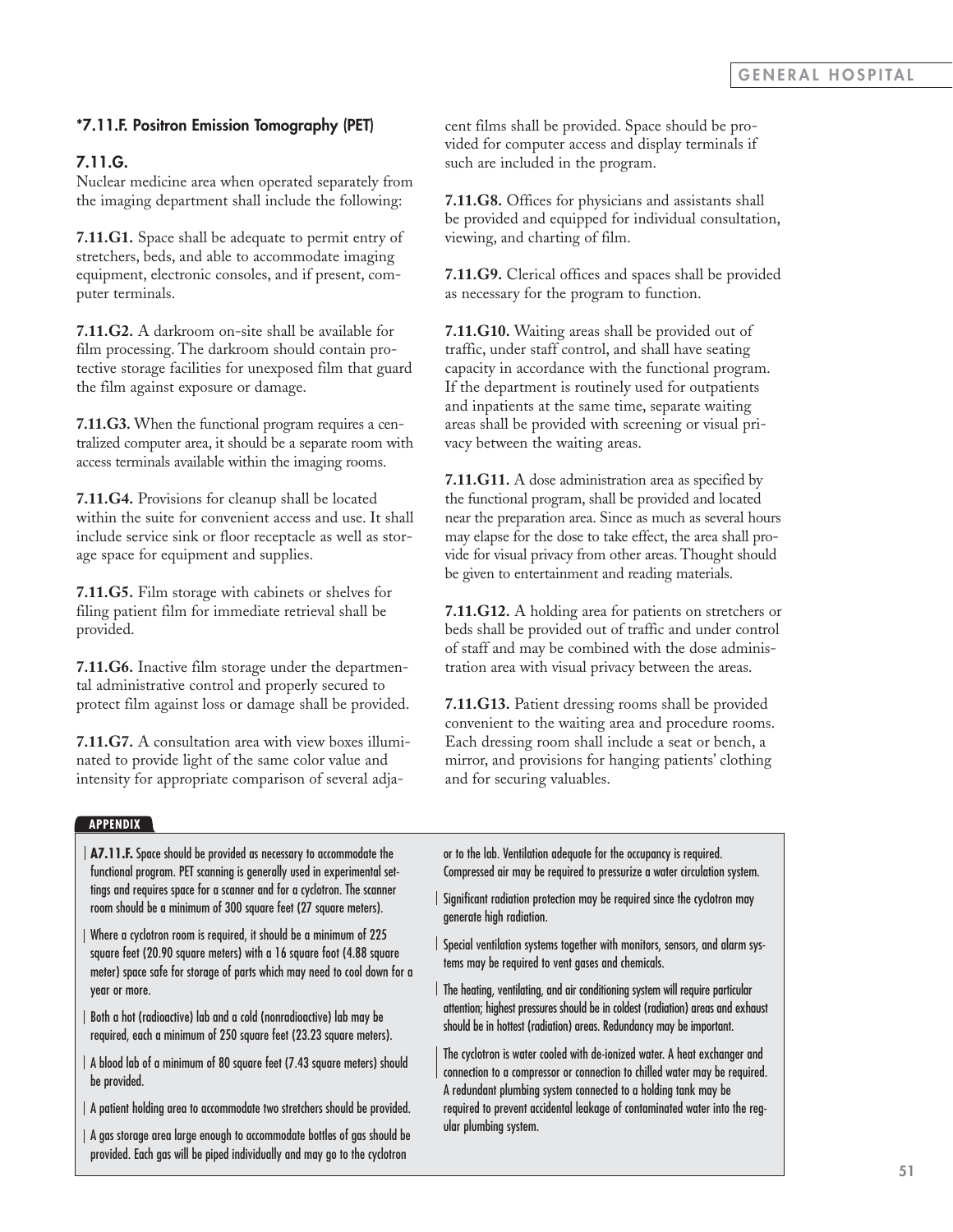### *7.11.F. Positron Emission Tomography (PET)

### 7.11.G.

Nuclear medicine area when operated separately from the imaging department shall include the following:

**7.11.G1.** Space shall be adequate to permit entry of stretchers, beds, and able to accommodate imaging equipment, electronic consoles, and if present, computer terminals.

**7.11.G2.** A darkroom on-site shall be available for film processing. The darkroom should contain protective storage facilities for unexposed film that guard the film against exposure or damage.

**7.11.G3.** When the functional program requires a centralized computer area, it should be a separate room with access terminals available within the imaging rooms.

**7.11.G4.** Provisions for cleanup shall be located within the suite for convenient access and use. It shall include service sink or floor receptacle as well as storage space for equipment and supplies.

**7.11.G5.** Film storage with cabinets or shelves for filing patient film for immediate retrieval shall be provided.

**7.11.G6.** Inactive film storage under the departmental administrative control and properly secured to protect film against loss or damage shall be provided.

**7.11.G7.** A consultation area with view boxes illuminated to provide light of the same color value and intensity for appropriate comparison of several adjacent films shall be provided. Space should be provided for computer access and display terminals if such are included in the program.

**7.11.G8.** Offices for physicians and assistants shall be provided and equipped for individual consultation, viewing, and charting of film.

**7.11.G9.** Clerical offices and spaces shall be provided as necessary for the program to function.

**7.11.G10.** Waiting areas shall be provided out of traffic, under staff control, and shall have seating capacity in accordance with the functional program. If the department is routinely used for outpatients and inpatients at the same time, separate waiting areas shall be provided with screening or visual privacy between the waiting areas.

**7.11.G11.** A dose administration area as specified by the functional program, shall be provided and located near the preparation area. Since as much as several hours may elapse for the dose to take effect, the area shall provide for visual privacy from other areas. Thought should be given to entertainment and reading materials.

**7.11.G12.** A holding area for patients on stretchers or beds shall be provided out of traffic and under control of staff and may be combined with the dose administration area with visual privacy between the areas.

**7.11.G13.** Patient dressing rooms shall be provided convenient to the waiting area and procedure rooms. Each dressing room shall include a seat or bench, a mirror, and provisions for hanging patients' clothing and for securing valuables.

**APPENDIX**

**A7.11.F.** Space should be provided as necessary to accommodate the functional program. PET scanning is generally used in experimental settings and requires space for a scanner and for a cyclotron. The scanner room should be a minimum of 300 square feet (27 square meters).

Where a cyclotron room is required, it should be a minimum of 225 square feet (20.90 square meters) with a 16 square foot (4.88 square meter) space safe for storage of parts which may need to cool down for a year or more.

Both a hot (radioactive) lab and a cold (nonradioactive) lab may be required, each a minimum of 250 square feet (23.23 square meters).

A blood lab of a minimum of 80 square feet (7.43 square meters) should be provided.

A patient holding area to accommodate two stretchers should be provided.

A gas storage area large enough to accommodate bottles of gas should be provided. Each gas will be piped individually and may go to the cyclotron or to the lab. Ventilation adequate for the occupancy is required. Compressed air may be required to pressurize a water circulation system.

Significant radiation protection may be required since the cyclotron may generate high radiation.

Special ventilation systems together with monitors, sensors, and alarm systems may be required to vent gases and chemicals.

The heating, ventilating, and air conditioning system will require particular attention; highest pressures should be in coldest (radiation) areas and exhaust should be in hottest (radiation) areas. Redundancy may be important.

The cyclotron is water cooled with de-ionized water. A heat exchanger and connection to a compressor or connection to chilled water may be required. A redundant plumbing system connected to a holding tank may be required to prevent accidental leakage of contaminated water into the regular plumbing system.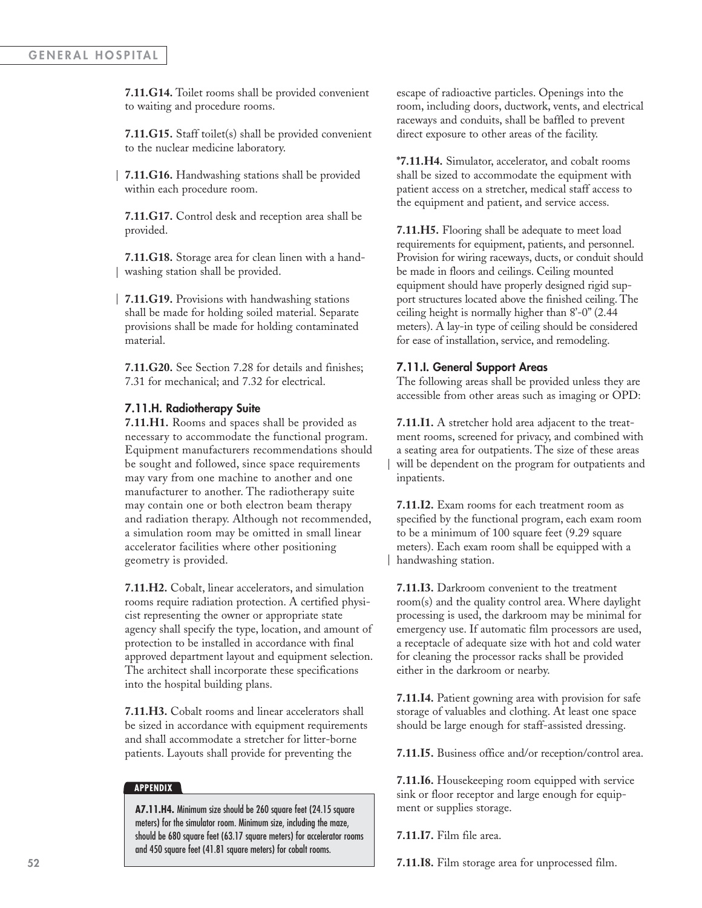**7.11.G14.** Toilet rooms shall be provided convenient to waiting and procedure rooms.

**7.11.G15.** Staff toilet(s) shall be provided convenient to the nuclear medicine laboratory.

**7.11.G16.** Handwashing stations shall be provided within each procedure room.

**7.11.G17.** Control desk and reception area shall be provided.

**7.11.G18.** Storage area for clean linen with a handwashing station shall be provided.

**7.11.G19.** Provisions with handwashing stations shall be made for holding soiled material. Separate provisions shall be made for holding contaminated material.

**7.11.G20.** See Section 7.28 for details and finishes; 7.31 for mechanical; and 7.32 for electrical.

### 7.11.H. Radiotherapy Suite

**7.11.H1.** Rooms and spaces shall be provided as necessary to accommodate the functional program. Equipment manufacturers recommendations should be sought and followed, since space requirements may vary from one machine to another and one manufacturer to another. The radiotherapy suite may contain one or both electron beam therapy and radiation therapy. Although not recommended, a simulation room may be omitted in small linear accelerator facilities where other positioning geometry is provided.

**7.11.H2.** Cobalt, linear accelerators, and simulation rooms require radiation protection. A certified physicist representing the owner or appropriate state agency shall specify the type, location, and amount of protection to be installed in accordance with final approved department layout and equipment selection. The architect shall incorporate these specifications into the hospital building plans.

**7.11.H3.** Cobalt rooms and linear accelerators shall be sized in accordance with equipment requirements and shall accommodate a stretcher for litter-borne patients. Layouts shall provide for preventing the escape of radioactive particles. Openings into the room, including doors, ductwork, vents, and electrical raceways and conduits, shall be baffled to prevent direct exposure to other areas of the facility.

**\*7.11.H4.** Simulator, accelerator, and cobalt rooms shall be sized to accommodate the equipment with patient access on a stretcher, medical staff access to the equipment and patient, and service access.

**7.11.H5.** Flooring shall be adequate to meet load requirements for equipment, patients, and personnel. Provision for wiring raceways, ducts, or conduit should be made in floors and ceilings. Ceiling mounted equipment should have properly designed rigid support structures located above the finished ceiling. The ceiling height is normally higher than 8'-0" (2.44 meters). A lay-in type of ceiling should be considered for ease of installation, service, and remodeling.

### 7.11.I. General Support Areas

The following areas shall be provided unless they are accessible from other areas such as imaging or OPD:

**7.11.I1.** A stretcher hold area adjacent to the treatment rooms, screened for privacy, and combined with a seating area for outpatients. The size of these areas will be dependent on the program for outpatients and inpatients.

**7.11.I2.** Exam rooms for each treatment room as specified by the functional program, each exam room to be a minimum of 100 square feet (9.29 square meters). Each exam room shall be equipped with a handwashing station.

**7.11.I3.** Darkroom convenient to the treatment room(s) and the quality control area. Where daylight processing is used, the darkroom may be minimal for emergency use. If automatic film processors are used, a receptacle of adequate size with hot and cold water for cleaning the processor racks shall be provided either in the darkroom or nearby.

**7.11.I4.** Patient gowning area with provision for safe storage of valuables and clothing. At least one space should be large enough for staff-assisted dressing.

**7.11.I5.** Business office and/or reception/control area.

**7.11.I6.** Housekeeping room equipped with service sink or floor receptor and large enough for equipment or supplies storage.

**7.11.I7.** Film file area.

**7.11.I8.** Film storage area for unprocessed film.

**APPENDIX**

**A7.11.H4.** Minimum size should be 260 square feet (24.15 square meters) for the simulator room. Minimum size, including the maze, should be 680 square feet (63.17 square meters) for accelerator rooms and 450 square feet (41.81 square meters) for cobalt rooms.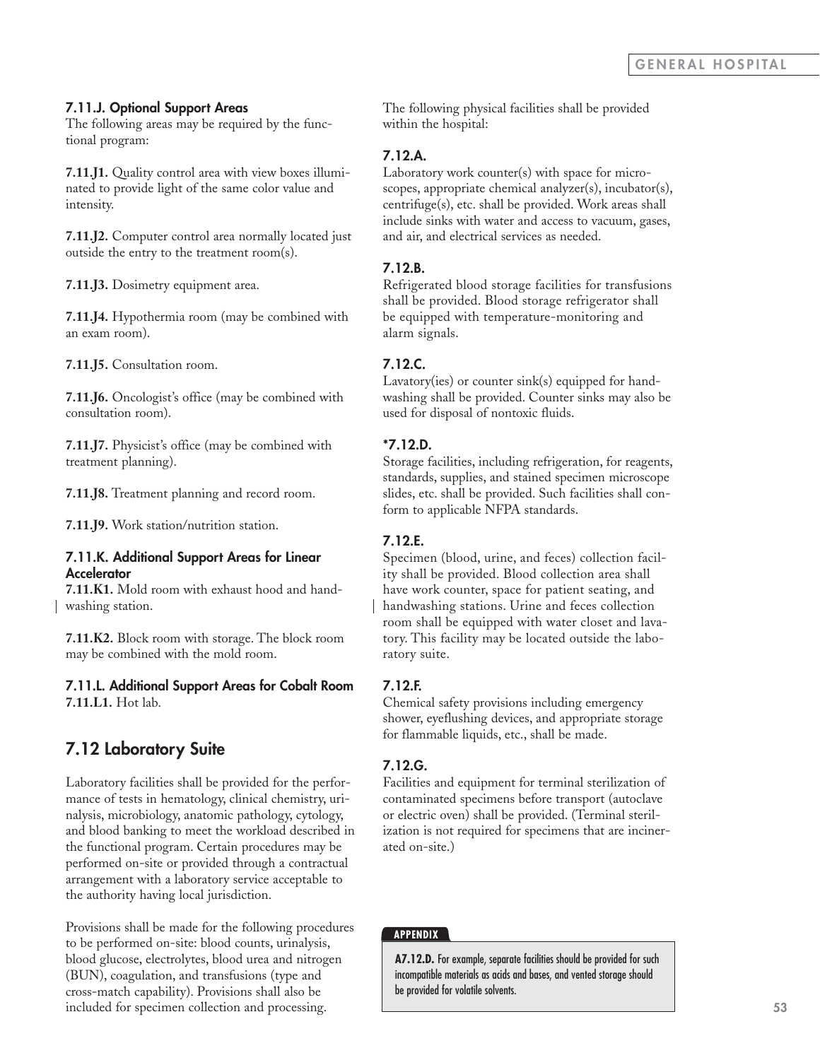#### 7.11.J. Optional Support Areas

The following areas may be required by the functional program:

**7.11.J1.** Quality control area with view boxes illuminated to provide light of the same color value and intensity.

**7.11.J2.** Computer control area normally located just outside the entry to the treatment room(s).

**7.11.J3.** Dosimetry equipment area.

**7.11.J4.** Hypothermia room (may be combined with an exam room).

**7.11.J5.** Consultation room.

**7.11.J6.** Oncologist's office (may be combined with consultation room).

**7.11.J7.** Physicist's office (may be combined with treatment planning).

**7.11.J8.** Treatment planning and record room.

**7.11.J9.** Work station/nutrition station.

#### 7.11.K. Additional Support Areas for Linear Accelerator

**7.11.K1.** Mold room with exhaust hood and handwashing station.

**7.11.K2.** Block room with storage. The block room may be combined with the mold room.

#### 7.11.L. Additional Support Areas for Cobalt Room

**7.11.L1.** Hot lab.

## 7.12 Laboratory Suite

Laboratory facilities shall be provided for the performance of tests in hematology, clinical chemistry, urinalysis, microbiology, anatomic pathology, cytology, and blood banking to meet the workload described in the functional program. Certain procedures may be performed on-site or provided through a contractual arrangement with a laboratory service acceptable to the authority having local jurisdiction.

Provisions shall be made for the following procedures to be performed on-site: blood counts, urinalysis, blood glucose, electrolytes, blood urea and nitrogen (BUN), coagulation, and transfusions (type and cross-match capability). Provisions shall also be included for specimen collection and processing.

The following physical facilities shall be provided within the hospital:

#### 7.12.A.

Laboratory work counter(s) with space for microscopes, appropriate chemical analyzer(s), incubator(s), centrifuge(s), etc. shall be provided. Work areas shall include sinks with water and access to vacuum, gases, and air, and electrical services as needed.

#### 7.12.B.

Refrigerated blood storage facilities for transfusions shall be provided. Blood storage refrigerator shall be equipped with temperature-monitoring and alarm signals.

#### 7.12.C.

Lavatory(ies) or counter sink(s) equipped for handwashing shall be provided. Counter sinks may also be used for disposal of nontoxic fluids.

#### *7.12.D.

Storage facilities, including refrigeration, for reagents, standards, supplies, and stained specimen microscope slides, etc. shall be provided. Such facilities shall conform to applicable NFPA standards.

#### 7.12.E.

Specimen (blood, urine, and feces) collection facility shall be provided. Blood collection area shall have work counter, space for patient seating, and handwashing stations. Urine and feces collection room shall be equipped with water closet and lavatory. This facility may be located outside the laboratory suite.

#### 7.12.F.

Chemical safety provisions including emergency shower, eyeflushing devices, and appropriate storage for flammable liquids, etc., shall be made.

#### 7.12.G.

Facilities and equipment for terminal sterilization of contaminated specimens before transport (autoclave or electric oven) shall be provided. (Terminal sterilization is not required for specimens that are incinerated on-site.)

**APPENDIX**

**A7.12.D.** For example, separate facilities should be provided for such incompatible materials as acids and bases, and vented storage should be provided for volatile solvents.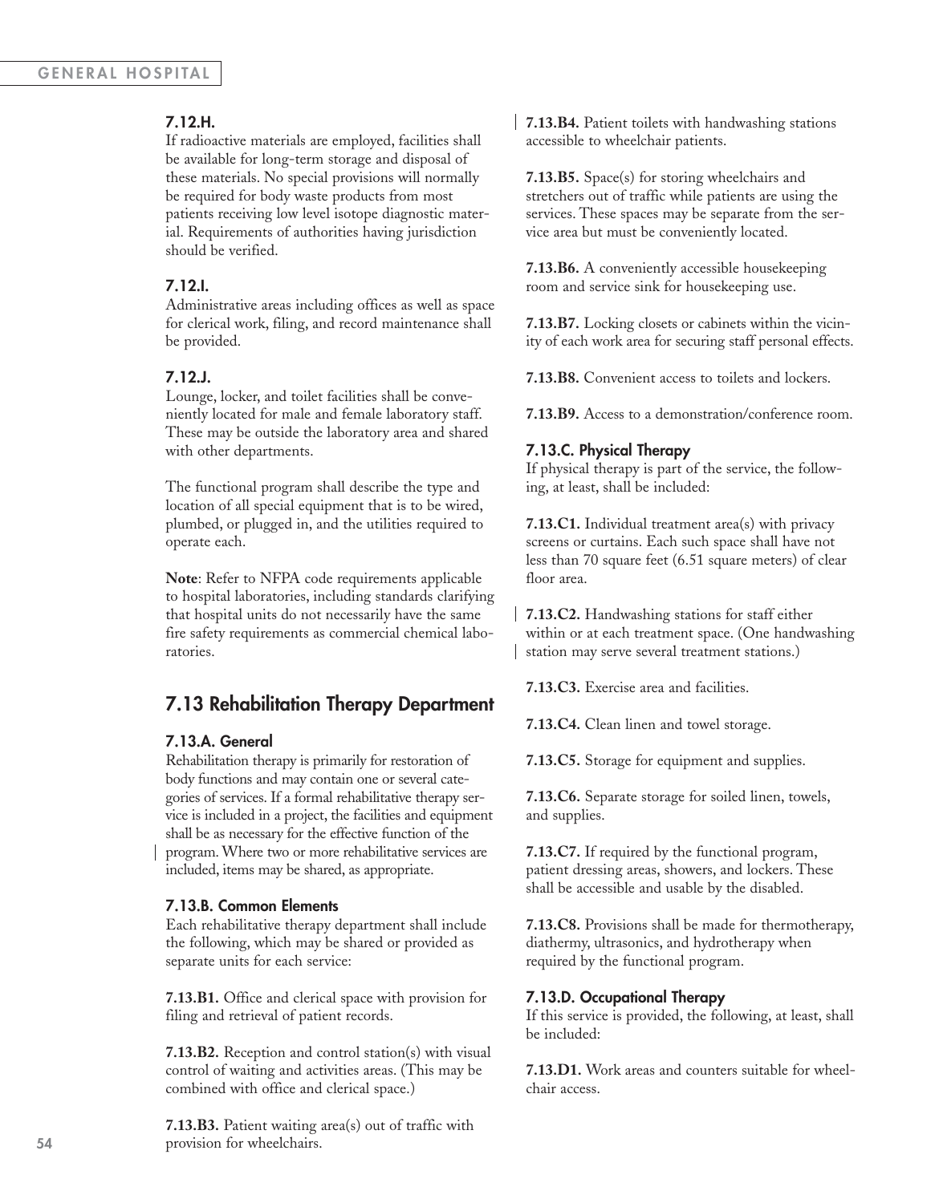### 7.12.H.

If radioactive materials are employed, facilities shall be available for long-term storage and disposal of these materials. No special provisions will normally be required for body waste products from most patients receiving low level isotope diagnostic material. Requirements of authorities having jurisdiction should be verified.

### 7.12.I.

Administrative areas including offices as well as space for clerical work, filing, and record maintenance shall be provided.

### 7.12.J.

Lounge, locker, and toilet facilities shall be conveniently located for male and female laboratory staff. These may be outside the laboratory area and shared with other departments.

The functional program shall describe the type and location of all special equipment that is to be wired, plumbed, or plugged in, and the utilities required to operate each.

**Note**: Refer to NFPA code requirements applicable to hospital laboratories, including standards clarifying that hospital units do not necessarily have the same fire safety requirements as commercial chemical laboratories.

## 7.13 Rehabilitation Therapy Department

### 7.13.A. General

Rehabilitation therapy is primarily for restoration of body functions and may contain one or several categories of services. If a formal rehabilitative therapy service is included in a project, the facilities and equipment shall be as necessary for the effective function of the program. Where two or more rehabilitative services are included, items may be shared, as appropriate.

### 7.13.B. Common Elements

Each rehabilitative therapy department shall include the following, which may be shared or provided as separate units for each service:

**7.13.B1.** Office and clerical space with provision for filing and retrieval of patient records.

**7.13.B2.** Reception and control station(s) with visual control of waiting and activities areas. (This may be combined with office and clerical space.)

**7.13.B3.** Patient waiting area(s) out of traffic with provision for wheelchairs.

**7.13.B4.** Patient toilets with handwashing stations accessible to wheelchair patients.

**7.13.B5.** Space(s) for storing wheelchairs and stretchers out of traffic while patients are using the services. These spaces may be separate from the service area but must be conveniently located.

**7.13.B6.** A conveniently accessible housekeeping room and service sink for housekeeping use.

**7.13.B7.** Locking closets or cabinets within the vicinity of each work area for securing staff personal effects.

**7.13.B8.** Convenient access to toilets and lockers.

**7.13.B9.** Access to a demonstration/conference room.

### 7.13.C. Physical Therapy

If physical therapy is part of the service, the following, at least, shall be included:

**7.13.C1.** Individual treatment area(s) with privacy screens or curtains. Each such space shall have not less than 70 square feet (6.51 square meters) of clear floor area.

**7.13.C2.** Handwashing stations for staff either within or at each treatment space. (One handwashing station may serve several treatment stations.)

**7.13.C3.** Exercise area and facilities.

**7.13.C4.** Clean linen and towel storage.

**7.13.C5.** Storage for equipment and supplies.

**7.13.C6.** Separate storage for soiled linen, towels, and supplies.

**7.13.C7.** If required by the functional program, patient dressing areas, showers, and lockers. These shall be accessible and usable by the disabled.

**7.13.C8.** Provisions shall be made for thermotherapy, diathermy, ultrasonics, and hydrotherapy when required by the functional program.

### 7.13.D. Occupational Therapy

If this service is provided, the following, at least, shall be included:

**7.13.D1.** Work areas and counters suitable for wheelchair access.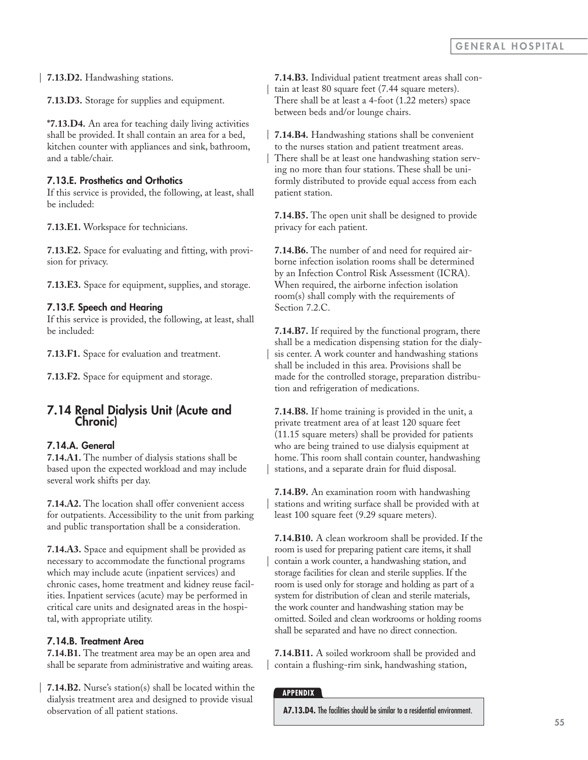**7.13.D2.** Handwashing stations.

**7.13.D3.** Storage for supplies and equipment.

***7.13.D4.** An area for teaching daily living activities shall be provided. It shall contain an area for a bed, kitchen counter with appliances and sink, bathroom, and a table/chair.

### 7.13.E. Prosthetics and Orthotics

If this service is provided, the following, at least, shall be included:

**7.13.E1.** Workspace for technicians.

**7.13.E2.** Space for evaluating and fitting, with provision for privacy.

**7.13.E3.** Space for equipment, supplies, and storage.

### 7.13.F. Speech and Hearing

If this service is provided, the following, at least, shall be included:

**7.13.F1.** Space for evaluation and treatment.

**7.13.F2.** Space for equipment and storage.

## 7.14 Renal Dialysis Unit (Acute and Chronic)

### 7.14.A. General

**7.14.A1.** The number of dialysis stations shall be based upon the expected workload and may include several work shifts per day.

**7.14.A2.** The location shall offer convenient access for outpatients. Accessibility to the unit from parking and public transportation shall be a consideration.

**7.14.A3.** Space and equipment shall be provided as necessary to accommodate the functional programs which may include acute (inpatient services) and chronic cases, home treatment and kidney reuse facilities. Inpatient services (acute) may be performed in critical care units and designated areas in the hospital, with appropriate utility.

### 7.14.B. Treatment Area

**7.14.B1.** The treatment area may be an open area and shall be separate from administrative and waiting areas.

**7.14.B2.** Nurse's station(s) shall be located within the dialysis treatment area and designed to provide visual observation of all patient stations.

**7.14.B3.** Individual patient treatment areas shall contain at least 80 square feet (7.44 square meters). There shall be at least a 4-foot (1.22 meters) space between beds and/or lounge chairs.

**7.14.B4.** Handwashing stations shall be convenient to the nurses station and patient treatment areas. There shall be at least one handwashing station serving no more than four stations. These shall be uniformly distributed to provide equal access from each patient station.

**7.14.B5.** The open unit shall be designed to provide privacy for each patient.

**7.14.B6.** The number of and need for required airborne infection isolation rooms shall be determined by an Infection Control Risk Assessment (ICRA). When required, the airborne infection isolation room(s) shall comply with the requirements of Section 7.2.C.

**7.14.B7.** If required by the functional program, there shall be a medication dispensing station for the dialysis center. A work counter and handwashing stations shall be included in this area. Provisions shall be made for the controlled storage, preparation distribution and refrigeration of medications.

**7.14.B8.** If home training is provided in the unit, a private treatment area of at least 120 square feet (11.15 square meters) shall be provided for patients who are being trained to use dialysis equipment at home. This room shall contain counter, handwashing stations, and a separate drain for fluid disposal.

**7.14.B9.** An examination room with handwashing stations and writing surface shall be provided with at least 100 square feet (9.29 square meters).

**7.14.B10.** A clean workroom shall be provided. If the room is used for preparing patient care items, it shall contain a work counter, a handwashing station, and storage facilities for clean and sterile supplies. If the room is used only for storage and holding as part of a system for distribution of clean and sterile materials, the work counter and handwashing station may be omitted. Soiled and clean workrooms or holding rooms shall be separated and have no direct connection.

**7.14.B11.** A soiled workroom shall be provided and contain a flushing-rim sink, handwashing station,

**APPENDIX**

**A7.13.D4.** The facilities should be similar to a residential environment.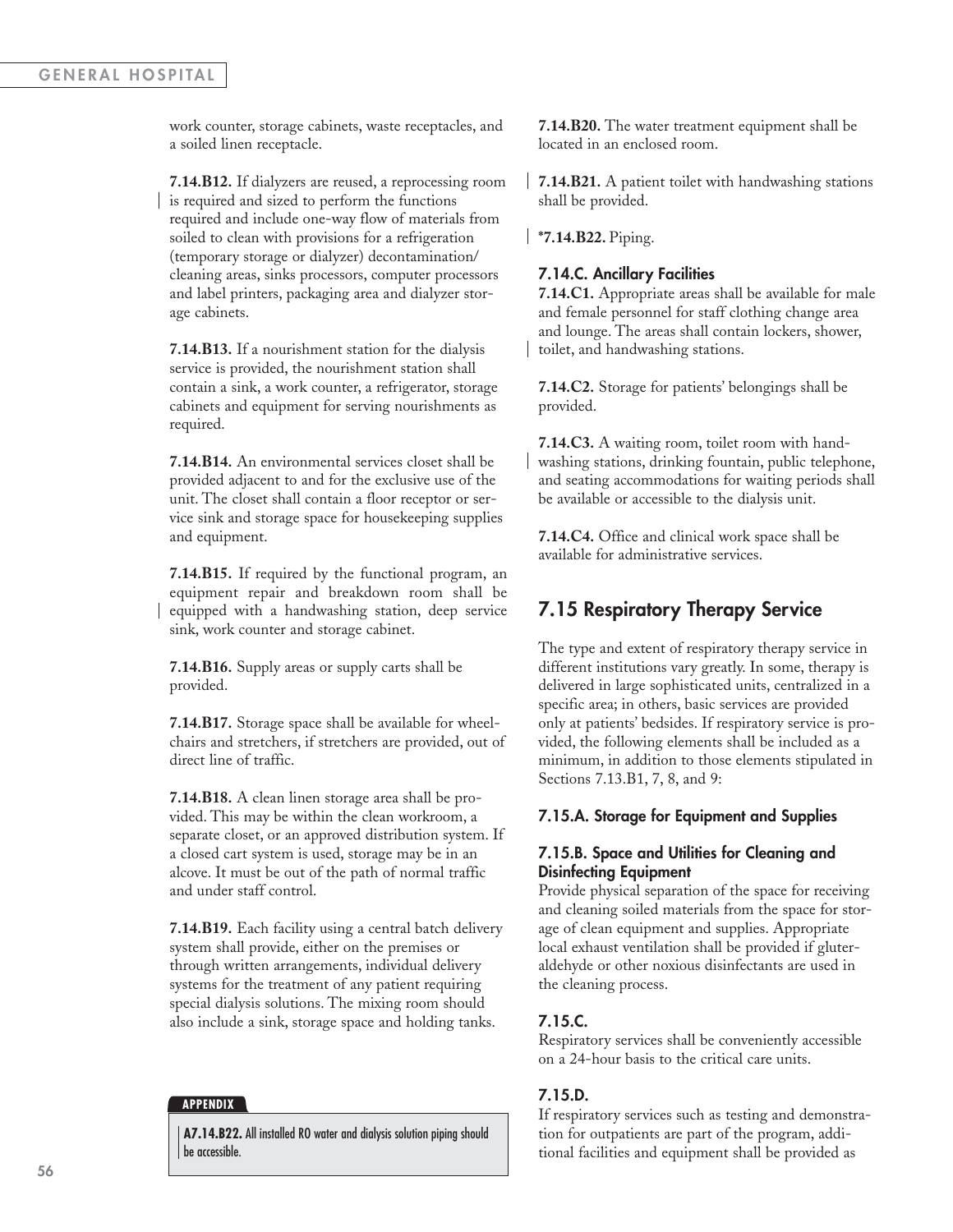work counter, storage cabinets, waste receptacles, and a soiled linen receptacle.

**7.14.B12.** If dialyzers are reused, a reprocessing room is required and sized to perform the functions required and include one-way flow of materials from soiled to clean with provisions for a refrigeration (temporary storage or dialyzer) decontamination/cleaning areas, sinks processors, computer processors and label printers, packaging area and dialyzer storage cabinets.

**7.14.B13.** If a nourishment station for the dialysis service is provided, the nourishment station shall contain a sink, a work counter, a refrigerator, storage cabinets and equipment for serving nourishments as required.

**7.14.B14.** An environmental services closet shall be provided adjacent to and for the exclusive use of the unit. The closet shall contain a floor receptor or service sink and storage space for housekeeping supplies and equipment.

**7.14.B15.** If required by the functional program, an equipment repair and breakdown room shall be equipped with a handwashing station, deep service sink, work counter and storage cabinet.

**7.14.B16.** Supply areas or supply carts shall be provided.

**7.14.B17.** Storage space shall be available for wheelchairs and stretchers, if stretchers are provided, out of direct line of traffic.

**7.14.B18.** A clean linen storage area shall be provided. This may be within the clean workroom, a separate closet, or an approved distribution system. If a closed cart system is used, storage may be in an alcove. It must be out of the path of normal traffic and under staff control.

**7.14.B19.** Each facility using a central batch delivery system shall provide, either on the premises or through written arrangements, individual delivery systems for the treatment of any patient requiring special dialysis solutions. The mixing room should also include a sink, storage space and holding tanks.

**APPENDIX**

**A7.14.B22.** All installed RO water and dialysis solution piping should be accessible.

**7.14.B20.** The water treatment equipment shall be located in an enclosed room.

**7.14.B21.** A patient toilet with handwashing stations shall be provided.

**\*7.14.B22.** Piping.

### 7.14.C. Ancillary Facilities

**7.14.C1.** Appropriate areas shall be available for male and female personnel for staff clothing change area and lounge. The areas shall contain lockers, shower, toilet, and handwashing stations.

**7.14.C2.** Storage for patients' belongings shall be provided.

**7.14.C3.** A waiting room, toilet room with handwashing stations, drinking fountain, public telephone, and seating accommodations for waiting periods shall be available or accessible to the dialysis unit.

**7.14.C4.** Office and clinical work space shall be available for administrative services.

## 7.15 Respiratory Therapy Service

The type and extent of respiratory therapy service in different institutions vary greatly. In some, therapy is delivered in large sophisticated units, centralized in a specific area; in others, basic services are provided only at patients' bedsides. If respiratory service is provided, the following elements shall be included as a minimum, in addition to those elements stipulated in Sections 7.13.B1, 7, 8, and 9:

### 7.15.A. Storage for Equipment and Supplies

### 7.15.B. Space and Utilities for Cleaning and Disinfecting Equipment

Provide physical separation of the space for receiving and cleaning soiled materials from the space for storage of clean equipment and supplies. Appropriate local exhaust ventilation shall be provided if gluteraldehyde or other noxious disinfectants are used in the cleaning process.

### 7.15.C.

Respiratory services shall be conveniently accessible on a 24-hour basis to the critical care units.

### 7.15.D.

If respiratory services such as testing and demonstration for outpatients are part of the program, additional facilities and equipment shall be provided as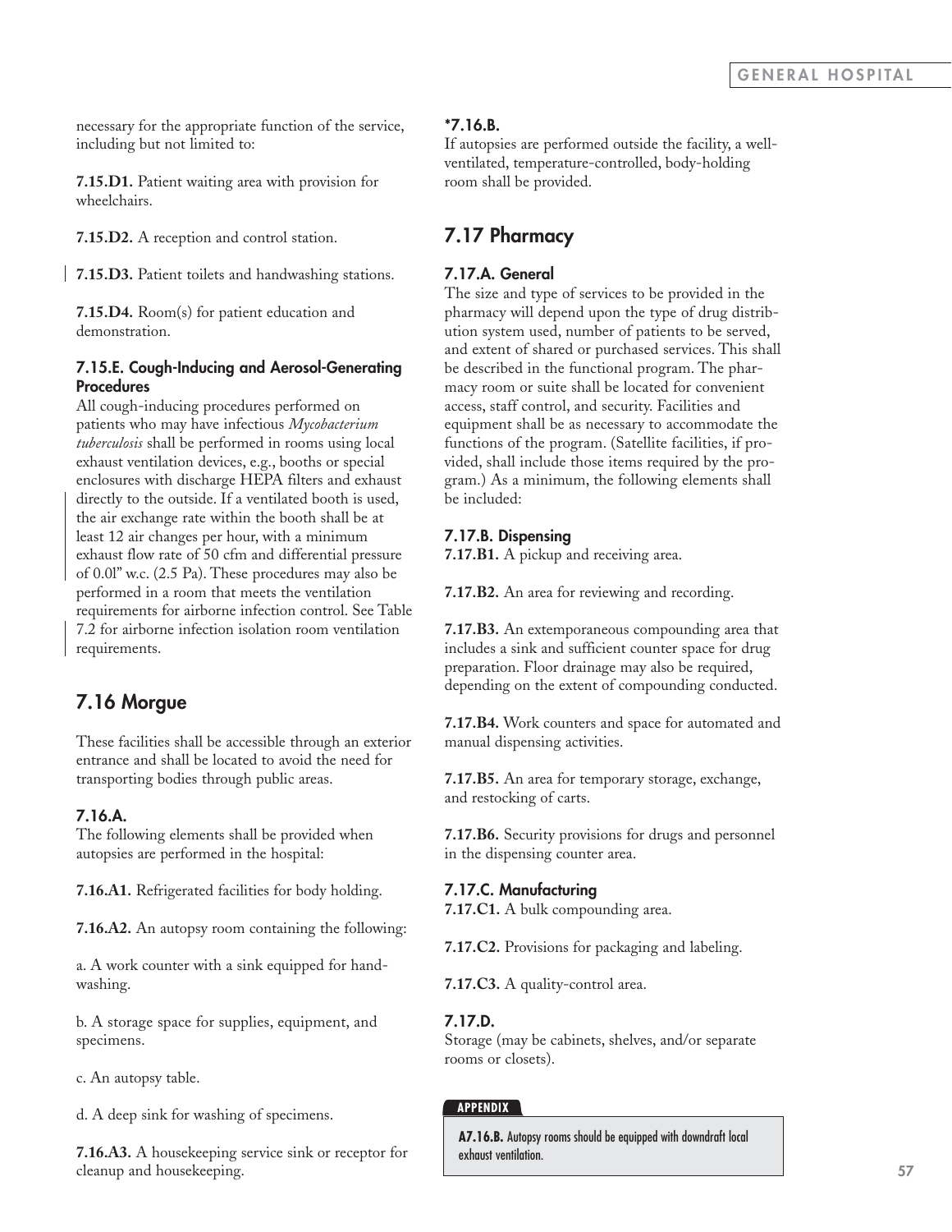necessary for the appropriate function of the service, including but not limited to:

**7.15.D1.** Patient waiting area with provision for wheelchairs.

**7.15.D2.** A reception and control station.

**7.15.D3.** Patient toilets and handwashing stations.

**7.15.D4.** Room(s) for patient education and demonstration.

#### 7.15.E. Cough-Inducing and Aerosol-Generating Procedures

All cough-inducing procedures performed on patients who may have infectious *Mycobacterium tuberculosis* shall be performed in rooms using local exhaust ventilation devices, e.g., booths or special enclosures with discharge HEPA filters and exhaust directly to the outside. If a ventilated booth is used, the air exchange rate within the booth shall be at least 12 air changes per hour, with a minimum exhaust flow rate of 50 cfm and differential pressure of 0.01" w.c. (2.5 Pa). These procedures may also be performed in a room that meets the ventilation requirements for airborne infection control. See Table 7.2 for airborne infection isolation room ventilation requirements.

## 7.16 Morgue

These facilities shall be accessible through an exterior entrance and shall be located to avoid the need for transporting bodies through public areas.

#### 7.16.A.

The following elements shall be provided when autopsies are performed in the hospital:

**7.16.A1.** Refrigerated facilities for body holding.

**7.16.A2.** An autopsy room containing the following:

a. A work counter with a sink equipped for handwashing.

b. A storage space for supplies, equipment, and specimens.

c. An autopsy table.

d. A deep sink for washing of specimens.

**7.16.A3.** A housekeeping service sink or receptor for cleanup and housekeeping.

#### *7.16.B.

If autopsies are performed outside the facility, a well-ventilated, temperature-controlled, body-holding room shall be provided.

## 7.17 Pharmacy

#### 7.17.A. General

The size and type of services to be provided in the pharmacy will depend upon the type of drug distribution system used, number of patients to be served, and extent of shared or purchased services. This shall be described in the functional program. The pharmacy room or suite shall be located for convenient access, staff control, and security. Facilities and equipment shall be as necessary to accommodate the functions of the program. (Satellite facilities, if provided, shall include those items required by the program.) As a minimum, the following elements shall be included:

#### 7.17.B. Dispensing

**7.17.B1.** A pickup and receiving area.

**7.17.B2.** An area for reviewing and recording.

**7.17.B3.** An extemporaneous compounding area that includes a sink and sufficient counter space for drug preparation. Floor drainage may also be required, depending on the extent of compounding conducted.

**7.17.B4.** Work counters and space for automated and manual dispensing activities.

**7.17.B5.** An area for temporary storage, exchange, and restocking of carts.

**7.17.B6.** Security provisions for drugs and personnel in the dispensing counter area.

#### 7.17.C. Manufacturing

**7.17.C1.** A bulk compounding area.

**7.17.C2.** Provisions for packaging and labeling.

**7.17.C3.** A quality-control area.

#### 7.17.D.

Storage (may be cabinets, shelves, and/or separate rooms or closets).

**APPENDIX**

**A7.16.B.** Autopsy rooms should be equipped with downdraft local exhaust ventilation.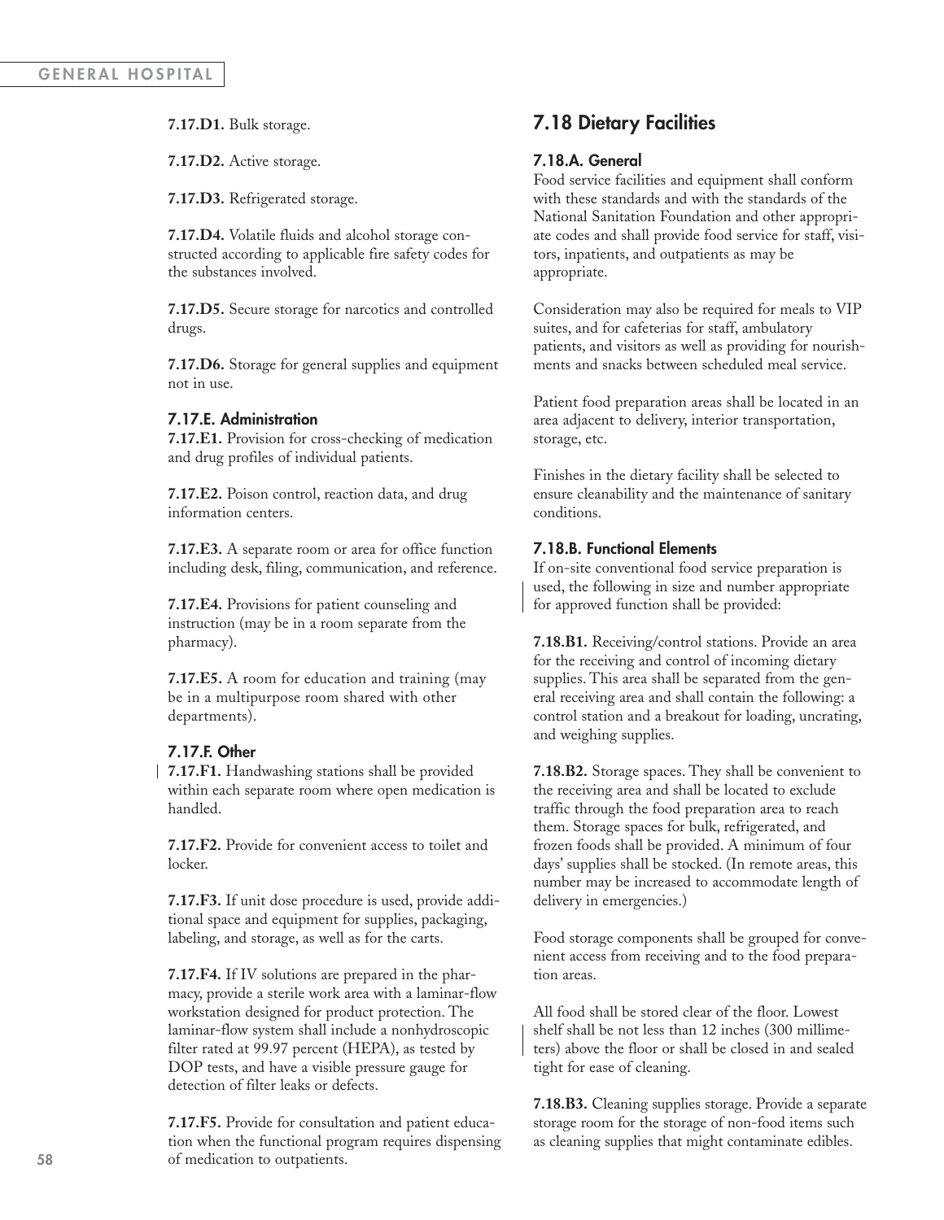**7.17.D1.** Bulk storage.

**7.17.D2.** Active storage.

**7.17.D3.** Refrigerated storage.

**7.17.D4.** Volatile fluids and alcohol storage constructed according to applicable fire safety codes for the substances involved.

**7.17.D5.** Secure storage for narcotics and controlled drugs.

**7.17.D6.** Storage for general supplies and equipment not in use.

### 7.17.E. Administration

**7.17.E1.** Provision for cross-checking of medication and drug profiles of individual patients.

**7.17.E2.** Poison control, reaction data, and drug information centers.

**7.17.E3.** A separate room or area for office function including desk, filing, communication, and reference.

**7.17.E4.** Provisions for patient counseling and instruction (may be in a room separate from the pharmacy).

**7.17.E5.** A room for education and training (may be in a multipurpose room shared with other departments).

### 7.17.F. Other

**7.17.F1.** Handwashing stations shall be provided within each separate room where open medication is handled.

**7.17.F2.** Provide for convenient access to toilet and locker.

**7.17.F3.** If unit dose procedure is used, provide additional space and equipment for supplies, packaging, labeling, and storage, as well as for the carts.

**7.17.F4.** If IV solutions are prepared in the pharmacy, provide a sterile work area with a laminar-flow workstation designed for product protection. The laminar-flow system shall include a nonhydroscopic filter rated at 99.97 percent (HEPA), as tested by DOP tests, and have a visible pressure gauge for detection of filter leaks or defects.

**7.17.F5.** Provide for consultation and patient education when the functional program requires dispensing of medication to outpatients.

## 7.18 Dietary Facilities

### 7.18.A. General

Food service facilities and equipment shall conform with these standards and with the standards of the National Sanitation Foundation and other appropriate codes and shall provide food service for staff, visitors, inpatients, and outpatients as may be appropriate.

Consideration may also be required for meals to VIP suites, and for cafeterias for staff, ambulatory patients, and visitors as well as providing for nourishments and snacks between scheduled meal service.

Patient food preparation areas shall be located in an area adjacent to delivery, interior transportation, storage, etc.

Finishes in the dietary facility shall be selected to ensure cleanability and the maintenance of sanitary conditions.

### 7.18.B. Functional Elements

If on-site conventional food service preparation is used, the following in size and number appropriate for approved function shall be provided:

**7.18.B1.** Receiving/control stations. Provide an area for the receiving and control of incoming dietary supplies. This area shall be separated from the general receiving area and shall contain the following: a control station and a breakout for loading, uncrating, and weighing supplies.

**7.18.B2.** Storage spaces. They shall be convenient to the receiving area and shall be located to exclude traffic through the food preparation area to reach them. Storage spaces for bulk, refrigerated, and frozen foods shall be provided. A minimum of four days' supplies shall be stocked. (In remote areas, this number may be increased to accommodate length of delivery in emergencies.)

Food storage components shall be grouped for convenient access from receiving and to the food preparation areas.

All food shall be stored clear of the floor. Lowest shelf shall be not less than 12 inches (300 millimeters) above the floor or shall be closed in and sealed tight for ease of cleaning.

**7.18.B3.** Cleaning supplies storage. Provide a separate storage room for the storage of non-food items such as cleaning supplies that might contaminate edibles.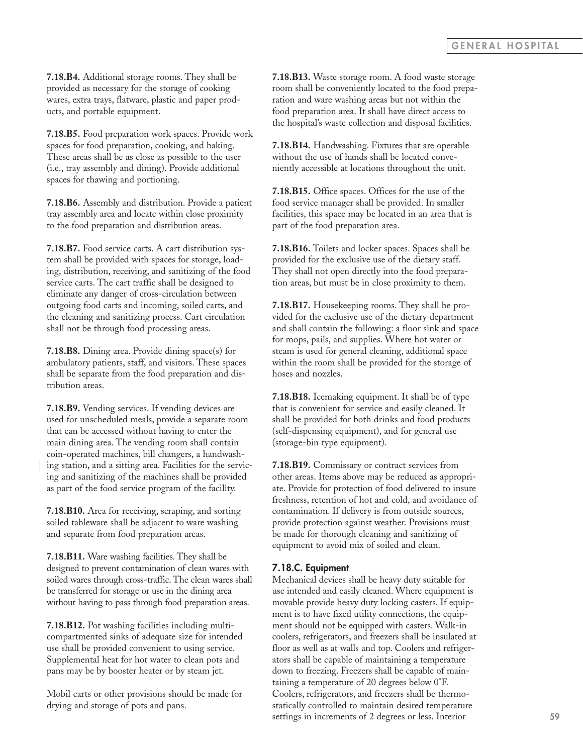**7.18.B4.** Additional storage rooms. They shall be provided as necessary for the storage of cooking wares, extra trays, flatware, plastic and paper products, and portable equipment.

**7.18.B5.** Food preparation work spaces. Provide work spaces for food preparation, cooking, and baking. These areas shall be as close as possible to the user (i.e., tray assembly and dining). Provide additional spaces for thawing and portioning.

**7.18.B6.** Assembly and distribution. Provide a patient tray assembly area and locate within close proximity to the food preparation and distribution areas.

**7.18.B7.** Food service carts. A cart distribution system shall be provided with spaces for storage, loading, distribution, receiving, and sanitizing of the food service carts. The cart traffic shall be designed to eliminate any danger of cross-circulation between outgoing food carts and incoming, soiled carts, and the cleaning and sanitizing process. Cart circulation shall not be through food processing areas.

**7.18.B8.** Dining area. Provide dining space(s) for ambulatory patients, staff, and visitors. These spaces shall be separate from the food preparation and distribution areas.

**7.18.B9.** Vending services. If vending devices are used for unscheduled meals, provide a separate room that can be accessed without having to enter the main dining area. The vending room shall contain coin-operated machines, bill changers, a handwashing station, and a sitting area. Facilities for the servicing and sanitizing of the machines shall be provided as part of the food service program of the facility.

**7.18.B10.** Area for receiving, scraping, and sorting soiled tableware shall be adjacent to ware washing and separate from food preparation areas.

**7.18.B11.** Ware washing facilities. They shall be designed to prevent contamination of clean wares with soiled wares through cross-traffic. The clean wares shall be transferred for storage or use in the dining area without having to pass through food preparation areas.

**7.18.B12.** Pot washing facilities including multi-compartmented sinks of adequate size for intended use shall be provided convenient to using service. Supplemental heat for hot water to clean pots and pans may be by booster heater or by steam jet.

Mobil carts or other provisions should be made for drying and storage of pots and pans.

**7.18.B13.** Waste storage room. A food waste storage room shall be conveniently located to the food preparation and ware washing areas but not within the food preparation area. It shall have direct access to the hospital's waste collection and disposal facilities.

**7.18.B14.** Handwashing. Fixtures that are operable without the use of hands shall be located conveniently accessible at locations throughout the unit.

**7.18.B15.** Office spaces. Offices for the use of the food service manager shall be provided. In smaller facilities, this space may be located in an area that is part of the food preparation area.

**7.18.B16.** Toilets and locker spaces. Spaces shall be provided for the exclusive use of the dietary staff. They shall not open directly into the food preparation areas, but must be in close proximity to them.

**7.18.B17.** Housekeeping rooms. They shall be provided for the exclusive use of the dietary department and shall contain the following: a floor sink and space for mops, pails, and supplies. Where hot water or steam is used for general cleaning, additional space within the room shall be provided for the storage of hoses and nozzles.

**7.18.B18.** Icemaking equipment. It shall be of type that is convenient for service and easily cleaned. It shall be provided for both drinks and food products (self-dispensing equipment), and for general use (storage-bin type equipment).

**7.18.B19.** Commissary or contract services from other areas. Items above may be reduced as appropriate. Provide for protection of food delivered to insure freshness, retention of hot and cold, and avoidance of contamination. If delivery is from outside sources, provide protection against weather. Provisions must be made for thorough cleaning and sanitizing of equipment to avoid mix of soiled and clean.

### 7.18.C. Equipment

Mechanical devices shall be heavy duty suitable for use intended and easily cleaned. Where equipment is movable provide heavy duty locking casters. If equipment is to have fixed utility connections, the equipment should not be equipped with casters. Walk-in coolers, refrigerators, and freezers shall be insulated at floor as well as at walls and top. Coolers and refrigerators shall be capable of maintaining a temperature down to freezing. Freezers shall be capable of maintaining a temperature of 20 degrees below 0°F. Coolers, refrigerators, and freezers shall be thermostatically controlled to maintain desired temperature settings in increments of 2 degrees or less. Interior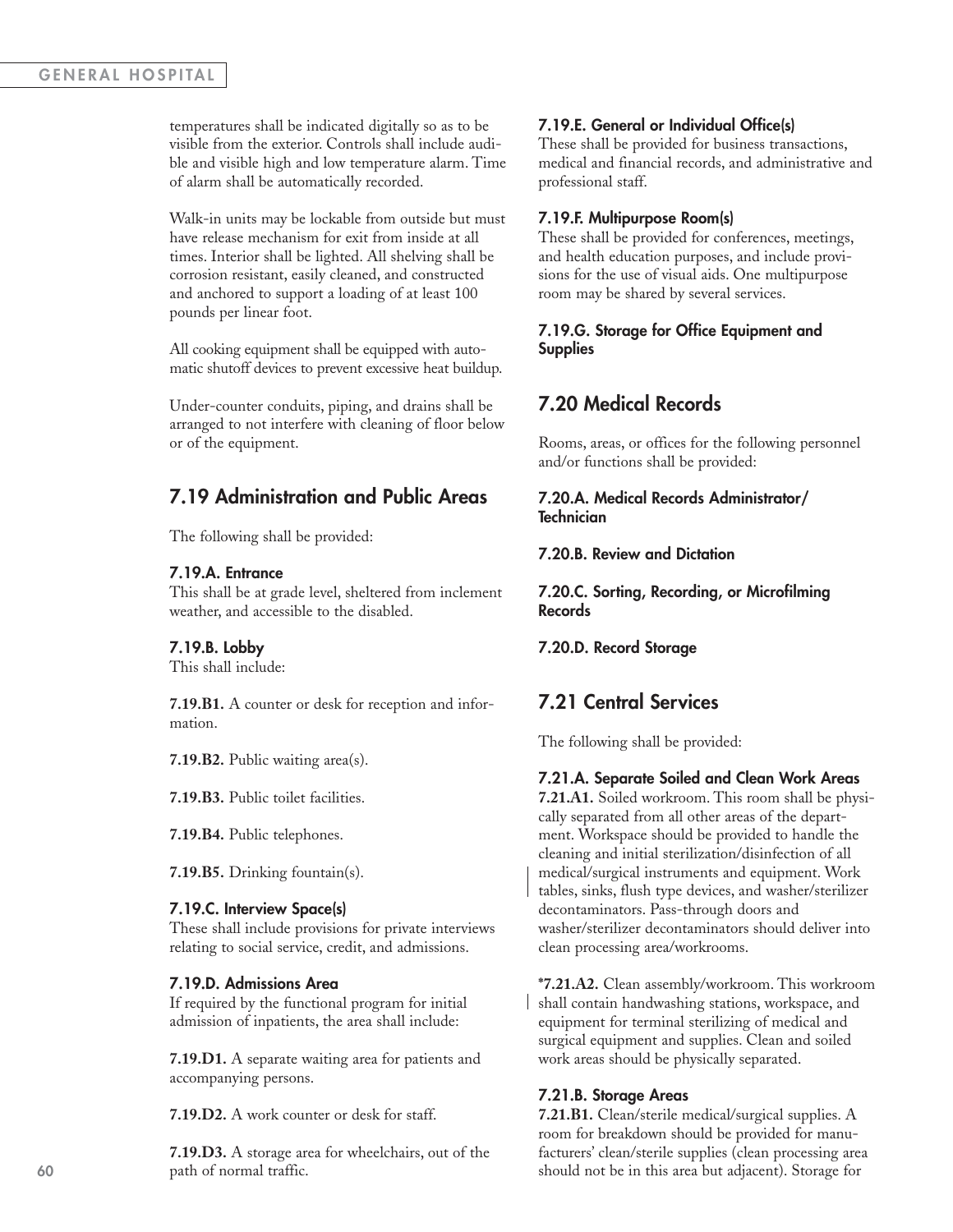temperatures shall be indicated digitally so as to be visible from the exterior. Controls shall include audible and visible high and low temperature alarm. Time of alarm shall be automatically recorded.

Walk-in units may be lockable from outside but must have release mechanism for exit from inside at all times. Interior shall be lighted. All shelving shall be corrosion resistant, easily cleaned, and constructed and anchored to support a loading of at least 100 pounds per linear foot.

All cooking equipment shall be equipped with automatic shutoff devices to prevent excessive heat buildup.

Under-counter conduits, piping, and drains shall be arranged to not interfere with cleaning of floor below or of the equipment.

## 7.19 Administration and Public Areas

The following shall be provided:

#### 7.19.A. Entrance

This shall be at grade level, sheltered from inclement weather, and accessible to the disabled.

#### 7.19.B. Lobby

This shall include:

**7.19.B1.** A counter or desk for reception and information.

**7.19.B2.** Public waiting area(s).

**7.19.B3.** Public toilet facilities.

**7.19.B4.** Public telephones.

**7.19.B5.** Drinking fountain(s).

#### 7.19.C. Interview Space(s)

These shall include provisions for private interviews relating to social service, credit, and admissions.

#### 7.19.D. Admissions Area

If required by the functional program for initial admission of inpatients, the area shall include:

**7.19.D1.** A separate waiting area for patients and accompanying persons.

**7.19.D2.** A work counter or desk for staff.

**7.19.D3.** A storage area for wheelchairs, out of the path of normal traffic.

#### 7.19.E. General or Individual Office(s)

These shall be provided for business transactions, medical and financial records, and administrative and professional staff.

#### 7.19.F. Multipurpose Room(s)

These shall be provided for conferences, meetings, and health education purposes, and include provisions for the use of visual aids. One multipurpose room may be shared by several services.

#### 7.19.G. Storage for Office Equipment and Supplies

## 7.20 Medical Records

Rooms, areas, or offices for the following personnel and/or functions shall be provided:

#### 7.20.A. Medical Records Administrator/Technician

#### 7.20.B. Review and Dictation

#### 7.20.C. Sorting, Recording, or Microfilming Records

#### 7.20.D. Record Storage

## 7.21 Central Services

The following shall be provided:

#### 7.21.A. Separate Soiled and Clean Work Areas

**7.21.A1.** Soiled workroom. This room shall be physically separated from all other areas of the department. Workspace should be provided to handle the cleaning and initial sterilization/disinfection of all medical/surgical instruments and equipment. Work tables, sinks, flush type devices, and washer/sterilizer decontaminators. Pass-through doors and washer/sterilizer decontaminators should deliver into clean processing area/workrooms.

***7.21.A2.** Clean assembly/workroom. This workroom shall contain handwashing stations, workspace, and equipment for terminal sterilizing of medical and surgical equipment and supplies. Clean and soiled work areas should be physically separated.

#### 7.21.B. Storage Areas

**7.21.B1.** Clean/sterile medical/surgical supplies. A room for breakdown should be provided for manufacturers' clean/sterile supplies (clean processing area should not be in this area but adjacent). Storage for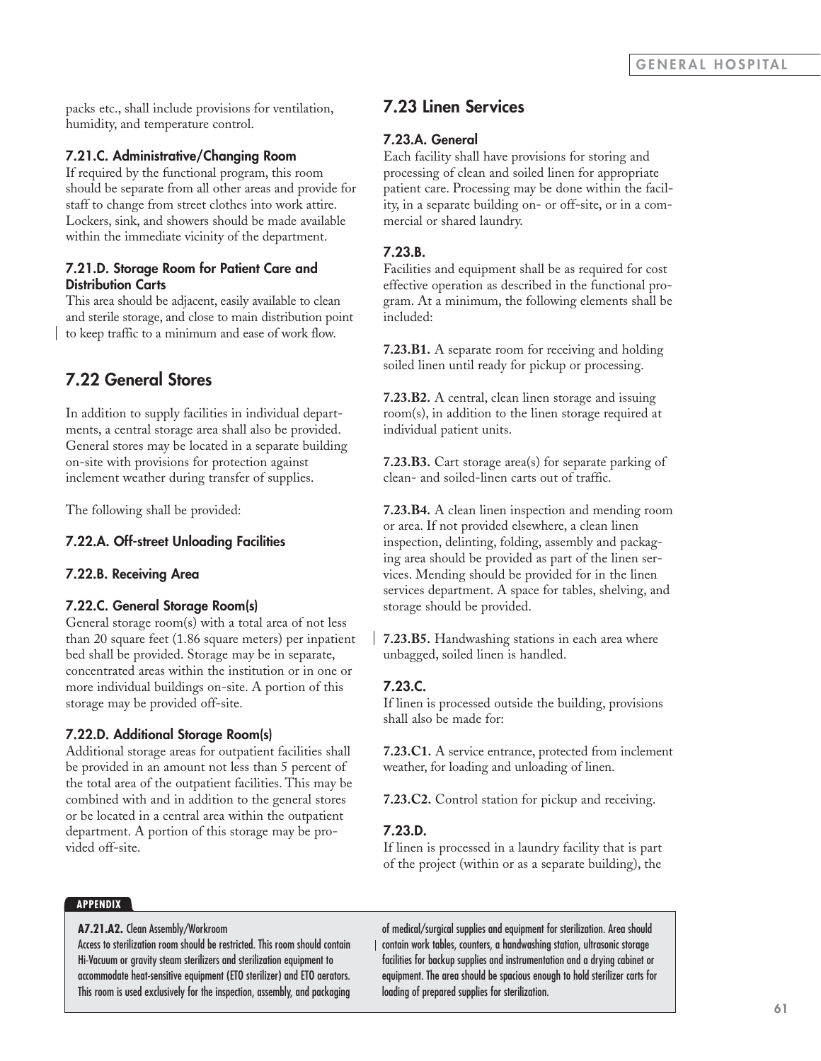packs etc., shall include provisions for ventilation, humidity, and temperature control.

#### 7.21.C. Administrative/Changing Room

If required by the functional program, this room should be separate from all other areas and provide for staff to change from street clothes into work attire. Lockers, sink, and showers should be made available within the immediate vicinity of the department.

#### 7.21.D. Storage Room for Patient Care and Distribution Carts

This area should be adjacent, easily available to clean and sterile storage, and close to main distribution point to keep traffic to a minimum and ease of work flow.

## 7.22 General Stores

In addition to supply facilities in individual departments, a central storage area shall also be provided. General stores may be located in a separate building on-site with provisions for protection against inclement weather during transfer of supplies.

The following shall be provided:

#### 7.22.A. Off-street Unloading Facilities

#### 7.22.B. Receiving Area

#### 7.22.C. General Storage Room(s)

General storage room(s) with a total area of not less than 20 square feet (1.86 square meters) per inpatient bed shall be provided. Storage may be in separate, concentrated areas within the institution or in one or more individual buildings on-site. A portion of this storage may be provided off-site.

#### 7.22.D. Additional Storage Room(s)

Additional storage areas for outpatient facilities shall be provided in an amount not less than 5 percent of the total area of the outpatient facilities. This may be combined with and in addition to the general stores or be located in a central area within the outpatient department. A portion of this storage may be provided off-site.

## 7.23 Linen Services

#### 7.23.A. General

Each facility shall have provisions for storing and processing of clean and soiled linen for appropriate patient care. Processing may be done within the facility, in a separate building on- or off-site, or in a commercial or shared laundry.

#### 7.23.B.

Facilities and equipment shall be as required for cost effective operation as described in the functional program. At a minimum, the following elements shall be included:

**7.23.B1.** A separate room for receiving and holding soiled linen until ready for pickup or processing.

**7.23.B2.** A central, clean linen storage and issuing room(s), in addition to the linen storage required at individual patient units.

**7.23.B3.** Cart storage area(s) for separate parking of clean- and soiled-linen carts out of traffic.

**7.23.B4.** A clean linen inspection and mending room or area. If not provided elsewhere, a clean linen inspection, delinting, folding, assembly and packaging area should be provided as part of the linen services. Mending should be provided for in the linen services department. A space for tables, shelving, and storage should be provided.

**7.23.B5.** Handwashing stations in each area where unbagged, soiled linen is handled.

#### 7.23.C.

If linen is processed outside the building, provisions shall also be made for:

**7.23.C1.** A service entrance, protected from inclement weather, for loading and unloading of linen.

**7.23.C2.** Control station for pickup and receiving.

#### 7.23.D.

If linen is processed in a laundry facility that is part of the project (within or as a separate building), the

---

**APPENDIX**

**A7.21.A2.** Clean Assembly/Workroom
Access to sterilization room should be restricted. This room should contain Hi-Vacuum or gravity steam sterilizers and sterilization equipment to accommodate heat-sensitive equipment (ETO sterilizer) and ETO aerators. This room is used exclusively for the inspection, assembly, and packaging of medical/surgical supplies and equipment for sterilization. Area should contain work tables, counters, a handwashing station, ultrasonic storage facilities for backup supplies and instrumentation and a drying cabinet or equipment. The area should be spacious enough to hold sterilizer carts for loading of prepared supplies for sterilization.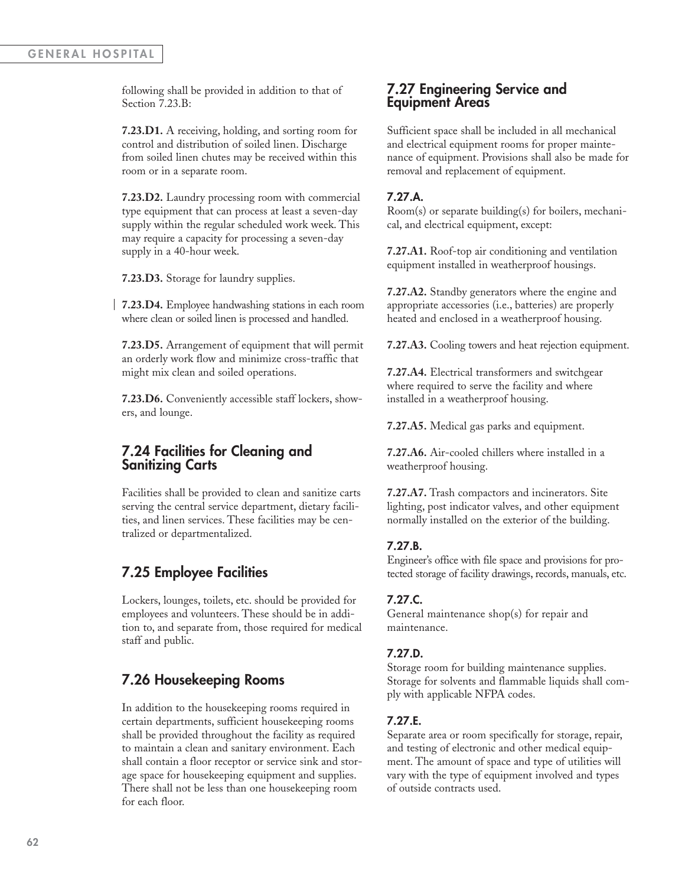following shall be provided in addition to that of Section 7.23.B:

**7.23.D1.** A receiving, holding, and sorting room for control and distribution of soiled linen. Discharge from soiled linen chutes may be received within this room or in a separate room.

**7.23.D2.** Laundry processing room with commercial type equipment that can process at least a seven-day supply within the regular scheduled work week. This may require a capacity for processing a seven-day supply in a 40-hour week.

**7.23.D3.** Storage for laundry supplies.

**7.23.D4.** Employee handwashing stations in each room where clean or soiled linen is processed and handled.

**7.23.D5.** Arrangement of equipment that will permit an orderly work flow and minimize cross-traffic that might mix clean and soiled operations.

**7.23.D6.** Conveniently accessible staff lockers, showers, and lounge.

## 7.24 Facilities for Cleaning and Sanitizing Carts

Facilities shall be provided to clean and sanitize carts serving the central service department, dietary facilities, and linen services. These facilities may be centralized or departmentalized.

## 7.25 Employee Facilities

Lockers, lounges, toilets, etc. should be provided for employees and volunteers. These should be in addition to, and separate from, those required for medical staff and public.

## 7.26 Housekeeping Rooms

In addition to the housekeeping rooms required in certain departments, sufficient housekeeping rooms shall be provided throughout the facility as required to maintain a clean and sanitary environment. Each shall contain a floor receptor or service sink and storage space for housekeeping equipment and supplies. There shall not be less than one housekeeping room for each floor.

## 7.27 Engineering Service and Equipment Areas

Sufficient space shall be included in all mechanical and electrical equipment rooms for proper maintenance of equipment. Provisions shall also be made for removal and replacement of equipment.

### 7.27.A.

Room(s) or separate building(s) for boilers, mechanical, and electrical equipment, except:

**7.27.A1.** Roof-top air conditioning and ventilation equipment installed in weatherproof housings.

**7.27.A2.** Standby generators where the engine and appropriate accessories (i.e., batteries) are properly heated and enclosed in a weatherproof housing.

**7.27.A3.** Cooling towers and heat rejection equipment.

**7.27.A4.** Electrical transformers and switchgear where required to serve the facility and where installed in a weatherproof housing.

**7.27.A5.** Medical gas parks and equipment.

**7.27.A6.** Air-cooled chillers where installed in a weatherproof housing.

**7.27.A7.** Trash compactors and incinerators. Site lighting, post indicator valves, and other equipment normally installed on the exterior of the building.

### 7.27.B.

Engineer's office with file space and provisions for protected storage of facility drawings, records, manuals, etc.

### 7.27.C.

General maintenance shop(s) for repair and maintenance.

### 7.27.D.

Storage room for building maintenance supplies. Storage for solvents and flammable liquids shall comply with applicable NFPA codes.

### 7.27.E.

Separate area or room specifically for storage, repair, and testing of electronic and other medical equipment. The amount of space and type of utilities will vary with the type of equipment involved and types of outside contracts used.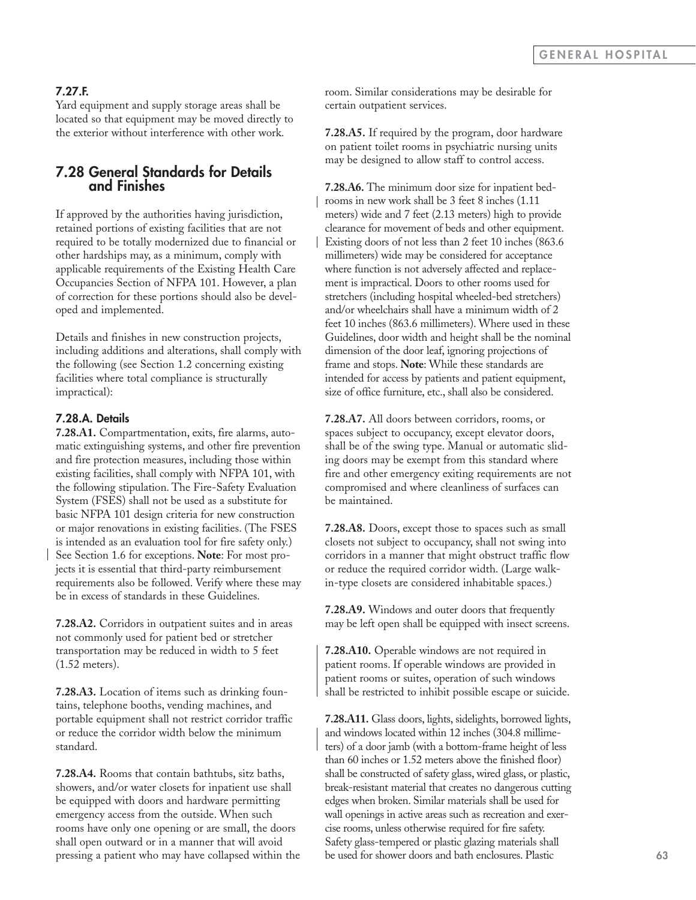#### 7.27.F.

Yard equipment and supply storage areas shall be located so that equipment may be moved directly to the exterior without interference with other work.

## 7.28 General Standards for Details and Finishes

If approved by the authorities having jurisdiction, retained portions of existing facilities that are not required to be totally modernized due to financial or other hardships may, as a minimum, comply with applicable requirements of the Existing Health Care Occupancies Section of NFPA 101. However, a plan of correction for these portions should also be developed and implemented.

Details and finishes in new construction projects, including additions and alterations, shall comply with the following (see Section 1.2 concerning existing facilities where total compliance is structurally impractical):

### 7.28.A. Details

**7.28.A1.** Compartmentation, exits, fire alarms, automatic extinguishing systems, and other fire prevention and fire protection measures, including those within existing facilities, shall comply with NFPA 101, with the following stipulation. The Fire-Safety Evaluation System (FSES) shall not be used as a substitute for basic NFPA 101 design criteria for new construction or major renovations in existing facilities. (The FSES is intended as an evaluation tool for fire safety only.) See Section 1.6 for exceptions. **Note**: For most projects it is essential that third-party reimbursement requirements also be followed. Verify where these may be in excess of standards in these Guidelines.

**7.28.A2.** Corridors in outpatient suites and in areas not commonly used for patient bed or stretcher transportation may be reduced in width to 5 feet (1.52 meters).

**7.28.A3.** Location of items such as drinking fountains, telephone booths, vending machines, and portable equipment shall not restrict corridor traffic or reduce the corridor width below the minimum standard.

**7.28.A4.** Rooms that contain bathtubs, sitz baths, showers, and/or water closets for inpatient use shall be equipped with doors and hardware permitting emergency access from the outside. When such rooms have only one opening or are small, the doors shall open outward or in a manner that will avoid pressing a patient who may have collapsed within the room. Similar considerations may be desirable for certain outpatient services.

**7.28.A5.** If required by the program, door hardware on patient toilet rooms in psychiatric nursing units may be designed to allow staff to control access.

**7.28.A6.** The minimum door size for inpatient bedrooms in new work shall be 3 feet 8 inches (1.11 meters) wide and 7 feet (2.13 meters) high to provide clearance for movement of beds and other equipment. Existing doors of not less than 2 feet 10 inches (863.6 millimeters) wide may be considered for acceptance where function is not adversely affected and replacement is impractical. Doors to other rooms used for stretchers (including hospital wheeled-bed stretchers) and/or wheelchairs shall have a minimum width of 2 feet 10 inches (863.6 millimeters). Where used in these Guidelines, door width and height shall be the nominal dimension of the door leaf, ignoring projections of frame and stops. **Note**: While these standards are intended for access by patients and patient equipment, size of office furniture, etc., shall also be considered.

**7.28.A7.** All doors between corridors, rooms, or spaces subject to occupancy, except elevator doors, shall be of the swing type. Manual or automatic sliding doors may be exempt from this standard where fire and other emergency exiting requirements are not compromised and where cleanliness of surfaces can be maintained.

**7.28.A8.** Doors, except those to spaces such as small closets not subject to occupancy, shall not swing into corridors in a manner that might obstruct traffic flow or reduce the required corridor width. (Large walk-in-type closets are considered inhabitable spaces.)

**7.28.A9.** Windows and outer doors that frequently may be left open shall be equipped with insect screens.

**7.28.A10.** Operable windows are not required in patient rooms. If operable windows are provided in patient rooms or suites, operation of such windows shall be restricted to inhibit possible escape or suicide.

**7.28.A11.** Glass doors, lights, sidelights, borrowed lights, and windows located within 12 inches (304.8 millimeters) of a door jamb (with a bottom-frame height of less than 60 inches or 1.52 meters above the finished floor) shall be constructed of safety glass, wired glass, or plastic, break-resistant material that creates no dangerous cutting edges when broken. Similar materials shall be used for wall openings in active areas such as recreation and exercise rooms, unless otherwise required for fire safety. Safety glass-tempered or plastic glazing materials shall be used for shower doors and bath enclosures. Plastic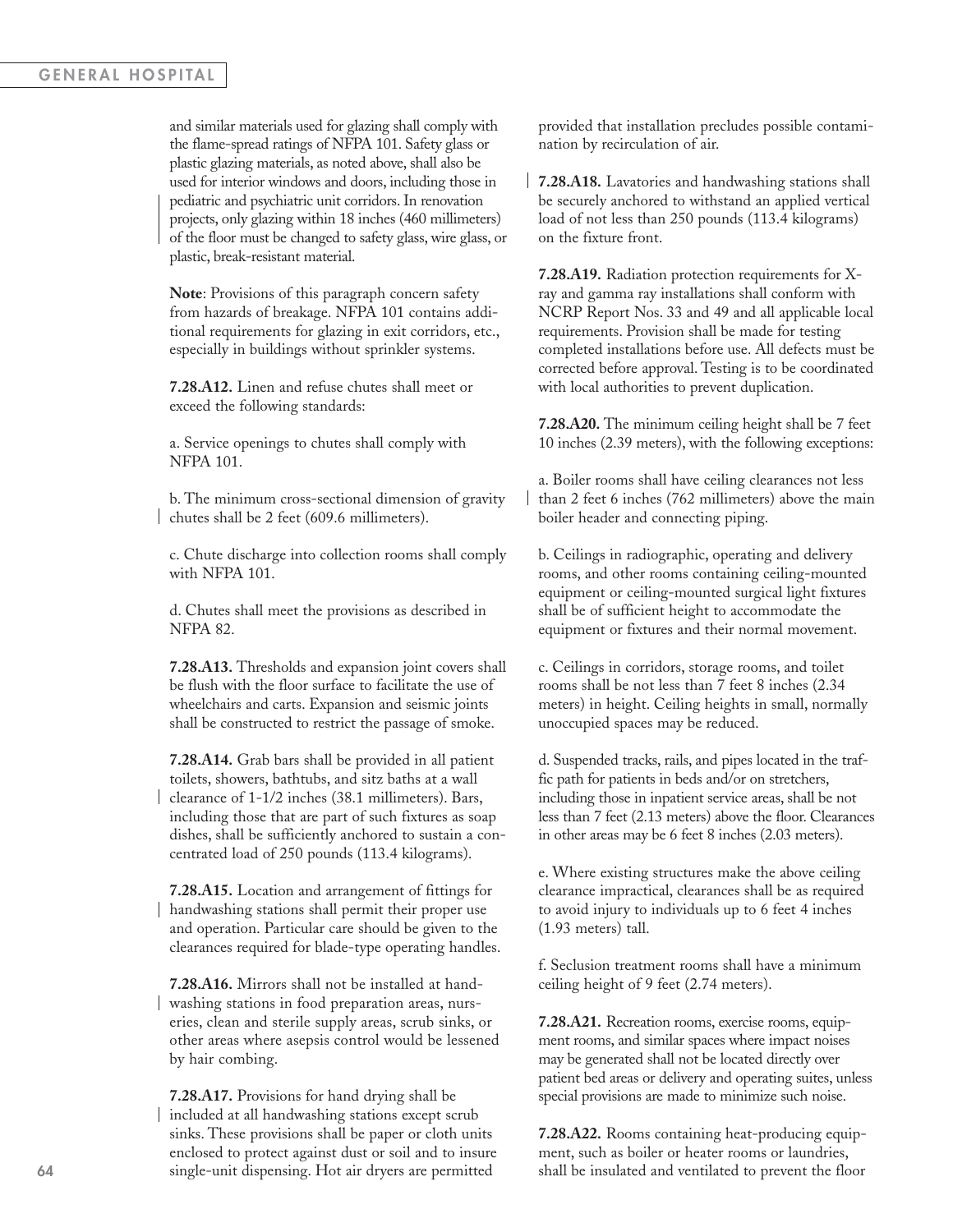and similar materials used for glazing shall comply with the flame-spread ratings of NFPA 101. Safety glass or plastic glazing materials, as noted above, shall also be used for interior windows and doors, including those in pediatric and psychiatric unit corridors. In renovation projects, only glazing within 18 inches (460 millimeters) of the floor must be changed to safety glass, wire glass, or plastic, break-resistant material.

**Note**: Provisions of this paragraph concern safety from hazards of breakage. NFPA 101 contains additional requirements for glazing in exit corridors, etc., especially in buildings without sprinkler systems.

**7.28.A12.** Linen and refuse chutes shall meet or exceed the following standards:

a. Service openings to chutes shall comply with NFPA 101.

b. The minimum cross-sectional dimension of gravity chutes shall be 2 feet (609.6 millimeters).

c. Chute discharge into collection rooms shall comply with NFPA 101.

d. Chutes shall meet the provisions as described in NFPA 82.

**7.28.A13.** Thresholds and expansion joint covers shall be flush with the floor surface to facilitate the use of wheelchairs and carts. Expansion and seismic joints shall be constructed to restrict the passage of smoke.

**7.28.A14.** Grab bars shall be provided in all patient toilets, showers, bathtubs, and sitz baths at a wall clearance of 1-1/2 inches (38.1 millimeters). Bars, including those that are part of such fixtures as soap dishes, shall be sufficiently anchored to sustain a concentrated load of 250 pounds (113.4 kilograms).

**7.28.A15.** Location and arrangement of fittings for handwashing stations shall permit their proper use and operation. Particular care should be given to the clearances required for blade-type operating handles.

**7.28.A16.** Mirrors shall not be installed at handwashing stations in food preparation areas, nurseries, clean and sterile supply areas, scrub sinks, or other areas where asepsis control would be lessened by hair combing.

**7.28.A17.** Provisions for hand drying shall be included at all handwashing stations except scrub sinks. These provisions shall be paper or cloth units enclosed to protect against dust or soil and to insure single-unit dispensing. Hot air dryers are permitted provided that installation precludes possible contamination by recirculation of air.

**7.28.A18.** Lavatories and handwashing stations shall be securely anchored to withstand an applied vertical load of not less than 250 pounds (113.4 kilograms) on the fixture front.

**7.28.A19.** Radiation protection requirements for X-ray and gamma ray installations shall conform with NCRP Report Nos. 33 and 49 and all applicable local requirements. Provision shall be made for testing completed installations before use. All defects must be corrected before approval. Testing is to be coordinated with local authorities to prevent duplication.

**7.28.A20.** The minimum ceiling height shall be 7 feet 10 inches (2.39 meters), with the following exceptions:

a. Boiler rooms shall have ceiling clearances not less than 2 feet 6 inches (762 millimeters) above the main boiler header and connecting piping.

b. Ceilings in radiographic, operating and delivery rooms, and other rooms containing ceiling-mounted equipment or ceiling-mounted surgical light fixtures shall be of sufficient height to accommodate the equipment or fixtures and their normal movement.

c. Ceilings in corridors, storage rooms, and toilet rooms shall be not less than 7 feet 8 inches (2.34 meters) in height. Ceiling heights in small, normally unoccupied spaces may be reduced.

d. Suspended tracks, rails, and pipes located in the traffic path for patients in beds and/or on stretchers, including those in inpatient service areas, shall be not less than 7 feet (2.13 meters) above the floor. Clearances in other areas may be 6 feet 8 inches (2.03 meters).

e. Where existing structures make the above ceiling clearance impractical, clearances shall be as required to avoid injury to individuals up to 6 feet 4 inches (1.93 meters) tall.

f. Seclusion treatment rooms shall have a minimum ceiling height of 9 feet (2.74 meters).

**7.28.A21.** Recreation rooms, exercise rooms, equipment rooms, and similar spaces where impact noises may be generated shall not be located directly over patient bed areas or delivery and operating suites, unless special provisions are made to minimize such noise.

**7.28.A22.** Rooms containing heat-producing equipment, such as boiler or heater rooms or laundries, shall be insulated and ventilated to prevent the floor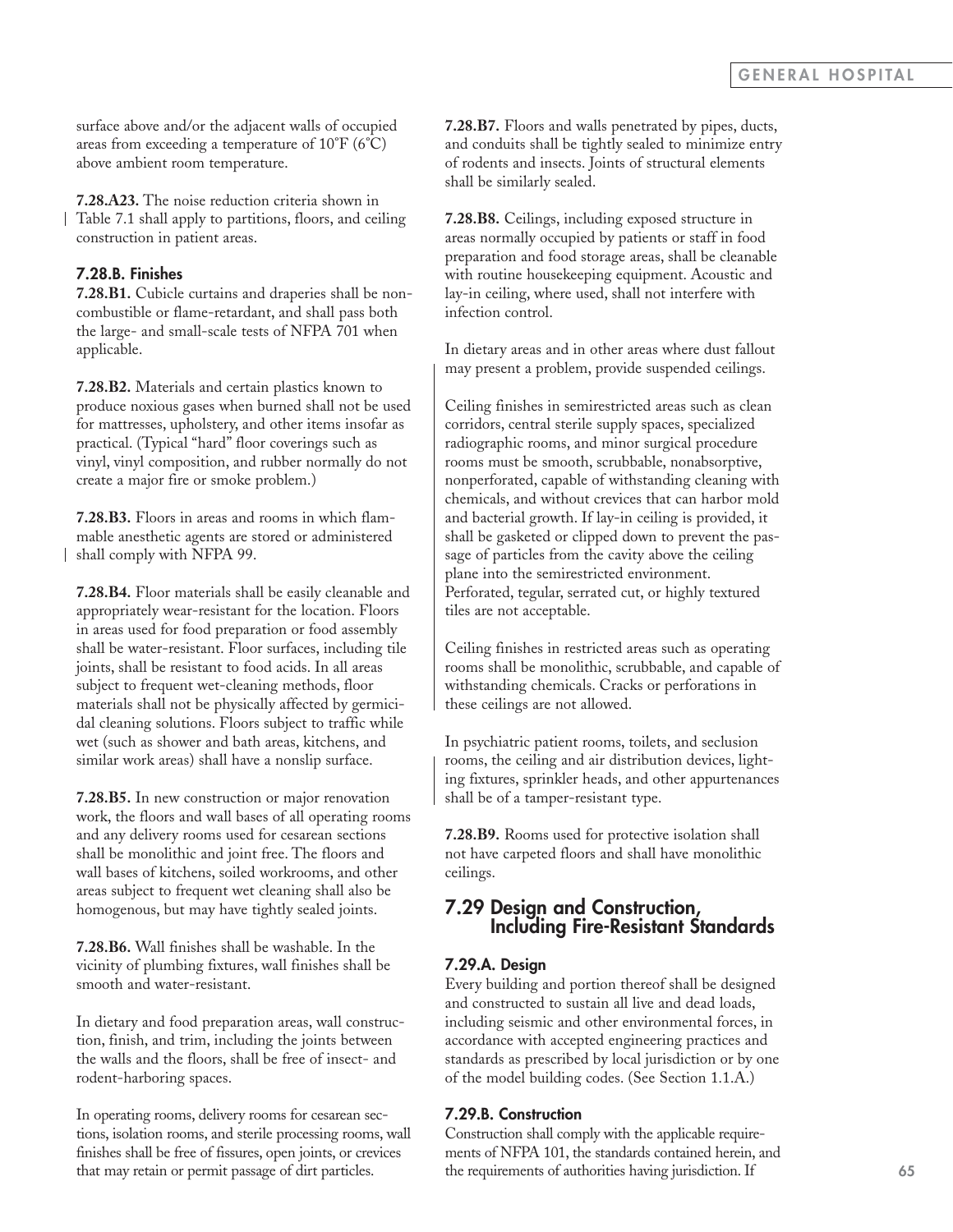surface above and/or the adjacent walls of occupied areas from exceeding a temperature of 10°F (6°C) above ambient room temperature.

**7.28.A23.** The noise reduction criteria shown in Table 7.1 shall apply to partitions, floors, and ceiling construction in patient areas.

### 7.28.B. Finishes

**7.28.B1.** Cubicle curtains and draperies shall be noncombustible or flame-retardant, and shall pass both the large- and small-scale tests of NFPA 701 when applicable.

**7.28.B2.** Materials and certain plastics known to produce noxious gases when burned shall not be used for mattresses, upholstery, and other items insofar as practical. (Typical "hard" floor coverings such as vinyl, vinyl composition, and rubber normally do not create a major fire or smoke problem.)

**7.28.B3.** Floors in areas and rooms in which flammable anesthetic agents are stored or administered shall comply with NFPA 99.

**7.28.B4.** Floor materials shall be easily cleanable and appropriately wear-resistant for the location. Floors in areas used for food preparation or food assembly shall be water-resistant. Floor surfaces, including tile joints, shall be resistant to food acids. In all areas subject to frequent wet-cleaning methods, floor materials shall not be physically affected by germicidal cleaning solutions. Floors subject to traffic while wet (such as shower and bath areas, kitchens, and similar work areas) shall have a nonslip surface.

**7.28.B5.** In new construction or major renovation work, the floors and wall bases of all operating rooms and any delivery rooms used for cesarean sections shall be monolithic and joint free. The floors and wall bases of kitchens, soiled workrooms, and other areas subject to frequent wet cleaning shall also be homogenous, but may have tightly sealed joints.

**7.28.B6.** Wall finishes shall be washable. In the vicinity of plumbing fixtures, wall finishes shall be smooth and water-resistant.

In dietary and food preparation areas, wall construction, finish, and trim, including the joints between the walls and the floors, shall be free of insect- and rodent-harboring spaces.

In operating rooms, delivery rooms for cesarean sections, isolation rooms, and sterile processing rooms, wall finishes shall be free of fissures, open joints, or crevices that may retain or permit passage of dirt particles.

**7.28.B7.** Floors and walls penetrated by pipes, ducts, and conduits shall be tightly sealed to minimize entry of rodents and insects. Joints of structural elements shall be similarly sealed.

**7.28.B8.** Ceilings, including exposed structure in areas normally occupied by patients or staff in food preparation and food storage areas, shall be cleanable with routine housekeeping equipment. Acoustic and lay-in ceiling, where used, shall not interfere with infection control.

In dietary areas and in other areas where dust fallout may present a problem, provide suspended ceilings.

Ceiling finishes in semirestricted areas such as clean corridors, central sterile supply spaces, specialized radiographic rooms, and minor surgical procedure rooms must be smooth, scrubbable, nonabsorptive, nonperforated, capable of withstanding cleaning with chemicals, and without crevices that can harbor mold and bacterial growth. If lay-in ceiling is provided, it shall be gasketed or clipped down to prevent the passage of particles from the cavity above the ceiling plane into the semirestricted environment. Perforated, tegular, serrated cut, or highly textured tiles are not acceptable.

Ceiling finishes in restricted areas such as operating rooms shall be monolithic, scrubbable, and capable of withstanding chemicals. Cracks or perforations in these ceilings are not allowed.

In psychiatric patient rooms, toilets, and seclusion rooms, the ceiling and air distribution devices, lighting fixtures, sprinkler heads, and other appurtenances shall be of a tamper-resistant type.

**7.28.B9.** Rooms used for protective isolation shall not have carpeted floors and shall have monolithic ceilings.

## 7.29 Design and Construction, Including Fire-Resistant Standards

### 7.29.A. Design

Every building and portion thereof shall be designed and constructed to sustain all live and dead loads, including seismic and other environmental forces, in accordance with accepted engineering practices and standards as prescribed by local jurisdiction or by one of the model building codes. (See Section 1.1.A.)

### 7.29.B. Construction

Construction shall comply with the applicable requirements of NFPA 101, the standards contained herein, and the requirements of authorities having jurisdiction. If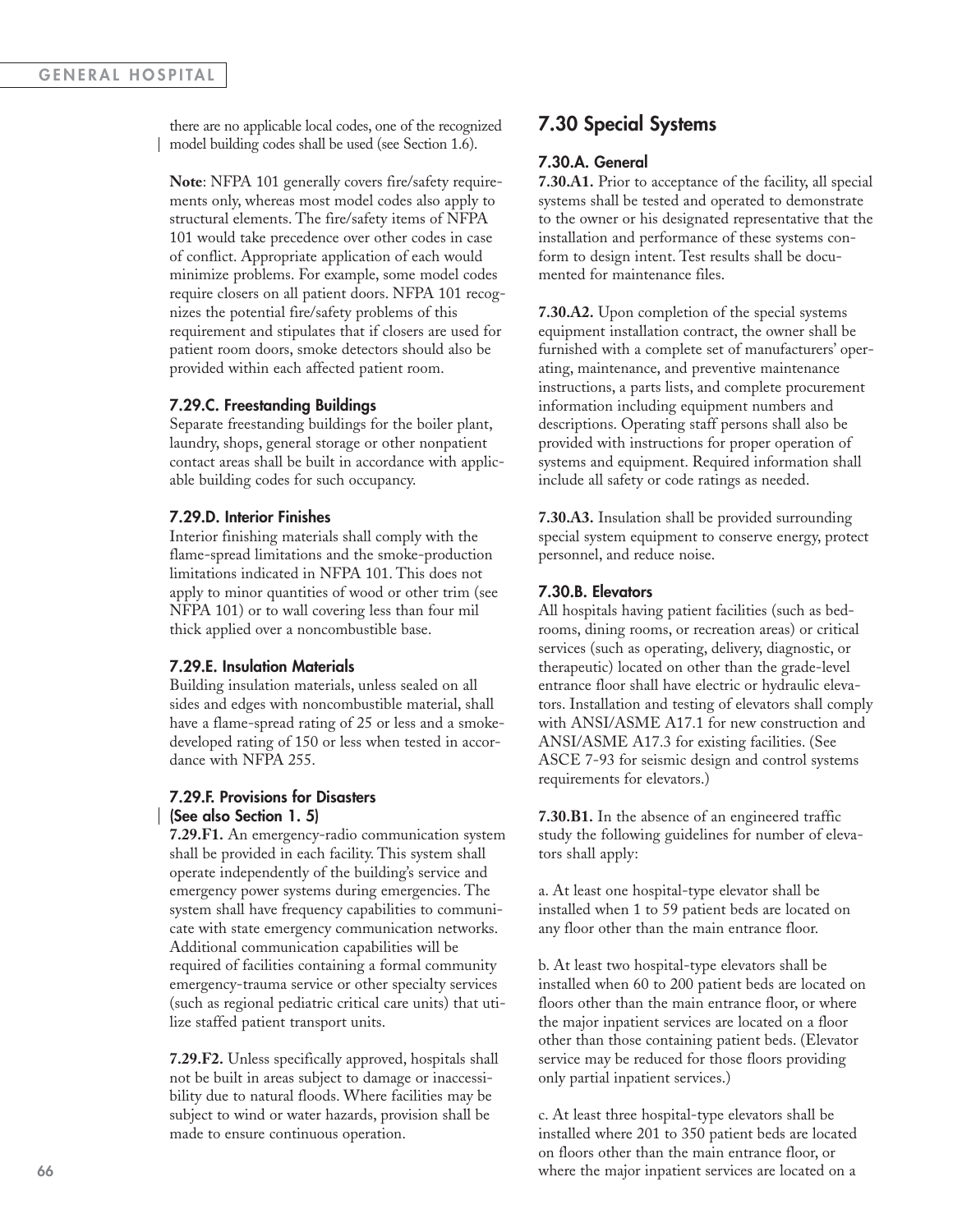there are no applicable local codes, one of the recognized model building codes shall be used (see Section 1.6).

**Note**: NFPA 101 generally covers fire/safety requirements only, whereas most model codes also apply to structural elements. The fire/safety items of NFPA 101 would take precedence over other codes in case of conflict. Appropriate application of each would minimize problems. For example, some model codes require closers on all patient doors. NFPA 101 recognizes the potential fire/safety problems of this requirement and stipulates that if closers are used for patient room doors, smoke detectors should also be provided within each affected patient room.

### 7.29.C. Freestanding Buildings

Separate freestanding buildings for the boiler plant, laundry, shops, general storage or other nonpatient contact areas shall be built in accordance with applicable building codes for such occupancy.

### 7.29.D. Interior Finishes

Interior finishing materials shall comply with the flame-spread limitations and the smoke-production limitations indicated in NFPA 101. This does not apply to minor quantities of wood or other trim (see NFPA 101) or to wall covering less than four mil thick applied over a noncombustible base.

### 7.29.E. Insulation Materials

Building insulation materials, unless sealed on all sides and edges with noncombustible material, shall have a flame-spread rating of 25 or less and a smoke-developed rating of 150 or less when tested in accordance with NFPA 255.

### 7.29.F. Provisions for Disasters (See also Section 1. 5)

**7.29.F1.** An emergency-radio communication system shall be provided in each facility. This system shall operate independently of the building's service and emergency power systems during emergencies. The system shall have frequency capabilities to communicate with state emergency communication networks. Additional communication capabilities will be required of facilities containing a formal community emergency-trauma service or other specialty services (such as regional pediatric critical care units) that utilize staffed patient transport units.

**7.29.F2.** Unless specifically approved, hospitals shall not be built in areas subject to damage or inaccessibility due to natural floods. Where facilities may be subject to wind or water hazards, provision shall be made to ensure continuous operation.

## 7.30 Special Systems

### 7.30.A. General

**7.30.A1.** Prior to acceptance of the facility, all special systems shall be tested and operated to demonstrate to the owner or his designated representative that the installation and performance of these systems conform to design intent. Test results shall be documented for maintenance files.

**7.30.A2.** Upon completion of the special systems equipment installation contract, the owner shall be furnished with a complete set of manufacturers' operating, maintenance, and preventive maintenance instructions, a parts lists, and complete procurement information including equipment numbers and descriptions. Operating staff persons shall also be provided with instructions for proper operation of systems and equipment. Required information shall include all safety or code ratings as needed.

**7.30.A3.** Insulation shall be provided surrounding special system equipment to conserve energy, protect personnel, and reduce noise.

### 7.30.B. Elevators

All hospitals having patient facilities (such as bedrooms, dining rooms, or recreation areas) or critical services (such as operating, delivery, diagnostic, or therapeutic) located on other than the grade-level entrance floor shall have electric or hydraulic elevators. Installation and testing of elevators shall comply with ANSI/ASME A17.1 for new construction and ANSI/ASME A17.3 for existing facilities. (See ASCE 7-93 for seismic design and control systems requirements for elevators.)

**7.30.B1.** In the absence of an engineered traffic study the following guidelines for number of elevators shall apply:

a. At least one hospital-type elevator shall be installed when 1 to 59 patient beds are located on any floor other than the main entrance floor.

b. At least two hospital-type elevators shall be installed when 60 to 200 patient beds are located on floors other than the main entrance floor, or where the major inpatient services are located on a floor other than those containing patient beds. (Elevator service may be reduced for those floors providing only partial inpatient services.)

c. At least three hospital-type elevators shall be installed where 201 to 350 patient beds are located on floors other than the main entrance floor, or where the major inpatient services are located on a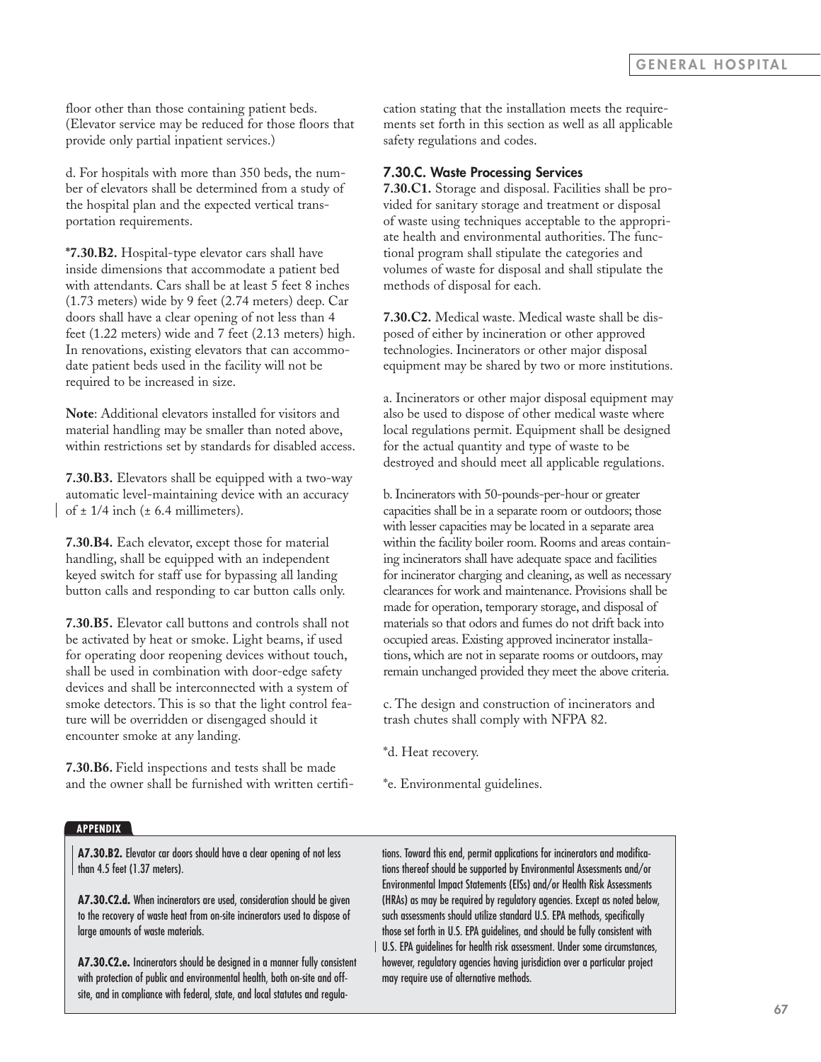floor other than those containing patient beds. (Elevator service may be reduced for those floors that provide only partial inpatient services.)

d. For hospitals with more than 350 beds, the number of elevators shall be determined from a study of the hospital plan and the expected vertical transportation requirements.

***7.30.B2.** Hospital-type elevator cars shall have inside dimensions that accommodate a patient bed with attendants. Cars shall be at least 5 feet 8 inches (1.73 meters) wide by 9 feet (2.74 meters) deep. Car doors shall have a clear opening of not less than 4 feet (1.22 meters) wide and 7 feet (2.13 meters) high. In renovations, existing elevators that can accommodate patient beds used in the facility will not be required to be increased in size.

**Note**: Additional elevators installed for visitors and material handling may be smaller than noted above, within restrictions set by standards for disabled access.

**7.30.B3.** Elevators shall be equipped with a two-way automatic level-maintaining device with an accuracy of ± 1/4 inch (± 6.4 millimeters).

**7.30.B4.** Each elevator, except those for material handling, shall be equipped with an independent keyed switch for staff use for bypassing all landing button calls and responding to car button calls only.

**7.30.B5.** Elevator call buttons and controls shall not be activated by heat or smoke. Light beams, if used for operating door reopening devices without touch, shall be used in combination with door-edge safety devices and shall be interconnected with a system of smoke detectors. This is so that the light control feature will be overridden or disengaged should it encounter smoke at any landing.

**7.30.B6.** Field inspections and tests shall be made and the owner shall be furnished with written certification stating that the installation meets the requirements set forth in this section as well as all applicable safety regulations and codes.

### 7.30.C. Waste Processing Services

**7.30.C1.** Storage and disposal. Facilities shall be provided for sanitary storage and treatment or disposal of waste using techniques acceptable to the appropriate health and environmental authorities. The functional program shall stipulate the categories and volumes of waste for disposal and shall stipulate the methods of disposal for each.

**7.30.C2.** Medical waste. Medical waste shall be disposed of either by incineration or other approved technologies. Incinerators or other major disposal equipment may be shared by two or more institutions.

a. Incinerators or other major disposal equipment may also be used to dispose of other medical waste where local regulations permit. Equipment shall be designed for the actual quantity and type of waste to be destroyed and should meet all applicable regulations.

b. Incinerators with 50-pounds-per-hour or greater capacities shall be in a separate room or outdoors; those with lesser capacities may be located in a separate area within the facility boiler room. Rooms and areas containing incinerators shall have adequate space and facilities for incinerator charging and cleaning, as well as necessary clearances for work and maintenance. Provisions shall be made for operation, temporary storage, and disposal of materials so that odors and fumes do not drift back into occupied areas. Existing approved incinerator installations, which are not in separate rooms or outdoors, may remain unchanged provided they meet the above criteria.

c. The design and construction of incinerators and trash chutes shall comply with NFPA 82.

*d. Heat recovery.

*e. Environmental guidelines.

**APPENDIX**

**A7.30.B2.** Elevator car doors should have a clear opening of not less than 4.5 feet (1.37 meters).

**A7.30.C2.d.** When incinerators are used, consideration should be given to the recovery of waste heat from on-site incinerators used to dispose of large amounts of waste materials.

**A7.30.C2.e.** Incinerators should be designed in a manner fully consistent with protection of public and environmental health, both on-site and off-site, and in compliance with federal, state, and local statutes and regulations. Toward this end, permit applications for incinerators and modifications thereof should be supported by Environmental Assessments and/or Environmental Impact Statements (EISs) and/or Health Risk Assessments (HRAs) as may be required by regulatory agencies. Except as noted below, such assessments should utilize standard U.S. EPA methods, specifically those set forth in U.S. EPA guidelines, and should be fully consistent with U.S. EPA guidelines for health risk assessment. Under some circumstances, however, regulatory agencies having jurisdiction over a particular project may require use of alternative methods.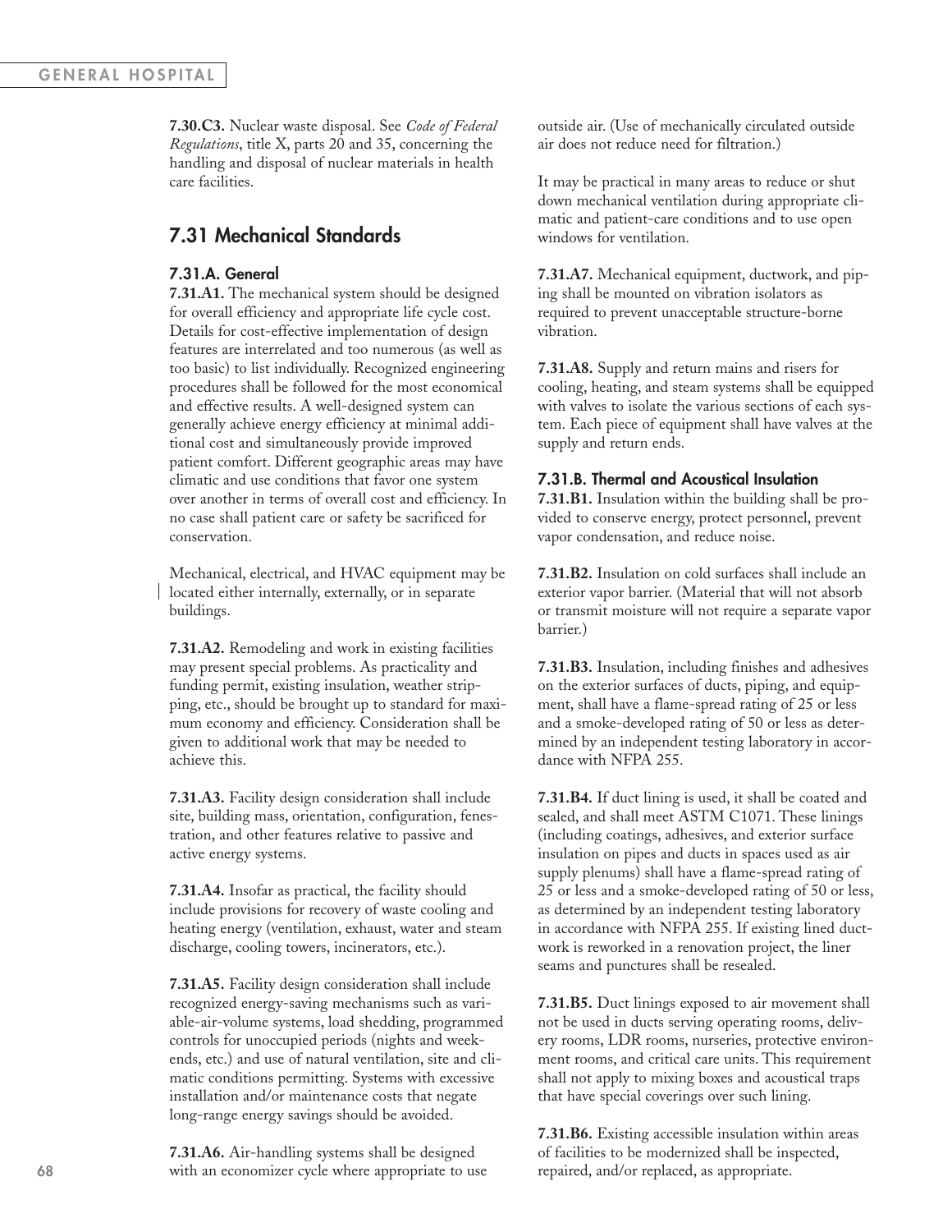**7.30.C3.** Nuclear waste disposal. See *Code of Federal Regulations*, title X, parts 20 and 35, concerning the handling and disposal of nuclear materials in health care facilities.

## 7.31 Mechanical Standards

### 7.31.A. General

**7.31.A1.** The mechanical system should be designed for overall efficiency and appropriate life cycle cost. Details for cost-effective implementation of design features are interrelated and too numerous (as well as too basic) to list individually. Recognized engineering procedures shall be followed for the most economical and effective results. A well-designed system can generally achieve energy efficiency at minimal additional cost and simultaneously provide improved patient comfort. Different geographic areas may have climatic and use conditions that favor one system over another in terms of overall cost and efficiency. In no case shall patient care or safety be sacrificed for conservation.

Mechanical, electrical, and HVAC equipment may be located either internally, externally, or in separate buildings.

**7.31.A2.** Remodeling and work in existing facilities may present special problems. As practicality and funding permit, existing insulation, weather stripping, etc., should be brought up to standard for maximum economy and efficiency. Consideration shall be given to additional work that may be needed to achieve this.

**7.31.A3.** Facility design consideration shall include site, building mass, orientation, configuration, fenestration, and other features relative to passive and active energy systems.

**7.31.A4.** Insofar as practical, the facility should include provisions for recovery of waste cooling and heating energy (ventilation, exhaust, water and steam discharge, cooling towers, incinerators, etc.).

**7.31.A5.** Facility design consideration shall include recognized energy-saving mechanisms such as variable-air-volume systems, load shedding, programmed controls for unoccupied periods (nights and weekends, etc.) and use of natural ventilation, site and climatic conditions permitting. Systems with excessive installation and/or maintenance costs that negate long-range energy savings should be avoided.

**7.31.A6.** Air-handling systems shall be designed with an economizer cycle where appropriate to use outside air. (Use of mechanically circulated outside air does not reduce need for filtration.)

It may be practical in many areas to reduce or shut down mechanical ventilation during appropriate climatic and patient-care conditions and to use open windows for ventilation.

**7.31.A7.** Mechanical equipment, ductwork, and piping shall be mounted on vibration isolators as required to prevent unacceptable structure-borne vibration.

**7.31.A8.** Supply and return mains and risers for cooling, heating, and steam systems shall be equipped with valves to isolate the various sections of each system. Each piece of equipment shall have valves at the supply and return ends.

### 7.31.B. Thermal and Acoustical Insulation

**7.31.B1.** Insulation within the building shall be provided to conserve energy, protect personnel, prevent vapor condensation, and reduce noise.

**7.31.B2.** Insulation on cold surfaces shall include an exterior vapor barrier. (Material that will not absorb or transmit moisture will not require a separate vapor barrier.)

**7.31.B3.** Insulation, including finishes and adhesives on the exterior surfaces of ducts, piping, and equipment, shall have a flame-spread rating of 25 or less and a smoke-developed rating of 50 or less as determined by an independent testing laboratory in accordance with NFPA 255.

**7.31.B4.** If duct lining is used, it shall be coated and sealed, and shall meet ASTM C1071. These linings (including coatings, adhesives, and exterior surface insulation on pipes and ducts in spaces used as air supply plenums) shall have a flame-spread rating of 25 or less and a smoke-developed rating of 50 or less, as determined by an independent testing laboratory in accordance with NFPA 255. If existing lined ductwork is reworked in a renovation project, the liner seams and punctures shall be resealed.

**7.31.B5.** Duct linings exposed to air movement shall not be used in ducts serving operating rooms, delivery rooms, LDR rooms, nurseries, protective environment rooms, and critical care units. This requirement shall not apply to mixing boxes and acoustical traps that have special coverings over such lining.

**7.31.B6.** Existing accessible insulation within areas of facilities to be modernized shall be inspected, repaired, and/or replaced, as appropriate.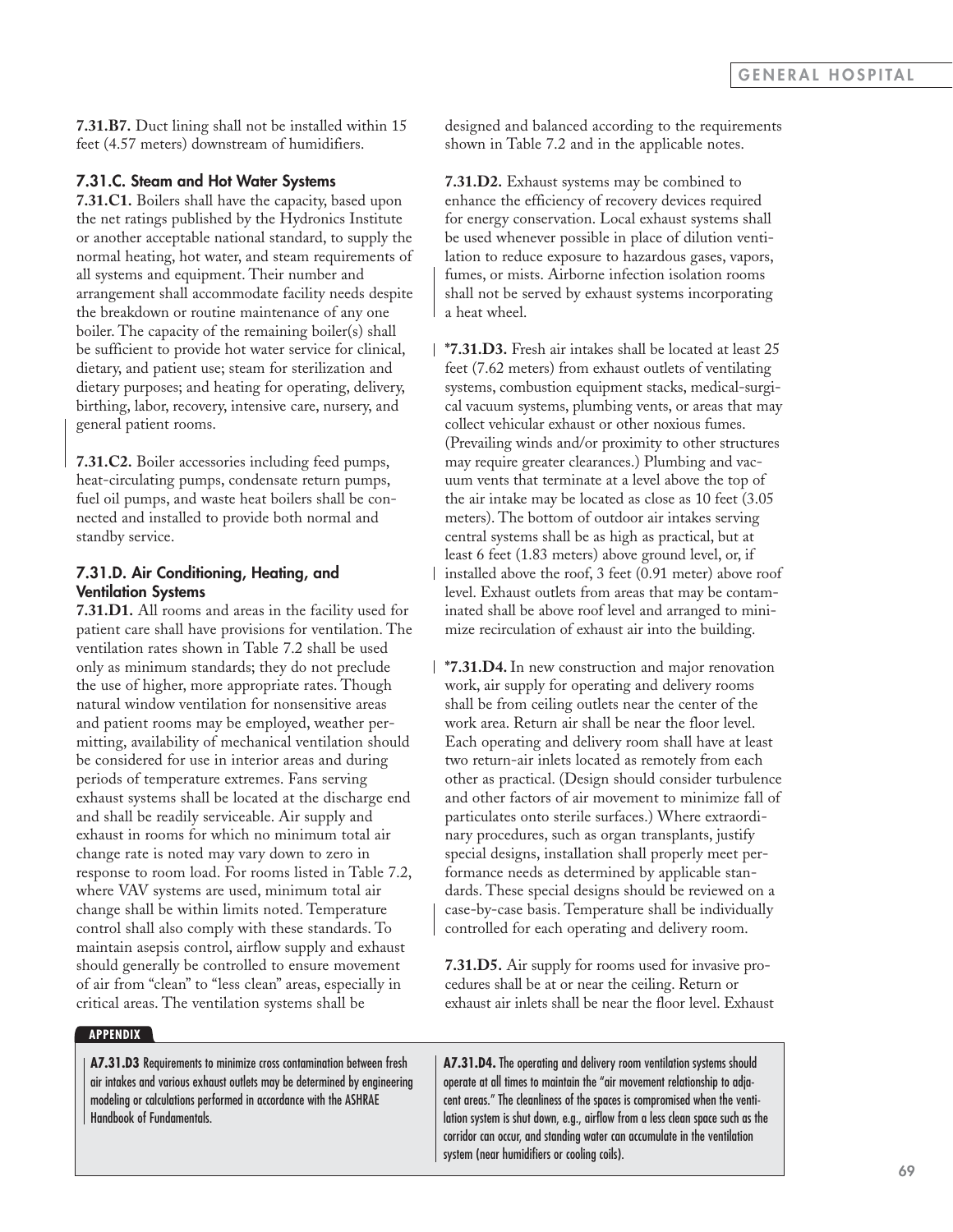**7.31.B7.** Duct lining shall not be installed within 15 feet (4.57 meters) downstream of humidifiers.

### 7.31.C. Steam and Hot Water Systems

**7.31.C1.** Boilers shall have the capacity, based upon the net ratings published by the Hydronics Institute or another acceptable national standard, to supply the normal heating, hot water, and steam requirements of all systems and equipment. Their number and arrangement shall accommodate facility needs despite the breakdown or routine maintenance of any one boiler. The capacity of the remaining boiler(s) shall be sufficient to provide hot water service for clinical, dietary, and patient use; steam for sterilization and dietary purposes; and heating for operating, delivery, birthing, labor, recovery, intensive care, nursery, and general patient rooms.

**7.31.C2.** Boiler accessories including feed pumps, heat-circulating pumps, condensate return pumps, fuel oil pumps, and waste heat boilers shall be connected and installed to provide both normal and standby service.

### 7.31.D. Air Conditioning, Heating, and Ventilation Systems

**7.31.D1.** All rooms and areas in the facility used for patient care shall have provisions for ventilation. The ventilation rates shown in Table 7.2 shall be used only as minimum standards; they do not preclude the use of higher, more appropriate rates. Though natural window ventilation for nonsensitive areas and patient rooms may be employed, weather permitting, availability of mechanical ventilation should be considered for use in interior areas and during periods of temperature extremes. Fans serving exhaust systems shall be located at the discharge end and shall be readily serviceable. Air supply and exhaust in rooms for which no minimum total air change rate is noted may vary down to zero in response to room load. For rooms listed in Table 7.2, where VAV systems are used, minimum total air change shall be within limits noted. Temperature control shall also comply with these standards. To maintain asepsis control, airflow supply and exhaust should generally be controlled to ensure movement of air from "clean" to "less clean" areas, especially in critical areas. The ventilation systems shall be designed and balanced according to the requirements shown in Table 7.2 and in the applicable notes.

**7.31.D2.** Exhaust systems may be combined to enhance the efficiency of recovery devices required for energy conservation. Local exhaust systems shall be used whenever possible in place of dilution ventilation to reduce exposure to hazardous gases, vapors, fumes, or mists. Airborne infection isolation rooms shall not be served by exhaust systems incorporating a heat wheel.

**\*7.31.D3.** Fresh air intakes shall be located at least 25 feet (7.62 meters) from exhaust outlets of ventilating systems, combustion equipment stacks, medical-surgical vacuum systems, plumbing vents, or areas that may collect vehicular exhaust or other noxious fumes. (Prevailing winds and/or proximity to other structures may require greater clearances.) Plumbing and vacuum vents that terminate at a level above the top of the air intake may be located as close as 10 feet (3.05 meters). The bottom of outdoor air intakes serving central systems shall be as high as practical, but at least 6 feet (1.83 meters) above ground level, or, if installed above the roof, 3 feet (0.91 meter) above roof level. Exhaust outlets from areas that may be contaminated shall be above roof level and arranged to minimize recirculation of exhaust air into the building.

**\*7.31.D4.** In new construction and major renovation work, air supply for operating and delivery rooms shall be from ceiling outlets near the center of the work area. Return air shall be near the floor level. Each operating and delivery room shall have at least two return-air inlets located as remotely from each other as practical. (Design should consider turbulence and other factors of air movement to minimize fall of particulates onto sterile surfaces.) Where extraordinary procedures, such as organ transplants, justify special designs, installation shall properly meet performance needs as determined by applicable standards. These special designs should be reviewed on a case-by-case basis. Temperature shall be individually controlled for each operating and delivery room.

**7.31.D5.** Air supply for rooms used for invasive procedures shall be at or near the ceiling. Return or exhaust air inlets shall be near the floor level. Exhaust

**APPENDIX**

**A7.31.D3** Requirements to minimize cross contamination between fresh air intakes and various exhaust outlets may be determined by engineering modeling or calculations performed in accordance with the ASHRAE Handbook of Fundamentals.

**A7.31.D4.** The operating and delivery room ventilation systems should operate at all times to maintain the "air movement relationship to adjacent areas." The cleanliness of the spaces is compromised when the ventilation system is shut down, e.g., airflow from a less clean space such as the corridor can occur, and standing water can accumulate in the ventilation system (near humidifiers or cooling coils).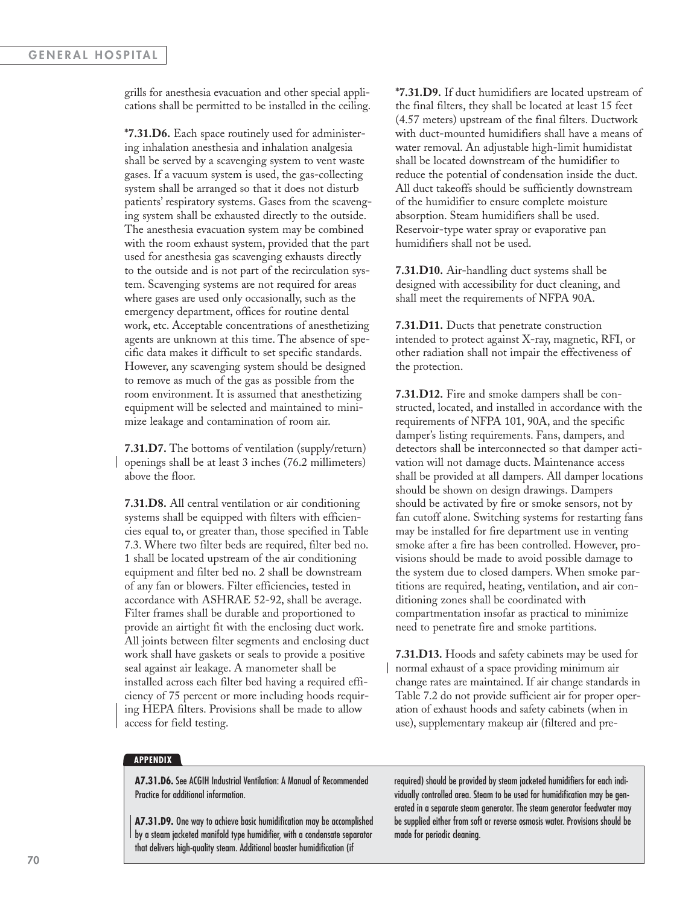grills for anesthesia evacuation and other special applications shall be permitted to be installed in the ceiling.

**\*7.31.D6.** Each space routinely used for administering inhalation anesthesia and inhalation analgesia shall be served by a scavenging system to vent waste gases. If a vacuum system is used, the gas-collecting system shall be arranged so that it does not disturb patients' respiratory systems. Gases from the scavenging system shall be exhausted directly to the outside. The anesthesia evacuation system may be combined with the room exhaust system, provided that the part used for anesthesia gas scavenging exhausts directly to the outside and is not part of the recirculation system. Scavenging systems are not required for areas where gases are used only occasionally, such as the emergency department, offices for routine dental work, etc. Acceptable concentrations of anesthetizing agents are unknown at this time. The absence of specific data makes it difficult to set specific standards. However, any scavenging system should be designed to remove as much of the gas as possible from the room environment. It is assumed that anesthetizing equipment will be selected and maintained to minimize leakage and contamination of room air.

**7.31.D7.** The bottoms of ventilation (supply/return) openings shall be at least 3 inches (76.2 millimeters) above the floor.

**7.31.D8.** All central ventilation or air conditioning systems shall be equipped with filters with efficiencies equal to, or greater than, those specified in Table 7.3. Where two filter beds are required, filter bed no. 1 shall be located upstream of the air conditioning equipment and filter bed no. 2 shall be downstream of any fan or blowers. Filter efficiencies, tested in accordance with ASHRAE 52-92, shall be average. Filter frames shall be durable and proportioned to provide an airtight fit with the enclosing duct work. All joints between filter segments and enclosing duct work shall have gaskets or seals to provide a positive seal against air leakage. A manometer shall be installed across each filter bed having a required efficiency of 75 percent or more including hoods requiring HEPA filters. Provisions shall be made to allow access for field testing.

**\*7.31.D9.** If duct humidifiers are located upstream of the final filters, they shall be located at least 15 feet (4.57 meters) upstream of the final filters. Ductwork with duct-mounted humidifiers shall have a means of water removal. An adjustable high-limit humidistat shall be located downstream of the humidifier to reduce the potential of condensation inside the duct. All duct takeoffs should be sufficiently downstream of the humidifier to ensure complete moisture absorption. Steam humidifiers shall be used. Reservoir-type water spray or evaporative pan humidifiers shall not be used.

**7.31.D10.** Air-handling duct systems shall be designed with accessibility for duct cleaning, and shall meet the requirements of NFPA 90A.

**7.31.D11.** Ducts that penetrate construction intended to protect against X-ray, magnetic, RFI, or other radiation shall not impair the effectiveness of the protection.

**7.31.D12.** Fire and smoke dampers shall be constructed, located, and installed in accordance with the requirements of NFPA 101, 90A, and the specific damper's listing requirements. Fans, dampers, and detectors shall be interconnected so that damper activation will not damage ducts. Maintenance access shall be provided at all dampers. All damper locations should be shown on design drawings. Dampers should be activated by fire or smoke sensors, not by fan cutoff alone. Switching systems for restarting fans may be installed for fire department use in venting smoke after a fire has been controlled. However, provisions should be made to avoid possible damage to the system due to closed dampers. When smoke partitions are required, heating, ventilation, and air conditioning zones shall be coordinated with compartmentation insofar as practical to minimize need to penetrate fire and smoke partitions.

**7.31.D13.** Hoods and safety cabinets may be used for normal exhaust of a space providing minimum air change rates are maintained. If air change standards in Table 7.2 do not provide sufficient air for proper operation of exhaust hoods and safety cabinets (when in use), supplementary makeup air (filtered and pre-

**APPENDIX**

**A7.31.D6.** See ACGIH Industrial Ventilation: A Manual of Recommended Practice for additional information.

**A7.31.D9.** One way to achieve basic humidification may be accomplished by a steam jacketed manifold type humidifier, with a condensate separator that delivers high-quality steam. Additional booster humidification (if required) should be provided by steam jacketed humidifiers for each individually controlled area. Steam to be used for humidification may be generated in a separate steam generator. The steam generator feedwater may be supplied either from soft or reverse osmosis water. Provisions should be made for periodic cleaning.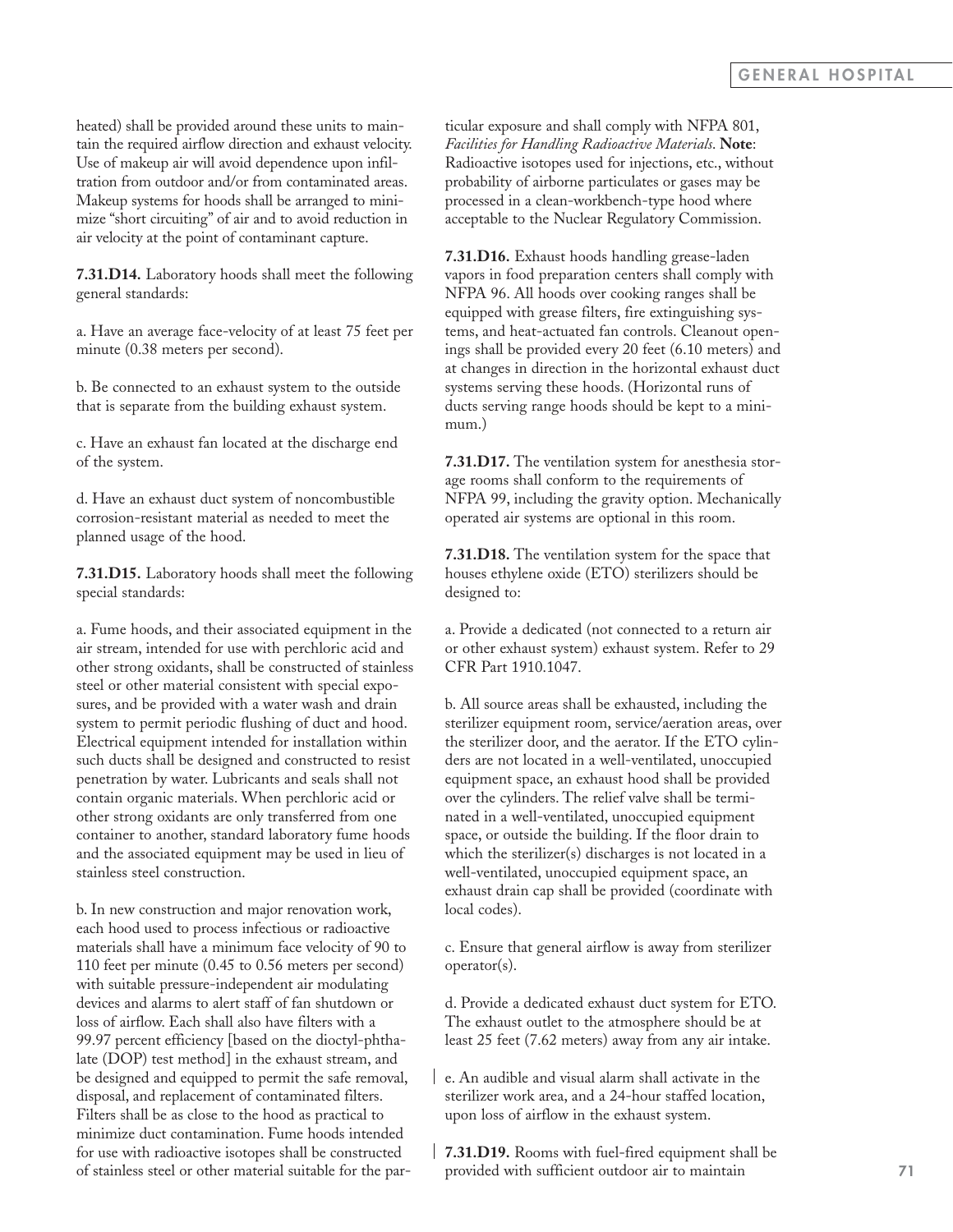heated) shall be provided around these units to maintain the required airflow direction and exhaust velocity. Use of makeup air will avoid dependence upon infiltration from outdoor and/or from contaminated areas. Makeup systems for hoods shall be arranged to minimize "short circuiting" of air and to avoid reduction in air velocity at the point of contaminant capture.

**7.31.D14.** Laboratory hoods shall meet the following general standards:

a. Have an average face-velocity of at least 75 feet per minute (0.38 meters per second).

b. Be connected to an exhaust system to the outside that is separate from the building exhaust system.

c. Have an exhaust fan located at the discharge end of the system.

d. Have an exhaust duct system of noncombustible corrosion-resistant material as needed to meet the planned usage of the hood.

**7.31.D15.** Laboratory hoods shall meet the following special standards:

a. Fume hoods, and their associated equipment in the air stream, intended for use with perchloric acid and other strong oxidants, shall be constructed of stainless steel or other material consistent with special exposures, and be provided with a water wash and drain system to permit periodic flushing of duct and hood. Electrical equipment intended for installation within such ducts shall be designed and constructed to resist penetration by water. Lubricants and seals shall not contain organic materials. When perchloric acid or other strong oxidants are only transferred from one container to another, standard laboratory fume hoods and the associated equipment may be used in lieu of stainless steel construction.

b. In new construction and major renovation work, each hood used to process infectious or radioactive materials shall have a minimum face velocity of 90 to 110 feet per minute (0.45 to 0.56 meters per second) with suitable pressure-independent air modulating devices and alarms to alert staff of fan shutdown or loss of airflow. Each shall also have filters with a 99.97 percent efficiency [based on the dioctyl-phthalate (DOP) test method] in the exhaust stream, and be designed and equipped to permit the safe removal, disposal, and replacement of contaminated filters. Filters shall be as close to the hood as practical to minimize duct contamination. Fume hoods intended for use with radioactive isotopes shall be constructed of stainless steel or other material suitable for the particular exposure and shall comply with NFPA 801, *Facilities for Handling Radioactive Materials*. **Note**: Radioactive isotopes used for injections, etc., without probability of airborne particulates or gases may be processed in a clean-workbench-type hood where acceptable to the Nuclear Regulatory Commission.

**7.31.D16.** Exhaust hoods handling grease-laden vapors in food preparation centers shall comply with NFPA 96. All hoods over cooking ranges shall be equipped with grease filters, fire extinguishing systems, and heat-actuated fan controls. Cleanout openings shall be provided every 20 feet (6.10 meters) and at changes in direction in the horizontal exhaust duct systems serving these hoods. (Horizontal runs of ducts serving range hoods should be kept to a minimum.)

**7.31.D17.** The ventilation system for anesthesia storage rooms shall conform to the requirements of NFPA 99, including the gravity option. Mechanically operated air systems are optional in this room.

**7.31.D18.** The ventilation system for the space that houses ethylene oxide (ETO) sterilizers should be designed to:

a. Provide a dedicated (not connected to a return air or other exhaust system) exhaust system. Refer to 29 CFR Part 1910.1047.

b. All source areas shall be exhausted, including the sterilizer equipment room, service/aeration areas, over the sterilizer door, and the aerator. If the ETO cylinders are not located in a well-ventilated, unoccupied equipment space, an exhaust hood shall be provided over the cylinders. The relief valve shall be terminated in a well-ventilated, unoccupied equipment space, or outside the building. If the floor drain to which the sterilizer(s) discharges is not located in a well-ventilated, unoccupied equipment space, an exhaust drain cap shall be provided (coordinate with local codes).

c. Ensure that general airflow is away from sterilizer operator(s).

d. Provide a dedicated exhaust duct system for ETO. The exhaust outlet to the atmosphere should be at least 25 feet (7.62 meters) away from any air intake.

e. An audible and visual alarm shall activate in the sterilizer work area, and a 24-hour staffed location, upon loss of airflow in the exhaust system.

**7.31.D19.** Rooms with fuel-fired equipment shall be provided with sufficient outdoor air to maintain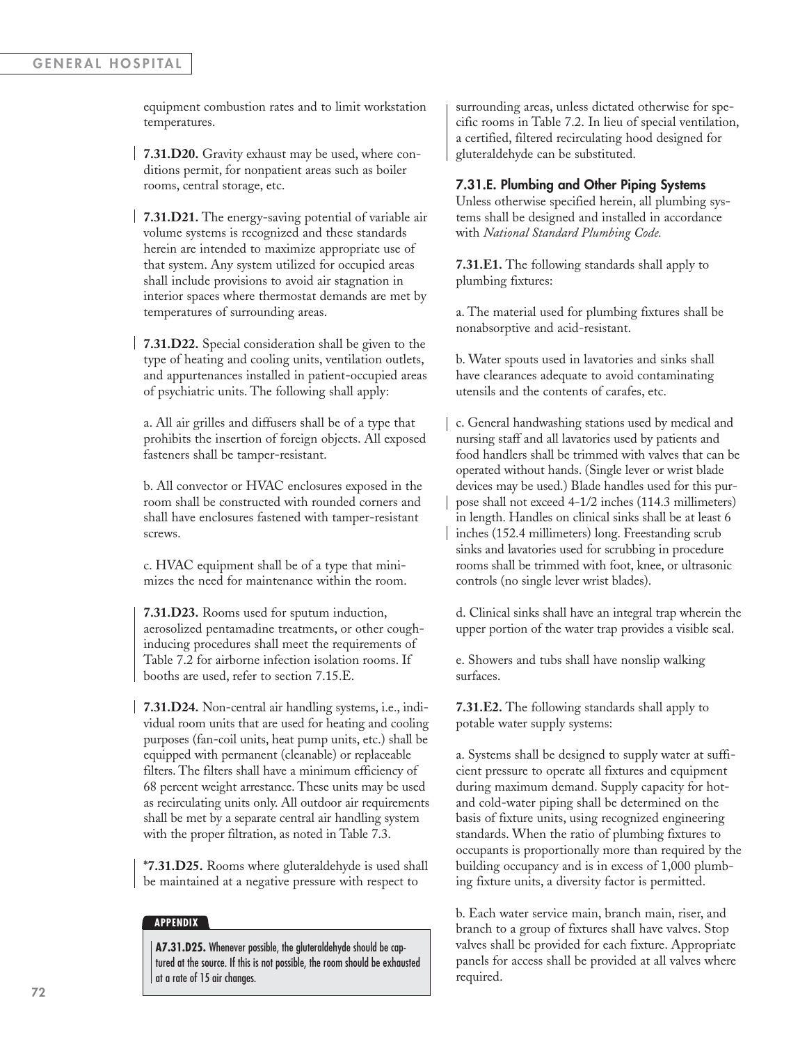equipment combustion rates and to limit workstation temperatures.

**7.31.D20.** Gravity exhaust may be used, where conditions permit, for nonpatient areas such as boiler rooms, central storage, etc.

**7.31.D21.** The energy-saving potential of variable air volume systems is recognized and these standards herein are intended to maximize appropriate use of that system. Any system utilized for occupied areas shall include provisions to avoid air stagnation in interior spaces where thermostat demands are met by temperatures of surrounding areas.

**7.31.D22.** Special consideration shall be given to the type of heating and cooling units, ventilation outlets, and appurtenances installed in patient-occupied areas of psychiatric units. The following shall apply:

a. All air grilles and diffusers shall be of a type that prohibits the insertion of foreign objects. All exposed fasteners shall be tamper-resistant.

b. All convector or HVAC enclosures exposed in the room shall be constructed with rounded corners and shall have enclosures fastened with tamper-resistant screws.

c. HVAC equipment shall be of a type that minimizes the need for maintenance within the room.

**7.31.D23.** Rooms used for sputum induction, aerosolized pentamadine treatments, or other cough-inducing procedures shall meet the requirements of Table 7.2 for airborne infection isolation rooms. If booths are used, refer to section 7.15.E.

**7.31.D24.** Non-central air handling systems, i.e., individual room units that are used for heating and cooling purposes (fan-coil units, heat pump units, etc.) shall be equipped with permanent (cleanable) or replaceable filters. The filters shall have a minimum efficiency of 68 percent weight arrestance. These units may be used as recirculating units only. All outdoor air requirements shall be met by a separate central air handling system with the proper filtration, as noted in Table 7.3.

**\*7.31.D25.** Rooms where gluteraldehyde is used shall be maintained at a negative pressure with respect to surrounding areas, unless dictated otherwise for specific rooms in Table 7.2. In lieu of special ventilation, a certified, filtered recirculating hood designed for gluteraldehyde can be substituted.

**APPENDIX**

**A7.31.D25.** Whenever possible, the gluteraldehyde should be captured at the source. If this is not possible, the room should be exhausted at a rate of 15 air changes.

### 7.31.E. Plumbing and Other Piping Systems

Unless otherwise specified herein, all plumbing systems shall be designed and installed in accordance with *National Standard Plumbing Code.*

**7.31.E1.** The following standards shall apply to plumbing fixtures:

a. The material used for plumbing fixtures shall be nonabsorptive and acid-resistant.

b. Water spouts used in lavatories and sinks shall have clearances adequate to avoid contaminating utensils and the contents of carafes, etc.

c. General handwashing stations used by medical and nursing staff and all lavatories used by patients and food handlers shall be trimmed with valves that can be operated without hands. (Single lever or wrist blade devices may be used.) Blade handles used for this purpose shall not exceed 4-1/2 inches (114.3 millimeters) in length. Handles on clinical sinks shall be at least 6 inches (152.4 millimeters) long. Freestanding scrub sinks and lavatories used for scrubbing in procedure rooms shall be trimmed with foot, knee, or ultrasonic controls (no single lever wrist blades).

d. Clinical sinks shall have an integral trap wherein the upper portion of the water trap provides a visible seal.

e. Showers and tubs shall have nonslip walking surfaces.

**7.31.E2.** The following standards shall apply to potable water supply systems:

a. Systems shall be designed to supply water at sufficient pressure to operate all fixtures and equipment during maximum demand. Supply capacity for hot- and cold-water piping shall be determined on the basis of fixture units, using recognized engineering standards. When the ratio of plumbing fixtures to occupants is proportionally more than required by the building occupancy and is in excess of 1,000 plumbing fixture units, a diversity factor is permitted.

b. Each water service main, branch main, riser, and branch to a group of fixtures shall have valves. Stop valves shall be provided for each fixture. Appropriate panels for access shall be provided at all valves where required.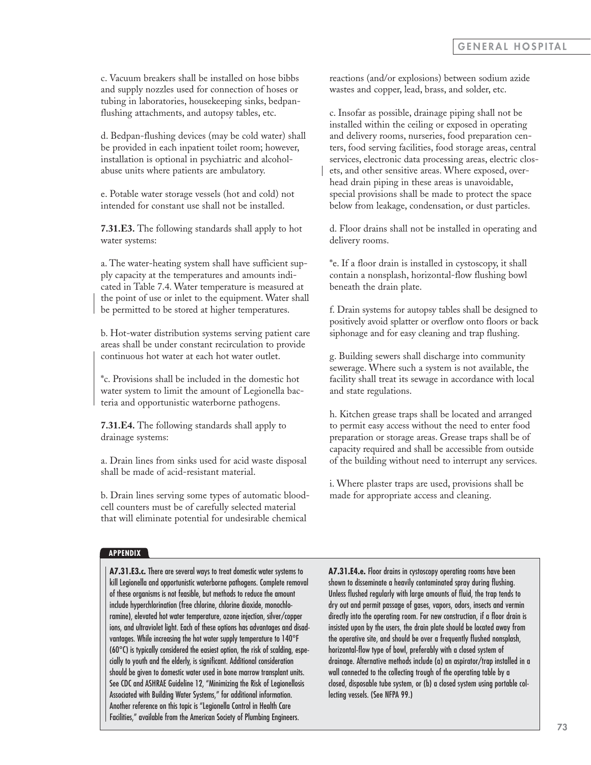c. Vacuum breakers shall be installed on hose bibbs and supply nozzles used for connection of hoses or tubing in laboratories, housekeeping sinks, bedpan-flushing attachments, and autopsy tables, etc.

d. Bedpan-flushing devices (may be cold water) shall be provided in each inpatient toilet room; however, installation is optional in psychiatric and alcohol-abuse units where patients are ambulatory.

e. Potable water storage vessels (hot and cold) not intended for constant use shall not be installed.

**7.31.E3.** The following standards shall apply to hot water systems:

a. The water-heating system shall have sufficient supply capacity at the temperatures and amounts indicated in Table 7.4. Water temperature is measured at the point of use or inlet to the equipment. Water shall be permitted to be stored at higher temperatures.

b. Hot-water distribution systems serving patient care areas shall be under constant recirculation to provide continuous hot water at each hot water outlet.

*c. Provisions shall be included in the domestic hot water system to limit the amount of Legionella bacteria and opportunistic waterborne pathogens.

**7.31.E4.** The following standards shall apply to drainage systems:

a. Drain lines from sinks used for acid waste disposal shall be made of acid-resistant material.

b. Drain lines serving some types of automatic blood-cell counters must be of carefully selected material that will eliminate potential for undesirable chemical reactions (and/or explosions) between sodium azide wastes and copper, lead, brass, and solder, etc.

c. Insofar as possible, drainage piping shall not be installed within the ceiling or exposed in operating and delivery rooms, nurseries, food preparation centers, food serving facilities, food storage areas, central services, electronic data processing areas, electric closets, and other sensitive areas. Where exposed, overhead drain piping in these areas is unavoidable, special provisions shall be made to protect the space below from leakage, condensation, or dust particles.

d. Floor drains shall not be installed in operating and delivery rooms.

*e. If a floor drain is installed in cystoscopy, it shall contain a nonsplash, horizontal-flow flushing bowl beneath the drain plate.

f. Drain systems for autopsy tables shall be designed to positively avoid splatter or overflow onto floors or back siphonage and for easy cleaning and trap flushing.

g. Building sewers shall discharge into community sewerage. Where such a system is not available, the facility shall treat its sewage in accordance with local and state regulations.

h. Kitchen grease traps shall be located and arranged to permit easy access without the need to enter food preparation or storage areas. Grease traps shall be of capacity required and shall be accessible from outside of the building without need to interrupt any services.

i. Where plaster traps are used, provisions shall be made for appropriate access and cleaning.

**APPENDIX**

**A7.31.E3.c.** There are several ways to treat domestic water systems to kill Legionella and opportunistic waterborne pathogens. Complete removal of these organisms is not feasible, but methods to reduce the amount include hyperchlorination (free chlorine, chlorine dioxide, monochloramine), elevated hot water temperature, ozone injection, silver/copper ions, and ultraviolet light. Each of these options has advantages and disadvantages. While increasing the hot water supply temperature to 140°F (60°C) is typically considered the easiest option, the risk of scalding, especially to youth and the elderly, is significant. Additional consideration should be given to domestic water used in bone marrow transplant units. See CDC and ASHRAE Guideline 12, "Minimizing the Risk of Legionellosis Associated with Building Water Systems," for additional information. Another reference on this topic is "Legionella Control in Health Care Facilities," available from the American Society of Plumbing Engineers.

**A7.31.E4.e.** Floor drains in cystoscopy operating rooms have been shown to disseminate a heavily contaminated spray during flushing. Unless flushed regularly with large amounts of fluid, the trap tends to dry out and permit passage of gases, vapors, odors, insects and vermin directly into the operating room. For new construction, if a floor drain is insisted upon by the users, the drain plate should be located away from the operative site, and should be over a frequently flushed nonsplash, horizontal-flow type of bowl, preferably with a closed system of drainage. Alternative methods include (a) an aspirator/trap installed in a wall connected to the collecting trough of the operating table by a closed, disposable tube system, or (b) a closed system using portable collecting vessels. (See NFPA 99.)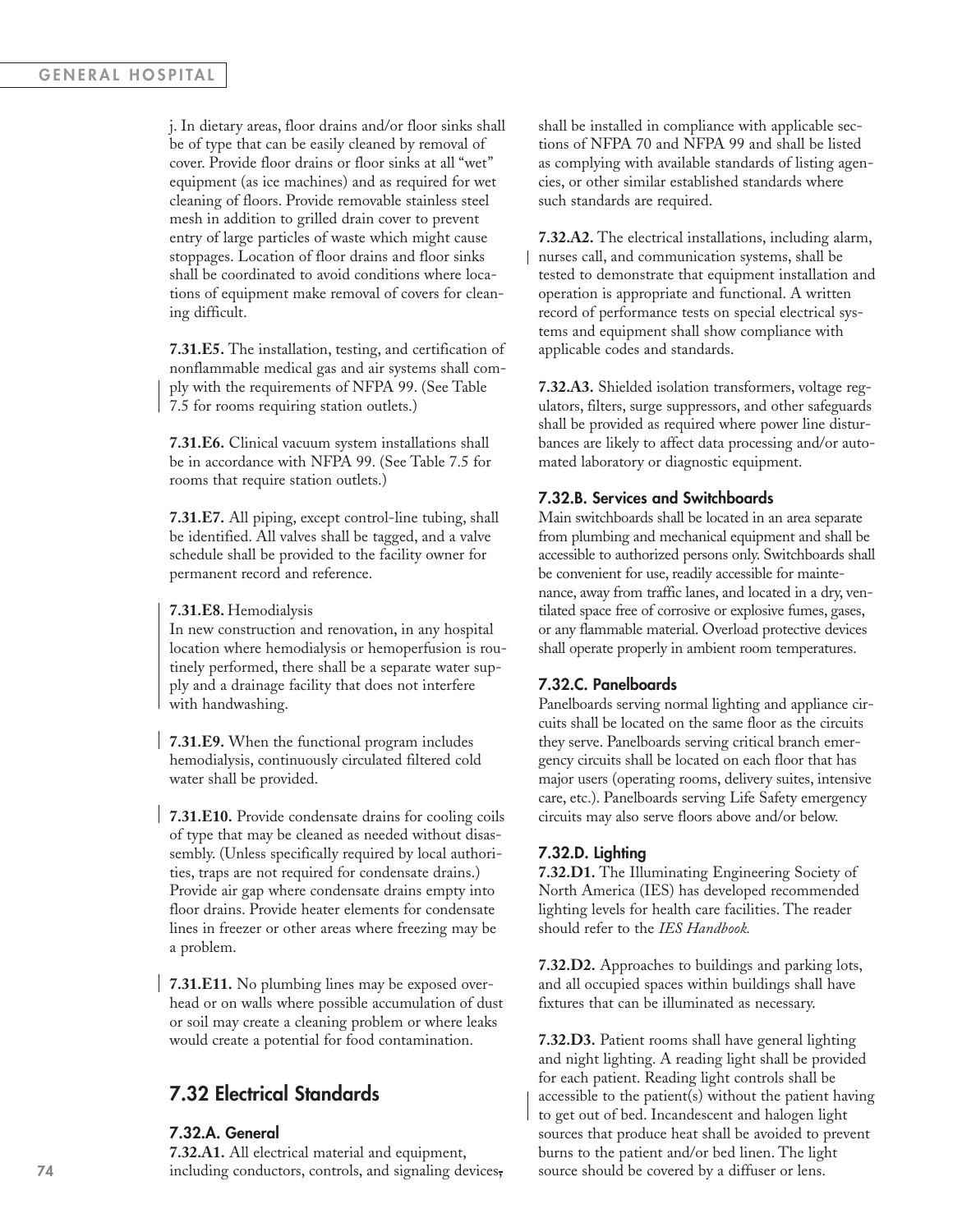j. In dietary areas, floor drains and/or floor sinks shall be of type that can be easily cleaned by removal of cover. Provide floor drains or floor sinks at all "wet" equipment (as ice machines) and as required for wet cleaning of floors. Provide removable stainless steel mesh in addition to grilled drain cover to prevent entry of large particles of waste which might cause stoppages. Location of floor drains and floor sinks shall be coordinated to avoid conditions where locations of equipment make removal of covers for cleaning difficult.

**7.31.E5.** The installation, testing, and certification of nonflammable medical gas and air systems shall comply with the requirements of NFPA 99. (See Table 7.5 for rooms requiring station outlets.)

**7.31.E6.** Clinical vacuum system installations shall be in accordance with NFPA 99. (See Table 7.5 for rooms that require station outlets.)

**7.31.E7.** All piping, except control-line tubing, shall be identified. All valves shall be tagged, and a valve schedule shall be provided to the facility owner for permanent record and reference.

**7.31.E8.** Hemodialysis
In new construction and renovation, in any hospital location where hemodialysis or hemoperfusion is routinely performed, there shall be a separate water supply and a drainage facility that does not interfere with handwashing.

**7.31.E9.** When the functional program includes hemodialysis, continuously circulated filtered cold water shall be provided.

**7.31.E10.** Provide condensate drains for cooling coils of type that may be cleaned as needed without disassembly. (Unless specifically required by local authorities, traps are not required for condensate drains.) Provide air gap where condensate drains empty into floor drains. Provide heater elements for condensate lines in freezer or other areas where freezing may be a problem.

**7.31.E11.** No plumbing lines may be exposed overhead or on walls where possible accumulation of dust or soil may create a cleaning problem or where leaks would create a potential for food contamination.

## 7.32 Electrical Standards

### 7.32.A. General

**7.32.A1.** All electrical material and equipment, including conductors, controls, and signaling devices, shall be installed in compliance with applicable sections of NFPA 70 and NFPA 99 and shall be listed as complying with available standards of listing agencies, or other similar established standards where such standards are required.

**7.32.A2.** The electrical installations, including alarm, nurses call, and communication systems, shall be tested to demonstrate that equipment installation and operation is appropriate and functional. A written record of performance tests on special electrical systems and equipment shall show compliance with applicable codes and standards.

**7.32.A3.** Shielded isolation transformers, voltage regulators, filters, surge suppressors, and other safeguards shall be provided as required where power line disturbances are likely to affect data processing and/or automated laboratory or diagnostic equipment.

### 7.32.B. Services and Switchboards

Main switchboards shall be located in an area separate from plumbing and mechanical equipment and shall be accessible to authorized persons only. Switchboards shall be convenient for use, readily accessible for maintenance, away from traffic lanes, and located in a dry, ventilated space free of corrosive or explosive fumes, gases, or any flammable material. Overload protective devices shall operate properly in ambient room temperatures.

### 7.32.C. Panelboards

Panelboards serving normal lighting and appliance circuits shall be located on the same floor as the circuits they serve. Panelboards serving critical branch emergency circuits shall be located on each floor that has major users (operating rooms, delivery suites, intensive care, etc.). Panelboards serving Life Safety emergency circuits may also serve floors above and/or below.

### 7.32.D. Lighting

**7.32.D1.** The Illuminating Engineering Society of North America (IES) has developed recommended lighting levels for health care facilities. The reader should refer to the *IES Handbook.*

**7.32.D2.** Approaches to buildings and parking lots, and all occupied spaces within buildings shall have fixtures that can be illuminated as necessary.

**7.32.D3.** Patient rooms shall have general lighting and night lighting. A reading light shall be provided for each patient. Reading light controls shall be accessible to the patient(s) without the patient having to get out of bed. Incandescent and halogen light sources that produce heat shall be avoided to prevent burns to the patient and/or bed linen. The light source should be covered by a diffuser or lens.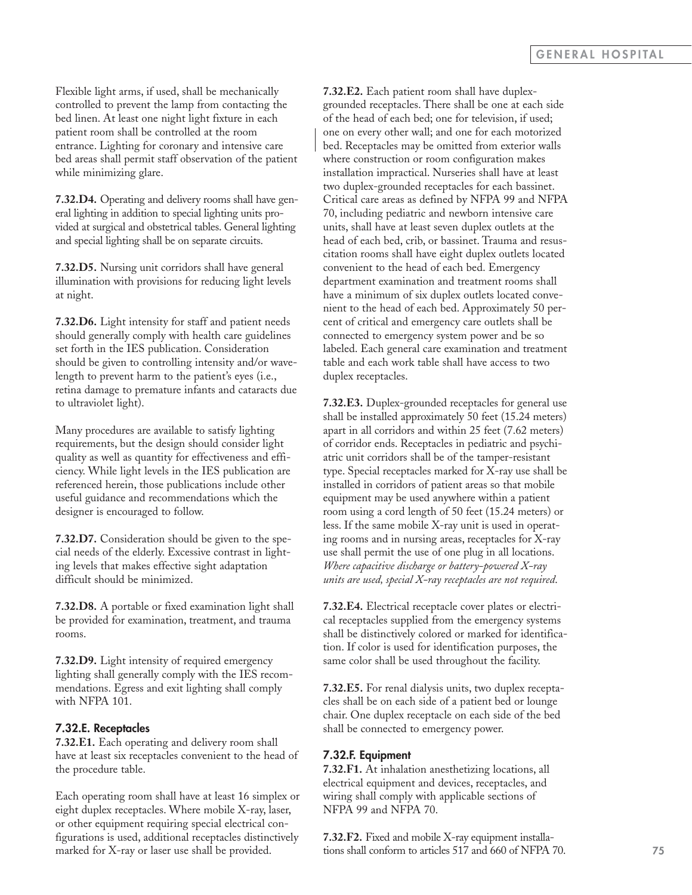Flexible light arms, if used, shall be mechanically controlled to prevent the lamp from contacting the bed linen. At least one night light fixture in each patient room shall be controlled at the room entrance. Lighting for coronary and intensive care bed areas shall permit staff observation of the patient while minimizing glare.

**7.32.D4.** Operating and delivery rooms shall have general lighting in addition to special lighting units provided at surgical and obstetrical tables. General lighting and special lighting shall be on separate circuits.

**7.32.D5.** Nursing unit corridors shall have general illumination with provisions for reducing light levels at night.

**7.32.D6.** Light intensity for staff and patient needs should generally comply with health care guidelines set forth in the IES publication. Consideration should be given to controlling intensity and/or wavelength to prevent harm to the patient's eyes (i.e., retina damage to premature infants and cataracts due to ultraviolet light).

Many procedures are available to satisfy lighting requirements, but the design should consider light quality as well as quantity for effectiveness and efficiency. While light levels in the IES publication are referenced herein, those publications include other useful guidance and recommendations which the designer is encouraged to follow.

**7.32.D7.** Consideration should be given to the special needs of the elderly. Excessive contrast in lighting levels that makes effective sight adaptation difficult should be minimized.

**7.32.D8.** A portable or fixed examination light shall be provided for examination, treatment, and trauma rooms.

**7.32.D9.** Light intensity of required emergency lighting shall generally comply with the IES recommendations. Egress and exit lighting shall comply with NFPA 101.

### 7.32.E. Receptacles

**7.32.E1.** Each operating and delivery room shall have at least six receptacles convenient to the head of the procedure table.

Each operating room shall have at least 16 simplex or eight duplex receptacles. Where mobile X-ray, laser, or other equipment requiring special electrical configurations is used, additional receptacles distinctively marked for X-ray or laser use shall be provided.

**7.32.E2.** Each patient room shall have duplex-grounded receptacles. There shall be one at each side of the head of each bed; one for television, if used; one on every other wall; and one for each motorized bed. Receptacles may be omitted from exterior walls where construction or room configuration makes installation impractical. Nurseries shall have at least two duplex-grounded receptacles for each bassinet. Critical care areas as defined by NFPA 99 and NFPA 70, including pediatric and newborn intensive care units, shall have at least seven duplex outlets at the head of each bed, crib, or bassinet. Trauma and resuscitation rooms shall have eight duplex outlets located convenient to the head of each bed. Emergency department examination and treatment rooms shall have a minimum of six duplex outlets located convenient to the head of each bed. Approximately 50 percent of critical and emergency care outlets shall be connected to emergency system power and be so labeled. Each general care examination and treatment table and each work table shall have access to two duplex receptacles.

**7.32.E3.** Duplex-grounded receptacles for general use shall be installed approximately 50 feet (15.24 meters) apart in all corridors and within 25 feet (7.62 meters) of corridor ends. Receptacles in pediatric and psychiatric unit corridors shall be of the tamper-resistant type. Special receptacles marked for X-ray use shall be installed in corridors of patient areas so that mobile equipment may be used anywhere within a patient room using a cord length of 50 feet (15.24 meters) or less. If the same mobile X-ray unit is used in operating rooms and in nursing areas, receptacles for X-ray use shall permit the use of one plug in all locations. *Where capacitive discharge or battery-powered X-ray units are used, special X-ray receptacles are not required.*

**7.32.E4.** Electrical receptacle cover plates or electrical receptacles supplied from the emergency systems shall be distinctively colored or marked for identification. If color is used for identification purposes, the same color shall be used throughout the facility.

**7.32.E5.** For renal dialysis units, two duplex receptacles shall be on each side of a patient bed or lounge chair. One duplex receptacle on each side of the bed shall be connected to emergency power.

### 7.32.F. Equipment

**7.32.F1.** At inhalation anesthetizing locations, all electrical equipment and devices, receptacles, and wiring shall comply with applicable sections of NFPA 99 and NFPA 70.

**7.32.F2.** Fixed and mobile X-ray equipment installations shall conform to articles 517 and 660 of NFPA 70.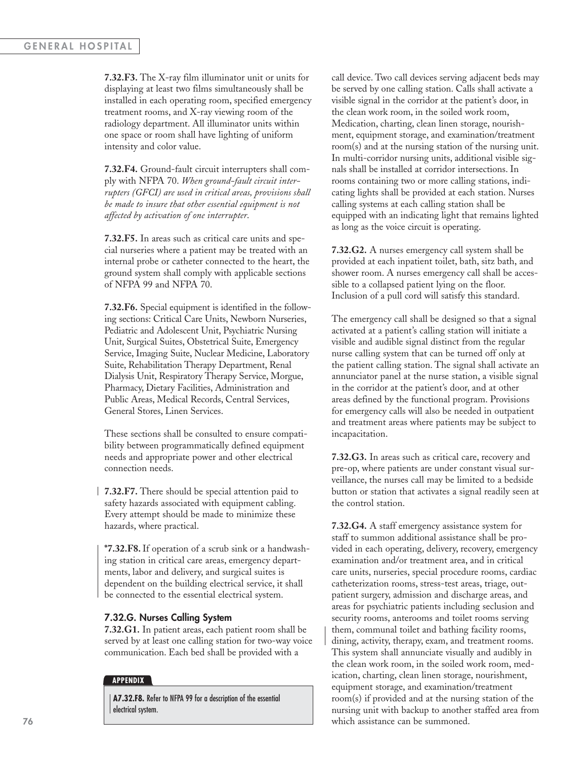**7.32.F3.** The X-ray film illuminator unit or units for displaying at least two films simultaneously shall be installed in each operating room, specified emergency treatment rooms, and X-ray viewing room of the radiology department. All illuminator units within one space or room shall have lighting of uniform intensity and color value.

**7.32.F4.** Ground-fault circuit interrupters shall comply with NFPA 70. *When ground-fault circuit interrupters (GFCI) are used in critical areas, provisions shall be made to insure that other essential equipment is not affected by activation of one interrupter.*

**7.32.F5.** In areas such as critical care units and special nurseries where a patient may be treated with an internal probe or catheter connected to the heart, the ground system shall comply with applicable sections of NFPA 99 and NFPA 70.

**7.32.F6.** Special equipment is identified in the following sections: Critical Care Units, Newborn Nurseries, Pediatric and Adolescent Unit, Psychiatric Nursing Unit, Surgical Suites, Obstetrical Suite, Emergency Service, Imaging Suite, Nuclear Medicine, Laboratory Suite, Rehabilitation Therapy Department, Renal Dialysis Unit, Respiratory Therapy Service, Morgue, Pharmacy, Dietary Facilities, Administration and Public Areas, Medical Records, Central Services, General Stores, Linen Services.

These sections shall be consulted to ensure compatibility between programmatically defined equipment needs and appropriate power and other electrical connection needs.

**7.32.F7.** There should be special attention paid to safety hazards associated with equipment cabling. Every attempt should be made to minimize these hazards, where practical.

***7.32.F8.** If operation of a scrub sink or a handwashing station in critical care areas, emergency departments, labor and delivery, and surgical suites is dependent on the building electrical service, it shall be connected to the essential electrical system.

### 7.32.G. Nurses Calling System

**7.32.G1.** In patient areas, each patient room shall be served by at least one calling station for two-way voice communication. Each bed shall be provided with a call device. Two call devices serving adjacent beds may be served by one calling station. Calls shall activate a visible signal in the corridor at the patient's door, in the clean work room, in the soiled work room, Medication, charting, clean linen storage, nourishment, equipment storage, and examination/treatment room(s) and at the nursing station of the nursing unit. In multi-corridor nursing units, additional visible signals shall be installed at corridor intersections. In rooms containing two or more calling stations, indicating lights shall be provided at each station. Nurses calling systems at each calling station shall be equipped with an indicating light that remains lighted as long as the voice circuit is operating.

**7.32.G2.** A nurses emergency call system shall be provided at each inpatient toilet, bath, sitz bath, and shower room. A nurses emergency call shall be accessible to a collapsed patient lying on the floor. Inclusion of a pull cord will satisfy this standard.

The emergency call shall be designed so that a signal activated at a patient's calling station will initiate a visible and audible signal distinct from the regular nurse calling system that can be turned off only at the patient calling station. The signal shall activate an annunciator panel at the nurse station, a visible signal in the corridor at the patient's door, and at other areas defined by the functional program. Provisions for emergency calls will also be needed in outpatient and treatment areas where patients may be subject to incapacitation.

**7.32.G3.** In areas such as critical care, recovery and pre-op, where patients are under constant visual surveillance, the nurses call may be limited to a bedside button or station that activates a signal readily seen at the control station.

**7.32.G4.** A staff emergency assistance system for staff to summon additional assistance shall be provided in each operating, delivery, recovery, emergency examination and/or treatment area, and in critical care units, nurseries, special procedure rooms, cardiac catheterization rooms, stress-test areas, triage, outpatient surgery, admission and discharge areas, and areas for psychiatric patients including seclusion and security rooms, anterooms and toilet rooms serving them, communal toilet and bathing facility rooms, dining, activity, therapy, exam, and treatment rooms. This system shall annunciate visually and audibly in the clean work room, in the soiled work room, medication, charting, clean linen storage, nourishment, equipment storage, and examination/treatment room(s) if provided and at the nursing station of the nursing unit with backup to another staffed area from which assistance can be summoned.

**APPENDIX**

**A7.32.F8.** Refer to NFPA 99 for a description of the essential electrical system.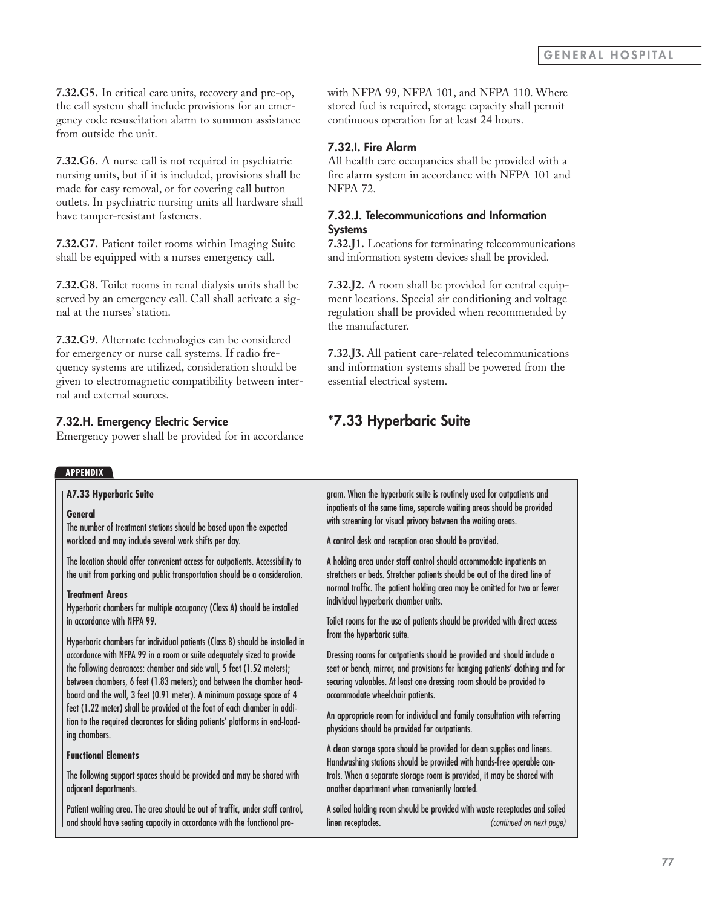**7.32.G5.** In critical care units, recovery and pre-op, the call system shall include provisions for an emergency code resuscitation alarm to summon assistance from outside the unit.

**7.32.G6.** A nurse call is not required in psychiatric nursing units, but if it is included, provisions shall be made for easy removal, or for covering call button outlets. In psychiatric nursing units all hardware shall have tamper-resistant fasteners.

**7.32.G7.** Patient toilet rooms within Imaging Suite shall be equipped with a nurses emergency call.

**7.32.G8.** Toilet rooms in renal dialysis units shall be served by an emergency call. Call shall activate a signal at the nurses' station.

**7.32.G9.** Alternate technologies can be considered for emergency or nurse call systems. If radio frequency systems are utilized, consideration should be given to electromagnetic compatibility between internal and external sources.

### 7.32.H. Emergency Electric Service

Emergency power shall be provided for in accordance with NFPA 99, NFPA 101, and NFPA 110. Where stored fuel is required, storage capacity shall permit continuous operation for at least 24 hours.

### 7.32.I. Fire Alarm

All health care occupancies shall be provided with a fire alarm system in accordance with NFPA 101 and NFPA 72.

### 7.32.J. Telecommunications and Information Systems

**7.32.J1.** Locations for terminating telecommunications and information system devices shall be provided.

**7.32.J2.** A room shall be provided for central equipment locations. Special air conditioning and voltage regulation shall be provided when recommended by the manufacturer.

**7.32.J3.** All patient care-related telecommunications and information systems shall be powered from the essential electrical system.

## *7.33 Hyperbaric Suite

**APPENDIX**

**A7.33 Hyperbaric Suite**

**General**

The number of treatment stations should be based upon the expected workload and may include several work shifts per day.

The location should offer convenient access for outpatients. Accessibility to the unit from parking and public transportation should be a consideration.

**Treatment Areas**

Hyperbaric chambers for multiple occupancy (Class A) should be installed in accordance with NFPA 99.

Hyperbaric chambers for individual patients (Class B) should be installed in accordance with NFPA 99 in a room or suite adequately sized to provide the following clearances: chamber and side wall, 5 feet (1.52 meters); between chambers, 6 feet (1.83 meters); and between the chamber headboard and the wall, 3 feet (0.91 meter). A minimum passage space of 4 feet (1.22 meter) shall be provided at the foot of each chamber in addition to the required clearances for sliding patients' platforms in end-loading chambers.

**Functional Elements**

The following support spaces should be provided and may be shared with adjacent departments.

Patient waiting area. The area should be out of traffic, under staff control, and should have seating capacity in accordance with the functional program. When the hyperbaric suite is routinely used for outpatients and inpatients at the same time, separate waiting areas should be provided with screening for visual privacy between the waiting areas.

A control desk and reception area should be provided.

A holding area under staff control should accommodate inpatients on stretchers or beds. Stretcher patients should be out of the direct line of normal traffic. The patient holding area may be omitted for two or fewer individual hyperbaric chamber units.

Toilet rooms for the use of patients should be provided with direct access from the hyperbaric suite.

Dressing rooms for outpatients should be provided and should include a seat or bench, mirror, and provisions for hanging patients' clothing and for securing valuables. At least one dressing room should be provided to accommodate wheelchair patients.

An appropriate room for individual and family consultation with referring physicians should be provided for outpatients.

A clean storage space should be provided for clean supplies and linens. Handwashing stations should be provided with hands-free operable controls. When a separate storage room is provided, it may be shared with another department when conveniently located.

A soiled holding room should be provided with waste receptacles and soiled linen receptacles.

*(continued on next page)*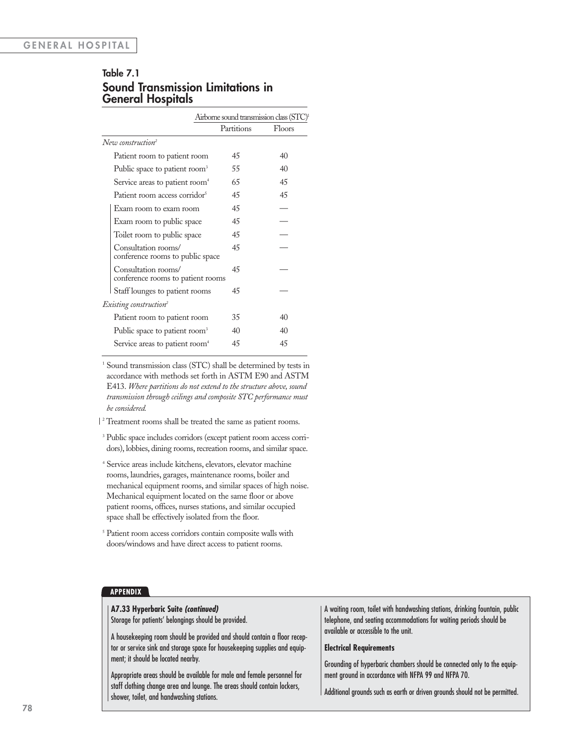## Table 7.1
## Sound Transmission Limitations in General Hospitals

| | Airborne sound transmission class (STC)[1] | |
|---|---|---|
| | Partitions | Floors |
| *New construction*[2] | | |
| Patient room to patient room | 45 | 40 |
| Public space to patient room[3] | 55 | 40 |
| Service areas to patient room[4] | 65 | 45 |
| Patient room access corridor[5] | 45 | 45 |
| Exam room to exam room | 45 | — |
| Exam room to public space | 45 | — |
| Toilet room to public space | 45 | — |
| Consultation rooms/ conference rooms to public space | 45 | — |
| Consultation rooms/ conference rooms to patient rooms | 45 | — |
| Staff lounges to patient rooms | 45 | — |
| *Existing construction*[2] | | |
| Patient room to patient room | 35 | 40 |
| Public space to patient room[3] | 40 | 40 |
| Service areas to patient room[4] | 45 | 45 |

[1] Sound transmission class (STC) shall be determined by tests in accordance with methods set forth in ASTM E90 and ASTM E413. *Where partitions do not extend to the structure above, sound transmission through ceilings and composite STC performance must be considered.*

[2] Treatment rooms shall be treated the same as patient rooms.

[3] Public space includes corridors (except patient room access corridors), lobbies, dining rooms, recreation rooms, and similar space.

[4] Service areas include kitchens, elevators, elevator machine rooms, laundries, garages, maintenance rooms, boiler and mechanical equipment rooms, and similar spaces of high noise. Mechanical equipment located on the same floor or above patient rooms, offices, nurses stations, and similar occupied space shall be effectively isolated from the floor.

[5] Patient room access corridors contain composite walls with doors/windows and have direct access to patient rooms.

**APPENDIX**

**A7.33 Hyperbaric Suite *(continued)***

Storage for patients' belongings should be provided.

A housekeeping room should be provided and should contain a floor receptor or service sink and storage space for housekeeping supplies and equipment; it should be located nearby.

Appropriate areas should be available for male and female personnel for staff clothing change area and lounge. The areas should contain lockers, shower, toilet, and handwashing stations.

A waiting room, toilet with handwashing stations, drinking fountain, public telephone, and seating accommodations for waiting periods should be available or accessible to the unit.

**Electrical Requirements**

Grounding of hyperbaric chambers should be connected only to the equipment ground in accordance with NFPA 99 and NFPA 70.

Additional grounds such as earth or driven grounds should not be permitted.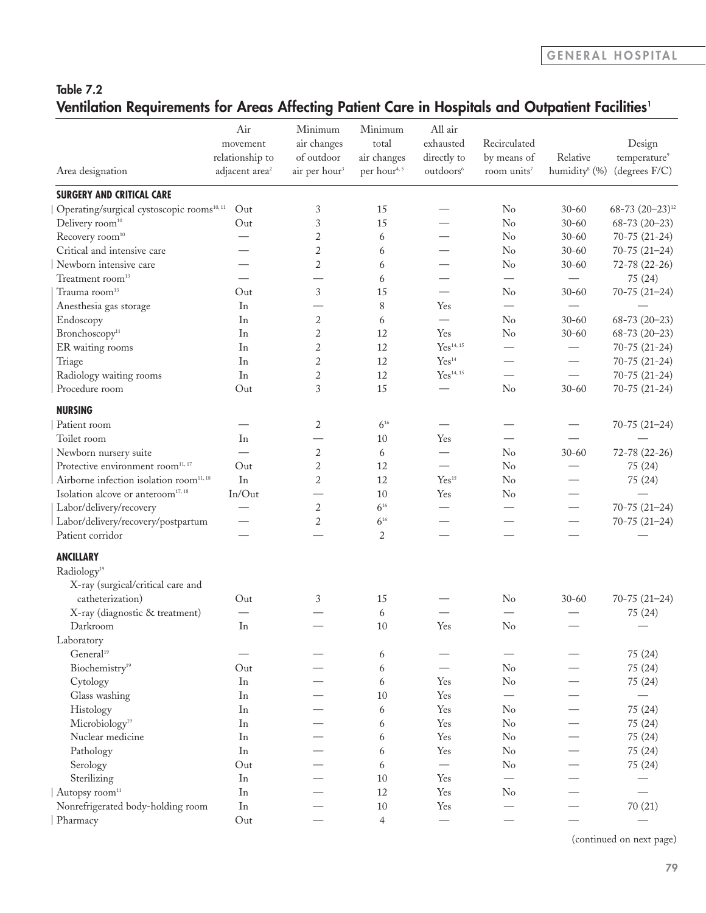## Table 7.2
## Ventilation Requirements for Areas Affecting Patient Care in Hospitals and Outpatient Facilities[1]

| Area designation | Air movement relationship to adjacent area[2] | Minimum air changes of outdoor air per hour[3] | Minimum total air changes per hour[4, 5] | All air exhausted directly to outdoors[6] | Recirculated by means of room units[7] | Relative humidity[8] (%) | Design temperature[9] (degrees F/C) |
|---|---|---|---|---|---|---|---|
| **SURGERY AND CRITICAL CARE** | | | | | | | |
| Operating/surgical cystoscopic rooms[10, 11] | Out | 3 | 15 | — | No | 30-60 | 68-73 (20–23)[12] |
| Delivery room[10] | Out | 3 | 15 | — | No | 30-60 | 68-73 (20–23) |
| Recovery room[10] | — | 2 | 6 | — | No | 30-60 | 70-75 (21-24) |
| Critical and intensive care | — | 2 | 6 | — | No | 30-60 | 70-75 (21–24) |
| Newborn intensive care | — | 2 | 6 | — | No | 30-60 | 72-78 (22-26) |
| Treatment room[13] | — | — | 6 | — | — | — | 75 (24) |
| Trauma room[13] | Out | 3 | 15 | — | No | 30-60 | 70-75 (21–24) |
| Anesthesia gas storage | In | — | 8 | Yes | — | — | — |
| Endoscopy | In | 2 | 6 | — | No | 30-60 | 68-73 (20–23) |
| Bronchoscopy[11] | In | 2 | 12 | Yes | No | 30-60 | 68-73 (20–23) |
| ER waiting rooms | In | 2 | 12 | Yes[14, 15] | — | — | 70-75 (21-24) |
| Triage | In | 2 | 12 | Yes[14] | — | — | 70-75 (21-24) |
| Radiology waiting rooms | In | 2 | 12 | Yes[14, 15] | — | — | 70-75 (21-24) |
| Procedure room | Out | 3 | 15 | — | No | 30-60 | 70-75 (21-24) |
| **NURSING** | | | | | | | |
| Patient room | — | 2 | 6[16] | — | — | — | 70-75 (21–24) |
| Toilet room | In | — | 10 | Yes | — | — | — |
| Newborn nursery suite | — | 2 | 6 | — | No | 30-60 | 72-78 (22-26) |
| Protective environment room[11, 17] | Out | 2 | 12 | — | No | — | 75 (24) |
| Airborne infection isolation room[11, 18] | In | 2 | 12 | Yes[15] | No | — | 75 (24) |
| Isolation alcove or anteroom[17, 18] | In/Out | — | 10 | Yes | No | — | — |
| Labor/delivery/recovery | — | 2 | 6[16] | — | — | — | 70-75 (21–24) |
| Labor/delivery/recovery/postpartum | — | 2 | 6[16] | — | — | — | 70-75 (21–24) |
| Patient corridor | — | — | 2 | — | — | — | — |
| **ANCILLARY** | | | | | | | |
| Radiology[19] | | | | | | | |
| X-ray (surgical/critical care and catheterization) | Out | 3 | 15 | — | No | 30-60 | 70-75 (21–24) |
| X-ray (diagnostic & treatment) | — | — | 6 | — | — | — | 75 (24) |
| Darkroom | In | — | 10 | Yes | No | — | — |
| Laboratory | | | | | | | |
| General[19] | — | — | 6 | — | — | — | 75 (24) |
| Biochemistry[19] | Out | — | 6 | — | No | — | 75 (24) |
| Cytology | In | — | 6 | Yes | No | — | 75 (24) |
| Glass washing | In | — | 10 | Yes | — | — | — |
| Histology | In | — | 6 | Yes | No | — | 75 (24) |
| Microbiology[19] | In | — | 6 | Yes | No | — | 75 (24) |
| Nuclear medicine | In | — | 6 | Yes | No | — | 75 (24) |
| Pathology | In | — | 6 | Yes | No | — | 75 (24) |
| Serology | Out | — | 6 | — | No | — | 75 (24) |
| Sterilizing | In | — | 10 | Yes | — | — | — |
| Autopsy room[11] | In | — | 12 | Yes | No | — | — |
| Nonrefrigerated body-holding room | In | — | 10 | Yes | — | — | 70 (21) |
| Pharmacy | Out | — | 4 | — | — | — | — |

(continued on next page)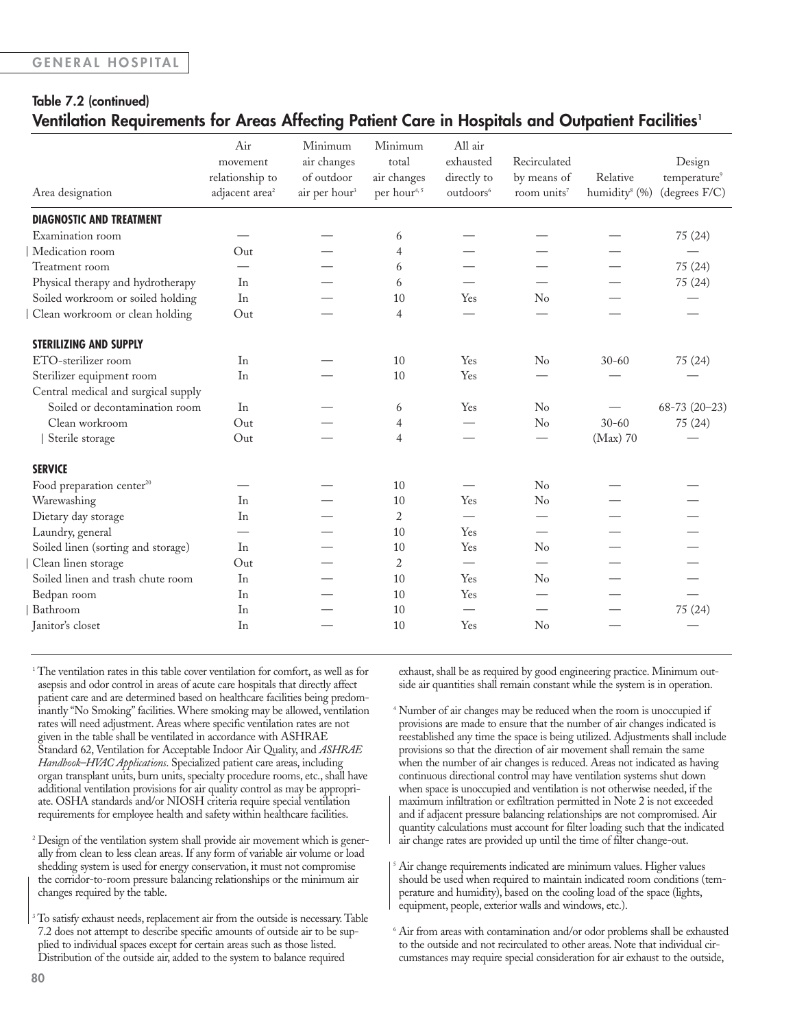## Table 7.2 (continued)

## Ventilation Requirements for Areas Affecting Patient Care in Hospitals and Outpatient Facilities[1]

| Area designation | Air movement relationship to adjacent area[2] | Minimum air changes of outdoor air per hour[3] | Minimum total air changes per hour[4, 5] | All air exhausted directly to outdoors[6] | Recirculated by means of room units[7] | Relative humidity[8] (%) | Design temperature[9] (degrees F/C) |
|---|---|---|---|---|---|---|---|
| **DIAGNOSTIC AND TREATMENT** | | | | | | | |
| Examination room | — | — | 6 | — | — | — | 75 (24) |
| Medication room | Out | — | 4 | — | — | — | — |
| Treatment room | — | — | 6 | — | — | — | 75 (24) |
| Physical therapy and hydrotherapy | In | — | 6 | — | — | — | 75 (24) |
| Soiled workroom or soiled holding | In | — | 10 | Yes | No | — | — |
| Clean workroom or clean holding | Out | — | 4 | — | — | — | — |
| **STERILIZING AND SUPPLY** | | | | | | | |
| ETO-sterilizer room | In | — | 10 | Yes | No | 30-60 | 75 (24) |
| Sterilizer equipment room | In | — | 10 | Yes | — | — | — |
| Central medical and surgical supply | | | | | | | |
| Soiled or decontamination room | In | — | 6 | Yes | No | — | 68-73 (20–23) |
| Clean workroom | Out | — | 4 | — | No | 30-60 | 75 (24) |
| Sterile storage | Out | — | 4 | — | — | (Max) 70 | — |
| **SERVICE** | | | | | | | |
| Food preparation center[20] | — | — | 10 | — | No | — | — |
| Warewashing | In | — | 10 | Yes | No | — | — |
| Dietary day storage | In | — | 2 | — | — | — | — |
| Laundry, general | — | — | 10 | Yes | — | — | — |
| Soiled linen (sorting and storage) | In | — | 10 | Yes | No | — | — |
| Clean linen storage | Out | — | 2 | — | — | — | — |
| Soiled linen and trash chute room | In | — | 10 | Yes | No | — | — |
| Bedpan room | In | — | 10 | Yes | — | — | — |
| Bathroom | In | — | 10 | — | — | — | 75 (24) |
| Janitor's closet | In | — | 10 | Yes | No | — | — |

[1] The ventilation rates in this table cover ventilation for comfort, as well as for asepsis and odor control in areas of acute care hospitals that directly affect patient care and are determined based on healthcare facilities being predominantly "No Smoking" facilities. Where smoking may be allowed, ventilation rates will need adjustment. Areas where specific ventilation rates are not given in the table shall be ventilated in accordance with ASHRAE Standard 62, Ventilation for Acceptable Indoor Air Quality, and *ASHRAE Handbook–HVAC Applications*. Specialized patient care areas, including organ transplant units, burn units, specialty procedure rooms, etc., shall have additional ventilation provisions for air quality control as may be appropriate. OSHA standards and/or NIOSH criteria require special ventilation requirements for employee health and safety within healthcare facilities.

[2] Design of the ventilation system shall provide air movement which is generally from clean to less clean areas. If any form of variable air volume or load shedding system is used for energy conservation, it must not compromise the corridor-to-room pressure balancing relationships or the minimum air changes required by the table.

[3] To satisfy exhaust needs, replacement air from the outside is necessary. Table 7.2 does not attempt to describe specific amounts of outside air to be supplied to individual spaces except for certain areas such as those listed. Distribution of the outside air, added to the system to balance required exhaust, shall be as required by good engineering practice. Minimum outside air quantities shall remain constant while the system is in operation.

[4] Number of air changes may be reduced when the room is unoccupied if provisions are made to ensure that the number of air changes indicated is reestablished any time the space is being utilized. Adjustments shall include provisions so that the direction of air movement shall remain the same when the number of air changes is reduced. Areas not indicated as having continuous directional control may have ventilation systems shut down when space is unoccupied and ventilation is not otherwise needed, if the maximum infiltration or exfiltration permitted in Note 2 is not exceeded and if adjacent pressure balancing relationships are not compromised. Air quantity calculations must account for filter loading such that the indicated air change rates are provided up until the time of filter change-out.

[5] Air change requirements indicated are minimum values. Higher values should be used when required to maintain indicated room conditions (temperature and humidity), based on the cooling load of the space (lights, equipment, people, exterior walls and windows, etc.).

[6] Air from areas with contamination and/or odor problems shall be exhausted to the outside and not recirculated to other areas. Note that individual circumstances may require special consideration for air exhaust to the outside,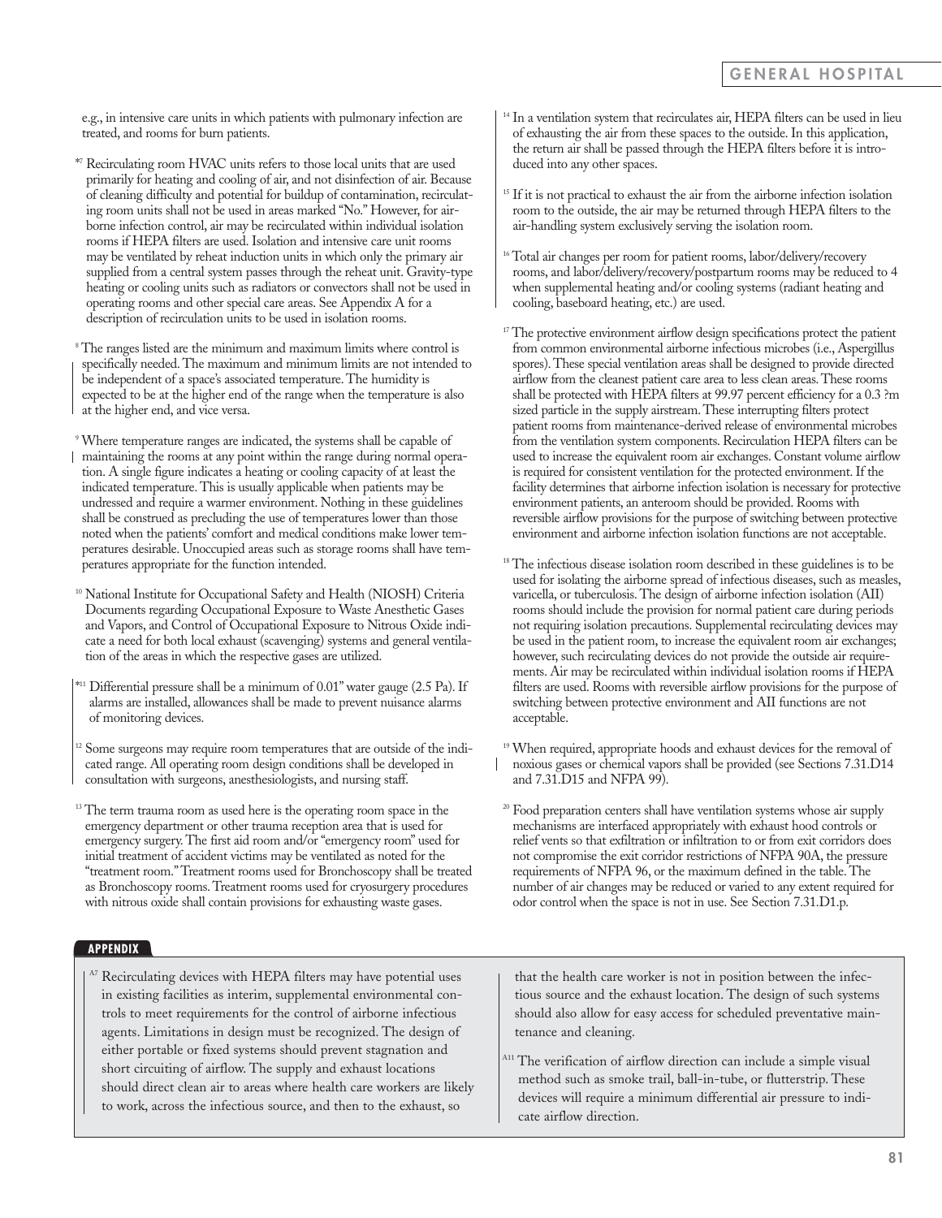e.g., in intensive care units in which patients with pulmonary infection are treated, and rooms for burn patients.

*[7] Recirculating room HVAC units refers to those local units that are used primarily for heating and cooling of air, and not disinfection of air. Because of cleaning difficulty and potential for buildup of contamination, recirculating room units shall not be used in areas marked "No." However, for airborne infection control, air may be recirculated within individual isolation rooms if HEPA filters are used. Isolation and intensive care unit rooms may be ventilated by reheat induction units in which only the primary air supplied from a central system passes through the reheat unit. Gravity-type heating or cooling units such as radiators or convectors shall not be used in operating rooms and other special care areas. See Appendix A for a description of recirculation units to be used in isolation rooms.

[8] The ranges listed are the minimum and maximum limits where control is specifically needed. The maximum and minimum limits are not intended to be independent of a space's associated temperature. The humidity is expected to be at the higher end of the range when the temperature is also at the higher end, and vice versa.

[9] Where temperature ranges are indicated, the systems shall be capable of maintaining the rooms at any point within the range during normal operation. A single figure indicates a heating or cooling capacity of at least the indicated temperature. This is usually applicable when patients may be undressed and require a warmer environment. Nothing in these guidelines shall be construed as precluding the use of temperatures lower than those noted when the patients' comfort and medical conditions make lower temperatures desirable. Unoccupied areas such as storage rooms shall have temperatures appropriate for the function intended.

[10] National Institute for Occupational Safety and Health (NIOSH) Criteria Documents regarding Occupational Exposure to Waste Anesthetic Gases and Vapors, and Control of Occupational Exposure to Nitrous Oxide indicate a need for both local exhaust (scavenging) systems and general ventilation of the areas in which the respective gases are utilized.

*[11] Differential pressure shall be a minimum of 0.01" water gauge (2.5 Pa). If alarms are installed, allowances shall be made to prevent nuisance alarms of monitoring devices.

[12] Some surgeons may require room temperatures that are outside of the indicated range. All operating room design conditions shall be developed in consultation with surgeons, anesthesiologists, and nursing staff.

[13] The term trauma room as used here is the operating room space in the emergency department or other trauma reception area that is used for emergency surgery. The first aid room and/or "emergency room" used for initial treatment of accident victims may be ventilated as noted for the "treatment room." Treatment rooms used for Bronchoscopy shall be treated as Bronchoscopy rooms. Treatment rooms used for cryosurgery procedures with nitrous oxide shall contain provisions for exhausting waste gases.

[14] In a ventilation system that recirculates air, HEPA filters can be used in lieu of exhausting the air from these spaces to the outside. In this application, the return air shall be passed through the HEPA filters before it is introduced into any other spaces.

[15] If it is not practical to exhaust the air from the airborne infection isolation room to the outside, the air may be returned through HEPA filters to the air-handling system exclusively serving the isolation room.

[16] Total air changes per room for patient rooms, labor/delivery/recovery rooms, and labor/delivery/recovery/postpartum rooms may be reduced to 4 when supplemental heating and/or cooling systems (radiant heating and cooling, baseboard heating, etc.) are used.

[17] The protective environment airflow design specifications protect the patient from common environmental airborne infectious microbes (i.e., Aspergillus spores). These special ventilation areas shall be designed to provide directed airflow from the cleanest patient care area to less clean areas. These rooms shall be protected with HEPA filters at 99.97 percent efficiency for a 0.3 ?m sized particle in the supply airstream. These interrupting filters protect patient rooms from maintenance-derived release of environmental microbes from the ventilation system components. Recirculation HEPA filters can be used to increase the equivalent room air exchanges. Constant volume airflow is required for consistent ventilation for the protected environment. If the facility determines that airborne infection isolation is necessary for protective environment patients, an anteroom should be provided. Rooms with reversible airflow provisions for the purpose of switching between protective environment and airborne infection isolation functions are not acceptable.

[18] The infectious disease isolation room described in these guidelines is to be used for isolating the airborne spread of infectious diseases, such as measles, varicella, or tuberculosis. The design of airborne infection isolation (AII) rooms should include the provision for normal patient care during periods not requiring isolation precautions. Supplemental recirculating devices may be used in the patient room, to increase the equivalent room air exchanges; however, such recirculating devices do not provide the outside air requirements. Air may be recirculated within individual isolation rooms if HEPA filters are used. Rooms with reversible airflow provisions for the purpose of switching between protective environment and AII functions are not acceptable.

[19] When required, appropriate hoods and exhaust devices for the removal of noxious gases or chemical vapors shall be provided (see Sections 7.31.D14 and 7.31.D15 and NFPA 99).

[20] Food preparation centers shall have ventilation systems whose air supply mechanisms are interfaced appropriately with exhaust hood controls or relief vents so that exfiltration or infiltration to or from exit corridors does not compromise the exit corridor restrictions of NFPA 90A, the pressure requirements of NFPA 96, or the maximum defined in the table. The number of air changes may be reduced or varied to any extent required for odor control when the space is not in use. See Section 7.31.D1.p.

## APPENDIX

[A7] Recirculating devices with HEPA filters may have potential uses in existing facilities as interim, supplemental environmental controls to meet requirements for the control of airborne infectious agents. Limitations in design must be recognized. The design of either portable or fixed systems should prevent stagnation and short circuiting of airflow. The supply and exhaust locations should direct clean air to areas where health care workers are likely to work, across the infectious source, and then to the exhaust, so that the health care worker is not in position between the infectious source and the exhaust location. The design of such systems should also allow for easy access for scheduled preventative maintenance and cleaning.

[A11] The verification of airflow direction can include a simple visual method such as smoke trail, ball-in-tube, or flutterstrip. These devices will require a minimum differential air pressure to indicate airflow direction.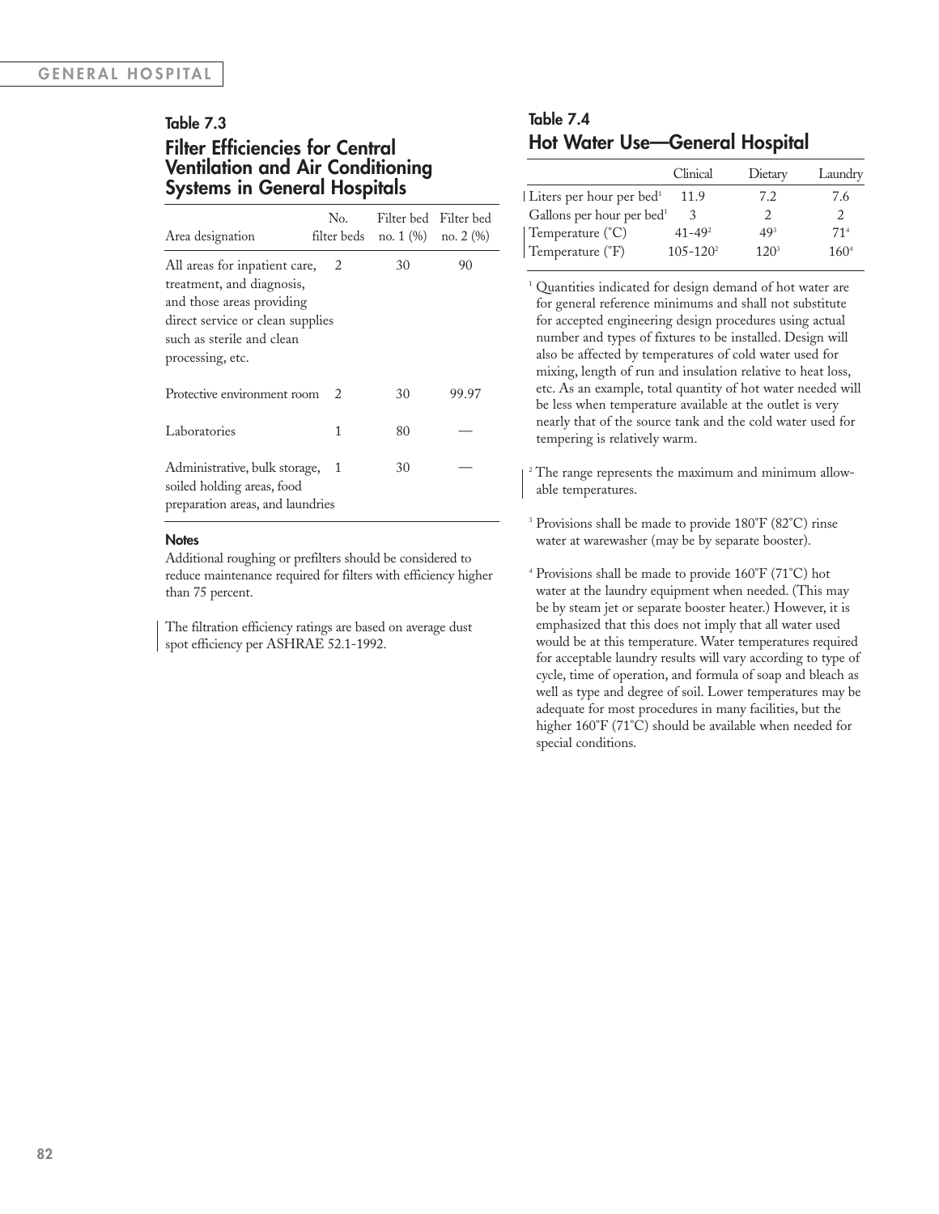### Table 7.3

## Filter Efficiencies for Central Ventilation and Air Conditioning Systems in General Hospitals

| Area designation | No. filter beds | Filter bed no. 1 (%) | Filter bed no. 2 (%) |
|---|---|---|---|
| All areas for inpatient care, treatment, and diagnosis, and those areas providing direct service or clean supplies such as sterile and clean processing, etc. | 2 | 30 | 90 |
| Protective environment room | 2 | 30 | 99.97 |
| Laboratories | 1 | 80 | — |
| Administrative, bulk storage, soiled holding areas, food preparation areas, and laundries | 1 | 30 | — |

**Notes**

Additional roughing or prefilters should be considered to reduce maintenance required for filters with efficiency higher than 75 percent.

The filtration efficiency ratings are based on average dust spot efficiency per ASHRAE 52.1-1992.

### Table 7.4

## Hot Water Use—General Hospital

| | Clinical | Dietary | Laundry |
|---|---|---|---|
| Liters per hour per bed[1] | 11.9 | 7.2 | 7.6 |
| Gallons per hour per bed[1] | 3 | 2 | 2 |
| Temperature (°C) | 41-49[2] | 49[3] | 71[4] |
| Temperature (°F) | 105-120[2] | 120[3] | 160[4] |

[1] Quantities indicated for design demand of hot water are for general reference minimums and shall not substitute for accepted engineering design procedures using actual number and types of fixtures to be installed. Design will also be affected by temperatures of cold water used for mixing, length of run and insulation relative to heat loss, etc. As an example, total quantity of hot water needed will be less when temperature available at the outlet is very nearly that of the source tank and the cold water used for tempering is relatively warm.

[2] The range represents the maximum and minimum allowable temperatures.

[3] Provisions shall be made to provide 180°F (82°C) rinse water at warewasher (may be by separate booster).

[4] Provisions shall be made to provide 160°F (71°C) hot water at the laundry equipment when needed. (This may be by steam jet or separate booster heater.) However, it is emphasized that this does not imply that all water used would be at this temperature. Water temperatures required for acceptable laundry results will vary according to type of cycle, time of operation, and formula of soap and bleach as well as type and degree of soil. Lower temperatures may be adequate for most procedures in many facilities, but the higher 160°F (71°C) should be available when needed for special conditions.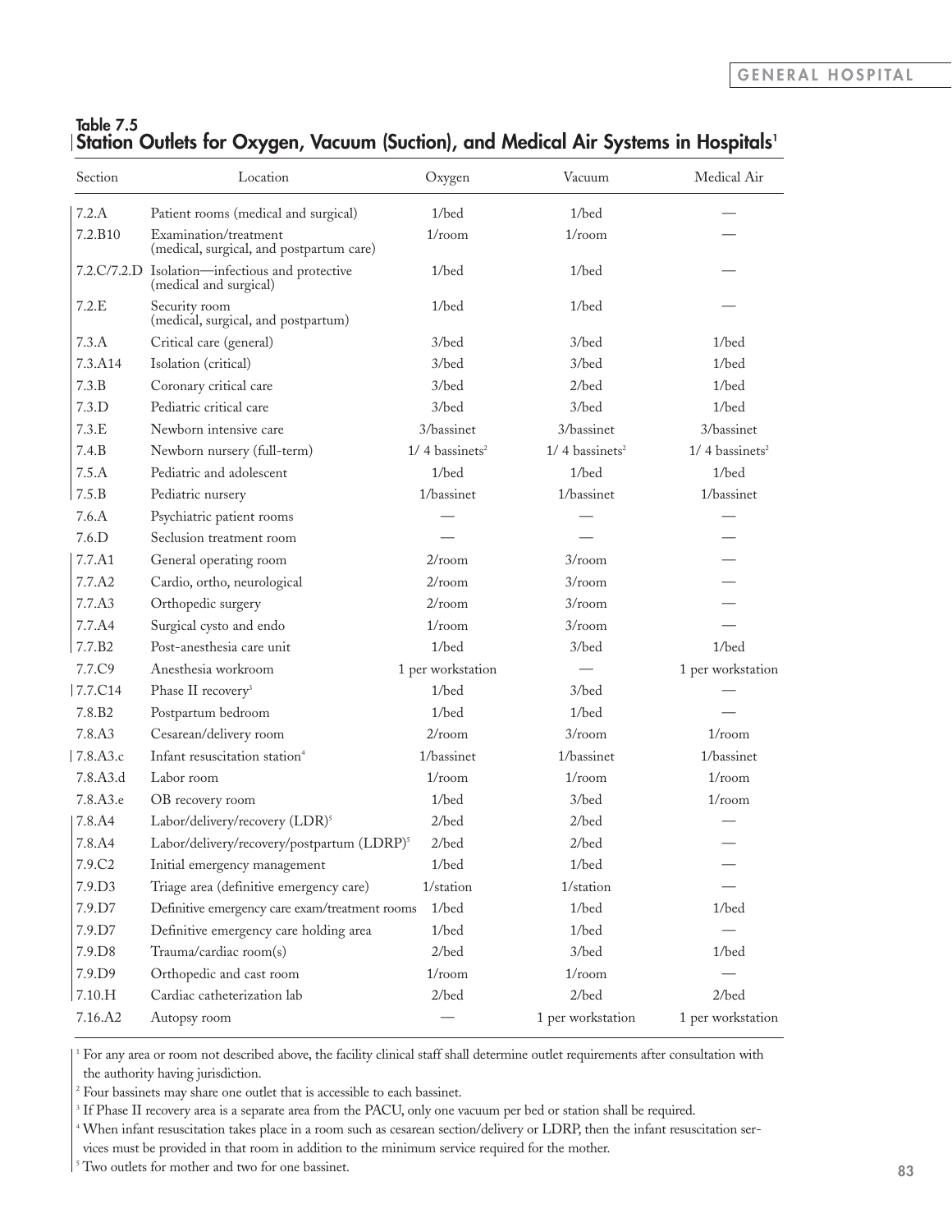## Table 7.5
## Station Outlets for Oxygen, Vacuum (Suction), and Medical Air Systems in Hospitals[1]

| Section | Location | Oxygen | Vacuum | Medical Air |
|---|---|---|---|---|
| 7.2.A | Patient rooms (medical and surgical) | 1/bed | 1/bed | — |
| 7.2.B10 | Examination/treatment (medical, surgical, and postpartum care) | 1/room | 1/room | — |
| 7.2.C/7.2.D | Isolation—infectious and protective (medical and surgical) | 1/bed | 1/bed | — |
| 7.2.E | Security room (medical, surgical, and postpartum) | 1/bed | 1/bed | — |
| 7.3.A | Critical care (general) | 3/bed | 3/bed | 1/bed |
| 7.3.A14 | Isolation (critical) | 3/bed | 3/bed | 1/bed |
| 7.3.B | Coronary critical care | 3/bed | 2/bed | 1/bed |
| 7.3.D | Pediatric critical care | 3/bed | 3/bed | 1/bed |
| 7.3.E | Newborn intensive care | 3/bassinet | 3/bassinet | 3/bassinet |
| 7.4.B | Newborn nursery (full-term) | 1/ 4 bassinets[2] | 1/ 4 bassinets[2] | 1/ 4 bassinets[2] |
| 7.5.A | Pediatric and adolescent | 1/bed | 1/bed | 1/bed |
| 7.5.B | Pediatric nursery | 1/bassinet | 1/bassinet | 1/bassinet |
| 7.6.A | Psychiatric patient rooms | — | — | — |
| 7.6.D | Seclusion treatment room | — | — | — |
| 7.7.A1 | General operating room | 2/room | 3/room | — |
| 7.7.A2 | Cardio, ortho, neurological | 2/room | 3/room | — |
| 7.7.A3 | Orthopedic surgery | 2/room | 3/room | — |
| 7.7.A4 | Surgical cysto and endo | 1/room | 3/room | — |
| 7.7.B2 | Post-anesthesia care unit | 1/bed | 3/bed | 1/bed |
| 7.7.C9 | Anesthesia workroom | 1 per workstation | — | 1 per workstation |
| 7.7.C14 | Phase II recovery[3] | 1/bed | 3/bed | — |
| 7.8.B2 | Postpartum bedroom | 1/bed | 1/bed | — |
| 7.8.A3 | Cesarean/delivery room | 2/room | 3/room | 1/room |
| 7.8.A3.c | Infant resuscitation station[4] | 1/bassinet | 1/bassinet | 1/bassinet |
| 7.8.A3.d | Labor room | 1/room | 1/room | 1/room |
| 7.8.A3.e | OB recovery room | 1/bed | 3/bed | 1/room |
| 7.8.A4 | Labor/delivery/recovery (LDR)[5] | 2/bed | 2/bed | — |
| 7.8.A4 | Labor/delivery/recovery/postpartum (LDRP)[5] | 2/bed | 2/bed | — |
| 7.9.C2 | Initial emergency management | 1/bed | 1/bed | — |
| 7.9.D3 | Triage area (definitive emergency care) | 1/station | 1/station | — |
| 7.9.D7 | Definitive emergency care exam/treatment rooms | 1/bed | 1/bed | 1/bed |
| 7.9.D7 | Definitive emergency care holding area | 1/bed | 1/bed | — |
| 7.9.D8 | Trauma/cardiac room(s) | 2/bed | 3/bed | 1/bed |
| 7.9.D9 | Orthopedic and cast room | 1/room | 1/room | — |
| 7.10.H | Cardiac catheterization lab | 2/bed | 2/bed | 2/bed |
| 7.16.A2 | Autopsy room | — | 1 per workstation | 1 per workstation |

[1] For any area or room not described above, the facility clinical staff shall determine outlet requirements after consultation with the authority having jurisdiction.

[2] Four bassinets may share one outlet that is accessible to each bassinet.

[3] If Phase II recovery area is a separate area from the PACU, only one vacuum per bed or station shall be required.

[4] When infant resuscitation takes place in a room such as cesarean section/delivery or LDRP, then the infant resuscitation services must be provided in that room in addition to the minimum service required for the mother.

[5] Two outlets for mother and two for one bassinet.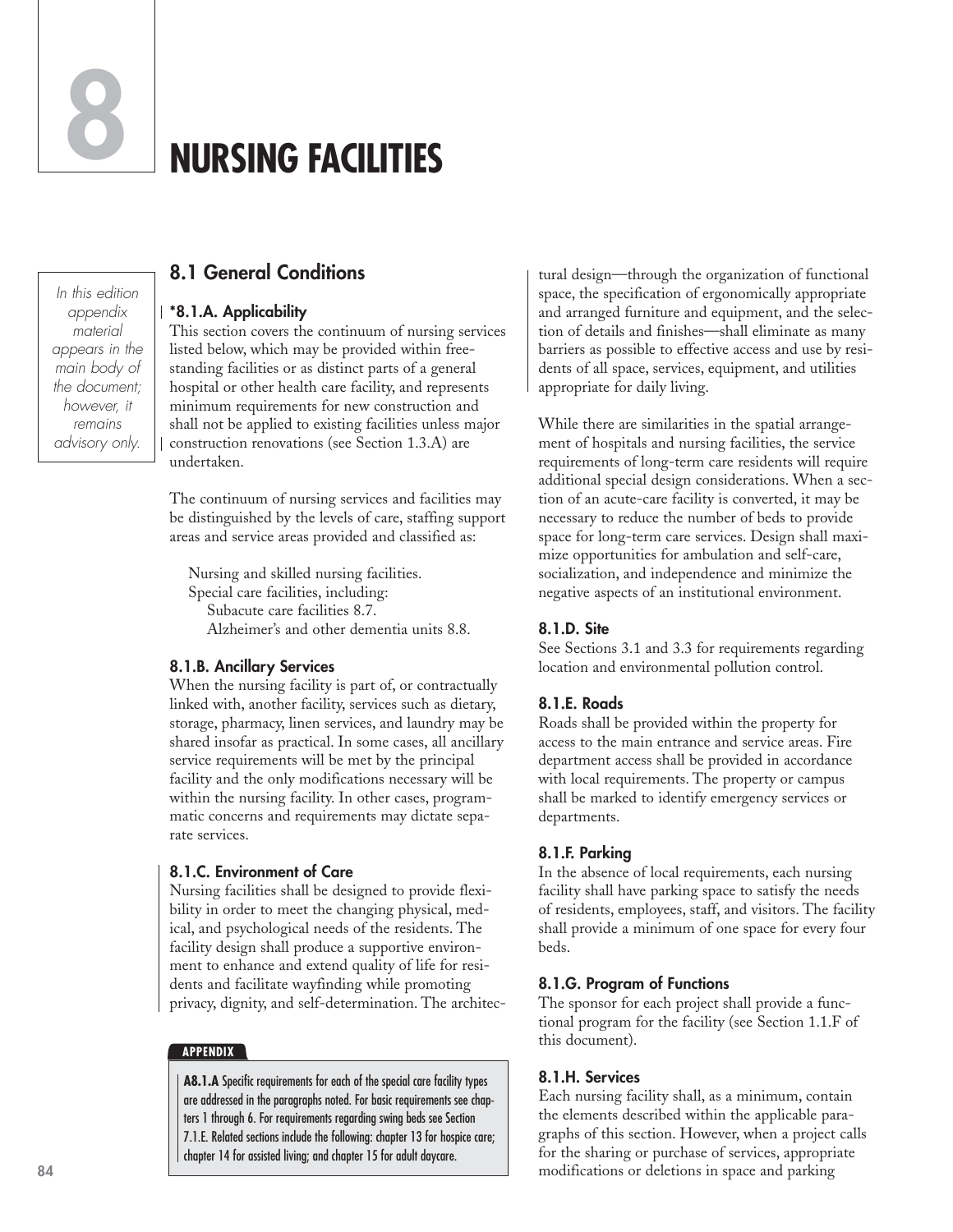# 8 NURSING FACILITIES

*In this edition appendix material appears in the main body of the document; however, it remains advisory only.*

## 8.1 General Conditions

### *8.1.A. Applicability

This section covers the continuum of nursing services listed below, which may be provided within free-standing facilities or as distinct parts of a general hospital or other health care facility, and represents minimum requirements for new construction and shall not be applied to existing facilities unless major construction renovations (see Section 1.3.A) are undertaken.

The continuum of nursing services and facilities may be distinguished by the levels of care, staffing support areas and service areas provided and classified as:

Nursing and skilled nursing facilities.
Special care facilities, including:
Subacute care facilities 8.7.
Alzheimer's and other dementia units 8.8.

### 8.1.B. Ancillary Services

When the nursing facility is part of, or contractually linked with, another facility, services such as dietary, storage, pharmacy, linen services, and laundry may be shared insofar as practical. In some cases, all ancillary service requirements will be met by the principal facility and the only modifications necessary will be within the nursing facility. In other cases, programmatic concerns and requirements may dictate separate services.

### 8.1.C. Environment of Care

Nursing facilities shall be designed to provide flexibility in order to meet the changing physical, medical, and psychological needs of the residents. The facility design shall produce a supportive environment to enhance and extend quality of life for residents and facilitate wayfinding while promoting privacy, dignity, and self-determination. The architectural design—through the organization of functional space, the specification of ergonomically appropriate and arranged furniture and equipment, and the selection of details and finishes—shall eliminate as many barriers as possible to effective access and use by residents of all space, services, equipment, and utilities appropriate for daily living.

While there are similarities in the spatial arrangement of hospitals and nursing facilities, the service requirements of long-term care residents will require additional special design considerations. When a section of an acute-care facility is converted, it may be necessary to reduce the number of beds to provide space for long-term care services. Design shall maximize opportunities for ambulation and self-care, socialization, and independence and minimize the negative aspects of an institutional environment.

**APPENDIX**

**A8.1.A** Specific requirements for each of the special care facility types are addressed in the paragraphs noted. For basic requirements see chapters 1 through 6. For requirements regarding swing beds see Section 7.1.E. Related sections include the following: chapter 13 for hospice care; chapter 14 for assisted living; and chapter 15 for adult daycare.

### 8.1.D. Site

See Sections 3.1 and 3.3 for requirements regarding location and environmental pollution control.

### 8.1.E. Roads

Roads shall be provided within the property for access to the main entrance and service areas. Fire department access shall be provided in accordance with local requirements. The property or campus shall be marked to identify emergency services or departments.

### 8.1.F. Parking

In the absence of local requirements, each nursing facility shall have parking space to satisfy the needs of residents, employees, staff, and visitors. The facility shall provide a minimum of one space for every four beds.

### 8.1.G. Program of Functions

The sponsor for each project shall provide a functional program for the facility (see Section 1.1.F of this document).

### 8.1.H. Services

Each nursing facility shall, as a minimum, contain the elements described within the applicable paragraphs of this section. However, when a project calls for the sharing or purchase of services, appropriate modifications or deletions in space and parking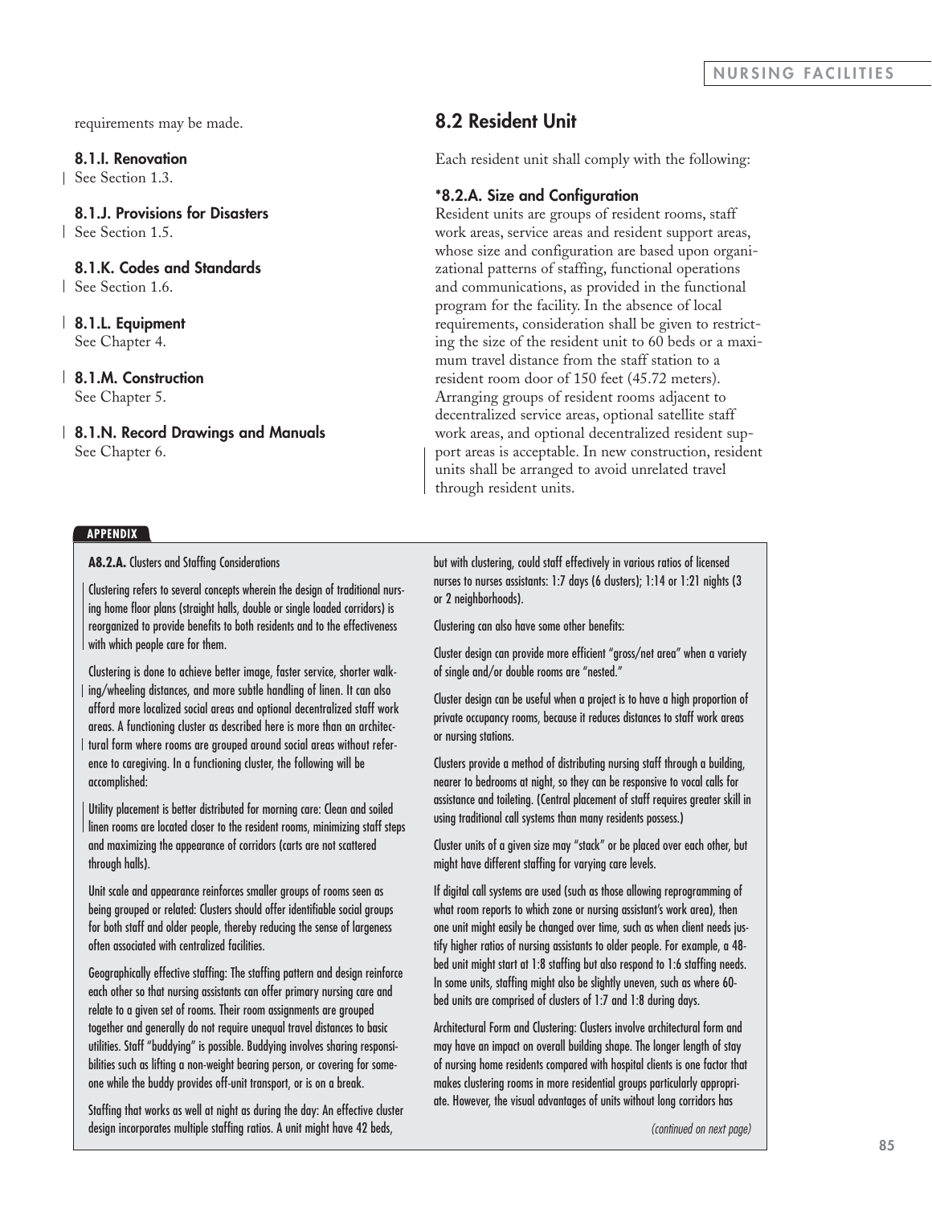requirements may be made.

### 8.1.I. Renovation

See Section 1.3.

### 8.1.J. Provisions for Disasters

See Section 1.5.

### 8.1.K. Codes and Standards

See Section 1.6.

### 8.1.L. Equipment

See Chapter 4.

### 8.1.M. Construction

See Chapter 5.

### 8.1.N. Record Drawings and Manuals

See Chapter 6.

## 8.2 Resident Unit

Each resident unit shall comply with the following:

### *8.2.A. Size and Configuration

Resident units are groups of resident rooms, staff work areas, service areas and resident support areas, whose size and configuration are based upon organizational patterns of staffing, functional operations and communications, as provided in the functional program for the facility. In the absence of local requirements, consideration shall be given to restricting the size of the resident unit to 60 beds or a maximum travel distance from the staff station to a resident room door of 150 feet (45.72 meters). Arranging groups of resident rooms adjacent to decentralized service areas, optional satellite staff work areas, and optional decentralized resident support areas is acceptable. In new construction, resident units shall be arranged to avoid unrelated travel through resident units.

**APPENDIX**

**A8.2.A.** Clusters and Staffing Considerations

Clustering refers to several concepts wherein the design of traditional nursing home floor plans (straight halls, double or single loaded corridors) is reorganized to provide benefits to both residents and to the effectiveness with which people care for them.

Clustering is done to achieve better image, faster service, shorter walking/wheeling distances, and more subtle handling of linen. It can also afford more localized social areas and optional decentralized staff work areas. A functioning cluster as described here is more than an architectural form where rooms are grouped around social areas without reference to caregiving. In a functioning cluster, the following will be accomplished:

Utility placement is better distributed for morning care: Clean and soiled linen rooms are located closer to the resident rooms, minimizing staff steps and maximizing the appearance of corridors (carts are not scattered through halls).

Unit scale and appearance reinforces smaller groups of rooms seen as being grouped or related: Clusters should offer identifiable social groups for both staff and older people, thereby reducing the sense of largeness often associated with centralized facilities.

Geographically effective staffing: The staffing pattern and design reinforce each other so that nursing assistants can offer primary nursing care and relate to a given set of rooms. Their room assignments are grouped together and generally do not require unequal travel distances to basic utilities. Staff "buddying" is possible. Buddying involves sharing responsibilities such as lifting a non-weight bearing person, or covering for someone while the buddy provides off-unit transport, or is on a break.

Staffing that works as well at night as during the day: An effective cluster design incorporates multiple staffing ratios. A unit might have 42 beds, but with clustering, could staff effectively in various ratios of licensed nurses to nurses assistants: 1:7 days (6 clusters); 1:14 or 1:21 nights (3 or 2 neighborhoods).

Clustering can also have some other benefits:

Cluster design can provide more efficient "gross/net area" when a variety of single and/or double rooms are "nested."

Cluster design can be useful when a project is to have a high proportion of private occupancy rooms, because it reduces distances to staff work areas or nursing stations.

Clusters provide a method of distributing nursing staff through a building, nearer to bedrooms at night, so they can be responsive to vocal calls for assistance and toileting. (Central placement of staff requires greater skill in using traditional call systems than many residents possess.)

Cluster units of a given size may "stack" or be placed over each other, but might have different staffing for varying care levels.

If digital call systems are used (such as those allowing reprogramming of what room reports to which zone or nursing assistant's work area), then one unit might easily be changed over time, such as when client needs justify higher ratios of nursing assistants to older people. For example, a 48-bed unit might start at 1:8 staffing but also respond to 1:6 staffing needs. In some units, staffing might also be slightly uneven, such as where 60-bed units are comprised of clusters of 1:7 and 1:8 during days.

Architectural Form and Clustering: Clusters involve architectural form and may have an impact on overall building shape. The longer length of stay of nursing home residents compared with hospital clients is one factor that makes clustering rooms in more residential groups particularly appropriate. However, the visual advantages of units without long corridors has

*(continued on next page)*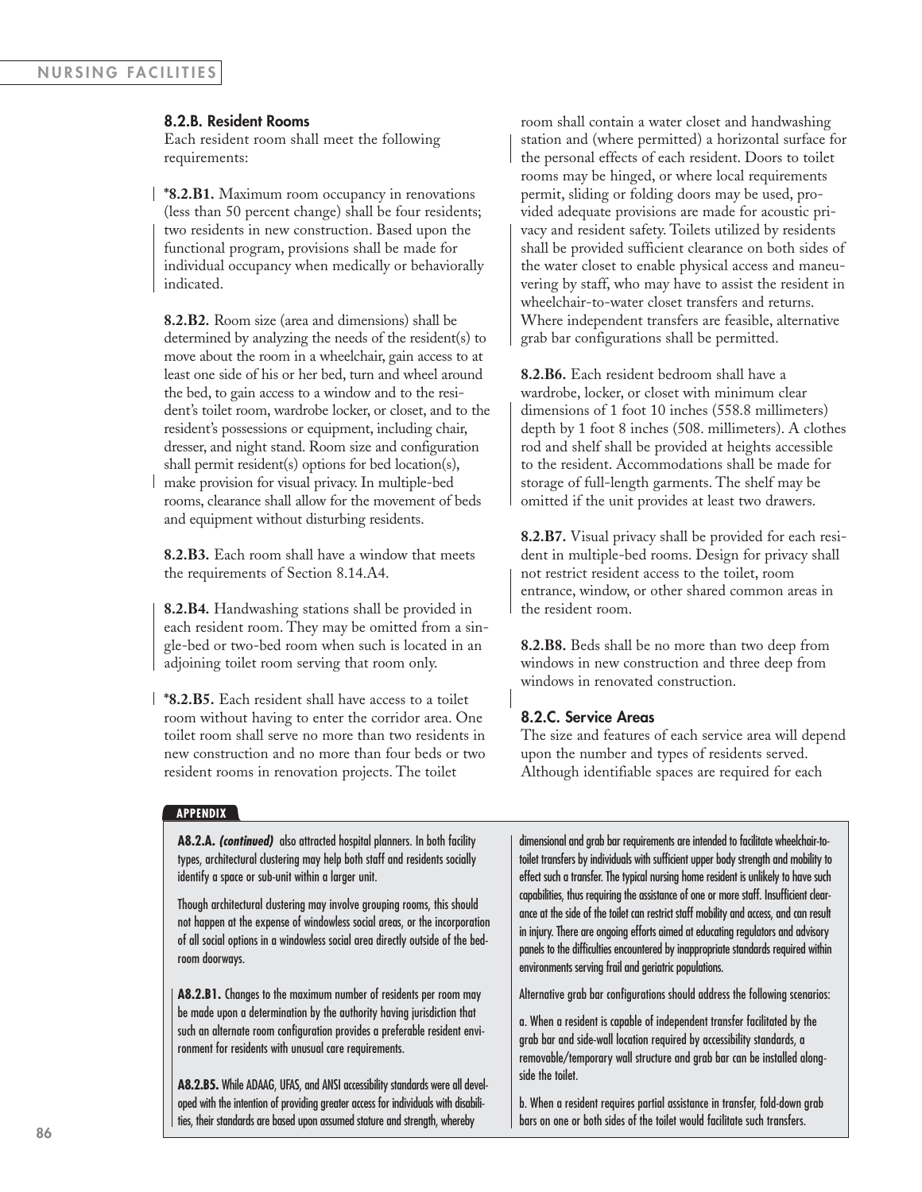### 8.2.B. Resident Rooms

Each resident room shall meet the following requirements:

***8.2.B1.** Maximum room occupancy in renovations (less than 50 percent change) shall be four residents; two residents in new construction. Based upon the functional program, provisions shall be made for individual occupancy when medically or behaviorally indicated.

**8.2.B2.** Room size (area and dimensions) shall be determined by analyzing the needs of the resident(s) to move about the room in a wheelchair, gain access to at least one side of his or her bed, turn and wheel around the bed, to gain access to a window and to the resident's toilet room, wardrobe locker, or closet, and to the resident's possessions or equipment, including chair, dresser, and night stand. Room size and configuration shall permit resident(s) options for bed location(s), make provision for visual privacy. In multiple-bed rooms, clearance shall allow for the movement of beds and equipment without disturbing residents.

**8.2.B3.** Each room shall have a window that meets the requirements of Section 8.14.A4.

**8.2.B4.** Handwashing stations shall be provided in each resident room. They may be omitted from a single-bed or two-bed room when such is located in an adjoining toilet room serving that room only.

***8.2.B5.** Each resident shall have access to a toilet room without having to enter the corridor area. One toilet room shall serve no more than two residents in new construction and no more than four beds or two resident rooms in renovation projects. The toilet room shall contain a water closet and handwashing station and (where permitted) a horizontal surface for the personal effects of each resident. Doors to toilet rooms may be hinged, or where local requirements permit, sliding or folding doors may be used, provided adequate provisions are made for acoustic privacy and resident safety. Toilets utilized by residents shall be provided sufficient clearance on both sides of the water closet to enable physical access and maneuvering by staff, who may have to assist the resident in wheelchair-to-water closet transfers and returns. Where independent transfers are feasible, alternative grab bar configurations shall be permitted.

**8.2.B6.** Each resident bedroom shall have a wardrobe, locker, or closet with minimum clear dimensions of 1 foot 10 inches (558.8 millimeters) depth by 1 foot 8 inches (508. millimeters). A clothes rod and shelf shall be provided at heights accessible to the resident. Accommodations shall be made for storage of full-length garments. The shelf may be omitted if the unit provides at least two drawers.

**8.2.B7.** Visual privacy shall be provided for each resident in multiple-bed rooms. Design for privacy shall not restrict resident access to the toilet, room entrance, window, or other shared common areas in the resident room.

**8.2.B8.** Beds shall be no more than two deep from windows in new construction and three deep from windows in renovated construction.

### 8.2.C. Service Areas

The size and features of each service area will depend upon the number and types of residents served. Although identifiable spaces are required for each

---

**APPENDIX**

**A8.2.A. *(continued)*** also attracted hospital planners. In both facility types, architectural clustering may help both staff and residents socially identify a space or sub-unit within a larger unit.

Though architectural clustering may involve grouping rooms, this should not happen at the expense of windowless social areas, or the incorporation of all social options in a windowless social area directly outside of the bedroom doorways.

**A8.2.B1.** Changes to the maximum number of residents per room may be made upon a determination by the authority having jurisdiction that such an alternate room configuration provides a preferable resident environment for residents with unusual care requirements.

**A8.2.B5.** While ADAAG, UFAS, and ANSI accessibility standards were all developed with the intention of providing greater access for individuals with disabilities, their standards are based upon assumed stature and strength, whereby dimensional and grab bar requirements are intended to facilitate wheelchair-to-toilet transfers by individuals with sufficient upper body strength and mobility to effect such a transfer. The typical nursing home resident is unlikely to have such capabilities, thus requiring the assistance of one or more staff. Insufficient clearance at the side of the toilet can restrict staff mobility and access, and can result in injury. There are ongoing efforts aimed at educating regulators and advisory panels to the difficulties encountered by inappropriate standards required within environments serving frail and geriatric populations.

Alternative grab bar configurations should address the following scenarios:

a. When a resident is capable of independent transfer facilitated by the grab bar and side-wall location required by accessibility standards, a removable/temporary wall structure and grab bar can be installed alongside the toilet.

b. When a resident requires partial assistance in transfer, fold-down grab bars on one or both sides of the toilet would facilitate such transfers.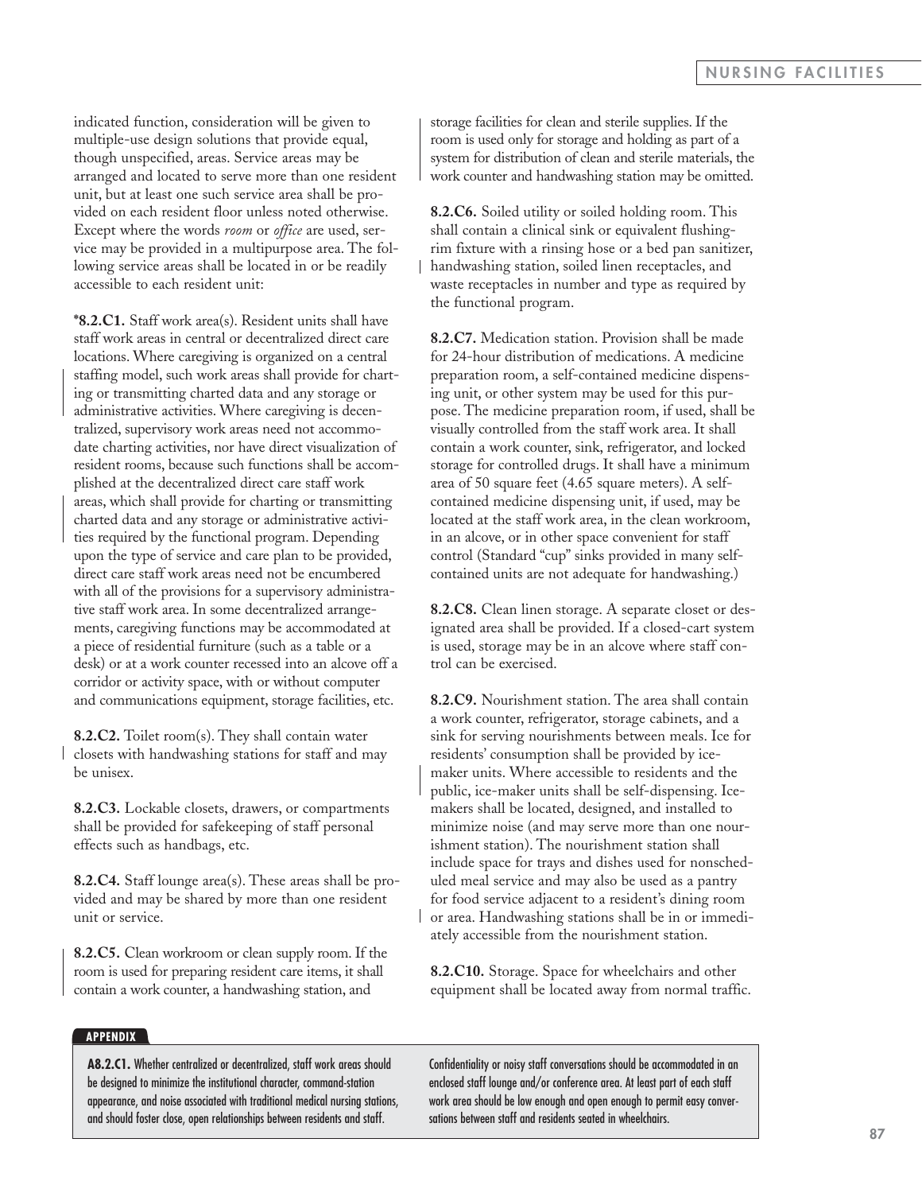indicated function, consideration will be given to multiple-use design solutions that provide equal, though unspecified, areas. Service areas may be arranged and located to serve more than one resident unit, but at least one such service area shall be provided on each resident floor unless noted otherwise. Except where the words *room* or *office* are used, service may be provided in a multipurpose area. The following service areas shall be located in or be readily accessible to each resident unit:

**\*8.2.C1.** Staff work area(s). Resident units shall have staff work areas in central or decentralized direct care locations. Where caregiving is organized on a central staffing model, such work areas shall provide for charting or transmitting charted data and any storage or administrative activities. Where caregiving is decentralized, supervisory work areas need not accommodate charting activities, nor have direct visualization of resident rooms, because such functions shall be accomplished at the decentralized direct care staff work areas, which shall provide for charting or transmitting charted data and any storage or administrative activities required by the functional program. Depending upon the type of service and care plan to be provided, direct care staff work areas need not be encumbered with all of the provisions for a supervisory administrative staff work area. In some decentralized arrangements, caregiving functions may be accommodated at a piece of residential furniture (such as a table or a desk) or at a work counter recessed into an alcove off a corridor or activity space, with or without computer and communications equipment, storage facilities, etc.

**8.2.C2.** Toilet room(s). They shall contain water closets with handwashing stations for staff and may be unisex.

**8.2.C3.** Lockable closets, drawers, or compartments shall be provided for safekeeping of staff personal effects such as handbags, etc.

**8.2.C4.** Staff lounge area(s). These areas shall be provided and may be shared by more than one resident unit or service.

**8.2.C5.** Clean workroom or clean supply room. If the room is used for preparing resident care items, it shall contain a work counter, a handwashing station, and storage facilities for clean and sterile supplies. If the room is used only for storage and holding as part of a system for distribution of clean and sterile materials, the work counter and handwashing station may be omitted.

**8.2.C6.** Soiled utility or soiled holding room. This shall contain a clinical sink or equivalent flushing-rim fixture with a rinsing hose or a bed pan sanitizer, handwashing station, soiled linen receptacles, and waste receptacles in number and type as required by the functional program.

**8.2.C7.** Medication station. Provision shall be made for 24-hour distribution of medications. A medicine preparation room, a self-contained medicine dispensing unit, or other system may be used for this purpose. The medicine preparation room, if used, shall be visually controlled from the staff work area. It shall contain a work counter, sink, refrigerator, and locked storage for controlled drugs. It shall have a minimum area of 50 square feet (4.65 square meters). A self-contained medicine dispensing unit, if used, may be located at the staff work area, in the clean workroom, in an alcove, or in other space convenient for staff control (Standard "cup" sinks provided in many self-contained units are not adequate for handwashing.)

**8.2.C8.** Clean linen storage. A separate closet or designated area shall be provided. If a closed-cart system is used, storage may be in an alcove where staff control can be exercised.

**8.2.C9.** Nourishment station. The area shall contain a work counter, refrigerator, storage cabinets, and a sink for serving nourishments between meals. Ice for residents' consumption shall be provided by ice-maker units. Where accessible to residents and the public, ice-maker units shall be self-dispensing. Ice-makers shall be located, designed, and installed to minimize noise (and may serve more than one nourishment station). The nourishment station shall include space for trays and dishes used for nonscheduled meal service and may also be used as a pantry for food service adjacent to a resident's dining room or area. Handwashing stations shall be in or immediately accessible from the nourishment station.

**8.2.C10.** Storage. Space for wheelchairs and other equipment shall be located away from normal traffic.

**APPENDIX**

**A8.2.C1.** Whether centralized or decentralized, staff work areas should be designed to minimize the institutional character, command-station appearance, and noise associated with traditional medical nursing stations, and should foster close, open relationships between residents and staff. Confidentiality or noisy staff conversations should be accommodated in an enclosed staff lounge and/or conference area. At least part of each staff work area should be low enough and open enough to permit easy conversations between staff and residents seated in wheelchairs.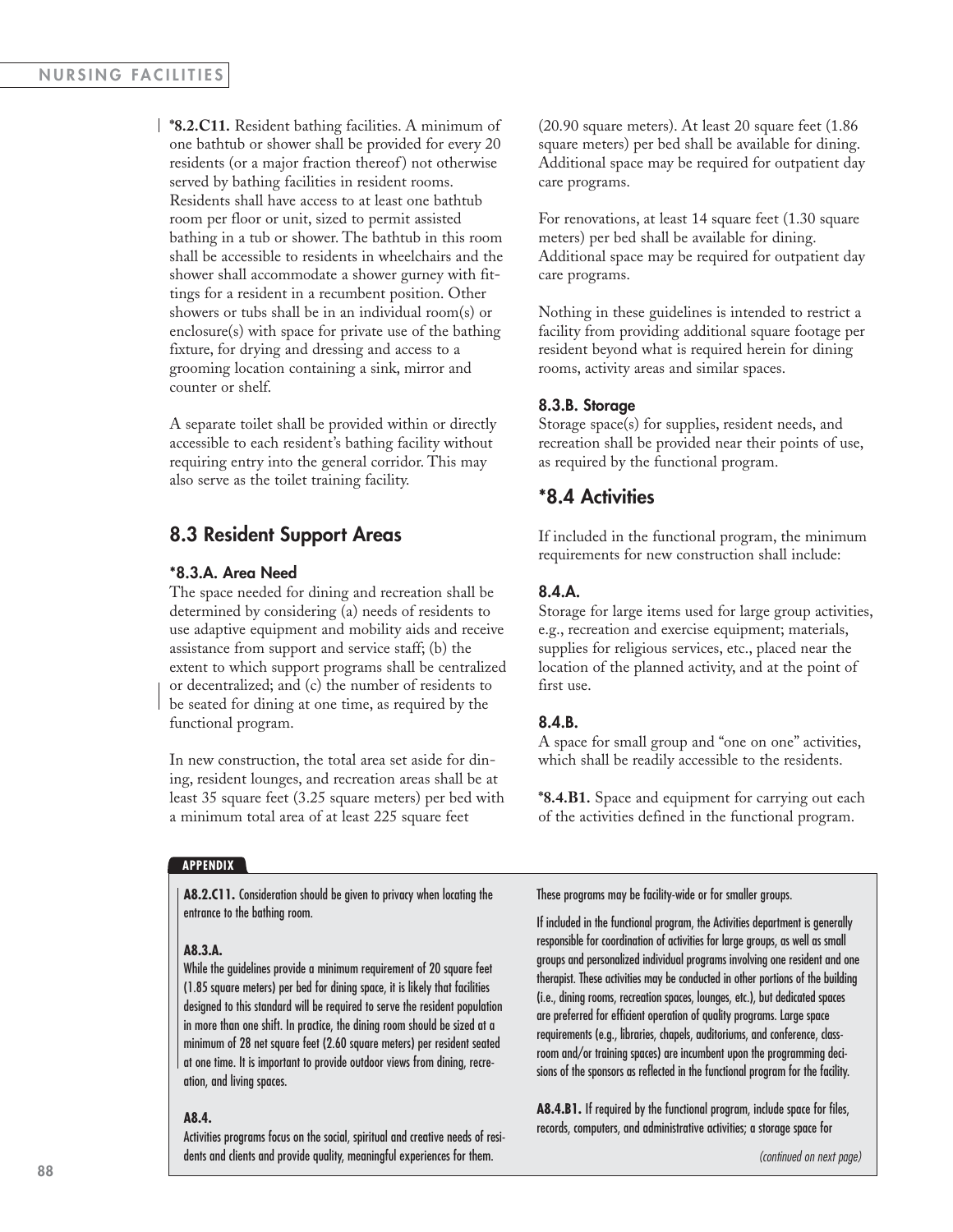**\*8.2.C11.** Resident bathing facilities. A minimum of one bathtub or shower shall be provided for every 20 residents (or a major fraction thereof) not otherwise served by bathing facilities in resident rooms. Residents shall have access to at least one bathtub room per floor or unit, sized to permit assisted bathing in a tub or shower. The bathtub in this room shall be accessible to residents in wheelchairs and the shower shall accommodate a shower gurney with fittings for a resident in a recumbent position. Other showers or tubs shall be in an individual room(s) or enclosure(s) with space for private use of the bathing fixture, for drying and dressing and access to a grooming location containing a sink, mirror and counter or shelf.

A separate toilet shall be provided within or directly accessible to each resident's bathing facility without requiring entry into the general corridor. This may also serve as the toilet training facility.

## 8.3 Resident Support Areas

### \*8.3.A. Area Need

The space needed for dining and recreation shall be determined by considering (a) needs of residents to use adaptive equipment and mobility aids and receive assistance from support and service staff; (b) the extent to which support programs shall be centralized or decentralized; and (c) the number of residents to be seated for dining at one time, as required by the functional program.

In new construction, the total area set aside for dining, resident lounges, and recreation areas shall be at least 35 square feet (3.25 square meters) per bed with a minimum total area of at least 225 square feet (20.90 square meters). At least 20 square feet (1.86 square meters) per bed shall be available for dining. Additional space may be required for outpatient day care programs.

For renovations, at least 14 square feet (1.30 square meters) per bed shall be available for dining. Additional space may be required for outpatient day care programs.

Nothing in these guidelines is intended to restrict a facility from providing additional square footage per resident beyond what is required herein for dining rooms, activity areas and similar spaces.

### 8.3.B. Storage

Storage space(s) for supplies, resident needs, and recreation shall be provided near their points of use, as required by the functional program.

## \*8.4 Activities

If included in the functional program, the minimum requirements for new construction shall include:

### 8.4.A.

Storage for large items used for large group activities, e.g., recreation and exercise equipment; materials, supplies for religious services, etc., placed near the location of the planned activity, and at the point of first use.

### 8.4.B.

A space for small group and "one on one" activities, which shall be readily accessible to the residents.

**\*8.4.B1.** Space and equipment for carrying out each of the activities defined in the functional program.

**APPENDIX**

**A8.2.C11.** Consideration should be given to privacy when locating the entrance to the bathing room.

**A8.3.A.**
While the guidelines provide a minimum requirement of 20 square feet (1.85 square meters) per bed for dining space, it is likely that facilities designed to this standard will be required to serve the resident population in more than one shift. In practice, the dining room should be sized at a minimum of 28 net square feet (2.60 square meters) per resident seated at one time. It is important to provide outdoor views from dining, recreation, and living spaces.

**A8.4.**
Activities programs focus on the social, spiritual and creative needs of residents and clients and provide quality, meaningful experiences for them. These programs may be facility-wide or for smaller groups.

If included in the functional program, the Activities department is generally responsible for coordination of activities for large groups, as well as small groups and personalized individual programs involving one resident and one therapist. These activities may be conducted in other portions of the building (i.e., dining rooms, recreation spaces, lounges, etc.), but dedicated spaces are preferred for efficient operation of quality programs. Large space requirements (e.g., libraries, chapels, auditoriums, and conference, classroom and/or training spaces) are incumbent upon the programming decisions of the sponsors as reflected in the functional program for the facility.

**A8.4.B1.** If required by the functional program, include space for files, records, computers, and administrative activities; a storage space for

*(continued on next page)*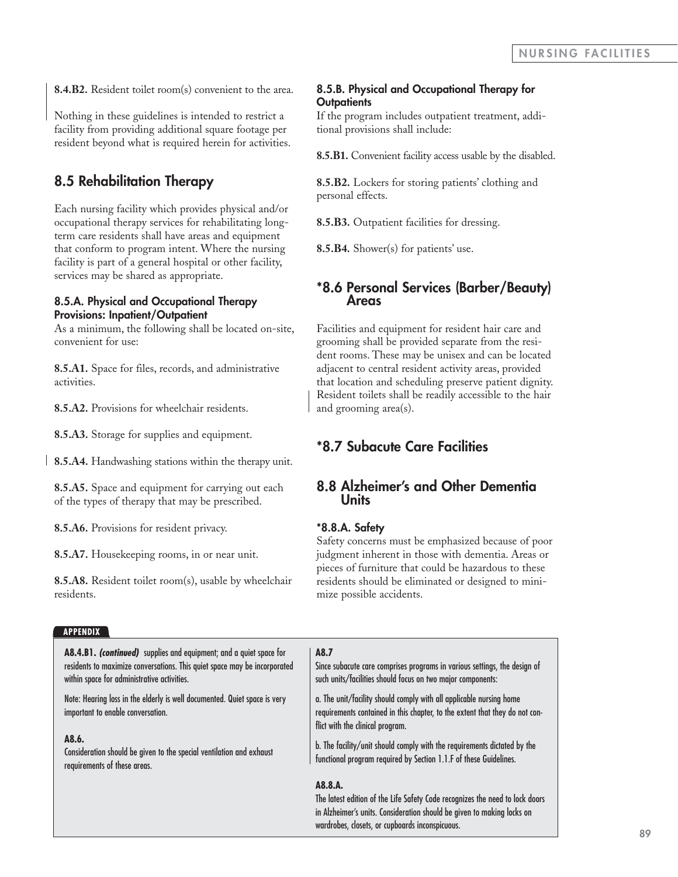**8.4.B2.** Resident toilet room(s) convenient to the area.

Nothing in these guidelines is intended to restrict a facility from providing additional square footage per resident beyond what is required herein for activities.

## 8.5 Rehabilitation Therapy

Each nursing facility which provides physical and/or occupational therapy services for rehabilitating long-term care residents shall have areas and equipment that conform to program intent. Where the nursing facility is part of a general hospital or other facility, services may be shared as appropriate.

### 8.5.A. Physical and Occupational Therapy Provisions: Inpatient/Outpatient

As a minimum, the following shall be located on-site, convenient for use:

**8.5.A1.** Space for files, records, and administrative activities.

**8.5.A2.** Provisions for wheelchair residents.

**8.5.A3.** Storage for supplies and equipment.

**8.5.A4.** Handwashing stations within the therapy unit.

**8.5.A5.** Space and equipment for carrying out each of the types of therapy that may be prescribed.

**8.5.A6.** Provisions for resident privacy.

**8.5.A7.** Housekeeping rooms, in or near unit.

**8.5.A8.** Resident toilet room(s), usable by wheelchair residents.

### 8.5.B. Physical and Occupational Therapy for Outpatients

If the program includes outpatient treatment, additional provisions shall include:

**8.5.B1.** Convenient facility access usable by the disabled.

**8.5.B2.** Lockers for storing patients' clothing and personal effects.

**8.5.B3.** Outpatient facilities for dressing.

**8.5.B4.** Shower(s) for patients' use.

## *8.6 Personal Services (Barber/Beauty) Areas

Facilities and equipment for resident hair care and grooming shall be provided separate from the resident rooms. These may be unisex and can be located adjacent to central resident activity areas, provided that location and scheduling preserve patient dignity. Resident toilets shall be readily accessible to the hair and grooming area(s).

## *8.7 Subacute Care Facilities

## 8.8 Alzheimer's and Other Dementia Units

### *8.8.A. Safety

Safety concerns must be emphasized because of poor judgment inherent in those with dementia. Areas or pieces of furniture that could be hazardous to these residents should be eliminated or designed to minimize possible accidents.

**APPENDIX**

**A8.4.B1.** ***(continued)*** supplies and equipment; and a quiet space for residents to maximize conversations. This quiet space may be incorporated within space for administrative activities.

Note: Hearing loss in the elderly is well documented. Quiet space is very important to enable conversation.

**A8.6.**

Consideration should be given to the special ventilation and exhaust requirements of these areas.

**A8.7**

Since subacute care comprises programs in various settings, the design of such units/facilities should focus on two major components:

a. The unit/facility should comply with all applicable nursing home requirements contained in this chapter, to the extent that they do not conflict with the clinical program.

b. The facility/unit should comply with the requirements dictated by the functional program required by Section 1.1.F of these Guidelines.

**A8.8.A.**

The latest edition of the Life Safety Code recognizes the need to lock doors in Alzheimer's units. Consideration should be given to making locks on wardrobes, closets, or cupboards inconspicuous.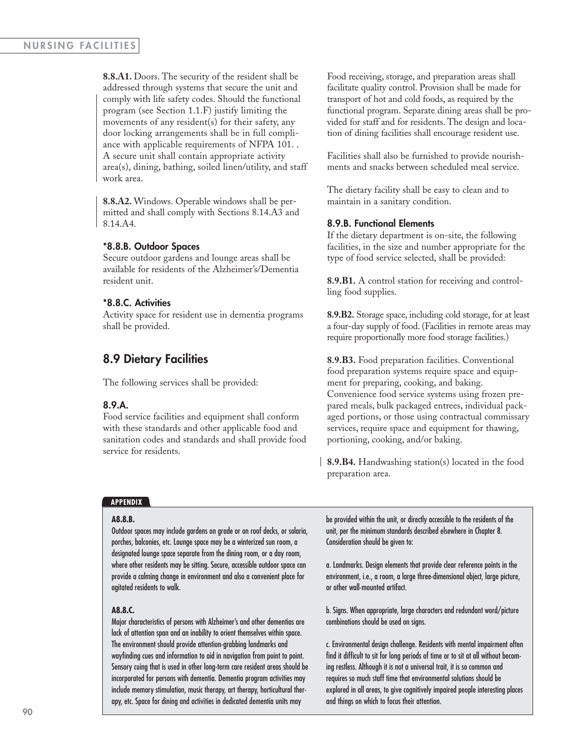**8.8.A1.** Doors. The security of the resident shall be addressed through systems that secure the unit and comply with life safety codes. Should the functional program (see Section 1.1.F) justify limiting the movements of any resident(s) for their safety, any door locking arrangements shall be in full compliance with applicable requirements of NFPA 101. . A secure unit shall contain appropriate activity area(s), dining, bathing, soiled linen/utility, and staff work area.

**8.8.A2.** Windows. Operable windows shall be permitted and shall comply with Sections 8.14.A3 and 8.14.A4.

### *8.8.B. Outdoor Spaces

Secure outdoor gardens and lounge areas shall be available for residents of the Alzheimer's/Dementia resident unit.

### *8.8.C. Activities

Activity space for resident use in dementia programs shall be provided.

## 8.9 Dietary Facilities

The following services shall be provided:

### 8.9.A.

Food service facilities and equipment shall conform with these standards and other applicable food and sanitation codes and standards and shall provide food service for residents.

Food receiving, storage, and preparation areas shall facilitate quality control. Provision shall be made for transport of hot and cold foods, as required by the functional program. Separate dining areas shall be provided for staff and for residents. The design and location of dining facilities shall encourage resident use.

Facilities shall also be furnished to provide nourishments and snacks between scheduled meal service.

The dietary facility shall be easy to clean and to maintain in a sanitary condition.

### 8.9.B. Functional Elements

If the dietary department is on-site, the following facilities, in the size and number appropriate for the type of food service selected, shall be provided:

**8.9.B1.** A control station for receiving and controlling food supplies.

**8.9.B2.** Storage space, including cold storage, for at least a four-day supply of food. (Facilities in remote areas may require proportionally more food storage facilities.)

**8.9.B3.** Food preparation facilities. Conventional food preparation systems require space and equipment for preparing, cooking, and baking. Convenience food service systems using frozen prepared meals, bulk packaged entrees, individual packaged portions, or those using contractual commissary services, require space and equipment for thawing, portioning, cooking, and/or baking.

**8.9.B4.** Handwashing station(s) located in the food preparation area.

**APPENDIX**

**A8.8.B.**

Outdoor spaces may include gardens on grade or on roof decks, or solaria, porches, balconies, etc. Lounge space may be a winterized sun room, a designated lounge space separate from the dining room, or a day room, where other residents may be sitting. Secure, accessible outdoor space can provide a calming change in environment and also a convenient place for agitated residents to walk.

**A8.8.C.**

Major characteristics of persons with Alzheimer's and other dementias are lack of attention span and an inability to orient themselves within space. The environment should provide attention-grabbing landmarks and wayfinding cues and information to aid in navigation from point to point. Sensory cuing that is used in other long-term care resident areas should be incorporated for persons with dementia. Dementia program activities may include memory stimulation, music therapy, art therapy, horticultural therapy, etc. Space for dining and activities in dedicated dementia units may be provided within the unit, or directly accessible to the residents of the unit, per the minimum standards described elsewhere in Chapter 8. Consideration should be given to:

a. Landmarks. Design elements that provide clear reference points in the environment, i.e., a room, a large three-dimensional object, large picture, or other wall-mounted artifact.

b. Signs. When appropriate, large characters and redundant word/picture combinations should be used on signs.

c. Environmental design challenge. Residents with mental impairment often find it difficult to sit for long periods of time or to sit at all without becoming restless. Although it is not a universal trait, it is so common and requires so much staff time that environmental solutions should be explored in all areas, to give cognitively impaired people interesting places and things on which to focus their attention.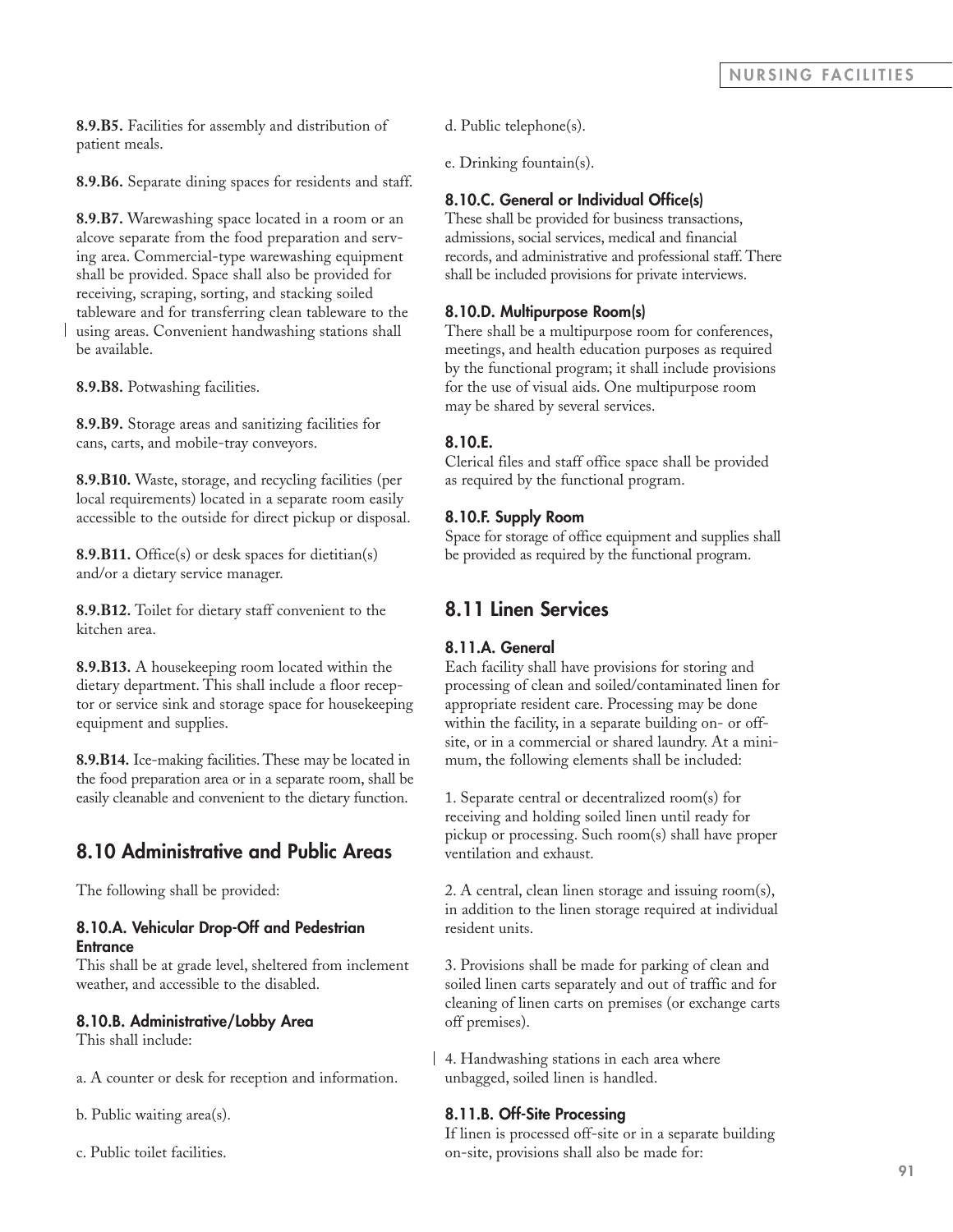**8.9.B5.** Facilities for assembly and distribution of patient meals.

**8.9.B6.** Separate dining spaces for residents and staff.

**8.9.B7.** Warewashing space located in a room or an alcove separate from the food preparation and serving area. Commercial-type warewashing equipment shall be provided. Space shall also be provided for receiving, scraping, sorting, and stacking soiled tableware and for transferring clean tableware to the using areas. Convenient handwashing stations shall be available.

**8.9.B8.** Potwashing facilities.

**8.9.B9.** Storage areas and sanitizing facilities for cans, carts, and mobile-tray conveyors.

**8.9.B10.** Waste, storage, and recycling facilities (per local requirements) located in a separate room easily accessible to the outside for direct pickup or disposal.

**8.9.B11.** Office(s) or desk spaces for dietitian(s) and/or a dietary service manager.

**8.9.B12.** Toilet for dietary staff convenient to the kitchen area.

**8.9.B13.** A housekeeping room located within the dietary department. This shall include a floor receptor or service sink and storage space for housekeeping equipment and supplies.

**8.9.B14.** Ice-making facilities. These may be located in the food preparation area or in a separate room, shall be easily cleanable and convenient to the dietary function.

## 8.10 Administrative and Public Areas

The following shall be provided:

### 8.10.A. Vehicular Drop-Off and Pedestrian Entrance

This shall be at grade level, sheltered from inclement weather, and accessible to the disabled.

### 8.10.B. Administrative/Lobby Area

This shall include:

a. A counter or desk for reception and information.

b. Public waiting area(s).

c. Public toilet facilities.

d. Public telephone(s).

e. Drinking fountain(s).

### 8.10.C. General or Individual Office(s)

These shall be provided for business transactions, admissions, social services, medical and financial records, and administrative and professional staff. There shall be included provisions for private interviews.

### 8.10.D. Multipurpose Room(s)

There shall be a multipurpose room for conferences, meetings, and health education purposes as required by the functional program; it shall include provisions for the use of visual aids. One multipurpose room may be shared by several services.

### 8.10.E.

Clerical files and staff office space shall be provided as required by the functional program.

### 8.10.F. Supply Room

Space for storage of office equipment and supplies shall be provided as required by the functional program.

## 8.11 Linen Services

### 8.11.A. General

Each facility shall have provisions for storing and processing of clean and soiled/contaminated linen for appropriate resident care. Processing may be done within the facility, in a separate building on- or off-site, or in a commercial or shared laundry. At a minimum, the following elements shall be included:

1. Separate central or decentralized room(s) for receiving and holding soiled linen until ready for pickup or processing. Such room(s) shall have proper ventilation and exhaust.

2. A central, clean linen storage and issuing room(s), in addition to the linen storage required at individual resident units.

3. Provisions shall be made for parking of clean and soiled linen carts separately and out of traffic and for cleaning of linen carts on premises (or exchange carts off premises).

4. Handwashing stations in each area where unbagged, soiled linen is handled.

### 8.11.B. Off-Site Processing

If linen is processed off-site or in a separate building on-site, provisions shall also be made for: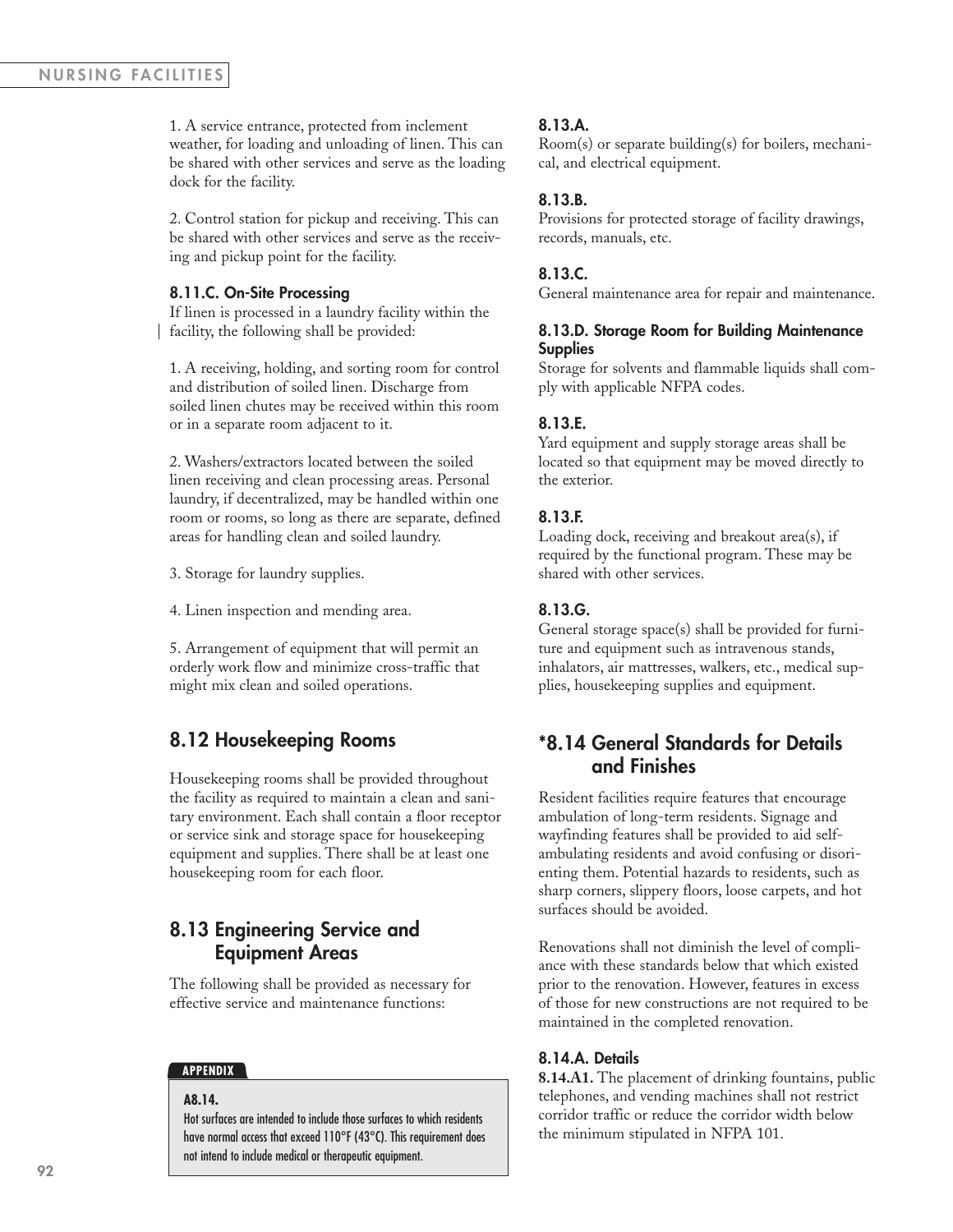1. A service entrance, protected from inclement weather, for loading and unloading of linen. This can be shared with other services and serve as the loading dock for the facility.

2. Control station for pickup and receiving. This can be shared with other services and serve as the receiving and pickup point for the facility.

#### 8.11.C. On-Site Processing

If linen is processed in a laundry facility within the facility, the following shall be provided:

1. A receiving, holding, and sorting room for control and distribution of soiled linen. Discharge from soiled linen chutes may be received within this room or in a separate room adjacent to it.

2. Washers/extractors located between the soiled linen receiving and clean processing areas. Personal laundry, if decentralized, may be handled within one room or rooms, so long as there are separate, defined areas for handling clean and soiled laundry.

3. Storage for laundry supplies.

4. Linen inspection and mending area.

5. Arrangement of equipment that will permit an orderly work flow and minimize cross-traffic that might mix clean and soiled operations.

## 8.12 Housekeeping Rooms

Housekeeping rooms shall be provided throughout the facility as required to maintain a clean and sanitary environment. Each shall contain a floor receptor or service sink and storage space for housekeeping equipment and supplies. There shall be at least one housekeeping room for each floor.

## 8.13 Engineering Service and Equipment Areas

The following shall be provided as necessary for effective service and maintenance functions:

#### 8.13.A.

Room(s) or separate building(s) for boilers, mechanical, and electrical equipment.

#### 8.13.B.

Provisions for protected storage of facility drawings, records, manuals, etc.

#### 8.13.C.

General maintenance area for repair and maintenance.

#### 8.13.D. Storage Room for Building Maintenance Supplies

Storage for solvents and flammable liquids shall comply with applicable NFPA codes.

#### 8.13.E.

Yard equipment and supply storage areas shall be located so that equipment may be moved directly to the exterior.

#### 8.13.F.

Loading dock, receiving and breakout area(s), if required by the functional program. These may be shared with other services.

#### 8.13.G.

General storage space(s) shall be provided for furniture and equipment such as intravenous stands, inhalators, air mattresses, walkers, etc., medical supplies, housekeeping supplies and equipment.

## *8.14 General Standards for Details and Finishes

Resident facilities require features that encourage ambulation of long-term residents. Signage and wayfinding features shall be provided to aid self-ambulating residents and avoid confusing or disorienting them. Potential hazards to residents, such as sharp corners, slippery floors, loose carpets, and hot surfaces should be avoided.

Renovations shall not diminish the level of compliance with these standards below that which existed prior to the renovation. However, features in excess of those for new constructions are not required to be maintained in the completed renovation.

#### 8.14.A. Details

**8.14.A1.** The placement of drinking fountains, public telephones, and vending machines shall not restrict corridor traffic or reduce the corridor width below the minimum stipulated in NFPA 101.

> **APPENDIX**
>
> **A8.14.**
> Hot surfaces are intended to include those surfaces to which residents have normal access that exceed 110°F (43°C). This requirement does not intend to include medical or therapeutic equipment.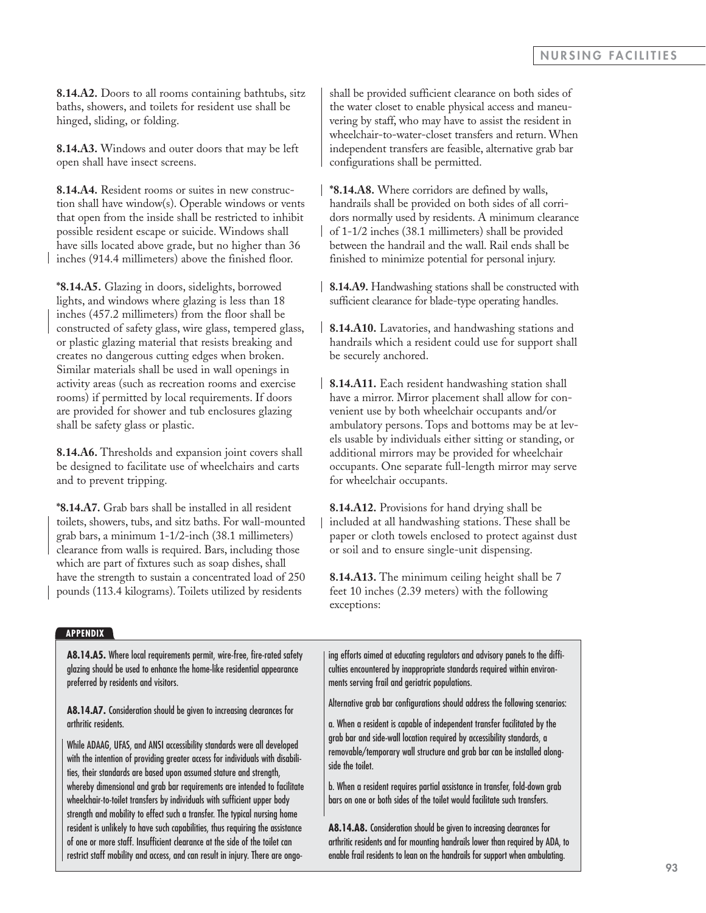**8.14.A2.** Doors to all rooms containing bathtubs, sitz baths, showers, and toilets for resident use shall be hinged, sliding, or folding.

**8.14.A3.** Windows and outer doors that may be left open shall have insect screens.

**8.14.A4.** Resident rooms or suites in new construction shall have window(s). Operable windows or vents that open from the inside shall be restricted to inhibit possible resident escape or suicide. Windows shall have sills located above grade, but no higher than 36 inches (914.4 millimeters) above the finished floor.

***8.14.A5.** Glazing in doors, sidelights, borrowed lights, and windows where glazing is less than 18 inches (457.2 millimeters) from the floor shall be constructed of safety glass, wire glass, tempered glass, or plastic glazing material that resists breaking and creates no dangerous cutting edges when broken. Similar materials shall be used in wall openings in activity areas (such as recreation rooms and exercise rooms) if permitted by local requirements. If doors are provided for shower and tub enclosures glazing shall be safety glass or plastic.

**8.14.A6.** Thresholds and expansion joint covers shall be designed to facilitate use of wheelchairs and carts and to prevent tripping.

***8.14.A7.** Grab bars shall be installed in all resident toilets, showers, tubs, and sitz baths. For wall-mounted grab bars, a minimum 1-1/2-inch (38.1 millimeters) clearance from walls is required. Bars, including those which are part of fixtures such as soap dishes, shall have the strength to sustain a concentrated load of 250 pounds (113.4 kilograms). Toilets utilized by residents shall be provided sufficient clearance on both sides of the water closet to enable physical access and maneuvering by staff, who may have to assist the resident in wheelchair-to-water-closet transfers and return. When independent transfers are feasible, alternative grab bar configurations shall be permitted.

***8.14.A8.** Where corridors are defined by walls, handrails shall be provided on both sides of all corridors normally used by residents. A minimum clearance of 1-1/2 inches (38.1 millimeters) shall be provided between the handrail and the wall. Rail ends shall be finished to minimize potential for personal injury.

**8.14.A9.** Handwashing stations shall be constructed with sufficient clearance for blade-type operating handles.

**8.14.A10.** Lavatories, and handwashing stations and handrails which a resident could use for support shall be securely anchored.

**8.14.A11.** Each resident handwashing station shall have a mirror. Mirror placement shall allow for convenient use by both wheelchair occupants and/or ambulatory persons. Tops and bottoms may be at levels usable by individuals either sitting or standing, or additional mirrors may be provided for wheelchair occupants. One separate full-length mirror may serve for wheelchair occupants.

**8.14.A12.** Provisions for hand drying shall be included at all handwashing stations. These shall be paper or cloth towels enclosed to protect against dust or soil and to ensure single-unit dispensing.

**8.14.A13.** The minimum ceiling height shall be 7 feet 10 inches (2.39 meters) with the following exceptions:

**APPENDIX**

**A8.14.A5.** Where local requirements permit, wire-free, fire-rated safety glazing should be used to enhance the home-like residential appearance preferred by residents and visitors.

**A8.14.A7.** Consideration should be given to increasing clearances for arthritic residents.

While ADAAG, UFAS, and ANSI accessibility standards were all developed with the intention of providing greater access for individuals with disabilities, their standards are based upon assumed stature and strength, whereby dimensional and grab bar requirements are intended to facilitate wheelchair-to-toilet transfers by individuals with sufficient upper body strength and mobility to effect such a transfer. The typical nursing home resident is unlikely to have such capabilities, thus requiring the assistance of one or more staff. Insufficient clearance at the side of the toilet can restrict staff mobility and access, and can result in injury. There are ongoing efforts aimed at educating regulators and advisory panels to the difficulties encountered by inappropriate standards required within environments serving frail and geriatric populations.

Alternative grab bar configurations should address the following scenarios:

a. When a resident is capable of independent transfer facilitated by the grab bar and side-wall location required by accessibility standards, a removable/temporary wall structure and grab bar can be installed alongside the toilet.

b. When a resident requires partial assistance in transfer, fold-down grab bars on one or both sides of the toilet would facilitate such transfers.

**A8.14.A8.** Consideration should be given to increasing clearances for arthritic residents and for mounting handrails lower than required by ADA, to enable frail residents to lean on the handrails for support when ambulating.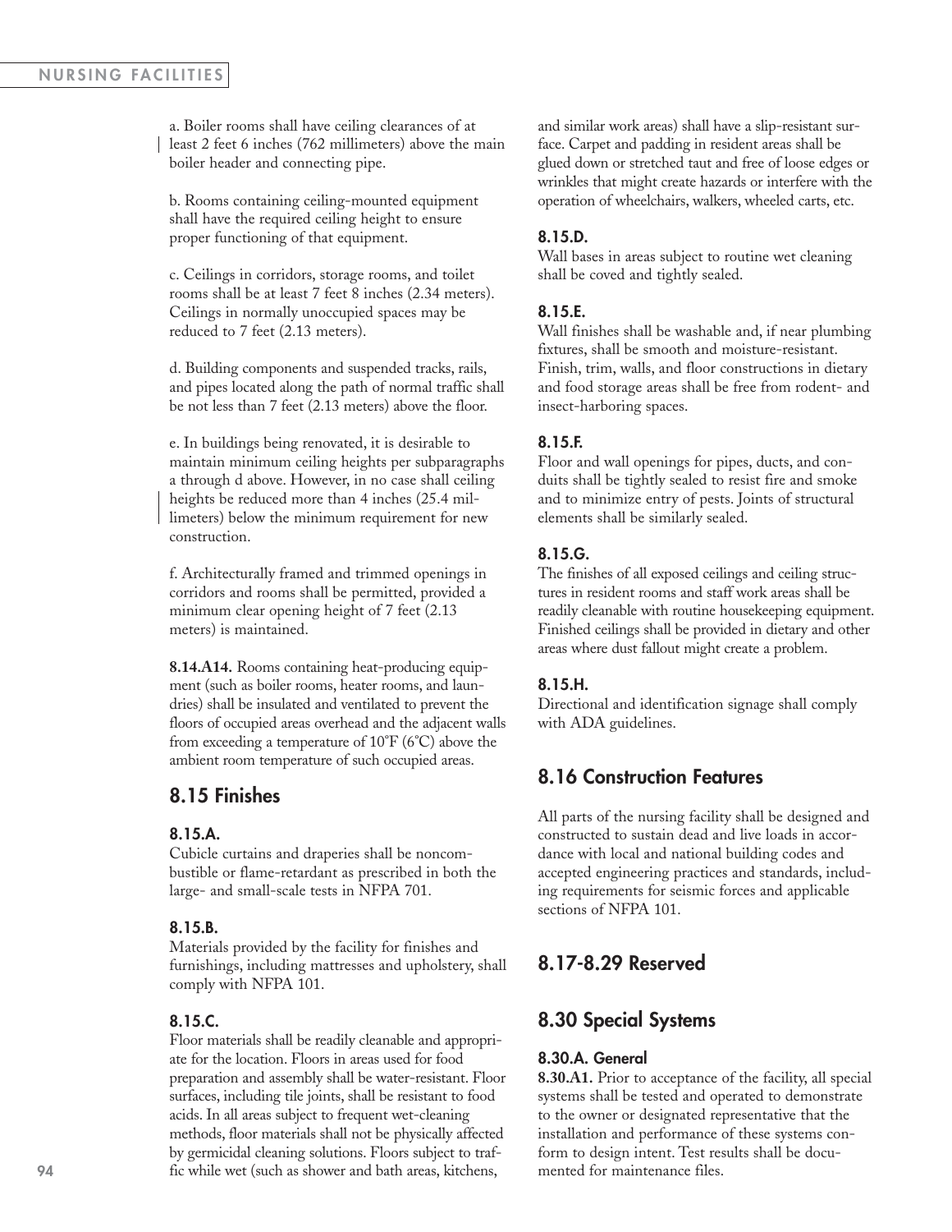a. Boiler rooms shall have ceiling clearances of at least 2 feet 6 inches (762 millimeters) above the main boiler header and connecting pipe.

b. Rooms containing ceiling-mounted equipment shall have the required ceiling height to ensure proper functioning of that equipment.

c. Ceilings in corridors, storage rooms, and toilet rooms shall be at least 7 feet 8 inches (2.34 meters). Ceilings in normally unoccupied spaces may be reduced to 7 feet (2.13 meters).

d. Building components and suspended tracks, rails, and pipes located along the path of normal traffic shall be not less than 7 feet (2.13 meters) above the floor.

e. In buildings being renovated, it is desirable to maintain minimum ceiling heights per subparagraphs a through d above. However, in no case shall ceiling heights be reduced more than 4 inches (25.4 millimeters) below the minimum requirement for new construction.

f. Architecturally framed and trimmed openings in corridors and rooms shall be permitted, provided a minimum clear opening height of 7 feet (2.13 meters) is maintained.

**8.14.A14.** Rooms containing heat-producing equipment (such as boiler rooms, heater rooms, and laundries) shall be insulated and ventilated to prevent the floors of occupied areas overhead and the adjacent walls from exceeding a temperature of 10°F (6°C) above the ambient room temperature of such occupied areas.

## 8.15 Finishes

### 8.15.A.

Cubicle curtains and draperies shall be noncombustible or flame-retardant as prescribed in both the large- and small-scale tests in NFPA 701.

### 8.15.B.

Materials provided by the facility for finishes and furnishings, including mattresses and upholstery, shall comply with NFPA 101.

### 8.15.C.

Floor materials shall be readily cleanable and appropriate for the location. Floors in areas used for food preparation and assembly shall be water-resistant. Floor surfaces, including tile joints, shall be resistant to food acids. In all areas subject to frequent wet-cleaning methods, floor materials shall not be physically affected by germicidal cleaning solutions. Floors subject to traffic while wet (such as shower and bath areas, kitchens, and similar work areas) shall have a slip-resistant surface. Carpet and padding in resident areas shall be glued down or stretched taut and free of loose edges or wrinkles that might create hazards or interfere with the operation of wheelchairs, walkers, wheeled carts, etc.

### 8.15.D.

Wall bases in areas subject to routine wet cleaning shall be coved and tightly sealed.

### 8.15.E.

Wall finishes shall be washable and, if near plumbing fixtures, shall be smooth and moisture-resistant. Finish, trim, walls, and floor constructions in dietary and food storage areas shall be free from rodent- and insect-harboring spaces.

### 8.15.F.

Floor and wall openings for pipes, ducts, and conduits shall be tightly sealed to resist fire and smoke and to minimize entry of pests. Joints of structural elements shall be similarly sealed.

### 8.15.G.

The finishes of all exposed ceilings and ceiling structures in resident rooms and staff work areas shall be readily cleanable with routine housekeeping equipment. Finished ceilings shall be provided in dietary and other areas where dust fallout might create a problem.

### 8.15.H.

Directional and identification signage shall comply with ADA guidelines.

## 8.16 Construction Features

All parts of the nursing facility shall be designed and constructed to sustain dead and live loads in accordance with local and national building codes and accepted engineering practices and standards, including requirements for seismic forces and applicable sections of NFPA 101.

## 8.17-8.29 Reserved

## 8.30 Special Systems

### 8.30.A. General

**8.30.A1.** Prior to acceptance of the facility, all special systems shall be tested and operated to demonstrate to the owner or designated representative that the installation and performance of these systems conform to design intent. Test results shall be documented for maintenance files.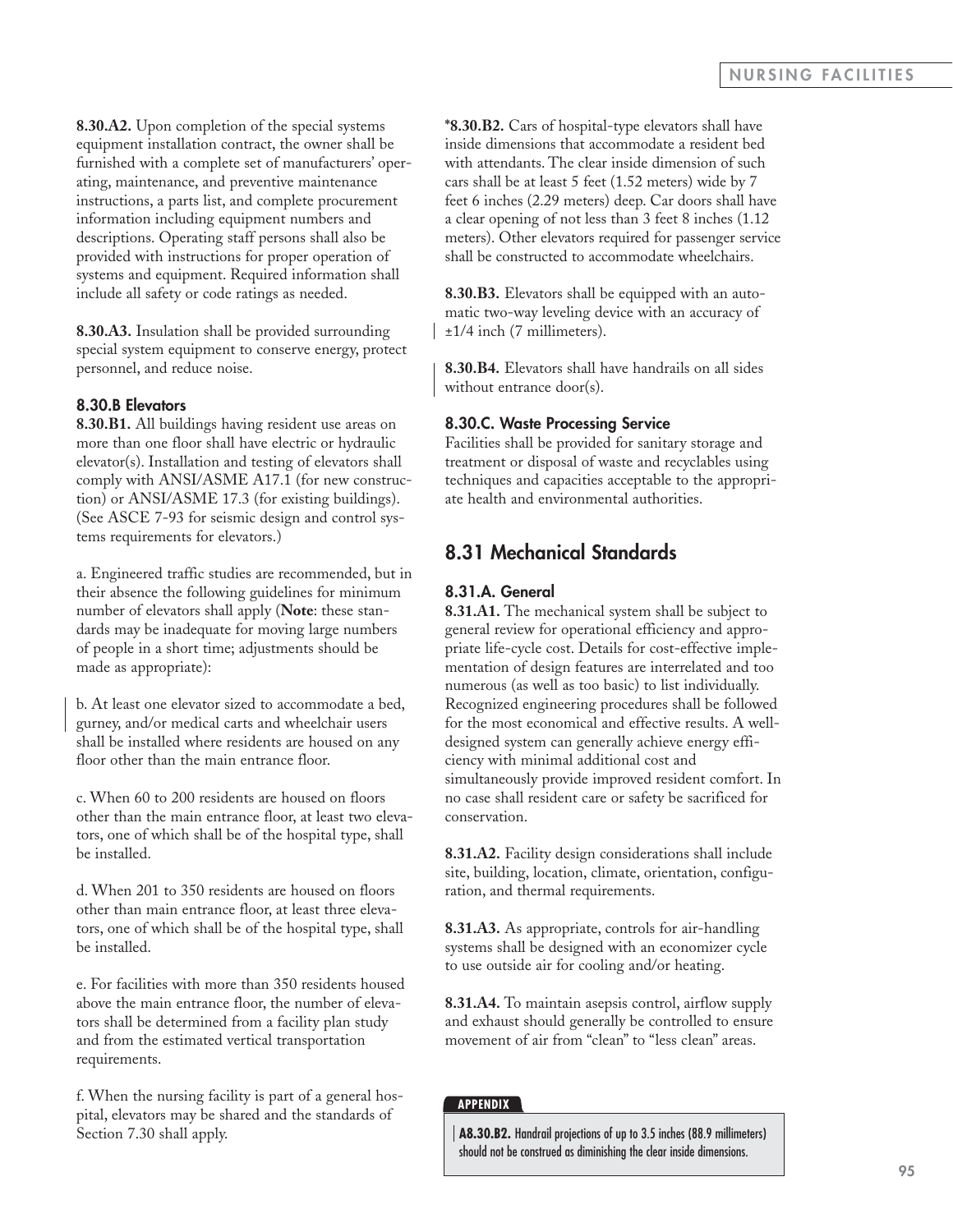**8.30.A2.** Upon completion of the special systems equipment installation contract, the owner shall be furnished with a complete set of manufacturers' operating, maintenance, and preventive maintenance instructions, a parts list, and complete procurement information including equipment numbers and descriptions. Operating staff persons shall also be provided with instructions for proper operation of systems and equipment. Required information shall include all safety or code ratings as needed.

**8.30.A3.** Insulation shall be provided surrounding special system equipment to conserve energy, protect personnel, and reduce noise.

### 8.30.B Elevators

**8.30.B1.** All buildings having resident use areas on more than one floor shall have electric or hydraulic elevator(s). Installation and testing of elevators shall comply with ANSI/ASME A17.1 (for new construction) or ANSI/ASME 17.3 (for existing buildings). (See ASCE 7-93 for seismic design and control systems requirements for elevators.)

a. Engineered traffic studies are recommended, but in their absence the following guidelines for minimum number of elevators shall apply (**Note**: these standards may be inadequate for moving large numbers of people in a short time; adjustments should be made as appropriate):

b. At least one elevator sized to accommodate a bed, gurney, and/or medical carts and wheelchair users shall be installed where residents are housed on any floor other than the main entrance floor.

c. When 60 to 200 residents are housed on floors other than the main entrance floor, at least two elevators, one of which shall be of the hospital type, shall be installed.

d. When 201 to 350 residents are housed on floors other than main entrance floor, at least three elevators, one of which shall be of the hospital type, shall be installed.

e. For facilities with more than 350 residents housed above the main entrance floor, the number of elevators shall be determined from a facility plan study and from the estimated vertical transportation requirements.

f. When the nursing facility is part of a general hospital, elevators may be shared and the standards of Section 7.30 shall apply.

**\*8.30.B2.** Cars of hospital-type elevators shall have inside dimensions that accommodate a resident bed with attendants. The clear inside dimension of such cars shall be at least 5 feet (1.52 meters) wide by 7 feet 6 inches (2.29 meters) deep. Car doors shall have a clear opening of not less than 3 feet 8 inches (1.12 meters). Other elevators required for passenger service shall be constructed to accommodate wheelchairs.

**8.30.B3.** Elevators shall be equipped with an automatic two-way leveling device with an accuracy of ±1/4 inch (7 millimeters).

**8.30.B4.** Elevators shall have handrails on all sides without entrance door(s).

### 8.30.C. Waste Processing Service

Facilities shall be provided for sanitary storage and treatment or disposal of waste and recyclables using techniques and capacities acceptable to the appropriate health and environmental authorities.

## 8.31 Mechanical Standards

### 8.31.A. General

**8.31.A1.** The mechanical system shall be subject to general review for operational efficiency and appropriate life-cycle cost. Details for cost-effective implementation of design features are interrelated and too numerous (as well as too basic) to list individually. Recognized engineering procedures shall be followed for the most economical and effective results. A well-designed system can generally achieve energy efficiency with minimal additional cost and simultaneously provide improved resident comfort. In no case shall resident care or safety be sacrificed for conservation.

**8.31.A2.** Facility design considerations shall include site, building, location, climate, orientation, configuration, and thermal requirements.

**8.31.A3.** As appropriate, controls for air-handling systems shall be designed with an economizer cycle to use outside air for cooling and/or heating.

**8.31.A4.** To maintain asepsis control, airflow supply and exhaust should generally be controlled to ensure movement of air from "clean" to "less clean" areas.

**APPENDIX**

**A8.30.B2.** Handrail projections of up to 3.5 inches (88.9 millimeters) should not be construed as diminishing the clear inside dimensions.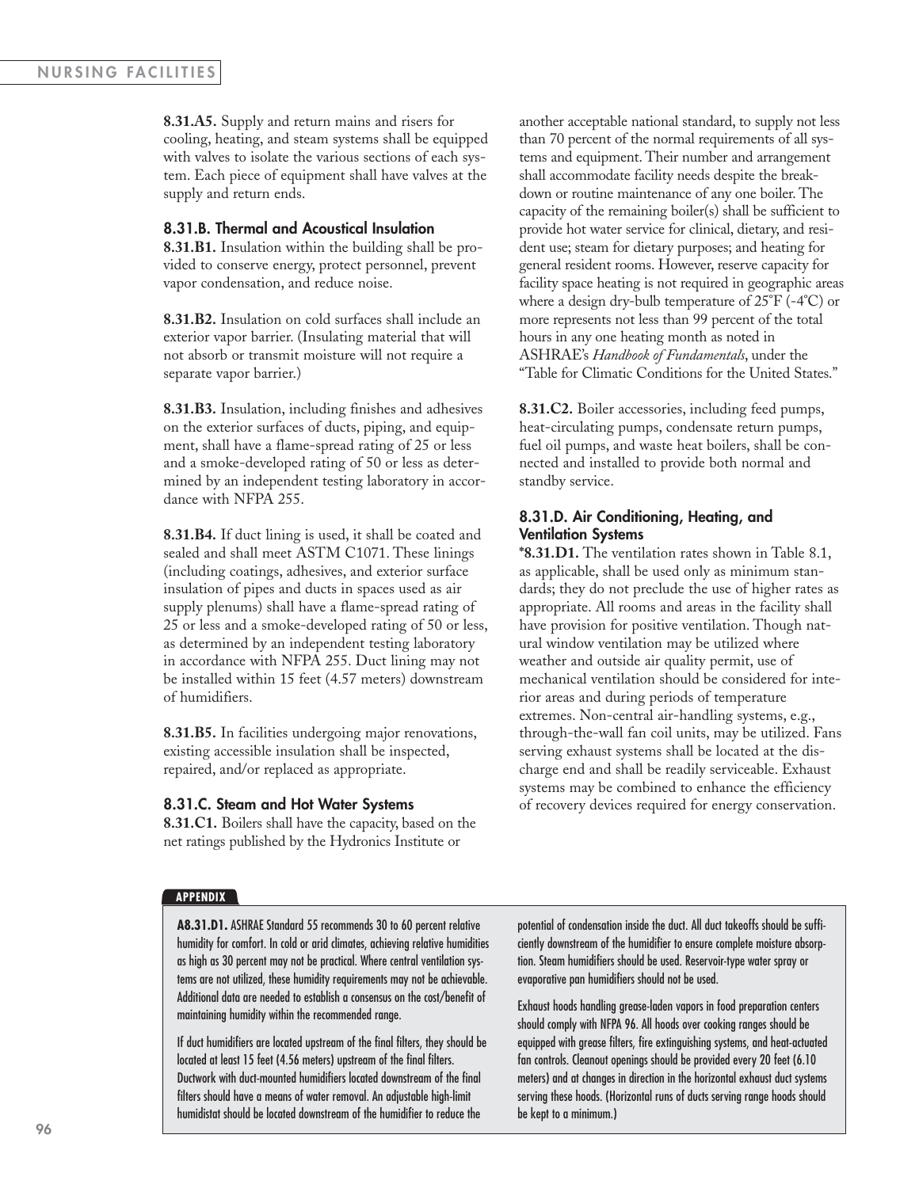**8.31.A5.** Supply and return mains and risers for cooling, heating, and steam systems shall be equipped with valves to isolate the various sections of each system. Each piece of equipment shall have valves at the supply and return ends.

### 8.31.B. Thermal and Acoustical Insulation

**8.31.B1.** Insulation within the building shall be provided to conserve energy, protect personnel, prevent vapor condensation, and reduce noise.

**8.31.B2.** Insulation on cold surfaces shall include an exterior vapor barrier. (Insulating material that will not absorb or transmit moisture will not require a separate vapor barrier.)

**8.31.B3.** Insulation, including finishes and adhesives on the exterior surfaces of ducts, piping, and equipment, shall have a flame-spread rating of 25 or less and a smoke-developed rating of 50 or less as determined by an independent testing laboratory in accordance with NFPA 255.

**8.31.B4.** If duct lining is used, it shall be coated and sealed and shall meet ASTM C1071. These linings (including coatings, adhesives, and exterior surface insulation of pipes and ducts in spaces used as air supply plenums) shall have a flame-spread rating of 25 or less and a smoke-developed rating of 50 or less, as determined by an independent testing laboratory in accordance with NFPA 255. Duct lining may not be installed within 15 feet (4.57 meters) downstream of humidifiers.

**8.31.B5.** In facilities undergoing major renovations, existing accessible insulation shall be inspected, repaired, and/or replaced as appropriate.

### 8.31.C. Steam and Hot Water Systems

**8.31.C1.** Boilers shall have the capacity, based on the net ratings published by the Hydronics Institute or another acceptable national standard, to supply not less than 70 percent of the normal requirements of all systems and equipment. Their number and arrangement shall accommodate facility needs despite the breakdown or routine maintenance of any one boiler. The capacity of the remaining boiler(s) shall be sufficient to provide hot water service for clinical, dietary, and resident use; steam for dietary purposes; and heating for general resident rooms. However, reserve capacity for facility space heating is not required in geographic areas where a design dry-bulb temperature of 25°F (-4°C) or more represents not less than 99 percent of the total hours in any one heating month as noted in ASHRAE's *Handbook of Fundamentals*, under the "Table for Climatic Conditions for the United States."

**8.31.C2.** Boiler accessories, including feed pumps, heat-circulating pumps, condensate return pumps, fuel oil pumps, and waste heat boilers, shall be connected and installed to provide both normal and standby service.

### 8.31.D. Air Conditioning, Heating, and Ventilation Systems

**\*8.31.D1.** The ventilation rates shown in Table 8.1, as applicable, shall be used only as minimum standards; they do not preclude the use of higher rates as appropriate. All rooms and areas in the facility shall have provision for positive ventilation. Though natural window ventilation may be utilized where weather and outside air quality permit, use of mechanical ventilation should be considered for interior areas and during periods of temperature extremes. Non-central air-handling systems, e.g., through-the-wall fan coil units, may be utilized. Fans serving exhaust systems shall be located at the discharge end and shall be readily serviceable. Exhaust systems may be combined to enhance the efficiency of recovery devices required for energy conservation.

---

**APPENDIX**

**A8.31.D1.** ASHRAE Standard 55 recommends 30 to 60 percent relative humidity for comfort. In cold or arid climates, achieving relative humidities as high as 30 percent may not be practical. Where central ventilation systems are not utilized, these humidity requirements may not be achievable. Additional data are needed to establish a consensus on the cost/benefit of maintaining humidity within the recommended range.

If duct humidifiers are located upstream of the final filters, they should be located at least 15 feet (4.56 meters) upstream of the final filters. Ductwork with duct-mounted humidifiers located downstream of the final filters should have a means of water removal. An adjustable high-limit humidistat should be located downstream of the humidifier to reduce the potential of condensation inside the duct. All duct takeoffs should be sufficiently downstream of the humidifier to ensure complete moisture absorption. Steam humidifiers should be used. Reservoir-type water spray or evaporative pan humidifiers should not be used.

Exhaust hoods handling grease-laden vapors in food preparation centers should comply with NFPA 96. All hoods over cooking ranges should be equipped with grease filters, fire extinguishing systems, and heat-actuated fan controls. Cleanout openings should be provided every 20 feet (6.10 meters) and at changes in direction in the horizontal exhaust duct systems serving these hoods. (Horizontal runs of ducts serving range hoods should be kept to a minimum.)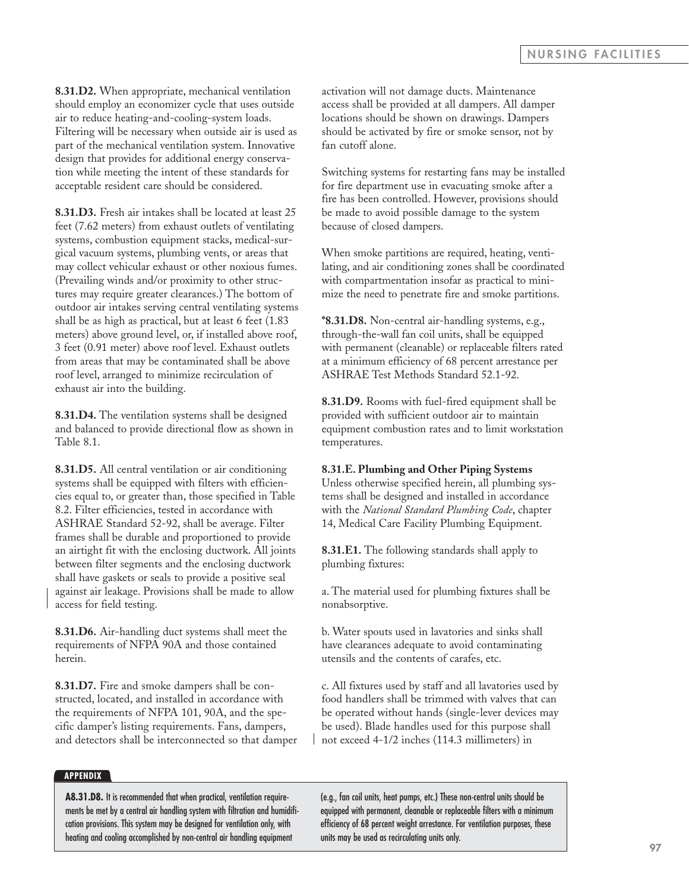**8.31.D2.** When appropriate, mechanical ventilation should employ an economizer cycle that uses outside air to reduce heating-and-cooling-system loads. Filtering will be necessary when outside air is used as part of the mechanical ventilation system. Innovative design that provides for additional energy conservation while meeting the intent of these standards for acceptable resident care should be considered.

**8.31.D3.** Fresh air intakes shall be located at least 25 feet (7.62 meters) from exhaust outlets of ventilating systems, combustion equipment stacks, medical-surgical vacuum systems, plumbing vents, or areas that may collect vehicular exhaust or other noxious fumes. (Prevailing winds and/or proximity to other structures may require greater clearances.) The bottom of outdoor air intakes serving central ventilating systems shall be as high as practical, but at least 6 feet (1.83 meters) above ground level, or, if installed above roof, 3 feet (0.91 meter) above roof level. Exhaust outlets from areas that may be contaminated shall be above roof level, arranged to minimize recirculation of exhaust air into the building.

**8.31.D4.** The ventilation systems shall be designed and balanced to provide directional flow as shown in Table 8.1.

**8.31.D5.** All central ventilation or air conditioning systems shall be equipped with filters with efficiencies equal to, or greater than, those specified in Table 8.2. Filter efficiencies, tested in accordance with ASHRAE Standard 52-92, shall be average. Filter frames shall be durable and proportioned to provide an airtight fit with the enclosing ductwork. All joints between filter segments and the enclosing ductwork shall have gaskets or seals to provide a positive seal against air leakage. Provisions shall be made to allow access for field testing.

**8.31.D6.** Air-handling duct systems shall meet the requirements of NFPA 90A and those contained herein.

**8.31.D7.** Fire and smoke dampers shall be constructed, located, and installed in accordance with the requirements of NFPA 101, 90A, and the specific damper's listing requirements. Fans, dampers, and detectors shall be interconnected so that damper activation will not damage ducts. Maintenance access shall be provided at all dampers. All damper locations should be shown on drawings. Dampers should be activated by fire or smoke sensor, not by fan cutoff alone.

Switching systems for restarting fans may be installed for fire department use in evacuating smoke after a fire has been controlled. However, provisions should be made to avoid possible damage to the system because of closed dampers.

When smoke partitions are required, heating, ventilating, and air conditioning zones shall be coordinated with compartmentation insofar as practical to minimize the need to penetrate fire and smoke partitions.

***8.31.D8.** Non-central air-handling systems, e.g., through-the-wall fan coil units, shall be equipped with permanent (cleanable) or replaceable filters rated at a minimum efficiency of 68 percent arrestance per ASHRAE Test Methods Standard 52.1-92.

**8.31.D9.** Rooms with fuel-fired equipment shall be provided with sufficient outdoor air to maintain equipment combustion rates and to limit workstation temperatures.

**8.31.E. Plumbing and Other Piping Systems**

Unless otherwise specified herein, all plumbing systems shall be designed and installed in accordance with the *National Standard Plumbing Code*, chapter 14, Medical Care Facility Plumbing Equipment.

**8.31.E1.** The following standards shall apply to plumbing fixtures:

a. The material used for plumbing fixtures shall be nonabsorptive.

b. Water spouts used in lavatories and sinks shall have clearances adequate to avoid contaminating utensils and the contents of carafes, etc.

c. All fixtures used by staff and all lavatories used by food handlers shall be trimmed with valves that can be operated without hands (single-lever devices may be used). Blade handles used for this purpose shall not exceed 4-1/2 inches (114.3 millimeters) in

**APPENDIX**

**A8.31.D8.** It is recommended that when practical, ventilation requirements be met by a central air handling system with filtration and humidification provisions. This system may be designed for ventilation only, with heating and cooling accomplished by non-central air handling equipment (e.g., fan coil units, heat pumps, etc.) These non-central units should be equipped with permanent, cleanable or replaceable filters with a minimum efficiency of 68 percent weight arrestance. For ventilation purposes, these units may be used as recirculating units only.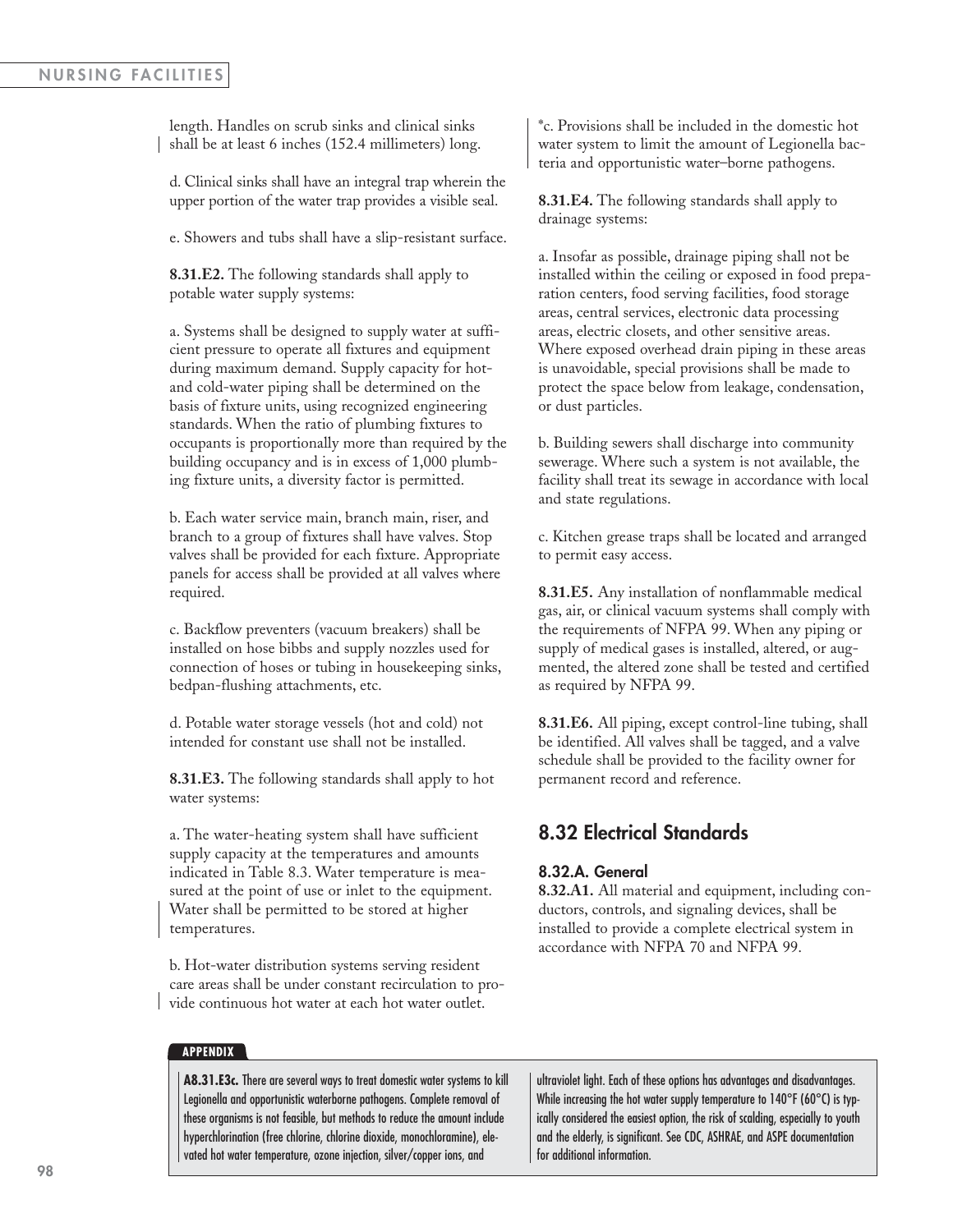length. Handles on scrub sinks and clinical sinks shall be at least 6 inches (152.4 millimeters) long.

d. Clinical sinks shall have an integral trap wherein the upper portion of the water trap provides a visible seal.

e. Showers and tubs shall have a slip-resistant surface.

**8.31.E2.** The following standards shall apply to potable water supply systems:

a. Systems shall be designed to supply water at sufficient pressure to operate all fixtures and equipment during maximum demand. Supply capacity for hot- and cold-water piping shall be determined on the basis of fixture units, using recognized engineering standards. When the ratio of plumbing fixtures to occupants is proportionally more than required by the building occupancy and is in excess of 1,000 plumbing fixture units, a diversity factor is permitted.

b. Each water service main, branch main, riser, and branch to a group of fixtures shall have valves. Stop valves shall be provided for each fixture. Appropriate panels for access shall be provided at all valves where required.

c. Backflow preventers (vacuum breakers) shall be installed on hose bibbs and supply nozzles used for connection of hoses or tubing in housekeeping sinks, bedpan-flushing attachments, etc.

d. Potable water storage vessels (hot and cold) not intended for constant use shall not be installed.

**8.31.E3.** The following standards shall apply to hot water systems:

a. The water-heating system shall have sufficient supply capacity at the temperatures and amounts indicated in Table 8.3. Water temperature is measured at the point of use or inlet to the equipment. Water shall be permitted to be stored at higher temperatures.

b. Hot-water distribution systems serving resident care areas shall be under constant recirculation to provide continuous hot water at each hot water outlet.

*c. Provisions shall be included in the domestic hot water system to limit the amount of Legionella bacteria and opportunistic water–borne pathogens.

**8.31.E4.** The following standards shall apply to drainage systems:

a. Insofar as possible, drainage piping shall not be installed within the ceiling or exposed in food preparation centers, food serving facilities, food storage areas, central services, electronic data processing areas, electric closets, and other sensitive areas. Where exposed overhead drain piping in these areas is unavoidable, special provisions shall be made to protect the space below from leakage, condensation, or dust particles.

b. Building sewers shall discharge into community sewerage. Where such a system is not available, the facility shall treat its sewage in accordance with local and state regulations.

c. Kitchen grease traps shall be located and arranged to permit easy access.

**8.31.E5.** Any installation of nonflammable medical gas, air, or clinical vacuum systems shall comply with the requirements of NFPA 99. When any piping or supply of medical gases is installed, altered, or augmented, the altered zone shall be tested and certified as required by NFPA 99.

**8.31.E6.** All piping, except control-line tubing, shall be identified. All valves shall be tagged, and a valve schedule shall be provided to the facility owner for permanent record and reference.

## 8.32 Electrical Standards

### 8.32.A. General

**8.32.A1.** All material and equipment, including conductors, controls, and signaling devices, shall be installed to provide a complete electrical system in accordance with NFPA 70 and NFPA 99.

**APPENDIX**

**A8.31.E3c.** There are several ways to treat domestic water systems to kill Legionella and opportunistic waterborne pathogens. Complete removal of these organisms is not feasible, but methods to reduce the amount include hyperchlorination (free chlorine, chlorine dioxide, monochloramine), elevated hot water temperature, ozone injection, silver/copper ions, and ultraviolet light. Each of these options has advantages and disadvantages. While increasing the hot water supply temperature to 140°F (60°C) is typically considered the easiest option, the risk of scalding, especially to youth and the elderly, is significant. See CDC, ASHRAE, and ASPE documentation for additional information.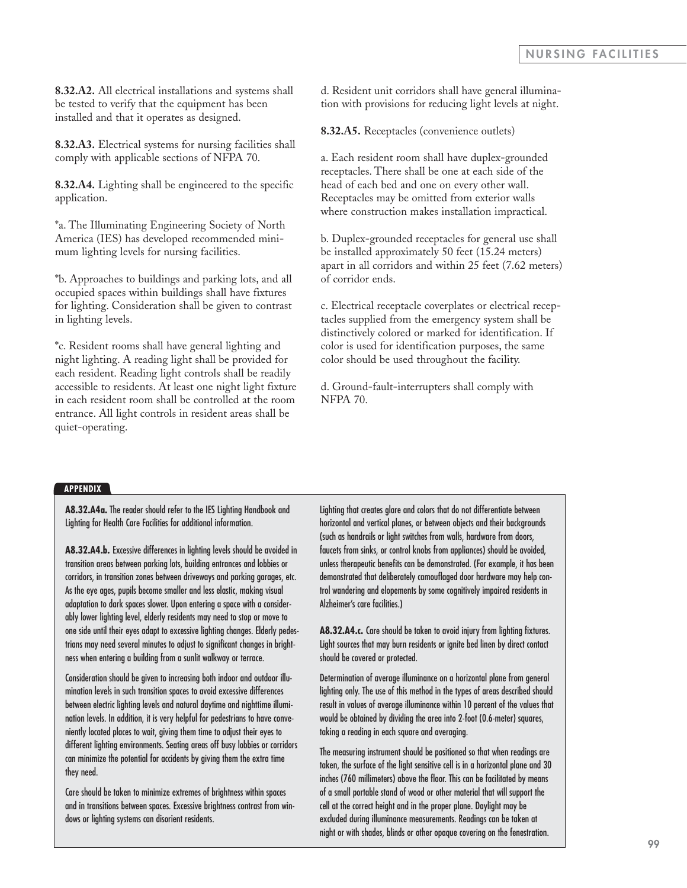**8.32.A2.** All electrical installations and systems shall be tested to verify that the equipment has been installed and that it operates as designed.

**8.32.A3.** Electrical systems for nursing facilities shall comply with applicable sections of NFPA 70.

**8.32.A4.** Lighting shall be engineered to the specific application.

*a. The Illuminating Engineering Society of North America (IES) has developed recommended minimum lighting levels for nursing facilities.

*b. Approaches to buildings and parking lots, and all occupied spaces within buildings shall have fixtures for lighting. Consideration shall be given to contrast in lighting levels.

*c. Resident rooms shall have general lighting and night lighting. A reading light shall be provided for each resident. Reading light controls shall be readily accessible to residents. At least one night light fixture in each resident room shall be controlled at the room entrance. All light controls in resident areas shall be quiet-operating.

d. Resident unit corridors shall have general illumination with provisions for reducing light levels at night.

**8.32.A5.** Receptacles (convenience outlets)

a. Each resident room shall have duplex-grounded receptacles. There shall be one at each side of the head of each bed and one on every other wall. Receptacles may be omitted from exterior walls where construction makes installation impractical.

b. Duplex-grounded receptacles for general use shall be installed approximately 50 feet (15.24 meters) apart in all corridors and within 25 feet (7.62 meters) of corridor ends.

c. Electrical receptacle coverplates or electrical receptacles supplied from the emergency system shall be distinctively colored or marked for identification. If color is used for identification purposes, the same color should be used throughout the facility.

d. Ground-fault-interrupters shall comply with NFPA 70.

**APPENDIX**

**A8.32.A4a.** The reader should refer to the IES Lighting Handbook and Lighting for Health Care Facilities for additional information.

**A8.32.A4.b.** Excessive differences in lighting levels should be avoided in transition areas between parking lots, building entrances and lobbies or corridors, in transition zones between driveways and parking garages, etc. As the eye ages, pupils become smaller and less elastic, making visual adaptation to dark spaces slower. Upon entering a space with a considerably lower lighting level, elderly residents may need to stop or move to one side until their eyes adapt to excessive lighting changes. Elderly pedestrians may need several minutes to adjust to significant changes in brightness when entering a building from a sunlit walkway or terrace.

Consideration should be given to increasing both indoor and outdoor illumination levels in such transition spaces to avoid excessive differences between electric lighting levels and natural daytime and nighttime illumination levels. In addition, it is very helpful for pedestrians to have conveniently located places to wait, giving them time to adjust their eyes to different lighting environments. Seating areas off busy lobbies or corridors can minimize the potential for accidents by giving them the extra time they need.

Care should be taken to minimize extremes of brightness within spaces and in transitions between spaces. Excessive brightness contrast from windows or lighting systems can disorient residents.

Lighting that creates glare and colors that do not differentiate between horizontal and vertical planes, or between objects and their backgrounds (such as handrails or light switches from walls, hardware from doors, faucets from sinks, or control knobs from appliances) should be avoided, unless therapeutic benefits can be demonstrated. (For example, it has been demonstrated that deliberately camouflaged door hardware may help control wandering and elopements by some cognitively impaired residents in Alzheimer's care facilities.)

**A8.32.A4.c.** Care should be taken to avoid injury from lighting fixtures. Light sources that may burn residents or ignite bed linen by direct contact should be covered or protected.

Determination of average illuminance on a horizontal plane from general lighting only. The use of this method in the types of areas described should result in values of average illuminance within 10 percent of the values that would be obtained by dividing the area into 2-foot (0.6-meter) squares, taking a reading in each square and averaging.

The measuring instrument should be positioned so that when readings are taken, the surface of the light sensitive cell is in a horizontal plane and 30 inches (760 millimeters) above the floor. This can be facilitated by means of a small portable stand of wood or other material that will support the cell at the correct height and in the proper plane. Daylight may be excluded during illuminance measurements. Readings can be taken at night or with shades, blinds or other opaque covering on the fenestration.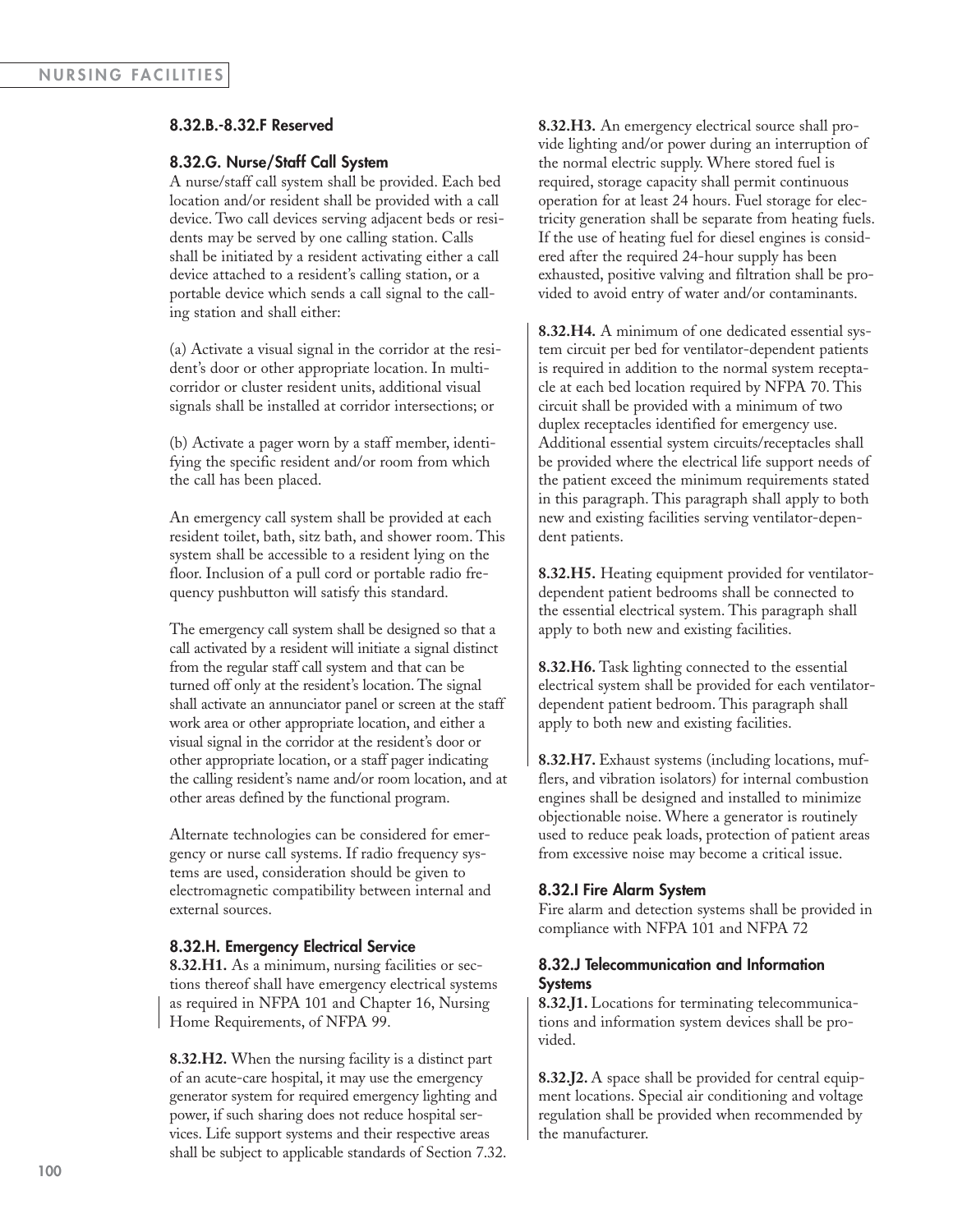### 8.32.B.-8.32.F Reserved

### 8.32.G. Nurse/Staff Call System

A nurse/staff call system shall be provided. Each bed location and/or resident shall be provided with a call device. Two call devices serving adjacent beds or residents may be served by one calling station. Calls shall be initiated by a resident activating either a call device attached to a resident's calling station, or a portable device which sends a call signal to the calling station and shall either:

(a) Activate a visual signal in the corridor at the resident's door or other appropriate location. In multi-corridor or cluster resident units, additional visual signals shall be installed at corridor intersections; or

(b) Activate a pager worn by a staff member, identifying the specific resident and/or room from which the call has been placed.

An emergency call system shall be provided at each resident toilet, bath, sitz bath, and shower room. This system shall be accessible to a resident lying on the floor. Inclusion of a pull cord or portable radio frequency pushbutton will satisfy this standard.

The emergency call system shall be designed so that a call activated by a resident will initiate a signal distinct from the regular staff call system and that can be turned off only at the resident's location. The signal shall activate an annunciator panel or screen at the staff work area or other appropriate location, and either a visual signal in the corridor at the resident's door or other appropriate location, or a staff pager indicating the calling resident's name and/or room location, and at other areas defined by the functional program.

Alternate technologies can be considered for emergency or nurse call systems. If radio frequency systems are used, consideration should be given to electromagnetic compatibility between internal and external sources.

### 8.32.H. Emergency Electrical Service

**8.32.H1.** As a minimum, nursing facilities or sections thereof shall have emergency electrical systems as required in NFPA 101 and Chapter 16, Nursing Home Requirements, of NFPA 99.

**8.32.H2.** When the nursing facility is a distinct part of an acute-care hospital, it may use the emergency generator system for required emergency lighting and power, if such sharing does not reduce hospital services. Life support systems and their respective areas shall be subject to applicable standards of Section 7.32.

**8.32.H3.** An emergency electrical source shall provide lighting and/or power during an interruption of the normal electric supply. Where stored fuel is required, storage capacity shall permit continuous operation for at least 24 hours. Fuel storage for electricity generation shall be separate from heating fuels. If the use of heating fuel for diesel engines is considered after the required 24-hour supply has been exhausted, positive valving and filtration shall be provided to avoid entry of water and/or contaminants.

**8.32.H4.** A minimum of one dedicated essential system circuit per bed for ventilator-dependent patients is required in addition to the normal system receptacle at each bed location required by NFPA 70. This circuit shall be provided with a minimum of two duplex receptacles identified for emergency use. Additional essential system circuits/receptacles shall be provided where the electrical life support needs of the patient exceed the minimum requirements stated in this paragraph. This paragraph shall apply to both new and existing facilities serving ventilator-dependent patients.

**8.32.H5.** Heating equipment provided for ventilator-dependent patient bedrooms shall be connected to the essential electrical system. This paragraph shall apply to both new and existing facilities.

**8.32.H6.** Task lighting connected to the essential electrical system shall be provided for each ventilator-dependent patient bedroom. This paragraph shall apply to both new and existing facilities.

**8.32.H7.** Exhaust systems (including locations, mufflers, and vibration isolators) for internal combustion engines shall be designed and installed to minimize objectionable noise. Where a generator is routinely used to reduce peak loads, protection of patient areas from excessive noise may become a critical issue.

### 8.32.I Fire Alarm System

Fire alarm and detection systems shall be provided in compliance with NFPA 101 and NFPA 72

### 8.32.J Telecommunication and Information Systems

**8.32.J1.** Locations for terminating telecommunications and information system devices shall be provided.

**8.32.J2.** A space shall be provided for central equipment locations. Special air conditioning and voltage regulation shall be provided when recommended by the manufacturer.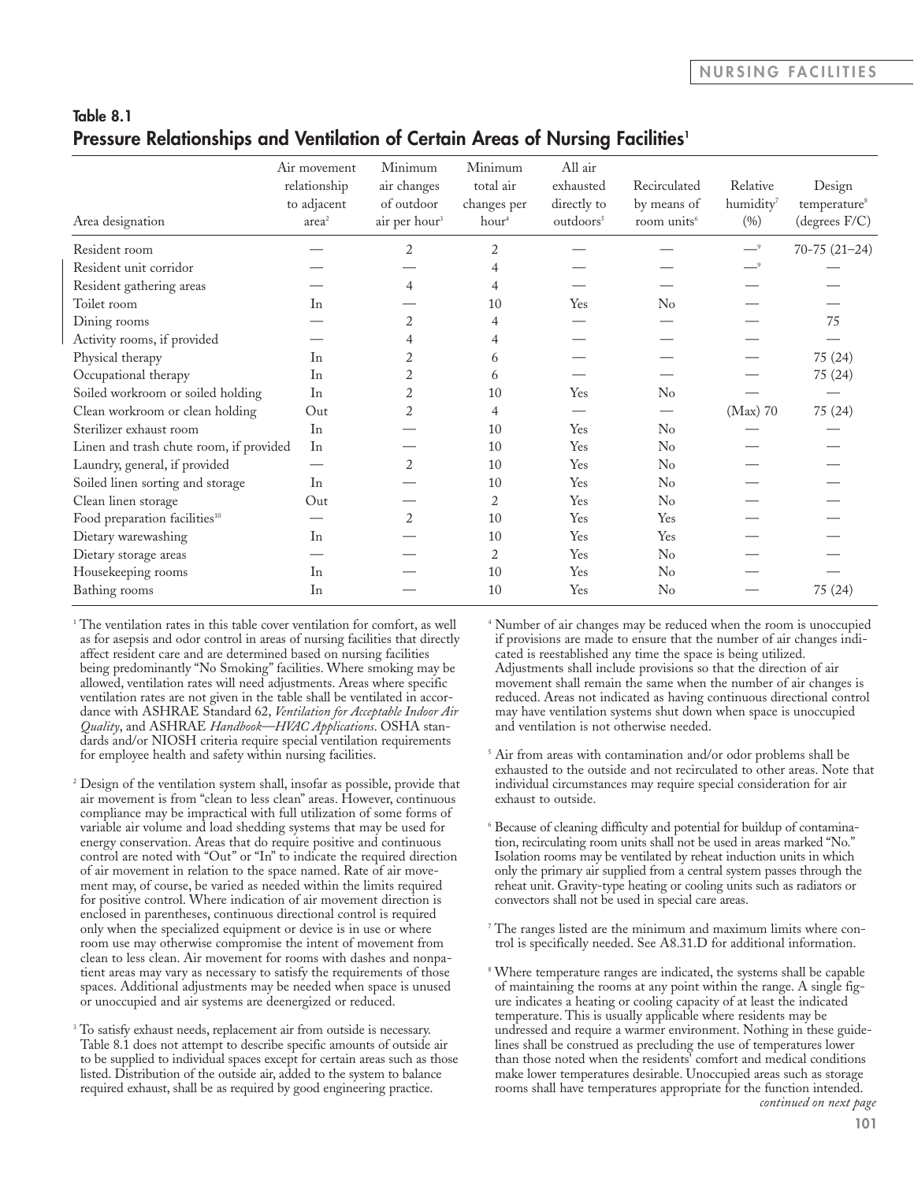**Table 8.1**
## Pressure Relationships and Ventilation of Certain Areas of Nursing Facilities[1]

| Area designation | Air movement relationship to adjacent area[2] | Minimum air changes of outdoor air per hour[3] | Minimum total air changes per hour[4] | All air exhausted directly to outdoors[5] | Recirculated by means of room units[6] | Relative humidity[7] (%) | Design temperature[8] (degrees F/C) |
|---|---|---|---|---|---|---|---|
| Resident room | — | 2 | 2 | — | — | —[9] | 70-75 (21–24) |
| Resident unit corridor | — | — | 4 | — | — | —[9] | — |
| Resident gathering areas | — | 4 | 4 | — | — | — | — |
| Toilet room | In | — | 10 | Yes | No | — | — |
| Dining rooms | — | 2 | 4 | — | — | — | 75 |
| Activity rooms, if provided | — | 4 | 4 | — | — | — | — |
| Physical therapy | In | 2 | 6 | — | — | — | 75 (24) |
| Occupational therapy | In | 2 | 6 | — | — | — | 75 (24) |
| Soiled workroom or soiled holding | In | 2 | 10 | Yes | No | — | — |
| Clean workroom or clean holding | Out | 2 | 4 | — | — | (Max) 70 | 75 (24) |
| Sterilizer exhaust room | In | — | 10 | Yes | No | — | — |
| Linen and trash chute room, if provided | In | — | 10 | Yes | No | — | — |
| Laundry, general, if provided | — | 2 | 10 | Yes | No | — | — |
| Soiled linen sorting and storage | In | — | 10 | Yes | No | — | — |
| Clean linen storage | Out | — | 2 | Yes | No | — | — |
| Food preparation facilities[10] | — | 2 | 10 | Yes | Yes | — | — |
| Dietary warewashing | In | — | 10 | Yes | Yes | — | — |
| Dietary storage areas | — | — | 2 | Yes | No | — | — |
| Housekeeping rooms | In | — | 10 | Yes | No | — | — |
| Bathing rooms | In | — | 10 | Yes | No | — | 75 (24) |

[1] The ventilation rates in this table cover ventilation for comfort, as well as for asepsis and odor control in areas of nursing facilities that directly affect resident care and are determined based on nursing facilities being predominantly "No Smoking" facilities. Where smoking may be allowed, ventilation rates will need adjustments. Areas where specific ventilation rates are not given in the table shall be ventilated in accordance with ASHRAE Standard 62, *Ventilation for Acceptable Indoor Air Quality*, and ASHRAE *Handbook—HVAC Applications*. OSHA standards and/or NIOSH criteria require special ventilation requirements for employee health and safety within nursing facilities.

[2] Design of the ventilation system shall, insofar as possible, provide that air movement is from "clean to less clean" areas. However, continuous compliance may be impractical with full utilization of some forms of variable air volume and load shedding systems that may be used for energy conservation. Areas that do require positive and continuous control are noted with "Out" or "In" to indicate the required direction of air movement in relation to the space named. Rate of air movement may, of course, be varied as needed within the limits required for positive control. Where indication of air movement direction is enclosed in parentheses, continuous directional control is required only when the specialized equipment or device is in use or where room use may otherwise compromise the intent of movement from clean to less clean. Air movement for rooms with dashes and nonpatient areas may vary as necessary to satisfy the requirements of those spaces. Additional adjustments may be needed when space is unused or unoccupied and air systems are deenergized or reduced.

[3] To satisfy exhaust needs, replacement air from outside is necessary. Table 8.1 does not attempt to describe specific amounts of outside air to be supplied to individual spaces except for certain areas such as those listed. Distribution of the outside air, added to the system to balance required exhaust, shall be as required by good engineering practice.

[4] Number of air changes may be reduced when the room is unoccupied if provisions are made to ensure that the number of air changes indicated is reestablished any time the space is being utilized. Adjustments shall include provisions so that the direction of air movement shall remain the same when the number of air changes is reduced. Areas not indicated as having continuous directional control may have ventilation systems shut down when space is unoccupied and ventilation is not otherwise needed.

[5] Air from areas with contamination and/or odor problems shall be exhausted to the outside and not recirculated to other areas. Note that individual circumstances may require special consideration for air exhaust to outside.

[6] Because of cleaning difficulty and potential for buildup of contamination, recirculating room units shall not be used in areas marked "No." Isolation rooms may be ventilated by reheat induction units in which only the primary air supplied from a central system passes through the reheat unit. Gravity-type heating or cooling units such as radiators or convectors shall not be used in special care areas.

[7] The ranges listed are the minimum and maximum limits where control is specifically needed. See A8.31.D for additional information.

[8] Where temperature ranges are indicated, the systems shall be capable of maintaining the rooms at any point within the range. A single figure indicates a heating or cooling capacity of at least the indicated temperature. This is usually applicable where residents may be undressed and require a warmer environment. Nothing in these guidelines shall be construed as precluding the use of temperatures lower than those noted when the residents' comfort and medical conditions make lower temperatures desirable. Unoccupied areas such as storage rooms shall have temperatures appropriate for the function intended.

*continued on next page*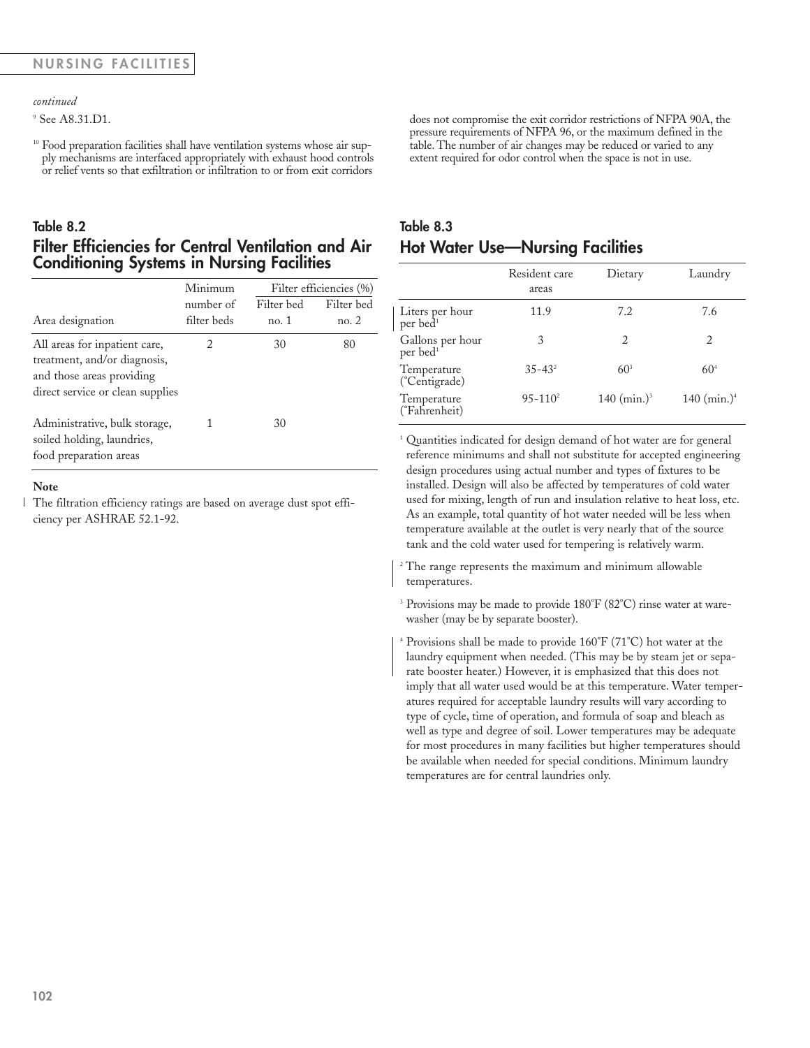*continued*

[9] See A8.31.D1.

[10] Food preparation facilities shall have ventilation systems whose air supply mechanisms are interfaced appropriately with exhaust hood controls or relief vents so that exfiltration or infiltration to or from exit corridors does not compromise the exit corridor restrictions of NFPA 90A, the pressure requirements of NFPA 96, or the maximum defined in the table. The number of air changes may be reduced or varied to any extent required for odor control when the space is not in use.

## Table 8.2
## Filter Efficiencies for Central Ventilation and Air Conditioning Systems in Nursing Facilities

| Area designation | Minimum number of filter beds | Filter efficiencies (%) Filter bed no. 1 | Filter bed no. 2 |
|---|---|---|---|
| All areas for inpatient care, treatment, and/or diagnosis, and those areas providing direct service or clean supplies | 2 | 30 | 80 |
| Administrative, bulk storage, soiled holding, laundries, food preparation areas | 1 | 30 | |

**Note**

The filtration efficiency ratings are based on average dust spot efficiency per ASHRAE 52.1-92.

## Table 8.3
## Hot Water Use—Nursing Facilities

| | Resident care areas | Dietary | Laundry |
|---|---|---|---|
| Liters per hour per bed[1] | 11.9 | 7.2 | 7.6 |
| Gallons per hour per bed[1] | 3 | 2 | 2 |
| Temperature (°Centigrade) | 35-43[2] | 60[3] | 60[4] |
| Temperature (°Fahrenheit) | 95-110[2] | 140 (min.)[3] | 140 (min.)[4] |

[1] Quantities indicated for design demand of hot water are for general reference minimums and shall not substitute for accepted engineering design procedures using actual number and types of fixtures to be installed. Design will also be affected by temperatures of cold water used for mixing, length of run and insulation relative to heat loss, etc. As an example, total quantity of hot water needed will be less when temperature available at the outlet is very nearly that of the source tank and the cold water used for tempering is relatively warm.

[2] The range represents the maximum and minimum allowable temperatures.

[3] Provisions may be made to provide 180°F (82°C) rinse water at warewasher (may be by separate booster).

[4] Provisions shall be made to provide 160°F (71°C) hot water at the laundry equipment when needed. (This may be by steam jet or separate booster heater.) However, it is emphasized that this does not imply that all water used would be at this temperature. Water temperatures required for acceptable laundry results will vary according to type of cycle, time of operation, and formula of soap and bleach as well as type and degree of soil. Lower temperatures may be adequate for most procedures in many facilities but higher temperatures should be available when needed for special conditions. Minimum laundry temperatures are for central laundries only.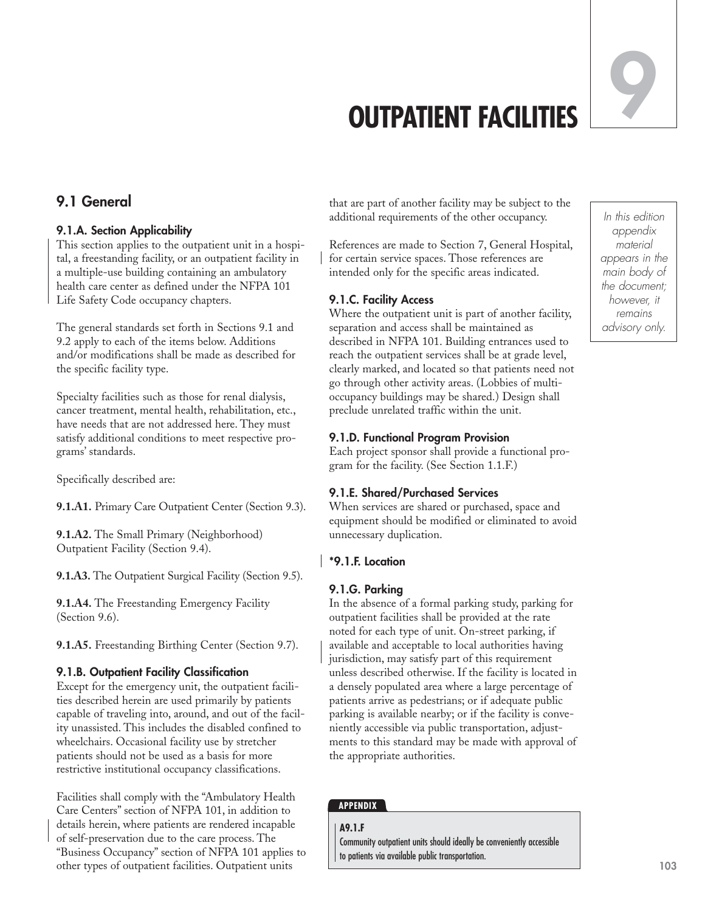# OUTPUT FACILITIES

9

## 9.1 General

### 9.1.A. Section Applicability

This section applies to the outpatient unit in a hospital, a freestanding facility, or an outpatient facility in a multiple-use building containing an ambulatory health care center as defined under the NFPA 101 Life Safety Code occupancy chapters.

The general standards set forth in Sections 9.1 and 9.2 apply to each of the items below. Additions and/or modifications shall be made as described for the specific facility type.

Specialty facilities such as those for renal dialysis, cancer treatment, mental health, rehabilitation, etc., have needs that are not addressed here. They must satisfy additional conditions to meet respective programs' standards.

Specifically described are:

**9.1.A1.** Primary Care Outpatient Center (Section 9.3).

**9.1.A2.** The Small Primary (Neighborhood) Outpatient Facility (Section 9.4).

**9.1.A3.** The Outpatient Surgical Facility (Section 9.5).

**9.1.A4.** The Freestanding Emergency Facility (Section 9.6).

**9.1.A5.** Freestanding Birthing Center (Section 9.7).

### 9.1.B. Outpatient Facility Classification

Except for the emergency unit, the outpatient facilities described herein are used primarily by patients capable of traveling into, around, and out of the facility unassisted. This includes the disabled confined to wheelchairs. Occasional facility use by stretcher patients should not be used as a basis for more restrictive institutional occupancy classifications.

Facilities shall comply with the "Ambulatory Health Care Centers" section of NFPA 101, in addition to details herein, where patients are rendered incapable of self-preservation due to the care process. The "Business Occupancy" section of NFPA 101 applies to other types of outpatient facilities. Outpatient units that are part of another facility may be subject to the additional requirements of the other occupancy.

References are made to Section 7, General Hospital, for certain service spaces. Those references are intended only for the specific areas indicated.

### 9.1.C. Facility Access

Where the outpatient unit is part of another facility, separation and access shall be maintained as described in NFPA 101. Building entrances used to reach the outpatient services shall be at grade level, clearly marked, and located so that patients need not go through other activity areas. (Lobbies of multi-occupancy buildings may be shared.) Design shall preclude unrelated traffic within the unit.

### 9.1.D. Functional Program Provision

Each project sponsor shall provide a functional program for the facility. (See Section 1.1.F.)

### 9.1.E. Shared/Purchased Services

When services are shared or purchased, space and equipment should be modified or eliminated to avoid unnecessary duplication.

### *9.1.F. Location

### 9.1.G. Parking

In the absence of a formal parking study, parking for outpatient facilities shall be provided at the rate noted for each type of unit. On-street parking, if available and acceptable to local authorities having jurisdiction, may satisfy part of this requirement unless described otherwise. If the facility is located in a densely populated area where a large percentage of patients arrive as pedestrians; or if adequate public parking is available nearby; or if the facility is conveniently accessible via public transportation, adjustments to this standard may be made with approval of the appropriate authorities.

*In this edition appendix material appears in the main body of the document; however, it remains advisory only.*

**APPENDIX**

**A9.1.F**

Community outpatient units should ideally be conveniently accessible to patients via available public transportation.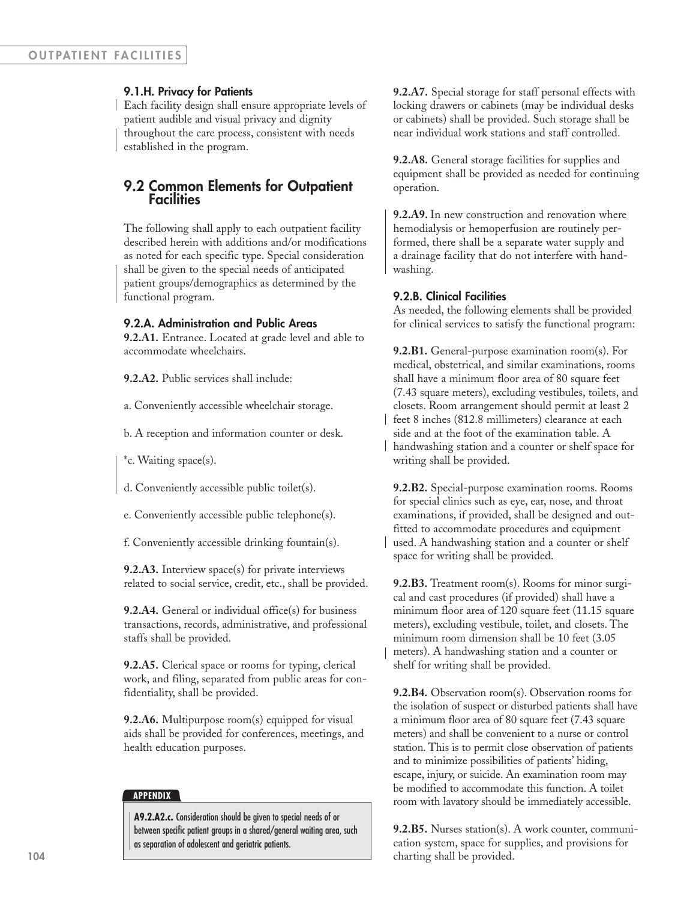### 9.1.H. Privacy for Patients

Each facility design shall ensure appropriate levels of patient audible and visual privacy and dignity throughout the care process, consistent with needs established in the program.

## 9.2 Common Elements for Outpatient Facilities

The following shall apply to each outpatient facility described herein with additions and/or modifications as noted for each specific type. Special consideration shall be given to the special needs of anticipated patient groups/demographics as determined by the functional program.

### 9.2.A. Administration and Public Areas

**9.2.A1.** Entrance. Located at grade level and able to accommodate wheelchairs.

**9.2.A2.** Public services shall include:

a. Conveniently accessible wheelchair storage.

b. A reception and information counter or desk.

*c. Waiting space(s).

d. Conveniently accessible public toilet(s).

e. Conveniently accessible public telephone(s).

f. Conveniently accessible drinking fountain(s).

**9.2.A3.** Interview space(s) for private interviews related to social service, credit, etc., shall be provided.

**9.2.A4.** General or individual office(s) for business transactions, records, administrative, and professional staffs shall be provided.

**9.2.A5.** Clerical space or rooms for typing, clerical work, and filing, separated from public areas for confidentiality, shall be provided.

**9.2.A6.** Multipurpose room(s) equipped for visual aids shall be provided for conferences, meetings, and health education purposes.

**APPENDIX**

**A9.2.A2.c.** Consideration should be given to special needs of or between specific patient groups in a shared/general waiting area, such as separation of adolescent and geriatric patients.

**9.2.A7.** Special storage for staff personal effects with locking drawers or cabinets (may be individual desks or cabinets) shall be provided. Such storage shall be near individual work stations and staff controlled.

**9.2.A8.** General storage facilities for supplies and equipment shall be provided as needed for continuing operation.

**9.2.A9.** In new construction and renovation where hemodialysis or hemoperfusion are routinely performed, there shall be a separate water supply and a drainage facility that do not interfere with handwashing.

### 9.2.B. Clinical Facilities

As needed, the following elements shall be provided for clinical services to satisfy the functional program:

**9.2.B1.** General-purpose examination room(s). For medical, obstetrical, and similar examinations, rooms shall have a minimum floor area of 80 square feet (7.43 square meters), excluding vestibules, toilets, and closets. Room arrangement should permit at least 2 feet 8 inches (812.8 millimeters) clearance at each side and at the foot of the examination table. A handwashing station and a counter or shelf space for writing shall be provided.

**9.2.B2.** Special-purpose examination rooms. Rooms for special clinics such as eye, ear, nose, and throat examinations, if provided, shall be designed and outfitted to accommodate procedures and equipment used. A handwashing station and a counter or shelf space for writing shall be provided.

**9.2.B3.** Treatment room(s). Rooms for minor surgical and cast procedures (if provided) shall have a minimum floor area of 120 square feet (11.15 square meters), excluding vestibule, toilet, and closets. The minimum room dimension shall be 10 feet (3.05 meters). A handwashing station and a counter or shelf for writing shall be provided.

**9.2.B4.** Observation room(s). Observation rooms for the isolation of suspect or disturbed patients shall have a minimum floor area of 80 square feet (7.43 square meters) and shall be convenient to a nurse or control station. This is to permit close observation of patients and to minimize possibilities of patients' hiding, escape, injury, or suicide. An examination room may be modified to accommodate this function. A toilet room with lavatory should be immediately accessible.

**9.2.B5.** Nurses station(s). A work counter, communication system, space for supplies, and provisions for charting shall be provided.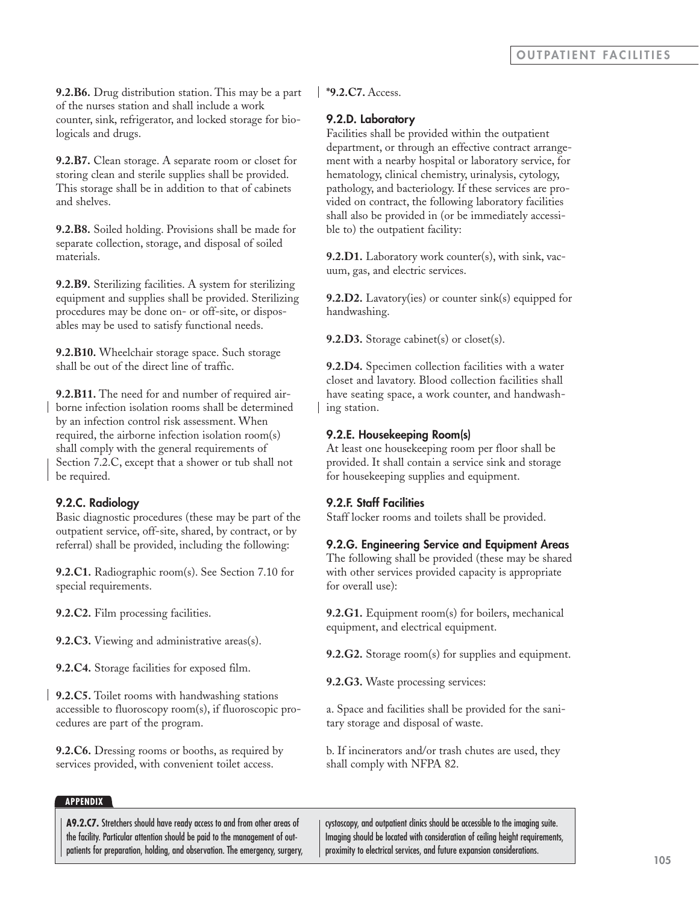**9.2.B6.** Drug distribution station. This may be a part of the nurses station and shall include a work counter, sink, refrigerator, and locked storage for biologicals and drugs.

**9.2.B7.** Clean storage. A separate room or closet for storing clean and sterile supplies shall be provided. This storage shall be in addition to that of cabinets and shelves.

**9.2.B8.** Soiled holding. Provisions shall be made for separate collection, storage, and disposal of soiled materials.

**9.2.B9.** Sterilizing facilities. A system for sterilizing equipment and supplies shall be provided. Sterilizing procedures may be done on- or off-site, or disposables may be used to satisfy functional needs.

**9.2.B10.** Wheelchair storage space. Such storage shall be out of the direct line of traffic.

**9.2.B11.** The need for and number of required airborne infection isolation rooms shall be determined by an infection control risk assessment. When required, the airborne infection isolation room(s) shall comply with the general requirements of Section 7.2.C, except that a shower or tub shall not be required.

### 9.2.C. Radiology

Basic diagnostic procedures (these may be part of the outpatient service, off-site, shared, by contract, or by referral) shall be provided, including the following:

**9.2.C1.** Radiographic room(s). See Section 7.10 for special requirements.

**9.2.C2.** Film processing facilities.

**9.2.C3.** Viewing and administrative areas(s).

**9.2.C4.** Storage facilities for exposed film.

**9.2.C5.** Toilet rooms with handwashing stations accessible to fluoroscopy room(s), if fluoroscopic procedures are part of the program.

**9.2.C6.** Dressing rooms or booths, as required by services provided, with convenient toilet access.

**\*9.2.C7.** Access.

### 9.2.D. Laboratory

Facilities shall be provided within the outpatient department, or through an effective contract arrangement with a nearby hospital or laboratory service, for hematology, clinical chemistry, urinalysis, cytology, pathology, and bacteriology. If these services are provided on contract, the following laboratory facilities shall also be provided in (or be immediately accessible to) the outpatient facility:

**9.2.D1.** Laboratory work counter(s), with sink, vacuum, gas, and electric services.

**9.2.D2.** Lavatory(ies) or counter sink(s) equipped for handwashing.

**9.2.D3.** Storage cabinet(s) or closet(s).

**9.2.D4.** Specimen collection facilities with a water closet and lavatory. Blood collection facilities shall have seating space, a work counter, and handwashing station.

### 9.2.E. Housekeeping Room(s)

At least one housekeeping room per floor shall be provided. It shall contain a service sink and storage for housekeeping supplies and equipment.

### 9.2.F. Staff Facilities

Staff locker rooms and toilets shall be provided.

### 9.2.G. Engineering Service and Equipment Areas

The following shall be provided (these may be shared with other services provided capacity is appropriate for overall use):

**9.2.G1.** Equipment room(s) for boilers, mechanical equipment, and electrical equipment.

**9.2.G2.** Storage room(s) for supplies and equipment.

**9.2.G3.** Waste processing services:

a. Space and facilities shall be provided for the sanitary storage and disposal of waste.

b. If incinerators and/or trash chutes are used, they shall comply with NFPA 82.

**APPENDIX**

**A9.2.C7.** Stretchers should have ready access to and from other areas of the facility. Particular attention should be paid to the management of outpatients for preparation, holding, and observation. The emergency, surgery, cystoscopy, and outpatient clinics should be accessible to the imaging suite. Imaging should be located with consideration of ceiling height requirements, proximity to electrical services, and future expansion considerations.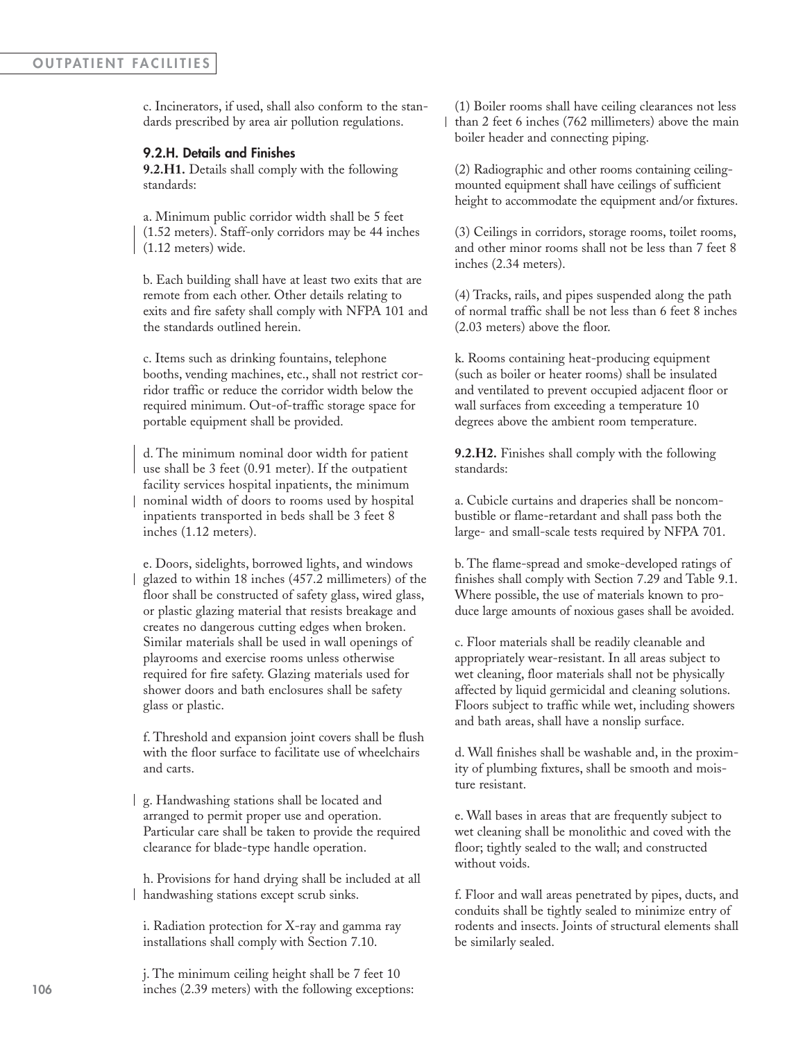c. Incinerators, if used, shall also conform to the standards prescribed by area air pollution regulations.

### 9.2.H. Details and Finishes

**9.2.H1.** Details shall comply with the following standards:

a. Minimum public corridor width shall be 5 feet (1.52 meters). Staff-only corridors may be 44 inches (1.12 meters) wide.

b. Each building shall have at least two exits that are remote from each other. Other details relating to exits and fire safety shall comply with NFPA 101 and the standards outlined herein.

c. Items such as drinking fountains, telephone booths, vending machines, etc., shall not restrict corridor traffic or reduce the corridor width below the required minimum. Out-of-traffic storage space for portable equipment shall be provided.

d. The minimum nominal door width for patient use shall be 3 feet (0.91 meter). If the outpatient facility services hospital inpatients, the minimum nominal width of doors to rooms used by hospital inpatients transported in beds shall be 3 feet 8 inches (1.12 meters).

e. Doors, sidelights, borrowed lights, and windows glazed to within 18 inches (457.2 millimeters) of the floor shall be constructed of safety glass, wired glass, or plastic glazing material that resists breakage and creates no dangerous cutting edges when broken. Similar materials shall be used in wall openings of playrooms and exercise rooms unless otherwise required for fire safety. Glazing materials used for shower doors and bath enclosures shall be safety glass or plastic.

f. Threshold and expansion joint covers shall be flush with the floor surface to facilitate use of wheelchairs and carts.

g. Handwashing stations shall be located and arranged to permit proper use and operation. Particular care shall be taken to provide the required clearance for blade-type handle operation.

h. Provisions for hand drying shall be included at all handwashing stations except scrub sinks.

i. Radiation protection for X-ray and gamma ray installations shall comply with Section 7.10.

j. The minimum ceiling height shall be 7 feet 10 inches (2.39 meters) with the following exceptions:

(1) Boiler rooms shall have ceiling clearances not less than 2 feet 6 inches (762 millimeters) above the main boiler header and connecting piping.

(2) Radiographic and other rooms containing ceiling-mounted equipment shall have ceilings of sufficient height to accommodate the equipment and/or fixtures.

(3) Ceilings in corridors, storage rooms, toilet rooms, and other minor rooms shall not be less than 7 feet 8 inches (2.34 meters).

(4) Tracks, rails, and pipes suspended along the path of normal traffic shall be not less than 6 feet 8 inches (2.03 meters) above the floor.

k. Rooms containing heat-producing equipment (such as boiler or heater rooms) shall be insulated and ventilated to prevent occupied adjacent floor or wall surfaces from exceeding a temperature 10 degrees above the ambient room temperature.

**9.2.H2.** Finishes shall comply with the following standards:

a. Cubicle curtains and draperies shall be noncombustible or flame-retardant and shall pass both the large- and small-scale tests required by NFPA 701.

b. The flame-spread and smoke-developed ratings of finishes shall comply with Section 7.29 and Table 9.1. Where possible, the use of materials known to produce large amounts of noxious gases shall be avoided.

c. Floor materials shall be readily cleanable and appropriately wear-resistant. In all areas subject to wet cleaning, floor materials shall not be physically affected by liquid germicidal and cleaning solutions. Floors subject to traffic while wet, including showers and bath areas, shall have a nonslip surface.

d. Wall finishes shall be washable and, in the proximity of plumbing fixtures, shall be smooth and moisture resistant.

e. Wall bases in areas that are frequently subject to wet cleaning shall be monolithic and coved with the floor; tightly sealed to the wall; and constructed without voids.

f. Floor and wall areas penetrated by pipes, ducts, and conduits shall be tightly sealed to minimize entry of rodents and insects. Joints of structural elements shall be similarly sealed.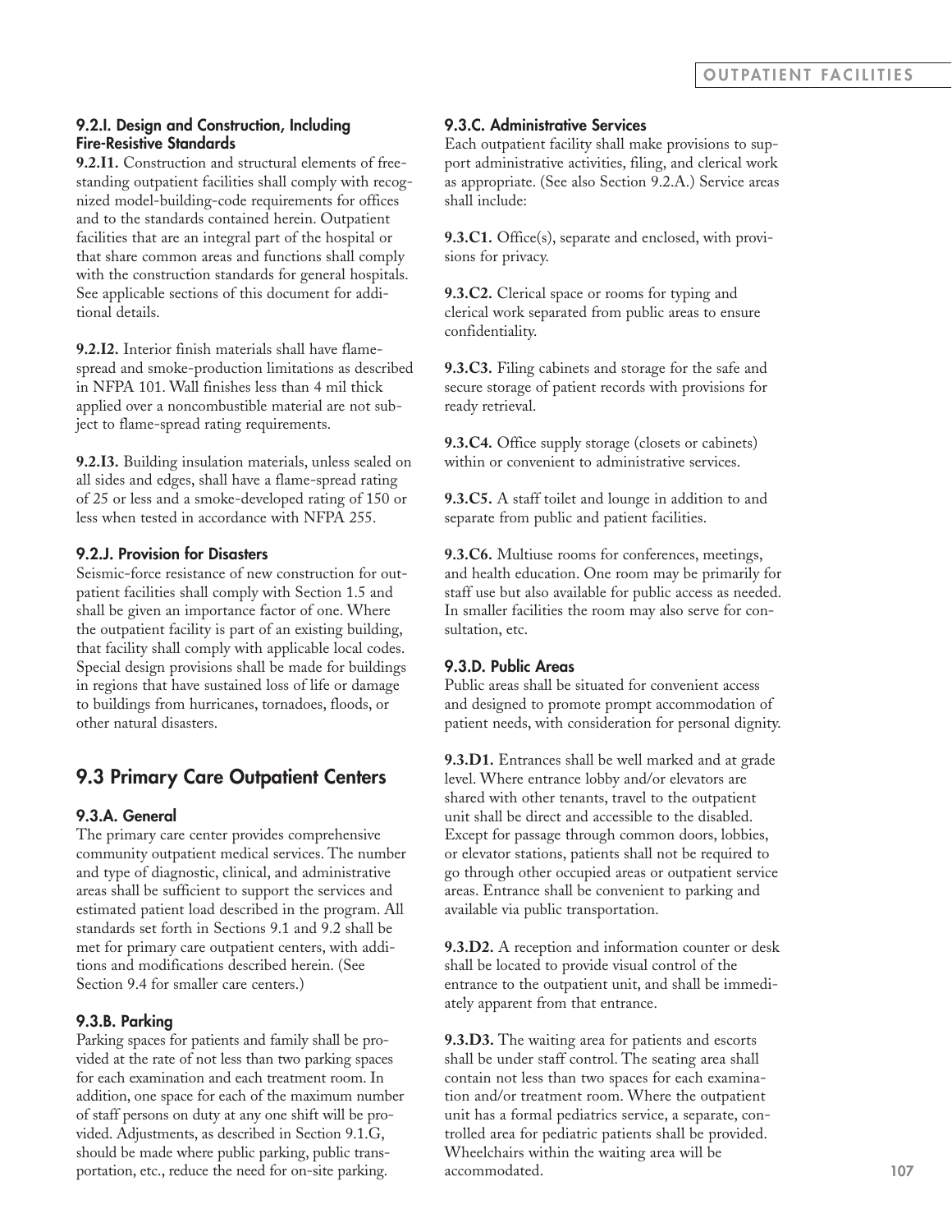### 9.2.I. Design and Construction, Including Fire-Resistive Standards

**9.2.I1.** Construction and structural elements of freestanding outpatient facilities shall comply with recognized model-building-code requirements for offices and to the standards contained herein. Outpatient facilities that are an integral part of the hospital or that share common areas and functions shall comply with the construction standards for general hospitals. See applicable sections of this document for additional details.

**9.2.I2.** Interior finish materials shall have flame-spread and smoke-production limitations as described in NFPA 101. Wall finishes less than 4 mil thick applied over a noncombustible material are not subject to flame-spread rating requirements.

**9.2.I3.** Building insulation materials, unless sealed on all sides and edges, shall have a flame-spread rating of 25 or less and a smoke-developed rating of 150 or less when tested in accordance with NFPA 255.

### 9.2.J. Provision for Disasters

Seismic-force resistance of new construction for outpatient facilities shall comply with Section 1.5 and shall be given an importance factor of one. Where the outpatient facility is part of an existing building, that facility shall comply with applicable local codes. Special design provisions shall be made for buildings in regions that have sustained loss of life or damage to buildings from hurricanes, tornadoes, floods, or other natural disasters.

## 9.3 Primary Care Outpatient Centers

### 9.3.A. General

The primary care center provides comprehensive community outpatient medical services. The number and type of diagnostic, clinical, and administrative areas shall be sufficient to support the services and estimated patient load described in the program. All standards set forth in Sections 9.1 and 9.2 shall be met for primary care outpatient centers, with additions and modifications described herein. (See Section 9.4 for smaller care centers.)

### 9.3.B. Parking

Parking spaces for patients and family shall be provided at the rate of not less than two parking spaces for each examination and each treatment room. In addition, one space for each of the maximum number of staff persons on duty at any one shift will be provided. Adjustments, as described in Section 9.1.G, should be made where public parking, public transportation, etc., reduce the need for on-site parking.

### 9.3.C. Administrative Services

Each outpatient facility shall make provisions to support administrative activities, filing, and clerical work as appropriate. (See also Section 9.2.A.) Service areas shall include:

**9.3.C1.** Office(s), separate and enclosed, with provisions for privacy.

**9.3.C2.** Clerical space or rooms for typing and clerical work separated from public areas to ensure confidentiality.

**9.3.C3.** Filing cabinets and storage for the safe and secure storage of patient records with provisions for ready retrieval.

**9.3.C4.** Office supply storage (closets or cabinets) within or convenient to administrative services.

**9.3.C5.** A staff toilet and lounge in addition to and separate from public and patient facilities.

**9.3.C6.** Multiuse rooms for conferences, meetings, and health education. One room may be primarily for staff use but also available for public access as needed. In smaller facilities the room may also serve for consultation, etc.

### 9.3.D. Public Areas

Public areas shall be situated for convenient access and designed to promote prompt accommodation of patient needs, with consideration for personal dignity.

**9.3.D1.** Entrances shall be well marked and at grade level. Where entrance lobby and/or elevators are shared with other tenants, travel to the outpatient unit shall be direct and accessible to the disabled. Except for passage through common doors, lobbies, or elevator stations, patients shall not be required to go through other occupied areas or outpatient service areas. Entrance shall be convenient to parking and available via public transportation.

**9.3.D2.** A reception and information counter or desk shall be located to provide visual control of the entrance to the outpatient unit, and shall be immediately apparent from that entrance.

**9.3.D3.** The waiting area for patients and escorts shall be under staff control. The seating area shall contain not less than two spaces for each examination and/or treatment room. Where the outpatient unit has a formal pediatrics service, a separate, controlled area for pediatric patients shall be provided. Wheelchairs within the waiting area will be accommodated.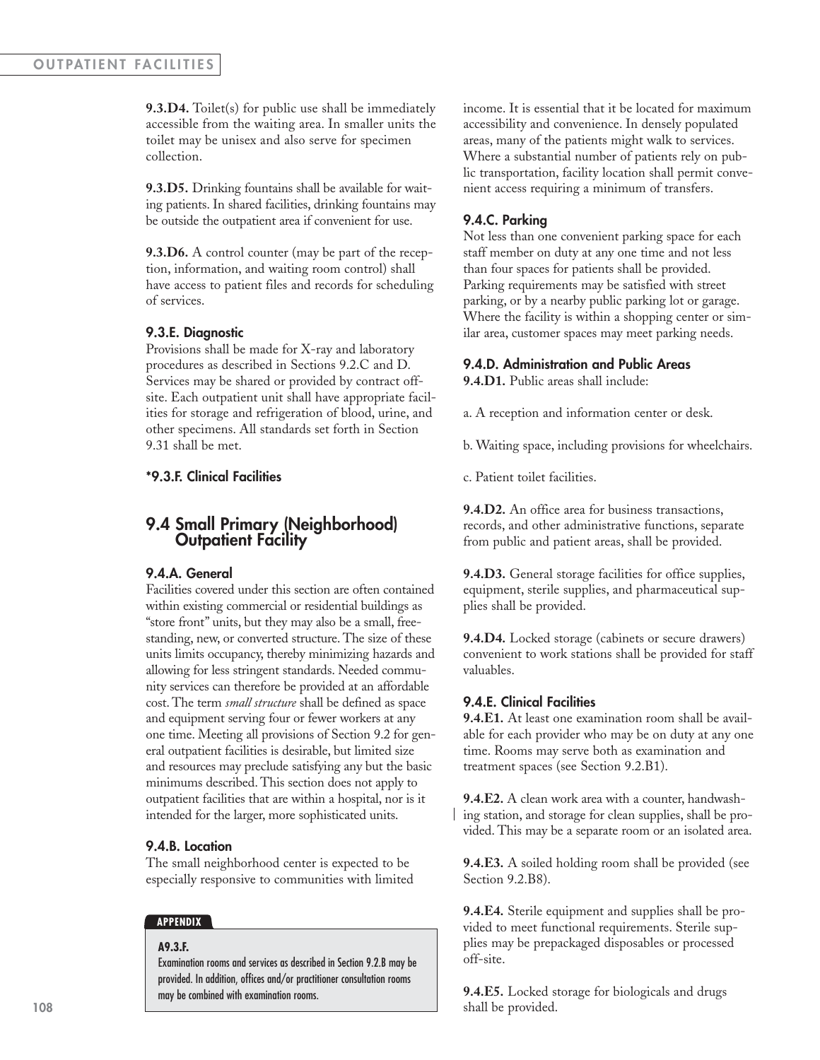**9.3.D4.** Toilet(s) for public use shall be immediately accessible from the waiting area. In smaller units the toilet may be unisex and also serve for specimen collection.

**9.3.D5.** Drinking fountains shall be available for waiting patients. In shared facilities, drinking fountains may be outside the outpatient area if convenient for use.

**9.3.D6.** A control counter (may be part of the reception, information, and waiting room control) shall have access to patient files and records for scheduling of services.

#### 9.3.E. Diagnostic

Provisions shall be made for X-ray and laboratory procedures as described in Sections 9.2.C and D. Services may be shared or provided by contract off-site. Each outpatient unit shall have appropriate facilities for storage and refrigeration of blood, urine, and other specimens. All standards set forth in Section 9.31 shall be met.

#### *9.3.F. Clinical Facilities

> **APPENDIX**
>
> **A9.3.F.**
> Examination rooms and services as described in Section 9.2.B may be provided. In addition, offices and/or practitioner consultation rooms may be combined with examination rooms.

### 9.4 Small Primary (Neighborhood) Outpatient Facility

#### 9.4.A. General

Facilities covered under this section are often contained within existing commercial or residential buildings as "store front" units, but they may also be a small, free-standing, new, or converted structure. The size of these units limits occupancy, thereby minimizing hazards and allowing for less stringent standards. Needed community services can therefore be provided at an affordable cost. The term *small structure* shall be defined as space and equipment serving four or fewer workers at any one time. Meeting all provisions of Section 9.2 for general outpatient facilities is desirable, but limited size and resources may preclude satisfying any but the basic minimums described. This section does not apply to outpatient facilities that are within a hospital, nor is it intended for the larger, more sophisticated units.

#### 9.4.B. Location

The small neighborhood center is expected to be especially responsive to communities with limited income. It is essential that it be located for maximum accessibility and convenience. In densely populated areas, many of the patients might walk to services. Where a substantial number of patients rely on public transportation, facility location shall permit convenient access requiring a minimum of transfers.

#### 9.4.C. Parking

Not less than one convenient parking space for each staff member on duty at any one time and not less than four spaces for patients shall be provided. Parking requirements may be satisfied with street parking, or by a nearby public parking lot or garage. Where the facility is within a shopping center or similar area, customer spaces may meet parking needs.

#### 9.4.D. Administration and Public Areas

**9.4.D1.** Public areas shall include:

a. A reception and information center or desk.

b. Waiting space, including provisions for wheelchairs.

c. Patient toilet facilities.

**9.4.D2.** An office area for business transactions, records, and other administrative functions, separate from public and patient areas, shall be provided.

**9.4.D3.** General storage facilities for office supplies, equipment, sterile supplies, and pharmaceutical supplies shall be provided.

**9.4.D4.** Locked storage (cabinets or secure drawers) convenient to work stations shall be provided for staff valuables.

#### 9.4.E. Clinical Facilities

**9.4.E1.** At least one examination room shall be available for each provider who may be on duty at any one time. Rooms may serve both as examination and treatment spaces (see Section 9.2.B1).

**9.4.E2.** A clean work area with a counter, handwashing station, and storage for clean supplies, shall be provided. This may be a separate room or an isolated area.

**9.4.E3.** A soiled holding room shall be provided (see Section 9.2.B8).

**9.4.E4.** Sterile equipment and supplies shall be provided to meet functional requirements. Sterile supplies may be prepackaged disposables or processed off-site.

**9.4.E5.** Locked storage for biologicals and drugs shall be provided.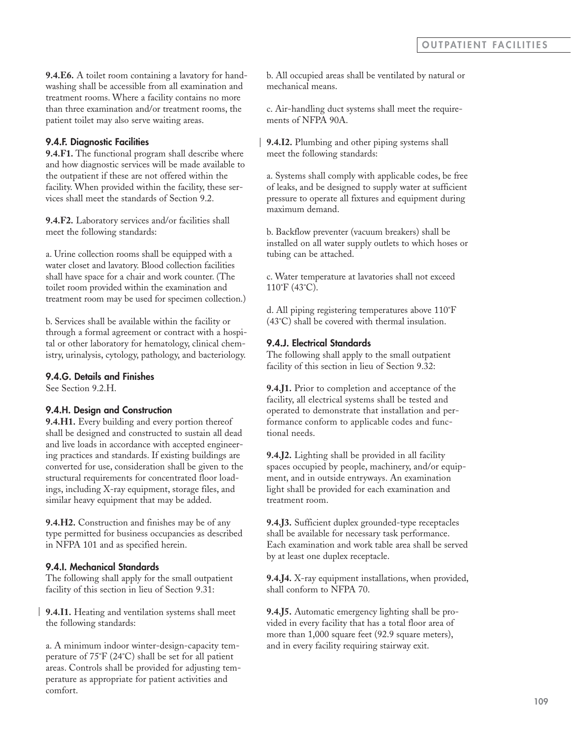**9.4.E6.** A toilet room containing a lavatory for handwashing shall be accessible from all examination and treatment rooms. Where a facility contains no more than three examination and/or treatment rooms, the patient toilet may also serve waiting areas.

### 9.4.F. Diagnostic Facilities

**9.4.F1.** The functional program shall describe where and how diagnostic services will be made available to the outpatient if these are not offered within the facility. When provided within the facility, these services shall meet the standards of Section 9.2.

**9.4.F2.** Laboratory services and/or facilities shall meet the following standards:

a. Urine collection rooms shall be equipped with a water closet and lavatory. Blood collection facilities shall have space for a chair and work counter. (The toilet room provided within the examination and treatment room may be used for specimen collection.)

b. Services shall be available within the facility or through a formal agreement or contract with a hospital or other laboratory for hematology, clinical chemistry, urinalysis, cytology, pathology, and bacteriology.

### 9.4.G. Details and Finishes

See Section 9.2.H.

### 9.4.H. Design and Construction

**9.4.H1.** Every building and every portion thereof shall be designed and constructed to sustain all dead and live loads in accordance with accepted engineering practices and standards. If existing buildings are converted for use, consideration shall be given to the structural requirements for concentrated floor loadings, including X-ray equipment, storage files, and similar heavy equipment that may be added.

**9.4.H2.** Construction and finishes may be of any type permitted for business occupancies as described in NFPA 101 and as specified herein.

### 9.4.I. Mechanical Standards

The following shall apply for the small outpatient facility of this section in lieu of Section 9.31:

**9.4.I1.** Heating and ventilation systems shall meet the following standards:

a. A minimum indoor winter-design-capacity temperature of 75°F (24°C) shall be set for all patient areas. Controls shall be provided for adjusting temperature as appropriate for patient activities and comfort.

b. All occupied areas shall be ventilated by natural or mechanical means.

c. Air-handling duct systems shall meet the requirements of NFPA 90A.

**9.4.I2.** Plumbing and other piping systems shall meet the following standards:

a. Systems shall comply with applicable codes, be free of leaks, and be designed to supply water at sufficient pressure to operate all fixtures and equipment during maximum demand.

b. Backflow preventer (vacuum breakers) shall be installed on all water supply outlets to which hoses or tubing can be attached.

c. Water temperature at lavatories shall not exceed 110°F (43°C).

d. All piping registering temperatures above 110°F (43°C) shall be covered with thermal insulation.

### 9.4.J. Electrical Standards

The following shall apply to the small outpatient facility of this section in lieu of Section 9.32:

**9.4.J1.** Prior to completion and acceptance of the facility, all electrical systems shall be tested and operated to demonstrate that installation and performance conform to applicable codes and functional needs.

**9.4.J2.** Lighting shall be provided in all facility spaces occupied by people, machinery, and/or equipment, and in outside entryways. An examination light shall be provided for each examination and treatment room.

**9.4.J3.** Sufficient duplex grounded-type receptacles shall be available for necessary task performance. Each examination and work table area shall be served by at least one duplex receptacle.

**9.4.J4.** X-ray equipment installations, when provided, shall conform to NFPA 70.

**9.4.J5.** Automatic emergency lighting shall be provided in every facility that has a total floor area of more than 1,000 square feet (92.9 square meters), and in every facility requiring stairway exit.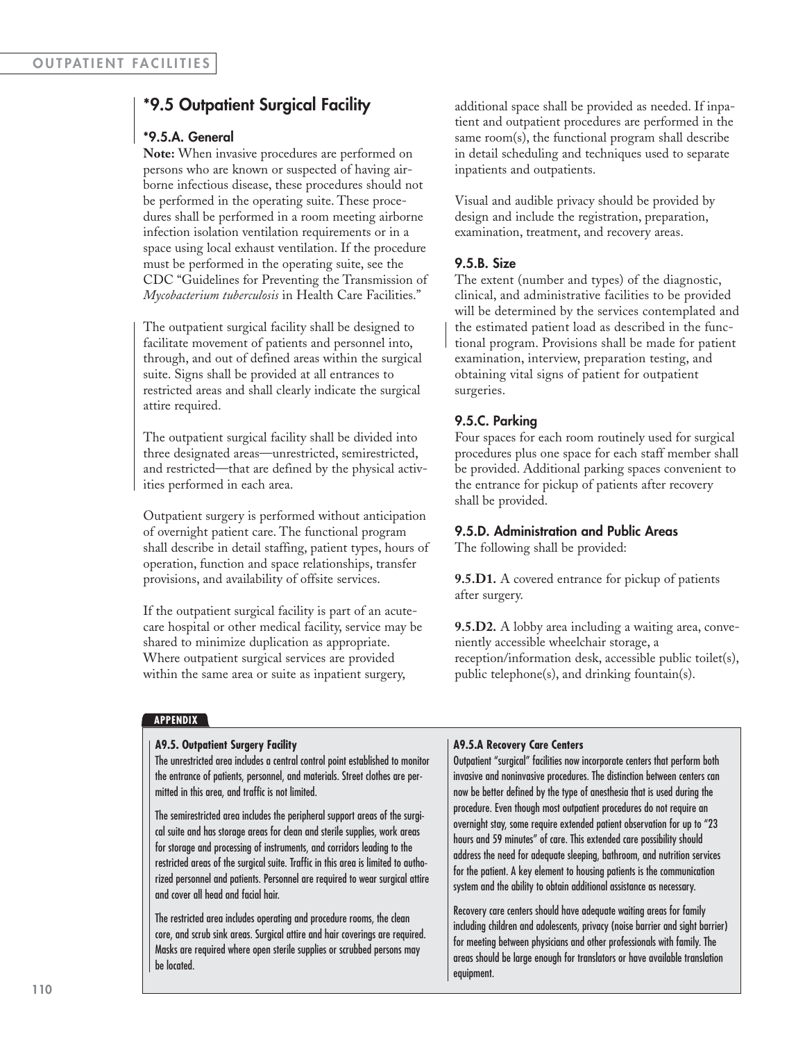## *9.5 Outpatient Surgical Facility

### *9.5.A. General

**Note:** When invasive procedures are performed on persons who are known or suspected of having airborne infectious disease, these procedures should not be performed in the operating suite. These procedures shall be performed in a room meeting airborne infection isolation ventilation requirements or in a space using local exhaust ventilation. If the procedure must be performed in the operating suite, see the CDC "Guidelines for Preventing the Transmission of *Mycobacterium tuberculosis* in Health Care Facilities."

The outpatient surgical facility shall be designed to facilitate movement of patients and personnel into, through, and out of defined areas within the surgical suite. Signs shall be provided at all entrances to restricted areas and shall clearly indicate the surgical attire required.

The outpatient surgical facility shall be divided into three designated areas—unrestricted, semirestricted, and restricted—that are defined by the physical activities performed in each area.

Outpatient surgery is performed without anticipation of overnight patient care. The functional program shall describe in detail staffing, patient types, hours of operation, function and space relationships, transfer provisions, and availability of offsite services.

If the outpatient surgical facility is part of an acute-care hospital or other medical facility, service may be shared to minimize duplication as appropriate. Where outpatient surgical services are provided within the same area or suite as inpatient surgery, additional space shall be provided as needed. If inpatient and outpatient procedures are performed in the same room(s), the functional program shall describe in detail scheduling and techniques used to separate inpatients and outpatients.

Visual and audible privacy should be provided by design and include the registration, preparation, examination, treatment, and recovery areas.

### 9.5.B. Size

The extent (number and types) of the diagnostic, clinical, and administrative facilities to be provided will be determined by the services contemplated and the estimated patient load as described in the functional program. Provisions shall be made for patient examination, interview, preparation testing, and obtaining vital signs of patient for outpatient surgeries.

### 9.5.C. Parking

Four spaces for each room routinely used for surgical procedures plus one space for each staff member shall be provided. Additional parking spaces convenient to the entrance for pickup of patients after recovery shall be provided.

### 9.5.D. Administration and Public Areas

The following shall be provided:

**9.5.D1.** A covered entrance for pickup of patients after surgery.

**9.5.D2.** A lobby area including a waiting area, conveniently accessible wheelchair storage, a reception/information desk, accessible public toilet(s), public telephone(s), and drinking fountain(s).

**APPENDIX**

**A9.5. Outpatient Surgery Facility**

The unrestricted area includes a central control point established to monitor the entrance of patients, personnel, and materials. Street clothes are permitted in this area, and traffic is not limited.

The semirestricted area includes the peripheral support areas of the surgical suite and has storage areas for clean and sterile supplies, work areas for storage and processing of instruments, and corridors leading to the restricted areas of the surgical suite. Traffic in this area is limited to authorized personnel and patients. Personnel are required to wear surgical attire and cover all head and facial hair.

The restricted area includes operating and procedure rooms, the clean core, and scrub sink areas. Surgical attire and hair coverings are required. Masks are required where open sterile supplies or scrubbed persons may be located.

**A9.5.A Recovery Care Centers**

Outpatient "surgical" facilities now incorporate centers that perform both invasive and noninvasive procedures. The distinction between centers can now be better defined by the type of anesthesia that is used during the procedure. Even though most outpatient procedures do not require an overnight stay, some require extended patient observation for up to "23 hours and 59 minutes" of care. This extended care possibility should address the need for adequate sleeping, bathroom, and nutrition services for the patient. A key element to housing patients is the communication system and the ability to obtain additional assistance as necessary.

Recovery care centers should have adequate waiting areas for family including children and adolescents, privacy (noise barrier and sight barrier) for meeting between physicians and other professionals with family. The areas should be large enough for translators or have available translation equipment.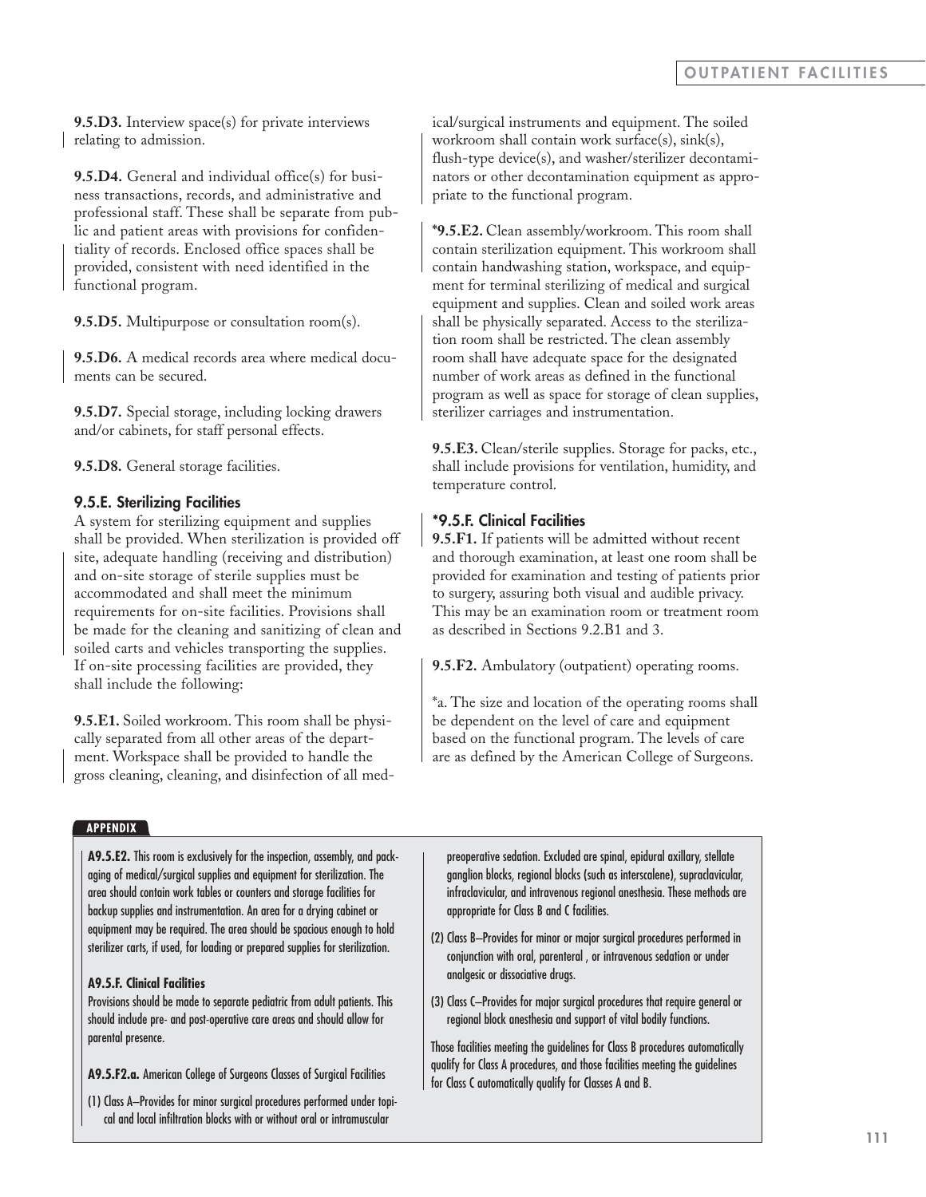**9.5.D3.** Interview space(s) for private interviews relating to admission.

**9.5.D4.** General and individual office(s) for business transactions, records, and administrative and professional staff. These shall be separate from public and patient areas with provisions for confidentiality of records. Enclosed office spaces shall be provided, consistent with need identified in the functional program.

**9.5.D5.** Multipurpose or consultation room(s).

**9.5.D6.** A medical records area where medical documents can be secured.

**9.5.D7.** Special storage, including locking drawers and/or cabinets, for staff personal effects.

**9.5.D8.** General storage facilities.

### 9.5.E. Sterilizing Facilities

A system for sterilizing equipment and supplies shall be provided. When sterilization is provided off site, adequate handling (receiving and distribution) and on-site storage of sterile supplies must be accommodated and shall meet the minimum requirements for on-site facilities. Provisions shall be made for the cleaning and sanitizing of clean and soiled carts and vehicles transporting the supplies. If on-site processing facilities are provided, they shall include the following:

**9.5.E1.** Soiled workroom. This room shall be physically separated from all other areas of the department. Workspace shall be provided to handle the gross cleaning, cleaning, and disinfection of all medical/surgical instruments and equipment. The soiled workroom shall contain work surface(s), sink(s), flush-type device(s), and washer/sterilizer decontaminators or other decontamination equipment as appropriate to the functional program.

**\*9.5.E2.** Clean assembly/workroom. This room shall contain sterilization equipment. This workroom shall contain handwashing station, workspace, and equipment for terminal sterilizing of medical and surgical equipment and supplies. Clean and soiled work areas shall be physically separated. Access to the sterilization room shall be restricted. The clean assembly room shall have adequate space for the designated number of work areas as defined in the functional program as well as space for storage of clean supplies, sterilizer carriages and instrumentation.

**9.5.E3.** Clean/sterile supplies. Storage for packs, etc., shall include provisions for ventilation, humidity, and temperature control.

### *9.5.F. Clinical Facilities

**9.5.F1.** If patients will be admitted without recent and thorough examination, at least one room shall be provided for examination and testing of patients prior to surgery, assuring both visual and audible privacy. This may be an examination room or treatment room as described in Sections 9.2.B1 and 3.

**9.5.F2.** Ambulatory (outpatient) operating rooms.

*a. The size and location of the operating rooms shall be dependent on the level of care and equipment based on the functional program. The levels of care are as defined by the American College of Surgeons.

---

**APPENDIX**

**A9.5.E2.** This room is exclusively for the inspection, assembly, and packaging of medical/surgical supplies and equipment for sterilization. The area should contain work tables or counters and storage facilities for backup supplies and instrumentation. An area for a drying cabinet or equipment may be required. The area should be spacious enough to hold sterilizer carts, if used, for loading or prepared supplies for sterilization.

**A9.5.F. Clinical Facilities**
Provisions should be made to separate pediatric from adult patients. This should include pre- and post-operative care areas and should allow for parental presence.

**A9.5.F2.a.** American College of Surgeons Classes of Surgical Facilities

(1) Class A—Provides for minor surgical procedures performed under topical and local infiltration blocks with or without oral or intramuscular preoperative sedation. Excluded are spinal, epidural axillary, stellate ganglion blocks, regional blocks (such as interscalene), supraclavicular, infraclavicular, and intravenous regional anesthesia. These methods are appropriate for Class B and C facilities.

(2) Class B—Provides for minor or major surgical procedures performed in conjunction with oral, parenteral , or intravenous sedation or under analgesic or dissociative drugs.

(3) Class C—Provides for major surgical procedures that require general or regional block anesthesia and support of vital bodily functions.

Those facilities meeting the guidelines for Class B procedures automatically qualify for Class A procedures, and those facilities meeting the guidelines for Class C automatically qualify for Classes A and B.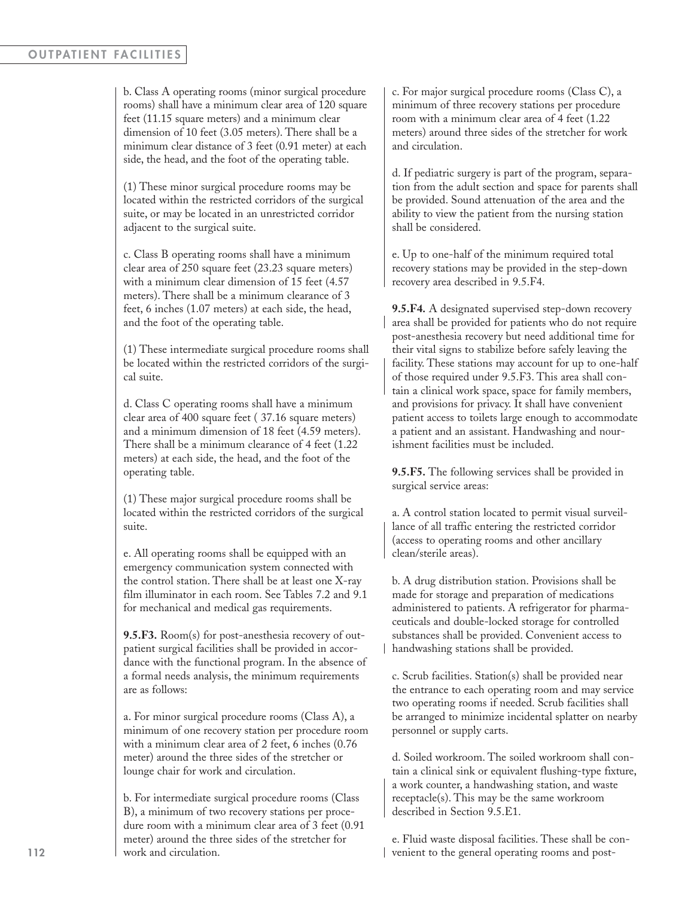b. Class A operating rooms (minor surgical procedure rooms) shall have a minimum clear area of 120 square feet (11.15 square meters) and a minimum clear dimension of 10 feet (3.05 meters). There shall be a minimum clear distance of 3 feet (0.91 meter) at each side, the head, and the foot of the operating table.

(1) These minor surgical procedure rooms may be located within the restricted corridors of the surgical suite, or may be located in an unrestricted corridor adjacent to the surgical suite.

c. Class B operating rooms shall have a minimum clear area of 250 square feet (23.23 square meters) with a minimum clear dimension of 15 feet (4.57 meters). There shall be a minimum clearance of 3 feet, 6 inches (1.07 meters) at each side, the head, and the foot of the operating table.

(1) These intermediate surgical procedure rooms shall be located within the restricted corridors of the surgical suite.

d. Class C operating rooms shall have a minimum clear area of 400 square feet ( 37.16 square meters) and a minimum dimension of 18 feet (4.59 meters). There shall be a minimum clearance of 4 feet (1.22 meters) at each side, the head, and the foot of the operating table.

(1) These major surgical procedure rooms shall be located within the restricted corridors of the surgical suite.

e. All operating rooms shall be equipped with an emergency communication system connected with the control station. There shall be at least one X-ray film illuminator in each room. See Tables 7.2 and 9.1 for mechanical and medical gas requirements.

**9.5.F3.** Room(s) for post-anesthesia recovery of outpatient surgical facilities shall be provided in accordance with the functional program. In the absence of a formal needs analysis, the minimum requirements are as follows:

a. For minor surgical procedure rooms (Class A), a minimum of one recovery station per procedure room with a minimum clear area of 2 feet, 6 inches (0.76 meter) around the three sides of the stretcher or lounge chair for work and circulation.

b. For intermediate surgical procedure rooms (Class B), a minimum of two recovery stations per procedure room with a minimum clear area of 3 feet (0.91 meter) around the three sides of the stretcher for work and circulation.

c. For major surgical procedure rooms (Class C), a minimum of three recovery stations per procedure room with a minimum clear area of 4 feet (1.22 meters) around three sides of the stretcher for work and circulation.

d. If pediatric surgery is part of the program, separation from the adult section and space for parents shall be provided. Sound attenuation of the area and the ability to view the patient from the nursing station shall be considered.

e. Up to one-half of the minimum required total recovery stations may be provided in the step-down recovery area described in 9.5.F4.

**9.5.F4.** A designated supervised step-down recovery area shall be provided for patients who do not require post-anesthesia recovery but need additional time for their vital signs to stabilize before safely leaving the facility. These stations may account for up to one-half of those required under 9.5.F3. This area shall contain a clinical work space, space for family members, and provisions for privacy. It shall have convenient patient access to toilets large enough to accommodate a patient and an assistant. Handwashing and nourishment facilities must be included.

**9.5.F5.** The following services shall be provided in surgical service areas:

a. A control station located to permit visual surveillance of all traffic entering the restricted corridor (access to operating rooms and other ancillary clean/sterile areas).

b. A drug distribution station. Provisions shall be made for storage and preparation of medications administered to patients. A refrigerator for pharmaceuticals and double-locked storage for controlled substances shall be provided. Convenient access to handwashing stations shall be provided.

c. Scrub facilities. Station(s) shall be provided near the entrance to each operating room and may service two operating rooms if needed. Scrub facilities shall be arranged to minimize incidental splatter on nearby personnel or supply carts.

d. Soiled workroom. The soiled workroom shall contain a clinical sink or equivalent flushing-type fixture, a work counter, a handwashing station, and waste receptacle(s). This may be the same workroom described in Section 9.5.E1.

e. Fluid waste disposal facilities. These shall be convenient to the general operating rooms and post-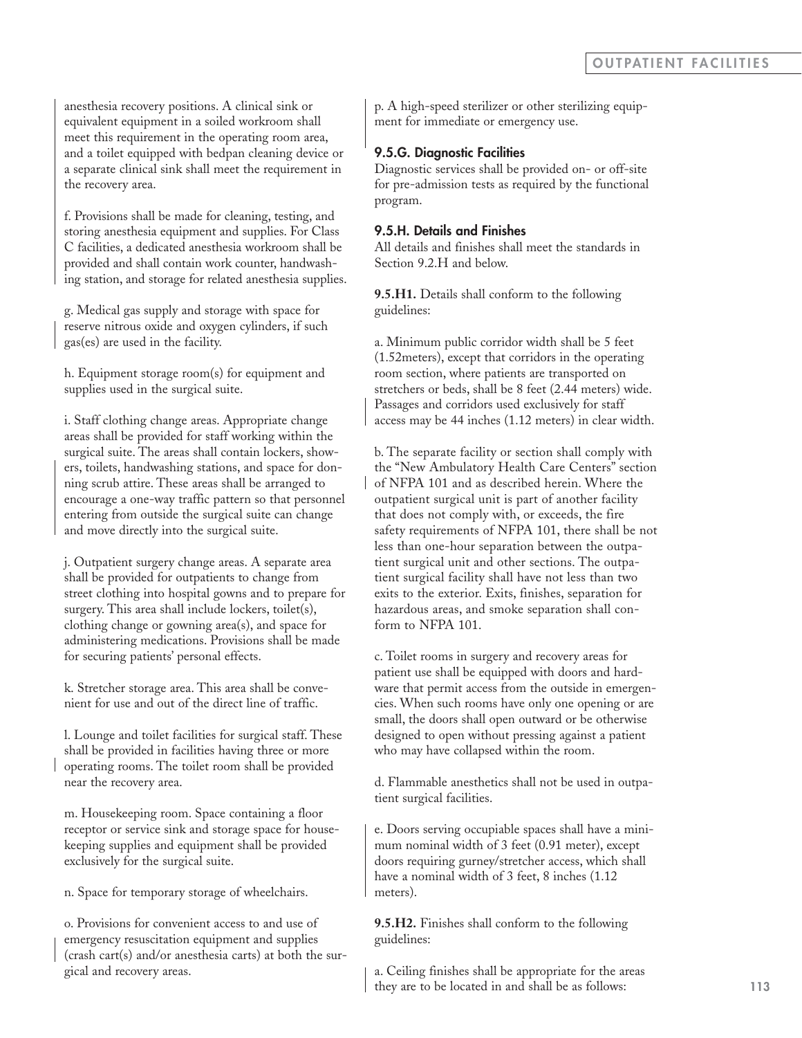anesthesia recovery positions. A clinical sink or equivalent equipment in a soiled workroom shall meet this requirement in the operating room area, and a toilet equipped with bedpan cleaning device or a separate clinical sink shall meet the requirement in the recovery area.

f. Provisions shall be made for cleaning, testing, and storing anesthesia equipment and supplies. For Class C facilities, a dedicated anesthesia workroom shall be provided and shall contain work counter, handwashing station, and storage for related anesthesia supplies.

g. Medical gas supply and storage with space for reserve nitrous oxide and oxygen cylinders, if such gas(es) are used in the facility.

h. Equipment storage room(s) for equipment and supplies used in the surgical suite.

i. Staff clothing change areas. Appropriate change areas shall be provided for staff working within the surgical suite. The areas shall contain lockers, showers, toilets, handwashing stations, and space for donning scrub attire. These areas shall be arranged to encourage a one-way traffic pattern so that personnel entering from outside the surgical suite can change and move directly into the surgical suite.

j. Outpatient surgery change areas. A separate area shall be provided for outpatients to change from street clothing into hospital gowns and to prepare for surgery. This area shall include lockers, toilet(s), clothing change or gowning area(s), and space for administering medications. Provisions shall be made for securing patients' personal effects.

k. Stretcher storage area. This area shall be convenient for use and out of the direct line of traffic.

l. Lounge and toilet facilities for surgical staff. These shall be provided in facilities having three or more operating rooms. The toilet room shall be provided near the recovery area.

m. Housekeeping room. Space containing a floor receptor or service sink and storage space for housekeeping supplies and equipment shall be provided exclusively for the surgical suite.

n. Space for temporary storage of wheelchairs.

o. Provisions for convenient access to and use of emergency resuscitation equipment and supplies (crash cart(s) and/or anesthesia carts) at both the surgical and recovery areas.

p. A high-speed sterilizer or other sterilizing equipment for immediate or emergency use.

### 9.5.G. Diagnostic Facilities

Diagnostic services shall be provided on- or off-site for pre-admission tests as required by the functional program.

### 9.5.H. Details and Finishes

All details and finishes shall meet the standards in Section 9.2.H and below.

**9.5.H1.** Details shall conform to the following guidelines:

a. Minimum public corridor width shall be 5 feet (1.52meters), except that corridors in the operating room section, where patients are transported on stretchers or beds, shall be 8 feet (2.44 meters) wide. Passages and corridors used exclusively for staff access may be 44 inches (1.12 meters) in clear width.

b. The separate facility or section shall comply with the "New Ambulatory Health Care Centers" section of NFPA 101 and as described herein. Where the outpatient surgical unit is part of another facility that does not comply with, or exceeds, the fire safety requirements of NFPA 101, there shall be not less than one-hour separation between the outpatient surgical unit and other sections. The outpatient surgical facility shall have not less than two exits to the exterior. Exits, finishes, separation for hazardous areas, and smoke separation shall conform to NFPA 101.

c. Toilet rooms in surgery and recovery areas for patient use shall be equipped with doors and hardware that permit access from the outside in emergencies. When such rooms have only one opening or are small, the doors shall open outward or be otherwise designed to open without pressing against a patient who may have collapsed within the room.

d. Flammable anesthetics shall not be used in outpatient surgical facilities.

e. Doors serving occupiable spaces shall have a minimum nominal width of 3 feet (0.91 meter), except doors requiring gurney/stretcher access, which shall have a nominal width of 3 feet, 8 inches (1.12 meters).

**9.5.H2.** Finishes shall conform to the following guidelines:

a. Ceiling finishes shall be appropriate for the areas they are to be located in and shall be as follows: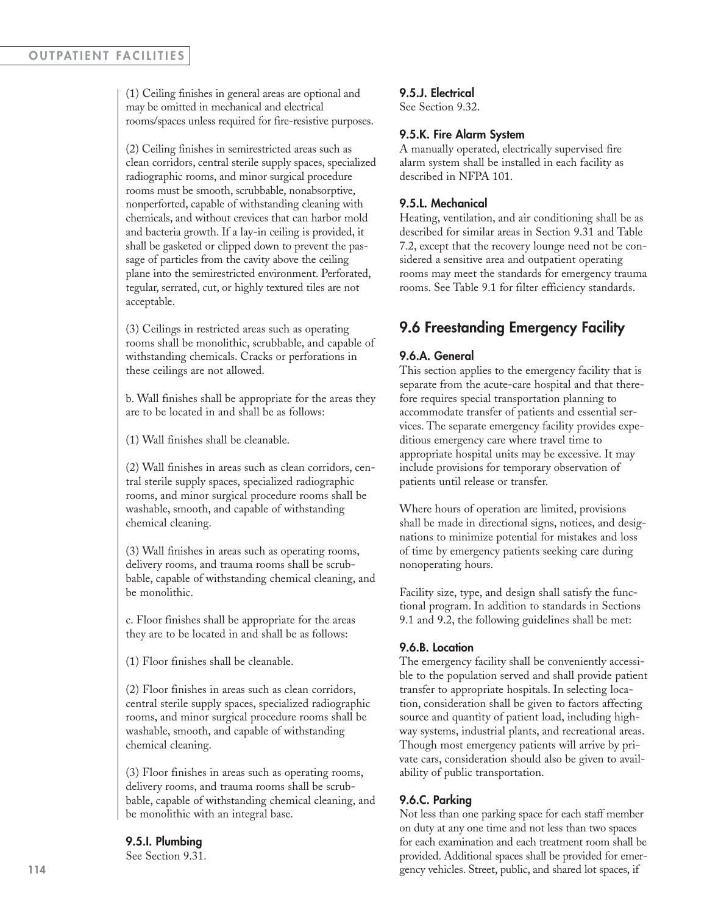(1) Ceiling finishes in general areas are optional and may be omitted in mechanical and electrical rooms/spaces unless required for fire-resistive purposes.

(2) Ceiling finishes in semirestricted areas such as clean corridors, central sterile supply spaces, specialized radiographic rooms, and minor surgical procedure rooms must be smooth, scrubbable, nonabsorptive, nonperforated, capable of withstanding cleaning with chemicals, and without crevices that can harbor mold and bacteria growth. If a lay-in ceiling is provided, it shall be gasketed or clipped down to prevent the passage of particles from the cavity above the ceiling plane into the semirestricted environment. Perforated, tegular, serrated, cut, or highly textured tiles are not acceptable.

(3) Ceilings in restricted areas such as operating rooms shall be monolithic, scrubbable, and capable of withstanding chemicals. Cracks or perforations in these ceilings are not allowed.

b. Wall finishes shall be appropriate for the areas they are to be located in and shall be as follows:

(1) Wall finishes shall be cleanable.

(2) Wall finishes in areas such as clean corridors, central sterile supply spaces, specialized radiographic rooms, and minor surgical procedure rooms shall be washable, smooth, and capable of withstanding chemical cleaning.

(3) Wall finishes in areas such as operating rooms, delivery rooms, and trauma rooms shall be scrubbable, capable of withstanding chemical cleaning, and be monolithic.

c. Floor finishes shall be appropriate for the areas they are to be located in and shall be as follows:

(1) Floor finishes shall be cleanable.

(2) Floor finishes in areas such as clean corridors, central sterile supply spaces, specialized radiographic rooms, and minor surgical procedure rooms shall be washable, smooth, and capable of withstanding chemical cleaning.

(3) Floor finishes in areas such as operating rooms, delivery rooms, and trauma rooms shall be scrubbable, capable of withstanding chemical cleaning, and be monolithic with an integral base.

#### 9.5.I. Plumbing

See Section 9.31.

#### 9.5.J. Electrical

See Section 9.32.

#### 9.5.K. Fire Alarm System

A manually operated, electrically supervised fire alarm system shall be installed in each facility as described in NFPA 101.

#### 9.5.L. Mechanical

Heating, ventilation, and air conditioning shall be as described for similar areas in Section 9.31 and Table 7.2, except that the recovery lounge need not be considered a sensitive area and outpatient operating rooms may meet the standards for emergency trauma rooms. See Table 9.1 for filter efficiency standards.

## 9.6 Freestanding Emergency Facility

#### 9.6.A. General

This section applies to the emergency facility that is separate from the acute-care hospital and that therefore requires special transportation planning to accommodate transfer of patients and essential services. The separate emergency facility provides expeditious emergency care where travel time to appropriate hospital units may be excessive. It may include provisions for temporary observation of patients until release or transfer.

Where hours of operation are limited, provisions shall be made in directional signs, notices, and designations to minimize potential for mistakes and loss of time by emergency patients seeking care during nonoperating hours.

Facility size, type, and design shall satisfy the functional program. In addition to standards in Sections 9.1 and 9.2, the following guidelines shall be met:

#### 9.6.B. Location

The emergency facility shall be conveniently accessible to the population served and shall provide patient transfer to appropriate hospitals. In selecting location, consideration shall be given to factors affecting source and quantity of patient load, including highway systems, industrial plants, and recreational areas. Though most emergency patients will arrive by private cars, consideration should also be given to availability of public transportation.

#### 9.6.C. Parking

Not less than one parking space for each staff member on duty at any one time and not less than two spaces for each examination and each treatment room shall be provided. Additional spaces shall be provided for emergency vehicles. Street, public, and shared lot spaces, if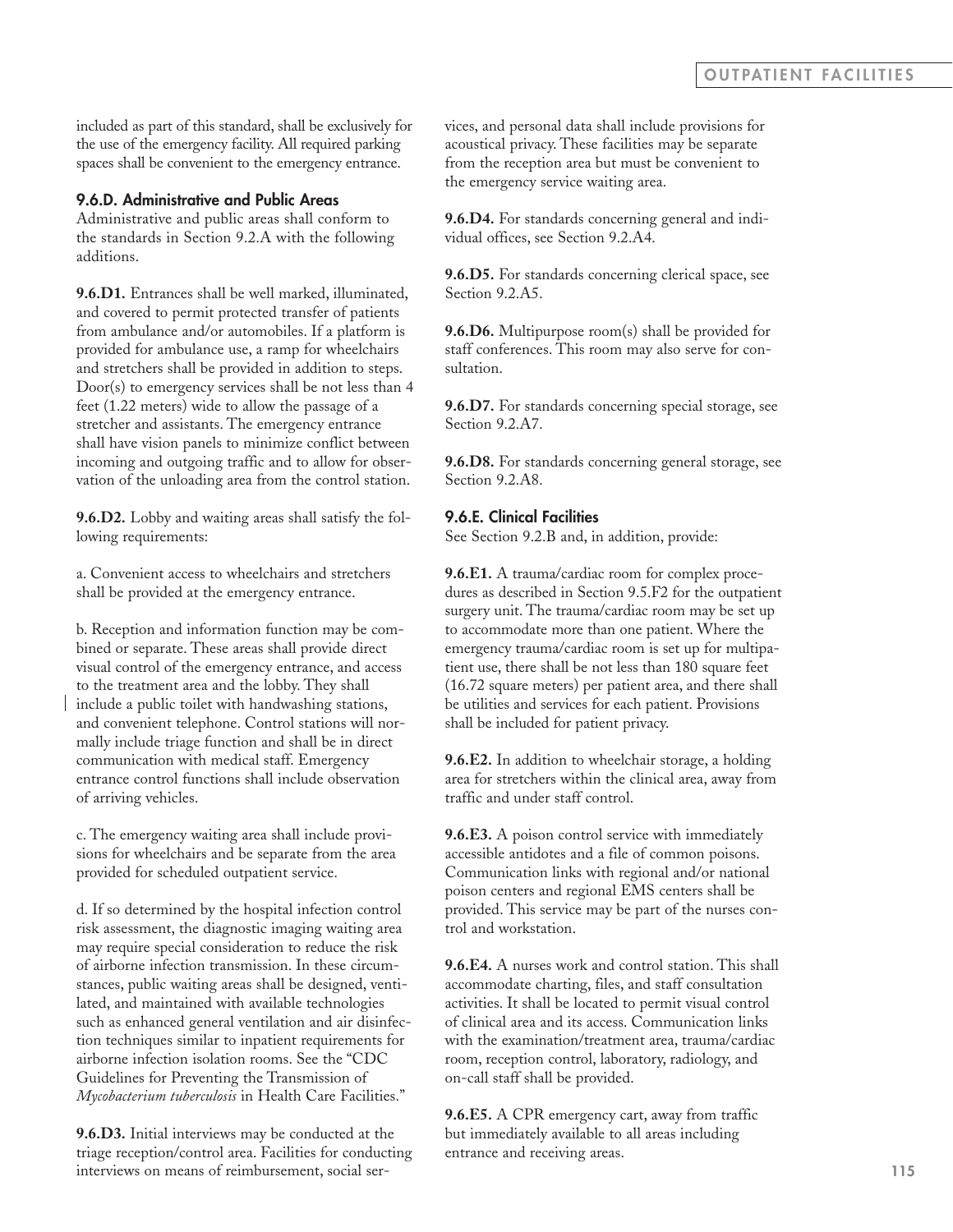included as part of this standard, shall be exclusively for the use of the emergency facility. All required parking spaces shall be convenient to the emergency entrance.

### 9.6.D. Administrative and Public Areas

Administrative and public areas shall conform to the standards in Section 9.2.A with the following additions.

**9.6.D1.** Entrances shall be well marked, illuminated, and covered to permit protected transfer of patients from ambulance and/or automobiles. If a platform is provided for ambulance use, a ramp for wheelchairs and stretchers shall be provided in addition to steps. Door(s) to emergency services shall be not less than 4 feet (1.22 meters) wide to allow the passage of a stretcher and assistants. The emergency entrance shall have vision panels to minimize conflict between incoming and outgoing traffic and to allow for observation of the unloading area from the control station.

**9.6.D2.** Lobby and waiting areas shall satisfy the following requirements:

a. Convenient access to wheelchairs and stretchers shall be provided at the emergency entrance.

b. Reception and information function may be combined or separate. These areas shall provide direct visual control of the emergency entrance, and access to the treatment area and the lobby. They shall include a public toilet with handwashing stations, and convenient telephone. Control stations will normally include triage function and shall be in direct communication with medical staff. Emergency entrance control functions shall include observation of arriving vehicles.

c. The emergency waiting area shall include provisions for wheelchairs and be separate from the area provided for scheduled outpatient service.

d. If so determined by the hospital infection control risk assessment, the diagnostic imaging waiting area may require special consideration to reduce the risk of airborne infection transmission. In these circumstances, public waiting areas shall be designed, ventilated, and maintained with available technologies such as enhanced general ventilation and air disinfection techniques similar to inpatient requirements for airborne infection isolation rooms. See the "CDC Guidelines for Preventing the Transmission of *Mycobacterium tuberculosis* in Health Care Facilities."

**9.6.D3.** Initial interviews may be conducted at the triage reception/control area. Facilities for conducting interviews on means of reimbursement, social services, and personal data shall include provisions for acoustical privacy. These facilities may be separate from the reception area but must be convenient to the emergency service waiting area.

**9.6.D4.** For standards concerning general and individual offices, see Section 9.2.A4.

**9.6.D5.** For standards concerning clerical space, see Section 9.2.A5.

**9.6.D6.** Multipurpose room(s) shall be provided for staff conferences. This room may also serve for consultation.

**9.6.D7.** For standards concerning special storage, see Section 9.2.A7.

**9.6.D8.** For standards concerning general storage, see Section 9.2.A8.

### 9.6.E. Clinical Facilities

See Section 9.2.B and, in addition, provide:

**9.6.E1.** A trauma/cardiac room for complex procedures as described in Section 9.5.F2 for the outpatient surgery unit. The trauma/cardiac room may be set up to accommodate more than one patient. Where the emergency trauma/cardiac room is set up for multipatient use, there shall be not less than 180 square feet (16.72 square meters) per patient area, and there shall be utilities and services for each patient. Provisions shall be included for patient privacy.

**9.6.E2.** In addition to wheelchair storage, a holding area for stretchers within the clinical area, away from traffic and under staff control.

**9.6.E3.** A poison control service with immediately accessible antidotes and a file of common poisons. Communication links with regional and/or national poison centers and regional EMS centers shall be provided. This service may be part of the nurses control and workstation.

**9.6.E4.** A nurses work and control station. This shall accommodate charting, files, and staff consultation activities. It shall be located to permit visual control of clinical area and its access. Communication links with the examination/treatment area, trauma/cardiac room, reception control, laboratory, radiology, and on-call staff shall be provided.

**9.6.E5.** A CPR emergency cart, away from traffic but immediately available to all areas including entrance and receiving areas.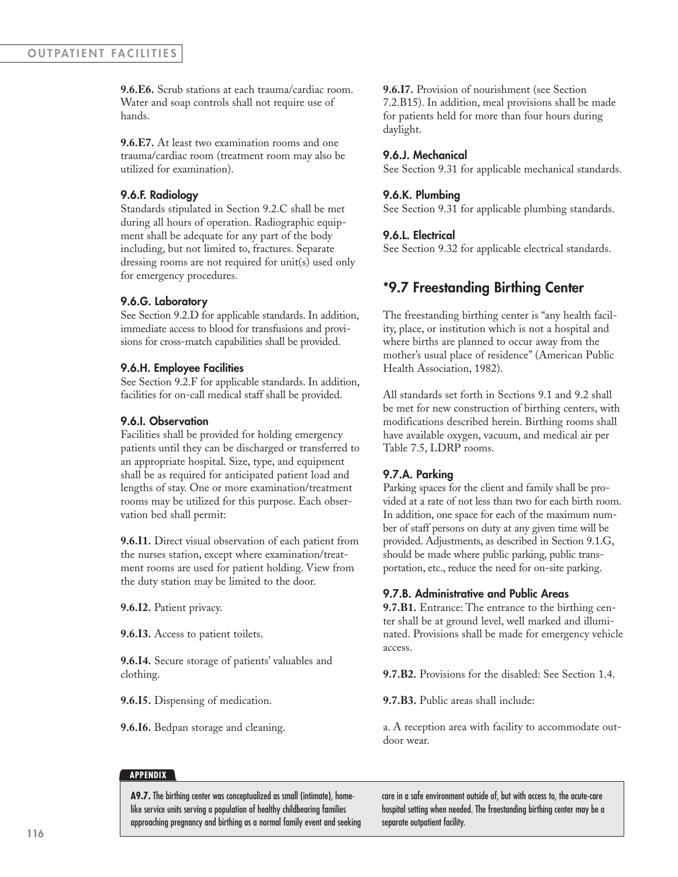**9.6.E6.** Scrub stations at each trauma/cardiac room. Water and soap controls shall not require use of hands.

**9.6.E7.** At least two examination rooms and one trauma/cardiac room (treatment room may also be utilized for examination).

### 9.6.F. Radiology

Standards stipulated in Section 9.2.C shall be met during all hours of operation. Radiographic equipment shall be adequate for any part of the body including, but not limited to, fractures. Separate dressing rooms are not required for unit(s) used only for emergency procedures.

### 9.6.G. Laboratory

See Section 9.2.D for applicable standards. In addition, immediate access to blood for transfusions and provisions for cross-match capabilities shall be provided.

### 9.6.H. Employee Facilities

See Section 9.2.F for applicable standards. In addition, facilities for on-call medical staff shall be provided.

### 9.6.I. Observation

Facilities shall be provided for holding emergency patients until they can be discharged or transferred to an appropriate hospital. Size, type, and equipment shall be as required for anticipated patient load and lengths of stay. One or more examination/treatment rooms may be utilized for this purpose. Each observation bed shall permit:

**9.6.I1.** Direct visual observation of each patient from the nurses station, except where examination/treatment rooms are used for patient holding. View from the duty station may be limited to the door.

**9.6.I2.** Patient privacy.

**9.6.I3.** Access to patient toilets.

**9.6.I4.** Secure storage of patients' valuables and clothing.

**9.6.I5.** Dispensing of medication.

**9.6.I6.** Bedpan storage and cleaning.

**9.6.I7.** Provision of nourishment (see Section 7.2.B15). In addition, meal provisions shall be made for patients held for more than four hours during daylight.

### 9.6.J. Mechanical

See Section 9.31 for applicable mechanical standards.

### 9.6.K. Plumbing

See Section 9.31 for applicable plumbing standards.

### 9.6.L. Electrical

See Section 9.32 for applicable electrical standards.

## *9.7 Freestanding Birthing Center

The freestanding birthing center is "any health facility, place, or institution which is not a hospital and where births are planned to occur away from the mother's usual place of residence" (American Public Health Association, 1982).

All standards set forth in Sections 9.1 and 9.2 shall be met for new construction of birthing centers, with modifications described herein. Birthing rooms shall have available oxygen, vacuum, and medical air per Table 7.5, LDRP rooms.

### 9.7.A. Parking

Parking spaces for the client and family shall be provided at a rate of not less than two for each birth room. In addition, one space for each of the maximum number of staff persons on duty at any given time will be provided. Adjustments, as described in Section 9.1.G, should be made where public parking, public transportation, etc., reduce the need for on-site parking.

### 9.7.B. Administrative and Public Areas

**9.7.B1.** Entrance: The entrance to the birthing center shall be at ground level, well marked and illuminated. Provisions shall be made for emergency vehicle access.

**9.7.B2.** Provisions for the disabled: See Section 1.4.

**9.7.B3.** Public areas shall include:

a. A reception area with facility to accommodate outdoor wear.

---

**APPENDIX**

**A9.7.** The birthing center was conceptualized as small (intimate), home-like service units serving a population of healthy childbearing families approaching pregnancy and birthing as a normal family event and seeking care in a safe environment outside of, but with access to, the acute-care hospital setting when needed. The freestanding birthing center may be a separate outpatient facility.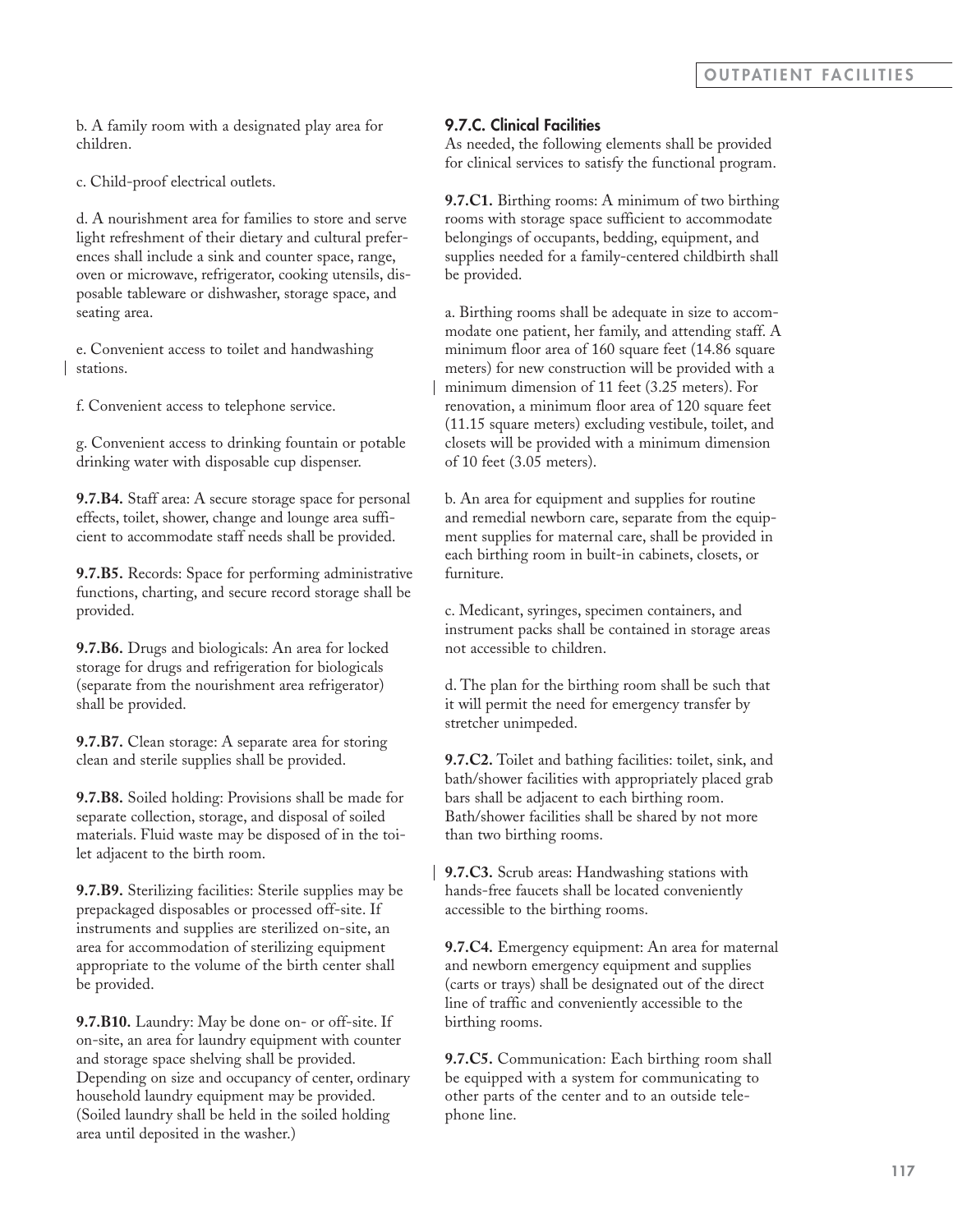b. A family room with a designated play area for children.

c. Child-proof electrical outlets.

d. A nourishment area for families to store and serve light refreshment of their dietary and cultural preferences shall include a sink and counter space, range, oven or microwave, refrigerator, cooking utensils, disposable tableware or dishwasher, storage space, and seating area.

e. Convenient access to toilet and handwashing stations.

f. Convenient access to telephone service.

g. Convenient access to drinking fountain or potable drinking water with disposable cup dispenser.

**9.7.B4.** Staff area: A secure storage space for personal effects, toilet, shower, change and lounge area sufficient to accommodate staff needs shall be provided.

**9.7.B5.** Records: Space for performing administrative functions, charting, and secure record storage shall be provided.

**9.7.B6.** Drugs and biologicals: An area for locked storage for drugs and refrigeration for biologicals (separate from the nourishment area refrigerator) shall be provided.

**9.7.B7.** Clean storage: A separate area for storing clean and sterile supplies shall be provided.

**9.7.B8.** Soiled holding: Provisions shall be made for separate collection, storage, and disposal of soiled materials. Fluid waste may be disposed of in the toilet adjacent to the birth room.

**9.7.B9.** Sterilizing facilities: Sterile supplies may be prepackaged disposables or processed off-site. If instruments and supplies are sterilized on-site, an area for accommodation of sterilizing equipment appropriate to the volume of the birth center shall be provided.

**9.7.B10.** Laundry: May be done on- or off-site. If on-site, an area for laundry equipment with counter and storage space shelving shall be provided. Depending on size and occupancy of center, ordinary household laundry equipment may be provided. (Soiled laundry shall be held in the soiled holding area until deposited in the washer.)

### 9.7.C. Clinical Facilities

As needed, the following elements shall be provided for clinical services to satisfy the functional program.

**9.7.C1.** Birthing rooms: A minimum of two birthing rooms with storage space sufficient to accommodate belongings of occupants, bedding, equipment, and supplies needed for a family-centered childbirth shall be provided.

a. Birthing rooms shall be adequate in size to accommodate one patient, her family, and attending staff. A minimum floor area of 160 square feet (14.86 square meters) for new construction will be provided with a minimum dimension of 11 feet (3.25 meters). For renovation, a minimum floor area of 120 square feet (11.15 square meters) excluding vestibule, toilet, and closets will be provided with a minimum dimension of 10 feet (3.05 meters).

b. An area for equipment and supplies for routine and remedial newborn care, separate from the equipment supplies for maternal care, shall be provided in each birthing room in built-in cabinets, closets, or furniture.

c. Medicant, syringes, specimen containers, and instrument packs shall be contained in storage areas not accessible to children.

d. The plan for the birthing room shall be such that it will permit the need for emergency transfer by stretcher unimpeded.

**9.7.C2.** Toilet and bathing facilities: toilet, sink, and bath/shower facilities with appropriately placed grab bars shall be adjacent to each birthing room. Bath/shower facilities shall be shared by not more than two birthing rooms.

**9.7.C3.** Scrub areas: Handwashing stations with hands-free faucets shall be located conveniently accessible to the birthing rooms.

**9.7.C4.** Emergency equipment: An area for maternal and newborn emergency equipment and supplies (carts or trays) shall be designated out of the direct line of traffic and conveniently accessible to the birthing rooms.

**9.7.C5.** Communication: Each birthing room shall be equipped with a system for communicating to other parts of the center and to an outside telephone line.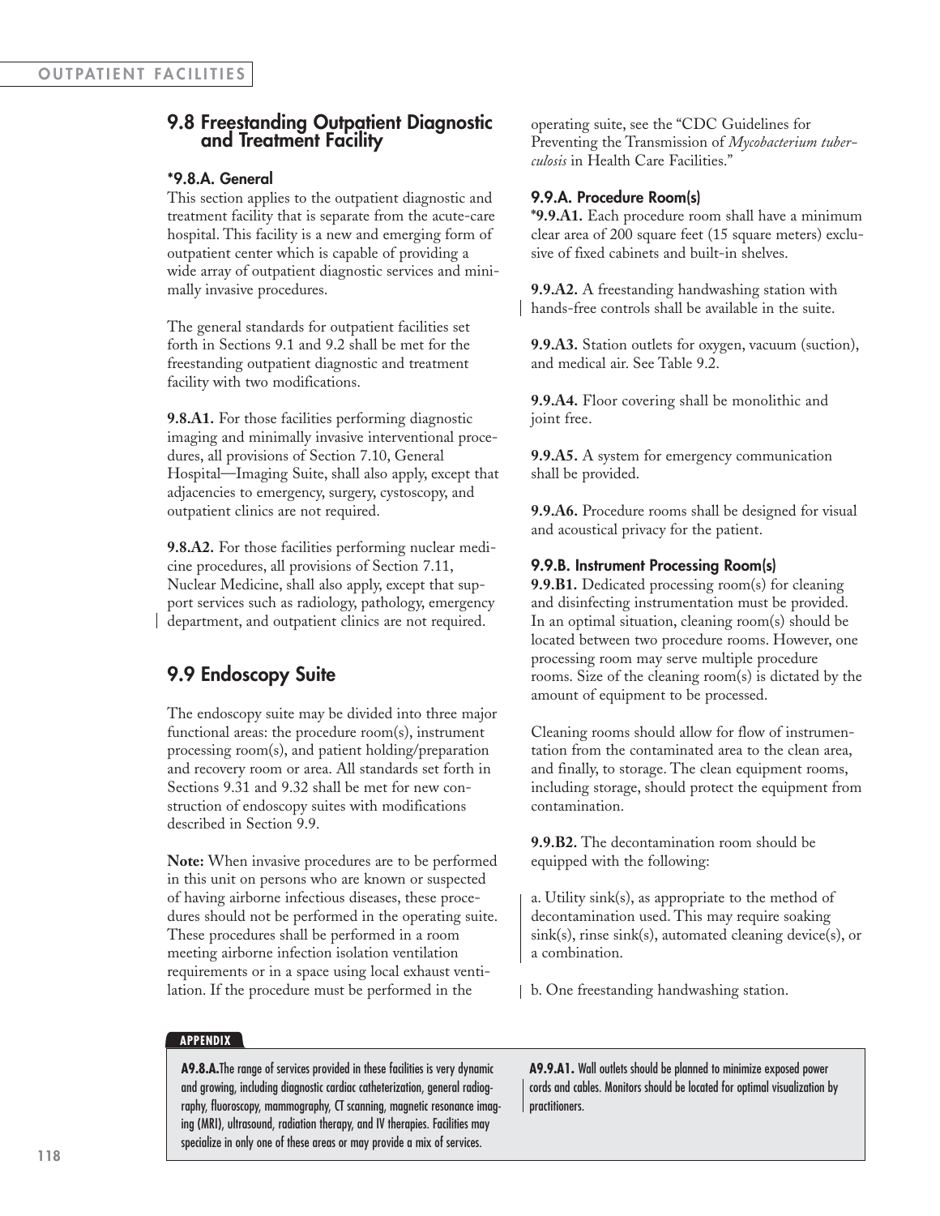## 9.8 Freestanding Outpatient Diagnostic and Treatment Facility

### *9.8.A. General

This section applies to the outpatient diagnostic and treatment facility that is separate from the acute-care hospital. This facility is a new and emerging form of outpatient center which is capable of providing a wide array of outpatient diagnostic services and minimally invasive procedures.

The general standards for outpatient facilities set forth in Sections 9.1 and 9.2 shall be met for the freestanding outpatient diagnostic and treatment facility with two modifications.

**9.8.A1.** For those facilities performing diagnostic imaging and minimally invasive interventional procedures, all provisions of Section 7.10, General Hospital—Imaging Suite, shall also apply, except that adjacencies to emergency, surgery, cystoscopy, and outpatient clinics are not required.

**9.8.A2.** For those facilities performing nuclear medicine procedures, all provisions of Section 7.11, Nuclear Medicine, shall also apply, except that support services such as radiology, pathology, emergency department, and outpatient clinics are not required.

## 9.9 Endoscopy Suite

The endoscopy suite may be divided into three major functional areas: the procedure room(s), instrument processing room(s), and patient holding/preparation and recovery room or area. All standards set forth in Sections 9.31 and 9.32 shall be met for new construction of endoscopy suites with modifications described in Section 9.9.

**Note:** When invasive procedures are to be performed in this unit on persons who are known or suspected of having airborne infectious diseases, these procedures should not be performed in the operating suite. These procedures shall be performed in a room meeting airborne infection isolation ventilation requirements or in a space using local exhaust ventilation. If the procedure must be performed in the operating suite, see the "CDC Guidelines for Preventing the Transmission of *Mycobacterium tuberculosis* in Health Care Facilities."

### 9.9.A. Procedure Room(s)

***9.9.A1.** Each procedure room shall have a minimum clear area of 200 square feet (15 square meters) exclusive of fixed cabinets and built-in shelves.

**9.9.A2.** A freestanding handwashing station with hands-free controls shall be available in the suite.

**9.9.A3.** Station outlets for oxygen, vacuum (suction), and medical air. See Table 9.2.

**9.9.A4.** Floor covering shall be monolithic and joint free.

**9.9.A5.** A system for emergency communication shall be provided.

**9.9.A6.** Procedure rooms shall be designed for visual and acoustical privacy for the patient.

### 9.9.B. Instrument Processing Room(s)

**9.9.B1.** Dedicated processing room(s) for cleaning and disinfecting instrumentation must be provided. In an optimal situation, cleaning room(s) should be located between two procedure rooms. However, one processing room may serve multiple procedure rooms. Size of the cleaning room(s) is dictated by the amount of equipment to be processed.

Cleaning rooms should allow for flow of instrumentation from the contaminated area to the clean area, and finally, to storage. The clean equipment rooms, including storage, should protect the equipment from contamination.

**9.9.B2.** The decontamination room should be equipped with the following:

a. Utility sink(s), as appropriate to the method of decontamination used. This may require soaking sink(s), rinse sink(s), automated cleaning device(s), or a combination.

b. One freestanding handwashing station.

**APPENDIX**

**A9.8.A.** The range of services provided in these facilities is very dynamic and growing, including diagnostic cardiac catheterization, general radiography, fluoroscopy, mammography, CT scanning, magnetic resonance imaging (MRI), ultrasound, radiation therapy, and IV therapies. Facilities may specialize in only one of these areas or may provide a mix of services.

**A9.9.A1.** Wall outlets should be planned to minimize exposed power cords and cables. Monitors should be located for optimal visualization by practitioners.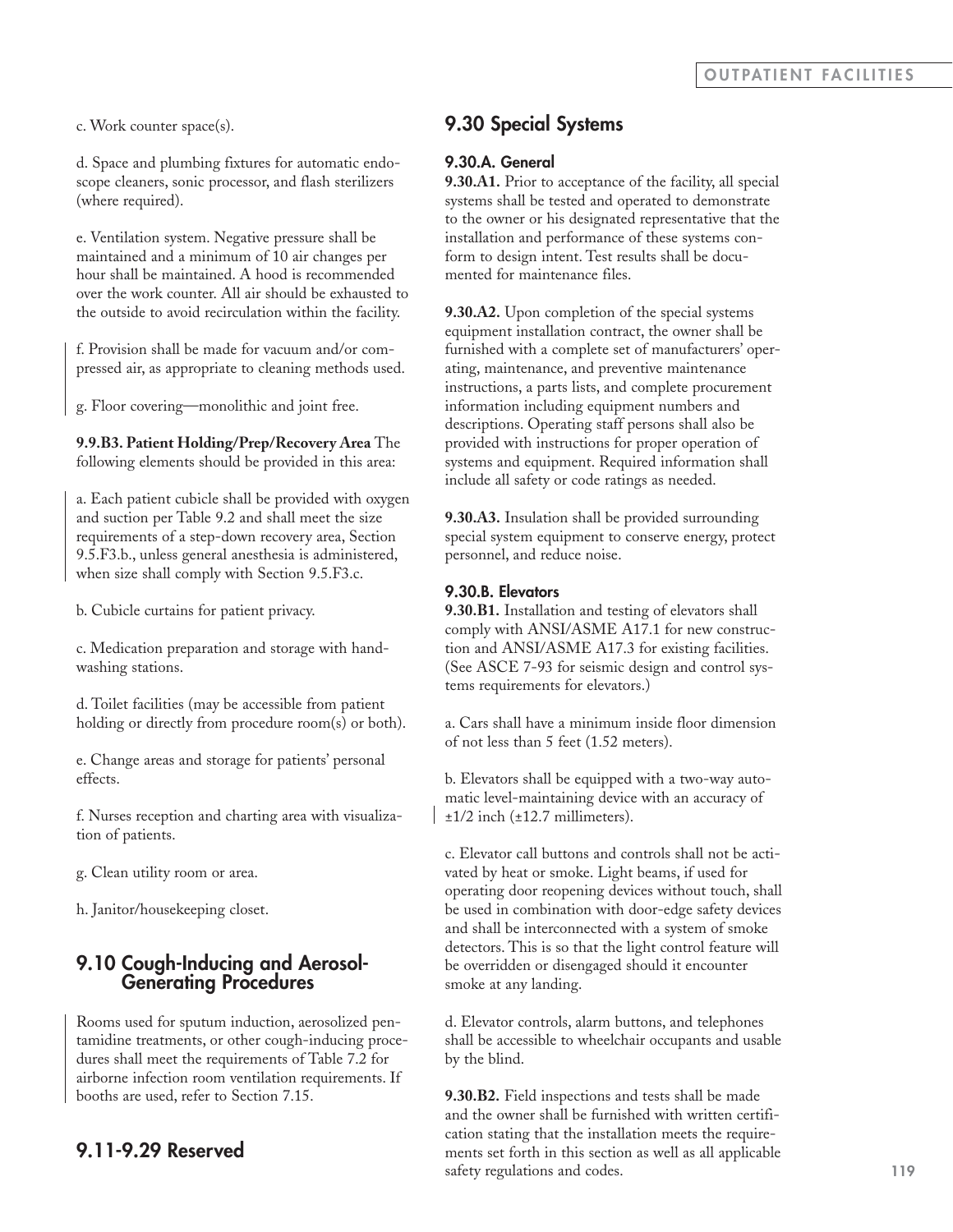c. Work counter space(s).

d. Space and plumbing fixtures for automatic endoscope cleaners, sonic processor, and flash sterilizers (where required).

e. Ventilation system. Negative pressure shall be maintained and a minimum of 10 air changes per hour shall be maintained. A hood is recommended over the work counter. All air should be exhausted to the outside to avoid recirculation within the facility.

f. Provision shall be made for vacuum and/or compressed air, as appropriate to cleaning methods used.

g. Floor covering—monolithic and joint free.

**9.9.B3. Patient Holding/Prep/Recovery Area** The following elements should be provided in this area:

a. Each patient cubicle shall be provided with oxygen and suction per Table 9.2 and shall meet the size requirements of a step-down recovery area, Section 9.5.F3.b., unless general anesthesia is administered, when size shall comply with Section 9.5.F3.c.

b. Cubicle curtains for patient privacy.

c. Medication preparation and storage with handwashing stations.

d. Toilet facilities (may be accessible from patient holding or directly from procedure room(s) or both).

e. Change areas and storage for patients' personal effects.

f. Nurses reception and charting area with visualization of patients.

g. Clean utility room or area.

h. Janitor/housekeeping closet.

## 9.10 Cough-Inducing and Aerosol-Generating Procedures

Rooms used for sputum induction, aerosolized pentamidine treatments, or other cough-inducing procedures shall meet the requirements of Table 7.2 for airborne infection room ventilation requirements. If booths are used, refer to Section 7.15.

## 9.11-9.29 Reserved

## 9.30 Special Systems

### 9.30.A. General

**9.30.A1.** Prior to acceptance of the facility, all special systems shall be tested and operated to demonstrate to the owner or his designated representative that the installation and performance of these systems conform to design intent. Test results shall be documented for maintenance files.

**9.30.A2.** Upon completion of the special systems equipment installation contract, the owner shall be furnished with a complete set of manufacturers' operating, maintenance, and preventive maintenance instructions, a parts lists, and complete procurement information including equipment numbers and descriptions. Operating staff persons shall also be provided with instructions for proper operation of systems and equipment. Required information shall include all safety or code ratings as needed.

**9.30.A3.** Insulation shall be provided surrounding special system equipment to conserve energy, protect personnel, and reduce noise.

### 9.30.B. Elevators

**9.30.B1.** Installation and testing of elevators shall comply with ANSI/ASME A17.1 for new construction and ANSI/ASME A17.3 for existing facilities. (See ASCE 7-93 for seismic design and control systems requirements for elevators.)

a. Cars shall have a minimum inside floor dimension of not less than 5 feet (1.52 meters).

b. Elevators shall be equipped with a two-way automatic level-maintaining device with an accuracy of ±1/2 inch (±12.7 millimeters).

c. Elevator call buttons and controls shall not be activated by heat or smoke. Light beams, if used for operating door reopening devices without touch, shall be used in combination with door-edge safety devices and shall be interconnected with a system of smoke detectors. This is so that the light control feature will be overridden or disengaged should it encounter smoke at any landing.

d. Elevator controls, alarm buttons, and telephones shall be accessible to wheelchair occupants and usable by the blind.

**9.30.B2.** Field inspections and tests shall be made and the owner shall be furnished with written certification stating that the installation meets the requirements set forth in this section as well as all applicable safety regulations and codes.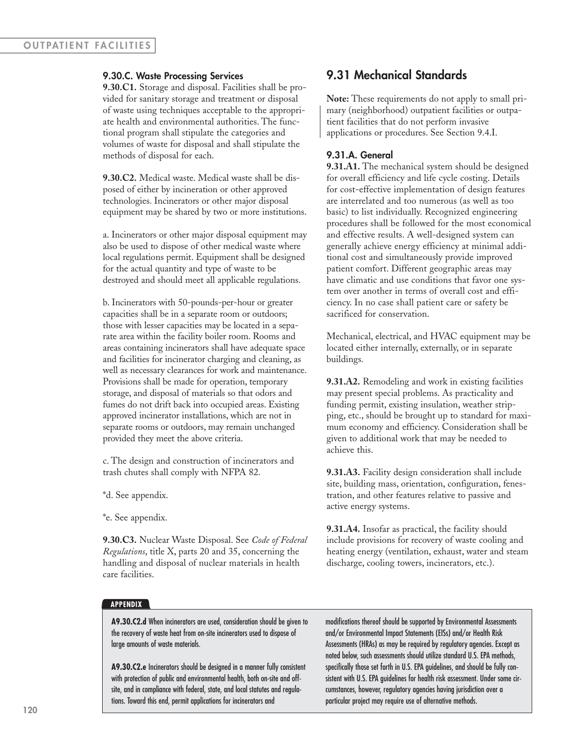### 9.30.C. Waste Processing Services

**9.30.C1.** Storage and disposal. Facilities shall be provided for sanitary storage and treatment or disposal of waste using techniques acceptable to the appropriate health and environmental authorities. The functional program shall stipulate the categories and volumes of waste for disposal and shall stipulate the methods of disposal for each.

**9.30.C2.** Medical waste. Medical waste shall be disposed of either by incineration or other approved technologies. Incinerators or other major disposal equipment may be shared by two or more institutions.

a. Incinerators or other major disposal equipment may also be used to dispose of other medical waste where local regulations permit. Equipment shall be designed for the actual quantity and type of waste to be destroyed and should meet all applicable regulations.

b. Incinerators with 50-pounds-per-hour or greater capacities shall be in a separate room or outdoors; those with lesser capacities may be located in a separate area within the facility boiler room. Rooms and areas containing incinerators shall have adequate space and facilities for incinerator charging and cleaning, as well as necessary clearances for work and maintenance. Provisions shall be made for operation, temporary storage, and disposal of materials so that odors and fumes do not drift back into occupied areas. Existing approved incinerator installations, which are not in separate rooms or outdoors, may remain unchanged provided they meet the above criteria.

c. The design and construction of incinerators and trash chutes shall comply with NFPA 82.

*d. See appendix.

*e. See appendix.

**9.30.C3.** Nuclear Waste Disposal. See *Code of Federal Regulations*, title X, parts 20 and 35, concerning the handling and disposal of nuclear materials in health care facilities.

## 9.31 Mechanical Standards

**Note:** These requirements do not apply to small primary (neighborhood) outpatient facilities or outpatient facilities that do not perform invasive applications or procedures. See Section 9.4.I.

### 9.31.A. General

**9.31.A1.** The mechanical system should be designed for overall efficiency and life cycle costing. Details for cost-effective implementation of design features are interrelated and too numerous (as well as too basic) to list individually. Recognized engineering procedures shall be followed for the most economical and effective results. A well-designed system can generally achieve energy efficiency at minimal additional cost and simultaneously provide improved patient comfort. Different geographic areas may have climatic and use conditions that favor one system over another in terms of overall cost and efficiency. In no case shall patient care or safety be sacrificed for conservation.

Mechanical, electrical, and HVAC equipment may be located either internally, externally, or in separate buildings.

**9.31.A2.** Remodeling and work in existing facilities may present special problems. As practicality and funding permit, existing insulation, weather stripping, etc., should be brought up to standard for maximum economy and efficiency. Consideration shall be given to additional work that may be needed to achieve this.

**9.31.A3.** Facility design consideration shall include site, building mass, orientation, configuration, fenestration, and other features relative to passive and active energy systems.

**9.31.A4.** Insofar as practical, the facility should include provisions for recovery of waste cooling and heating energy (ventilation, exhaust, water and steam discharge, cooling towers, incinerators, etc.).

**APPENDIX**

**A9.30.C2.d** When incinerators are used, consideration should be given to the recovery of waste heat from on-site incinerators used to dispose of large amounts of waste materials.

**A9.30.C2.e** Incinerators should be designed in a manner fully consistent with protection of public and environmental health, both on-site and off-site, and in compliance with federal, state, and local statutes and regulations. Toward this end, permit applications for incinerators and modifications thereof should be supported by Environmental Assessments and/or Environmental Impact Statements (EISs) and/or Health Risk Assessments (HRAs) as may be required by regulatory agencies. Except as noted below, such assessments should utilize standard U.S. EPA methods, specifically those set forth in U.S. EPA guidelines, and should be fully consistent with U.S. EPA guidelines for health risk assessment. Under some circumstances, however, regulatory agencies having jurisdiction over a particular project may require use of alternative methods.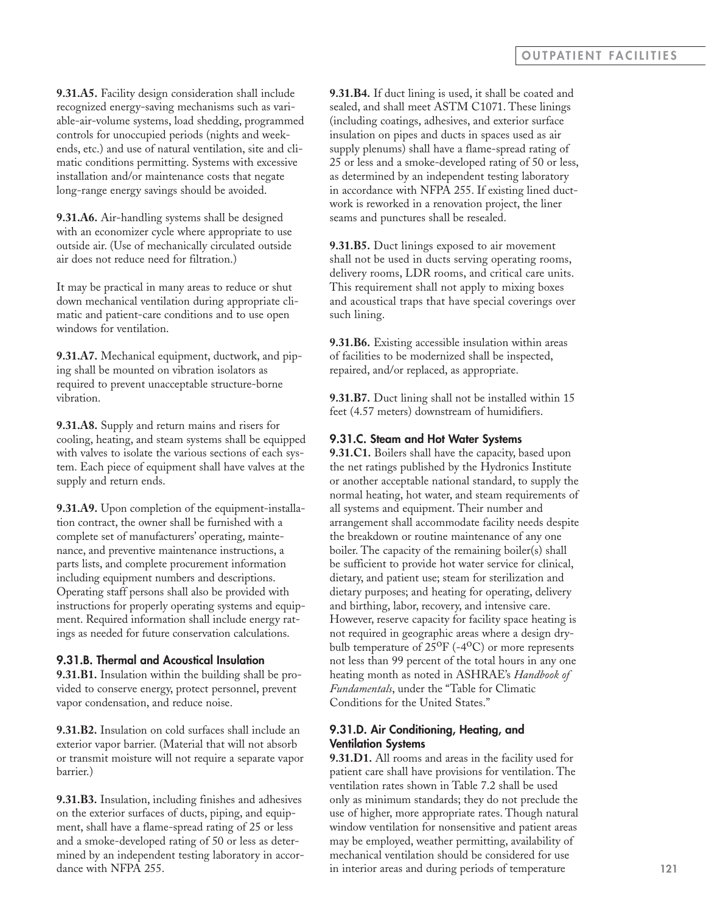**9.31.A5.** Facility design consideration shall include recognized energy-saving mechanisms such as variable-air-volume systems, load shedding, programmed controls for unoccupied periods (nights and weekends, etc.) and use of natural ventilation, site and climatic conditions permitting. Systems with excessive installation and/or maintenance costs that negate long-range energy savings should be avoided.

**9.31.A6.** Air-handling systems shall be designed with an economizer cycle where appropriate to use outside air. (Use of mechanically circulated outside air does not reduce need for filtration.)

It may be practical in many areas to reduce or shut down mechanical ventilation during appropriate climatic and patient-care conditions and to use open windows for ventilation.

**9.31.A7.** Mechanical equipment, ductwork, and piping shall be mounted on vibration isolators as required to prevent unacceptable structure-borne vibration.

**9.31.A8.** Supply and return mains and risers for cooling, heating, and steam systems shall be equipped with valves to isolate the various sections of each system. Each piece of equipment shall have valves at the supply and return ends.

**9.31.A9.** Upon completion of the equipment-installation contract, the owner shall be furnished with a complete set of manufacturers' operating, maintenance, and preventive maintenance instructions, a parts lists, and complete procurement information including equipment numbers and descriptions. Operating staff persons shall also be provided with instructions for properly operating systems and equipment. Required information shall include energy ratings as needed for future conservation calculations.

### 9.31.B. Thermal and Acoustical Insulation

**9.31.B1.** Insulation within the building shall be provided to conserve energy, protect personnel, prevent vapor condensation, and reduce noise.

**9.31.B2.** Insulation on cold surfaces shall include an exterior vapor barrier. (Material that will not absorb or transmit moisture will not require a separate vapor barrier.)

**9.31.B3.** Insulation, including finishes and adhesives on the exterior surfaces of ducts, piping, and equipment, shall have a flame-spread rating of 25 or less and a smoke-developed rating of 50 or less as determined by an independent testing laboratory in accordance with NFPA 255.

**9.31.B4.** If duct lining is used, it shall be coated and sealed, and shall meet ASTM C1071. These linings (including coatings, adhesives, and exterior surface insulation on pipes and ducts in spaces used as air supply plenums) shall have a flame-spread rating of 25 or less and a smoke-developed rating of 50 or less, as determined by an independent testing laboratory in accordance with NFPA 255. If existing lined ductwork is reworked in a renovation project, the liner seams and punctures shall be resealed.

**9.31.B5.** Duct linings exposed to air movement shall not be used in ducts serving operating rooms, delivery rooms, LDR rooms, and critical care units. This requirement shall not apply to mixing boxes and acoustical traps that have special coverings over such lining.

**9.31.B6.** Existing accessible insulation within areas of facilities to be modernized shall be inspected, repaired, and/or replaced, as appropriate.

**9.31.B7.** Duct lining shall not be installed within 15 feet (4.57 meters) downstream of humidifiers.

### 9.31.C. Steam and Hot Water Systems

**9.31.C1.** Boilers shall have the capacity, based upon the net ratings published by the Hydronics Institute or another acceptable national standard, to supply the normal heating, hot water, and steam requirements of all systems and equipment. Their number and arrangement shall accommodate facility needs despite the breakdown or routine maintenance of any one boiler. The capacity of the remaining boiler(s) shall be sufficient to provide hot water service for clinical, dietary, and patient use; steam for sterilization and dietary purposes; and heating for operating, delivery and birthing, labor, recovery, and intensive care. However, reserve capacity for facility space heating is not required in geographic areas where a design dry-bulb temperature of 25°F (-4°C) or more represents not less than 99 percent of the total hours in any one heating month as noted in ASHRAE's *Handbook of Fundamentals*, under the "Table for Climatic Conditions for the United States."

### 9.31.D. Air Conditioning, Heating, and Ventilation Systems

**9.31.D1.** All rooms and areas in the facility used for patient care shall have provisions for ventilation. The ventilation rates shown in Table 7.2 shall be used only as minimum standards; they do not preclude the use of higher, more appropriate rates. Though natural window ventilation for nonsensitive and patient areas may be employed, weather permitting, availability of mechanical ventilation should be considered for use in interior areas and during periods of temperature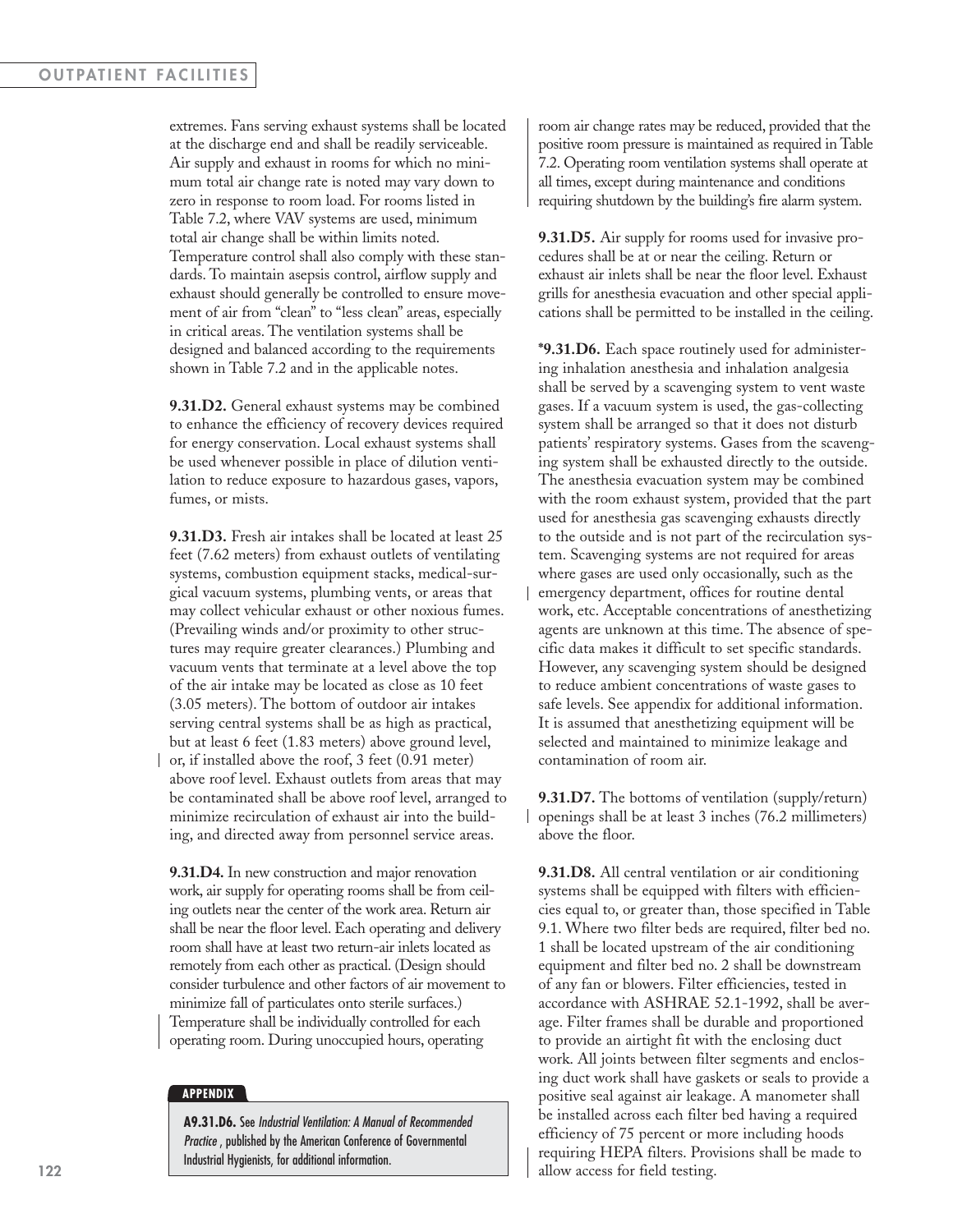extremes. Fans serving exhaust systems shall be located at the discharge end and shall be readily serviceable. Air supply and exhaust in rooms for which no minimum total air change rate is noted may vary down to zero in response to room load. For rooms listed in Table 7.2, where VAV systems are used, minimum total air change shall be within limits noted. Temperature control shall also comply with these standards. To maintain asepsis control, airflow supply and exhaust should generally be controlled to ensure movement of air from "clean" to "less clean" areas, especially in critical areas. The ventilation systems shall be designed and balanced according to the requirements shown in Table 7.2 and in the applicable notes.

**9.31.D2.** General exhaust systems may be combined to enhance the efficiency of recovery devices required for energy conservation. Local exhaust systems shall be used whenever possible in place of dilution ventilation to reduce exposure to hazardous gases, vapors, fumes, or mists.

**9.31.D3.** Fresh air intakes shall be located at least 25 feet (7.62 meters) from exhaust outlets of ventilating systems, combustion equipment stacks, medical-surgical vacuum systems, plumbing vents, or areas that may collect vehicular exhaust or other noxious fumes. (Prevailing winds and/or proximity to other structures may require greater clearances.) Plumbing and vacuum vents that terminate at a level above the top of the air intake may be located as close as 10 feet (3.05 meters). The bottom of outdoor air intakes serving central systems shall be as high as practical, but at least 6 feet (1.83 meters) above ground level, or, if installed above the roof, 3 feet (0.91 meter) above roof level. Exhaust outlets from areas that may be contaminated shall be above roof level, arranged to minimize recirculation of exhaust air into the building, and directed away from personnel service areas.

**9.31.D4.** In new construction and major renovation work, air supply for operating rooms shall be from ceiling outlets near the center of the work area. Return air shall be near the floor level. Each operating and delivery room shall have at least two return-air inlets located as remotely from each other as practical. (Design should consider turbulence and other factors of air movement to minimize fall of particulates onto sterile surfaces.) Temperature shall be individually controlled for each operating room. During unoccupied hours, operating room air change rates may be reduced, provided that the positive room pressure is maintained as required in Table 7.2. Operating room ventilation systems shall operate at all times, except during maintenance and conditions requiring shutdown by the building's fire alarm system.

**9.31.D5.** Air supply for rooms used for invasive procedures shall be at or near the ceiling. Return or exhaust air inlets shall be near the floor level. Exhaust grills for anesthesia evacuation and other special applications shall be permitted to be installed in the ceiling.

***9.31.D6.** Each space routinely used for administering inhalation anesthesia and inhalation analgesia shall be served by a scavenging system to vent waste gases. If a vacuum system is used, the gas-collecting system shall be arranged so that it does not disturb patients' respiratory systems. Gases from the scavenging system shall be exhausted directly to the outside. The anesthesia evacuation system may be combined with the room exhaust system, provided that the part used for anesthesia gas scavenging exhausts directly to the outside and is not part of the recirculation system. Scavenging systems are not required for areas where gases are used only occasionally, such as the emergency department, offices for routine dental work, etc. Acceptable concentrations of anesthetizing agents are unknown at this time. The absence of specific data makes it difficult to set specific standards. However, any scavenging system should be designed to reduce ambient concentrations of waste gases to safe levels. See appendix for additional information. It is assumed that anesthetizing equipment will be selected and maintained to minimize leakage and contamination of room air.

**9.31.D7.** The bottoms of ventilation (supply/return) openings shall be at least 3 inches (76.2 millimeters) above the floor.

**9.31.D8.** All central ventilation or air conditioning systems shall be equipped with filters with efficiencies equal to, or greater than, those specified in Table 9.1. Where two filter beds are required, filter bed no. 1 shall be located upstream of the air conditioning equipment and filter bed no. 2 shall be downstream of any fan or blowers. Filter efficiencies, tested in accordance with ASHRAE 52.1-1992, shall be average. Filter frames shall be durable and proportioned to provide an airtight fit with the enclosing duct work. All joints between filter segments and enclosing duct work shall have gaskets or seals to provide a positive seal against air leakage. A manometer shall be installed across each filter bed having a required efficiency of 75 percent or more including hoods requiring HEPA filters. Provisions shall be made to allow access for field testing.

**APPENDIX**

**A9.31.D6.** See *Industrial Ventilation: A Manual of Recommended Practice*, published by the American Conference of Governmental Industrial Hygienists, for additional information.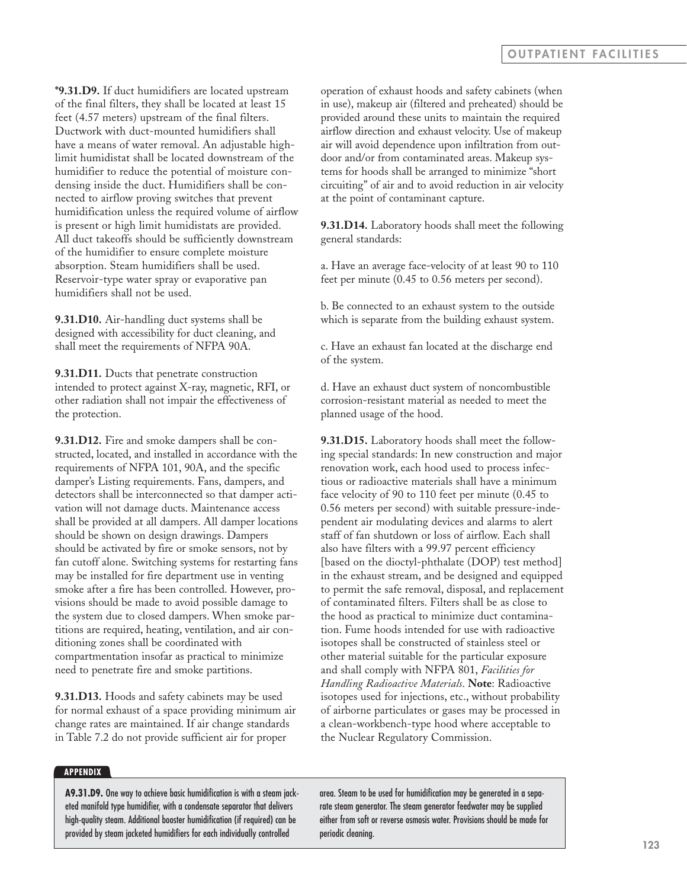**\*9.31.D9.** If duct humidifiers are located upstream of the final filters, they shall be located at least 15 feet (4.57 meters) upstream of the final filters. Ductwork with duct-mounted humidifiers shall have a means of water removal. An adjustable high-limit humidistat shall be located downstream of the humidifier to reduce the potential of moisture condensing inside the duct. Humidifiers shall be connected to airflow proving switches that prevent humidification unless the required volume of airflow is present or high limit humidistats are provided. All duct takeoffs should be sufficiently downstream of the humidifier to ensure complete moisture absorption. Steam humidifiers shall be used. Reservoir-type water spray or evaporative pan humidifiers shall not be used.

**9.31.D10.** Air-handling duct systems shall be designed with accessibility for duct cleaning, and shall meet the requirements of NFPA 90A.

**9.31.D11.** Ducts that penetrate construction intended to protect against X-ray, magnetic, RFI, or other radiation shall not impair the effectiveness of the protection.

**9.31.D12.** Fire and smoke dampers shall be constructed, located, and installed in accordance with the requirements of NFPA 101, 90A, and the specific damper's Listing requirements. Fans, dampers, and detectors shall be interconnected so that damper activation will not damage ducts. Maintenance access shall be provided at all dampers. All damper locations should be shown on design drawings. Dampers should be activated by fire or smoke sensors, not by fan cutoff alone. Switching systems for restarting fans may be installed for fire department use in venting smoke after a fire has been controlled. However, provisions should be made to avoid possible damage to the system due to closed dampers. When smoke partitions are required, heating, ventilation, and air conditioning zones shall be coordinated with compartmentation insofar as practical to minimize need to penetrate fire and smoke partitions.

**9.31.D13.** Hoods and safety cabinets may be used for normal exhaust of a space providing minimum air change rates are maintained. If air change standards in Table 7.2 do not provide sufficient air for proper operation of exhaust hoods and safety cabinets (when in use), makeup air (filtered and preheated) should be provided around these units to maintain the required airflow direction and exhaust velocity. Use of makeup air will avoid dependence upon infiltration from outdoor and/or from contaminated areas. Makeup systems for hoods shall be arranged to minimize "short circuiting" of air and to avoid reduction in air velocity at the point of contaminant capture.

**9.31.D14.** Laboratory hoods shall meet the following general standards:

a. Have an average face-velocity of at least 90 to 110 feet per minute (0.45 to 0.56 meters per second).

b. Be connected to an exhaust system to the outside which is separate from the building exhaust system.

c. Have an exhaust fan located at the discharge end of the system.

d. Have an exhaust duct system of noncombustible corrosion-resistant material as needed to meet the planned usage of the hood.

**9.31.D15.** Laboratory hoods shall meet the following special standards: In new construction and major renovation work, each hood used to process infectious or radioactive materials shall have a minimum face velocity of 90 to 110 feet per minute (0.45 to 0.56 meters per second) with suitable pressure-independent air modulating devices and alarms to alert staff of fan shutdown or loss of airflow. Each shall also have filters with a 99.97 percent efficiency [based on the dioctyl-phthalate (DOP) test method] in the exhaust stream, and be designed and equipped to permit the safe removal, disposal, and replacement of contaminated filters. Filters shall be as close to the hood as practical to minimize duct contamination. Fume hoods intended for use with radioactive isotopes shall be constructed of stainless steel or other material suitable for the particular exposure and shall comply with NFPA 801, *Facilities for Handling Radioactive Materials*. **Note**: Radioactive isotopes used for injections, etc., without probability of airborne particulates or gases may be processed in a clean-workbench-type hood where acceptable to the Nuclear Regulatory Commission.

**APPENDIX**

**A9.31.D9.** One way to achieve basic humidification is with a steam jacketed manifold type humidifier, with a condensate separator that delivers high-quality steam. Additional booster humidification (if required) can be provided by steam jacketed humidifiers for each individually controlled area. Steam to be used for humidification may be generated in a separate steam generator. The steam generator feedwater may be supplied either from soft or reverse osmosis water. Provisions should be made for periodic cleaning.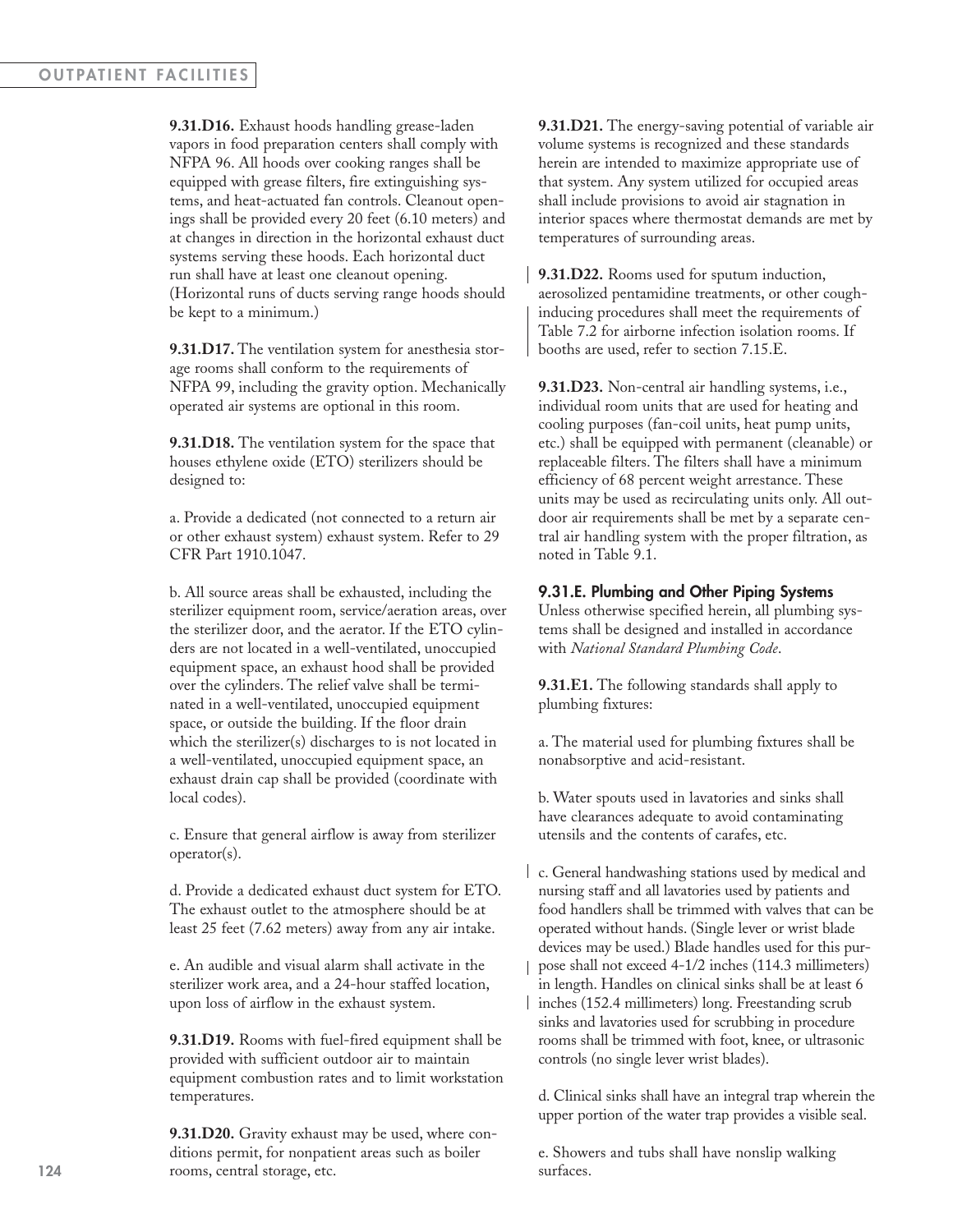**9.31.D16.** Exhaust hoods handling grease-laden vapors in food preparation centers shall comply with NFPA 96. All hoods over cooking ranges shall be equipped with grease filters, fire extinguishing systems, and heat-actuated fan controls. Cleanout openings shall be provided every 20 feet (6.10 meters) and at changes in direction in the horizontal exhaust duct systems serving these hoods. Each horizontal duct run shall have at least one cleanout opening. (Horizontal runs of ducts serving range hoods should be kept to a minimum.)

**9.31.D17.** The ventilation system for anesthesia storage rooms shall conform to the requirements of NFPA 99, including the gravity option. Mechanically operated air systems are optional in this room.

**9.31.D18.** The ventilation system for the space that houses ethylene oxide (ETO) sterilizers should be designed to:

a. Provide a dedicated (not connected to a return air or other exhaust system) exhaust system. Refer to 29 CFR Part 1910.1047.

b. All source areas shall be exhausted, including the sterilizer equipment room, service/aeration areas, over the sterilizer door, and the aerator. If the ETO cylinders are not located in a well-ventilated, unoccupied equipment space, an exhaust hood shall be provided over the cylinders. The relief valve shall be terminated in a well-ventilated, unoccupied equipment space, or outside the building. If the floor drain which the sterilizer(s) discharges to is not located in a well-ventilated, unoccupied equipment space, an exhaust drain cap shall be provided (coordinate with local codes).

c. Ensure that general airflow is away from sterilizer operator(s).

d. Provide a dedicated exhaust duct system for ETO. The exhaust outlet to the atmosphere should be at least 25 feet (7.62 meters) away from any air intake.

e. An audible and visual alarm shall activate in the sterilizer work area, and a 24-hour staffed location, upon loss of airflow in the exhaust system.

**9.31.D19.** Rooms with fuel-fired equipment shall be provided with sufficient outdoor air to maintain equipment combustion rates and to limit workstation temperatures.

**9.31.D20.** Gravity exhaust may be used, where conditions permit, for nonpatient areas such as boiler rooms, central storage, etc.

**9.31.D21.** The energy-saving potential of variable air volume systems is recognized and these standards herein are intended to maximize appropriate use of that system. Any system utilized for occupied areas shall include provisions to avoid air stagnation in interior spaces where thermostat demands are met by temperatures of surrounding areas.

**9.31.D22.** Rooms used for sputum induction, aerosolized pentamidine treatments, or other cough-inducing procedures shall meet the requirements of Table 7.2 for airborne infection isolation rooms. If booths are used, refer to section 7.15.E.

**9.31.D23.** Non-central air handling systems, i.e., individual room units that are used for heating and cooling purposes (fan-coil units, heat pump units, etc.) shall be equipped with permanent (cleanable) or replaceable filters. The filters shall have a minimum efficiency of 68 percent weight arrestance. These units may be used as recirculating units only. All outdoor air requirements shall be met by a separate central air handling system with the proper filtration, as noted in Table 9.1.

### 9.31.E. Plumbing and Other Piping Systems

Unless otherwise specified herein, all plumbing systems shall be designed and installed in accordance with *National Standard Plumbing Code*.

**9.31.E1.** The following standards shall apply to plumbing fixtures:

a. The material used for plumbing fixtures shall be nonabsorptive and acid-resistant.

b. Water spouts used in lavatories and sinks shall have clearances adequate to avoid contaminating utensils and the contents of carafes, etc.

c. General handwashing stations used by medical and nursing staff and all lavatories used by patients and food handlers shall be trimmed with valves that can be operated without hands. (Single lever or wrist blade devices may be used.) Blade handles used for this purpose shall not exceed 4-1/2 inches (114.3 millimeters) in length. Handles on clinical sinks shall be at least 6 inches (152.4 millimeters) long. Freestanding scrub sinks and lavatories used for scrubbing in procedure rooms shall be trimmed with foot, knee, or ultrasonic controls (no single lever wrist blades).

d. Clinical sinks shall have an integral trap wherein the upper portion of the water trap provides a visible seal.

e. Showers and tubs shall have nonslip walking surfaces.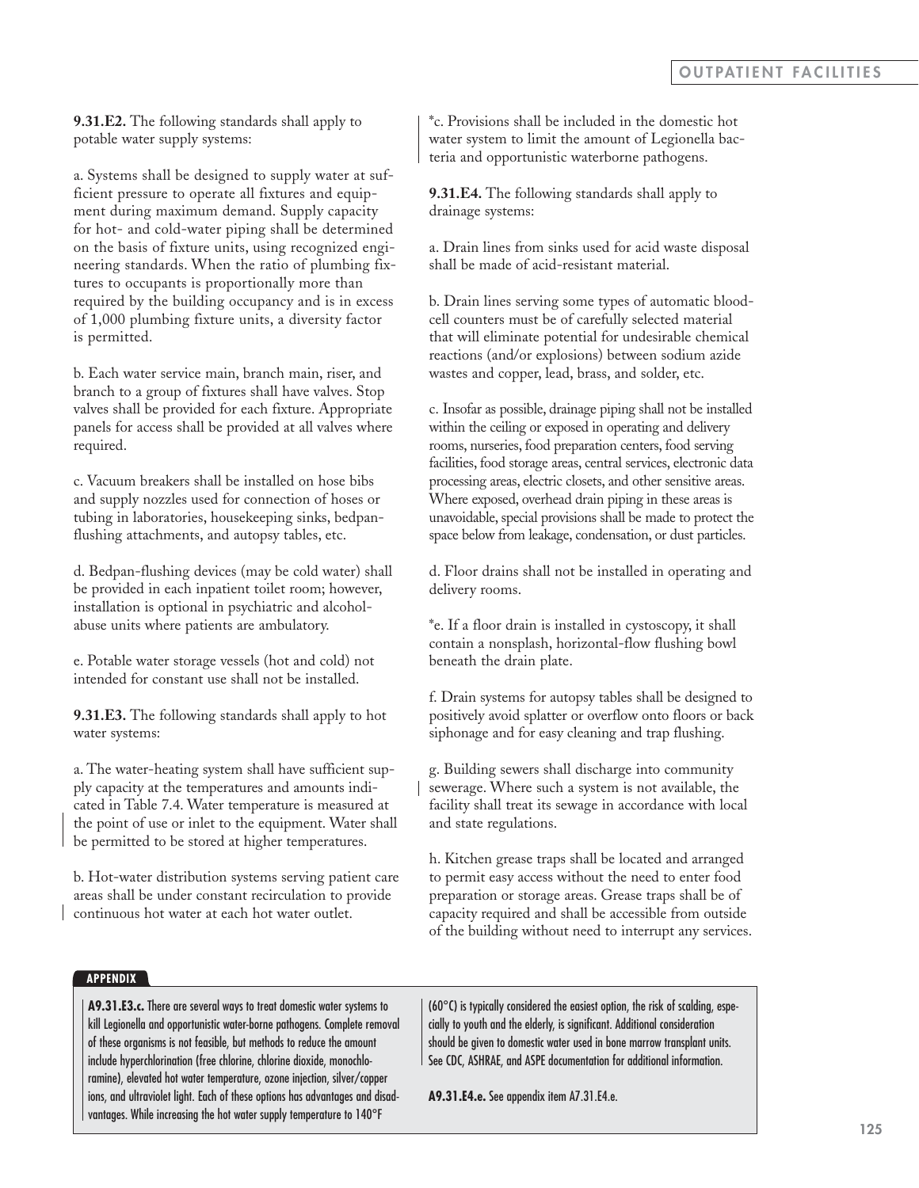**9.31.E2.** The following standards shall apply to potable water supply systems:

a. Systems shall be designed to supply water at sufficient pressure to operate all fixtures and equipment during maximum demand. Supply capacity for hot- and cold-water piping shall be determined on the basis of fixture units, using recognized engineering standards. When the ratio of plumbing fixtures to occupants is proportionally more than required by the building occupancy and is in excess of 1,000 plumbing fixture units, a diversity factor is permitted.

b. Each water service main, branch main, riser, and branch to a group of fixtures shall have valves. Stop valves shall be provided for each fixture. Appropriate panels for access shall be provided at all valves where required.

c. Vacuum breakers shall be installed on hose bibs and supply nozzles used for connection of hoses or tubing in laboratories, housekeeping sinks, bedpan-flushing attachments, and autopsy tables, etc.

d. Bedpan-flushing devices (may be cold water) shall be provided in each inpatient toilet room; however, installation is optional in psychiatric and alcohol-abuse units where patients are ambulatory.

e. Potable water storage vessels (hot and cold) not intended for constant use shall not be installed.

**9.31.E3.** The following standards shall apply to hot water systems:

a. The water-heating system shall have sufficient supply capacity at the temperatures and amounts indicated in Table 7.4. Water temperature is measured at the point of use or inlet to the equipment. Water shall be permitted to be stored at higher temperatures.

b. Hot-water distribution systems serving patient care areas shall be under constant recirculation to provide continuous hot water at each hot water outlet.

*c. Provisions shall be included in the domestic hot water system to limit the amount of Legionella bacteria and opportunistic waterborne pathogens.

**9.31.E4.** The following standards shall apply to drainage systems:

a. Drain lines from sinks used for acid waste disposal shall be made of acid-resistant material.

b. Drain lines serving some types of automatic blood-cell counters must be of carefully selected material that will eliminate potential for undesirable chemical reactions (and/or explosions) between sodium azide wastes and copper, lead, brass, and solder, etc.

c. Insofar as possible, drainage piping shall not be installed within the ceiling or exposed in operating and delivery rooms, nurseries, food preparation centers, food serving facilities, food storage areas, central services, electronic data processing areas, electric closets, and other sensitive areas. Where exposed, overhead drain piping in these areas is unavoidable, special provisions shall be made to protect the space below from leakage, condensation, or dust particles.

d. Floor drains shall not be installed in operating and delivery rooms.

*e. If a floor drain is installed in cystoscopy, it shall contain a nonsplash, horizontal-flow flushing bowl beneath the drain plate.

f. Drain systems for autopsy tables shall be designed to positively avoid splatter or overflow onto floors or back siphonage and for easy cleaning and trap flushing.

g. Building sewers shall discharge into community sewerage. Where such a system is not available, the facility shall treat its sewage in accordance with local and state regulations.

h. Kitchen grease traps shall be located and arranged to permit easy access without the need to enter food preparation or storage areas. Grease traps shall be of capacity required and shall be accessible from outside of the building without need to interrupt any services.

**APPENDIX**

**A9.31.E3.c.** There are several ways to treat domestic water systems to kill Legionella and opportunistic water-borne pathogens. Complete removal of these organisms is not feasible, but methods to reduce the amount include hyperchlorination (free chlorine, chlorine dioxide, monochloramine), elevated hot water temperature, ozone injection, silver/copper ions, and ultraviolet light. Each of these options has advantages and disadvantages. While increasing the hot water supply temperature to 140°F (60°C) is typically considered the easiest option, the risk of scalding, especially to youth and the elderly, is significant. Additional consideration should be given to domestic water used in bone marrow transplant units. See CDC, ASHRAE, and ASPE documentation for additional information.

**A9.31.E4.e.** See appendix item A7.31.E4.e.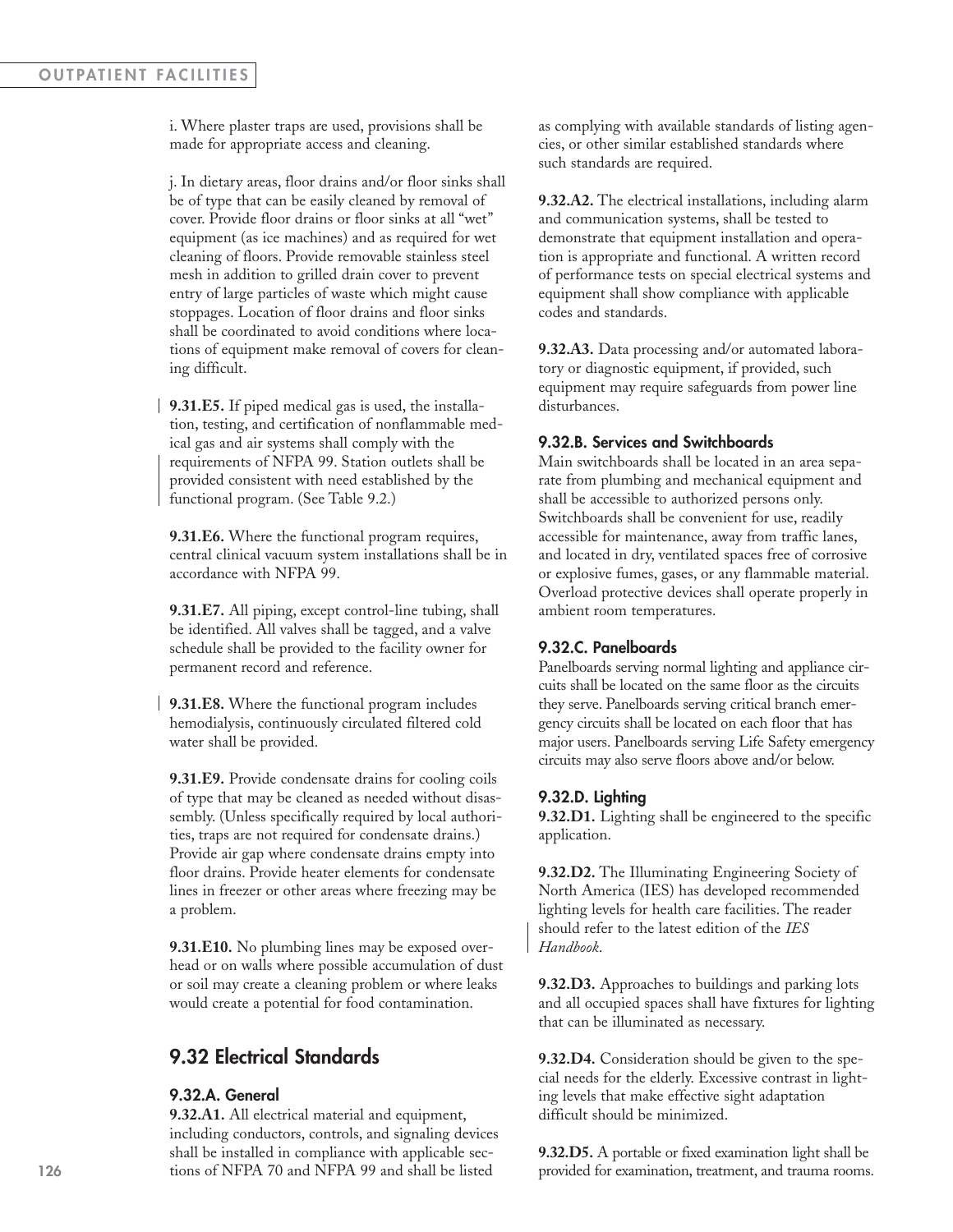i. Where plaster traps are used, provisions shall be made for appropriate access and cleaning.

j. In dietary areas, floor drains and/or floor sinks shall be of type that can be easily cleaned by removal of cover. Provide floor drains or floor sinks at all "wet" equipment (as ice machines) and as required for wet cleaning of floors. Provide removable stainless steel mesh in addition to grilled drain cover to prevent entry of large particles of waste which might cause stoppages. Location of floor drains and floor sinks shall be coordinated to avoid conditions where locations of equipment make removal of covers for cleaning difficult.

**9.31.E5.** If piped medical gas is used, the installation, testing, and certification of nonflammable medical gas and air systems shall comply with the requirements of NFPA 99. Station outlets shall be provided consistent with need established by the functional program. (See Table 9.2.)

**9.31.E6.** Where the functional program requires, central clinical vacuum system installations shall be in accordance with NFPA 99.

**9.31.E7.** All piping, except control-line tubing, shall be identified. All valves shall be tagged, and a valve schedule shall be provided to the facility owner for permanent record and reference.

**9.31.E8.** Where the functional program includes hemodialysis, continuously circulated filtered cold water shall be provided.

**9.31.E9.** Provide condensate drains for cooling coils of type that may be cleaned as needed without disassembly. (Unless specifically required by local authorities, traps are not required for condensate drains.) Provide air gap where condensate drains empty into floor drains. Provide heater elements for condensate lines in freezer or other areas where freezing may be a problem.

**9.31.E10.** No plumbing lines may be exposed overhead or on walls where possible accumulation of dust or soil may create a cleaning problem or where leaks would create a potential for food contamination.

## 9.32 Electrical Standards

### 9.32.A. General

**9.32.A1.** All electrical material and equipment, including conductors, controls, and signaling devices shall be installed in compliance with applicable sections of NFPA 70 and NFPA 99 and shall be listed as complying with available standards of listing agencies, or other similar established standards where such standards are required.

**9.32.A2.** The electrical installations, including alarm and communication systems, shall be tested to demonstrate that equipment installation and operation is appropriate and functional. A written record of performance tests on special electrical systems and equipment shall show compliance with applicable codes and standards.

**9.32.A3.** Data processing and/or automated laboratory or diagnostic equipment, if provided, such equipment may require safeguards from power line disturbances.

### 9.32.B. Services and Switchboards

Main switchboards shall be located in an area separate from plumbing and mechanical equipment and shall be accessible to authorized persons only. Switchboards shall be convenient for use, readily accessible for maintenance, away from traffic lanes, and located in dry, ventilated spaces free of corrosive or explosive fumes, gases, or any flammable material. Overload protective devices shall operate properly in ambient room temperatures.

### 9.32.C. Panelboards

Panelboards serving normal lighting and appliance circuits shall be located on the same floor as the circuits they serve. Panelboards serving critical branch emergency circuits shall be located on each floor that has major users. Panelboards serving Life Safety emergency circuits may also serve floors above and/or below.

### 9.32.D. Lighting

**9.32.D1.** Lighting shall be engineered to the specific application.

**9.32.D2.** The Illuminating Engineering Society of North America (IES) has developed recommended lighting levels for health care facilities. The reader should refer to the latest edition of the *IES Handbook*.

**9.32.D3.** Approaches to buildings and parking lots and all occupied spaces shall have fixtures for lighting that can be illuminated as necessary.

**9.32.D4.** Consideration should be given to the special needs for the elderly. Excessive contrast in lighting levels that make effective sight adaptation difficult should be minimized.

**9.32.D5.** A portable or fixed examination light shall be provided for examination, treatment, and trauma rooms.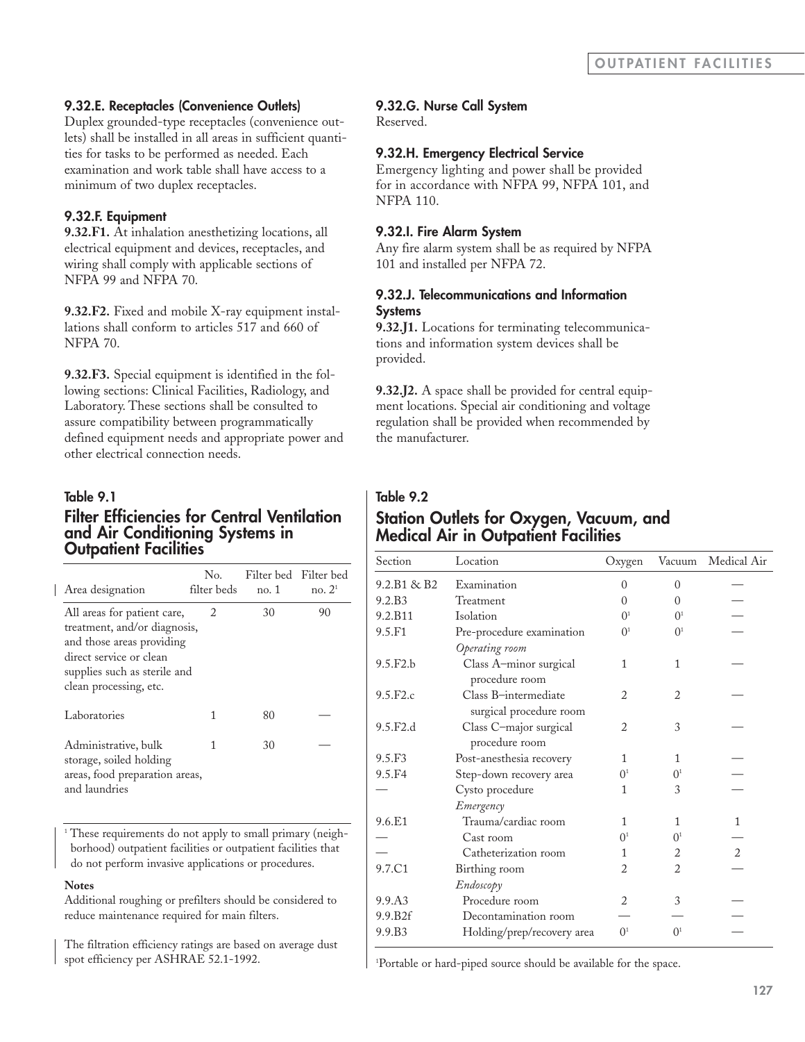### 9.32.E. Receptacles (Convenience Outlets)

Duplex grounded-type receptacles (convenience outlets) shall be installed in all areas in sufficient quantities for tasks to be performed as needed. Each examination and work table shall have access to a minimum of two duplex receptacles.

### 9.32.F. Equipment

**9.32.F1.** At inhalation anesthetizing locations, all electrical equipment and devices, receptacles, and wiring shall comply with applicable sections of NFPA 99 and NFPA 70.

**9.32.F2.** Fixed and mobile X-ray equipment installations shall conform to articles 517 and 660 of NFPA 70.

**9.32.F3.** Special equipment is identified in the following sections: Clinical Facilities, Radiology, and Laboratory. These sections shall be consulted to assure compatibility between programmatically defined equipment needs and appropriate power and other electrical connection needs.

### 9.32.G. Nurse Call System

Reserved.

### 9.32.H. Emergency Electrical Service

Emergency lighting and power shall be provided for in accordance with NFPA 99, NFPA 101, and NFPA 110.

### 9.32.I. Fire Alarm System

Any fire alarm system shall be as required by NFPA 101 and installed per NFPA 72.

### 9.32.J. Telecommunications and Information Systems

**9.32.J1.** Locations for terminating telecommunications and information system devices shall be provided.

**9.32.J2.** A space shall be provided for central equipment locations. Special air conditioning and voltage regulation shall be provided when recommended by the manufacturer.

**Table 9.1**

## Filter Efficiencies for Central Ventilation and Air Conditioning Systems in Outpatient Facilities

| Area designation | No. filter beds | Filter bed no. 1 | Filter bed no. 2[1] |
|---|---|---|---|
| All areas for patient care, treatment, and/or diagnosis, and those areas providing direct service or clean supplies such as sterile and clean processing, etc. | 2 | 30 | 90 |
| Laboratories | 1 | 80 | — |
| Administrative, bulk storage, soiled holding areas, food preparation areas, and laundries | 1 | 30 | — |

[1] These requirements do not apply to small primary (neighborhood) outpatient facilities or outpatient facilities that do not perform invasive applications or procedures.

**Notes**

Additional roughing or prefilters should be considered to reduce maintenance required for main filters.

The filtration efficiency ratings are based on average dust spot efficiency per ASHRAE 52.1-1992.

**Table 9.2**

## Station Outlets for Oxygen, Vacuum, and Medical Air in Outpatient Facilities

| Section | Location | Oxygen | Vacuum | Medical Air |
|---|---|---|---|---|
| 9.2.B1 & B2 | Examination | 0 | 0 | — |
| 9.2.B3 | Treatment | 0 | 0 | — |
| 9.2.B11 | Isolation | 0[1] | 0[1] | — |
| 9.5.F1 | Pre-procedure examination | 0[1] | 0[1] | — |
| | *Operating room* | | | |
| 9.5.F2.b | Class A–minor surgical procedure room | 1 | 1 | — |
| 9.5.F2.c | Class B–intermediate surgical procedure room | 2 | 2 | — |
| 9.5.F2.d | Class C–major surgical procedure room | 2 | 3 | — |
| 9.5.F3 | Post-anesthesia recovery | 1 | 1 | — |
| 9.5.F4 | Step-down recovery area | 0[1] | 0[1] | — |
| — | Cysto procedure | 1 | 3 | — |
| | *Emergency* | | | |
| 9.6.E1 | Trauma/cardiac room | 1 | 1 | 1 |
| — | Cast room | 0[1] | 0[1] | — |
| — | Catheterization room | 1 | 2 | 2 |
| 9.7.C1 | Birthing room | 2 | 2 | — |
| | *Endoscopy* | | | |
| 9.9.A3 | Procedure room | 2 | 3 | — |
| 9.9.B2f | Decontamination room | — | — | — |
| 9.9.B3 | Holding/prep/recovery area | 0[1] | 0[1] | — |

[1] Portable or hard-piped source should be available for the space.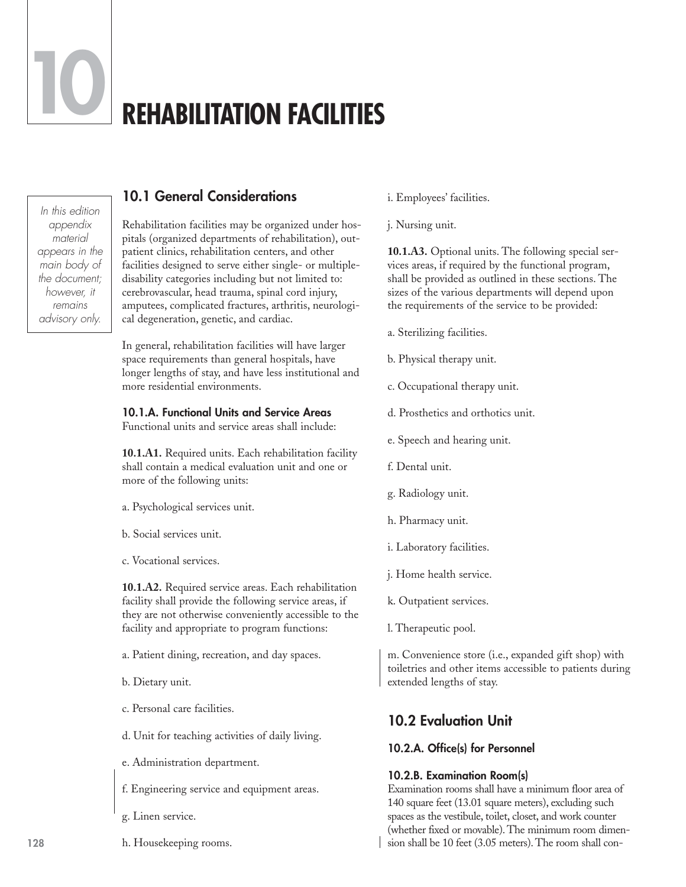# 10 REHABILITATION FACILITIES

*In this edition appendix material appears in the main body of the document; however, it remains advisory only.*

## 10.1 General Considerations

Rehabilitation facilities may be organized under hospitals (organized departments of rehabilitation), outpatient clinics, rehabilitation centers, and other facilities designed to serve either single- or multiple-disability categories including but not limited to: cerebrovascular, head trauma, spinal cord injury, amputees, complicated fractures, arthritis, neurological degeneration, genetic, and cardiac.

In general, rehabilitation facilities will have larger space requirements than general hospitals, have longer lengths of stay, and have less institutional and more residential environments.

### 10.1.A. Functional Units and Service Areas

Functional units and service areas shall include:

**10.1.A1.** Required units. Each rehabilitation facility shall contain a medical evaluation unit and one or more of the following units:

a. Psychological services unit.

b. Social services unit.

c. Vocational services.

**10.1.A2.** Required service areas. Each rehabilitation facility shall provide the following service areas, if they are not otherwise conveniently accessible to the facility and appropriate to program functions:

a. Patient dining, recreation, and day spaces.

b. Dietary unit.

c. Personal care facilities.

d. Unit for teaching activities of daily living.

e. Administration department.

f. Engineering service and equipment areas.

g. Linen service.

h. Housekeeping rooms.

i. Employees' facilities.

j. Nursing unit.

**10.1.A3.** Optional units. The following special services areas, if required by the functional program, shall be provided as outlined in these sections. The sizes of the various departments will depend upon the requirements of the service to be provided:

a. Sterilizing facilities.

b. Physical therapy unit.

c. Occupational therapy unit.

d. Prosthetics and orthotics unit.

e. Speech and hearing unit.

f. Dental unit.

g. Radiology unit.

h. Pharmacy unit.

i. Laboratory facilities.

j. Home health service.

k. Outpatient services.

l. Therapeutic pool.

m. Convenience store (i.e., expanded gift shop) with toiletries and other items accessible to patients during extended lengths of stay.

## 10.2 Evaluation Unit

### 10.2.A. Office(s) for Personnel

### 10.2.B. Examination Room(s)

Examination rooms shall have a minimum floor area of 140 square feet (13.01 square meters), excluding such spaces as the vestibule, toilet, closet, and work counter (whether fixed or movable). The minimum room dimension shall be 10 feet (3.05 meters). The room shall con-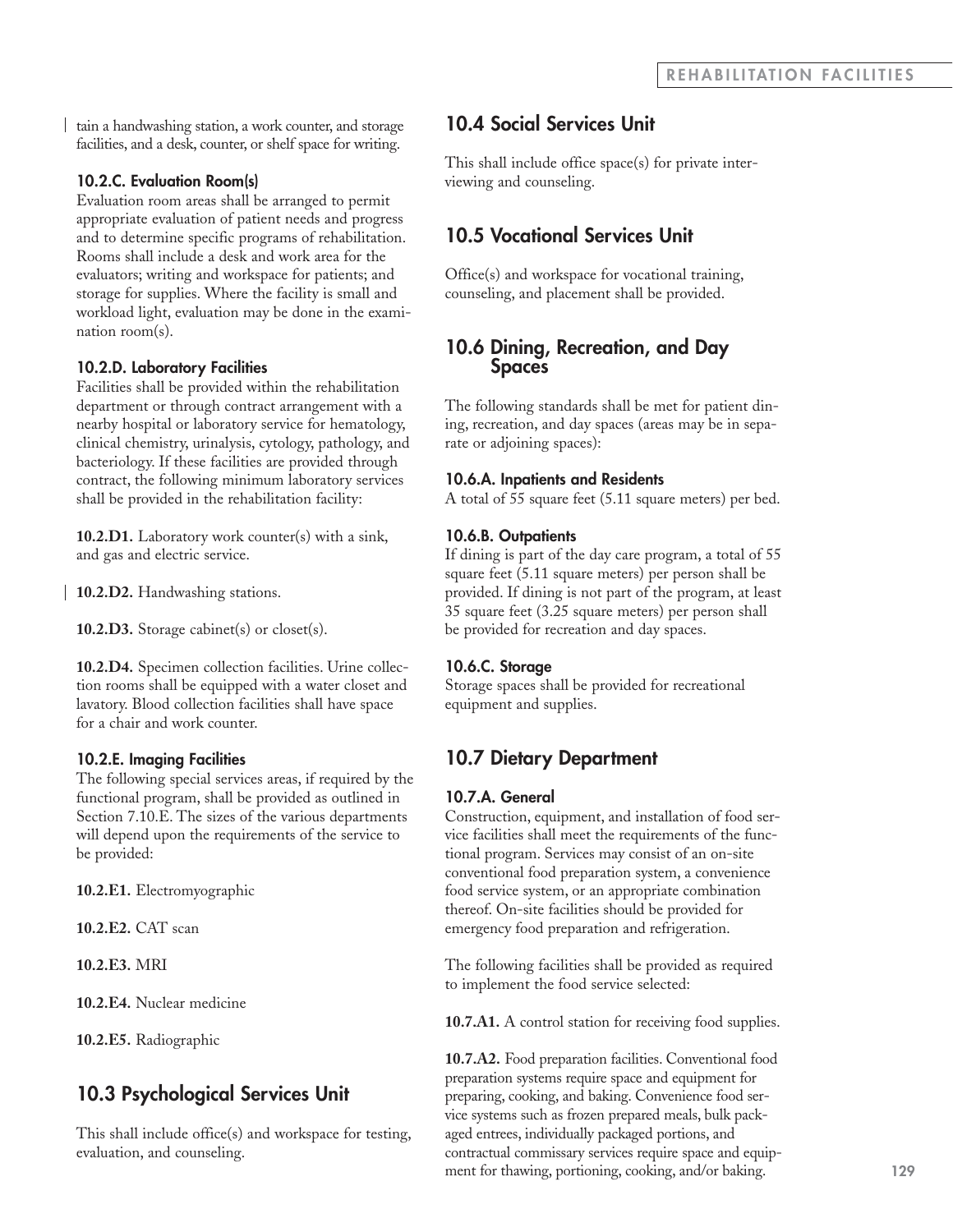tain a handwashing station, a work counter, and storage facilities, and a desk, counter, or shelf space for writing.

#### 10.2.C. Evaluation Room(s)

Evaluation room areas shall be arranged to permit appropriate evaluation of patient needs and progress and to determine specific programs of rehabilitation. Rooms shall include a desk and work area for the evaluators; writing and workspace for patients; and storage for supplies. Where the facility is small and workload light, evaluation may be done in the examination room(s).

#### 10.2.D. Laboratory Facilities

Facilities shall be provided within the rehabilitation department or through contract arrangement with a nearby hospital or laboratory service for hematology, clinical chemistry, urinalysis, cytology, pathology, and bacteriology. If these facilities are provided through contract, the following minimum laboratory services shall be provided in the rehabilitation facility:

**10.2.D1.** Laboratory work counter(s) with a sink, and gas and electric service.

**10.2.D2.** Handwashing stations.

**10.2.D3.** Storage cabinet(s) or closet(s).

**10.2.D4.** Specimen collection facilities. Urine collection rooms shall be equipped with a water closet and lavatory. Blood collection facilities shall have space for a chair and work counter.

#### 10.2.E. Imaging Facilities

The following special services areas, if required by the functional program, shall be provided as outlined in Section 7.10.E. The sizes of the various departments will depend upon the requirements of the service to be provided:

**10.2.E1.** Electromyographic

**10.2.E2.** CAT scan

**10.2.E3.** MRI

**10.2.E4.** Nuclear medicine

**10.2.E5.** Radiographic

## 10.3 Psychological Services Unit

This shall include office(s) and workspace for testing, evaluation, and counseling.

## 10.4 Social Services Unit

This shall include office space(s) for private interviewing and counseling.

## 10.5 Vocational Services Unit

Office(s) and workspace for vocational training, counseling, and placement shall be provided.

## 10.6 Dining, Recreation, and Day Spaces

The following standards shall be met for patient dining, recreation, and day spaces (areas may be in separate or adjoining spaces):

#### 10.6.A. Inpatients and Residents

A total of 55 square feet (5.11 square meters) per bed.

#### 10.6.B. Outpatients

If dining is part of the day care program, a total of 55 square feet (5.11 square meters) per person shall be provided. If dining is not part of the program, at least 35 square feet (3.25 square meters) per person shall be provided for recreation and day spaces.

#### 10.6.C. Storage

Storage spaces shall be provided for recreational equipment and supplies.

## 10.7 Dietary Department

#### 10.7.A. General

Construction, equipment, and installation of food service facilities shall meet the requirements of the functional program. Services may consist of an on-site conventional food preparation system, a convenience food service system, or an appropriate combination thereof. On-site facilities should be provided for emergency food preparation and refrigeration.

The following facilities shall be provided as required to implement the food service selected:

**10.7.A1.** A control station for receiving food supplies.

**10.7.A2.** Food preparation facilities. Conventional food preparation systems require space and equipment for preparing, cooking, and baking. Convenience food service systems such as frozen prepared meals, bulk packaged entrees, individually packaged portions, and contractual commissary services require space and equipment for thawing, portioning, cooking, and/or baking.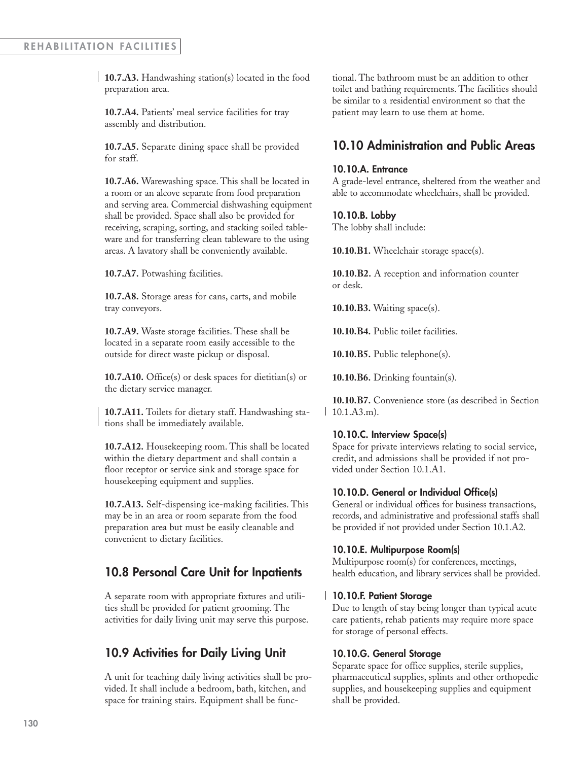**10.7.A3.** Handwashing station(s) located in the food preparation area.

**10.7.A4.** Patients' meal service facilities for tray assembly and distribution.

**10.7.A5.** Separate dining space shall be provided for staff.

**10.7.A6.** Warewashing space. This shall be located in a room or an alcove separate from food preparation and serving area. Commercial dishwashing equipment shall be provided. Space shall also be provided for receiving, scraping, sorting, and stacking soiled tableware and for transferring clean tableware to the using areas. A lavatory shall be conveniently available.

**10.7.A7.** Potwashing facilities.

**10.7.A8.** Storage areas for cans, carts, and mobile tray conveyors.

**10.7.A9.** Waste storage facilities. These shall be located in a separate room easily accessible to the outside for direct waste pickup or disposal.

**10.7.A10.** Office(s) or desk spaces for dietitian(s) or the dietary service manager.

**10.7.A11.** Toilets for dietary staff. Handwashing stations shall be immediately available.

**10.7.A12.** Housekeeping room. This shall be located within the dietary department and shall contain a floor receptor or service sink and storage space for housekeeping equipment and supplies.

**10.7.A13.** Self-dispensing ice-making facilities. This may be in an area or room separate from the food preparation area but must be easily cleanable and convenient to dietary facilities.

## 10.8 Personal Care Unit for Inpatients

A separate room with appropriate fixtures and utilities shall be provided for patient grooming. The activities for daily living unit may serve this purpose.

## 10.9 Activities for Daily Living Unit

A unit for teaching daily living activities shall be provided. It shall include a bedroom, bath, kitchen, and space for training stairs. Equipment shall be functional. The bathroom must be an addition to other toilet and bathing requirements. The facilities should be similar to a residential environment so that the patient may learn to use them at home.

## 10.10 Administration and Public Areas

### 10.10.A. Entrance

A grade-level entrance, sheltered from the weather and able to accommodate wheelchairs, shall be provided.

### 10.10.B. Lobby

The lobby shall include:

**10.10.B1.** Wheelchair storage space(s).

**10.10.B2.** A reception and information counter or desk.

**10.10.B3.** Waiting space(s).

**10.10.B4.** Public toilet facilities.

**10.10.B5.** Public telephone(s).

**10.10.B6.** Drinking fountain(s).

**10.10.B7.** Convenience store (as described in Section 10.1.A3.m).

### 10.10.C. Interview Space(s)

Space for private interviews relating to social service, credit, and admissions shall be provided if not provided under Section 10.1.A1.

### 10.10.D. General or Individual Office(s)

General or individual offices for business transactions, records, and administrative and professional staffs shall be provided if not provided under Section 10.1.A2.

### 10.10.E. Multipurpose Room(s)

Multipurpose room(s) for conferences, meetings, health education, and library services shall be provided.

### 10.10.F. Patient Storage

Due to length of stay being longer than typical acute care patients, rehab patients may require more space for storage of personal effects.

### 10.10.G. General Storage

Separate space for office supplies, sterile supplies, pharmaceutical supplies, splints and other orthopedic supplies, and housekeeping supplies and equipment shall be provided.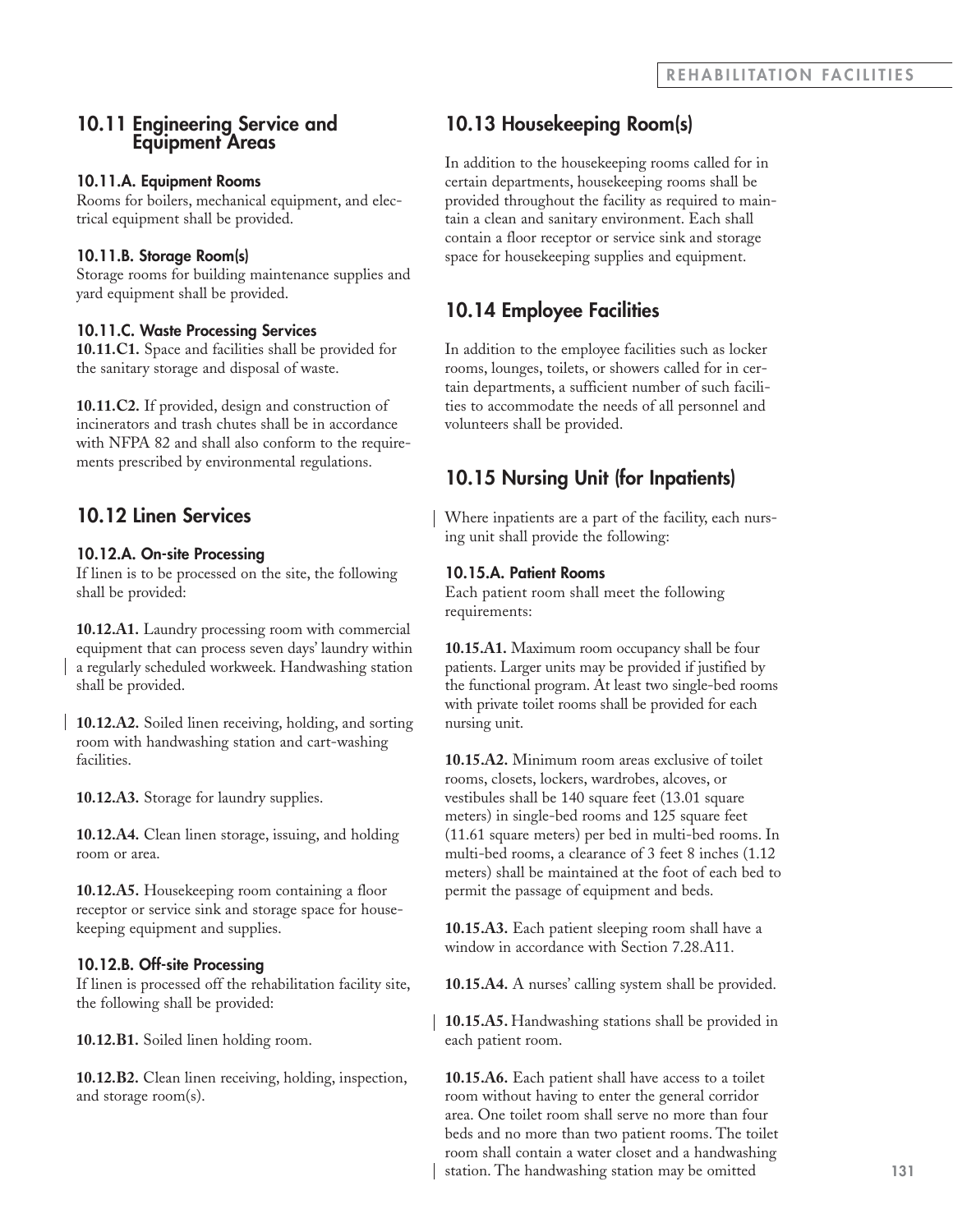## 10.11 Engineering Service and Equipment Areas

### 10.11.A. Equipment Rooms

Rooms for boilers, mechanical equipment, and electrical equipment shall be provided.

### 10.11.B. Storage Room(s)

Storage rooms for building maintenance supplies and yard equipment shall be provided.

### 10.11.C. Waste Processing Services

**10.11.C1.** Space and facilities shall be provided for the sanitary storage and disposal of waste.

**10.11.C2.** If provided, design and construction of incinerators and trash chutes shall be in accordance with NFPA 82 and shall also conform to the requirements prescribed by environmental regulations.

## 10.12 Linen Services

### 10.12.A. On-site Processing

If linen is to be processed on the site, the following shall be provided:

**10.12.A1.** Laundry processing room with commercial equipment that can process seven days' laundry within a regularly scheduled workweek. Handwashing station shall be provided.

**10.12.A2.** Soiled linen receiving, holding, and sorting room with handwashing station and cart-washing facilities.

**10.12.A3.** Storage for laundry supplies.

**10.12.A4.** Clean linen storage, issuing, and holding room or area.

**10.12.A5.** Housekeeping room containing a floor receptor or service sink and storage space for housekeeping equipment and supplies.

### 10.12.B. Off-site Processing

If linen is processed off the rehabilitation facility site, the following shall be provided:

**10.12.B1.** Soiled linen holding room.

**10.12.B2.** Clean linen receiving, holding, inspection, and storage room(s).

## 10.13 Housekeeping Room(s)

In addition to the housekeeping rooms called for in certain departments, housekeeping rooms shall be provided throughout the facility as required to maintain a clean and sanitary environment. Each shall contain a floor receptor or service sink and storage space for housekeeping supplies and equipment.

## 10.14 Employee Facilities

In addition to the employee facilities such as locker rooms, lounges, toilets, or showers called for in certain departments, a sufficient number of such facilities to accommodate the needs of all personnel and volunteers shall be provided.

## 10.15 Nursing Unit (for Inpatients)

Where inpatients are a part of the facility, each nursing unit shall provide the following:

### 10.15.A. Patient Rooms

Each patient room shall meet the following requirements:

**10.15.A1.** Maximum room occupancy shall be four patients. Larger units may be provided if justified by the functional program. At least two single-bed rooms with private toilet rooms shall be provided for each nursing unit.

**10.15.A2.** Minimum room areas exclusive of toilet rooms, closets, lockers, wardrobes, alcoves, or vestibules shall be 140 square feet (13.01 square meters) in single-bed rooms and 125 square feet (11.61 square meters) per bed in multi-bed rooms. In multi-bed rooms, a clearance of 3 feet 8 inches (1.12 meters) shall be maintained at the foot of each bed to permit the passage of equipment and beds.

**10.15.A3.** Each patient sleeping room shall have a window in accordance with Section 7.28.A11.

**10.15.A4.** A nurses' calling system shall be provided.

**10.15.A5.** Handwashing stations shall be provided in each patient room.

**10.15.A6.** Each patient shall have access to a toilet room without having to enter the general corridor area. One toilet room shall serve no more than four beds and no more than two patient rooms. The toilet room shall contain a water closet and a handwashing station. The handwashing station may be omitted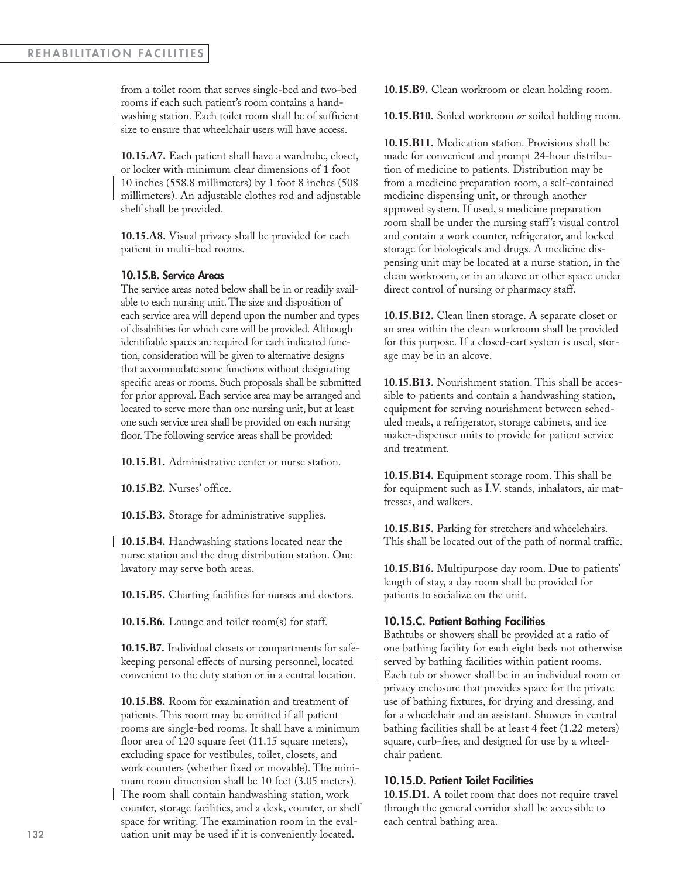from a toilet room that serves single-bed and two-bed rooms if each such patient's room contains a handwashing station. Each toilet room shall be of sufficient size to ensure that wheelchair users will have access.

**10.15.A7.** Each patient shall have a wardrobe, closet, or locker with minimum clear dimensions of 1 foot 10 inches (558.8 millimeters) by 1 foot 8 inches (508 millimeters). An adjustable clothes rod and adjustable shelf shall be provided.

**10.15.A8.** Visual privacy shall be provided for each patient in multi-bed rooms.

### 10.15.B. Service Areas

The service areas noted below shall be in or readily available to each nursing unit. The size and disposition of each service area will depend upon the number and types of disabilities for which care will be provided. Although identifiable spaces are required for each indicated function, consideration will be given to alternative designs that accommodate some functions without designating specific areas or rooms. Such proposals shall be submitted for prior approval. Each service area may be arranged and located to serve more than one nursing unit, but at least one such service area shall be provided on each nursing floor. The following service areas shall be provided:

**10.15.B1.** Administrative center or nurse station.

**10.15.B2.** Nurses' office.

**10.15.B3.** Storage for administrative supplies.

**10.15.B4.** Handwashing stations located near the nurse station and the drug distribution station. One lavatory may serve both areas.

**10.15.B5.** Charting facilities for nurses and doctors.

**10.15.B6.** Lounge and toilet room(s) for staff.

**10.15.B7.** Individual closets or compartments for safekeeping personal effects of nursing personnel, located convenient to the duty station or in a central location.

**10.15.B8.** Room for examination and treatment of patients. This room may be omitted if all patient rooms are single-bed rooms. It shall have a minimum floor area of 120 square feet (11.15 square meters), excluding space for vestibules, toilet, closets, and work counters (whether fixed or movable). The minimum room dimension shall be 10 feet (3.05 meters). The room shall contain handwashing station, work counter, storage facilities, and a desk, counter, or shelf space for writing. The examination room in the evaluation unit may be used if it is conveniently located.

**10.15.B9.** Clean workroom or clean holding room.

**10.15.B10.** Soiled workroom *or* soiled holding room.

**10.15.B11.** Medication station. Provisions shall be made for convenient and prompt 24-hour distribution of medicine to patients. Distribution may be from a medicine preparation room, a self-contained medicine dispensing unit, or through another approved system. If used, a medicine preparation room shall be under the nursing staff's visual control and contain a work counter, refrigerator, and locked storage for biologicals and drugs. A medicine dispensing unit may be located at a nurse station, in the clean workroom, or in an alcove or other space under direct control of nursing or pharmacy staff.

**10.15.B12.** Clean linen storage. A separate closet or an area within the clean workroom shall be provided for this purpose. If a closed-cart system is used, storage may be in an alcove.

**10.15.B13.** Nourishment station. This shall be accessible to patients and contain a handwashing station, equipment for serving nourishment between scheduled meals, a refrigerator, storage cabinets, and ice maker-dispenser units to provide for patient service and treatment.

**10.15.B14.** Equipment storage room. This shall be for equipment such as I.V. stands, inhalators, air mattresses, and walkers.

**10.15.B15.** Parking for stretchers and wheelchairs. This shall be located out of the path of normal traffic.

**10.15.B16.** Multipurpose day room. Due to patients' length of stay, a day room shall be provided for patients to socialize on the unit.

### 10.15.C. Patient Bathing Facilities

Bathtubs or showers shall be provided at a ratio of one bathing facility for each eight beds not otherwise served by bathing facilities within patient rooms. Each tub or shower shall be in an individual room or privacy enclosure that provides space for the private use of bathing fixtures, for drying and dressing, and for a wheelchair and an assistant. Showers in central bathing facilities shall be at least 4 feet (1.22 meters) square, curb-free, and designed for use by a wheelchair patient.

### 10.15.D. Patient Toilet Facilities

**10.15.D1.** A toilet room that does not require travel through the general corridor shall be accessible to each central bathing area.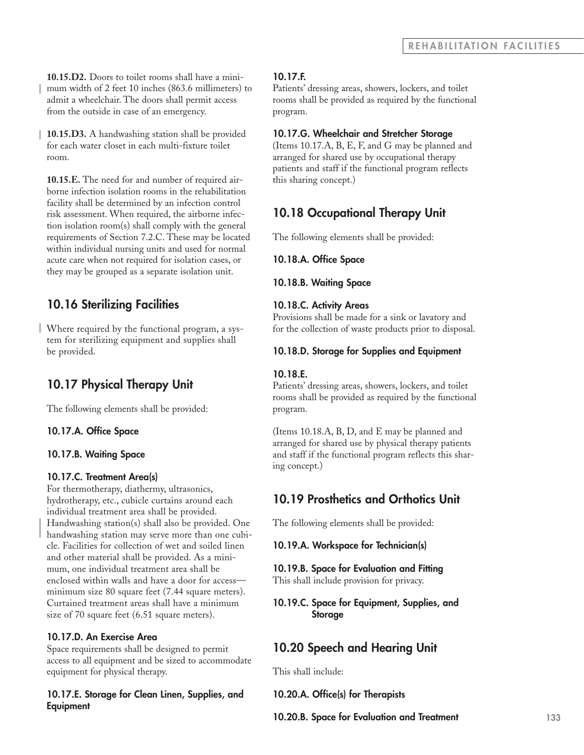**10.15.D2.** Doors to toilet rooms shall have a minimum width of 2 feet 10 inches (863.6 millimeters) to admit a wheelchair. The doors shall permit access from the outside in case of an emergency.

**10.15.D3.** A handwashing station shall be provided for each water closet in each multi-fixture toilet room.

**10.15.E.** The need for and number of required airborne infection isolation rooms in the rehabilitation facility shall be determined by an infection control risk assessment. When required, the airborne infection isolation room(s) shall comply with the general requirements of Section 7.2.C. These may be located within individual nursing units and used for normal acute care when not required for isolation cases, or they may be grouped as a separate isolation unit.

## 10.16 Sterilizing Facilities

Where required by the functional program, a system for sterilizing equipment and supplies shall be provided.

## 10.17 Physical Therapy Unit

The following elements shall be provided:

**10.17.A. Office Space**

**10.17.B. Waiting Space**

**10.17.C. Treatment Area(s)**
For thermotherapy, diathermy, ultrasonics, hydrotherapy, etc., cubicle curtains around each individual treatment area shall be provided. Handwashing station(s) shall also be provided. One handwashing station may serve more than one cubicle. Facilities for collection of wet and soiled linen and other material shall be provided. As a minimum, one individual treatment area shall be enclosed within walls and have a door for access—minimum size 80 square feet (7.44 square meters). Curtained treatment areas shall have a minimum size of 70 square feet (6.51 square meters).

**10.17.D. An Exercise Area**
Space requirements shall be designed to permit access to all equipment and be sized to accommodate equipment for physical therapy.

**10.17.E. Storage for Clean Linen, Supplies, and Equipment**

**10.17.F.**
Patients' dressing areas, showers, lockers, and toilet rooms shall be provided as required by the functional program.

**10.17.G. Wheelchair and Stretcher Storage**
(Items 10.17.A, B, E, F, and G may be planned and arranged for shared use by occupational therapy patients and staff if the functional program reflects this sharing concept.)

## 10.18 Occupational Therapy Unit

The following elements shall be provided:

**10.18.A. Office Space**

**10.18.B. Waiting Space**

**10.18.C. Activity Areas**
Provisions shall be made for a sink or lavatory and for the collection of waste products prior to disposal.

**10.18.D. Storage for Supplies and Equipment**

**10.18.E.**
Patients' dressing areas, showers, lockers, and toilet rooms shall be provided as required by the functional program.

(Items 10.18.A, B, D, and E may be planned and arranged for shared use by physical therapy patients and staff if the functional program reflects this sharing concept.)

## 10.19 Prosthetics and Orthotics Unit

The following elements shall be provided:

**10.19.A. Workspace for Technician(s)**

**10.19.B. Space for Evaluation and Fitting**
This shall include provision for privacy.

**10.19.C. Space for Equipment, Supplies, and Storage**

## 10.20 Speech and Hearing Unit

This shall include:

**10.20.A. Office(s) for Therapists**

**10.20.B. Space for Evaluation and Treatment**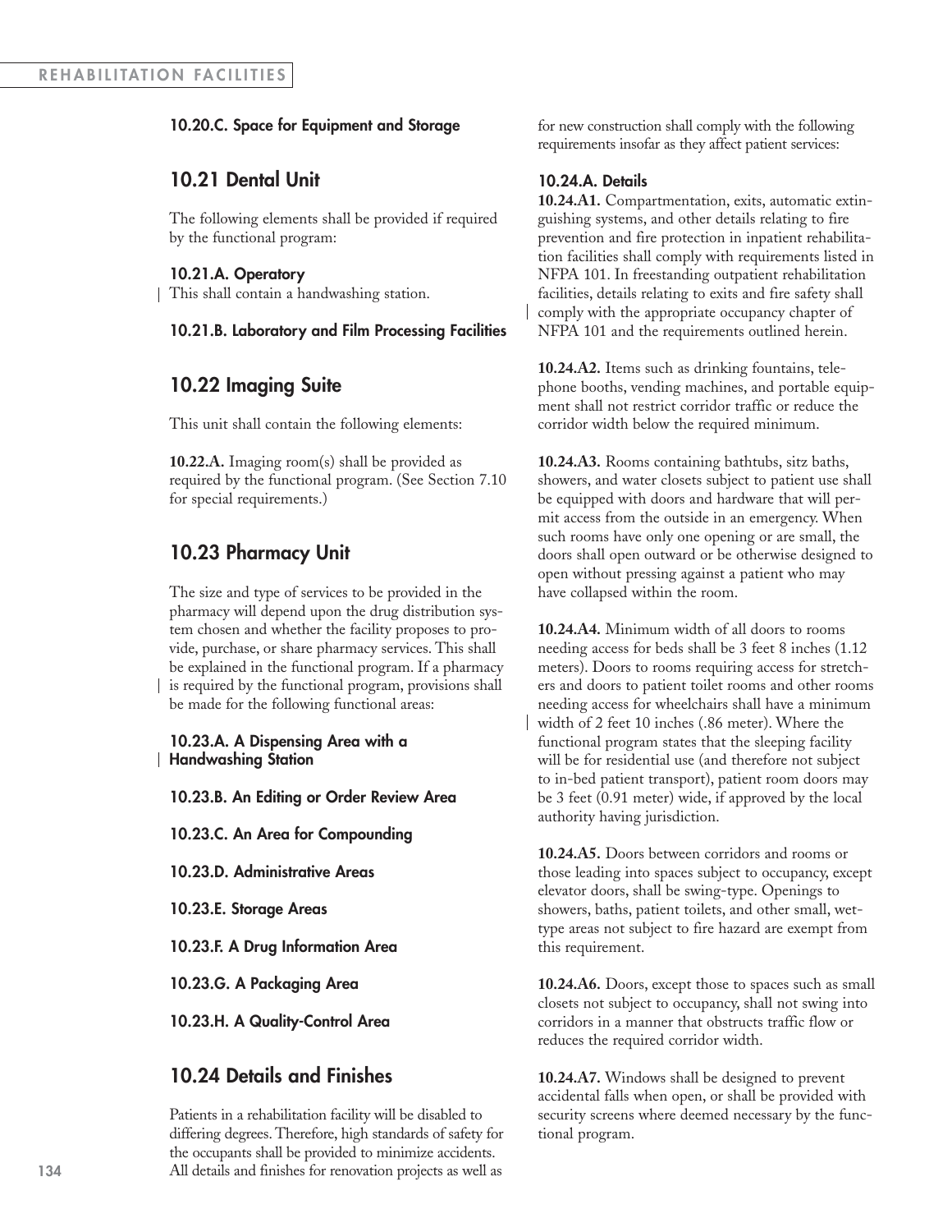#### 10.20.C. Space for Equipment and Storage

## 10.21 Dental Unit

The following elements shall be provided if required by the functional program:

#### 10.21.A. Operatory

This shall contain a handwashing station.

#### 10.21.B. Laboratory and Film Processing Facilities

## 10.22 Imaging Suite

This unit shall contain the following elements:

**10.22.A.** Imaging room(s) shall be provided as required by the functional program. (See Section 7.10 for special requirements.)

## 10.23 Pharmacy Unit

The size and type of services to be provided in the pharmacy will depend upon the drug distribution system chosen and whether the facility proposes to provide, purchase, or share pharmacy services. This shall be explained in the functional program. If a pharmacy is required by the functional program, provisions shall be made for the following functional areas:

#### 10.23.A. A Dispensing Area with a Handwashing Station

#### 10.23.B. An Editing or Order Review Area

#### 10.23.C. An Area for Compounding

#### 10.23.D. Administrative Areas

#### 10.23.E. Storage Areas

#### 10.23.F. A Drug Information Area

#### 10.23.G. A Packaging Area

#### 10.23.H. A Quality-Control Area

## 10.24 Details and Finishes

Patients in a rehabilitation facility will be disabled to differing degrees. Therefore, high standards of safety for the occupants shall be provided to minimize accidents. All details and finishes for renovation projects as well as for new construction shall comply with the following requirements insofar as they affect patient services:

#### 10.24.A. Details

**10.24.A1.** Compartmentation, exits, automatic extinguishing systems, and other details relating to fire prevention and fire protection in inpatient rehabilitation facilities shall comply with requirements listed in NFPA 101. In freestanding outpatient rehabilitation facilities, details relating to exits and fire safety shall comply with the appropriate occupancy chapter of NFPA 101 and the requirements outlined herein.

**10.24.A2.** Items such as drinking fountains, telephone booths, vending machines, and portable equipment shall not restrict corridor traffic or reduce the corridor width below the required minimum.

**10.24.A3.** Rooms containing bathtubs, sitz baths, showers, and water closets subject to patient use shall be equipped with doors and hardware that will permit access from the outside in an emergency. When such rooms have only one opening or are small, the doors shall open outward or be otherwise designed to open without pressing against a patient who may have collapsed within the room.

**10.24.A4.** Minimum width of all doors to rooms needing access for beds shall be 3 feet 8 inches (1.12 meters). Doors to rooms requiring access for stretchers and doors to patient toilet rooms and other rooms needing access for wheelchairs shall have a minimum width of 2 feet 10 inches (.86 meter). Where the functional program states that the sleeping facility will be for residential use (and therefore not subject to in-bed patient transport), patient room doors may be 3 feet (0.91 meter) wide, if approved by the local authority having jurisdiction.

**10.24.A5.** Doors between corridors and rooms or those leading into spaces subject to occupancy, except elevator doors, shall be swing-type. Openings to showers, baths, patient toilets, and other small, wet-type areas not subject to fire hazard are exempt from this requirement.

**10.24.A6.** Doors, except those to spaces such as small closets not subject to occupancy, shall not swing into corridors in a manner that obstructs traffic flow or reduces the required corridor width.

**10.24.A7.** Windows shall be designed to prevent accidental falls when open, or shall be provided with security screens where deemed necessary by the functional program.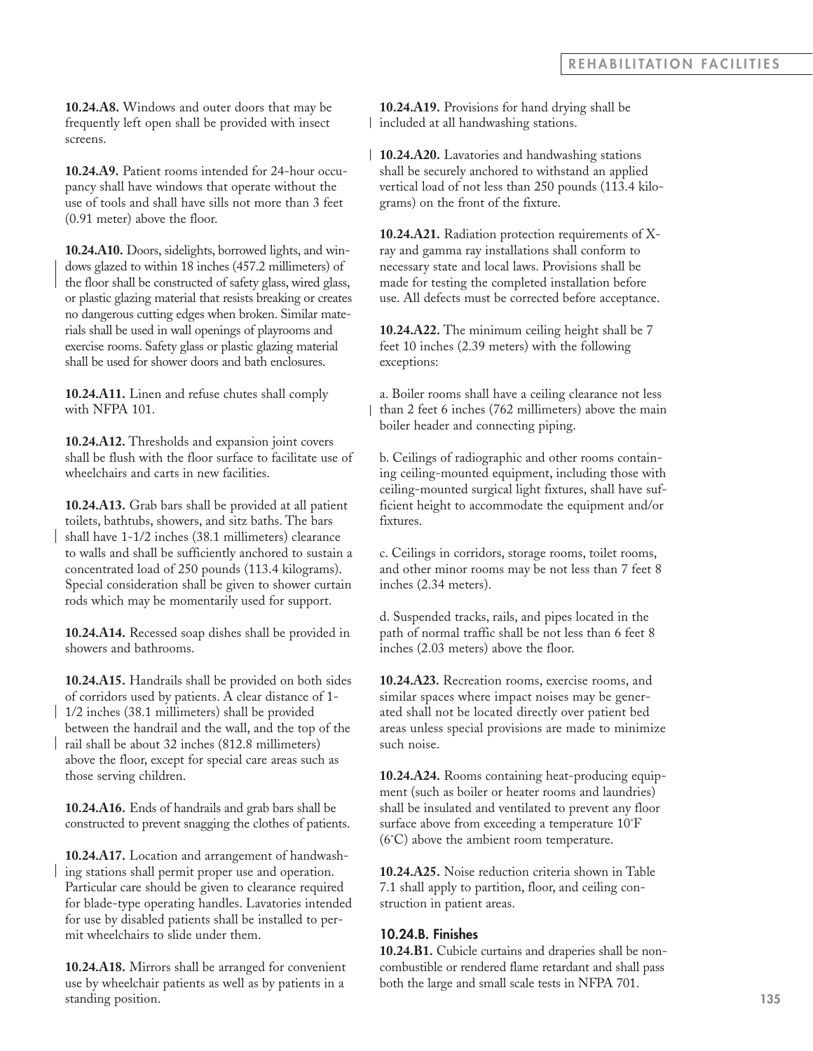**10.24.A8.** Windows and outer doors that may be frequently left open shall be provided with insect screens.

**10.24.A9.** Patient rooms intended for 24-hour occupancy shall have windows that operate without the use of tools and shall have sills not more than 3 feet (0.91 meter) above the floor.

**10.24.A10.** Doors, sidelights, borrowed lights, and windows glazed to within 18 inches (457.2 millimeters) of the floor shall be constructed of safety glass, wired glass, or plastic glazing material that resists breaking or creates no dangerous cutting edges when broken. Similar materials shall be used in wall openings of playrooms and exercise rooms. Safety glass or plastic glazing material shall be used for shower doors and bath enclosures.

**10.24.A11.** Linen and refuse chutes shall comply with NFPA 101.

**10.24.A12.** Thresholds and expansion joint covers shall be flush with the floor surface to facilitate use of wheelchairs and carts in new facilities.

**10.24.A13.** Grab bars shall be provided at all patient toilets, bathtubs, showers, and sitz baths. The bars shall have 1-1/2 inches (38.1 millimeters) clearance to walls and shall be sufficiently anchored to sustain a concentrated load of 250 pounds (113.4 kilograms). Special consideration shall be given to shower curtain rods which may be momentarily used for support.

**10.24.A14.** Recessed soap dishes shall be provided in showers and bathrooms.

**10.24.A15.** Handrails shall be provided on both sides of corridors used by patients. A clear distance of 1-1/2 inches (38.1 millimeters) shall be provided between the handrail and the wall, and the top of the rail shall be about 32 inches (812.8 millimeters) above the floor, except for special care areas such as those serving children.

**10.24.A16.** Ends of handrails and grab bars shall be constructed to prevent snagging the clothes of patients.

**10.24.A17.** Location and arrangement of handwashing stations shall permit proper use and operation. Particular care should be given to clearance required for blade-type operating handles. Lavatories intended for use by disabled patients shall be installed to permit wheelchairs to slide under them.

**10.24.A18.** Mirrors shall be arranged for convenient use by wheelchair patients as well as by patients in a standing position.

**10.24.A19.** Provisions for hand drying shall be included at all handwashing stations.

**10.24.A20.** Lavatories and handwashing stations shall be securely anchored to withstand an applied vertical load of not less than 250 pounds (113.4 kilograms) on the front of the fixture.

**10.24.A21.** Radiation protection requirements of X-ray and gamma ray installations shall conform to necessary state and local laws. Provisions shall be made for testing the completed installation before use. All defects must be corrected before acceptance.

**10.24.A22.** The minimum ceiling height shall be 7 feet 10 inches (2.39 meters) with the following exceptions:

a. Boiler rooms shall have a ceiling clearance not less than 2 feet 6 inches (762 millimeters) above the main boiler header and connecting piping.

b. Ceilings of radiographic and other rooms containing ceiling-mounted equipment, including those with ceiling-mounted surgical light fixtures, shall have sufficient height to accommodate the equipment and/or fixtures.

c. Ceilings in corridors, storage rooms, toilet rooms, and other minor rooms may be not less than 7 feet 8 inches (2.34 meters).

d. Suspended tracks, rails, and pipes located in the path of normal traffic shall be not less than 6 feet 8 inches (2.03 meters) above the floor.

**10.24.A23.** Recreation rooms, exercise rooms, and similar spaces where impact noises may be generated shall not be located directly over patient bed areas unless special provisions are made to minimize such noise.

**10.24.A24.** Rooms containing heat-producing equipment (such as boiler or heater rooms and laundries) shall be insulated and ventilated to prevent any floor surface above from exceeding a temperature 10°F (6°C) above the ambient room temperature.

**10.24.A25.** Noise reduction criteria shown in Table 7.1 shall apply to partition, floor, and ceiling construction in patient areas.

### 10.24.B. Finishes

**10.24.B1.** Cubicle curtains and draperies shall be noncombustible or rendered flame retardant and shall pass both the large and small scale tests in NFPA 701.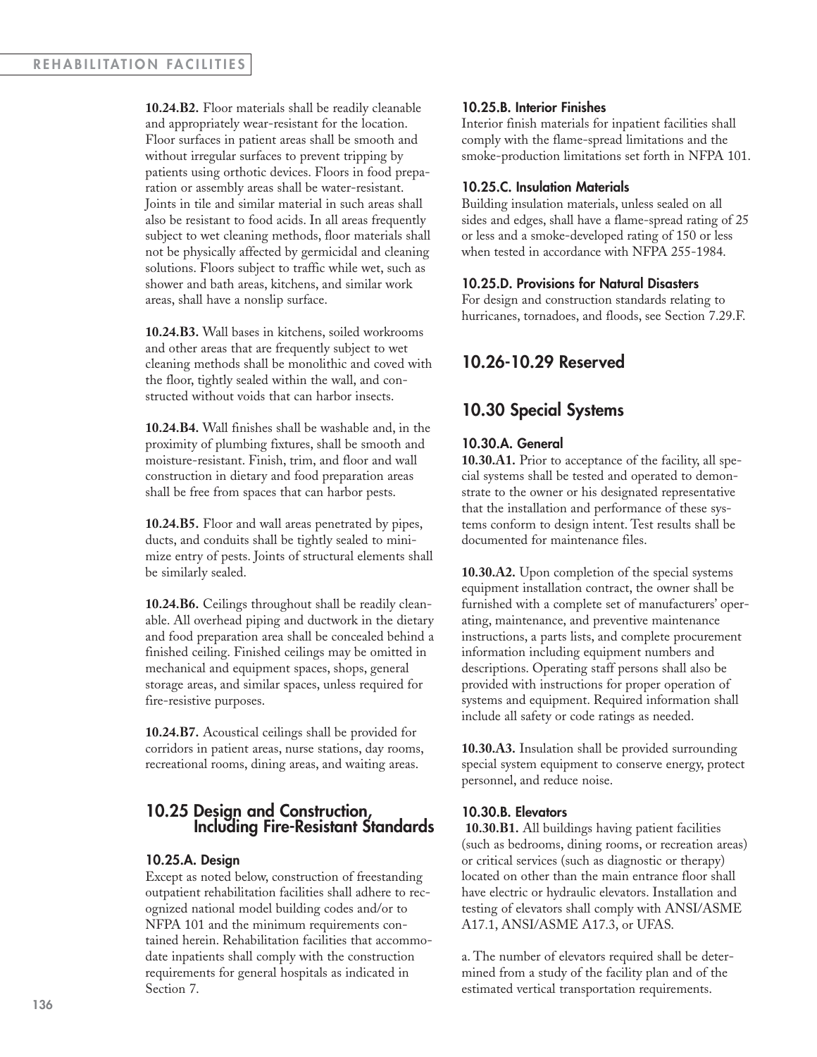**10.24.B2.** Floor materials shall be readily cleanable and appropriately wear-resistant for the location. Floor surfaces in patient areas shall be smooth and without irregular surfaces to prevent tripping by patients using orthotic devices. Floors in food preparation or assembly areas shall be water-resistant. Joints in tile and similar material in such areas shall also be resistant to food acids. In all areas frequently subject to wet cleaning methods, floor materials shall not be physically affected by germicidal and cleaning solutions. Floors subject to traffic while wet, such as shower and bath areas, kitchens, and similar work areas, shall have a nonslip surface.

**10.24.B3.** Wall bases in kitchens, soiled workrooms and other areas that are frequently subject to wet cleaning methods shall be monolithic and coved with the floor, tightly sealed within the wall, and constructed without voids that can harbor insects.

**10.24.B4.** Wall finishes shall be washable and, in the proximity of plumbing fixtures, shall be smooth and moisture-resistant. Finish, trim, and floor and wall construction in dietary and food preparation areas shall be free from spaces that can harbor pests.

**10.24.B5.** Floor and wall areas penetrated by pipes, ducts, and conduits shall be tightly sealed to minimize entry of pests. Joints of structural elements shall be similarly sealed.

**10.24.B6.** Ceilings throughout shall be readily cleanable. All overhead piping and ductwork in the dietary and food preparation area shall be concealed behind a finished ceiling. Finished ceilings may be omitted in mechanical and equipment spaces, shops, general storage areas, and similar spaces, unless required for fire-resistive purposes.

**10.24.B7.** Acoustical ceilings shall be provided for corridors in patient areas, nurse stations, day rooms, recreational rooms, dining areas, and waiting areas.

## 10.25 Design and Construction, Including Fire-Resistant Standards

### 10.25.A. Design

Except as noted below, construction of freestanding outpatient rehabilitation facilities shall adhere to recognized national model building codes and/or to NFPA 101 and the minimum requirements contained herein. Rehabilitation facilities that accommodate inpatients shall comply with the construction requirements for general hospitals as indicated in Section 7.

### 10.25.B. Interior Finishes

Interior finish materials for inpatient facilities shall comply with the flame-spread limitations and the smoke-production limitations set forth in NFPA 101.

### 10.25.C. Insulation Materials

Building insulation materials, unless sealed on all sides and edges, shall have a flame-spread rating of 25 or less and a smoke-developed rating of 150 or less when tested in accordance with NFPA 255-1984.

### 10.25.D. Provisions for Natural Disasters

For design and construction standards relating to hurricanes, tornadoes, and floods, see Section 7.29.F.

## 10.26-10.29 Reserved

## 10.30 Special Systems

### 10.30.A. General

**10.30.A1.** Prior to acceptance of the facility, all special systems shall be tested and operated to demonstrate to the owner or his designated representative that the installation and performance of these systems conform to design intent. Test results shall be documented for maintenance files.

**10.30.A2.** Upon completion of the special systems equipment installation contract, the owner shall be furnished with a complete set of manufacturers' operating, maintenance, and preventive maintenance instructions, a parts lists, and complete procurement information including equipment numbers and descriptions. Operating staff persons shall also be provided with instructions for proper operation of systems and equipment. Required information shall include all safety or code ratings as needed.

**10.30.A3.** Insulation shall be provided surrounding special system equipment to conserve energy, protect personnel, and reduce noise.

### 10.30.B. Elevators

**10.30.B1.** All buildings having patient facilities (such as bedrooms, dining rooms, or recreation areas) or critical services (such as diagnostic or therapy) located on other than the main entrance floor shall have electric or hydraulic elevators. Installation and testing of elevators shall comply with ANSI/ASME A17.1, ANSI/ASME A17.3, or UFAS.

a. The number of elevators required shall be determined from a study of the facility plan and of the estimated vertical transportation requirements.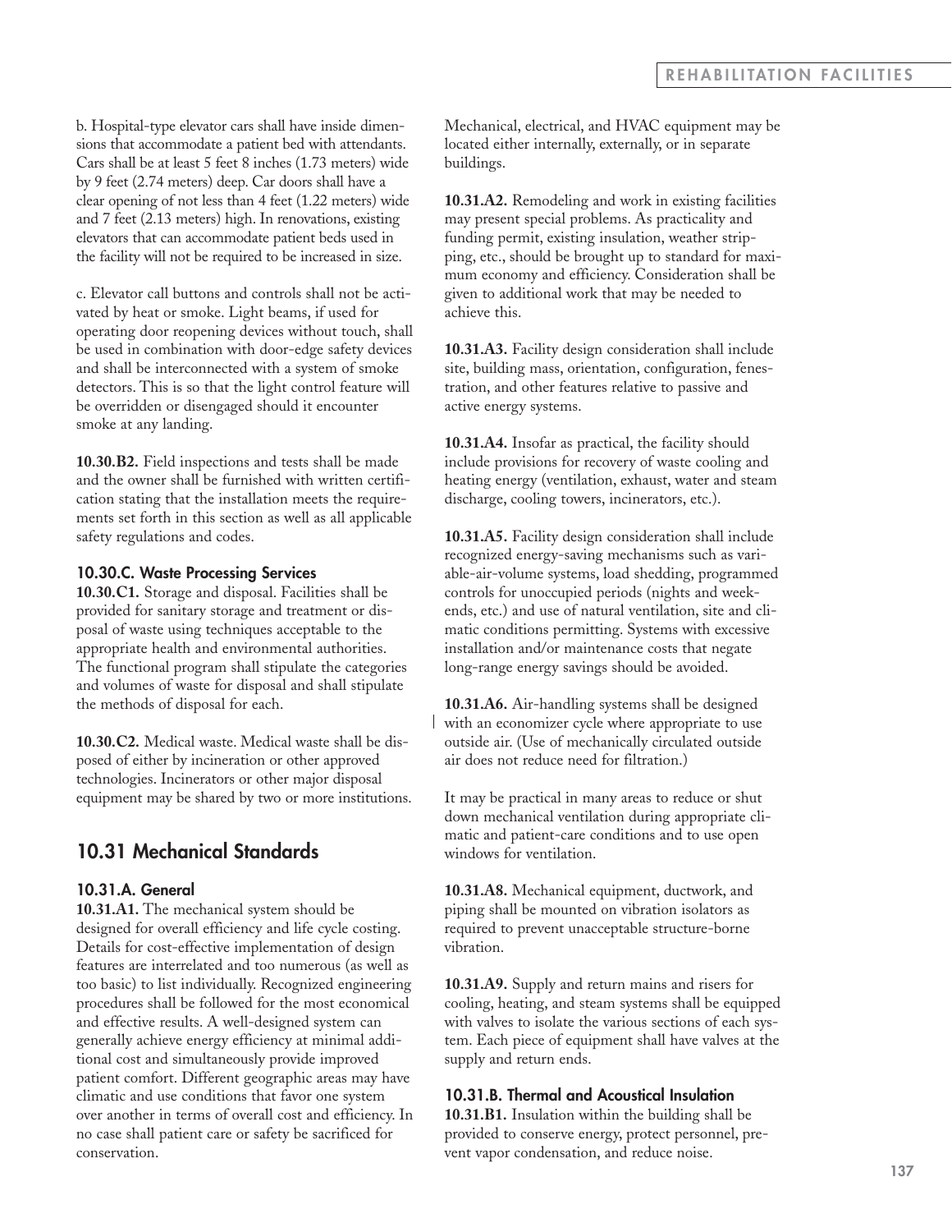b. Hospital-type elevator cars shall have inside dimensions that accommodate a patient bed with attendants. Cars shall be at least 5 feet 8 inches (1.73 meters) wide by 9 feet (2.74 meters) deep. Car doors shall have a clear opening of not less than 4 feet (1.22 meters) wide and 7 feet (2.13 meters) high. In renovations, existing elevators that can accommodate patient beds used in the facility will not be required to be increased in size.

c. Elevator call buttons and controls shall not be activated by heat or smoke. Light beams, if used for operating door reopening devices without touch, shall be used in combination with door-edge safety devices and shall be interconnected with a system of smoke detectors. This is so that the light control feature will be overridden or disengaged should it encounter smoke at any landing.

**10.30.B2.** Field inspections and tests shall be made and the owner shall be furnished with written certification stating that the installation meets the requirements set forth in this section as well as all applicable safety regulations and codes.

### 10.30.C. Waste Processing Services

**10.30.C1.** Storage and disposal. Facilities shall be provided for sanitary storage and treatment or disposal of waste using techniques acceptable to the appropriate health and environmental authorities. The functional program shall stipulate the categories and volumes of waste for disposal and shall stipulate the methods of disposal for each.

**10.30.C2.** Medical waste. Medical waste shall be disposed of either by incineration or other approved technologies. Incinerators or other major disposal equipment may be shared by two or more institutions.

## 10.31 Mechanical Standards

### 10.31.A. General

**10.31.A1.** The mechanical system should be designed for overall efficiency and life cycle costing. Details for cost-effective implementation of design features are interrelated and too numerous (as well as too basic) to list individually. Recognized engineering procedures shall be followed for the most economical and effective results. A well-designed system can generally achieve energy efficiency at minimal additional cost and simultaneously provide improved patient comfort. Different geographic areas may have climatic and use conditions that favor one system over another in terms of overall cost and efficiency. In no case shall patient care or safety be sacrificed for conservation.

Mechanical, electrical, and HVAC equipment may be located either internally, externally, or in separate buildings.

**10.31.A2.** Remodeling and work in existing facilities may present special problems. As practicality and funding permit, existing insulation, weather stripping, etc., should be brought up to standard for maximum economy and efficiency. Consideration shall be given to additional work that may be needed to achieve this.

**10.31.A3.** Facility design consideration shall include site, building mass, orientation, configuration, fenestration, and other features relative to passive and active energy systems.

**10.31.A4.** Insofar as practical, the facility should include provisions for recovery of waste cooling and heating energy (ventilation, exhaust, water and steam discharge, cooling towers, incinerators, etc.).

**10.31.A5.** Facility design consideration shall include recognized energy-saving mechanisms such as variable-air-volume systems, load shedding, programmed controls for unoccupied periods (nights and weekends, etc.) and use of natural ventilation, site and climatic conditions permitting. Systems with excessive installation and/or maintenance costs that negate long-range energy savings should be avoided.

**10.31.A6.** Air-handling systems shall be designed with an economizer cycle where appropriate to use outside air. (Use of mechanically circulated outside air does not reduce need for filtration.)

It may be practical in many areas to reduce or shut down mechanical ventilation during appropriate climatic and patient-care conditions and to use open windows for ventilation.

**10.31.A8.** Mechanical equipment, ductwork, and piping shall be mounted on vibration isolators as required to prevent unacceptable structure-borne vibration.

**10.31.A9.** Supply and return mains and risers for cooling, heating, and steam systems shall be equipped with valves to isolate the various sections of each system. Each piece of equipment shall have valves at the supply and return ends.

### 10.31.B. Thermal and Acoustical Insulation

**10.31.B1.** Insulation within the building shall be provided to conserve energy, protect personnel, prevent vapor condensation, and reduce noise.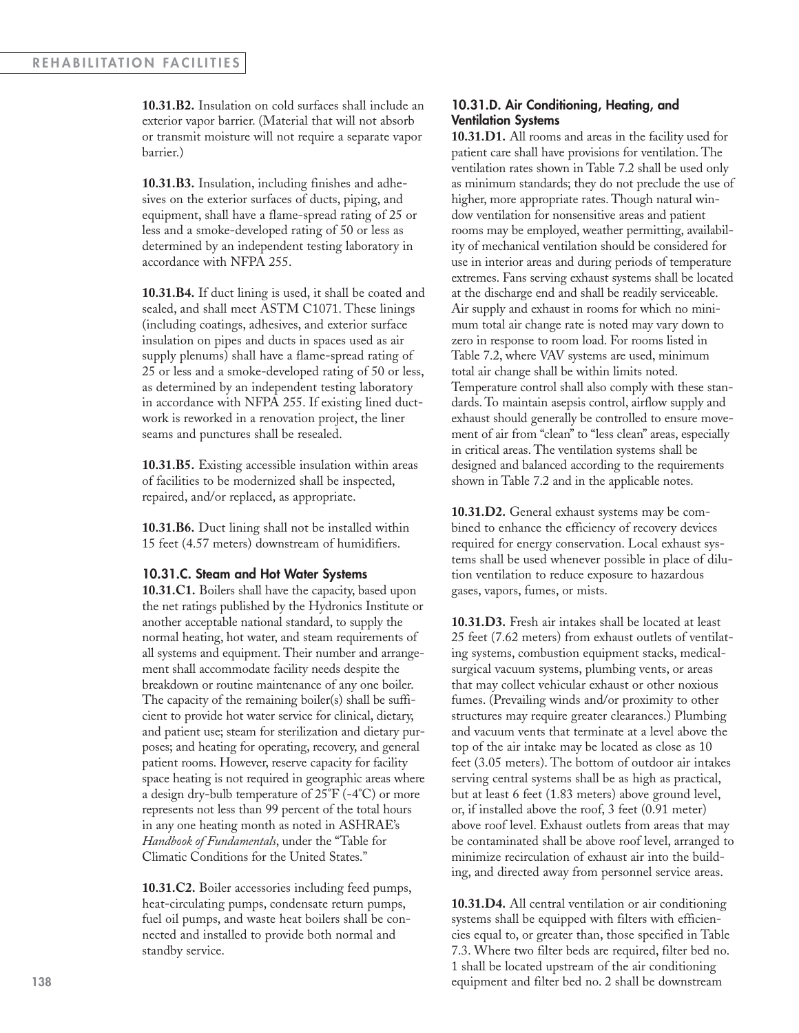**10.31.B2.** Insulation on cold surfaces shall include an exterior vapor barrier. (Material that will not absorb or transmit moisture will not require a separate vapor barrier.)

**10.31.B3.** Insulation, including finishes and adhesives on the exterior surfaces of ducts, piping, and equipment, shall have a flame-spread rating of 25 or less and a smoke-developed rating of 50 or less as determined by an independent testing laboratory in accordance with NFPA 255.

**10.31.B4.** If duct lining is used, it shall be coated and sealed, and shall meet ASTM C1071. These linings (including coatings, adhesives, and exterior surface insulation on pipes and ducts in spaces used as air supply plenums) shall have a flame-spread rating of 25 or less and a smoke-developed rating of 50 or less, as determined by an independent testing laboratory in accordance with NFPA 255. If existing lined ductwork is reworked in a renovation project, the liner seams and punctures shall be resealed.

**10.31.B5.** Existing accessible insulation within areas of facilities to be modernized shall be inspected, repaired, and/or replaced, as appropriate.

**10.31.B6.** Duct lining shall not be installed within 15 feet (4.57 meters) downstream of humidifiers.

### 10.31.C. Steam and Hot Water Systems

**10.31.C1.** Boilers shall have the capacity, based upon the net ratings published by the Hydronics Institute or another acceptable national standard, to supply the normal heating, hot water, and steam requirements of all systems and equipment. Their number and arrangement shall accommodate facility needs despite the breakdown or routine maintenance of any one boiler. The capacity of the remaining boiler(s) shall be sufficient to provide hot water service for clinical, dietary, and patient use; steam for sterilization and dietary purposes; and heating for operating, recovery, and general patient rooms. However, reserve capacity for facility space heating is not required in geographic areas where a design dry-bulb temperature of 25°F (-4°C) or more represents not less than 99 percent of the total hours in any one heating month as noted in ASHRAE's *Handbook of Fundamentals*, under the "Table for Climatic Conditions for the United States."

**10.31.C2.** Boiler accessories including feed pumps, heat-circulating pumps, condensate return pumps, fuel oil pumps, and waste heat boilers shall be connected and installed to provide both normal and standby service.

### 10.31.D. Air Conditioning, Heating, and Ventilation Systems

**10.31.D1.** All rooms and areas in the facility used for patient care shall have provisions for ventilation. The ventilation rates shown in Table 7.2 shall be used only as minimum standards; they do not preclude the use of higher, more appropriate rates. Though natural window ventilation for nonsensitive areas and patient rooms may be employed, weather permitting, availability of mechanical ventilation should be considered for use in interior areas and during periods of temperature extremes. Fans serving exhaust systems shall be located at the discharge end and shall be readily serviceable. Air supply and exhaust in rooms for which no minimum total air change rate is noted may vary down to zero in response to room load. For rooms listed in Table 7.2, where VAV systems are used, minimum total air change shall be within limits noted. Temperature control shall also comply with these standards. To maintain asepsis control, airflow supply and exhaust should generally be controlled to ensure movement of air from "clean" to "less clean" areas, especially in critical areas. The ventilation systems shall be designed and balanced according to the requirements shown in Table 7.2 and in the applicable notes.

**10.31.D2.** General exhaust systems may be combined to enhance the efficiency of recovery devices required for energy conservation. Local exhaust systems shall be used whenever possible in place of dilution ventilation to reduce exposure to hazardous gases, vapors, fumes, or mists.

**10.31.D3.** Fresh air intakes shall be located at least 25 feet (7.62 meters) from exhaust outlets of ventilating systems, combustion equipment stacks, medical-surgical vacuum systems, plumbing vents, or areas that may collect vehicular exhaust or other noxious fumes. (Prevailing winds and/or proximity to other structures may require greater clearances.) Plumbing and vacuum vents that terminate at a level above the top of the air intake may be located as close as 10 feet (3.05 meters). The bottom of outdoor air intakes serving central systems shall be as high as practical, but at least 6 feet (1.83 meters) above ground level, or, if installed above the roof, 3 feet (0.91 meter) above roof level. Exhaust outlets from areas that may be contaminated shall be above roof level, arranged to minimize recirculation of exhaust air into the building, and directed away from personnel service areas.

**10.31.D4.** All central ventilation or air conditioning systems shall be equipped with filters with efficiencies equal to, or greater than, those specified in Table 7.3. Where two filter beds are required, filter bed no. 1 shall be located upstream of the air conditioning equipment and filter bed no. 2 shall be downstream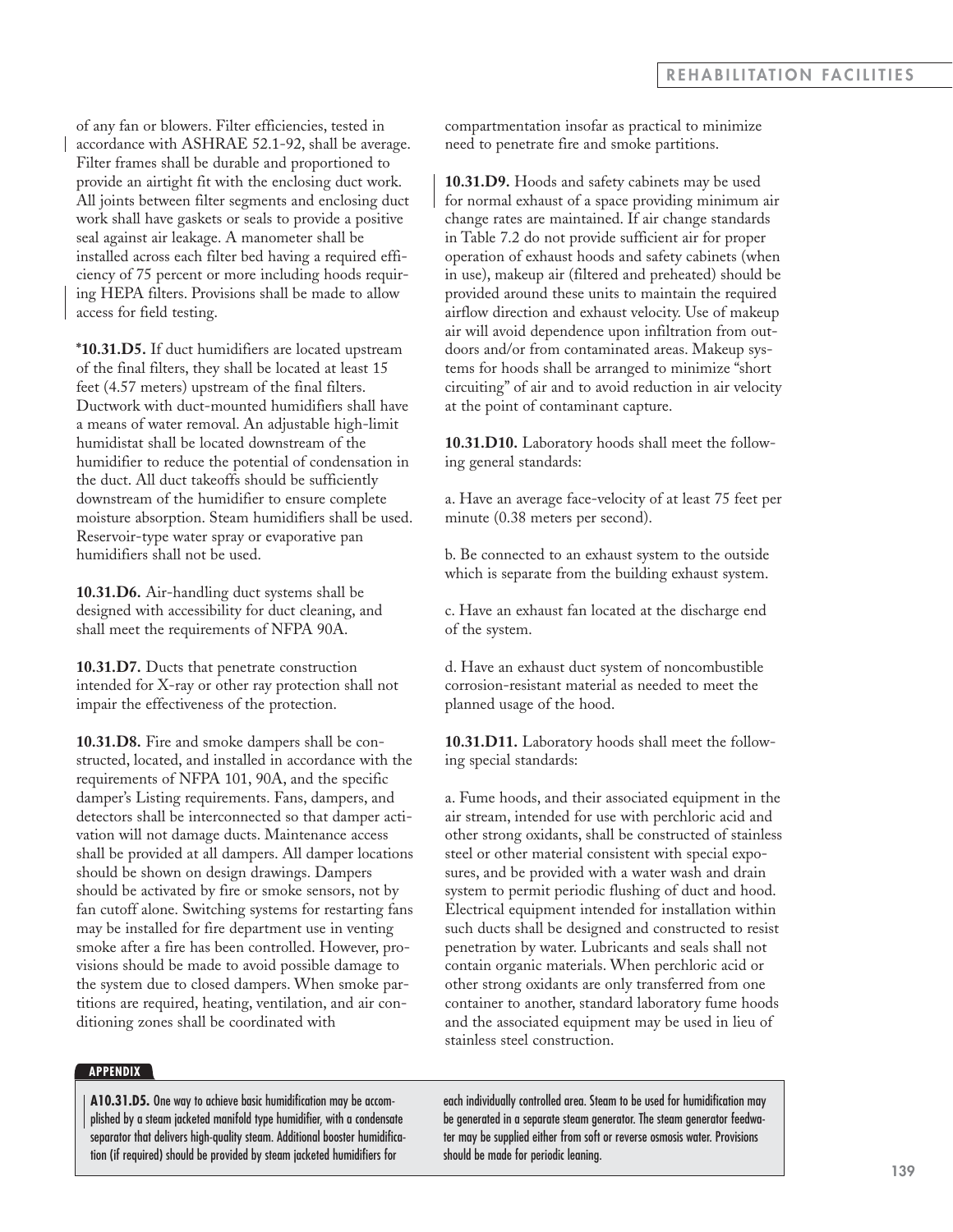of any fan or blowers. Filter efficiencies, tested in accordance with ASHRAE 52.1-92, shall be average. Filter frames shall be durable and proportioned to provide an airtight fit with the enclosing duct work. All joints between filter segments and enclosing duct work shall have gaskets or seals to provide a positive seal against air leakage. A manometer shall be installed across each filter bed having a required efficiency of 75 percent or more including hoods requiring HEPA filters. Provisions shall be made to allow access for field testing.

**\*10.31.D5.** If duct humidifiers are located upstream of the final filters, they shall be located at least 15 feet (4.57 meters) upstream of the final filters. Ductwork with duct-mounted humidifiers shall have a means of water removal. An adjustable high-limit humidistat shall be located downstream of the humidifier to reduce the potential of condensation in the duct. All duct takeoffs should be sufficiently downstream of the humidifier to ensure complete moisture absorption. Steam humidifiers shall be used. Reservoir-type water spray or evaporative pan humidifiers shall not be used.

**10.31.D6.** Air-handling duct systems shall be designed with accessibility for duct cleaning, and shall meet the requirements of NFPA 90A.

**10.31.D7.** Ducts that penetrate construction intended for X-ray or other ray protection shall not impair the effectiveness of the protection.

**10.31.D8.** Fire and smoke dampers shall be constructed, located, and installed in accordance with the requirements of NFPA 101, 90A, and the specific damper's Listing requirements. Fans, dampers, and detectors shall be interconnected so that damper activation will not damage ducts. Maintenance access shall be provided at all dampers. All damper locations should be shown on design drawings. Dampers should be activated by fire or smoke sensors, not by fan cutoff alone. Switching systems for restarting fans may be installed for fire department use in venting smoke after a fire has been controlled. However, provisions should be made to avoid possible damage to the system due to closed dampers. When smoke partitions are required, heating, ventilation, and air conditioning zones shall be coordinated with compartmentation insofar as practical to minimize need to penetrate fire and smoke partitions.

**10.31.D9.** Hoods and safety cabinets may be used for normal exhaust of a space providing minimum air change rates are maintained. If air change standards in Table 7.2 do not provide sufficient air for proper operation of exhaust hoods and safety cabinets (when in use), makeup air (filtered and preheated) should be provided around these units to maintain the required airflow direction and exhaust velocity. Use of makeup air will avoid dependence upon infiltration from outdoors and/or from contaminated areas. Makeup systems for hoods shall be arranged to minimize "short circuiting" of air and to avoid reduction in air velocity at the point of contaminant capture.

**10.31.D10.** Laboratory hoods shall meet the following general standards:

a. Have an average face-velocity of at least 75 feet per minute (0.38 meters per second).

b. Be connected to an exhaust system to the outside which is separate from the building exhaust system.

c. Have an exhaust fan located at the discharge end of the system.

d. Have an exhaust duct system of noncombustible corrosion-resistant material as needed to meet the planned usage of the hood.

**10.31.D11.** Laboratory hoods shall meet the following special standards:

a. Fume hoods, and their associated equipment in the air stream, intended for use with perchloric acid and other strong oxidants, shall be constructed of stainless steel or other material consistent with special exposures, and be provided with a water wash and drain system to permit periodic flushing of duct and hood. Electrical equipment intended for installation within such ducts shall be designed and constructed to resist penetration by water. Lubricants and seals shall not contain organic materials. When perchloric acid or other strong oxidants are only transferred from one container to another, standard laboratory fume hoods and the associated equipment may be used in lieu of stainless steel construction.

**APPENDIX**

**A10.31.D5.** One way to achieve basic humidification may be accomplished by a steam jacketed manifold type humidifier, with a condensate separator that delivers high-quality steam. Additional booster humidification (if required) should be provided by steam jacketed humidifiers for each individually controlled area. Steam to be used for humidification may be generated in a separate steam generator. The steam generator feedwater may be supplied either from soft or reverse osmosis water. Provisions should be made for periodic leaning.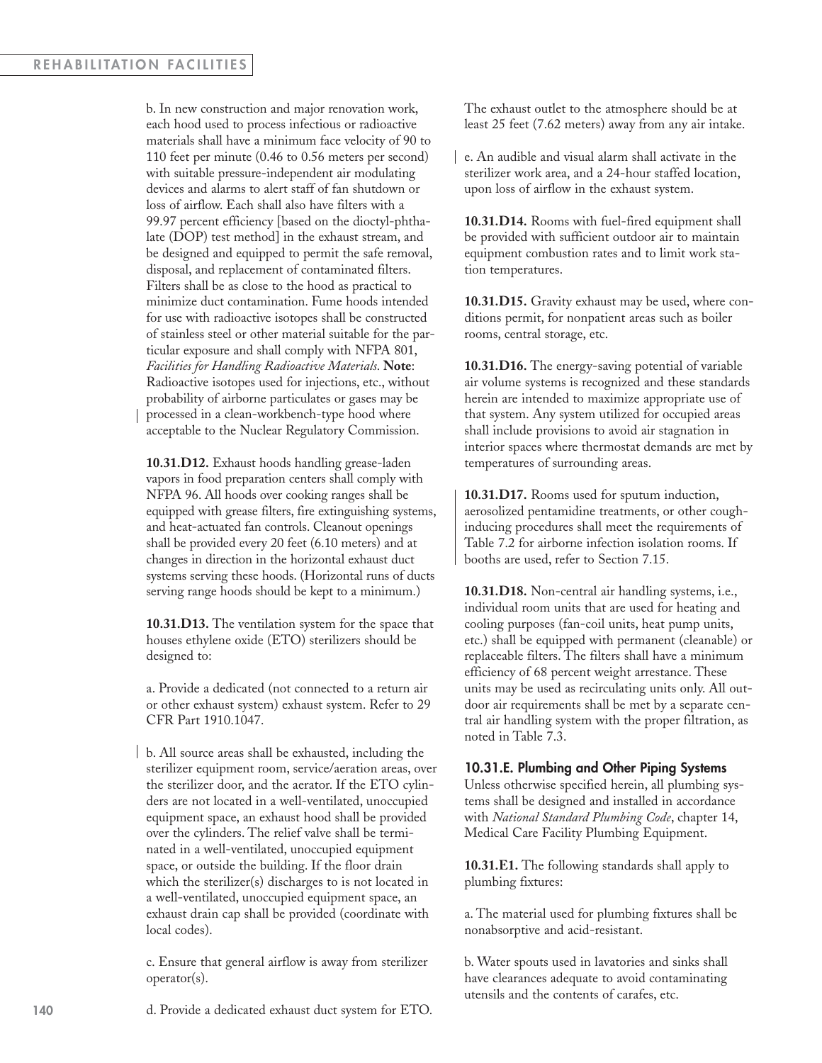b. In new construction and major renovation work, each hood used to process infectious or radioactive materials shall have a minimum face velocity of 90 to 110 feet per minute (0.46 to 0.56 meters per second) with suitable pressure-independent air modulating devices and alarms to alert staff of fan shutdown or loss of airflow. Each shall also have filters with a 99.97 percent efficiency [based on the dioctyl-phthalate (DOP) test method] in the exhaust stream, and be designed and equipped to permit the safe removal, disposal, and replacement of contaminated filters. Filters shall be as close to the hood as practical to minimize duct contamination. Fume hoods intended for use with radioactive isotopes shall be constructed of stainless steel or other material suitable for the particular exposure and shall comply with NFPA 801, *Facilities for Handling Radioactive Materials*. **Note**: Radioactive isotopes used for injections, etc., without probability of airborne particulates or gases may be processed in a clean-workbench-type hood where acceptable to the Nuclear Regulatory Commission.

**10.31.D12.** Exhaust hoods handling grease-laden vapors in food preparation centers shall comply with NFPA 96. All hoods over cooking ranges shall be equipped with grease filters, fire extinguishing systems, and heat-actuated fan controls. Cleanout openings shall be provided every 20 feet (6.10 meters) and at changes in direction in the horizontal exhaust duct systems serving these hoods. (Horizontal runs of ducts serving range hoods should be kept to a minimum.)

**10.31.D13.** The ventilation system for the space that houses ethylene oxide (ETO) sterilizers should be designed to:

a. Provide a dedicated (not connected to a return air or other exhaust system) exhaust system. Refer to 29 CFR Part 1910.1047.

b. All source areas shall be exhausted, including the sterilizer equipment room, service/aeration areas, over the sterilizer door, and the aerator. If the ETO cylinders are not located in a well-ventilated, unoccupied equipment space, an exhaust hood shall be provided over the cylinders. The relief valve shall be terminated in a well-ventilated, unoccupied equipment space, or outside the building. If the floor drain which the sterilizer(s) discharges to is not located in a well-ventilated, unoccupied equipment space, an exhaust drain cap shall be provided (coordinate with local codes).

c. Ensure that general airflow is away from sterilizer operator(s).

d. Provide a dedicated exhaust duct system for ETO. The exhaust outlet to the atmosphere should be at least 25 feet (7.62 meters) away from any air intake.

e. An audible and visual alarm shall activate in the sterilizer work area, and a 24-hour staffed location, upon loss of airflow in the exhaust system.

**10.31.D14.** Rooms with fuel-fired equipment shall be provided with sufficient outdoor air to maintain equipment combustion rates and to limit work station temperatures.

**10.31.D15.** Gravity exhaust may be used, where conditions permit, for nonpatient areas such as boiler rooms, central storage, etc.

**10.31.D16.** The energy-saving potential of variable air volume systems is recognized and these standards herein are intended to maximize appropriate use of that system. Any system utilized for occupied areas shall include provisions to avoid air stagnation in interior spaces where thermostat demands are met by temperatures of surrounding areas.

**10.31.D17.** Rooms used for sputum induction, aerosolized pentamidine treatments, or other cough-inducing procedures shall meet the requirements of Table 7.2 for airborne infection isolation rooms. If booths are used, refer to Section 7.15.

**10.31.D18.** Non-central air handling systems, i.e., individual room units that are used for heating and cooling purposes (fan-coil units, heat pump units, etc.) shall be equipped with permanent (cleanable) or replaceable filters. The filters shall have a minimum efficiency of 68 percent weight arrestance. These units may be used as recirculating units only. All outdoor air requirements shall be met by a separate central air handling system with the proper filtration, as noted in Table 7.3.

### 10.31.E. Plumbing and Other Piping Systems

Unless otherwise specified herein, all plumbing systems shall be designed and installed in accordance with *National Standard Plumbing Code*, chapter 14, Medical Care Facility Plumbing Equipment.

**10.31.E1.** The following standards shall apply to plumbing fixtures:

a. The material used for plumbing fixtures shall be nonabsorptive and acid-resistant.

b. Water spouts used in lavatories and sinks shall have clearances adequate to avoid contaminating utensils and the contents of carafes, etc.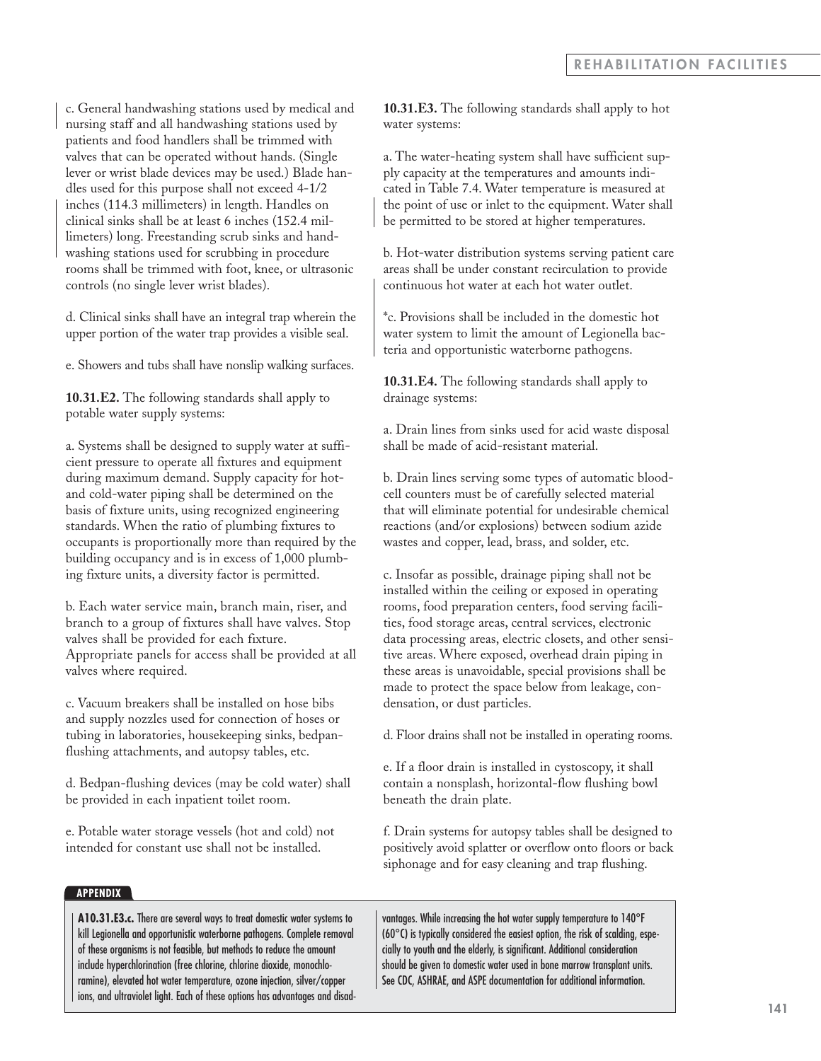c. General handwashing stations used by medical and nursing staff and all handwashing stations used by patients and food handlers shall be trimmed with valves that can be operated without hands. (Single lever or wrist blade devices may be used.) Blade handles used for this purpose shall not exceed 4-1/2 inches (114.3 millimeters) in length. Handles on clinical sinks shall be at least 6 inches (152.4 millimeters) long. Freestanding scrub sinks and handwashing stations used for scrubbing in procedure rooms shall be trimmed with foot, knee, or ultrasonic controls (no single lever wrist blades).

d. Clinical sinks shall have an integral trap wherein the upper portion of the water trap provides a visible seal.

e. Showers and tubs shall have nonslip walking surfaces.

**10.31.E2.** The following standards shall apply to potable water supply systems:

a. Systems shall be designed to supply water at sufficient pressure to operate all fixtures and equipment during maximum demand. Supply capacity for hot- and cold-water piping shall be determined on the basis of fixture units, using recognized engineering standards. When the ratio of plumbing fixtures to occupants is proportionally more than required by the building occupancy and is in excess of 1,000 plumbing fixture units, a diversity factor is permitted.

b. Each water service main, branch main, riser, and branch to a group of fixtures shall have valves. Stop valves shall be provided for each fixture. Appropriate panels for access shall be provided at all valves where required.

c. Vacuum breakers shall be installed on hose bibs and supply nozzles used for connection of hoses or tubing in laboratories, housekeeping sinks, bedpan-flushing attachments, and autopsy tables, etc.

d. Bedpan-flushing devices (may be cold water) shall be provided in each inpatient toilet room.

e. Potable water storage vessels (hot and cold) not intended for constant use shall not be installed.

**10.31.E3.** The following standards shall apply to hot water systems:

a. The water-heating system shall have sufficient supply capacity at the temperatures and amounts indicated in Table 7.4. Water temperature is measured at the point of use or inlet to the equipment. Water shall be permitted to be stored at higher temperatures.

b. Hot-water distribution systems serving patient care areas shall be under constant recirculation to provide continuous hot water at each hot water outlet.

*c. Provisions shall be included in the domestic hot water system to limit the amount of Legionella bacteria and opportunistic waterborne pathogens.

**10.31.E4.** The following standards shall apply to drainage systems:

a. Drain lines from sinks used for acid waste disposal shall be made of acid-resistant material.

b. Drain lines serving some types of automatic blood-cell counters must be of carefully selected material that will eliminate potential for undesirable chemical reactions (and/or explosions) between sodium azide wastes and copper, lead, brass, and solder, etc.

c. Insofar as possible, drainage piping shall not be installed within the ceiling or exposed in operating rooms, food preparation centers, food serving facilities, food storage areas, central services, electronic data processing areas, electric closets, and other sensitive areas. Where exposed, overhead drain piping in these areas is unavoidable, special provisions shall be made to protect the space below from leakage, condensation, or dust particles.

d. Floor drains shall not be installed in operating rooms.

e. If a floor drain is installed in cystoscopy, it shall contain a nonsplash, horizontal-flow flushing bowl beneath the drain plate.

f. Drain systems for autopsy tables shall be designed to positively avoid splatter or overflow onto floors or back siphonage and for easy cleaning and trap flushing.

**APPENDIX**

**A10.31.E3.c.** There are several ways to treat domestic water systems to kill Legionella and opportunistic waterborne pathogens. Complete removal of these organisms is not feasible, but methods to reduce the amount include hyperchlorination (free chlorine, chlorine dioxide, monochloramine), elevated hot water temperature, ozone injection, silver/copper ions, and ultraviolet light. Each of these options has advantages and disadvantages. While increasing the hot water supply temperature to 140°F (60°C) is typically considered the easiest option, the risk of scalding, especially to youth and the elderly, is significant. Additional consideration should be given to domestic water used in bone marrow transplant units. See CDC, ASHRAE, and ASPE documentation for additional information.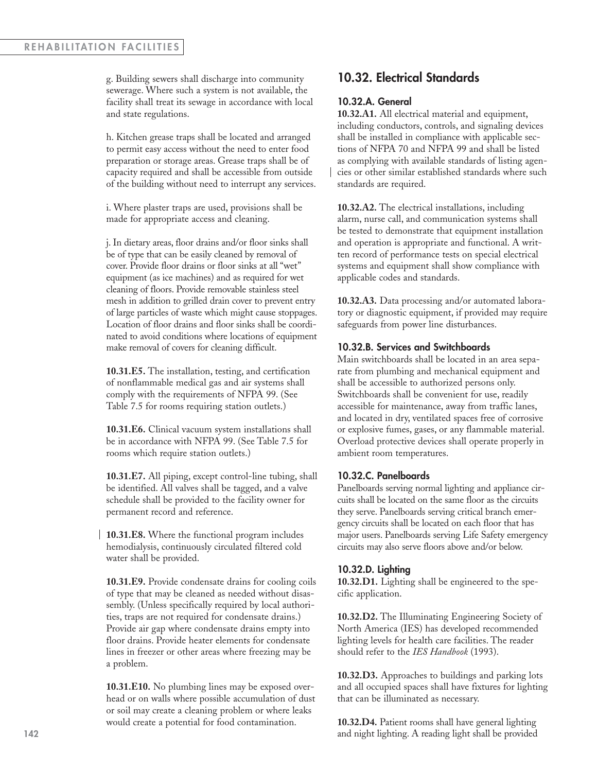g. Building sewers shall discharge into community sewerage. Where such a system is not available, the facility shall treat its sewage in accordance with local and state regulations.

h. Kitchen grease traps shall be located and arranged to permit easy access without the need to enter food preparation or storage areas. Grease traps shall be of capacity required and shall be accessible from outside of the building without need to interrupt any services.

i. Where plaster traps are used, provisions shall be made for appropriate access and cleaning.

j. In dietary areas, floor drains and/or floor sinks shall be of type that can be easily cleaned by removal of cover. Provide floor drains or floor sinks at all "wet" equipment (as ice machines) and as required for wet cleaning of floors. Provide removable stainless steel mesh in addition to grilled drain cover to prevent entry of large particles of waste which might cause stoppages. Location of floor drains and floor sinks shall be coordinated to avoid conditions where locations of equipment make removal of covers for cleaning difficult.

**10.31.E5.** The installation, testing, and certification of nonflammable medical gas and air systems shall comply with the requirements of NFPA 99. (See Table 7.5 for rooms requiring station outlets.)

**10.31.E6.** Clinical vacuum system installations shall be in accordance with NFPA 99. (See Table 7.5 for rooms which require station outlets.)

**10.31.E7.** All piping, except control-line tubing, shall be identified. All valves shall be tagged, and a valve schedule shall be provided to the facility owner for permanent record and reference.

**10.31.E8.** Where the functional program includes hemodialysis, continuously circulated filtered cold water shall be provided.

**10.31.E9.** Provide condensate drains for cooling coils of type that may be cleaned as needed without disassembly. (Unless specifically required by local authorities, traps are not required for condensate drains.) Provide air gap where condensate drains empty into floor drains. Provide heater elements for condensate lines in freezer or other areas where freezing may be a problem.

**10.31.E10.** No plumbing lines may be exposed overhead or on walls where possible accumulation of dust or soil may create a cleaning problem or where leaks would create a potential for food contamination.

## 10.32. Electrical Standards

### 10.32.A. General

**10.32.A1.** All electrical material and equipment, including conductors, controls, and signaling devices shall be installed in compliance with applicable sections of NFPA 70 and NFPA 99 and shall be listed as complying with available standards of listing agencies or other similar established standards where such standards are required.

**10.32.A2.** The electrical installations, including alarm, nurse call, and communication systems shall be tested to demonstrate that equipment installation and operation is appropriate and functional. A written record of performance tests on special electrical systems and equipment shall show compliance with applicable codes and standards.

**10.32.A3.** Data processing and/or automated laboratory or diagnostic equipment, if provided may require safeguards from power line disturbances.

### 10.32.B. Services and Switchboards

Main switchboards shall be located in an area separate from plumbing and mechanical equipment and shall be accessible to authorized persons only. Switchboards shall be convenient for use, readily accessible for maintenance, away from traffic lanes, and located in dry, ventilated spaces free of corrosive or explosive fumes, gases, or any flammable material. Overload protective devices shall operate properly in ambient room temperatures.

### 10.32.C. Panelboards

Panelboards serving normal lighting and appliance circuits shall be located on the same floor as the circuits they serve. Panelboards serving critical branch emergency circuits shall be located on each floor that has major users. Panelboards serving Life Safety emergency circuits may also serve floors above and/or below.

### 10.32.D. Lighting

**10.32.D1.** Lighting shall be engineered to the specific application.

**10.32.D2.** The Illuminating Engineering Society of North America (IES) has developed recommended lighting levels for health care facilities. The reader should refer to the *IES Handbook* (1993).

**10.32.D3.** Approaches to buildings and parking lots and all occupied spaces shall have fixtures for lighting that can be illuminated as necessary.

**10.32.D4.** Patient rooms shall have general lighting and night lighting. A reading light shall be provided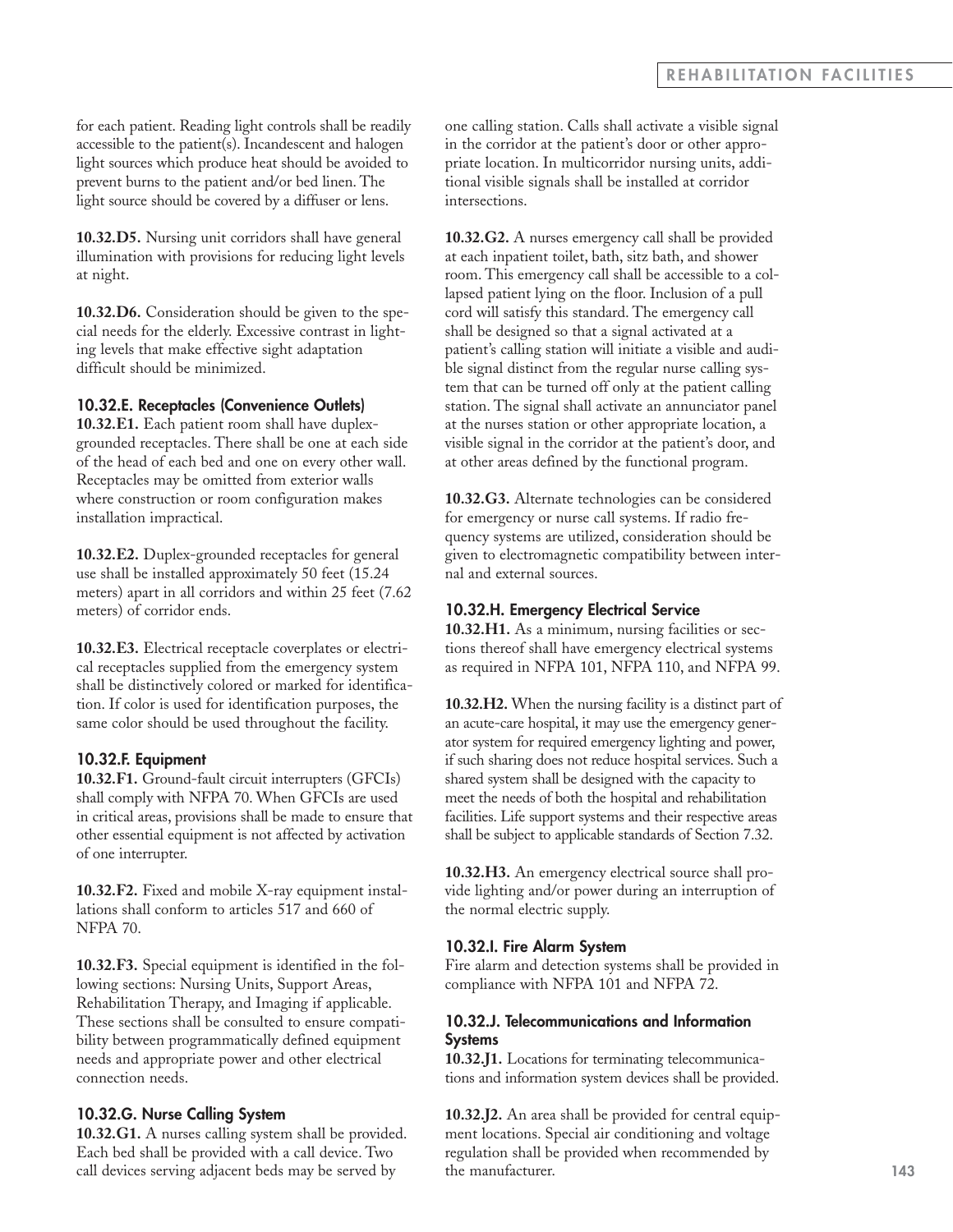for each patient. Reading light controls shall be readily accessible to the patient(s). Incandescent and halogen light sources which produce heat should be avoided to prevent burns to the patient and/or bed linen. The light source should be covered by a diffuser or lens.

**10.32.D5.** Nursing unit corridors shall have general illumination with provisions for reducing light levels at night.

**10.32.D6.** Consideration should be given to the special needs for the elderly. Excessive contrast in lighting levels that make effective sight adaptation difficult should be minimized.

### 10.32.E. Receptacles (Convenience Outlets)

**10.32.E1.** Each patient room shall have duplex-grounded receptacles. There shall be one at each side of the head of each bed and one on every other wall. Receptacles may be omitted from exterior walls where construction or room configuration makes installation impractical.

**10.32.E2.** Duplex-grounded receptacles for general use shall be installed approximately 50 feet (15.24 meters) apart in all corridors and within 25 feet (7.62 meters) of corridor ends.

**10.32.E3.** Electrical receptacle coverplates or electrical receptacles supplied from the emergency system shall be distinctively colored or marked for identification. If color is used for identification purposes, the same color should be used throughout the facility.

### 10.32.F. Equipment

**10.32.F1.** Ground-fault circuit interrupters (GFCIs) shall comply with NFPA 70. When GFCIs are used in critical areas, provisions shall be made to ensure that other essential equipment is not affected by activation of one interrupter.

**10.32.F2.** Fixed and mobile X-ray equipment installations shall conform to articles 517 and 660 of NFPA 70.

**10.32.F3.** Special equipment is identified in the following sections: Nursing Units, Support Areas, Rehabilitation Therapy, and Imaging if applicable. These sections shall be consulted to ensure compatibility between programmatically defined equipment needs and appropriate power and other electrical connection needs.

### 10.32.G. Nurse Calling System

**10.32.G1.** A nurses calling system shall be provided. Each bed shall be provided with a call device. Two call devices serving adjacent beds may be served by one calling station. Calls shall activate a visible signal in the corridor at the patient's door or other appropriate location. In multicorridor nursing units, additional visible signals shall be installed at corridor intersections.

**10.32.G2.** A nurses emergency call shall be provided at each inpatient toilet, bath, sitz bath, and shower room. This emergency call shall be accessible to a collapsed patient lying on the floor. Inclusion of a pull cord will satisfy this standard. The emergency call shall be designed so that a signal activated at a patient's calling station will initiate a visible and audible signal distinct from the regular nurse calling system that can be turned off only at the patient calling station. The signal shall activate an annunciator panel at the nurses station or other appropriate location, a visible signal in the corridor at the patient's door, and at other areas defined by the functional program.

**10.32.G3.** Alternate technologies can be considered for emergency or nurse call systems. If radio frequency systems are utilized, consideration should be given to electromagnetic compatibility between internal and external sources.

### 10.32.H. Emergency Electrical Service

**10.32.H1.** As a minimum, nursing facilities or sections thereof shall have emergency electrical systems as required in NFPA 101, NFPA 110, and NFPA 99.

**10.32.H2.** When the nursing facility is a distinct part of an acute-care hospital, it may use the emergency generator system for required emergency lighting and power, if such sharing does not reduce hospital services. Such a shared system shall be designed with the capacity to meet the needs of both the hospital and rehabilitation facilities. Life support systems and their respective areas shall be subject to applicable standards of Section 7.32.

**10.32.H3.** An emergency electrical source shall provide lighting and/or power during an interruption of the normal electric supply.

### 10.32.I. Fire Alarm System

Fire alarm and detection systems shall be provided in compliance with NFPA 101 and NFPA 72.

### 10.32.J. Telecommunications and Information Systems

**10.32.J1.** Locations for terminating telecommunications and information system devices shall be provided.

**10.32.J2.** An area shall be provided for central equipment locations. Special air conditioning and voltage regulation shall be provided when recommended by the manufacturer.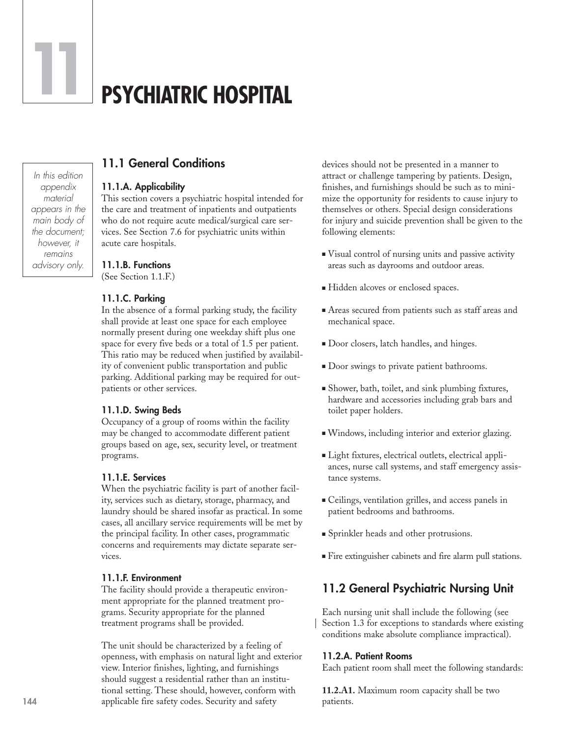# 11 PSYCHIATRIC HOSPITAL

*In this edition appendix material appears in the main body of the document; however, it remains advisory only.*

## 11.1 General Conditions

### 11.1.A. Applicability

This section covers a psychiatric hospital intended for the care and treatment of inpatients and outpatients who do not require acute medical/surgical care services. See Section 7.6 for psychiatric units within acute care hospitals.

### 11.1.B. Functions

(See Section 1.1.F.)

### 11.1.C. Parking

In the absence of a formal parking study, the facility shall provide at least one space for each employee normally present during one weekday shift plus one space for every five beds or a total of 1.5 per patient. This ratio may be reduced when justified by availability of convenient public transportation and public parking. Additional parking may be required for outpatients or other services.

### 11.1.D. Swing Beds

Occupancy of a group of rooms within the facility may be changed to accommodate different patient groups based on age, sex, security level, or treatment programs.

### 11.1.E. Services

When the psychiatric facility is part of another facility, services such as dietary, storage, pharmacy, and laundry should be shared insofar as practical. In some cases, all ancillary service requirements will be met by the principal facility. In other cases, programmatic concerns and requirements may dictate separate services.

### 11.1.F. Environment

The facility should provide a therapeutic environment appropriate for the planned treatment programs. Security appropriate for the planned treatment programs shall be provided.

The unit should be characterized by a feeling of openness, with emphasis on natural light and exterior view. Interior finishes, lighting, and furnishings should suggest a residential rather than an institutional setting. These should, however, conform with applicable fire safety codes. Security and safety devices should not be presented in a manner to attract or challenge tampering by patients. Design, finishes, and furnishings should be such as to minimize the opportunity for residents to cause injury to themselves or others. Special design considerations for injury and suicide prevention shall be given to the following elements:

- Visual control of nursing units and passive activity areas such as dayrooms and outdoor areas.
- Hidden alcoves or enclosed spaces.
- Areas secured from patients such as staff areas and mechanical space.
- Door closers, latch handles, and hinges.
- Door swings to private patient bathrooms.
- Shower, bath, toilet, and sink plumbing fixtures, hardware and accessories including grab bars and toilet paper holders.
- Windows, including interior and exterior glazing.
- Light fixtures, electrical outlets, electrical appliances, nurse call systems, and staff emergency assistance systems.
- Ceilings, ventilation grilles, and access panels in patient bedrooms and bathrooms.
- Sprinkler heads and other protrusions.
- Fire extinguisher cabinets and fire alarm pull stations.

## 11.2 General Psychiatric Nursing Unit

Each nursing unit shall include the following (see Section 1.3 for exceptions to standards where existing conditions make absolute compliance impractical).

### 11.2.A. Patient Rooms

Each patient room shall meet the following standards:

**11.2.A1.** Maximum room capacity shall be two patients.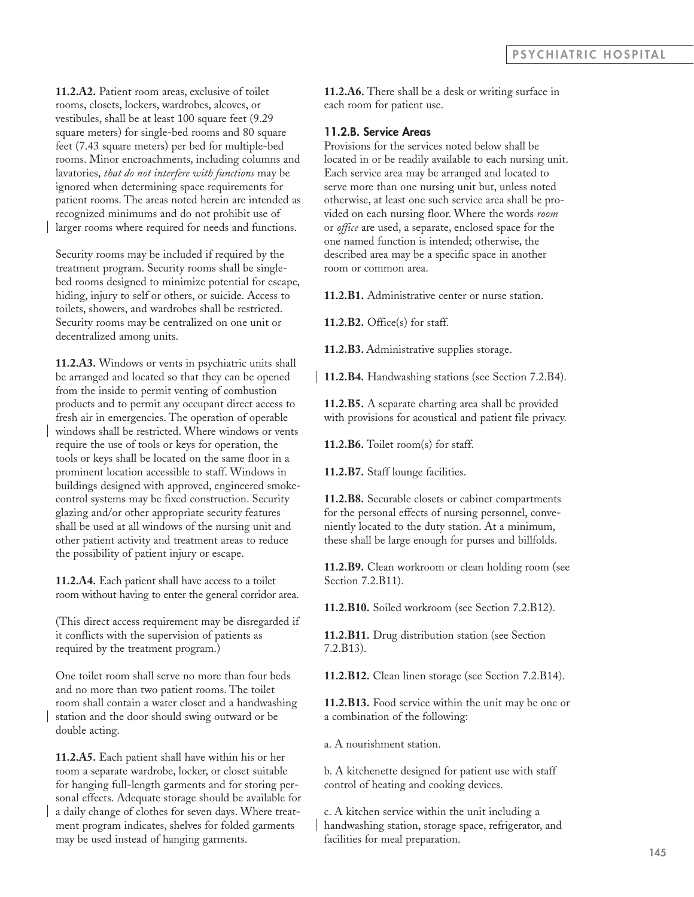**11.2.A2.** Patient room areas, exclusive of toilet rooms, closets, lockers, wardrobes, alcoves, or vestibules, shall be at least 100 square feet (9.29 square meters) for single-bed rooms and 80 square feet (7.43 square meters) per bed for multiple-bed rooms. Minor encroachments, including columns and lavatories, *that do not interfere with functions* may be ignored when determining space requirements for patient rooms. The areas noted herein are intended as recognized minimums and do not prohibit use of larger rooms where required for needs and functions.

Security rooms may be included if required by the treatment program. Security rooms shall be single-bed rooms designed to minimize potential for escape, hiding, injury to self or others, or suicide. Access to toilets, showers, and wardrobes shall be restricted. Security rooms may be centralized on one unit or decentralized among units.

**11.2.A3.** Windows or vents in psychiatric units shall be arranged and located so that they can be opened from the inside to permit venting of combustion products and to permit any occupant direct access to fresh air in emergencies. The operation of operable windows shall be restricted. Where windows or vents require the use of tools or keys for operation, the tools or keys shall be located on the same floor in a prominent location accessible to staff. Windows in buildings designed with approved, engineered smoke-control systems may be fixed construction. Security glazing and/or other appropriate security features shall be used at all windows of the nursing unit and other patient activity and treatment areas to reduce the possibility of patient injury or escape.

**11.2.A4.** Each patient shall have access to a toilet room without having to enter the general corridor area.

(This direct access requirement may be disregarded if it conflicts with the supervision of patients as required by the treatment program.)

One toilet room shall serve no more than four beds and no more than two patient rooms. The toilet room shall contain a water closet and a handwashing station and the door should swing outward or be double acting.

**11.2.A5.** Each patient shall have within his or her room a separate wardrobe, locker, or closet suitable for hanging full-length garments and for storing personal effects. Adequate storage should be available for a daily change of clothes for seven days. Where treatment program indicates, shelves for folded garments may be used instead of hanging garments.

**11.2.A6.** There shall be a desk or writing surface in each room for patient use.

### 11.2.B. Service Areas

Provisions for the services noted below shall be located in or be readily available to each nursing unit. Each service area may be arranged and located to serve more than one nursing unit but, unless noted otherwise, at least one such service area shall be provided on each nursing floor. Where the words *room* or *office* are used, a separate, enclosed space for the one named function is intended; otherwise, the described area may be a specific space in another room or common area.

**11.2.B1.** Administrative center or nurse station.

**11.2.B2.** Office(s) for staff.

**11.2.B3.** Administrative supplies storage.

**11.2.B4.** Handwashing stations (see Section 7.2.B4).

**11.2.B5.** A separate charting area shall be provided with provisions for acoustical and patient file privacy.

**11.2.B6.** Toilet room(s) for staff.

**11.2.B7.** Staff lounge facilities.

**11.2.B8.** Securable closets or cabinet compartments for the personal effects of nursing personnel, conveniently located to the duty station. At a minimum, these shall be large enough for purses and billfolds.

**11.2.B9.** Clean workroom or clean holding room (see Section 7.2.B11).

**11.2.B10.** Soiled workroom (see Section 7.2.B12).

**11.2.B11.** Drug distribution station (see Section 7.2.B13).

**11.2.B12.** Clean linen storage (see Section 7.2.B14).

**11.2.B13.** Food service within the unit may be one or a combination of the following:

a. A nourishment station.

b. A kitchenette designed for patient use with staff control of heating and cooking devices.

c. A kitchen service within the unit including a handwashing station, storage space, refrigerator, and facilities for meal preparation.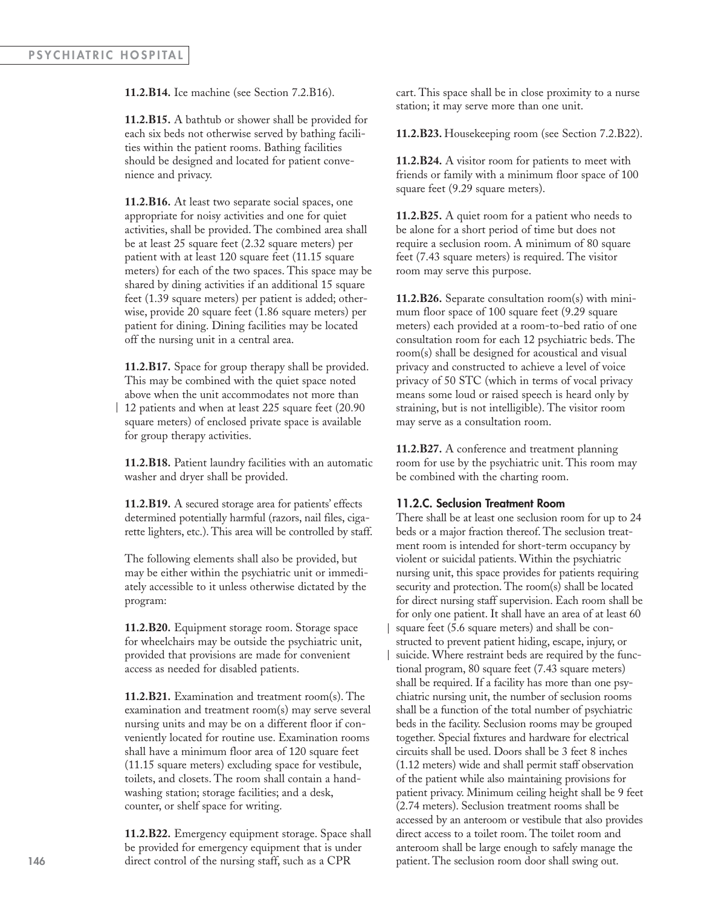**11.2.B14.** Ice machine (see Section 7.2.B16).

**11.2.B15.** A bathtub or shower shall be provided for each six beds not otherwise served by bathing facilities within the patient rooms. Bathing facilities should be designed and located for patient convenience and privacy.

**11.2.B16.** At least two separate social spaces, one appropriate for noisy activities and one for quiet activities, shall be provided. The combined area shall be at least 25 square feet (2.32 square meters) per patient with at least 120 square feet (11.15 square meters) for each of the two spaces. This space may be shared by dining activities if an additional 15 square feet (1.39 square meters) per patient is added; otherwise, provide 20 square feet (1.86 square meters) per patient for dining. Dining facilities may be located off the nursing unit in a central area.

**11.2.B17.** Space for group therapy shall be provided. This may be combined with the quiet space noted above when the unit accommodates not more than 12 patients and when at least 225 square feet (20.90 square meters) of enclosed private space is available for group therapy activities.

**11.2.B18.** Patient laundry facilities with an automatic washer and dryer shall be provided.

**11.2.B19.** A secured storage area for patients' effects determined potentially harmful (razors, nail files, cigarette lighters, etc.). This area will be controlled by staff.

The following elements shall also be provided, but may be either within the psychiatric unit or immediately accessible to it unless otherwise dictated by the program:

**11.2.B20.** Equipment storage room. Storage space for wheelchairs may be outside the psychiatric unit, provided that provisions are made for convenient access as needed for disabled patients.

**11.2.B21.** Examination and treatment room(s). The examination and treatment room(s) may serve several nursing units and may be on a different floor if conveniently located for routine use. Examination rooms shall have a minimum floor area of 120 square feet (11.15 square meters) excluding space for vestibule, toilets, and closets. The room shall contain a handwashing station; storage facilities; and a desk, counter, or shelf space for writing.

**11.2.B22.** Emergency equipment storage. Space shall be provided for emergency equipment that is under direct control of the nursing staff, such as a CPR cart. This space shall be in close proximity to a nurse station; it may serve more than one unit.

**11.2.B23.** Housekeeping room (see Section 7.2.B22).

**11.2.B24.** A visitor room for patients to meet with friends or family with a minimum floor space of 100 square feet (9.29 square meters).

**11.2.B25.** A quiet room for a patient who needs to be alone for a short period of time but does not require a seclusion room. A minimum of 80 square feet (7.43 square meters) is required. The visitor room may serve this purpose.

**11.2.B26.** Separate consultation room(s) with minimum floor space of 100 square feet (9.29 square meters) each provided at a room-to-bed ratio of one consultation room for each 12 psychiatric beds. The room(s) shall be designed for acoustical and visual privacy and constructed to achieve a level of voice privacy of 50 STC (which in terms of vocal privacy means some loud or raised speech is heard only by straining, but is not intelligible). The visitor room may serve as a consultation room.

**11.2.B27.** A conference and treatment planning room for use by the psychiatric unit. This room may be combined with the charting room.

### 11.2.C. Seclusion Treatment Room

There shall be at least one seclusion room for up to 24 beds or a major fraction thereof. The seclusion treatment room is intended for short-term occupancy by violent or suicidal patients. Within the psychiatric nursing unit, this space provides for patients requiring security and protection. The room(s) shall be located for direct nursing staff supervision. Each room shall be for only one patient. It shall have an area of at least 60 square feet (5.6 square meters) and shall be constructed to prevent patient hiding, escape, injury, or suicide. Where restraint beds are required by the functional program, 80 square feet (7.43 square meters) shall be required. If a facility has more than one psychiatric nursing unit, the number of seclusion rooms shall be a function of the total number of psychiatric beds in the facility. Seclusion rooms may be grouped together. Special fixtures and hardware for electrical circuits shall be used. Doors shall be 3 feet 8 inches (1.12 meters) wide and shall permit staff observation of the patient while also maintaining provisions for patient privacy. Minimum ceiling height shall be 9 feet (2.74 meters). Seclusion treatment rooms shall be accessed by an anteroom or vestibule that also provides direct access to a toilet room. The toilet room and anteroom shall be large enough to safely manage the patient. The seclusion room door shall swing out.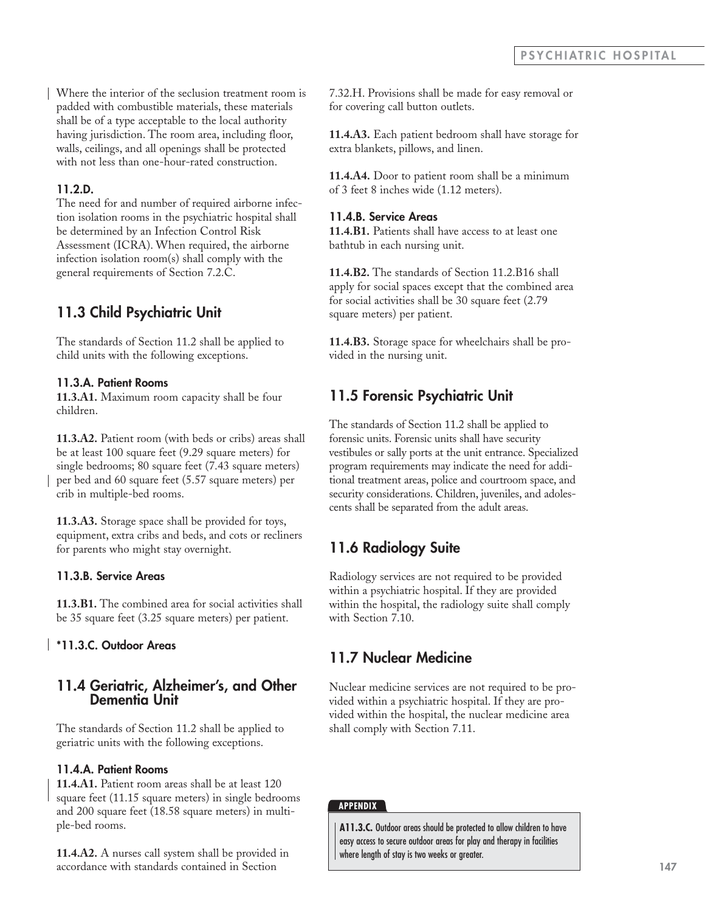Where the interior of the seclusion treatment room is padded with combustible materials, these materials shall be of a type acceptable to the local authority having jurisdiction. The room area, including floor, walls, ceilings, and all openings shall be protected with not less than one-hour-rated construction.

#### 11.2.D.

The need for and number of required airborne infection isolation rooms in the psychiatric hospital shall be determined by an Infection Control Risk Assessment (ICRA). When required, the airborne infection isolation room(s) shall comply with the general requirements of Section 7.2.C.

## 11.3 Child Psychiatric Unit

The standards of Section 11.2 shall be applied to child units with the following exceptions.

#### 11.3.A. Patient Rooms

**11.3.A1.** Maximum room capacity shall be four children.

**11.3.A2.** Patient room (with beds or cribs) areas shall be at least 100 square feet (9.29 square meters) for single bedrooms; 80 square feet (7.43 square meters) per bed and 60 square feet (5.57 square meters) per crib in multiple-bed rooms.

**11.3.A3.** Storage space shall be provided for toys, equipment, extra cribs and beds, and cots or recliners for parents who might stay overnight.

#### 11.3.B. Service Areas

**11.3.B1.** The combined area for social activities shall be 35 square feet (3.25 square meters) per patient.

#### *11.3.C. Outdoor Areas

## 11.4 Geriatric, Alzheimer's, and Other Dementia Unit

The standards of Section 11.2 shall be applied to geriatric units with the following exceptions.

#### 11.4.A. Patient Rooms

**11.4.A1.** Patient room areas shall be at least 120 square feet (11.15 square meters) in single bedrooms and 200 square feet (18.58 square meters) in multiple-bed rooms.

**11.4.A2.** A nurses call system shall be provided in accordance with standards contained in Section 7.32.H. Provisions shall be made for easy removal or for covering call button outlets.

**11.4.A3.** Each patient bedroom shall have storage for extra blankets, pillows, and linen.

**11.4.A4.** Door to patient room shall be a minimum of 3 feet 8 inches wide (1.12 meters).

#### 11.4.B. Service Areas

**11.4.B1.** Patients shall have access to at least one bathtub in each nursing unit.

**11.4.B2.** The standards of Section 11.2.B16 shall apply for social spaces except that the combined area for social activities shall be 30 square feet (2.79 square meters) per patient.

**11.4.B3.** Storage space for wheelchairs shall be provided in the nursing unit.

## 11.5 Forensic Psychiatric Unit

The standards of Section 11.2 shall be applied to forensic units. Forensic units shall have security vestibules or sally ports at the unit entrance. Specialized program requirements may indicate the need for additional treatment areas, police and courtroom space, and security considerations. Children, juveniles, and adolescents shall be separated from the adult areas.

## 11.6 Radiology Suite

Radiology services are not required to be provided within a psychiatric hospital. If they are provided within the hospital, the radiology suite shall comply with Section 7.10.

## 11.7 Nuclear Medicine

Nuclear medicine services are not required to be provided within a psychiatric hospital. If they are provided within the hospital, the nuclear medicine area shall comply with Section 7.11.

**APPENDIX**

**A11.3.C.** Outdoor areas should be protected to allow children to have easy access to secure outdoor areas for play and therapy in facilities where length of stay is two weeks or greater.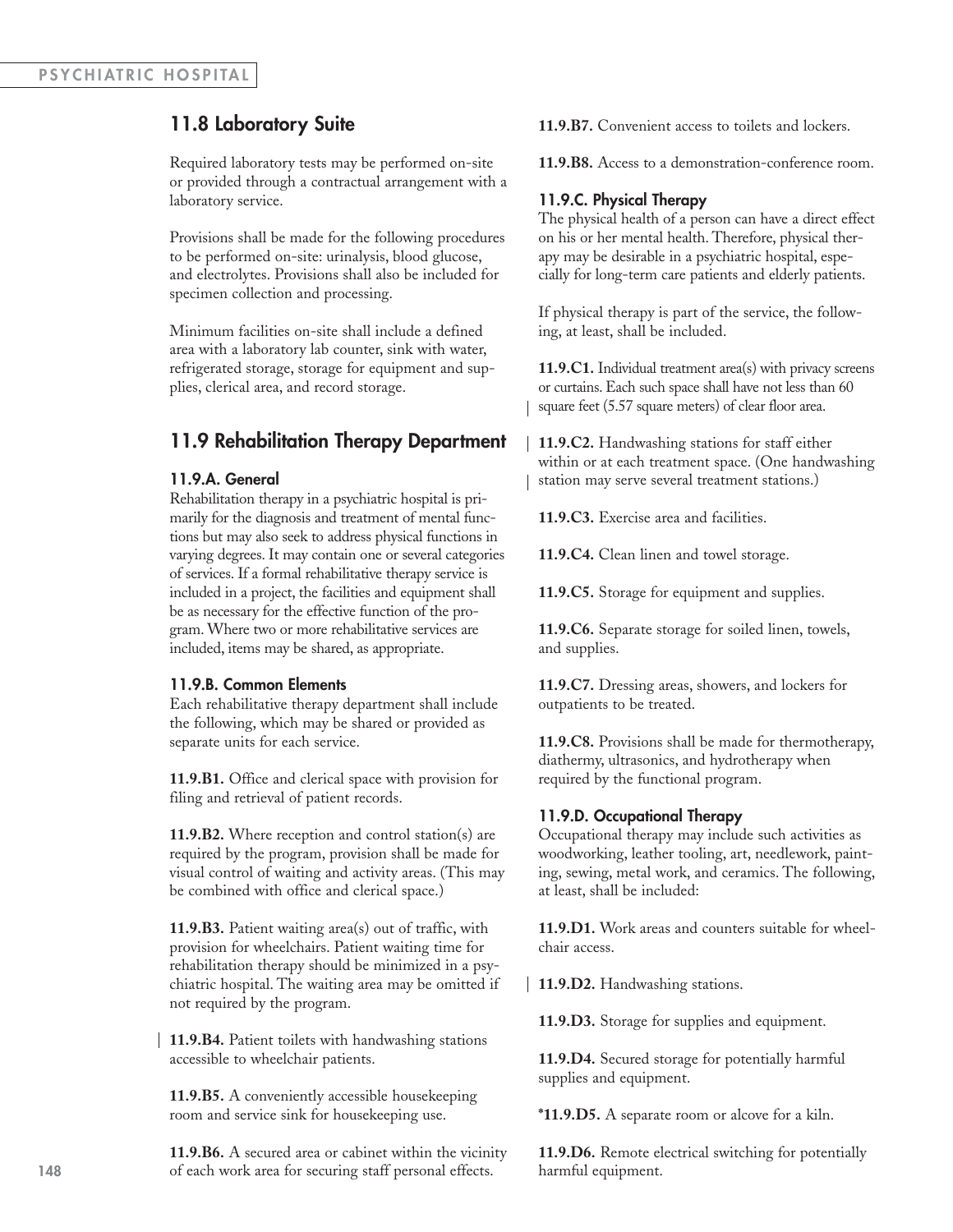## 11.8 Laboratory Suite

Required laboratory tests may be performed on-site or provided through a contractual arrangement with a laboratory service.

Provisions shall be made for the following procedures to be performed on-site: urinalysis, blood glucose, and electrolytes. Provisions shall also be included for specimen collection and processing.

Minimum facilities on-site shall include a defined area with a laboratory lab counter, sink with water, refrigerated storage, storage for equipment and supplies, clerical area, and record storage.

## 11.9 Rehabilitation Therapy Department

### 11.9.A. General

Rehabilitation therapy in a psychiatric hospital is primarily for the diagnosis and treatment of mental functions but may also seek to address physical functions in varying degrees. It may contain one or several categories of services. If a formal rehabilitative therapy service is included in a project, the facilities and equipment shall be as necessary for the effective function of the program. Where two or more rehabilitative services are included, items may be shared, as appropriate.

### 11.9.B. Common Elements

Each rehabilitative therapy department shall include the following, which may be shared or provided as separate units for each service.

**11.9.B1.** Office and clerical space with provision for filing and retrieval of patient records.

**11.9.B2.** Where reception and control station(s) are required by the program, provision shall be made for visual control of waiting and activity areas. (This may be combined with office and clerical space.)

**11.9.B3.** Patient waiting area(s) out of traffic, with provision for wheelchairs. Patient waiting time for rehabilitation therapy should be minimized in a psychiatric hospital. The waiting area may be omitted if not required by the program.

**11.9.B4.** Patient toilets with handwashing stations accessible to wheelchair patients.

**11.9.B5.** A conveniently accessible housekeeping room and service sink for housekeeping use.

**11.9.B6.** A secured area or cabinet within the vicinity of each work area for securing staff personal effects.

**11.9.B7.** Convenient access to toilets and lockers.

**11.9.B8.** Access to a demonstration-conference room.

### 11.9.C. Physical Therapy

The physical health of a person can have a direct effect on his or her mental health. Therefore, physical therapy may be desirable in a psychiatric hospital, especially for long-term care patients and elderly patients.

If physical therapy is part of the service, the following, at least, shall be included.

**11.9.C1.** Individual treatment area(s) with privacy screens or curtains. Each such space shall have not less than 60 square feet (5.57 square meters) of clear floor area.

**11.9.C2.** Handwashing stations for staff either within or at each treatment space. (One handwashing station may serve several treatment stations.)

**11.9.C3.** Exercise area and facilities.

**11.9.C4.** Clean linen and towel storage.

**11.9.C5.** Storage for equipment and supplies.

**11.9.C6.** Separate storage for soiled linen, towels, and supplies.

**11.9.C7.** Dressing areas, showers, and lockers for outpatients to be treated.

**11.9.C8.** Provisions shall be made for thermotherapy, diathermy, ultrasonics, and hydrotherapy when required by the functional program.

### 11.9.D. Occupational Therapy

Occupational therapy may include such activities as woodworking, leather tooling, art, needlework, painting, sewing, metal work, and ceramics. The following, at least, shall be included:

**11.9.D1.** Work areas and counters suitable for wheelchair access.

**11.9.D2.** Handwashing stations.

**11.9.D3.** Storage for supplies and equipment.

**11.9.D4.** Secured storage for potentially harmful supplies and equipment.

***11.9.D5.** A separate room or alcove for a kiln.

**11.9.D6.** Remote electrical switching for potentially harmful equipment.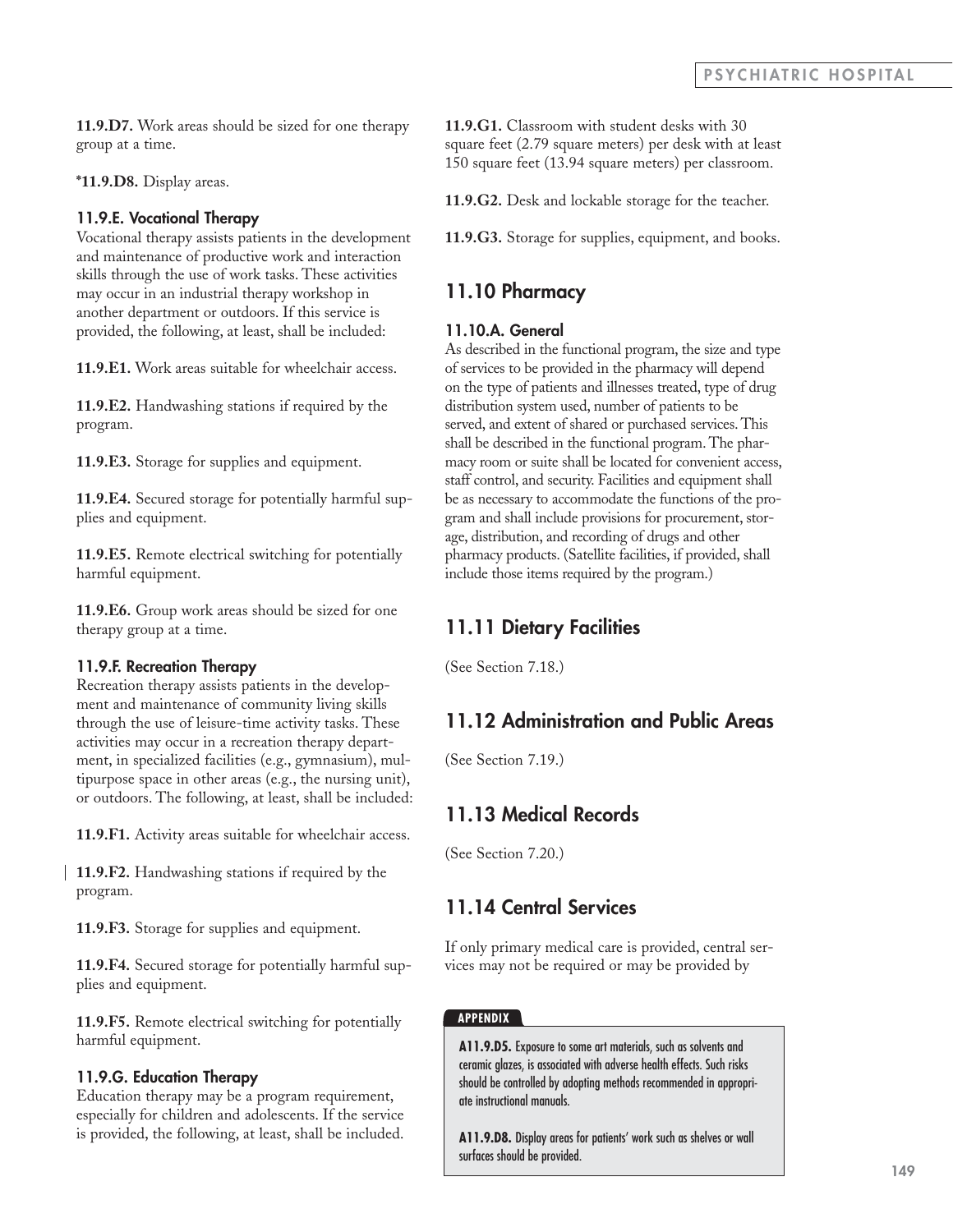**11.9.D7.** Work areas should be sized for one therapy group at a time.

***11.9.D8.** Display areas.

### 11.9.E. Vocational Therapy

Vocational therapy assists patients in the development and maintenance of productive work and interaction skills through the use of work tasks. These activities may occur in an industrial therapy workshop in another department or outdoors. If this service is provided, the following, at least, shall be included:

**11.9.E1.** Work areas suitable for wheelchair access.

**11.9.E2.** Handwashing stations if required by the program.

**11.9.E3.** Storage for supplies and equipment.

**11.9.E4.** Secured storage for potentially harmful supplies and equipment.

**11.9.E5.** Remote electrical switching for potentially harmful equipment.

**11.9.E6.** Group work areas should be sized for one therapy group at a time.

### 11.9.F. Recreation Therapy

Recreation therapy assists patients in the development and maintenance of community living skills through the use of leisure-time activity tasks. These activities may occur in a recreation therapy department, in specialized facilities (e.g., gymnasium), multipurpose space in other areas (e.g., the nursing unit), or outdoors. The following, at least, shall be included:

**11.9.F1.** Activity areas suitable for wheelchair access.

**11.9.F2.** Handwashing stations if required by the program.

**11.9.F3.** Storage for supplies and equipment.

**11.9.F4.** Secured storage for potentially harmful supplies and equipment.

**11.9.F5.** Remote electrical switching for potentially harmful equipment.

### 11.9.G. Education Therapy

Education therapy may be a program requirement, especially for children and adolescents. If the service is provided, the following, at least, shall be included.

**11.9.G1.** Classroom with student desks with 30 square feet (2.79 square meters) per desk with at least 150 square feet (13.94 square meters) per classroom.

**11.9.G2.** Desk and lockable storage for the teacher.

**11.9.G3.** Storage for supplies, equipment, and books.

## 11.10 Pharmacy

### 11.10.A. General

As described in the functional program, the size and type of services to be provided in the pharmacy will depend on the type of patients and illnesses treated, type of drug distribution system used, number of patients to be served, and extent of shared or purchased services. This shall be described in the functional program. The pharmacy room or suite shall be located for convenient access, staff control, and security. Facilities and equipment shall be as necessary to accommodate the functions of the program and shall include provisions for procurement, storage, distribution, and recording of drugs and other pharmacy products. (Satellite facilities, if provided, shall include those items required by the program.)

## 11.11 Dietary Facilities

(See Section 7.18.)

## 11.12 Administration and Public Areas

(See Section 7.19.)

## 11.13 Medical Records

(See Section 7.20.)

## 11.14 Central Services

If only primary medical care is provided, central services may not be required or may be provided by

**APPENDIX**

**A11.9.D5.** Exposure to some art materials, such as solvents and ceramic glazes, is associated with adverse health effects. Such risks should be controlled by adopting methods recommended in appropriate instructional manuals.

**A11.9.D8.** Display areas for patients' work such as shelves or wall surfaces should be provided.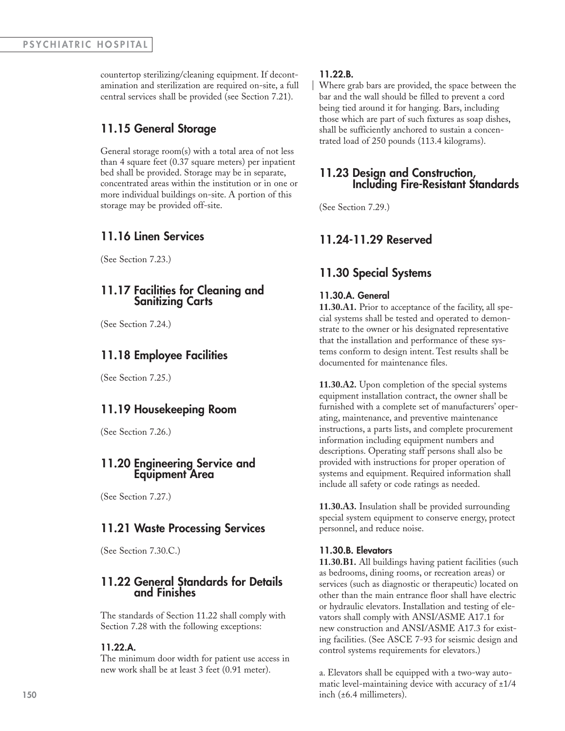countertop sterilizing/cleaning equipment. If decontamination and sterilization are required on-site, a full central services shall be provided (see Section 7.21).

## 11.15 General Storage

General storage room(s) with a total area of not less than 4 square feet (0.37 square meters) per inpatient bed shall be provided. Storage may be in separate, concentrated areas within the institution or in one or more individual buildings on-site. A portion of this storage may be provided off-site.

## 11.16 Linen Services

(See Section 7.23.)

## 11.17 Facilities for Cleaning and Sanitizing Carts

(See Section 7.24.)

## 11.18 Employee Facilities

(See Section 7.25.)

## 11.19 Housekeeping Room

(See Section 7.26.)

## 11.20 Engineering Service and Equipment Area

(See Section 7.27.)

## 11.21 Waste Processing Services

(See Section 7.30.C.)

## 11.22 General Standards for Details and Finishes

The standards of Section 11.22 shall comply with Section 7.28 with the following exceptions:

### 11.22.A.

The minimum door width for patient use access in new work shall be at least 3 feet (0.91 meter).

### 11.22.B.

Where grab bars are provided, the space between the bar and the wall should be filled to prevent a cord being tied around it for hanging. Bars, including those which are part of such fixtures as soap dishes, shall be sufficiently anchored to sustain a concentrated load of 250 pounds (113.4 kilograms).

## 11.23 Design and Construction, Including Fire-Resistant Standards

(See Section 7.29.)

## 11.24-11.29 Reserved

## 11.30 Special Systems

### 11.30.A. General

**11.30.A1.** Prior to acceptance of the facility, all special systems shall be tested and operated to demonstrate to the owner or his designated representative that the installation and performance of these systems conform to design intent. Test results shall be documented for maintenance files.

**11.30.A2.** Upon completion of the special systems equipment installation contract, the owner shall be furnished with a complete set of manufacturers' operating, maintenance, and preventive maintenance instructions, a parts lists, and complete procurement information including equipment numbers and descriptions. Operating staff persons shall also be provided with instructions for proper operation of systems and equipment. Required information shall include all safety or code ratings as needed.

**11.30.A3.** Insulation shall be provided surrounding special system equipment to conserve energy, protect personnel, and reduce noise.

### 11.30.B. Elevators

**11.30.B1.** All buildings having patient facilities (such as bedrooms, dining rooms, or recreation areas) or services (such as diagnostic or therapeutic) located on other than the main entrance floor shall have electric or hydraulic elevators. Installation and testing of elevators shall comply with ANSI/ASME A17.1 for new construction and ANSI/ASME A17.3 for existing facilities. (See ASCE 7-93 for seismic design and control systems requirements for elevators.)

a. Elevators shall be equipped with a two-way automatic level-maintaining device with accuracy of ±1/4 inch (±6.4 millimeters).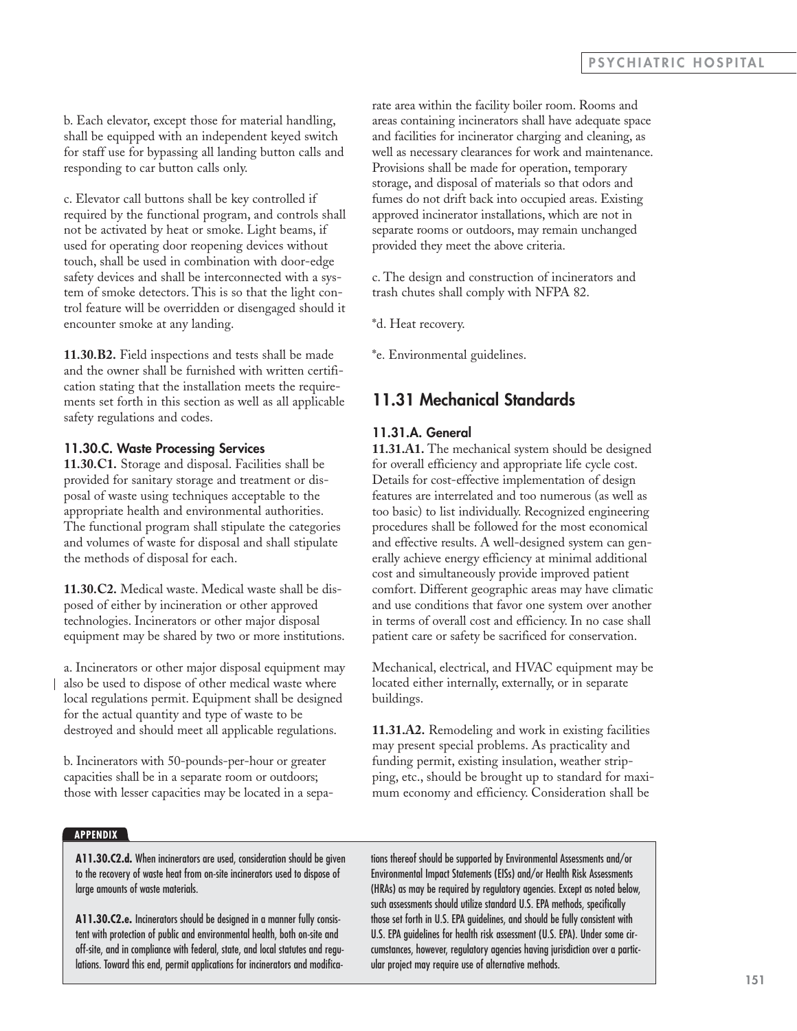b. Each elevator, except those for material handling, shall be equipped with an independent keyed switch for staff use for bypassing all landing button calls and responding to car button calls only.

c. Elevator call buttons shall be key controlled if required by the functional program, and controls shall not be activated by heat or smoke. Light beams, if used for operating door reopening devices without touch, shall be used in combination with door-edge safety devices and shall be interconnected with a system of smoke detectors. This is so that the light control feature will be overridden or disengaged should it encounter smoke at any landing.

**11.30.B2.** Field inspections and tests shall be made and the owner shall be furnished with written certification stating that the installation meets the requirements set forth in this section as well as all applicable safety regulations and codes.

### 11.30.C. Waste Processing Services

**11.30.C1.** Storage and disposal. Facilities shall be provided for sanitary storage and treatment or disposal of waste using techniques acceptable to the appropriate health and environmental authorities. The functional program shall stipulate the categories and volumes of waste for disposal and shall stipulate the methods of disposal for each.

**11.30.C2.** Medical waste. Medical waste shall be disposed of either by incineration or other approved technologies. Incinerators or other major disposal equipment may be shared by two or more institutions.

a. Incinerators or other major disposal equipment may also be used to dispose of other medical waste where local regulations permit. Equipment shall be designed for the actual quantity and type of waste to be destroyed and should meet all applicable regulations.

b. Incinerators with 50-pounds-per-hour or greater capacities shall be in a separate room or outdoors; those with lesser capacities may be located in a separate area within the facility boiler room. Rooms and areas containing incinerators shall have adequate space and facilities for incinerator charging and cleaning, as well as necessary clearances for work and maintenance. Provisions shall be made for operation, temporary storage, and disposal of materials so that odors and fumes do not drift back into occupied areas. Existing approved incinerator installations, which are not in separate rooms or outdoors, may remain unchanged provided they meet the above criteria.

c. The design and construction of incinerators and trash chutes shall comply with NFPA 82.

*d. Heat recovery.

*e. Environmental guidelines.

## 11.31 Mechanical Standards

### 11.31.A. General

**11.31.A1.** The mechanical system should be designed for overall efficiency and appropriate life cycle cost. Details for cost-effective implementation of design features are interrelated and too numerous (as well as too basic) to list individually. Recognized engineering procedures shall be followed for the most economical and effective results. A well-designed system can generally achieve energy efficiency at minimal additional cost and simultaneously provide improved patient comfort. Different geographic areas may have climatic and use conditions that favor one system over another in terms of overall cost and efficiency. In no case shall patient care or safety be sacrificed for conservation.

Mechanical, electrical, and HVAC equipment may be located either internally, externally, or in separate buildings.

**11.31.A2.** Remodeling and work in existing facilities may present special problems. As practicality and funding permit, existing insulation, weather stripping, etc., should be brought up to standard for maximum economy and efficiency. Consideration shall be

**APPENDIX**

**A11.30.C2.d.** When incinerators are used, consideration should be given to the recovery of waste heat from on-site incinerators used to dispose of large amounts of waste materials.

**A11.30.C2.e.** Incinerators should be designed in a manner fully consistent with protection of public and environmental health, both on-site and off-site, and in compliance with federal, state, and local statutes and regulations. Toward this end, permit applications for incinerators and modifications thereof should be supported by Environmental Assessments and/or Environmental Impact Statements (EISs) and/or Health Risk Assessments (HRAs) as may be required by regulatory agencies. Except as noted below, such assessments should utilize standard U.S. EPA methods, specifically those set forth in U.S. EPA guidelines, and should be fully consistent with U.S. EPA guidelines for health risk assessment (U.S. EPA). Under some circumstances, however, regulatory agencies having jurisdiction over a particular project may require use of alternative methods.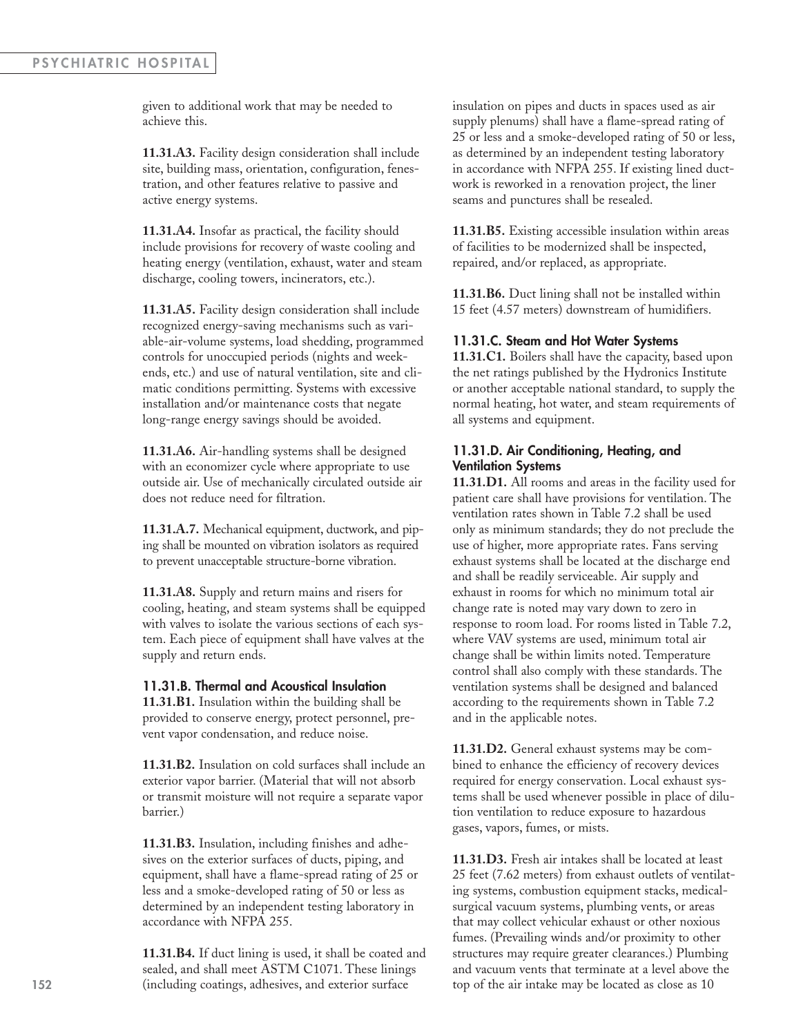given to additional work that may be needed to achieve this.

**11.31.A3.** Facility design consideration shall include site, building mass, orientation, configuration, fenestration, and other features relative to passive and active energy systems.

**11.31.A4.** Insofar as practical, the facility should include provisions for recovery of waste cooling and heating energy (ventilation, exhaust, water and steam discharge, cooling towers, incinerators, etc.).

**11.31.A5.** Facility design consideration shall include recognized energy-saving mechanisms such as variable-air-volume systems, load shedding, programmed controls for unoccupied periods (nights and weekends, etc.) and use of natural ventilation, site and climatic conditions permitting. Systems with excessive installation and/or maintenance costs that negate long-range energy savings should be avoided.

**11.31.A6.** Air-handling systems shall be designed with an economizer cycle where appropriate to use outside air. Use of mechanically circulated outside air does not reduce need for filtration.

**11.31.A.7.** Mechanical equipment, ductwork, and piping shall be mounted on vibration isolators as required to prevent unacceptable structure-borne vibration.

**11.31.A8.** Supply and return mains and risers for cooling, heating, and steam systems shall be equipped with valves to isolate the various sections of each system. Each piece of equipment shall have valves at the supply and return ends.

### 11.31.B. Thermal and Acoustical Insulation

**11.31.B1.** Insulation within the building shall be provided to conserve energy, protect personnel, prevent vapor condensation, and reduce noise.

**11.31.B2.** Insulation on cold surfaces shall include an exterior vapor barrier. (Material that will not absorb or transmit moisture will not require a separate vapor barrier.)

**11.31.B3.** Insulation, including finishes and adhesives on the exterior surfaces of ducts, piping, and equipment, shall have a flame-spread rating of 25 or less and a smoke-developed rating of 50 or less as determined by an independent testing laboratory in accordance with NFPA 255.

**11.31.B4.** If duct lining is used, it shall be coated and sealed, and shall meet ASTM C1071. These linings (including coatings, adhesives, and exterior surface insulation on pipes and ducts in spaces used as air supply plenums) shall have a flame-spread rating of 25 or less and a smoke-developed rating of 50 or less, as determined by an independent testing laboratory in accordance with NFPA 255. If existing lined ductwork is reworked in a renovation project, the liner seams and punctures shall be resealed.

**11.31.B5.** Existing accessible insulation within areas of facilities to be modernized shall be inspected, repaired, and/or replaced, as appropriate.

**11.31.B6.** Duct lining shall not be installed within 15 feet (4.57 meters) downstream of humidifiers.

### 11.31.C. Steam and Hot Water Systems

**11.31.C1.** Boilers shall have the capacity, based upon the net ratings published by the Hydronics Institute or another acceptable national standard, to supply the normal heating, hot water, and steam requirements of all systems and equipment.

### 11.31.D. Air Conditioning, Heating, and Ventilation Systems

**11.31.D1.** All rooms and areas in the facility used for patient care shall have provisions for ventilation. The ventilation rates shown in Table 7.2 shall be used only as minimum standards; they do not preclude the use of higher, more appropriate rates. Fans serving exhaust systems shall be located at the discharge end and shall be readily serviceable. Air supply and exhaust in rooms for which no minimum total air change rate is noted may vary down to zero in response to room load. For rooms listed in Table 7.2, where VAV systems are used, minimum total air change shall be within limits noted. Temperature control shall also comply with these standards. The ventilation systems shall be designed and balanced according to the requirements shown in Table 7.2 and in the applicable notes.

**11.31.D2.** General exhaust systems may be combined to enhance the efficiency of recovery devices required for energy conservation. Local exhaust systems shall be used whenever possible in place of dilution ventilation to reduce exposure to hazardous gases, vapors, fumes, or mists.

**11.31.D3.** Fresh air intakes shall be located at least 25 feet (7.62 meters) from exhaust outlets of ventilating systems, combustion equipment stacks, medical-surgical vacuum systems, plumbing vents, or areas that may collect vehicular exhaust or other noxious fumes. (Prevailing winds and/or proximity to other structures may require greater clearances.) Plumbing and vacuum vents that terminate at a level above the top of the air intake may be located as close as 10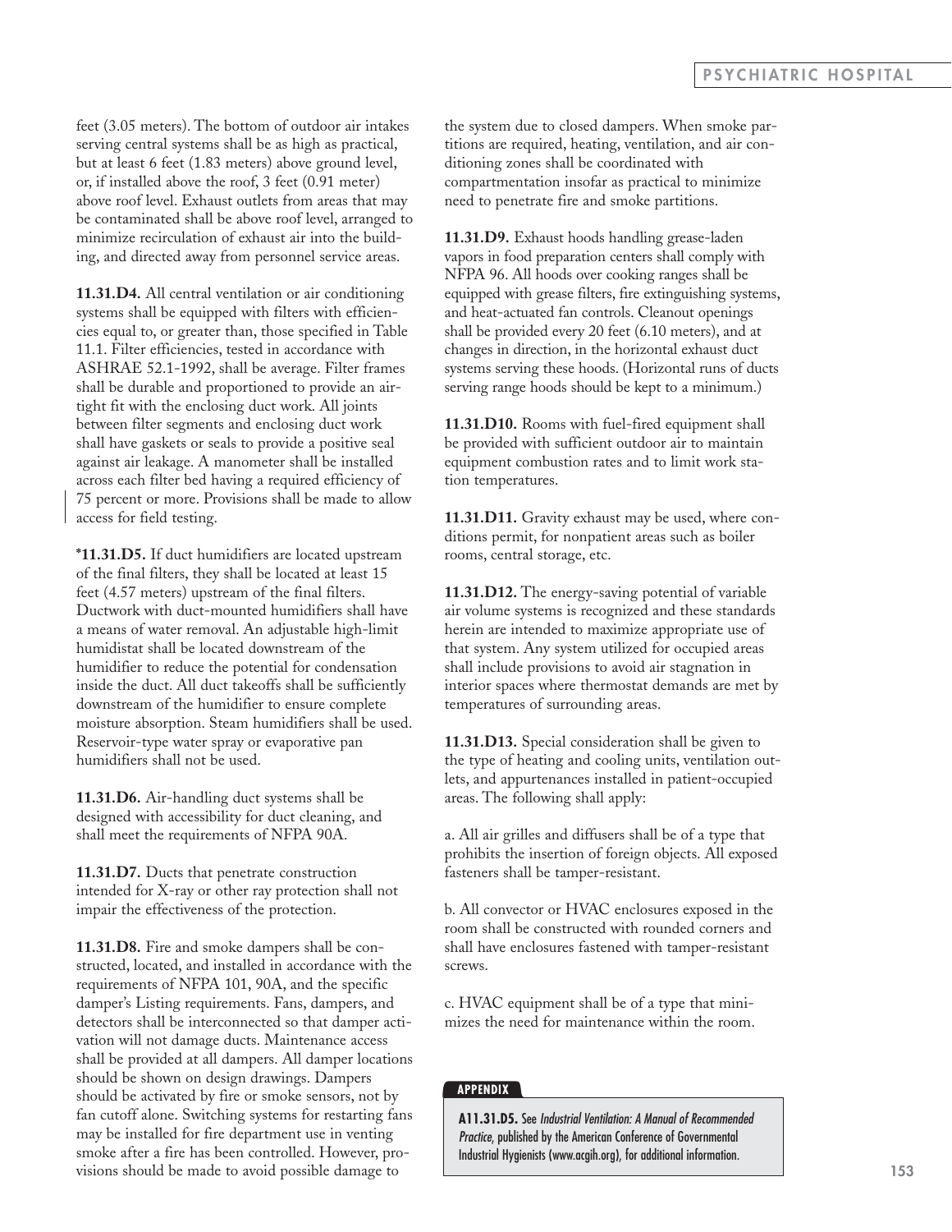feet (3.05 meters). The bottom of outdoor air intakes serving central systems shall be as high as practical, but at least 6 feet (1.83 meters) above ground level, or, if installed above the roof, 3 feet (0.91 meter) above roof level. Exhaust outlets from areas that may be contaminated shall be above roof level, arranged to minimize recirculation of exhaust air into the building, and directed away from personnel service areas.

**11.31.D4.** All central ventilation or air conditioning systems shall be equipped with filters with efficiencies equal to, or greater than, those specified in Table 11.1. Filter efficiencies, tested in accordance with ASHRAE 52.1-1992, shall be average. Filter frames shall be durable and proportioned to provide an airtight fit with the enclosing duct work. All joints between filter segments and enclosing duct work shall have gaskets or seals to provide a positive seal against air leakage. A manometer shall be installed across each filter bed having a required efficiency of 75 percent or more. Provisions shall be made to allow access for field testing.

**\*11.31.D5.** If duct humidifiers are located upstream of the final filters, they shall be located at least 15 feet (4.57 meters) upstream of the final filters. Ductwork with duct-mounted humidifiers shall have a means of water removal. An adjustable high-limit humidistat shall be located downstream of the humidifier to reduce the potential for condensation inside the duct. All duct takeoffs shall be sufficiently downstream of the humidifier to ensure complete moisture absorption. Steam humidifiers shall be used. Reservoir-type water spray or evaporative pan humidifiers shall not be used.

**11.31.D6.** Air-handling duct systems shall be designed with accessibility for duct cleaning, and shall meet the requirements of NFPA 90A.

**11.31.D7.** Ducts that penetrate construction intended for X-ray or other ray protection shall not impair the effectiveness of the protection.

**11.31.D8.** Fire and smoke dampers shall be constructed, located, and installed in accordance with the requirements of NFPA 101, 90A, and the specific damper's Listing requirements. Fans, dampers, and detectors shall be interconnected so that damper activation will not damage ducts. Maintenance access shall be provided at all dampers. All damper locations should be shown on design drawings. Dampers should be activated by fire or smoke sensors, not by fan cutoff alone. Switching systems for restarting fans may be installed for fire department use in venting smoke after a fire has been controlled. However, provisions should be made to avoid possible damage to the system due to closed dampers. When smoke partitions are required, heating, ventilation, and air conditioning zones shall be coordinated with compartmentation insofar as practical to minimize need to penetrate fire and smoke partitions.

**11.31.D9.** Exhaust hoods handling grease-laden vapors in food preparation centers shall comply with NFPA 96. All hoods over cooking ranges shall be equipped with grease filters, fire extinguishing systems, and heat-actuated fan controls. Cleanout openings shall be provided every 20 feet (6.10 meters), and at changes in direction, in the horizontal exhaust duct systems serving these hoods. (Horizontal runs of ducts serving range hoods should be kept to a minimum.)

**11.31.D10.** Rooms with fuel-fired equipment shall be provided with sufficient outdoor air to maintain equipment combustion rates and to limit work station temperatures.

**11.31.D11.** Gravity exhaust may be used, where conditions permit, for nonpatient areas such as boiler rooms, central storage, etc.

**11.31.D12.** The energy-saving potential of variable air volume systems is recognized and these standards herein are intended to maximize appropriate use of that system. Any system utilized for occupied areas shall include provisions to avoid air stagnation in interior spaces where thermostat demands are met by temperatures of surrounding areas.

**11.31.D13.** Special consideration shall be given to the type of heating and cooling units, ventilation outlets, and appurtenances installed in patient-occupied areas. The following shall apply:

a. All air grilles and diffusers shall be of a type that prohibits the insertion of foreign objects. All exposed fasteners shall be tamper-resistant.

b. All convector or HVAC enclosures exposed in the room shall be constructed with rounded corners and shall have enclosures fastened with tamper-resistant screws.

c. HVAC equipment shall be of a type that minimizes the need for maintenance within the room.

**APPENDIX**

**A11.31.D5.** See *Industrial Ventilation: A Manual of Recommended Practice*, published by the American Conference of Governmental Industrial Hygienists (www.acgih.org), for additional information.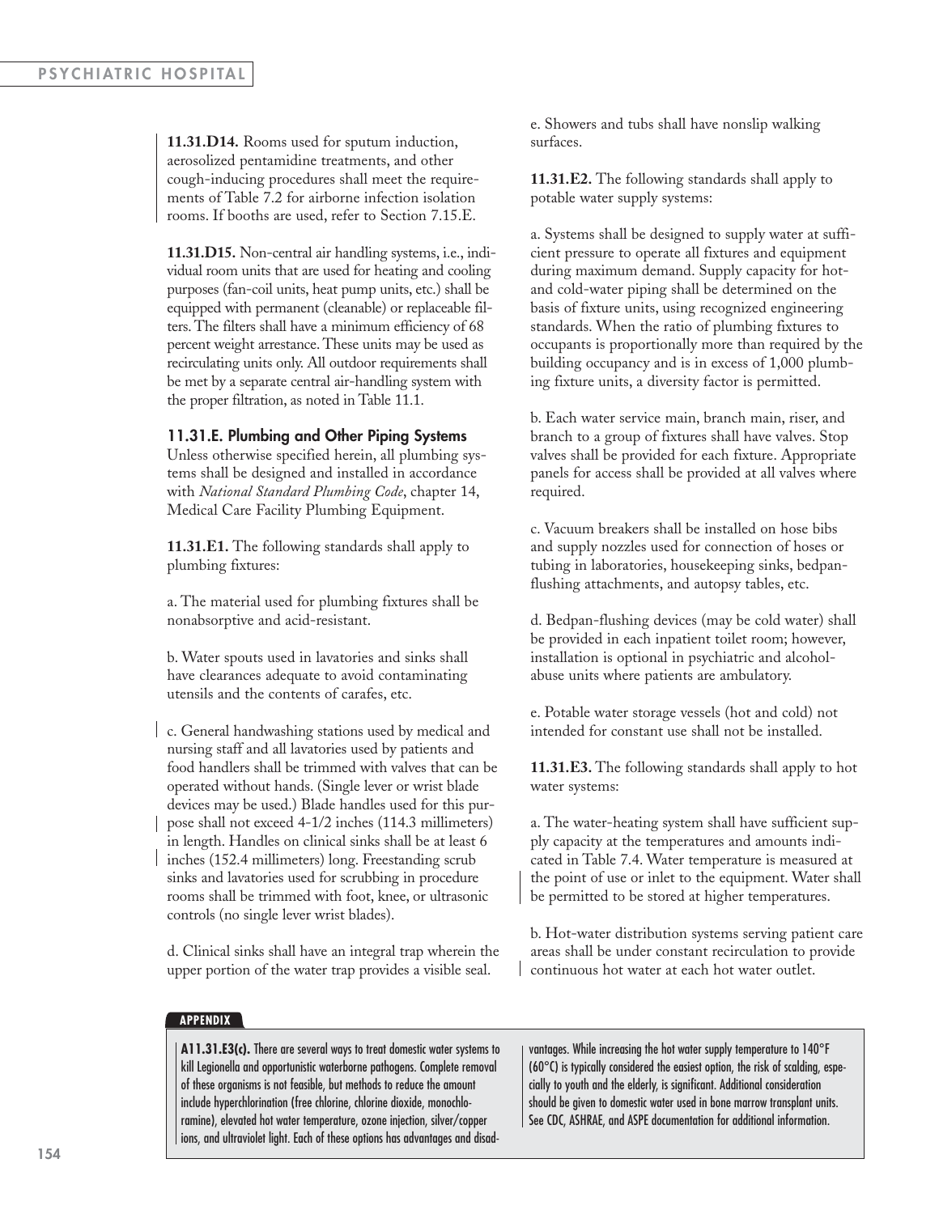**11.31.D14.** Rooms used for sputum induction, aerosolized pentamidine treatments, and other cough-inducing procedures shall meet the requirements of Table 7.2 for airborne infection isolation rooms. If booths are used, refer to Section 7.15.E.

**11.31.D15.** Non-central air handling systems, i.e., individual room units that are used for heating and cooling purposes (fan-coil units, heat pump units, etc.) shall be equipped with permanent (cleanable) or replaceable filters. The filters shall have a minimum efficiency of 68 percent weight arrestance. These units may be used as recirculating units only. All outdoor requirements shall be met by a separate central air-handling system with the proper filtration, as noted in Table 11.1.

### 11.31.E. Plumbing and Other Piping Systems

Unless otherwise specified herein, all plumbing systems shall be designed and installed in accordance with *National Standard Plumbing Code*, chapter 14, Medical Care Facility Plumbing Equipment.

**11.31.E1.** The following standards shall apply to plumbing fixtures:

a. The material used for plumbing fixtures shall be nonabsorptive and acid-resistant.

b. Water spouts used in lavatories and sinks shall have clearances adequate to avoid contaminating utensils and the contents of carafes, etc.

c. General handwashing stations used by medical and nursing staff and all lavatories used by patients and food handlers shall be trimmed with valves that can be operated without hands. (Single lever or wrist blade devices may be used.) Blade handles used for this purpose shall not exceed 4-1/2 inches (114.3 millimeters) in length. Handles on clinical sinks shall be at least 6 inches (152.4 millimeters) long. Freestanding scrub sinks and lavatories used for scrubbing in procedure rooms shall be trimmed with foot, knee, or ultrasonic controls (no single lever wrist blades).

d. Clinical sinks shall have an integral trap wherein the upper portion of the water trap provides a visible seal.

e. Showers and tubs shall have nonslip walking surfaces.

**11.31.E2.** The following standards shall apply to potable water supply systems:

a. Systems shall be designed to supply water at sufficient pressure to operate all fixtures and equipment during maximum demand. Supply capacity for hot- and cold-water piping shall be determined on the basis of fixture units, using recognized engineering standards. When the ratio of plumbing fixtures to occupants is proportionally more than required by the building occupancy and is in excess of 1,000 plumbing fixture units, a diversity factor is permitted.

b. Each water service main, branch main, riser, and branch to a group of fixtures shall have valves. Stop valves shall be provided for each fixture. Appropriate panels for access shall be provided at all valves where required.

c. Vacuum breakers shall be installed on hose bibs and supply nozzles used for connection of hoses or tubing in laboratories, housekeeping sinks, bedpan-flushing attachments, and autopsy tables, etc.

d. Bedpan-flushing devices (may be cold water) shall be provided in each inpatient toilet room; however, installation is optional in psychiatric and alcohol-abuse units where patients are ambulatory.

e. Potable water storage vessels (hot and cold) not intended for constant use shall not be installed.

**11.31.E3.** The following standards shall apply to hot water systems:

a. The water-heating system shall have sufficient supply capacity at the temperatures and amounts indicated in Table 7.4. Water temperature is measured at the point of use or inlet to the equipment. Water shall be permitted to be stored at higher temperatures.

b. Hot-water distribution systems serving patient care areas shall be under constant recirculation to provide continuous hot water at each hot water outlet.

**APPENDIX**

**A11.31.E3(c).** There are several ways to treat domestic water systems to kill Legionella and opportunistic waterborne pathogens. Complete removal of these organisms is not feasible, but methods to reduce the amount include hyperchlorination (free chlorine, chlorine dioxide, monochloramine), elevated hot water temperature, ozone injection, silver/copper ions, and ultraviolet light. Each of these options has advantages and disadvantages. While increasing the hot water supply temperature to 140°F (60°C) is typically considered the easiest option, the risk of scalding, especially to youth and the elderly, is significant. Additional consideration should be given to domestic water used in bone marrow transplant units. See CDC, ASHRAE, and ASPE documentation for additional information.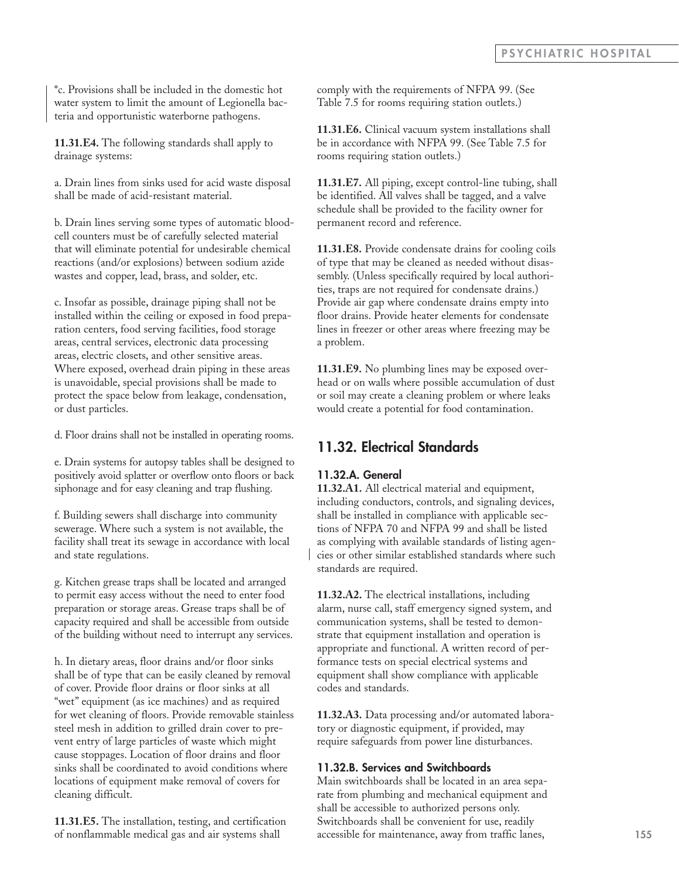*c. Provisions shall be included in the domestic hot water system to limit the amount of Legionella bacteria and opportunistic waterborne pathogens.

**11.31.E4.** The following standards shall apply to drainage systems:

a. Drain lines from sinks used for acid waste disposal shall be made of acid-resistant material.

b. Drain lines serving some types of automatic blood-cell counters must be of carefully selected material that will eliminate potential for undesirable chemical reactions (and/or explosions) between sodium azide wastes and copper, lead, brass, and solder, etc.

c. Insofar as possible, drainage piping shall not be installed within the ceiling or exposed in food preparation centers, food serving facilities, food storage areas, central services, electronic data processing areas, electric closets, and other sensitive areas. Where exposed, overhead drain piping in these areas is unavoidable, special provisions shall be made to protect the space below from leakage, condensation, or dust particles.

d. Floor drains shall not be installed in operating rooms.

e. Drain systems for autopsy tables shall be designed to positively avoid splatter or overflow onto floors or back siphonage and for easy cleaning and trap flushing.

f. Building sewers shall discharge into community sewerage. Where such a system is not available, the facility shall treat its sewage in accordance with local and state regulations.

g. Kitchen grease traps shall be located and arranged to permit easy access without the need to enter food preparation or storage areas. Grease traps shall be of capacity required and shall be accessible from outside of the building without need to interrupt any services.

h. In dietary areas, floor drains and/or floor sinks shall be of type that can be easily cleaned by removal of cover. Provide floor drains or floor sinks at all "wet" equipment (as ice machines) and as required for wet cleaning of floors. Provide removable stainless steel mesh in addition to grilled drain cover to prevent entry of large particles of waste which might cause stoppages. Location of floor drains and floor sinks shall be coordinated to avoid conditions where locations of equipment make removal of covers for cleaning difficult.

**11.31.E5.** The installation, testing, and certification of nonflammable medical gas and air systems shall comply with the requirements of NFPA 99. (See Table 7.5 for rooms requiring station outlets.)

**11.31.E6.** Clinical vacuum system installations shall be in accordance with NFPA 99. (See Table 7.5 for rooms requiring station outlets.)

**11.31.E7.** All piping, except control-line tubing, shall be identified. All valves shall be tagged, and a valve schedule shall be provided to the facility owner for permanent record and reference.

**11.31.E8.** Provide condensate drains for cooling coils of type that may be cleaned as needed without disassembly. (Unless specifically required by local authorities, traps are not required for condensate drains.) Provide air gap where condensate drains empty into floor drains. Provide heater elements for condensate lines in freezer or other areas where freezing may be a problem.

**11.31.E9.** No plumbing lines may be exposed overhead or on walls where possible accumulation of dust or soil may create a cleaning problem or where leaks would create a potential for food contamination.

## 11.32. Electrical Standards

### 11.32.A. General

**11.32.A1.** All electrical material and equipment, including conductors, controls, and signaling devices, shall be installed in compliance with applicable sections of NFPA 70 and NFPA 99 and shall be listed as complying with available standards of listing agencies or other similar established standards where such standards are required.

**11.32.A2.** The electrical installations, including alarm, nurse call, staff emergency signed system, and communication systems, shall be tested to demonstrate that equipment installation and operation is appropriate and functional. A written record of performance tests on special electrical systems and equipment shall show compliance with applicable codes and standards.

**11.32.A3.** Data processing and/or automated laboratory or diagnostic equipment, if provided, may require safeguards from power line disturbances.

### 11.32.B. Services and Switchboards

Main switchboards shall be located in an area separate from plumbing and mechanical equipment and shall be accessible to authorized persons only. Switchboards shall be convenient for use, readily accessible for maintenance, away from traffic lanes,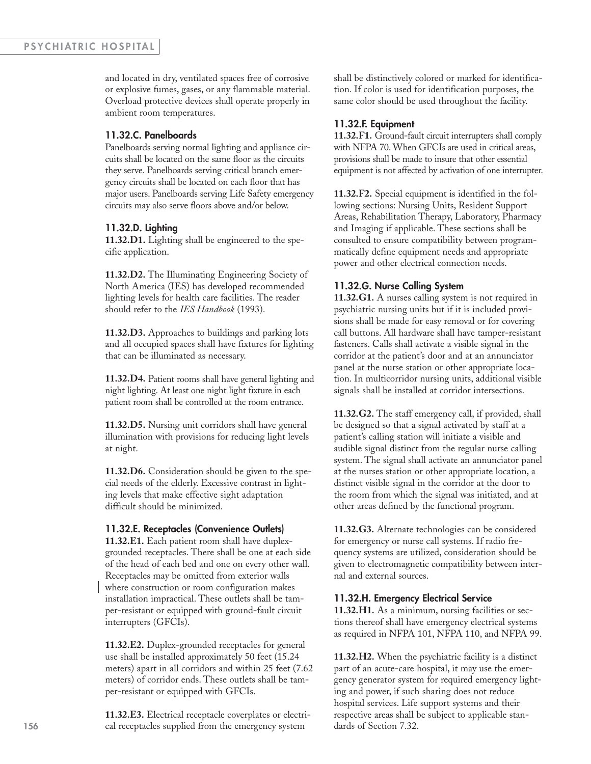and located in dry, ventilated spaces free of corrosive or explosive fumes, gases, or any flammable material. Overload protective devices shall operate properly in ambient room temperatures.

### 11.32.C. Panelboards

Panelboards serving normal lighting and appliance circuits shall be located on the same floor as the circuits they serve. Panelboards serving critical branch emergency circuits shall be located on each floor that has major users. Panelboards serving Life Safety emergency circuits may also serve floors above and/or below.

### 11.32.D. Lighting

**11.32.D1.** Lighting shall be engineered to the specific application.

**11.32.D2.** The Illuminating Engineering Society of North America (IES) has developed recommended lighting levels for health care facilities. The reader should refer to the *IES Handbook* (1993).

**11.32.D3.** Approaches to buildings and parking lots and all occupied spaces shall have fixtures for lighting that can be illuminated as necessary.

**11.32.D4.** Patient rooms shall have general lighting and night lighting. At least one night light fixture in each patient room shall be controlled at the room entrance.

**11.32.D5.** Nursing unit corridors shall have general illumination with provisions for reducing light levels at night.

**11.32.D6.** Consideration should be given to the special needs of the elderly. Excessive contrast in lighting levels that make effective sight adaptation difficult should be minimized.

### 11.32.E. Receptacles (Convenience Outlets)

**11.32.E1.** Each patient room shall have duplex-grounded receptacles. There shall be one at each side of the head of each bed and one on every other wall. Receptacles may be omitted from exterior walls where construction or room configuration makes installation impractical. These outlets shall be tamper-resistant or equipped with ground-fault circuit interrupters (GFCIs).

**11.32.E2.** Duplex-grounded receptacles for general use shall be installed approximately 50 feet (15.24 meters) apart in all corridors and within 25 feet (7.62 meters) of corridor ends. These outlets shall be tamper-resistant or equipped with GFCIs.

**11.32.E3.** Electrical receptacle coverplates or electrical receptacles supplied from the emergency system shall be distinctively colored or marked for identification. If color is used for identification purposes, the same color should be used throughout the facility.

### 11.32.F. Equipment

**11.32.F1.** Ground-fault circuit interrupters shall comply with NFPA 70. When GFCIs are used in critical areas, provisions shall be made to insure that other essential equipment is not affected by activation of one interrupter.

**11.32.F2.** Special equipment is identified in the following sections: Nursing Units, Resident Support Areas, Rehabilitation Therapy, Laboratory, Pharmacy and Imaging if applicable. These sections shall be consulted to ensure compatibility between programmatically define equipment needs and appropriate power and other electrical connection needs.

### 11.32.G. Nurse Calling System

**11.32.G1.** A nurses calling system is not required in psychiatric nursing units but if it is included provisions shall be made for easy removal or for covering call buttons. All hardware shall have tamper-resistant fasteners. Calls shall activate a visible signal in the corridor at the patient's door and at an annunciator panel at the nurse station or other appropriate location. In multicorridor nursing units, additional visible signals shall be installed at corridor intersections.

**11.32.G2.** The staff emergency call, if provided, shall be designed so that a signal activated by staff at a patient's calling station will initiate a visible and audible signal distinct from the regular nurse calling system. The signal shall activate an annunciator panel at the nurses station or other appropriate location, a distinct visible signal in the corridor at the door to the room from which the signal was initiated, and at other areas defined by the functional program.

**11.32.G3.** Alternate technologies can be considered for emergency or nurse call systems. If radio frequency systems are utilized, consideration should be given to electromagnetic compatibility between internal and external sources.

### 11.32.H. Emergency Electrical Service

**11.32.H1.** As a minimum, nursing facilities or sections thereof shall have emergency electrical systems as required in NFPA 101, NFPA 110, and NFPA 99.

**11.32.H2.** When the psychiatric facility is a distinct part of an acute-care hospital, it may use the emergency generator system for required emergency lighting and power, if such sharing does not reduce hospital services. Life support systems and their respective areas shall be subject to applicable standards of Section 7.32.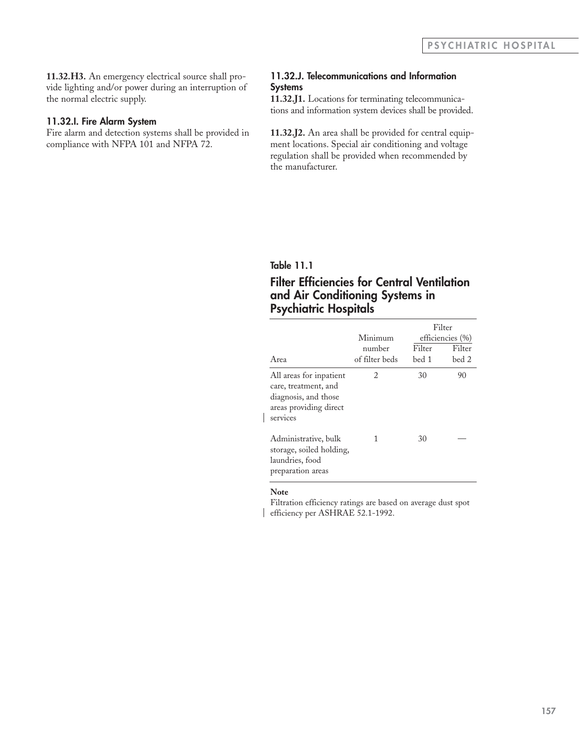**11.32.H3.** An emergency electrical source shall provide lighting and/or power during an interruption of the normal electric supply.

### 11.32.I. Fire Alarm System

Fire alarm and detection systems shall be provided in compliance with NFPA 101 and NFPA 72.

### 11.32.J. Telecommunications and Information Systems

**11.32.J1.** Locations for terminating telecommunications and information system devices shall be provided.

**11.32.J2.** An area shall be provided for central equipment locations. Special air conditioning and voltage regulation shall be provided when recommended by the manufacturer.

**Table 11.1**

## Filter Efficiencies for Central Ventilation and Air Conditioning Systems in Psychiatric Hospitals

| Area | Minimum number of filter beds | Filter efficiencies (%) Filter bed 1 | Filter bed 2 |
|---|---|---|---|
| All areas for inpatient care, treatment, and diagnosis, and those areas providing direct services | 2 | 30 | 90 |
| Administrative, bulk storage, soiled holding, laundries, food preparation areas | 1 | 30 | — |

**Note**

Filtration efficiency ratings are based on average dust spot efficiency per ASHRAE 52.1-1992.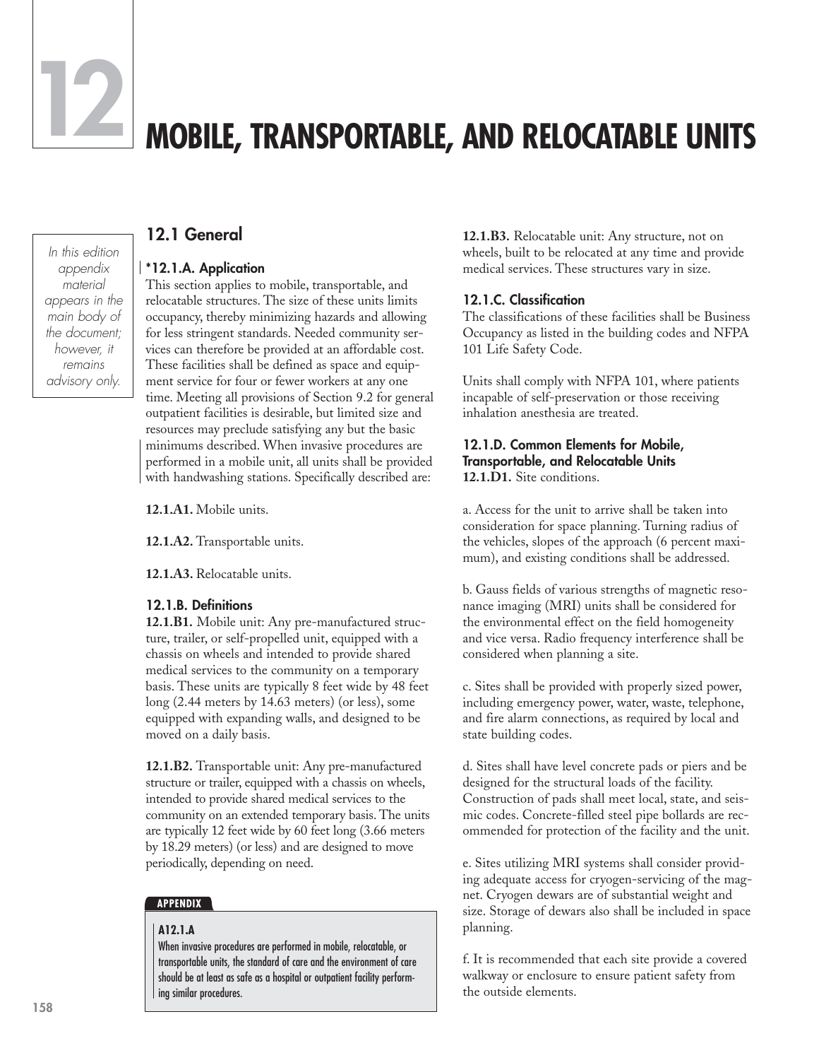# 12 MOBILE, TRANSPORTABLE, AND RELOCATABLE UNITS

*In this edition appendix material appears in the main body of the document; however, it remains advisory only.*

## 12.1 General

### *12.1.A. Application

This section applies to mobile, transportable, and relocatable structures. The size of these units limits occupancy, thereby minimizing hazards and allowing for less stringent standards. Needed community services can therefore be provided at an affordable cost. These facilities shall be defined as space and equipment service for four or fewer workers at any one time. Meeting all provisions of Section 9.2 for general outpatient facilities is desirable, but limited size and resources may preclude satisfying any but the basic minimums described. When invasive procedures are performed in a mobile unit, all units shall be provided with handwashing stations. Specifically described are:

**12.1.A1.** Mobile units.

**12.1.A2.** Transportable units.

**12.1.A3.** Relocatable units.

### 12.1.B. Definitions

**12.1.B1.** Mobile unit: Any pre-manufactured structure, trailer, or self-propelled unit, equipped with a chassis on wheels and intended to provide shared medical services to the community on a temporary basis. These units are typically 8 feet wide by 48 feet long (2.44 meters by 14.63 meters) (or less), some equipped with expanding walls, and designed to be moved on a daily basis.

**12.1.B2.** Transportable unit: Any pre-manufactured structure or trailer, equipped with a chassis on wheels, intended to provide shared medical services to the community on an extended temporary basis. The units are typically 12 feet wide by 60 feet long (3.66 meters by 18.29 meters) (or less) and are designed to move periodically, depending on need.

> **APPENDIX**
>
> **A12.1.A**
>
> When invasive procedures are performed in mobile, relocatable, or transportable units, the standard of care and the environment of care should be at least as safe as a hospital or outpatient facility performing similar procedures.

**12.1.B3.** Relocatable unit: Any structure, not on wheels, built to be relocated at any time and provide medical services. These structures vary in size.

### 12.1.C. Classification

The classifications of these facilities shall be Business Occupancy as listed in the building codes and NFPA 101 Life Safety Code.

Units shall comply with NFPA 101, where patients incapable of self-preservation or those receiving inhalation anesthesia are treated.

### 12.1.D. Common Elements for Mobile, Transportable, and Relocatable Units

**12.1.D1.** Site conditions.

a. Access for the unit to arrive shall be taken into consideration for space planning. Turning radius of the vehicles, slopes of the approach (6 percent maximum), and existing conditions shall be addressed.

b. Gauss fields of various strengths of magnetic resonance imaging (MRI) units shall be considered for the environmental effect on the field homogeneity and vice versa. Radio frequency interference shall be considered when planning a site.

c. Sites shall be provided with properly sized power, including emergency power, water, waste, telephone, and fire alarm connections, as required by local and state building codes.

d. Sites shall have level concrete pads or piers and be designed for the structural loads of the facility. Construction of pads shall meet local, state, and seismic codes. Concrete-filled steel pipe bollards are recommended for protection of the facility and the unit.

e. Sites utilizing MRI systems shall consider providing adequate access for cryogen-servicing of the magnet. Cryogen dewars are of substantial weight and size. Storage of dewars also shall be included in space planning.

f. It is recommended that each site provide a covered walkway or enclosure to ensure patient safety from the outside elements.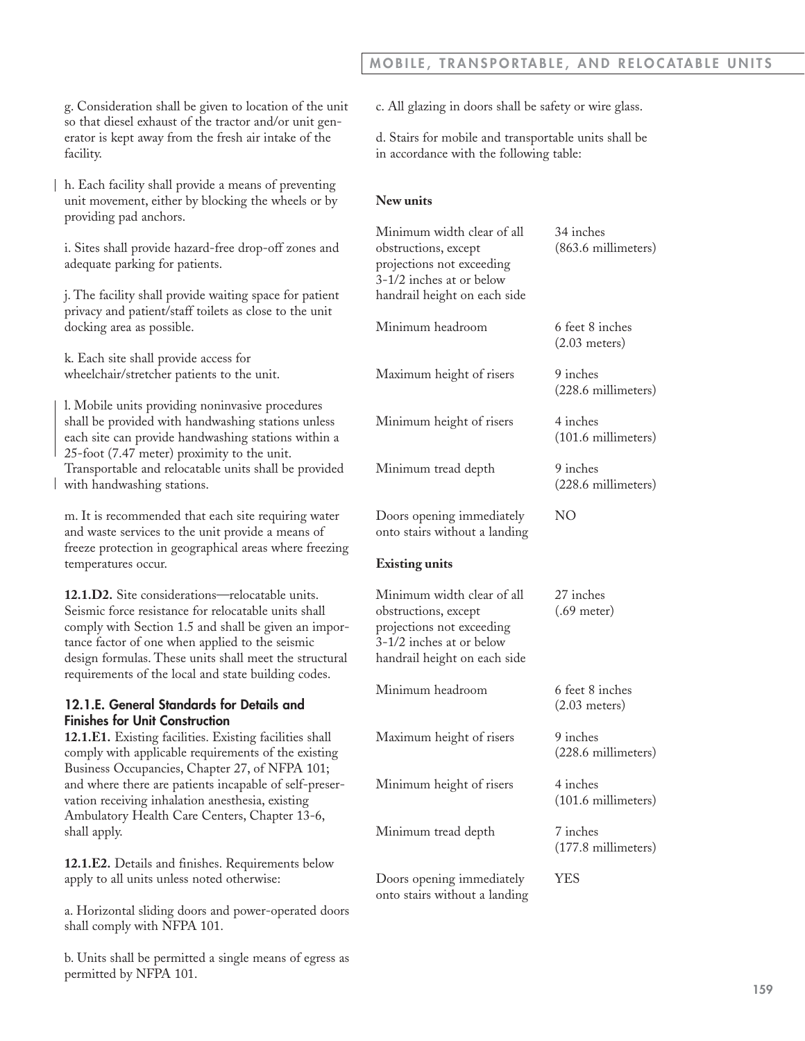g. Consideration shall be given to location of the unit so that diesel exhaust of the tractor and/or unit generator is kept away from the fresh air intake of the facility.

h. Each facility shall provide a means of preventing unit movement, either by blocking the wheels or by providing pad anchors.

i. Sites shall provide hazard-free drop-off zones and adequate parking for patients.

j. The facility shall provide waiting space for patient privacy and patient/staff toilets as close to the unit docking area as possible.

k. Each site shall provide access for wheelchair/stretcher patients to the unit.

l. Mobile units providing noninvasive procedures shall be provided with handwashing stations unless each site can provide handwashing stations within a 25-foot (7.47 meter) proximity to the unit. Transportable and relocatable units shall be provided with handwashing stations.

m. It is recommended that each site requiring water and waste services to the unit provide a means of freeze protection in geographical areas where freezing temperatures occur.

**12.1.D2.** Site considerations—relocatable units. Seismic force resistance for relocatable units shall comply with Section 1.5 and shall be given an importance factor of one when applied to the seismic design formulas. These units shall meet the structural requirements of the local and state building codes.

### 12.1.E. General Standards for Details and Finishes for Unit Construction

**12.1.E1.** Existing facilities. Existing facilities shall comply with applicable requirements of the existing Business Occupancies, Chapter 27, of NFPA 101; and where there are patients incapable of self-preservation receiving inhalation anesthesia, existing Ambulatory Health Care Centers, Chapter 13-6, shall apply.

**12.1.E2.** Details and finishes. Requirements below apply to all units unless noted otherwise:

a. Horizontal sliding doors and power-operated doors shall comply with NFPA 101.

b. Units shall be permitted a single means of egress as permitted by NFPA 101.

c. All glazing in doors shall be safety or wire glass.

d. Stairs for mobile and transportable units shall be in accordance with the following table:

| **New units** | |
|---|---|
| Minimum width clear of all obstructions, except projections not exceeding 3-1/2 inches at or below handrail height on each side | 34 inches (863.6 millimeters) |
| Minimum headroom | 6 feet 8 inches (2.03 meters) |
| Maximum height of risers | 9 inches (228.6 millimeters) |
| Minimum height of risers | 4 inches (101.6 millimeters) |
| Minimum tread depth | 9 inches (228.6 millimeters) |
| Doors opening immediately onto stairs without a landing | NO |
| **Existing units** | |
| Minimum width clear of all obstructions, except projections not exceeding 3-1/2 inches at or below handrail height on each side | 27 inches (.69 meter) |
| Minimum headroom | 6 feet 8 inches (2.03 meters) |
| Maximum height of risers | 9 inches (228.6 millimeters) |
| Minimum height of risers | 4 inches (101.6 millimeters) |
| Minimum tread depth | 7 inches (177.8 millimeters) |
| Doors opening immediately onto stairs without a landing | YES |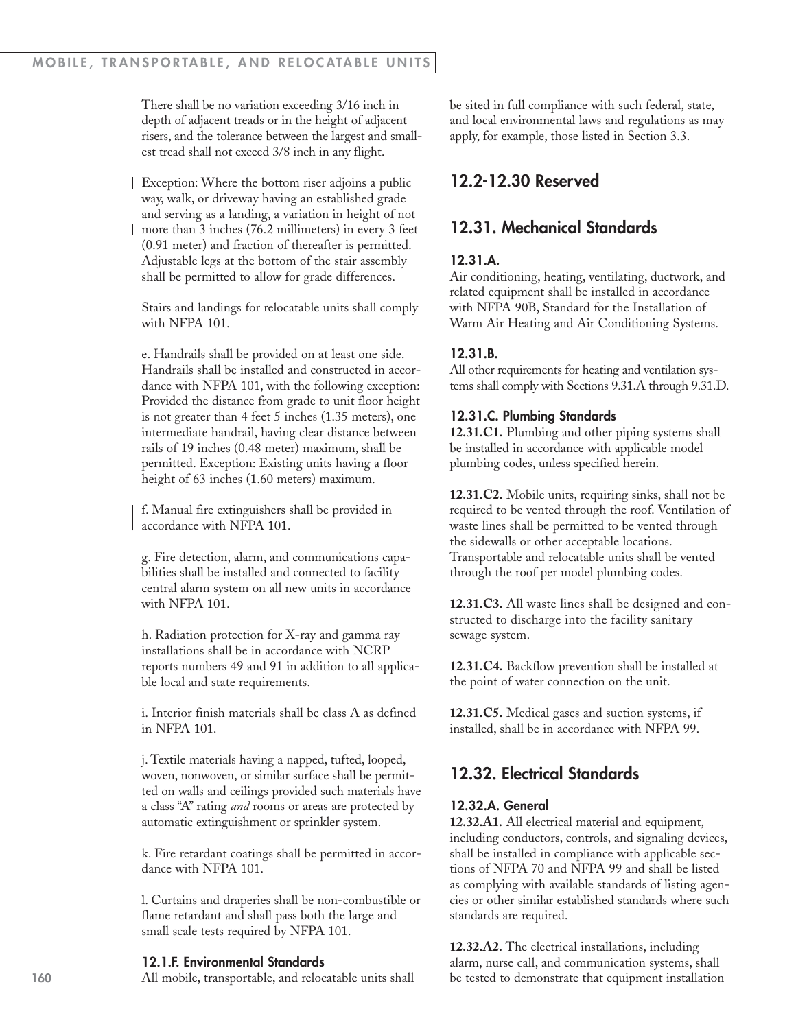There shall be no variation exceeding 3/16 inch in depth of adjacent treads or in the height of adjacent risers, and the tolerance between the largest and smallest tread shall not exceed 3/8 inch in any flight.

Exception: Where the bottom riser adjoins a public way, walk, or driveway having an established grade and serving as a landing, a variation in height of not more than 3 inches (76.2 millimeters) in every 3 feet (0.91 meter) and fraction of thereafter is permitted. Adjustable legs at the bottom of the stair assembly shall be permitted to allow for grade differences.

Stairs and landings for relocatable units shall comply with NFPA 101.

e. Handrails shall be provided on at least one side. Handrails shall be installed and constructed in accordance with NFPA 101, with the following exception: Provided the distance from grade to unit floor height is not greater than 4 feet 5 inches (1.35 meters), one intermediate handrail, having clear distance between rails of 19 inches (0.48 meter) maximum, shall be permitted. Exception: Existing units having a floor height of 63 inches (1.60 meters) maximum.

f. Manual fire extinguishers shall be provided in accordance with NFPA 101.

g. Fire detection, alarm, and communications capabilities shall be installed and connected to facility central alarm system on all new units in accordance with NFPA 101.

h. Radiation protection for X-ray and gamma ray installations shall be in accordance with NCRP reports numbers 49 and 91 in addition to all applicable local and state requirements.

i. Interior finish materials shall be class A as defined in NFPA 101.

j. Textile materials having a napped, tufted, looped, woven, nonwoven, or similar surface shall be permitted on walls and ceilings provided such materials have a class "A" rating *and* rooms or areas are protected by automatic extinguishment or sprinkler system.

k. Fire retardant coatings shall be permitted in accordance with NFPA 101.

l. Curtains and draperies shall be non-combustible or flame retardant and shall pass both the large and small scale tests required by NFPA 101.

### 12.1.F. Environmental Standards

All mobile, transportable, and relocatable units shall be sited in full compliance with such federal, state, and local environmental laws and regulations as may apply, for example, those listed in Section 3.3.

## 12.2-12.30 Reserved

## 12.31. Mechanical Standards

### 12.31.A.

Air conditioning, heating, ventilating, ductwork, and related equipment shall be installed in accordance with NFPA 90B, Standard for the Installation of Warm Air Heating and Air Conditioning Systems.

### 12.31.B.

All other requirements for heating and ventilation systems shall comply with Sections 9.31.A through 9.31.D.

### 12.31.C. Plumbing Standards

**12.31.C1.** Plumbing and other piping systems shall be installed in accordance with applicable model plumbing codes, unless specified herein.

**12.31.C2.** Mobile units, requiring sinks, shall not be required to be vented through the roof. Ventilation of waste lines shall be permitted to be vented through the sidewalls or other acceptable locations. Transportable and relocatable units shall be vented through the roof per model plumbing codes.

**12.31.C3.** All waste lines shall be designed and constructed to discharge into the facility sanitary sewage system.

**12.31.C4.** Backflow prevention shall be installed at the point of water connection on the unit.

**12.31.C5.** Medical gases and suction systems, if installed, shall be in accordance with NFPA 99.

## 12.32. Electrical Standards

### 12.32.A. General

**12.32.A1.** All electrical material and equipment, including conductors, controls, and signaling devices, shall be installed in compliance with applicable sections of NFPA 70 and NFPA 99 and shall be listed as complying with available standards of listing agencies or other similar established standards where such standards are required.

**12.32.A2.** The electrical installations, including alarm, nurse call, and communication systems, shall be tested to demonstrate that equipment installation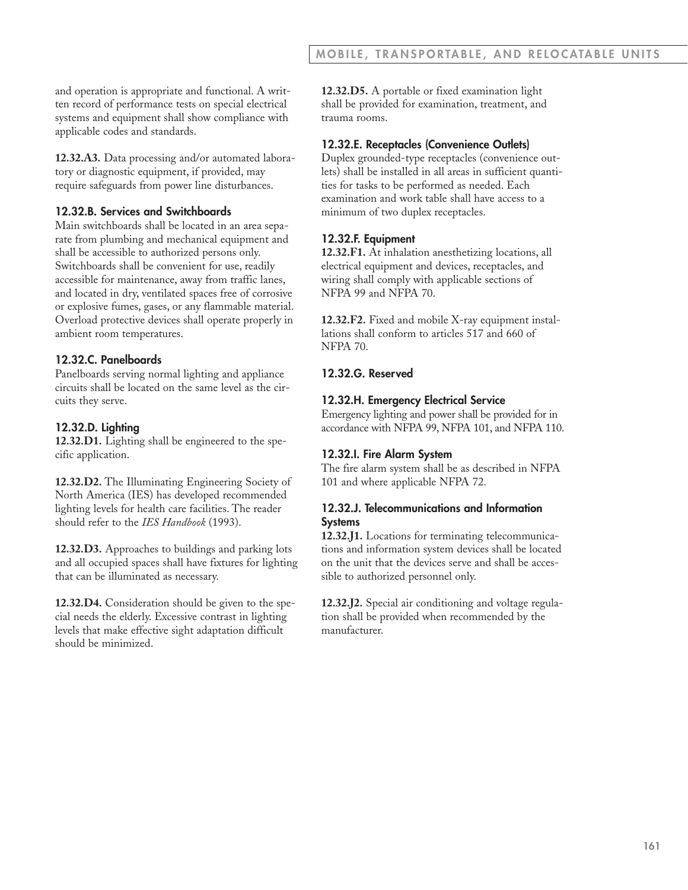and operation is appropriate and functional. A written record of performance tests on special electrical systems and equipment shall show compliance with applicable codes and standards.

**12.32.A3.** Data processing and/or automated laboratory or diagnostic equipment, if provided, may require safeguards from power line disturbances.

### 12.32.B. Services and Switchboards

Main switchboards shall be located in an area separate from plumbing and mechanical equipment and shall be accessible to authorized persons only. Switchboards shall be convenient for use, readily accessible for maintenance, away from traffic lanes, and located in dry, ventilated spaces free of corrosive or explosive fumes, gases, or any flammable material. Overload protective devices shall operate properly in ambient room temperatures.

### 12.32.C. Panelboards

Panelboards serving normal lighting and appliance circuits shall be located on the same level as the circuits they serve.

### 12.32.D. Lighting

**12.32.D1.** Lighting shall be engineered to the specific application.

**12.32.D2.** The Illuminating Engineering Society of North America (IES) has developed recommended lighting levels for health care facilities. The reader should refer to the *IES Handbook* (1993).

**12.32.D3.** Approaches to buildings and parking lots and all occupied spaces shall have fixtures for lighting that can be illuminated as necessary.

**12.32.D4.** Consideration should be given to the special needs the elderly. Excessive contrast in lighting levels that make effective sight adaptation difficult should be minimized.

**12.32.D5.** A portable or fixed examination light shall be provided for examination, treatment, and trauma rooms.

### 12.32.E. Receptacles (Convenience Outlets)

Duplex grounded-type receptacles (convenience outlets) shall be installed in all areas in sufficient quantities for tasks to be performed as needed. Each examination and work table shall have access to a minimum of two duplex receptacles.

### 12.32.F. Equipment

**12.32.F1.** At inhalation anesthetizing locations, all electrical equipment and devices, receptacles, and wiring shall comply with applicable sections of NFPA 99 and NFPA 70.

**12.32.F2.** Fixed and mobile X-ray equipment installations shall conform to articles 517 and 660 of NFPA 70.

### 12.32.G. Reserved

### 12.32.H. Emergency Electrical Service

Emergency lighting and power shall be provided for in accordance with NFPA 99, NFPA 101, and NFPA 110.

### 12.32.I. Fire Alarm System

The fire alarm system shall be as described in NFPA 101 and where applicable NFPA 72.

### 12.32.J. Telecommunications and Information Systems

**12.32.J1.** Locations for terminating telecommunications and information system devices shall be located on the unit that the devices serve and shall be accessible to authorized personnel only.

**12.32.J2.** Special air conditioning and voltage regulation shall be provided when recommended by the manufacturer.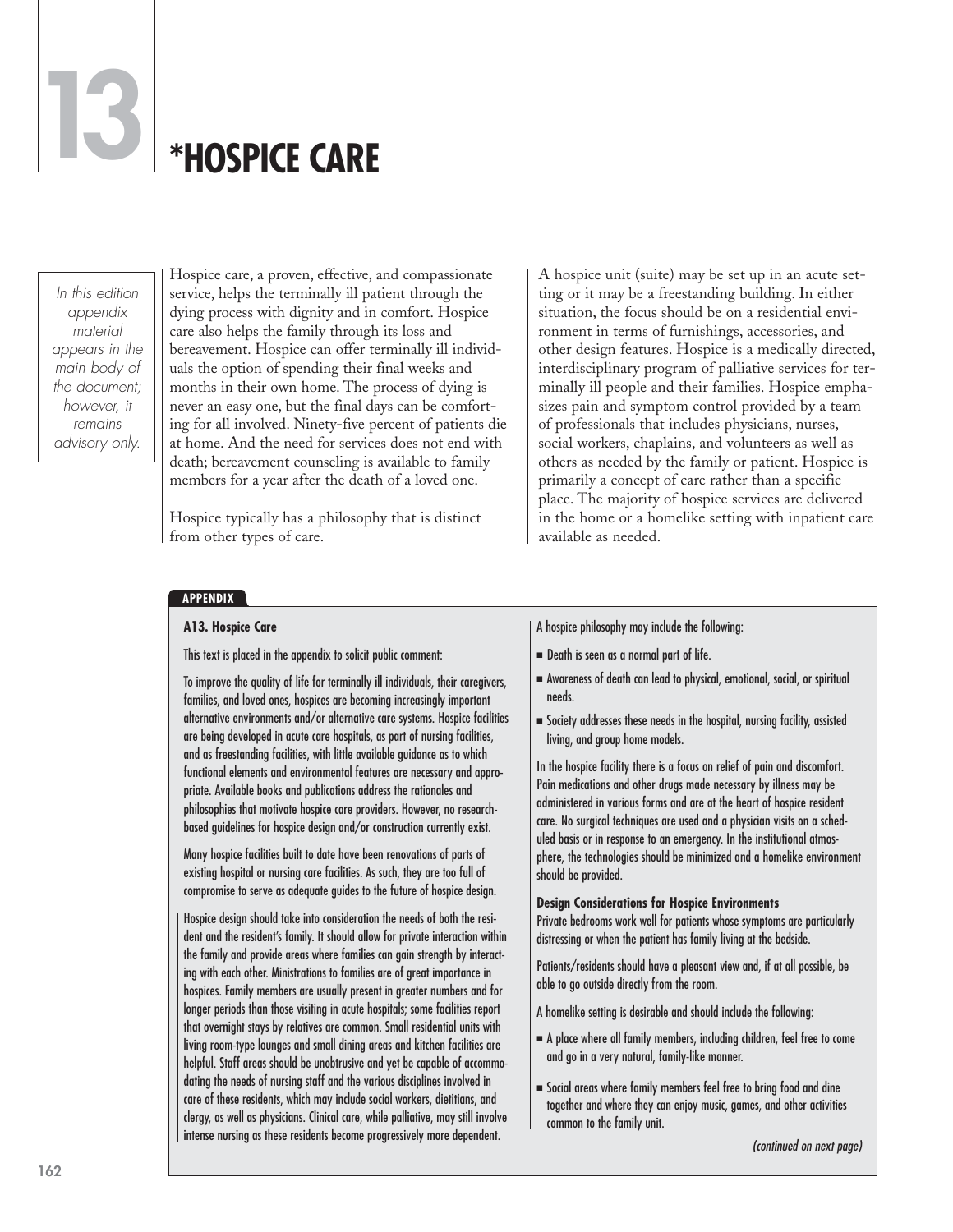# 13 *HOSPICE CARE

*In this edition appendix material appears in the main body of the document; however, it remains advisory only.*

Hospice care, a proven, effective, and compassionate service, helps the terminally ill patient through the dying process with dignity and in comfort. Hospice care also helps the family through its loss and bereavement. Hospice can offer terminally ill individuals the option of spending their final weeks and months in their own home. The process of dying is never an easy one, but the final days can be comforting for all involved. Ninety-five percent of patients die at home. And the need for services does not end with death; bereavement counseling is available to family members for a year after the death of a loved one.

Hospice typically has a philosophy that is distinct from other types of care.

A hospice unit (suite) may be set up in an acute setting or it may be a freestanding building. In either situation, the focus should be on a residential environment in terms of furnishings, accessories, and other design features. Hospice is a medically directed, interdisciplinary program of palliative services for terminally ill people and their families. Hospice emphasizes pain and symptom control provided by a team of professionals that includes physicians, nurses, social workers, chaplains, and volunteers as well as others as needed by the family or patient. Hospice is primarily a concept of care rather than a specific place. The majority of hospice services are delivered in the home or a homelike setting with inpatient care available as needed.

**APPENDIX**

**A13. Hospice Care**

This text is placed in the appendix to solicit public comment:

To improve the quality of life for terminally ill individuals, their caregivers, families, and loved ones, hospices are becoming increasingly important alternative environments and/or alternative care systems. Hospice facilities are being developed in acute care hospitals, as part of nursing facilities, and as freestanding facilities, with little available guidance as to which functional elements and environmental features are necessary and appropriate. Available books and publications address the rationales and philosophies that motivate hospice care providers. However, no research-based guidelines for hospice design and/or construction currently exist.

Many hospice facilities built to date have been renovations of parts of existing hospital or nursing care facilities. As such, they are too full of compromise to serve as adequate guides to the future of hospice design.

Hospice design should take into consideration the needs of both the resident and the resident's family. It should allow for private interaction within the family and provide areas where families can gain strength by interacting with each other. Ministrations to families are of great importance in hospices. Family members are usually present in greater numbers and for longer periods than those visiting in acute hospitals; some facilities report that overnight stays by relatives are common. Small residential units with living room-type lounges and small dining areas and kitchen facilities are helpful. Staff areas should be unobtrusive and yet be capable of accommodating the needs of nursing staff and the various disciplines involved in care of these residents, which may include social workers, dietitians, and clergy, as well as physicians. Clinical care, while palliative, may still involve intense nursing as these residents become progressively more dependent.

A hospice philosophy may include the following:

- Death is seen as a normal part of life.
- Awareness of death can lead to physical, emotional, social, or spiritual needs.
- Society addresses these needs in the hospital, nursing facility, assisted living, and group home models.

In the hospice facility there is a focus on relief of pain and discomfort. Pain medications and other drugs made necessary by illness may be administered in various forms and are at the heart of hospice resident care. No surgical techniques are used and a physician visits on a scheduled basis or in response to an emergency. In the institutional atmosphere, the technologies should be minimized and a homelike environment should be provided.

**Design Considerations for Hospice Environments**

Private bedrooms work well for patients whose symptoms are particularly distressing or when the patient has family living at the bedside.

Patients/residents should have a pleasant view and, if at all possible, be able to go outside directly from the room.

A homelike setting is desirable and should include the following:

- A place where all family members, including children, feel free to come and go in a very natural, family-like manner.
- Social areas where family members feel free to bring food and dine together and where they can enjoy music, games, and other activities common to the family unit.

*(continued on next page)*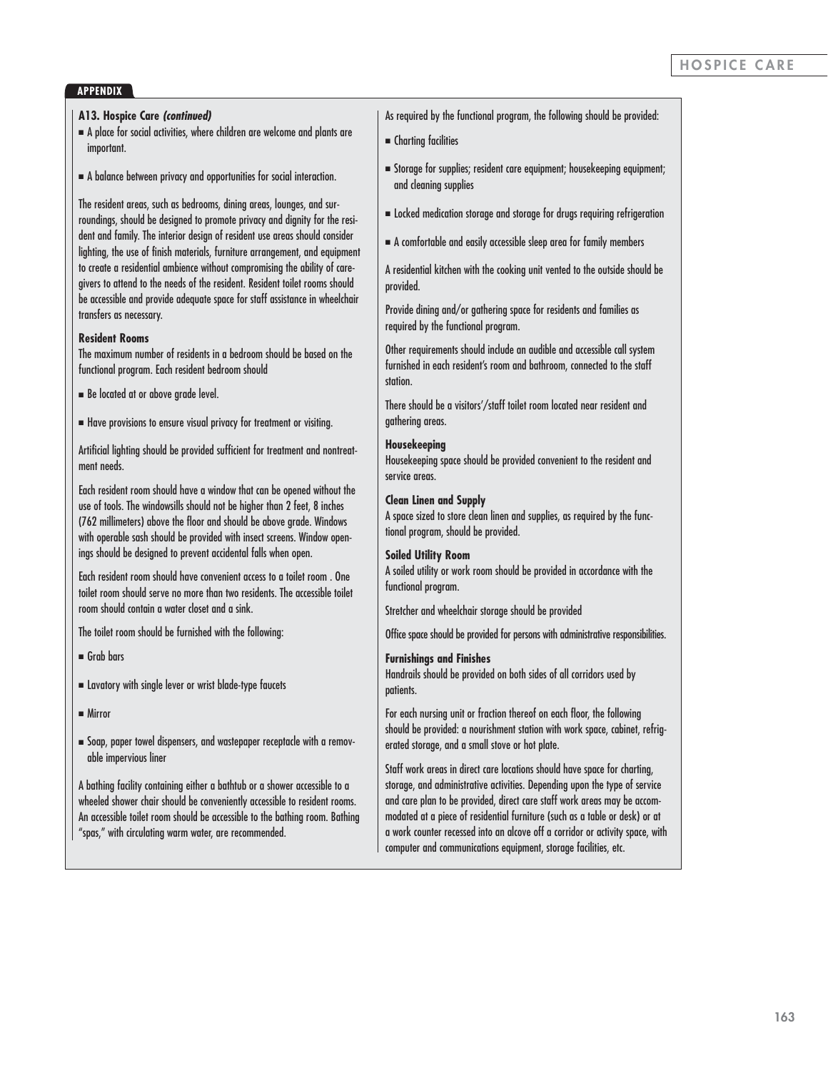**APPENDIX**

**A13. Hospice Care *(continued)***

- A place for social activities, where children are welcome and plants are important.
- A balance between privacy and opportunities for social interaction.

The resident areas, such as bedrooms, dining areas, lounges, and surroundings, should be designed to promote privacy and dignity for the resident and family. The interior design of resident use areas should consider lighting, the use of finish materials, furniture arrangement, and equipment to create a residential ambience without compromising the ability of caregivers to attend to the needs of the resident. Resident toilet rooms should be accessible and provide adequate space for staff assistance in wheelchair transfers as necessary.

**Resident Rooms**

The maximum number of residents in a bedroom should be based on the functional program. Each resident bedroom should

- Be located at or above grade level.
- Have provisions to ensure visual privacy for treatment or visiting.

Artificial lighting should be provided sufficient for treatment and nontreatment needs.

Each resident room should have a window that can be opened without the use of tools. The windowsills should not be higher than 2 feet, 8 inches (762 millimeters) above the floor and should be above grade. Windows with operable sash should be provided with insect screens. Window openings should be designed to prevent accidental falls when open.

Each resident room should have convenient access to a toilet room . One toilet room should serve no more than two residents. The accessible toilet room should contain a water closet and a sink.

The toilet room should be furnished with the following:

- Grab bars
- Lavatory with single lever or wrist blade-type faucets
- Mirror
- Soap, paper towel dispensers, and wastepaper receptacle with a removable impervious liner

A bathing facility containing either a bathtub or a shower accessible to a wheeled shower chair should be conveniently accessible to resident rooms. An accessible toilet room should be accessible to the bathing room. Bathing "spas," with circulating warm water, are recommended.

As required by the functional program, the following should be provided:

- Charting facilities
- Storage for supplies; resident care equipment; housekeeping equipment; and cleaning supplies
- Locked medication storage and storage for drugs requiring refrigeration
- A comfortable and easily accessible sleep area for family members

A residential kitchen with the cooking unit vented to the outside should be provided.

Provide dining and/or gathering space for residents and families as required by the functional program.

Other requirements should include an audible and accessible call system furnished in each resident's room and bathroom, connected to the staff station.

There should be a visitors'/staff toilet room located near resident and gathering areas.

**Housekeeping**

Housekeeping space should be provided convenient to the resident and service areas.

**Clean Linen and Supply**

A space sized to store clean linen and supplies, as required by the functional program, should be provided.

**Soiled Utility Room**

A soiled utility or work room should be provided in accordance with the functional program.

Stretcher and wheelchair storage should be provided

Office space should be provided for persons with administrative responsibilities.

**Furnishings and Finishes**

Handrails should be provided on both sides of all corridors used by patients.

For each nursing unit or fraction thereof on each floor, the following should be provided: a nourishment station with work space, cabinet, refrigerated storage, and a small stove or hot plate.

Staff work areas in direct care locations should have space for charting, storage, and administrative activities. Depending upon the type of service and care plan to be provided, direct care staff work areas may be accommodated at a piece of residential furniture (such as a table or desk) or at a work counter recessed into an alcove off a corridor or activity space, with computer and communications equipment, storage facilities, etc.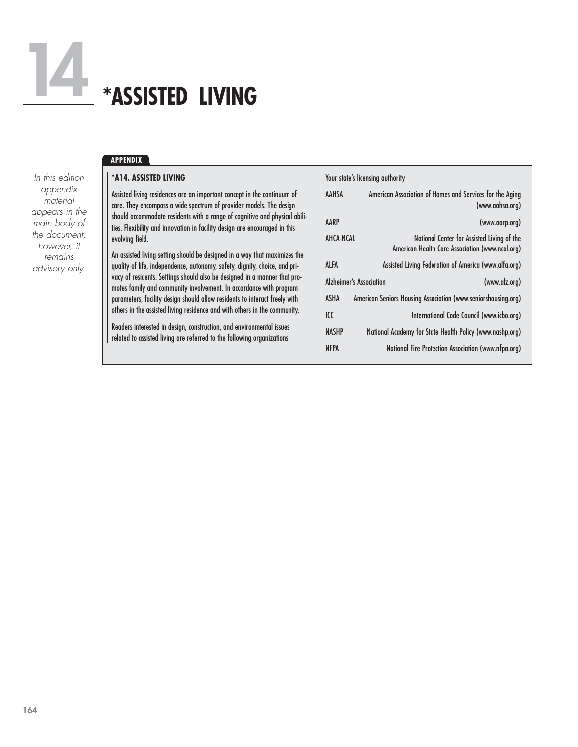# 14 *ASSISTED LIVING

*In this edition appendix material appears in the main body of the document; however, it remains advisory only.*

**APPENDIX**

**\*A14. ASSISTED LIVING**

Assisted living residences are an important concept in the continuum of care. They encompass a wide spectrum of provider models. The design should accommodate residents with a range of cognitive and physical abilities. Flexibility and innovation in facility design are encouraged in this evolving field.

An assisted living setting should be designed in a way that maximizes the quality of life, independence, autonomy, safety, dignity, choice, and privacy of residents. Settings should also be designed in a manner that promotes family and community involvement. In accordance with program parameters, facility design should allow residents to interact freely with others in the assisted living residence and with others in the community.

Readers interested in design, construction, and environmental issues related to assisted living are referred to the following organizations:

Your state's licensing authority

| | |
|---|---|
| AAHSA | American Association of Homes and Services for the Aging (www.aahsa.org) |
| AARP | (www.aarp.org) |
| AHCA-NCAL | National Center for Assisted Living of the American Health Care Association (www.ncal.org) |
| ALFA | Assisted Living Federation of America (www.alfa.org) |
| Alzheimer's Association | (www.alz.org) |
| ASHA | American Seniors Housing Association (www.seniorshousing.org) |
| ICC | International Code Council (www.icbo.org) |
| NASHP | National Academy for State Health Policy (www.nashp.org) |
| NFPA | National Fire Protection Association (www.nfpa.org) |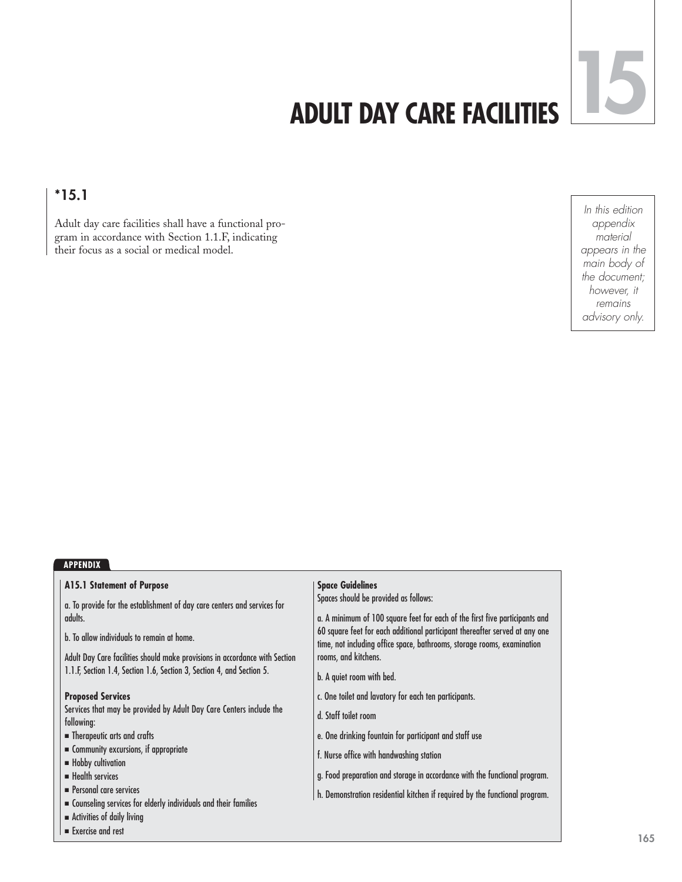# 15 ADULT DAY CARE FACILITIES

## *15.1

Adult day care facilities shall have a functional program in accordance with Section 1.1.F, indicating their focus as a social or medical model.

*In this edition appendix material appears in the main body of the document; however, it remains advisory only.*

**APPENDIX**

**A15.1 Statement of Purpose**

a. To provide for the establishment of day care centers and services for adults.

b. To allow individuals to remain at home.

Adult Day Care facilities should make provisions in accordance with Section 1.1.F, Section 1.4, Section 1.6, Section 3, Section 4, and Section 5.

**Proposed Services**

Services that may be provided by Adult Day Care Centers include the following:

- Therapeutic arts and crafts
- Community excursions, if appropriate
- Hobby cultivation
- Health services
- Personal care services
- Counseling services for elderly individuals and their families
- Activities of daily living
- Exercise and rest

**Space Guidelines**

Spaces should be provided as follows:

a. A minimum of 100 square feet for each of the first five participants and 60 square feet for each additional participant thereafter served at any one time, not including office space, bathrooms, storage rooms, examination rooms, and kitchens.

b. A quiet room with bed.

c. One toilet and lavatory for each ten participants.

d. Staff toilet room

e. One drinking fountain for participant and staff use

f. Nurse office with handwashing station

g. Food preparation and storage in accordance with the functional program.

h. Demonstration residential kitchen if required by the functional program.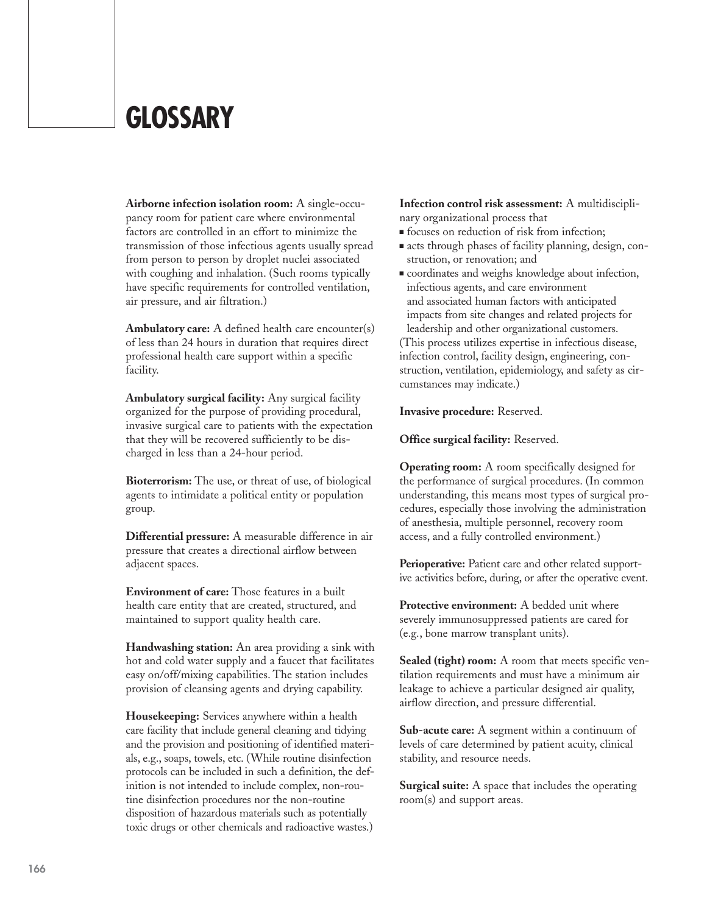# GLOSSARY

**Airborne infection isolation room:** A single-occupancy room for patient care where environmental factors are controlled in an effort to minimize the transmission of those infectious agents usually spread from person to person by droplet nuclei associated with coughing and inhalation. (Such rooms typically have specific requirements for controlled ventilation, air pressure, and air filtration.)

**Ambulatory care:** A defined health care encounter(s) of less than 24 hours in duration that requires direct professional health care support within a specific facility.

**Ambulatory surgical facility:** Any surgical facility organized for the purpose of providing procedural, invasive surgical care to patients with the expectation that they will be recovered sufficiently to be discharged in less than a 24-hour period.

**Bioterrorism:** The use, or threat of use, of biological agents to intimidate a political entity or population group.

**Differential pressure:** A measurable difference in air pressure that creates a directional airflow between adjacent spaces.

**Environment of care:** Those features in a built health care entity that are created, structured, and maintained to support quality health care.

**Handwashing station:** An area providing a sink with hot and cold water supply and a faucet that facilitates easy on/off/mixing capabilities. The station includes provision of cleansing agents and drying capability.

**Housekeeping:** Services anywhere within a health care facility that include general cleaning and tidying and the provision and positioning of identified materials, e.g., soaps, towels, etc. (While routine disinfection protocols can be included in such a definition, the definition is not intended to include complex, non-routine disinfection procedures nor the non-routine disposition of hazardous materials such as potentially toxic drugs or other chemicals and radioactive wastes.)

**Infection control risk assessment:** A multidisciplinary organizational process that

- focuses on reduction of risk from infection;
- acts through phases of facility planning, design, construction, or renovation; and
- coordinates and weighs knowledge about infection, infectious agents, and care environment and associated human factors with anticipated impacts from site changes and related projects for leadership and other organizational customers.

(This process utilizes expertise in infectious disease, infection control, facility design, engineering, construction, ventilation, epidemiology, and safety as circumstances may indicate.)

**Invasive procedure:** Reserved.

**Office surgical facility:** Reserved.

**Operating room:** A room specifically designed for the performance of surgical procedures. (In common understanding, this means most types of surgical procedures, especially those involving the administration of anesthesia, multiple personnel, recovery room access, and a fully controlled environment.)

**Perioperative:** Patient care and other related supportive activities before, during, or after the operative event.

**Protective environment:** A bedded unit where severely immunosuppressed patients are cared for (e.g., bone marrow transplant units).

**Sealed (tight) room:** A room that meets specific ventilation requirements and must have a minimum air leakage to achieve a particular designed air quality, airflow direction, and pressure differential.

**Sub-acute care:** A segment within a continuum of levels of care determined by patient acuity, clinical stability, and resource needs.

**Surgical suite:** A space that includes the operating room(s) and support areas.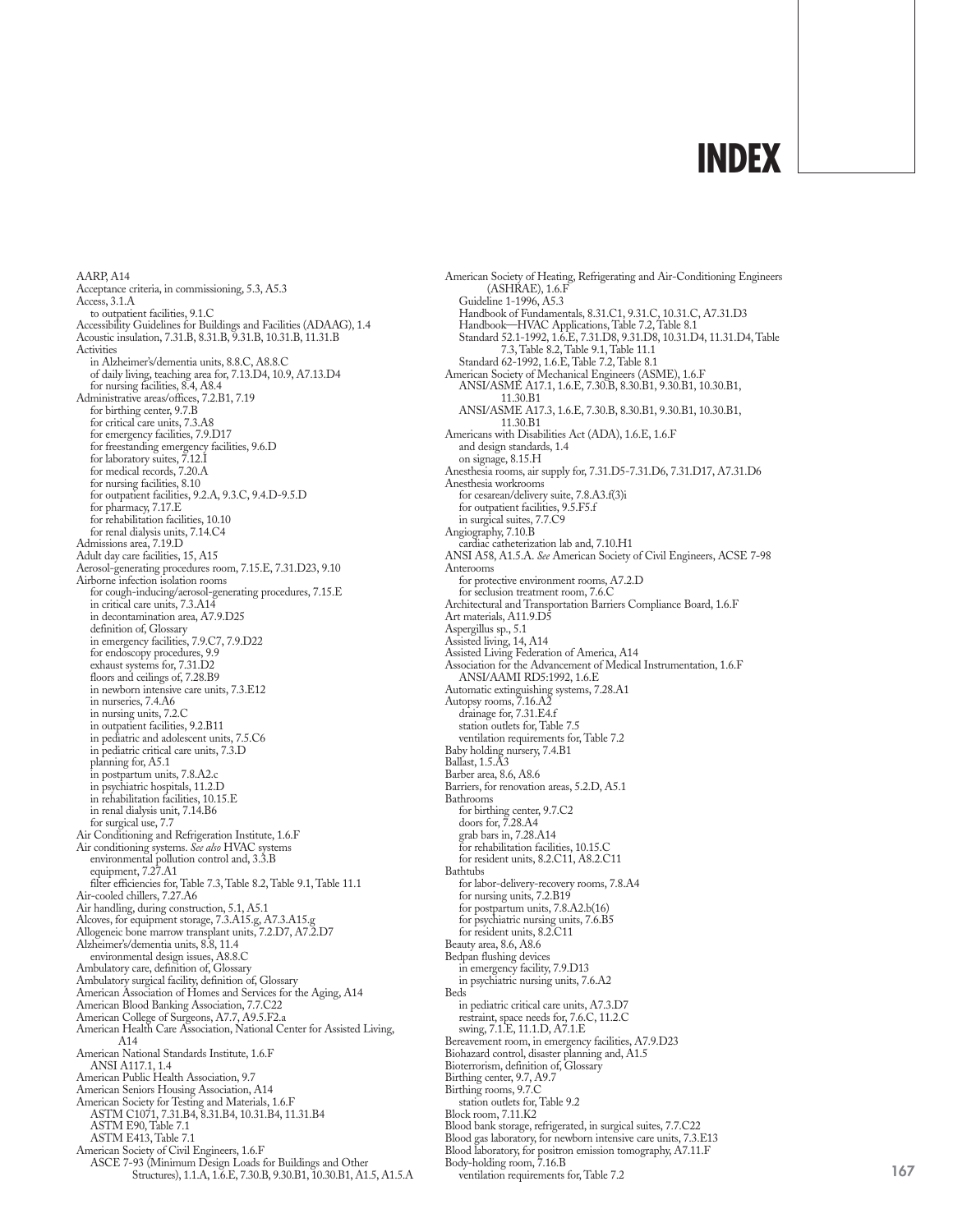# INDEX

AARP, A14
Acceptance criteria, in commissioning, 5.3, A5.3
Access, 3.1.A
  to outpatient facilities, 9.1.C
Accessibility Guidelines for Buildings and Facilities (ADAAG), 1.4
Acoustic insulation, 7.31.B, 8.31.B, 9.31.B, 10.31.B, 11.31.B
Activities
  in Alzheimer's/dementia units, 8.8.C, A8.8.C
  of daily living, teaching area for, 7.13.D4, 10.9, A7.13.D4
  for nursing facilities, 8.4, A8.4
Administrative areas/offices, 7.2.B1, 7.19
  for birthing center, 9.7.B
  for critical care units, 7.3.A8
  for emergency facilities, 7.9.D17
  for freestanding emergency facilities, 9.6.D
  for laboratory suites, 7.12.I
  for medical records, 7.20.A
  for nursing facilities, 8.10
  for outpatient facilities, 9.2.A, 9.3.C, 9.4.D-9.5.D
  for pharmacy, 7.17.E
  for rehabilitation facilities, 10.10
  for renal dialysis units, 7.14.C4
Admissions area, 7.19.D
Adult day care facilities, 15, A15
Aerosol-generating procedures room, 7.15.E, 7.31.D23, 9.10
Airborne infection isolation rooms
  for cough-inducing/aerosol-generating procedures, 7.15.E
  in critical care units, 7.3.A14
  in decontamination area, A7.9.D25
  definition of, Glossary
  in emergency facilities, 7.9.C7, 7.9.D22
  for endoscopy procedures, 9.9
  exhaust systems for, 7.31.D2
  floors and ceilings of, 7.28.B9
  in newborn intensive care units, 7.3.E12
  in nurseries, 7.4.A6
  in nursing units, 7.2.C
  in outpatient facilities, 9.2.B11
  in pediatric and adolescent units, 7.5.C6
  in pediatric critical care units, 7.3.D
  planning for, A5.1
  in postpartum units, 7.8.A2.c
  in psychiatric hospitals, 11.2.D
  in rehabilitation facilities, 10.15.E
  in renal dialysis unit, 7.14.B6
  for surgical use, 7.7
Air Conditioning and Refrigeration Institute, 1.6.F
Air conditioning systems. *See also* HVAC systems
  environmental pollution control and, 3.3.B
  equipment, 7.27.A1
  filter efficiencies for, Table 7.3, Table 8.2, Table 9.1, Table 11.1
Air-cooled chillers, 7.27.A6
Air handling, during construction, 5.1, A5.1
Alcoves, for equipment storage, 7.3.A15.g, A7.3.A15.g
Allogeneic bone marrow transplant units, 7.2.D7, A7.2.D7
Alzheimer's/dementia units, 8.8, 11.4
  environmental design issues, A8.8.C
Ambulatory care, definition of, Glossary
Ambulatory surgical facility, definition of, Glossary
American Association of Homes and Services for the Aging, A14
American Blood Banking Association, 7.7.C22
American College of Surgeons, A7.7, A9.5.F2.a
American Health Care Association, National Center for Assisted Living, A14
American National Standards Institute, 1.6.F
  ANSI A117.1, 1.4
American Public Health Association, 9.7
American Seniors Housing Association, A14
American Society for Testing and Materials, 1.6.F
  ASTM C1071, 7.31.B4, 8.31.B4, 10.31.B4, 11.31.B4
  ASTM E90, Table 7.1
  ASTM E413, Table 7.1
American Society of Civil Engineers, 1.6.F
  ASCE 7-93 (Minimum Design Loads for Buildings and Other Structures), 1.1.A, 1.6.E, 7.30.B, 9.30.B1, 10.30.B1, A1.5, A1.5.A
American Society of Heating, Refrigerating and Air-Conditioning Engineers (ASHRAE), 1.6.F
  Guideline 1-1996, A5.3
  Handbook of Fundamentals, 8.31.C1, 9.31.C, 10.31.C, A7.31.D3
  Handbook—HVAC Applications, Table 7.2, Table 8.1
  Standard 52.1-1992, 1.6.E, 7.31.D8, 9.31.D8, 10.31.D4, 11.31.D4, Table 7.3, Table 8.2, Table 9.1, Table 11.1
  Standard 62-1992, 1.6.E, Table 7.2, Table 8.1
American Society of Mechanical Engineers (ASME), 1.6.F
  ANSI/ASME A17.1, 1.6.E, 7.30.B, 8.30.B1, 9.30.B1, 10.30.B1, 11.30.B1
  ANSI/ASME A17.3, 1.6.E, 7.30.B, 8.30.B1, 9.30.B1, 10.30.B1, 11.30.B1
Americans with Disabilities Act (ADA), 1.6.E, 1.6.F
  and design standards, 1.4
  on signage, 8.15.H
Anesthesia rooms, air supply for, 7.31.D5-7.31.D6, 7.31.D17, A7.31.D6
Anesthesia workrooms
  for cesarean/delivery suite, 7.8.A3.f(3)i
  for outpatient facilities, 9.5.F5.f
  in surgical suites, 7.7.C9
Angiography, 7.10.B
  cardiac catheterization lab and, 7.10.H1
ANSI A58, A1.5.A. *See* American Society of Civil Engineers, ACSE 7-98
Anterooms
  for protective environment rooms, A7.2.D
  for seclusion treatment room, 7.6.C
Architectural and Transportation Barriers Compliance Board, 1.6.F
Art materials, A11.9.D5
Aspergillus sp., 5.1
Assisted living, 14, A14
Assisted Living Federation of America, A14
Association for the Advancement of Medical Instrumentation, 1.6.F
  ANSI/AAMI RD5:1992, 1.6.E
Automatic extinguishing systems, 7.28.A1
Autopsy rooms, 7.16.A2
  drainage for, 7.31.E4.f
  station outlets for, Table 7.5
  ventilation requirements for, Table 7.2
Baby holding nursery, 7.4.B1
Ballast, 1.5.A3
Barber area, 8.6, A8.6
Barriers, for renovation areas, 5.2.D, A5.1
Bathrooms
  for birthing center, 9.7.C2
  doors for, 7.28.A4
  grab bars in, 7.28.A14
  for rehabilitation facilities, 10.15.C
  for resident units, 8.2.C11, A8.2.C11
Bathtubs
  for labor-delivery-recovery rooms, 7.8.A4
  for nursing units, 7.2.B19
  for postpartum units, 7.8.A2.b(16)
  for psychiatric nursing units, 7.6.B5
  for resident units, 8.2.C11
Beauty area, 8.6, A8.6
Bedpan flushing devices
  in emergency facility, 7.9.D13
  in psychiatric nursing units, 7.6.A2
Beds
  in pediatric critical care units, A7.3.D7
  restraint, space needs for, 7.6.C, 11.2.C
  swing, 7.1.E, 11.1.D, A7.1.E
Bereavement room, in emergency facilities, A7.9.D23
Biohazard control, disaster planning and, A1.5
Bioterrorism, definition of, Glossary
Birthing center, 9.7, A9.7
Birthing rooms, 9.7.C
  station outlets for, Table 9.2
Block room, 7.11.K2
Blood bank storage, refrigerated, in surgical suites, 7.7.C22
Blood gas laboratory, for newborn intensive care units, 7.3.E13
Blood laboratory, for positron emission tomography, A7.11.F
Body-holding room, 7.16.B
  ventilation requirements for, Table 7.2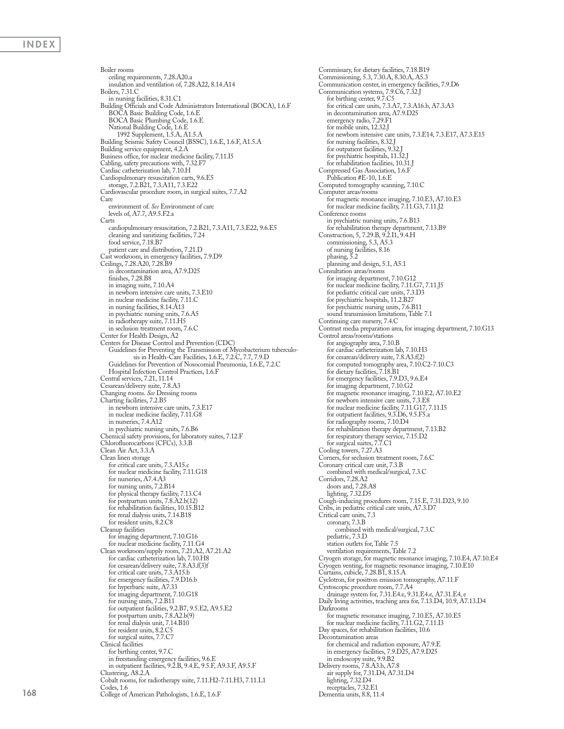Boiler rooms
- ceiling requirements, 7.28.A20.a
- insulation and ventilation of, 7.28.A22, 8.14.A14

Boilers, 7.31.C
- in nursing facilities, 8.31.C1

Building Officials and Code Administrators International (BOCA), 1.6.F
- BOCA Basic Building Code, 1.6.E
- BOCA Basic Plumbing Code, 1.6.E
- National Building Code, 1.6.E
  - 1992 Supplement, 1.5.A, A1.5.A

Building Seismic Safety Council (BSSC), 1.6.E, 1.6.F, A1.5.A

Building service equipment, 4.2.A

Business office, for nuclear medicine facility, 7.11.I5

Cabling, safety precautions with, 7.32.F7

Cardiac catheterization lab, 7.10.H

Cardiopulmonary resuscitation carts, 9.6.E5
- storage, 7.2.B21, 7.3.A11, 7.3.E22

Cardiovascular procedure room, in surgical suites, 7.7.A2

Care
- environment of. *See* Environment of care
- levels of, A7.7, A9.5.F2.a

Carts
- cardiopulmonary resuscitation, 7.2.B21, 7.3.A11, 7.3.E22, 9.6.E5
- cleaning and sanitizing facilities, 7.24
- food service, 7.18.B7
- patient care and distribution, 7.21.D

Cast workroom, in emergency facilities, 7.9.D9

Ceilings, 7.28.A20, 7.28.B9
- in decontamination area, A7.9.D25
- finishes, 7.28.B8
- in imaging suite, 7.10.A4
- in newborn intensive care units, 7.3.E10
- in nuclear medicine facility, 7.11.C
- in nursing facilities, 8.14.A13
- in psychiatric nursing units, 7.6.A5
- in radiotherapy suite, 7.11.H5
- in seclusion treatment room, 7.6.C

Center for Health Design, A2

Centers for Disease Control and Prevention (CDC)
- Guidelines for Preventing the Transmission of Mycobacterium tuberculosis in Health-Care Facilities, 1.6.E, 7.2.C, 7.7, 7.9.D
- Guidelines for Prevention of Nosocomial Pneumonia, 1.6.E, 7.2.C
- Hospital Infection Control Practices, 1.6.F

Central services, 7.21, 11.14

Cesarean/delivery suite, 7.8.A3

Changing rooms. *See* Dressing rooms

Charting facilities, 7.2.B5
- in newborn intensive care units, 7.3.E17
- in nuclear medicine facility, 7.11.G8
- in nurseries, 7.4.A12
- in psychiatric nursing units, 7.6.B6

Chemical safety provisions, for laboratory suites, 7.12.F

Chlorofluorocarbons (CFCs), 3.3.B

Clean Air Act, 3.3.A

Clean linen storage
- for critical care units, 7.3.A15.c
- for nuclear medicine facility, 7.11.G18
- for nurseries, A7.4.A3
- for nursing units, 7.2.B14
- for physical therapy facility, 7.13.C4
- for postpartum units, 7.8.A2.b(12)
- for rehabilitation facilities, 10.15.B12
- for renal dialysis units, 7.14.B18
- for resident units, 8.2.C8

Cleanup facilities
- for imaging department, 7.10.G16
- for nuclear medicine facility, 7.11.G4

Clean workroom/supply room, 7.21.A2, A7.21.A2
- for cardiac catheterization lab, 7.10.H8
- for cesarean/delivery suite, 7.8.A3.f(3)f
- for critical care units, 7.3.A15.b
- for emergency facilities, 7.9.D16.b
- for hyperbaric suite, A7.33
- for imaging department, 7.10.G18
- for nursing units, 7.2.B11
- for outpatient facilities, 9.2.B7, 9.5.E2, A9.5.E2
- for postpartum units, 7.8.A2.b(9)
- for renal dialysis unit, 7.14.B10
- for resident units, 8.2.C5
- for surgical suites, 7.7.C7

Clinical facilities
- for birthing center, 9.7.C
- in freestanding emergency facilities, 9.6.E
- in outpatient facilities, 9.2.B, 9.4.E, 9.5.F, A9.3.F, A9.5.F

Clustering, A8.2.A

Cobalt rooms, for radiotherapy suite, 7.11.H2-7.11.H3, 7.11.L1

Codes, 1.6

College of American Pathologists, 1.6.E, 1.6.F

Commissary, for dietary facilities, 7.18.B19

Commissioning, 5.3, 7.30.A, 8.30.A, A5.3

Communication center, in emergency facilities, 7.9.D6

Communication systems, 7.9.C6, 7.32.J
- for birthing center, 9.7.C5
- for critical care units, 7.3.A7, 7.3.A16.b, A7.3.A3
- in decontamination area, A7.9.D25
- emergency radio, 7.29.F1
- for mobile units, 12.32.J
- for newborn intensive care units, 7.3.E14, 7.3.E17, A7.3.E15
- for nursing facilities, 8.32.J
- for outpatient facilities, 9.32.J
- for psychiatric hospitals, 11.32.J
- for rehabilitation facilities, 10.31.J

Compressed Gas Association, 1.6.F
- Publication #E-10, 1.6.E

Computed tomography scanning, 7.10.C

Computer areas/rooms
- for magnetic resonance imaging, 7.10.E3, A7.10.E3
- for nuclear medicine facility, 7.11.G3, 7.11.J2

Conference rooms
- in psychiatric nursing units, 7.6.B13
- for rehabilitation therapy department, 7.13.B9

Construction, 5, 7.29.B, 9.2.I1, 9.4.H
- commissioning, 5.3, A5.3
- of nursing facilities, 8.16
- phasing, 5.2
- planning and design, 5.1, A5.1

Consultation areas/rooms
- for imaging department, 7.10.G12
- for nuclear medicine facility, 7.11.G7, 7.11.J5
- for pediatric critical care units, 7.3.D3
- for psychiatric hospitals, 11.2.B27
- for psychiatric nursing units, 7.6.B11
- sound transmission limitations, Table 7.1

Continuing care nursery, 7.4.C

Contrast media preparation area, for imaging department, 7.10.G13

Control areas/rooms/stations
- for angiography area, 7.10.B
- for cardiac catheterization lab, 7.10.H3
- for cesarean/delivery suite, 7.8.A3.f(2)
- for computed tomography area, 7.10.C2-7.10.C3
- for dietary facilities, 7.18.B1
- for emergency facilities, 7.9.D3, 9.6.E4
- for imaging department, 7.10.G2
- for magnetic resonance imaging, 7.10.E2, A7.10.E2
- for newborn intensive care units, 7.3.E8
- for nuclear medicine facility, 7.11.G17, 7.11.I5
- for outpatient facilities, 9.3.D6, 9.5.F5.a
- for radiography rooms, 7.10.D4
- for rehabilitation therapy department, 7.13.B2
- for respiratory therapy service, 7.15.D2
- for surgical suites, 7.7.C1

Cooling towers, 7.27.A3

Corners, for seclusion treatment room, 7.6.C

Coronary critical care unit, 7.3.B
- combined with medical/surgical, 7.3.C

Corridors, 7.28.A2
- doors and, 7.28.A8
- lighting, 7.32.D5

Cough-inducing procedures room, 7.15.E, 7.31.D23, 9.10

Cribs, in pediatric critical care units, A7.3.D7

Critical care units, 7.3
- coronary, 7.3.B
  - combined with medical/surgical, 7.3.C
- pediatric, 7.3.D
- station outlets for, Table 7.5
- ventilation requirements, Table 7.2

Cryogen storage, for magnetic resonance imaging, 7.10.E4, A7.10.E4

Cryogen venting, for magnetic resonance imaging, 7.10.E10

Curtains, cubicle, 7.28.B1, 8.15.A

Cyclotron, for positron emission tomography, A7.11.F

Cystoscopic procedure room, 7.7.A4
- drainage system for, 7.31.E4.e, 9.31.E4.e, A7.31.E4, e

Daily living activities, teaching area for, 7.13.D4, 10.9, A7.13.D4

Darkrooms
- for magnetic resonance imaging, 7.10.E5, A7.10.E5
- for nuclear medicine facility, 7.11.G2, 7.11.I3

Day spaces, for rehabilitation facilities, 10.6

Decontamination areas
- for chemical and radiation exposure, A7.9.E
- in emergency facilities, 7.9.D25, A7.9.D25
- in endoscopy suite, 9.9.B2

Delivery rooms, 7.8.A3.b, A7.8
- air supply for, 7.31.D4, A7.31.D4
- lighting, 7.32.D4
- receptacles, 7.32.E1

Dementia units, 8.8, 11.4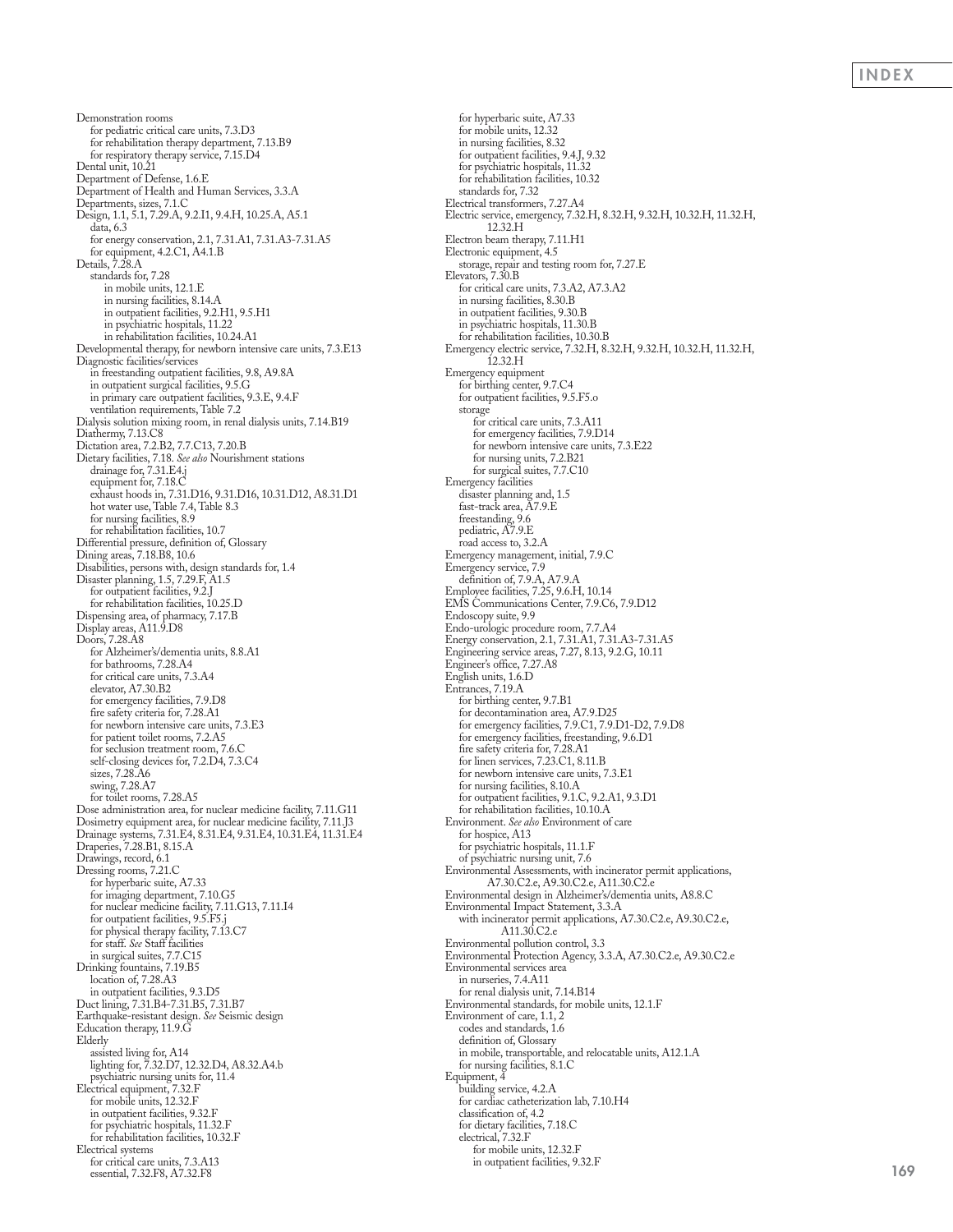Demonstration rooms
- for pediatric critical care units, 7.3.D3
- for rehabilitation therapy department, 7.13.B9
- for respiratory therapy service, 7.15.D4

Dental unit, 10.21

Department of Defense, 1.6.E

Department of Health and Human Services, 3.3.A

Departments, sizes, 7.1.C

Design, 1.1, 5.1, 7.29.A, 9.2.I1, 9.4.H, 10.25.A, A5.1
- data, 6.3
- for energy conservation, 2.1, 7.31.A1, 7.31.A3-7.31.A5
- for equipment, 4.2.C1, A4.1.B

Details, 7.28.A
- standards for, 7.28
  - in mobile units, 12.1.E
  - in nursing facilities, 8.14.A
  - in outpatient facilities, 9.2.H1, 9.5.H1
  - in psychiatric hospitals, 11.22
  - in rehabilitation facilities, 10.24.A1

Developmental therapy, for newborn intensive care units, 7.3.E13

Diagnostic facilities/services
- in freestanding outpatient facilities, 9.8, A9.8A
- in outpatient surgical facilities, 9.5.G
- in primary care outpatient facilities, 9.3.E, 9.4.F
- ventilation requirements, Table 7.2

Dialysis solution mixing room, in renal dialysis units, 7.14.B19

Diathermy, 7.13.C8

Dictation area, 7.2.B2, 7.7.C13, 7.20.B

Dietary facilities, 7.18. *See also* Nourishment stations
- drainage for, 7.31.E4.j
- equipment for, 7.18.C
- exhaust hoods in, 7.31.D16, 9.31.D16, 10.31.D12, A8.31.D1
- hot water use, Table 7.4, Table 8.3
- for nursing facilities, 8.9
- for rehabilitation facilities, 10.7

Differential pressure, definition of, Glossary

Dining areas, 7.18.B8, 10.6

Disabilities, persons with, design standards for, 1.4

Disaster planning, 1.5, 7.29.F, A1.5
- for outpatient facilities, 9.2.J
- for rehabilitation facilities, 10.25.D

Dispensing area, of pharmacy, 7.17.B

Display areas, A11.9.D8

Doors, 7.28.A8
- for Alzheimer's/dementia units, 8.8.A1
- for bathrooms, 7.28.A4
- for critical care units, 7.3.A4
- elevator, A7.30.B2
- for emergency facilities, 7.9.D8
- fire safety criteria for, 7.28.A1
- for newborn intensive care units, 7.3.E3
- for patient toilet rooms, 7.2.A5
- for seclusion treatment room, 7.6.C
- self-closing devices for, 7.2.D4, 7.3.C4
- sizes, 7.28.A6
- swing, 7.28.A7
- for toilet rooms, 7.28.A5

Dose administration area, for nuclear medicine facility, 7.11.G11

Dosimetry equipment area, for nuclear medicine facility, 7.11.J3

Drainage systems, 7.31.E4, 8.31.E4, 9.31.E4, 10.31.E4, 11.31.E4

Draperies, 7.28.B1, 8.15.A

Drawings, record, 6.1

Dressing rooms, 7.21.C
- for hyperbaric suite, A7.33
- for imaging department, 7.10.G5
- for nuclear medicine facility, 7.11.G13, 7.11.I4
- for outpatient facilities, 9.5.F5.j
- for physical therapy facility, 7.13.C7
- for staff. *See* Staff facilities
- in surgical suites, 7.7.C15

Drinking fountains, 7.19.B5
- location of, 7.28.A3
- in outpatient facilities, 9.3.D5

Duct lining, 7.31.B4-7.31.B5, 7.31.B7

Earthquake-resistant design. *See* Seismic design

Education therapy, 11.9.G

Elderly
- assisted living for, A14
- lighting for, 7.32.D7, 12.32.D4, A8.32.A4.b
- psychiatric nursing units for, 11.4

Electrical equipment, 7.32.F
- for mobile units, 12.32.F
- in outpatient facilities, 9.32.F
- for psychiatric hospitals, 11.32.F
- for rehabilitation facilities, 10.32.F

Electrical systems
- for critical care units, 7.3.A13
- essential, 7.32.F8, A7.32.F8
- for hyperbaric suite, A7.33
- for mobile units, 12.32
- in nursing facilities, 8.32
- for outpatient facilities, 9.4.J, 9.32
- for psychiatric hospitals, 11.32
- for rehabilitation facilities, 10.32
- standards for, 7.32

Electrical transformers, 7.27.A4

Electric service, emergency, 7.32.H, 8.32.H, 9.32.H, 10.32.H, 11.32.H, 12.32.H

Electron beam therapy, 7.11.H1

Electronic equipment, 4.5
- storage, repair and testing room for, 7.27.E

Elevators, 7.30.B
- for critical care units, 7.3.A2, A7.3.A2
- in nursing facilities, 8.30.B
- in outpatient facilities, 9.30.B
- in psychiatric hospitals, 11.30.B
- for rehabilitation facilities, 10.30.B

Emergency electric service, 7.32.H, 8.32.H, 9.32.H, 10.32.H, 11.32.H, 12.32.H

Emergency equipment
- for birthing center, 9.7.C4
- for outpatient facilities, 9.5.F5.o
- storage
  - for critical care units, 7.3.A11
  - for emergency facilities, 7.9.D14
  - for newborn intensive care units, 7.3.E22
  - for nursing units, 7.2.B21
  - for surgical suites, 7.7.C10

Emergency facilities
- disaster planning and, 1.5
- fast-track area, A7.9.E
- freestanding, 9.6
- pediatric, A7.9.E
- road access to, 3.2.A

Emergency management, initial, 7.9.C

Emergency service, 7.9
- definition of, 7.9.A, A7.9.A

Employee facilities, 7.25, 9.6.H, 10.14

EMS Communications Center, 7.9.C6, 7.9.D12

Endoscopy suite, 9.9

Endo-urologic procedure room, 7.7.A4

Energy conservation, 2.1, 7.31.A1, 7.31.A3-7.31.A5

Engineering service areas, 7.27, 8.13, 9.2.G, 10.11

Engineer's office, 7.27.A8

English units, 1.6.D

Entrances, 7.19.A
- for birthing center, 9.7.B1
- for decontamination area, A7.9.D25
- for emergency facilities, 7.9.C1, 7.9.D1-D2, 7.9.D8
- for emergency facilities, freestanding, 9.6.D1
- fire safety criteria for, 7.28.A1
- for linen services, 7.23.C1, 8.11.B
- for newborn intensive care units, 7.3.E1
- for nursing facilities, 8.10.A
- for outpatient facilities, 9.1.C, 9.2.A1, 9.3.D1
- for rehabilitation facilities, 10.10.A

Environment. *See also* Environment of care
- for hospice, A13
- for psychiatric hospitals, 11.1.F
- of psychiatric nursing unit, 7.6

Environmental Assessments, with incinerator permit applications, A7.30.C2.e, A9.30.C2.e, A11.30.C2.e

Environmental design in Alzheimer's/dementia units, A8.8.C

Environmental Impact Statement, 3.3.A
- with incinerator permit applications, A7.30.C2.e, A9.30.C2.e, A11.30.C2.e

Environmental pollution control, 3.3

Environmental Protection Agency, 3.3.A, A7.30.C2.e, A9.30.C2.e

Environmental services area
- in nurseries, 7.4.A11
- for renal dialysis unit, 7.14.B14

Environmental standards, for mobile units, 12.1.F

Environment of care, 1.1, 2
- codes and standards, 1.6
- definition of, Glossary
- in mobile, transportable, and relocatable units, A12.1.A
- for nursing facilities, 8.1.C

Equipment, 4
- building service, 4.2.A
- for cardiac catheterization lab, 7.10.H4
- classification of, 4.2
- for dietary facilities, 7.18.C
- electrical, 7.32.F
  - for mobile units, 12.32.F
  - in outpatient facilities, 9.32.F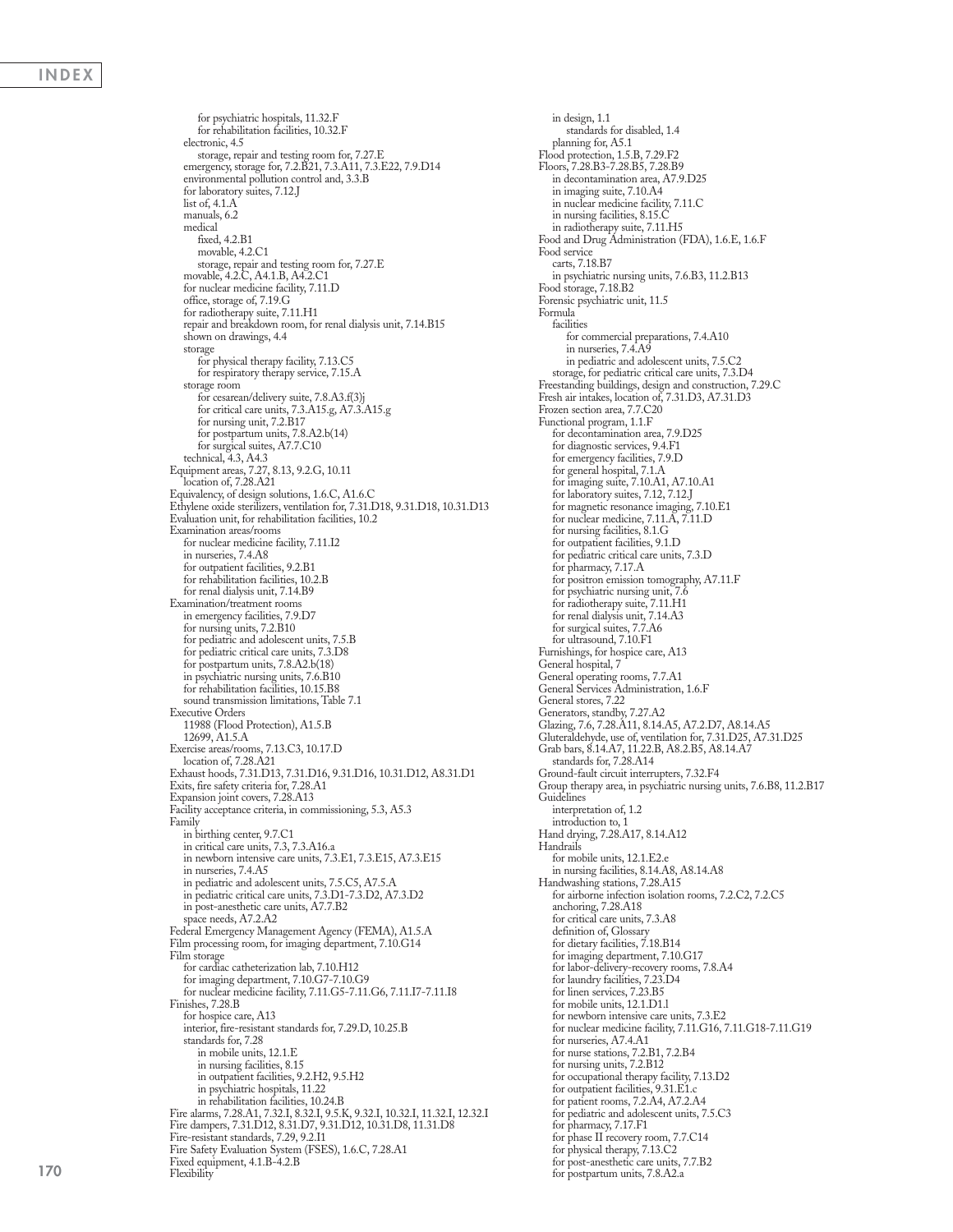for psychiatric hospitals, 11.32.F
for rehabilitation facilities, 10.32.F
electronic, 4.5
storage, repair and testing room for, 7.27.E
emergency, storage for, 7.2.B21, 7.3.A11, 7.3.E22, 7.9.D14
environmental pollution control and, 3.3.B
for laboratory suites, 7.12.J
list of, 4.1.A
manuals, 6.2
medical
fixed, 4.2.B1
movable, 4.2.C1
storage, repair and testing room for, 7.27.E
movable, 4.2.C, A4.1.B, A4.2.C1
for nuclear medicine facility, 7.11.D
office, storage of, 7.19.G
for radiotherapy suite, 7.11.H1
repair and breakdown room, for renal dialysis unit, 7.14.B15
shown on drawings, 4.4
storage
for physical therapy facility, 7.13.C5
for respiratory therapy service, 7.15.A
storage room
for cesarean/delivery suite, 7.8.A3.f(3)j
for critical care units, 7.3.A15.g, A7.3.A15.g
for nursing unit, 7.2.B17
for postpartum units, 7.8.A2.b(14)
for surgical suites, A7.7.C10
technical, 4.3, A4.3
Equipment areas, 7.27, 8.13, 9.2.G, 10.11
location of, 7.28.A21
Equivalency, of design solutions, 1.6.C, A1.6.C
Ethylene oxide sterilizers, ventilation for, 7.31.D18, 9.31.D18, 10.31.D13
Evaluation unit, for rehabilitation facilities, 10.2
Examination areas/rooms
for nuclear medicine facility, 7.11.I2
in nurseries, 7.4.A8
for outpatient facilities, 9.2.B1
for rehabilitation facilities, 10.2.B
for renal dialysis unit, 7.14.B9
Examination/treatment rooms
in emergency facilities, 7.9.D7
for nursing units, 7.2.B10
for pediatric and adolescent units, 7.5.B
for pediatric critical care units, 7.3.D8
for postpartum units, 7.8.A2.b(18)
in psychiatric nursing units, 7.6.B10
for rehabilitation facilities, 10.15.B8
sound transmission limitations, Table 7.1
Executive Orders
11988 (Flood Protection), A1.5.B
12699, A1.5.A
Exercise areas/rooms, 7.13.C3, 10.17.D
location of, 7.28.A21
Exhaust hoods, 7.31.D13, 7.31.D16, 9.31.D16, 10.31.D12, A8.31.D1
Exits, fire safety criteria for, 7.28.A1
Expansion joint covers, 7.28.A13
Facility acceptance criteria, in commissioning, 5.3, A5.3
Family
in birthing center, 9.7.C1
in critical care units, 7.3, 7.3.A16.a
in newborn intensive care units, 7.3.E1, 7.3.E15, A7.3.E15
in nurseries, 7.4.A5
in pediatric and adolescent units, 7.5.C5, A7.5.A
in pediatric critical care units, 7.3.D1-7.3.D2, A7.3.D2
in post-anesthetic care units, A7.7.B2
space needs, A7.2.A2
Federal Emergency Management Agency (FEMA), A1.5.A
Film processing room, for imaging department, 7.10.G14
Film storage
for cardiac catheterization lab, 7.10.H12
for imaging department, 7.10.G7-7.10.G9
for nuclear medicine facility, 7.11.G5-7.11.G6, 7.11.I7-7.11.I8
Finishes, 7.28.B
for hospice care, A13
interior, fire-resistant standards for, 7.29.D, 10.25.B
standards for, 7.28
in mobile units, 12.1.E
in nursing facilities, 8.15
in outpatient facilities, 9.2.H2, 9.5.H2
in psychiatric hospitals, 11.22
in rehabilitation facilities, 10.24.B
Fire alarms, 7.28.A1, 7.32.I, 8.32.I, 9.5.K, 9.32.I, 10.32.I, 11.32.I, 12.32.I
Fire dampers, 7.31.D12, 8.31.D7, 9.31.D12, 10.31.D8, 11.31.D8
Fire-resistant standards, 7.29, 9.2.I1
Fire Safety Evaluation System (FSES), 1.6.C, 7.28.A1
Fixed equipment, 4.1.B-4.2.B
Flexibility
in design, 1.1
standards for disabled, 1.4
planning for, A5.1
Flood protection, 1.5.B, 7.29.F2
Floors, 7.28.B3-7.28.B5, 7.28.B9
in decontamination area, A7.9.D25
in imaging suite, 7.10.A4
in nuclear medicine facility, 7.11.C
in nursing facilities, 8.15.C
in radiotherapy suite, 7.11.H5
Food and Drug Administration (FDA), 1.6.E, 1.6.F
Food service
carts, 7.18.B7
in psychiatric nursing units, 7.6.B3, 11.2.B13
Food storage, 7.18.B2
Forensic psychiatric unit, 11.5
Formula
facilities
for commercial preparations, 7.4.A10
in nurseries, 7.4.A9
in pediatric and adolescent units, 7.5.C2
storage, for pediatric critical care units, 7.3.D4
Freestanding buildings, design and construction, 7.29.C
Fresh air intakes, location of, 7.31.D3, A7.31.D3
Frozen section area, 7.7.C20
Functional program, 1.1.F
for decontamination area, 7.9.D25
for diagnostic services, 9.4.F1
for emergency facilities, 7.9.D
for general hospital, 7.1.A
for imaging suite, 7.10.A1, A7.10.A1
for laboratory suites, 7.12, 7.12.J
for magnetic resonance imaging, 7.10.E1
for nuclear medicine, 7.11.A, 7.11.D
for nursing facilities, 8.1.G
for outpatient facilities, 9.1.D
for pediatric critical care units, 7.3.D
for pharmacy, 7.17.A
for positron emission tomography, A7.11.F
for psychiatric nursing unit, 7.6
for radiotherapy suite, 7.11.H1
for renal dialysis unit, 7.14.A3
for surgical suites, 7.7.A6
for ultrasound, 7.10.F1
Furnishings, for hospice care, A13
General hospital, 7
General operating rooms, 7.7.A1
General Services Administration, 1.6.F
General stores, 7.22
Generators, standby, 7.27.A2
Glazing, 7.6, 7.28.A11, 8.14.A5, A7.2.D7, A8.14.A5
Gluteraldehyde, use of, ventilation for, 7.31.D25, A7.31.D25
Grab bars, 8.14.A7, 11.22.B, A8.2.B5, A8.14.A7
standards for, 7.28.A14
Ground-fault circuit interrupters, 7.32.F4
Group therapy area, in psychiatric nursing units, 7.6.B8, 11.2.B17
Guidelines
interpretation of, 1.2
introduction to, 1
Hand drying, 7.28.A17, 8.14.A12
Handrails
for mobile units, 12.1.E2.e
in nursing facilities, 8.14.A8, A8.14.A8
Handwashing stations, 7.28.A15
for airborne infection isolation rooms, 7.2.C2, 7.2.C5
anchoring, 7.28.A18
for critical care units, 7.3.A8
definition of, Glossary
for dietary facilities, 7.18.B14
for imaging department, 7.10.G17
for labor-delivery-recovery rooms, 7.8.A4
for laundry facilities, 7.23.D4
for linen services, 7.23.B5
for mobile units, 12.1.D1.l
for newborn intensive care units, 7.3.E2
for nuclear medicine facility, 7.11.G16, 7.11.G18-7.11.G19
for nurseries, A7.4.A1
for nurse stations, 7.2.B1, 7.2.B4
for nursing units, 7.2.B12
for occupational therapy facility, 7.13.D2
for outpatient facilities, 9.31.E1.c
for patient rooms, 7.2.A4, A7.2.A4
for pediatric and adolescent units, 7.5.C3
for pharmacy, 7.17.F1
for phase II recovery room, 7.7.C14
for physical therapy, 7.13.C2
for post-anesthetic care units, 7.7.B2
for postpartum units, 7.8.A2.a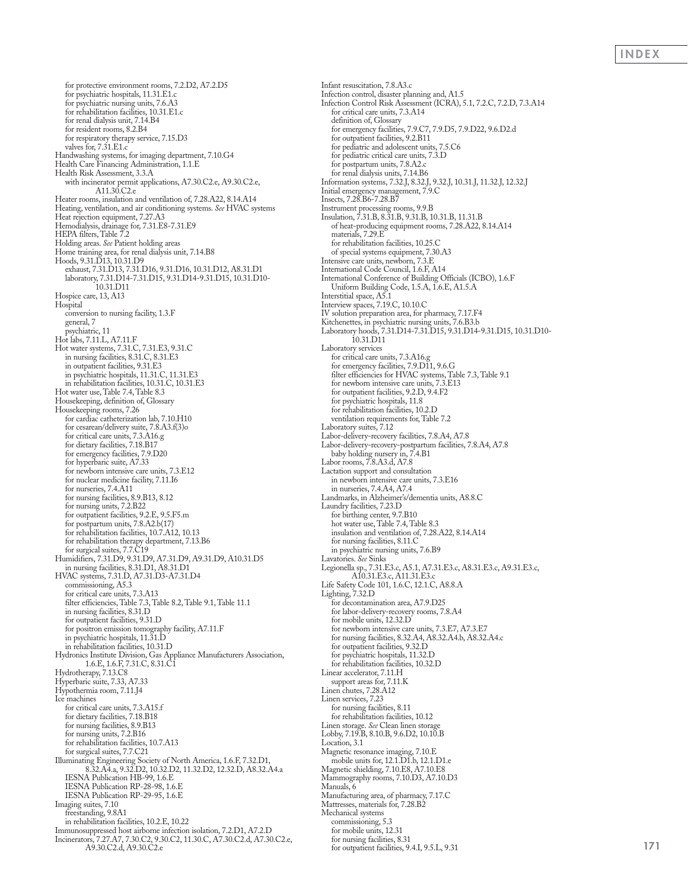for protective environment rooms, 7.2.D2, A7.2.D5
for psychiatric hospitals, 11.31.E1.c
for psychiatric nursing units, 7.6.A3
for rehabilitation facilities, 10.31.E1.c
for renal dialysis unit, 7.14.B4
for resident rooms, 8.2.B4
for respiratory therapy service, 7.15.D3
valves for, 7.31.E1.c

Handwashing systems, for imaging department, 7.10.G4

Health Care Financing Administration, 1.1.E

Health Risk Assessment, 3.3.A
with incinerator permit applications, A7.30.C2.e, A9.30.C2.e, A11.30.C2.e

Heater rooms, insulation and ventilation of, 7.28.A22, 8.14.A14

Heating, ventilation, and air conditioning systems. *See* HVAC systems

Heat rejection equipment, 7.27.A3

Hemodialysis, drainage for, 7.31.E8-7.31.E9

HEPA filters, Table 7.2

Holding areas. *See* Patient holding areas

Home training area, for renal dialysis unit, 7.14.B8

Hoods, 9.31.D13, 10.31.D9
exhaust, 7.31.D13, 7.31.D16, 9.31.D16, 10.31.D12, A8.31.D1
laboratory, 7.31.D14-7.31.D15, 9.31.D14-9.31.D15, 10.31.D10-10.31.D11

Hospice care, 13, A13

Hospital
conversion to nursing facility, 1.3.F
general, 7
psychiatric, 11

Hot labs, 7.11.L, A7.11.F

Hot water systems, 7.31.C, 7.31.E3, 9.31.C
in nursing facilities, 8.31.C, 8.31.E3
in outpatient facilities, 9.31.E3
in psychiatric hospitals, 11.31.C, 11.31.E3
in rehabilitation facilities, 10.31.C, 10.31.E3

Hot water use, Table 7.4, Table 8.3

Housekeeping, definition of, Glossary

Housekeeping rooms, 7.26
for cardiac catheterization lab, 7.10.H10
for cesarean/delivery suite, 7.8.A3.f(3)o
for critical care units, 7.3.A16.g
for dietary facilities, 7.18.B17
for emergency facilities, 7.9.D20
for hyperbaric suite, A7.33
for newborn intensive care units, 7.3.E12
for nuclear medicine facility, 7.11.I6
for nurseries, 7.4.A11
for nursing facilities, 8.9.B13, 8.12
for nursing units, 7.2.B22
for outpatient facilities, 9.2.E, 9.5.F5.m
for postpartum units, 7.8.A2.b(17)
for rehabilitation facilities, 10.7.A12, 10.13
for rehabilitation therapy department, 7.13.B6
for surgical suites, 7.7.C19

Humidifiers, 7.31.D9, 9.31.D9, A7.31.D9, A9.31.D9, A10.31.D5
in nursing facilities, 8.31.D1, A8.31.D1

HVAC systems, 7.31.D, A7.31.D3-A7.31.D4
commissioning, A5.3
for critical care units, 7.3.A13
filter efficiencies, Table 7.3, Table 8.2, Table 9.1, Table 11.1
in nursing facilities, 8.31.D
for outpatient facilities, 9.31.D
for positron emission tomography facility, A7.11.F
in psychiatric hospitals, 11.31.D
in rehabilitation facilities, 10.31.D

Hydronics Institute Division, Gas Appliance Manufacturers Association, 1.6.E, 1.6.F, 7.31.C, 8.31.C1

Hydrotherapy, 7.13.C8

Hyperbaric suite, 7.33, A7.33

Hypothermia room, 7.11.J4

Ice machines
for critical care units, 7.3.A15.f
for dietary facilities, 7.18.B18
for nursing facilities, 8.9.B13
for nursing units, 7.2.B16
for rehabilitation facilities, 10.7.A13
for surgical suites, 7.7.C21

Illuminating Engineering Society of North America, 1.6.F, 7.32.D1, 8.32.A4.a, 9.32.D2, 10.32.D2, 11.32.D2, 12.32.D, A8.32.A4.a
IESNA Publication HB-99, 1.6.E
IESNA Publication RP-28-98, 1.6.E
IESNA Publication RP-29-95, 1.6.E

Imaging suites, 7.10
freestanding, 9.8A1
in rehabilitation facilities, 10.2.E, 10.22

Immunosuppressed host airborne infection isolation, 7.2.D1, A7.2.D

Incinerators, 7.27.A7, 7.30.C2, 9.30.C2, 11.30.C, A7.30.C2.d, A7.30.C2.e, A9.30.C2.d, A9.30.C2.e

Infant resuscitation, 7.8.A3.c

Infection control, disaster planning and, A1.5

Infection Control Risk Assessment (ICRA), 5.1, 7.2.C, 7.2.D, 7.3.A14
for critical care units, 7.3.A14
definition of, Glossary
for emergency facilities, 7.9.C7, 7.9.D5, 7.9.D22, 9.6.D2.d
for outpatient facilities, 9.2.B11
for pediatric and adolescent units, 7.5.C6
for pediatric critical care units, 7.3.D
for postpartum units, 7.8.A2.c
for renal dialysis units, 7.14.B6

Information systems, 7.32.J, 8.32.J, 9.32.J, 10.31.J, 11.32.J, 12.32.J

Initial emergency management, 7.9.C

Insects, 7.28.B6-7.28.B7

Instrument processing rooms, 9.9.B

Insulation, 7.31.B, 8.31.B, 9.31.B, 10.31.B, 11.31.B
of heat-producing equipment rooms, 7.28.A22, 8.14.A14
materials, 7.29.E
for rehabilitation facilities, 10.25.C
of special systems equipment, 7.30.A3

Intensive care units, newborn, 7.3.E

International Code Council, 1.6.F, A14

International Conference of Building Officials (ICBO), 1.6.F
Uniform Building Code, 1.5.A, 1.6.E, A1.5.A

Interstitial space, A5.1

Interview spaces, 7.19.C, 10.10.C

IV solution preparation area, for pharmacy, 7.17.F4

Kitchenettes, in psychiatric nursing units, 7.6.B3.b

Laboratory hoods, 7.31.D14-7.31.D15, 9.31.D14-9.31.D15, 10.31.D10-10.31.D11

Laboratory services
for critical care units, 7.3.A16.g
for emergency facilities, 7.9.D11, 9.6.G
filter efficiencies for HVAC systems, Table 7.3, Table 9.1
for newborn intensive care units, 7.3.E13
for outpatient facilities, 9.2.D, 9.4.F2
for psychiatric hospitals, 11.8
for rehabilitation facilities, 10.2.D
ventilation requirements for, Table 7.2

Laboratory suites, 7.12

Labor-delivery-recovery facilities, 7.8.A4, A7.8

Labor-delivery-recovery-postpartum facilities, 7.8.A4, A7.8
baby holding nursery in, 7.4.B1

Labor rooms, 7.8.A3.d, A7.8

Lactation support and consultation
in newborn intensive care units, 7.3.E16
in nurseries, 7.4.A4, A7.4

Landmarks, in Alzheimer's/dementia units, A8.8.C

Laundry facilities, 7.23.D
for birthing center, 9.7.B10
hot water use, Table 7.4, Table 8.3
insulation and ventilation of, 7.28.A22, 8.14.A14
for nursing facilities, 8.11.C
in psychiatric nursing units, 7.6.B9

Lavatories. *See* Sinks

Legionella sp., 7.31.E3.c, A5.1, A7.31.E3.c, A8.31.E3.c, A9.31.E3.c, A10.31.E3.c, A11.31.E3.c

Life Safety Code 101, 1.6.C, 12.1.C, A8.8.A

Lighting, 7.32.D
for decontamination area, A7.9.D25
for labor-delivery-recovery rooms, 7.8.A4
for mobile units, 12.32.D
for newborn intensive care units, 7.3.E7, A7.3.E7
for nursing facilities, 8.32.A4, A8.32.A4.b, A8.32.A4.c
for outpatient facilities, 9.32.D
for psychiatric hospitals, 11.32.D
for rehabilitation facilities, 10.32.D

Linear accelerator, 7.11.H
support areas for, 7.11.K

Linen chutes, 7.28.A12

Linen services, 7.23
for nursing facilities, 8.11
for rehabilitation facilities, 10.12

Linen storage. *See* Clean linen storage

Lobby, 7.19.B, 8.10.B, 9.6.D2, 10.10.B

Location, 3.1

Magnetic resonance imaging, 7.10.E
mobile units for, 12.1.D1.b, 12.1.D1.e

Magnetic shielding, 7.10.E8, A7.10.E8

Mammography rooms, 7.10.D3, A7.10.D3

Manuals, 6

Manufacturing area, of pharmacy, 7.17.C

Mattresses, materials for, 7.28.B2

Mechanical systems
commissioning, 5.3
for mobile units, 12.31
for nursing facilities, 8.31
for outpatient facilities, 9.4.I, 9.5.L, 9.31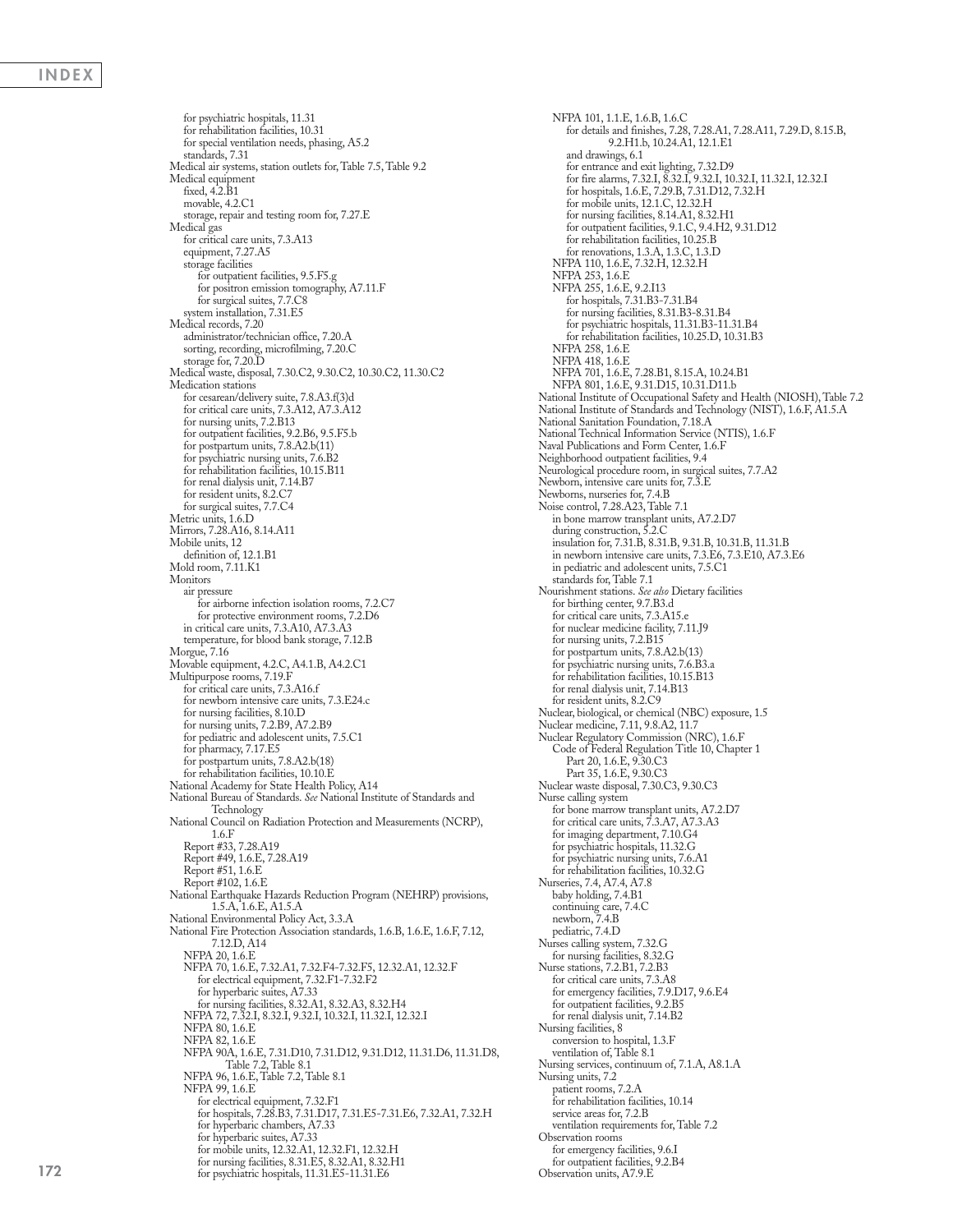for psychiatric hospitals, 11.31
for rehabilitation facilities, 10.31
for special ventilation needs, phasing, A5.2
standards, 7.31

Medical air systems, station outlets for, Table 7.5, Table 9.2

Medical equipment
- fixed, 4.2.B1
- movable, 4.2.C1
- storage, repair and testing room for, 7.27.E

Medical gas
- for critical care units, 7.3.A13
- equipment, 7.27.A5
- storage facilities
  - for outpatient facilities, 9.5.F5.g
  - for positron emission tomography, A7.11.F
  - for surgical suites, 7.7.C8
- system installation, 7.31.E5

Medical records, 7.20
- administrator/technician office, 7.20.A
- sorting, recording, microfilming, 7.20.C
- storage for, 7.20.D

Medical waste, disposal, 7.30.C2, 9.30.C2, 10.30.C2, 11.30.C2

Medication stations
- for cesarean/delivery suite, 7.8.A3.f(3)d
- for critical care units, 7.3.A12, A7.3.A12
- for nursing units, 7.2.B13
- for outpatient facilities, 9.2.B6, 9.5.F5.b
- for postpartum units, 7.8.A2.b(11)
- for psychiatric nursing units, 7.6.B2
- for rehabilitation facilities, 10.15.B11
- for renal dialysis unit, 7.14.B7
- for resident units, 8.2.C7
- for surgical suites, 7.7.C4

Metric units, 1.6.D

Mirrors, 7.28.A16, 8.14.A11

Mobile units, 12
- definition of, 12.1.B1

Mold room, 7.11.K1

Monitors
- air pressure
  - for airborne infection isolation rooms, 7.2.C7
  - for protective environment rooms, 7.2.D6
- in critical care units, 7.3.A10, A7.3.A3
- temperature, for blood bank storage, 7.12.B

Morgue, 7.16

Movable equipment, 4.2.C, A4.1.B, A4.2.C1

Multipurpose rooms, 7.19.F
- for critical care units, 7.3.A16.f
- for newborn intensive care units, 7.3.E24.c
- for nursing facilities, 8.10.D
- for nursing units, 7.2.B9, A7.2.B9
- for pediatric and adolescent units, 7.5.C1
- for pharmacy, 7.17.E5
- for postpartum units, 7.8.A2.b(18)
- for rehabilitation facilities, 10.10.E

National Academy for State Health Policy, A14

National Bureau of Standards. *See* National Institute of Standards and Technology

National Council on Radiation Protection and Measurements (NCRP), 1.6.F
- Report #33, 7.28.A19
- Report #49, 1.6.E, 7.28.A19
- Report #51, 1.6.E
- Report #102, 1.6.E

National Earthquake Hazards Reduction Program (NEHRP) provisions, 1.5.A, 1.6.E, A1.5.A

National Environmental Policy Act, 3.3.A

National Fire Protection Association standards, 1.6.B, 1.6.E, 1.6.F, 7.12, 7.12.D, A14
- NFPA 20, 1.6.E
- NFPA 70, 1.6.E, 7.32.A1, 7.32.F4-7.32.F5, 12.32.A1, 12.32.F
  - for electrical equipment, 7.32.F1-7.32.F2
  - for hyperbaric suites, A7.33
  - for nursing facilities, 8.32.A1, 8.32.A3, 8.32.H4
- NFPA 72, 7.32.I, 8.32.I, 9.32.I, 10.32.I, 11.32.I, 12.32.I
- NFPA 80, 1.6.E
- NFPA 82, 1.6.E
- NFPA 90A, 1.6.E, 7.31.D10, 7.31.D12, 9.31.D12, 11.31.D6, 11.31.D8, Table 7.2, Table 8.1
- NFPA 96, 1.6.E, Table 7.2, Table 8.1
- NFPA 99, 1.6.E
  - for electrical equipment, 7.32.F1
  - for hospitals, 7.28.B3, 7.31.D17, 7.31.E5-7.31.E6, 7.32.A1, 7.32.H
  - for hyperbaric chambers, A7.33
  - for hyperbaric suites, A7.33
  - for mobile units, 12.32.A1, 12.32.F1, 12.32.H
  - for nursing facilities, 8.31.E5, 8.32.A1, 8.32.H1
  - for psychiatric hospitals, 11.31.E5-11.31.E6
- NFPA 101, 1.1.E, 1.6.B, 1.6.C
  - for details and finishes, 7.28, 7.28.A1, 7.28.A11, 7.29.D, 8.15.B, 9.2.H1.b, 10.24.A1, 12.1.E1
  - and drawings, 6.1
  - for entrance and exit lighting, 7.32.D9
  - for fire alarms, 7.32.I, 8.32.I, 9.32.I, 10.32.I, 11.32.I, 12.32.I
  - for hospitals, 1.6.E, 7.29.B, 7.31.D12, 7.32.H
  - for mobile units, 12.1.C, 12.32.H
  - for nursing facilities, 8.14.A1, 8.32.H1
  - for outpatient facilities, 9.1.C, 9.4.H2, 9.31.D12
  - for rehabilitation facilities, 10.25.B
  - for renovations, 1.3.A, 1.3.C, 1.3.D
- NFPA 110, 1.6.E, 7.32.H, 12.32.H
- NFPA 253, 1.6.E
- NFPA 255, 1.6.E, 9.2.I13
  - for hospitals, 7.31.B3-7.31.B4
  - for nursing facilities, 8.31.B3-8.31.B4
  - for psychiatric hospitals, 11.31.B3-11.31.B4
  - for rehabilitation facilities, 10.25.D, 10.31.B3
- NFPA 258, 1.6.E
- NFPA 418, 1.6.E
- NFPA 701, 1.6.E, 7.28.B1, 8.15.A, 10.24.B1
- NFPA 801, 1.6.E, 9.31.D15, 10.31.D11.b

National Institute of Occupational Safety and Health (NIOSH), Table 7.2

National Institute of Standards and Technology (NIST), 1.6.F, A1.5.A

National Sanitation Foundation, 7.18.A

National Technical Information Service (NTIS), 1.6.F

Naval Publications and Form Center, 1.6.F

Neighborhood outpatient facilities, 9.4

Neurological procedure room, in surgical suites, 7.7.A2

Newborn, intensive care units for, 7.3.E

Newborns, nurseries for, 7.4.B

Noise control, 7.28.A23, Table 7.1
- in bone marrow transplant units, A7.2.D7
- during construction, 5.2.C
- insulation for, 7.31.B, 8.31.B, 9.31.B, 10.31.B, 11.31.B
- in newborn intensive care units, 7.3.E6, 7.3.E10, A7.3.E6
- in pediatric and adolescent units, 7.5.C1
- standards for, Table 7.1

Nourishment stations. *See also* Dietary facilities
- for birthing center, 9.7.B3.d
- for critical care units, 7.3.A15.e
- for nuclear medicine facility, 7.11.J9
- for nursing units, 7.2.B15
- for postpartum units, 7.8.A2.b(13)
- for psychiatric nursing units, 7.6.B3.a
- for rehabilitation facilities, 10.15.B13
- for renal dialysis unit, 7.14.B13
- for resident units, 8.2.C9

Nuclear, biological, or chemical (NBC) exposure, 1.5

Nuclear medicine, 7.11, 9.8.A2, 11.7

Nuclear Regulatory Commission (NRC), 1.6.F
- Code of Federal Regulation Title 10, Chapter 1
  - Part 20, 1.6.E, 9.30.C3
  - Part 35, 1.6.E, 9.30.C3

Nuclear waste disposal, 7.30.C3, 9.30.C3

Nurse calling system
- for bone marrow transplant units, A7.2.D7
- for critical care units, 7.3.A7, A7.3.A3
- for imaging department, 7.10.G4
- for psychiatric hospitals, 11.32.G
- for psychiatric nursing units, 7.6.A1
- for rehabilitation facilities, 10.32.G

Nurseries, 7.4, A7.4, A7.8
- baby holding, 7.4.B1
- continuing care, 7.4.C
- newborn, 7.4.B
- pediatric, 7.4.D

Nurses calling system, 7.32.G
- for nursing facilities, 8.32.G

Nurse stations, 7.2.B1, 7.2.B3
- for critical care units, 7.3.A8
- for emergency facilities, 7.9.D17, 9.6.E4
- for outpatient facilities, 9.2.B5
- for renal dialysis unit, 7.14.B2

Nursing facilities, 8
- conversion to hospital, 1.3.F
- ventilation of, Table 8.1

Nursing services, continuum of, 7.1.A, A8.1.A

Nursing units, 7.2
- patient rooms, 7.2.A
- for rehabilitation facilities, 10.14
- service areas for, 7.2.B
- ventilation requirements for, Table 7.2

Observation rooms
- for emergency facilities, 9.6.I
- for outpatient facilities, 9.2.B4

Observation units, A7.9.E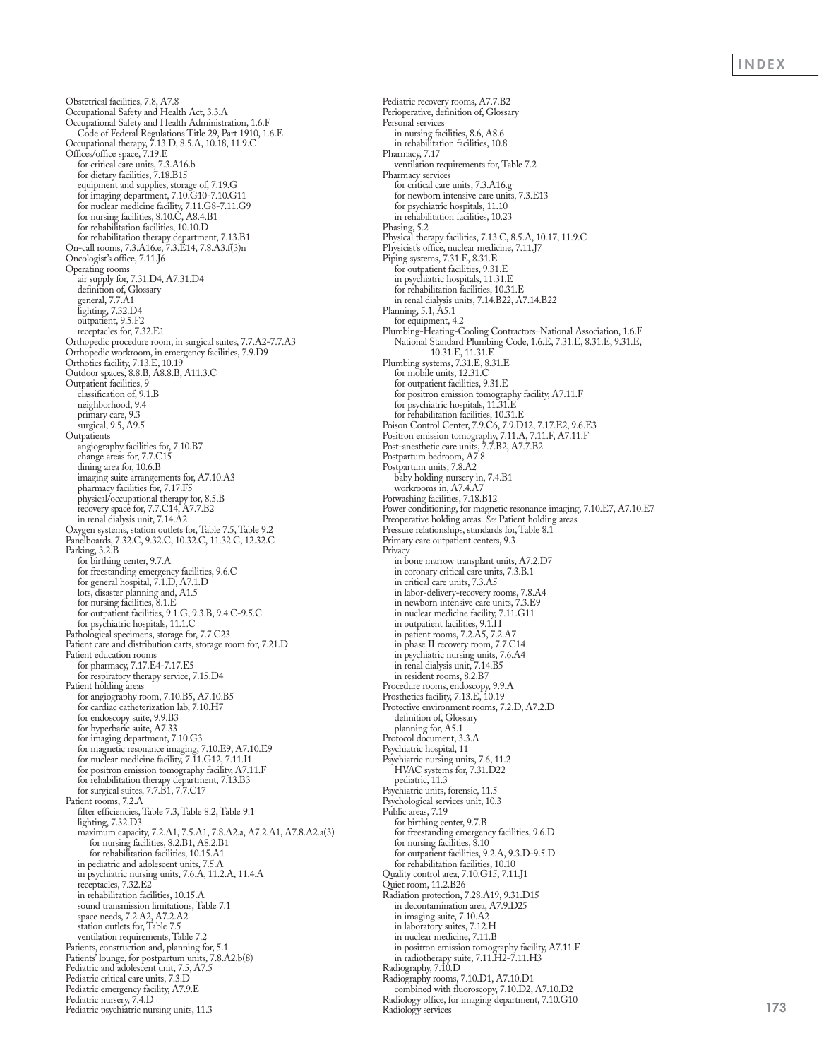Obstetrical facilities, 7.8, A7.8
Occupational Safety and Health Act, 3.3.A
Occupational Safety and Health Administration, 1.6.F
 Code of Federal Regulations Title 29, Part 1910, 1.6.E
Occupational therapy, 7.13.D, 8.5.A, 10.18, 11.9.C
Offices/office space, 7.19.E
 for critical care units, 7.3.A16.b
 for dietary facilities, 7.18.B15
 equipment and supplies, storage of, 7.19.G
 for imaging department, 7.10.G10-7.10.G11
 for nuclear medicine facility, 7.11.G8-7.11.G9
 for nursing facilities, 8.10.C, A8.4.B1
 for rehabilitation facilities, 10.10.D
 for rehabilitation therapy department, 7.13.B1
On-call rooms, 7.3.A16.e, 7.3.E14, 7.8.A3.f(3)n
Oncologist's office, 7.11.J6
Operating rooms
 air supply for, 7.31.D4, A7.31.D4
 definition of, Glossary
 general, 7.7.A1
 lighting, 7.32.D4
 outpatient, 9.5.F2
 receptacles for, 7.32.E1
Orthopedic procedure room, in surgical suites, 7.7.A2-7.7.A3
Orthopedic workroom, in emergency facilities, 7.9.D9
Orthotics facility, 7.13.E, 10.19
Outdoor spaces, 8.8.B, A8.8.B, A11.3.C
Outpatient facilities, 9
 classification of, 9.1.B
 neighborhood, 9.4
 primary care, 9.3
 surgical, 9.5, A9.5
Outpatients
 angiography facilities for, 7.10.B7
 change areas for, 7.7.C15
 dining area for, 10.6.B
 imaging suite arrangements for, A7.10.A3
 pharmacy facilities for, 7.17.F5
 physical/occupational therapy for, 8.5.B
 recovery space for, 7.7.C14, A7.7.B2
 in renal dialysis unit, 7.14.A2
Oxygen systems, station outlets for, Table 7.5, Table 9.2
Panelboards, 7.32.C, 9.32.C, 10.32.C, 11.32.C, 12.32.C
Parking, 3.2.B
 for birthing center, 9.7.A
 for freestanding emergency facilities, 9.6.C
 for general hospital, 7.1.D, A7.1.D
 lots, disaster planning and, A1.5
 for nursing facilities, 8.1.E
 for outpatient facilities, 9.1.G, 9.3.B, 9.4.C-9.5.C
 for psychiatric hospitals, 11.1.C
Pathological specimens, storage for, 7.7.C23
Patient care and distribution carts, storage room for, 7.21.D
Patient education rooms
 for pharmacy, 7.17.E4-7.17.E5
 for respiratory therapy service, 7.15.D4
Patient holding areas
 for angiography room, 7.10.B5, A7.10.B5
 for cardiac catheterization lab, 7.10.H7
 for endoscopy suite, 9.9.B3
 for hyperbaric suite, A7.33
 for imaging department, 7.10.G3
 for magnetic resonance imaging, 7.10.E9, A7.10.E9
 for nuclear medicine facility, 7.11.G12, 7.11.I1
 for positron emission tomography facility, A7.11.F
 for rehabilitation therapy department, 7.13.B3
 for surgical suites, 7.7.B1, 7.7.C17
Patient rooms, 7.2.A
 filter efficiencies, Table 7.3, Table 8.2, Table 9.1
 lighting, 7.32.D3
 maximum capacity, 7.2.A1, 7.5.A1, 7.8.A2.a, A7.2.A1, A7.8.A2.a(3)
  for nursing facilities, 8.2.B1, A8.2.B1
  for rehabilitation facilities, 10.15.A1
 in pediatric and adolescent units, 7.5.A
 in psychiatric nursing units, 7.6.A, 11.2.A, 11.4.A
 receptacles, 7.32.E2
 in rehabilitation facilities, 10.15.A
 sound transmission limitations, Table 7.1
 space needs, 7.2.A2, A7.2.A2
 station outlets for, Table 7.5
 ventilation requirements, Table 7.2
Patients, construction and, planning for, 5.1
Patients' lounge, for postpartum units, 7.8.A2.b(8)
Pediatric and adolescent unit, 7.5, A7.5
Pediatric critical care units, 7.3.D
Pediatric emergency facility, A7.9.E
Pediatric nursery, 7.4.D
Pediatric psychiatric nursing units, 11.3
Pediatric recovery rooms, A7.7.B2
Perioperative, definition of, Glossary
Personal services
 in nursing facilities, 8.6, A8.6
 in rehabilitation facilities, 10.8
Pharmacy, 7.17
 ventilation requirements for, Table 7.2
Pharmacy services
 for critical care units, 7.3.A16.g
 for newborn intensive care units, 7.3.E13
 for psychiatric hospitals, 11.10
 in rehabilitation facilities, 10.23
Phasing, 5.2
Physical therapy facilities, 7.13.C, 8.5.A, 10.17, 11.9.C
Physicist's office, nuclear medicine, 7.11.J7
Piping systems, 7.31.E, 8.31.E
 for outpatient facilities, 9.31.E
 in psychiatric hospitals, 11.31.E
 for rehabilitation facilities, 10.31.E
 in renal dialysis units, 7.14.B22, A7.14.B22
Planning, 5.1, A5.1
 for equipment, 4.2
Plumbing-Heating-Cooling Contractors–National Association, 1.6.F
 National Standard Plumbing Code, 1.6.E, 7.31.E, 8.31.E, 9.31.E,
  10.31.E, 11.31.E
Plumbing systems, 7.31.E, 8.31.E
 for mobile units, 12.31.C
 for outpatient facilities, 9.31.E
 for positron emission tomography facility, A7.11.F
 for psychiatric hospitals, 11.31.E
 for rehabilitation facilities, 10.31.E
Poison Control Center, 7.9.C6, 7.9.D12, 7.17.E2, 9.6.E3
Positron emission tomography, 7.11.A, 7.11.F, A7.11.F
Post-anesthetic care units, 7.7.B2, A7.7.B2
Postpartum bedroom, A7.8
Postpartum units, 7.8.A2
 baby holding nursery in, 7.4.B1
 workrooms in, A7.4.A7
Potwashing facilities, 7.18.B12
Power conditioning, for magnetic resonance imaging, 7.10.E7, A7.10.E7
Preoperative holding areas. *See* Patient holding areas
Pressure relationships, standards for, Table 8.1
Primary care outpatient centers, 9.3
Privacy
 in bone marrow transplant units, A7.2.D7
 in coronary critical care units, 7.3.B.1
 in critical care units, 7.3.A5
 in labor-delivery-recovery rooms, 7.8.A4
 in newborn intensive care units, 7.3.E9
 in nuclear medicine facility, 7.11.G11
 in outpatient facilities, 9.1.H
 in patient rooms, 7.2.A5, 7.2.A7
 in phase II recovery room, 7.7.C14
 in psychiatric nursing units, 7.6.A4
 in renal dialysis unit, 7.14.B5
 in resident rooms, 8.2.B7
Procedure rooms, endoscopy, 9.9.A
Prosthetics facility, 7.13.E, 10.19
Protective environment rooms, 7.2.D, A7.2.D
 definition of, Glossary
 planning for, A5.1
Protocol document, 3.3.A
Psychiatric hospital, 11
Psychiatric nursing units, 7.6, 11.2
 HVAC systems for, 7.31.D22
 pediatric, 11.3
Psychiatric units, forensic, 11.5
Psychological services unit, 10.3
Public areas, 7.19
 for birthing center, 9.7.B
 for freestanding emergency facilities, 9.6.D
 for nursing facilities, 8.10
 for outpatient facilities, 9.2.A, 9.3.D-9.5.D
 for rehabilitation facilities, 10.10
Quality control area, 7.10.G15, 7.11.J1
Quiet room, 11.2.B26
Radiation protection, 7.28.A19, 9.31.D15
 in decontamination area, A7.9.D25
 in imaging suite, 7.10.A2
 in laboratory suites, 7.12.H
 in nuclear medicine, 7.11.B
 in positron emission tomography facility, A7.11.F
 in radiotherapy suite, 7.11.H2-7.11.H3
Radiography, 7.10.D
Radiography rooms, 7.10.D1, A7.10.D1
 combined with fluoroscopy, 7.10.D2, A7.10.D2
Radiology office, for imaging department, 7.10.G10
Radiology services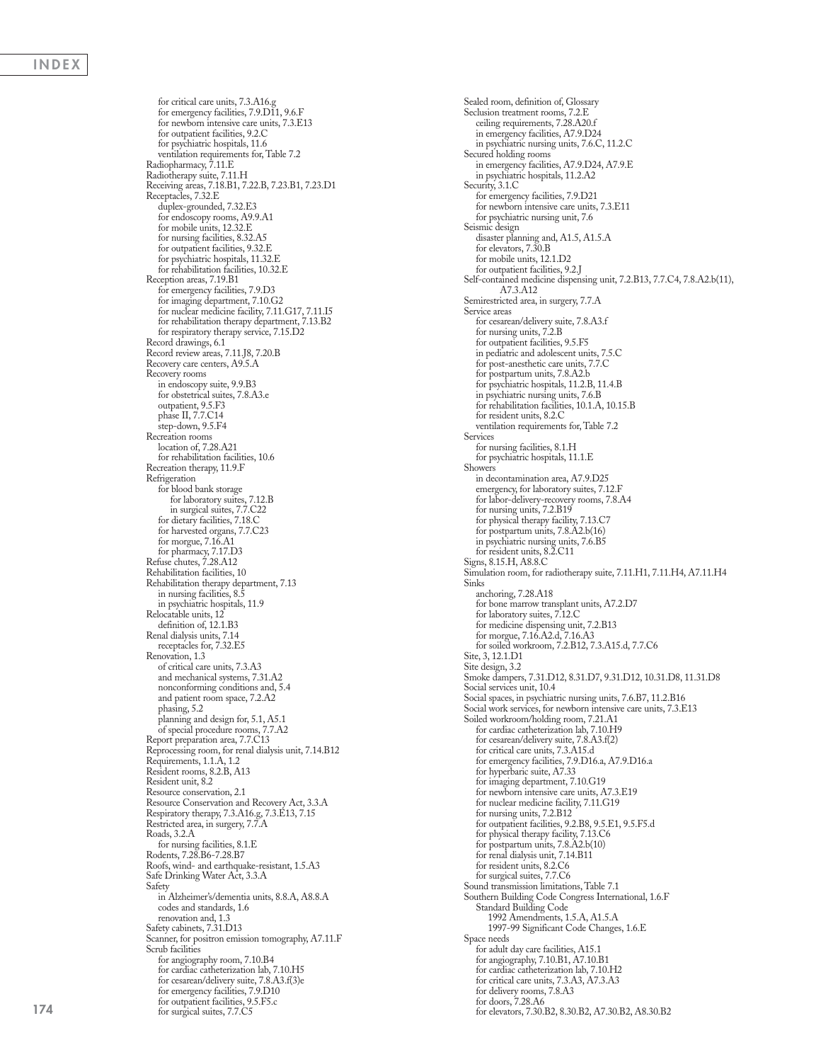for critical care units, 7.3.A16.g
for emergency facilities, 7.9.D11, 9.6.F
for newborn intensive care units, 7.3.E13
for outpatient facilities, 9.2.C
for psychiatric hospitals, 11.6
ventilation requirements for, Table 7.2
Radiopharmacy, 7.11.E
Radiotherapy suite, 7.11.H
Receiving areas, 7.18.B1, 7.22.B, 7.23.B1, 7.23.D1
Receptacles, 7.32.E
duplex-grounded, 7.32.E3
for endoscopy rooms, A9.9.A1
for mobile units, 12.32.E
for nursing facilities, 8.32.A5
for outpatient facilities, 9.32.E
for psychiatric hospitals, 11.32.E
for rehabilitation facilities, 10.32.E
Reception areas, 7.19.B1
for emergency facilities, 7.9.D3
for imaging department, 7.10.G2
for nuclear medicine facility, 7.11.G17, 7.11.I5
for rehabilitation therapy department, 7.13.B2
for respiratory therapy service, 7.15.D2
Record drawings, 6.1
Record review areas, 7.11.J8, 7.20.B
Recovery care centers, A9.5.A
Recovery rooms
in endoscopy suite, 9.9.B3
for obstetrical suites, 7.8.A3.e
outpatient, 9.5.F3
phase II, 7.7.C14
step-down, 9.5.F4
Recreation rooms
location of, 7.28.A21
for rehabilitation facilities, 10.6
Recreation therapy, 11.9.F
Refrigeration
for blood bank storage
for laboratory suites, 7.12.B
in surgical suites, 7.7.C22
for dietary facilities, 7.18.C
for harvested organs, 7.7.C23
for morgue, 7.16.A1
for pharmacy, 7.17.D3
Refuse chutes, 7.28.A12
Rehabilitation facilities, 10
Rehabilitation therapy department, 7.13
in nursing facilities, 8.5
in psychiatric hospitals, 11.9
Relocatable units, 12
definition of, 12.1.B3
Renal dialysis units, 7.14
receptacles for, 7.32.E5
Renovation, 1.3
of critical care units, 7.3.A3
and mechanical systems, 7.31.A2
nonconforming conditions and, 5.4
and patient room space, 7.2.A2
phasing, 5.2
planning and design for, 5.1, A5.1
of special procedure rooms, 7.7.A2
Report preparation area, 7.7.C13
Reprocessing room, for renal dialysis unit, 7.14.B12
Requirements, 1.1.A, 1.2
Resident rooms, 8.2.B, A13
Resident unit, 8.2
Resource conservation, 2.1
Resource Conservation and Recovery Act, 3.3.A
Respiratory therapy, 7.3.A16.g, 7.3.E13, 7.15
Restricted area, in surgery, 7.7.A
Roads, 3.2.A
for nursing facilities, 8.1.E
Rodents, 7.28.B6-7.28.B7
Roofs, wind- and earthquake-resistant, 1.5.A3
Safe Drinking Water Act, 3.3.A
Safety
in Alzheimer's/dementia units, 8.8.A, A8.8.A
codes and standards, 1.6
renovation and, 1.3
Safety cabinets, 7.31.D13
Scanner, for positron emission tomography, A7.11.F
Scrub facilities
for angiography room, 7.10.B4
for cardiac catheterization lab, 7.10.H5
for cesarean/delivery suite, 7.8.A3.f(3)e
for emergency facilities, 7.9.D10
for outpatient facilities, 9.5.F5.c
for surgical suites, 7.7.C5
Sealed room, definition of, Glossary
Seclusion treatment rooms, 7.2.E
ceiling requirements, 7.28.A20.f
in emergency facilities, A7.9.D24
in psychiatric nursing units, 7.6.C, 11.2.C
Secured holding rooms
in emergency facilities, A7.9.D24, A7.9.E
in psychiatric hospitals, 11.2.A2
Security, 3.1.C
for emergency facilities, 7.9.D21
for newborn intensive care units, 7.3.E11
for psychiatric nursing unit, 7.6
Seismic design
disaster planning and, A1.5, A1.5.A
for elevators, 7.30.B
for mobile units, 12.1.D2
for outpatient facilities, 9.2.J
Self-contained medicine dispensing unit, 7.2.B13, 7.7.C4, 7.8.A2.b(11), A7.3.A12
Semirestricted area, in surgery, 7.7.A
Service areas
for cesarean/delivery suite, 7.8.A3.f
for nursing units, 7.2.B
for outpatient facilities, 9.5.F5
in pediatric and adolescent units, 7.5.C
for post-anesthetic care units, 7.7.C
for postpartum units, 7.8.A2.b
for psychiatric hospitals, 11.2.B, 11.4.B
in psychiatric nursing units, 7.6.B
for rehabilitation facilities, 10.1.A, 10.15.B
for resident units, 8.2.C
ventilation requirements for, Table 7.2
Services
for nursing facilities, 8.1.H
for psychiatric hospitals, 11.1.E
Showers
in decontamination area, A7.9.D25
emergency, for laboratory suites, 7.12.F
for labor-delivery-recovery rooms, 7.8.A4
for nursing units, 7.2.B19
for physical therapy facility, 7.13.C7
for postpartum units, 7.8.A2.b(16)
in psychiatric nursing units, 7.6.B5
for resident units, 8.2.C11
Signs, 8.15.H, A8.8.C
Simulation room, for radiotherapy suite, 7.11.H1, 7.11.H4, A7.11.H4
Sinks
anchoring, 7.28.A18
for bone marrow transplant units, A7.2.D7
for laboratory suites, 7.12.C
for medicine dispensing unit, 7.2.B13
for morgue, 7.16.A2.d, 7.16.A3
for soiled workroom, 7.2.B12, 7.3.A15.d, 7.7.C6
Site, 3, 12.1.D1
Site design, 3.2
Smoke dampers, 7.31.D12, 8.31.D7, 9.31.D12, 10.31.D8, 11.31.D8
Social services unit, 10.4
Social spaces, in psychiatric nursing units, 7.6.B7, 11.2.B16
Social work services, for newborn intensive care units, 7.3.E13
Soiled workroom/holding room, 7.21.A1
for cardiac catheterization lab, 7.10.H9
for cesarean/delivery suite, 7.8.A3.f(2)
for critical care units, 7.3.A15.d
for emergency facilities, 7.9.D16.a, A7.9.D16.a
for hyperbaric suite, A7.33
for imaging department, 7.10.G19
for newborn intensive care units, A7.3.E19
for nuclear medicine facility, 7.11.G19
for nursing units, 7.2.B12
for outpatient facilities, 9.2.B8, 9.5.E1, 9.5.F5.d
for physical therapy facility, 7.13.C6
for postpartum units, 7.8.A2.b(10)
for renal dialysis unit, 7.14.B11
for resident units, 8.2.C6
for surgical suites, 7.7.C6
Sound transmission limitations, Table 7.1
Southern Building Code Congress International, 1.6.F
Standard Building Code
1992 Amendments, 1.5.A, A1.5.A
1997-99 Significant Code Changes, 1.6.E
Space needs
for adult day care facilities, A15.1
for angiography, 7.10.B1, A7.10.B1
for cardiac catheterization lab, 7.10.H2
for critical care units, 7.3.A3, A7.3.A3
for delivery rooms, 7.8.A3
for doors, 7.28.A6
for elevators, 7.30.B2, 8.30.B2, A7.30.B2, A8.30.B2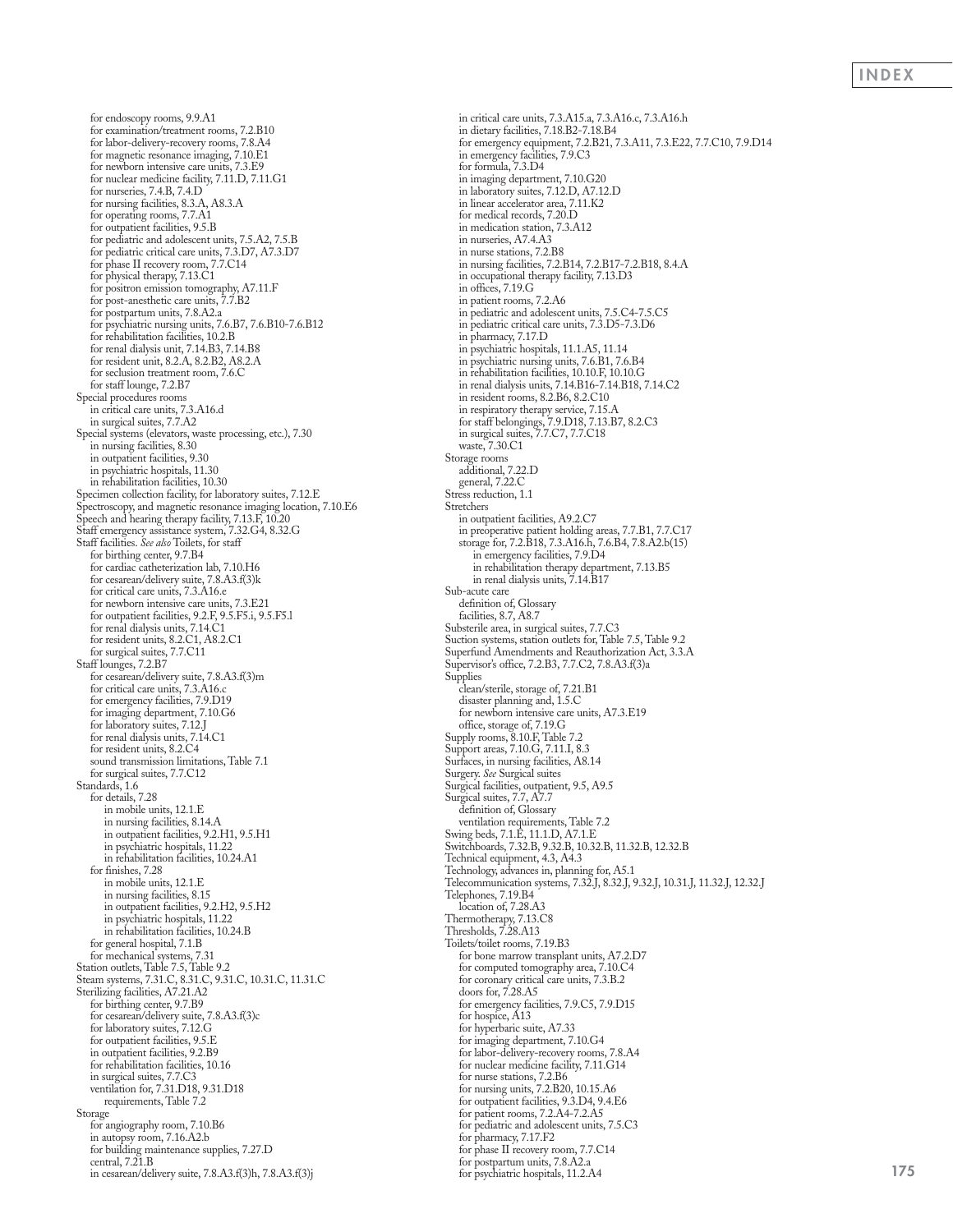for endoscopy rooms, 9.9.A1
for examination/treatment rooms, 7.2.B10
for labor-delivery-recovery rooms, 7.8.A4
for magnetic resonance imaging, 7.10.E1
for newborn intensive care units, 7.3.E9
for nuclear medicine facility, 7.11.D, 7.11.G1
for nurseries, 7.4.B, 7.4.D
for nursing facilities, 8.3.A, A8.3.A
for operating rooms, 7.7.A1
for outpatient facilities, 9.5.B
for pediatric and adolescent units, 7.5.A2, 7.5.B
for pediatric critical care units, 7.3.D7, A7.3.D7
for phase II recovery room, 7.7.C14
for physical therapy, 7.13.C1
for positron emission tomography, A7.11.F
for post-anesthetic care units, 7.7.B2
for postpartum units, 7.8.A2.a
for psychiatric nursing units, 7.6.B7, 7.6.B10-7.6.B12
for rehabilitation facilities, 10.2.B
for renal dialysis unit, 7.14.B3, 7.14.B8
for resident unit, 8.2.A, 8.2.B2, A8.2.A
for seclusion treatment room, 7.6.C
for staff lounge, 7.2.B7
Special procedures rooms
in critical care units, 7.3.A16.d
in surgical suites, 7.7.A2
Special systems (elevators, waste processing, etc.), 7.30
in nursing facilities, 8.30
in outpatient facilities, 9.30
in psychiatric hospitals, 11.30
in rehabilitation facilities, 10.30
Specimen collection facility, for laboratory suites, 7.12.E
Spectroscopy, and magnetic resonance imaging location, 7.10.E6
Speech and hearing therapy facility, 7.13.F, 10.20
Staff emergency assistance system, 7.32.G4, 8.32.G
Staff facilities. *See also* Toilets, for staff
for birthing center, 9.7.B4
for cardiac catheterization lab, 7.10.H6
for cesarean/delivery suite, 7.8.A3.f(3)k
for critical care units, 7.3.A16.e
for newborn intensive care units, 7.3.E21
for outpatient facilities, 9.2.F, 9.5.F5.i, 9.5.F5.l
for renal dialysis units, 7.14.C1
for resident units, 8.2.C1, A8.2.C1
for surgical suites, 7.7.C11
Staff lounges, 7.2.B7
for cesarean/delivery suite, 7.8.A3.f(3)m
for critical care units, 7.3.A16.c
for emergency facilities, 7.9.D19
for imaging department, 7.10.G6
for laboratory suites, 7.12.J
for renal dialysis units, 7.14.C1
for resident units, 8.2.C4
sound transmission limitations, Table 7.1
for surgical suites, 7.7.C12
Standards, 1.6
for details, 7.28
in mobile units, 12.1.E
in nursing facilities, 8.14.A
in outpatient facilities, 9.2.H1, 9.5.H1
in psychiatric hospitals, 11.22
in rehabilitation facilities, 10.24.A1
for finishes, 7.28
in mobile units, 12.1.E
in nursing facilities, 8.15
in outpatient facilities, 9.2.H2, 9.5.H2
in psychiatric hospitals, 11.22
in rehabilitation facilities, 10.24.B
for general hospital, 7.1.B
for mechanical systems, 7.31
Station outlets, Table 7.5, Table 9.2
Steam systems, 7.31.C, 8.31.C, 9.31.C, 10.31.C, 11.31.C
Sterilizing facilities, A7.21.A2
for birthing center, 9.7.B9
for cesarean/delivery suite, 7.8.A3.f(3)c
for laboratory suites, 7.12.G
for outpatient facilities, 9.5.E
in outpatient facilities, 9.2.B9
for rehabilitation facilities, 10.16
in surgical suites, 7.7.C3
ventilation for, 7.31.D18, 9.31.D18
requirements, Table 7.2
Storage
for angiography room, 7.10.B6
in autopsy room, 7.16.A2.b
for building maintenance supplies, 7.27.D
central, 7.21.B
in cesarean/delivery suite, 7.8.A3.f(3)h, 7.8.A3.f(3)j
in critical care units, 7.3.A15.a, 7.3.A16.c, 7.3.A16.h
in dietary facilities, 7.18.B2-7.18.B4
for emergency equipment, 7.2.B21, 7.3.A11, 7.3.E22, 7.7.C10, 7.9.D14
in emergency facilities, 7.9.C3
for formula, 7.3.D4
in imaging department, 7.10.G20
in laboratory suites, 7.12.D, A7.12.D
in linear accelerator area, 7.11.K2
for medical records, 7.20.D
in medication station, 7.3.A12
in nurseries, A7.4.A3
in nurse stations, 7.2.B8
in nursing facilities, 7.2.B14, 7.2.B17-7.2.B18, 8.4.A
in occupational therapy facility, 7.13.D3
in offices, 7.19.G
in patient rooms, 7.2.A6
in pediatric and adolescent units, 7.5.C4-7.5.C5
in pediatric critical care units, 7.3.D5-7.3.D6
in pharmacy, 7.17.D
in psychiatric hospitals, 11.1.A5, 11.14
in psychiatric nursing units, 7.6.B1, 7.6.B4
in rehabilitation facilities, 10.10.F, 10.10.G
in renal dialysis units, 7.14.B16-7.14.B18, 7.14.C2
in resident rooms, 8.2.B6, 8.2.C10
in respiratory therapy service, 7.15.A
for staff belongings, 7.9.D18, 7.13.B7, 8.2.C3
in surgical suites, 7.7.C7, 7.7.C18
waste, 7.30.C1
Storage rooms
additional, 7.22.D
general, 7.22.C
Stress reduction, 1.1
Stretchers
in outpatient facilities, A9.2.C7
in preoperative patient holding areas, 7.7.B1, 7.7.C17
storage for, 7.2.B18, 7.3.A16.h, 7.6.B4, 7.8.A2.b(15)
in emergency facilities, 7.9.D4
in rehabilitation therapy department, 7.13.B5
in renal dialysis units, 7.14.B17
Sub-acute care
definition of, Glossary
facilities, 8.7, A8.7
Substerile area, in surgical suites, 7.7.C3
Suction systems, station outlets for, Table 7.5, Table 9.2
Superfund Amendments and Reauthorization Act, 3.3.A
Supervisor's office, 7.2.B3, 7.7.C2, 7.8.A3.f(3)a
Supplies
clean/sterile, storage of, 7.21.B1
disaster planning and, 1.5.C
for newborn intensive care units, A7.3.E19
office, storage of, 7.19.G
Supply rooms, 8.10.F, Table 7.2
Support areas, 7.10.G, 7.11.I, 8.3
Surfaces, in nursing facilities, A8.14
Surgery. *See* Surgical suites
Surgical facilities, outpatient, 9.5, A9.5
Surgical suites, 7.7, A7.7
definition of, Glossary
ventilation requirements, Table 7.2
Swing beds, 7.1.E, 11.1.D, A7.1.E
Switchboards, 7.32.B, 9.32.B, 10.32.B, 11.32.B, 12.32.B
Technical equipment, 4.3, A4.3
Technology, advances in, planning for, A5.1
Telecommunication systems, 7.32.J, 8.32.J, 9.32.J, 10.31.J, 11.32.J, 12.32.J
Telephones, 7.19.B4
location of, 7.28.A3
Thermotherapy, 7.13.C8
Thresholds, 7.28.A13
Toilets/toilet rooms, 7.19.B3
for bone marrow transplant units, A7.2.D7
for computed tomography area, 7.10.C4
for coronary critical care units, 7.3.B.2
doors for, 7.28.A5
for emergency facilities, 7.9.C5, 7.9.D15
for hospice, A13
for hyperbaric suite, A7.33
for imaging department, 7.10.G4
for labor-delivery-recovery rooms, 7.8.A4
for nuclear medicine facility, 7.11.G14
for nurse stations, 7.2.B6
for nursing units, 7.2.B20, 10.15.A6
for outpatient facilities, 9.3.D4, 9.4.E6
for patient rooms, 7.2.A4-7.2.A5
for pediatric and adolescent units, 7.5.C3
for pharmacy, 7.17.F2
for phase II recovery room, 7.7.C14
for postpartum units, 7.8.A2.a
for psychiatric hospitals, 11.2.A4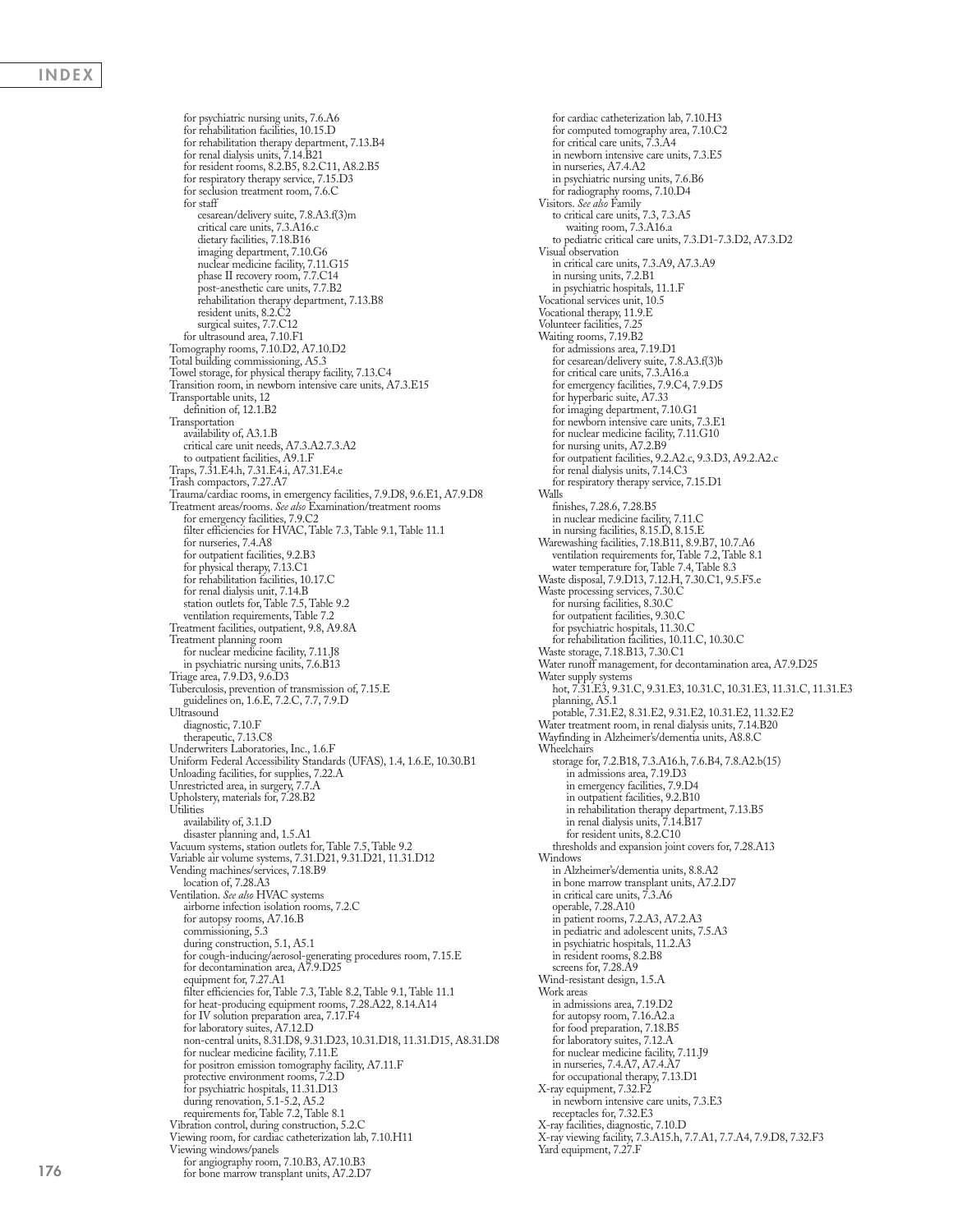for psychiatric nursing units, 7.6.A6
  for rehabilitation facilities, 10.15.D
  for rehabilitation therapy department, 7.13.B4
  for renal dialysis units, 7.14.B21
  for resident rooms, 8.2.B5, 8.2.C11, A8.2.B5
  for respiratory therapy service, 7.15.D3
  for seclusion treatment room, 7.6.C
  for staff
    cesarean/delivery suite, 7.8.A3.f(3)m
    critical care units, 7.3.A16.c
    dietary facilities, 7.18.B16
    imaging department, 7.10.G6
    nuclear medicine facility, 7.11.G15
    phase II recovery room, 7.7.C14
    post-anesthetic care units, 7.7.B2
    rehabilitation therapy department, 7.13.B8
    resident units, 8.2.C2
    surgical suites, 7.7.C12
  for ultrasound area, 7.10.F1
Tomography rooms, 7.10.D2, A7.10.D2
Total building commissioning, A5.3
Towel storage, for physical therapy facility, 7.13.C4
Transition room, in newborn intensive care units, A7.3.E15
Transportable units, 12
  definition of, 12.1.B2
Transportation
  availability of, A3.1.B
  critical care unit needs, A7.3.A2.7.3.A2
  to outpatient facilities, A9.1.F
Traps, 7.31.E4.h, 7.31.E4.i, A7.31.E4.e
Trash compactors, 7.27.A7
Trauma/cardiac rooms, in emergency facilities, 7.9.D8, 9.6.E1, A7.9.D8
Treatment areas/rooms. *See also* Examination/treatment rooms
  for emergency facilities, 7.9.C2
  filter efficiencies for HVAC, Table 7.3, Table 9.1, Table 11.1
  for nurseries, 7.4.A8
  for outpatient facilities, 9.2.B3
  for physical therapy, 7.13.C1
  for rehabilitation facilities, 10.17.C
  for renal dialysis unit, 7.14.B
  station outlets for, Table 7.5, Table 9.2
  ventilation requirements, Table 7.2
Treatment facilities, outpatient, 9.8, A9.8A
Treatment planning room
  for nuclear medicine facility, 7.11.J8
  in psychiatric nursing units, 7.6.B13
Triage area, 7.9.D3, 9.6.D3
Tuberculosis, prevention of transmission of, 7.15.E
  guidelines on, 1.6.E, 7.2.C, 7.7, 7.9.D
Ultrasound
  diagnostic, 7.10.F
  therapeutic, 7.13.C8
Underwriters Laboratories, Inc., 1.6.F
Uniform Federal Accessibility Standards (UFAS), 1.4, 1.6.E, 10.30.B1
Unloading facilities, for supplies, 7.22.A
Unrestricted area, in surgery, 7.7.A
Upholstery, materials for, 7.28.B2
Utilities
  availability of, 3.1.D
  disaster planning and, 1.5.A1
Vacuum systems, station outlets for, Table 7.5, Table 9.2
Variable air volume systems, 7.31.D21, 9.31.D21, 11.31.D12
Vending machines/services, 7.18.B9
  location of, 7.28.A3
Ventilation. *See also* HVAC systems
  airborne infection isolation rooms, 7.2.C
  for autopsy rooms, A7.16.B
  commissioning, 5.3
  during construction, 5.1, A5.1
  for cough-inducing/aerosol-generating procedures room, 7.15.E
  for decontamination area, A7.9.D25
  equipment for, 7.27.A1
  filter efficiencies for, Table 7.3, Table 8.2, Table 9.1, Table 11.1
  for heat-producing equipment rooms, 7.28.A22, 8.14.A14
  for IV solution preparation area, 7.17.F4
  for laboratory suites, A7.12.D
  non-central units, 8.31.D8, 9.31.D23, 10.31.D18, 11.31.D15, A8.31.D8
  for nuclear medicine facility, 7.11.E
  for positron emission tomography facility, A7.11.F
  protective environment rooms, 7.2.D
  for psychiatric hospitals, 11.31.D13
  during renovation, 5.1-5.2, A5.2
  requirements for, Table 7.2, Table 8.1
Vibration control, during construction, 5.2.C
Viewing room, for cardiac catheterization lab, 7.10.H11
Viewing windows/panels
  for angiography room, 7.10.B3, A7.10.B3
  for bone marrow transplant units, A7.2.D7
  for cardiac catheterization lab, 7.10.H3
  for computed tomography area, 7.10.C2
  for critical care units, 7.3.A4
  in newborn intensive care units, 7.3.E5
  in nurseries, A7.4.A2
  in psychiatric nursing units, 7.6.B6
  for radiography rooms, 7.10.D4
Visitors. *See also* Family
  to critical care units, 7.3, 7.3.A5
    waiting room, 7.3.A16.a
  to pediatric critical care units, 7.3.D1-7.3.D2, A7.3.D2
Visual observation
  in critical care units, 7.3.A9, A7.3.A9
  in nursing units, 7.2.B1
  in psychiatric hospitals, 11.1.F
Vocational services unit, 10.5
Vocational therapy, 11.9.E
Volunteer facilities, 7.25
Waiting rooms, 7.19.B2
  for admissions area, 7.19.D1
  for cesarean/delivery suite, 7.8.A3.f(3)b
  for critical care units, 7.3.A16.a
  for emergency facilities, 7.9.C4, 7.9.D5
  for hyperbaric suite, A7.33
  for imaging department, 7.10.G1
  for newborn intensive care units, 7.3.E1
  for nuclear medicine facility, 7.11.G10
  for nursing units, A7.2.B9
  for outpatient facilities, 9.2.A2.c, 9.3.D3, A9.2.A2.c
  for renal dialysis units, 7.14.C3
  for respiratory therapy service, 7.15.D1
Walls
  finishes, 7.28.6, 7.28.B5
  in nuclear medicine facility, 7.11.C
  in nursing facilities, 8.15.D, 8.15.E
Warewashing facilities, 7.18.B11, 8.9.B7, 10.7.A6
  ventilation requirements for, Table 7.2, Table 8.1
  water temperature for, Table 7.4, Table 8.3
Waste disposal, 7.9.D13, 7.12.H, 7.30.C1, 9.5.F5.e
Waste processing services, 7.30.C
  for nursing facilities, 8.30.C
  for outpatient facilities, 9.30.C
  for psychiatric hospitals, 11.30.C
  for rehabilitation facilities, 10.11.C, 10.30.C
Waste storage, 7.18.B13, 7.30.C1
Water runoff management, for decontamination area, A7.9.D25
Water supply systems
  hot, 7.31.E3, 9.31.C, 9.31.E3, 10.31.C, 10.31.E3, 11.31.C, 11.31.E3
  planning, A5.1
  potable, 7.31.E2, 8.31.E2, 9.31.E2, 10.31.E2, 11.32.E2
Water treatment room, in renal dialysis units, 7.14.B20
Wayfinding in Alzheimer's/dementia units, A8.8.C
Wheelchairs
  storage for, 7.2.B18, 7.3.A16.h, 7.6.B4, 7.8.A2.b(15)
    in admissions area, 7.19.D3
    in emergency facilities, 7.9.D4
    in outpatient facilities, 9.2.B10
    in rehabilitation therapy department, 7.13.B5
    in renal dialysis units, 7.14.B17
    for resident units, 8.2.C10
  thresholds and expansion joint covers for, 7.28.A13
Windows
  in Alzheimer's/dementia units, 8.8.A2
  in bone marrow transplant units, A7.2.D7
  in critical care units, 7.3.A6
  operable, 7.28.A10
  in patient rooms, 7.2.A3, A7.2.A3
  in pediatric and adolescent units, 7.5.A3
  in psychiatric hospitals, 11.2.A3
  in resident rooms, 8.2.B8
  screens for, 7.28.A9
Wind-resistant design, 1.5.A
Work areas
  in admissions area, 7.19.D2
  for autopsy room, 7.16.A2.a
  for food preparation, 7.18.B5
  for laboratory suites, 7.12.A
  for nuclear medicine facility, 7.11.J9
  in nurseries, 7.4.A7, A7.4.A7
  for occupational therapy, 7.13.D1
X-ray equipment, 7.32.F2
  in newborn intensive care units, 7.3.E3
  receptacles for, 7.32.E3
X-ray facilities, diagnostic, 7.10.D
X-ray viewing facility, 7.3.A15.h, 7.7.A1, 7.7.A4, 7.9.D8, 7.32.F3
Yard equipment, 7.27.F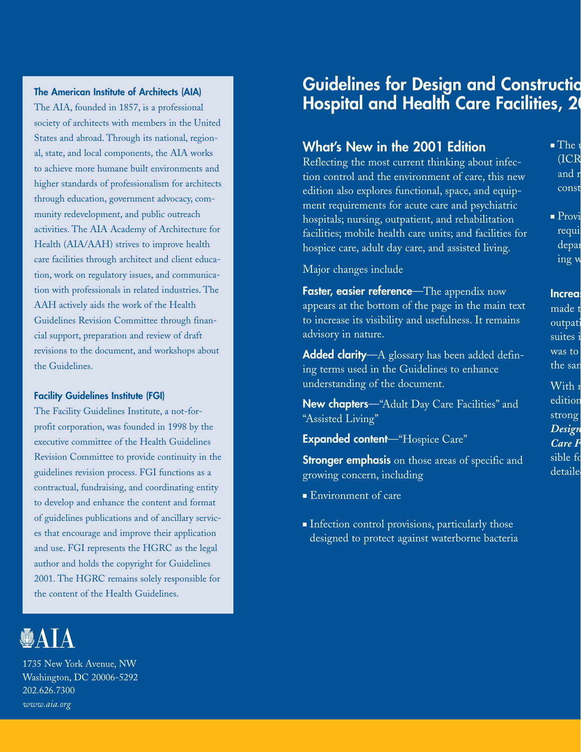### The American Institute of Architects (AIA)

The AIA, founded in 1857, is a professional society of architects with members in the United States and abroad. Through its national, regional, state, and local components, the AIA works to achieve more humane built environments and higher standards of professionalism for architects through education, government advocacy, community redevelopment, and public outreach activities. The AIA Academy of Architecture for Health (AIA/AAH) strives to improve health care facilities through architect and client education, work on regulatory issues, and communication with professionals in related industries. The AAH actively aids the work of the Health Guidelines Revision Committee through financial support, preparation and review of draft revisions to the document, and workshops about the Guidelines.

### Facility Guidelines Institute (FGI)

The Facility Guidelines Institute, a not-for-profit corporation, was founded in 1998 by the executive committee of the Health Guidelines Revision Committee to provide continuity in the guidelines revision process. FGI functions as a contractual, fundraising, and coordinating entity to develop and enhance the content and format of guidelines publications and of ancillary services that encourage and improve their application and use. FGI represents the HGRC as the legal author and holds the copyright for Guidelines 2001. The HGRC remains solely responsible for the content of the Health Guidelines.

AIA

1735 New York Avenue, NW
Washington, DC 20006-5292
202.626.7300
*www.aia.org*

# Guidelines for Design and Constructio Hospital and Health Care Facilities, 20

## What's New in the 2001 Edition

Reflecting the most current thinking about infection control and the environment of care, this new edition also explores functional, space, and equipment requirements for acute care and psychiatric hospitals; nursing, outpatient, and rehabilitation facilities; mobile health care units; and facilities for hospice care, adult day care, and assisted living.

Major changes include

**Faster, easier reference**—The appendix now appears at the bottom of the page in the main text to increase its visibility and usefulness. It remains advisory in nature.

**Added clarity**—A glossary has been added defining terms used in the Guidelines to enhance understanding of the document.

**New chapters**—"Adult Day Care Facilities" and "Assisted Living"

**Expanded content**—"Hospice Care"

**Stronger emphasis** on those areas of specific and growing concern, including

- Environment of care
- Infection control provisions, particularly those designed to protect against waterborne bacteria
- The u (ICR and r const
- Provi requi depar ing w

**Increa** made t outpati suites i was to the sar

With r edition strong ***Design Care F*** sible fo detailed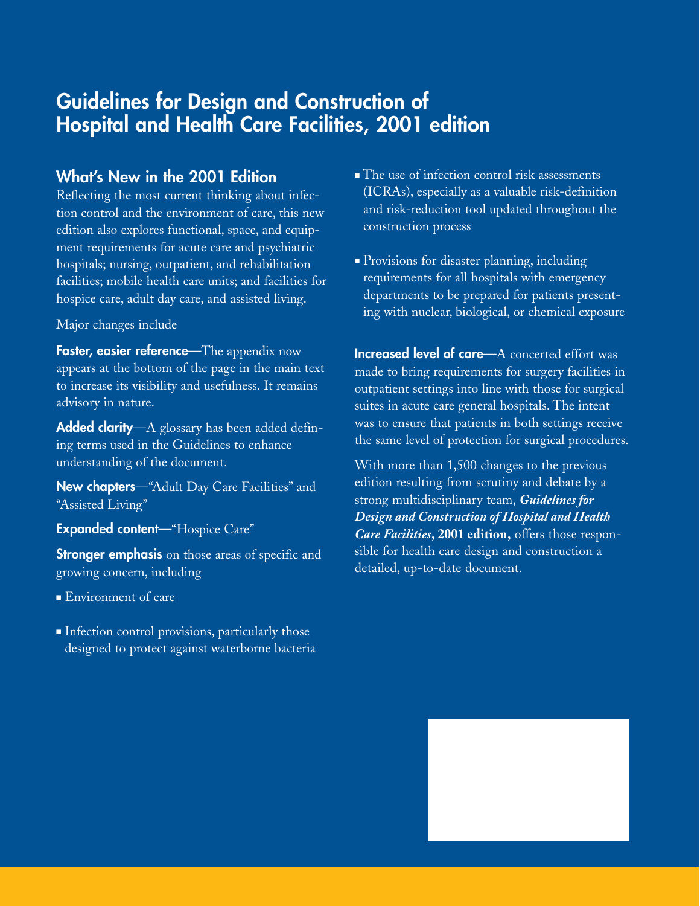# Guidelines for Design and Construction of Hospital and Health Care Facilities, 2001 edition

## What's New in the 2001 Edition

Reflecting the most current thinking about infection control and the environment of care, this new edition also explores functional, space, and equipment requirements for acute care and psychiatric hospitals; nursing, outpatient, and rehabilitation facilities; mobile health care units; and facilities for hospice care, adult day care, and assisted living.

Major changes include

**Faster, easier reference**—The appendix now appears at the bottom of the page in the main text to increase its visibility and usefulness. It remains advisory in nature.

**Added clarity**—A glossary has been added defining terms used in the Guidelines to enhance understanding of the document.

**New chapters**—"Adult Day Care Facilities" and "Assisted Living"

**Expanded content**—"Hospice Care"

**Stronger emphasis** on those areas of specific and growing concern, including

- Environment of care
- Infection control provisions, particularly those designed to protect against waterborne bacteria
- The use of infection control risk assessments (ICRAs), especially as a valuable risk-definition and risk-reduction tool updated throughout the construction process
- Provisions for disaster planning, including requirements for all hospitals with emergency departments to be prepared for patients presenting with nuclear, biological, or chemical exposure

**Increased level of care**—A concerted effort was made to bring requirements for surgery facilities in outpatient settings into line with those for surgical suites in acute care general hospitals. The intent was to ensure that patients in both settings receive the same level of protection for surgical procedures.

With more than 1,500 changes to the previous edition resulting from scrutiny and debate by a strong multidisciplinary team, ***Guidelines for Design and Construction of Hospital and Health Care Facilities*, 2001 edition,** offers those responsible for health care design and construction a detailed, up-to-date document.